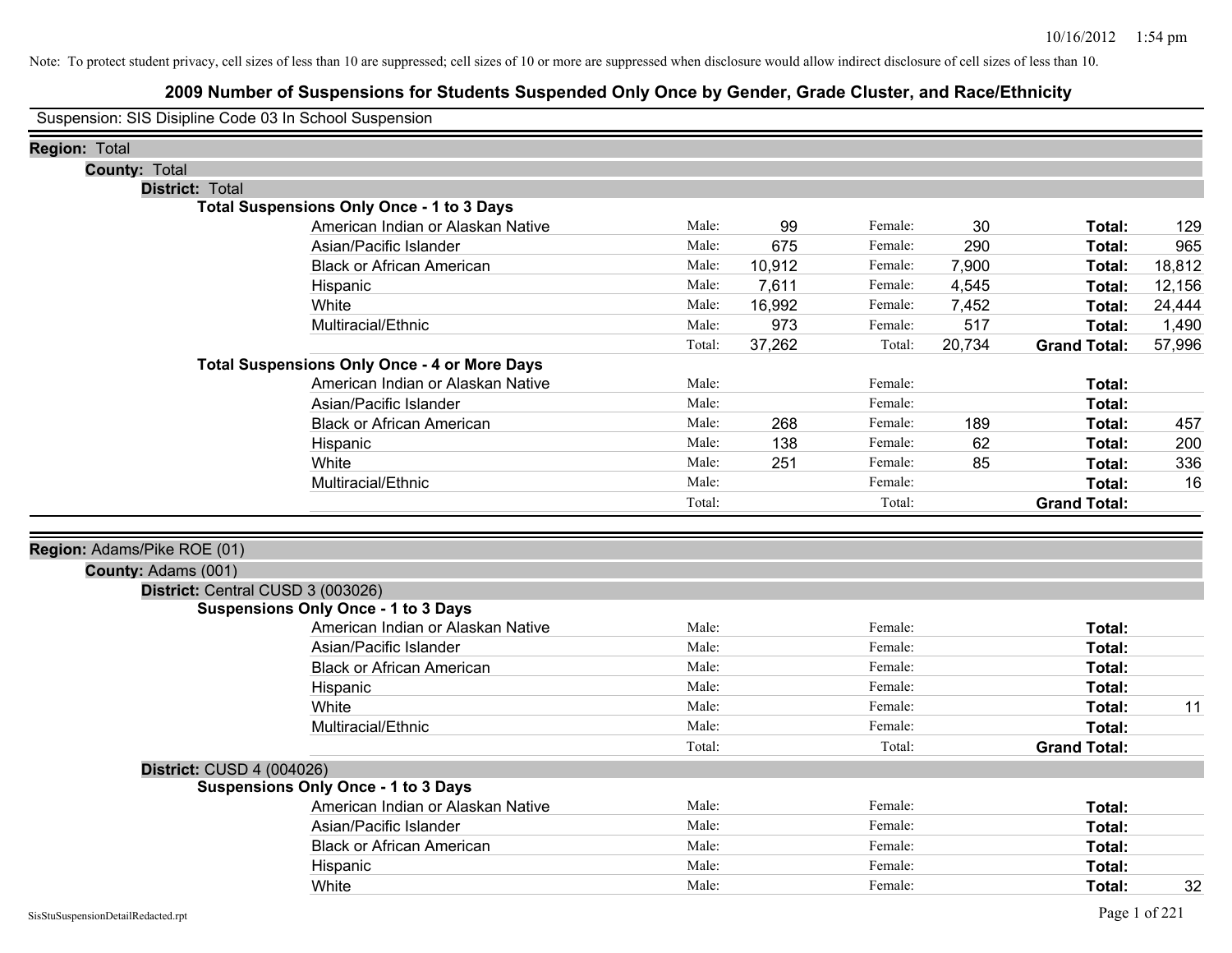Note: To protect student privacy, cell sizes of less than 10 are suppressed; cell sizes of 10 or more are suppressed when disclosure would allow indirect disclosure of cell sizes of less than 10.

# 2009 Number of Suspensions for Students Suspended Only Once by Gender, Grade Cluster, and Race/Ethnicity

Suspension: SIS Disipline Code 03 In School Suspension

**Region:** Total

**County:** Total

**District:** Total

**Total Suspensions Only Once - 1 to 3 Days**

| | | | | | | |
|---|---|---|---|---|---|---|
| American Indian or Alaskan Native | Male: | 99 | Female: | 30 | **Total:** | 129 |
| Asian/Pacific Islander | Male: | 675 | Female: | 290 | **Total:** | 965 |
| Black or African American | Male: | 10,912 | Female: | 7,900 | **Total:** | 18,812 |
| Hispanic | Male: | 7,611 | Female: | 4,545 | **Total:** | 12,156 |
| White | Male: | 16,992 | Female: | 7,452 | **Total:** | 24,444 |
| Multiracial/Ethnic | Male: | 973 | Female: | 517 | **Total:** | 1,490 |
| | Total: | 37,262 | Total: | 20,734 | **Grand Total:** | 57,996 |

**Total Suspensions Only Once - 4 or More Days**

| | | | | | | |
|---|---|---|---|---|---|---|
| American Indian or Alaskan Native | Male: | | Female: | | **Total:** | |
| Asian/Pacific Islander | Male: | | Female: | | **Total:** | |
| Black or African American | Male: | 268 | Female: | 189 | **Total:** | 457 |
| Hispanic | Male: | 138 | Female: | 62 | **Total:** | 200 |
| White | Male: | 251 | Female: | 85 | **Total:** | 336 |
| Multiracial/Ethnic | Male: | | Female: | | **Total:** | 16 |
| | Total: | | Total: | | **Grand Total:** | |

**Region:** Adams/Pike ROE (01)

**County:** Adams (001)

**District:** Central CUSD 3 (003026)

**Suspensions Only Once - 1 to 3 Days**

| | | | | | | |
|---|---|---|---|---|---|---|
| American Indian or Alaskan Native | Male: | | Female: | | **Total:** | |
| Asian/Pacific Islander | Male: | | Female: | | **Total:** | |
| Black or African American | Male: | | Female: | | **Total:** | |
| Hispanic | Male: | | Female: | | **Total:** | |
| White | Male: | | Female: | | **Total:** | 11 |
| Multiracial/Ethnic | Male: | | Female: | | **Total:** | |
| | Total: | | Total: | | **Grand Total:** | |

**District:** CUSD 4 (004026)

**Suspensions Only Once - 1 to 3 Days**

| | | | | | | |
|---|---|---|---|---|---|---|
| American Indian or Alaskan Native | Male: | | Female: | | **Total:** | |
| Asian/Pacific Islander | Male: | | Female: | | **Total:** | |
| Black or African American | Male: | | Female: | | **Total:** | |
| Hispanic | Male: | | Female: | | **Total:** | |
| White | Male: | | Female: | | **Total:** | 32 |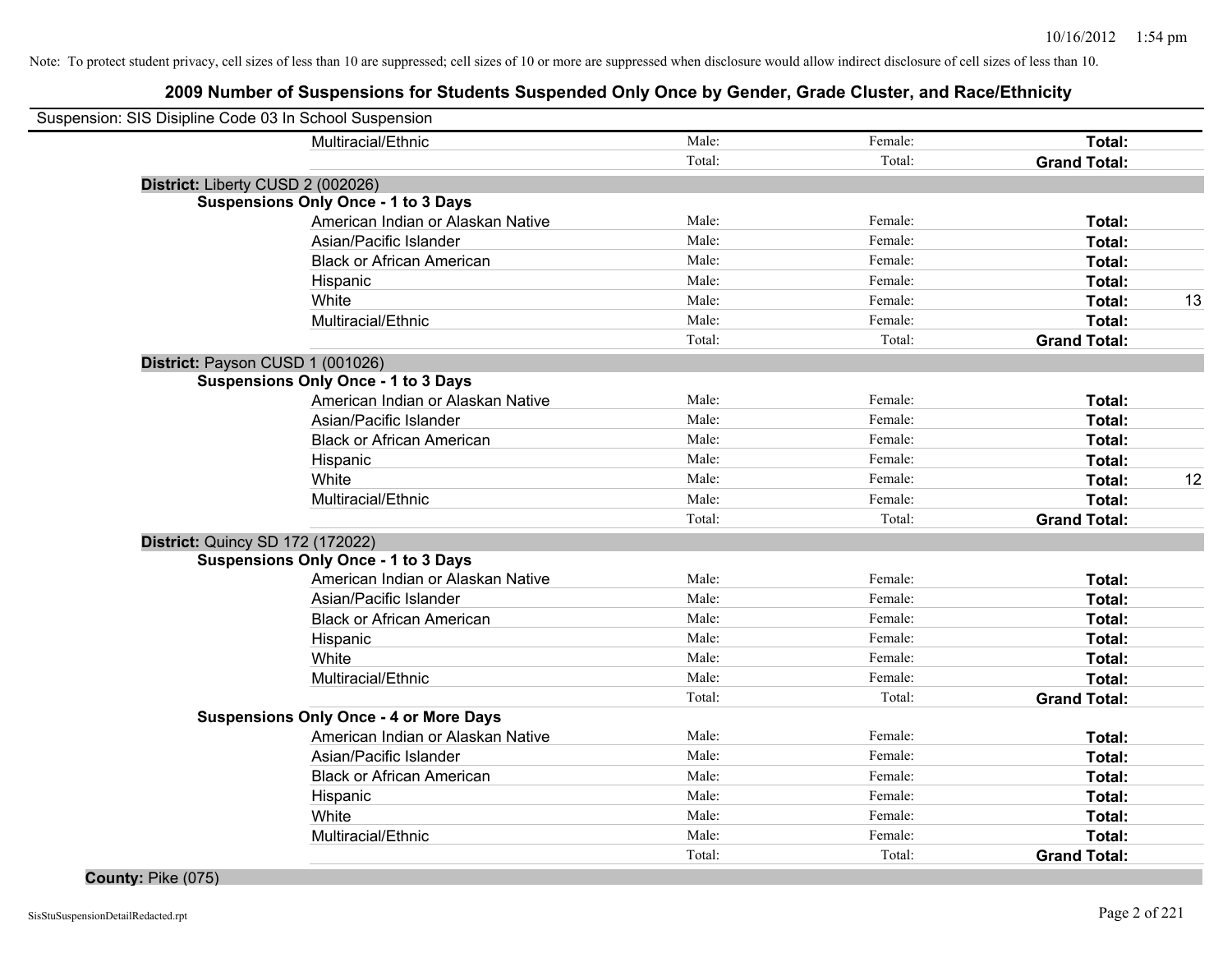Note: To protect student privacy, cell sizes of less than 10 are suppressed; cell sizes of 10 or more are suppressed when disclosure would allow indirect disclosure of cell sizes of less than 10.

# 2009 Number of Suspensions for Students Suspended Only Once by Gender, Grade Cluster, and Race/Ethnicity

Suspension: SIS Disipline Code 03 In School Suspension

| | | | | |
|---|---|---|---|---|
| Multiracial/Ethnic | Male: | Female: | **Total:** | |
| | Total: | Total: | **Grand Total:** | |

**District:** Liberty CUSD 2 (002026)

**Suspensions Only Once - 1 to 3 Days**

| | | | | |
|---|---|---|---|---|
| American Indian or Alaskan Native | Male: | Female: | **Total:** | |
| Asian/Pacific Islander | Male: | Female: | **Total:** | |
| Black or African American | Male: | Female: | **Total:** | |
| Hispanic | Male: | Female: | **Total:** | |
| White | Male: | Female: | **Total:** | 13 |
| Multiracial/Ethnic | Male: | Female: | **Total:** | |
| | Total: | Total: | **Grand Total:** | |

**District:** Payson CUSD 1 (001026)

**Suspensions Only Once - 1 to 3 Days**

| | | | | |
|---|---|---|---|---|
| American Indian or Alaskan Native | Male: | Female: | **Total:** | |
| Asian/Pacific Islander | Male: | Female: | **Total:** | |
| Black or African American | Male: | Female: | **Total:** | |
| Hispanic | Male: | Female: | **Total:** | |
| White | Male: | Female: | **Total:** | 12 |
| Multiracial/Ethnic | Male: | Female: | **Total:** | |
| | Total: | Total: | **Grand Total:** | |

**District:** Quincy SD 172 (172022)

**Suspensions Only Once - 1 to 3 Days**

| | | | | |
|---|---|---|---|---|
| American Indian or Alaskan Native | Male: | Female: | **Total:** | |
| Asian/Pacific Islander | Male: | Female: | **Total:** | |
| Black or African American | Male: | Female: | **Total:** | |
| Hispanic | Male: | Female: | **Total:** | |
| White | Male: | Female: | **Total:** | |
| Multiracial/Ethnic | Male: | Female: | **Total:** | |
| | Total: | Total: | **Grand Total:** | |

**Suspensions Only Once - 4 or More Days**

| | | | | |
|---|---|---|---|---|
| American Indian or Alaskan Native | Male: | Female: | **Total:** | |
| Asian/Pacific Islander | Male: | Female: | **Total:** | |
| Black or African American | Male: | Female: | **Total:** | |
| Hispanic | Male: | Female: | **Total:** | |
| White | Male: | Female: | **Total:** | |
| Multiracial/Ethnic | Male: | Female: | **Total:** | |
| | Total: | Total: | **Grand Total:** | |

**County:** Pike (075)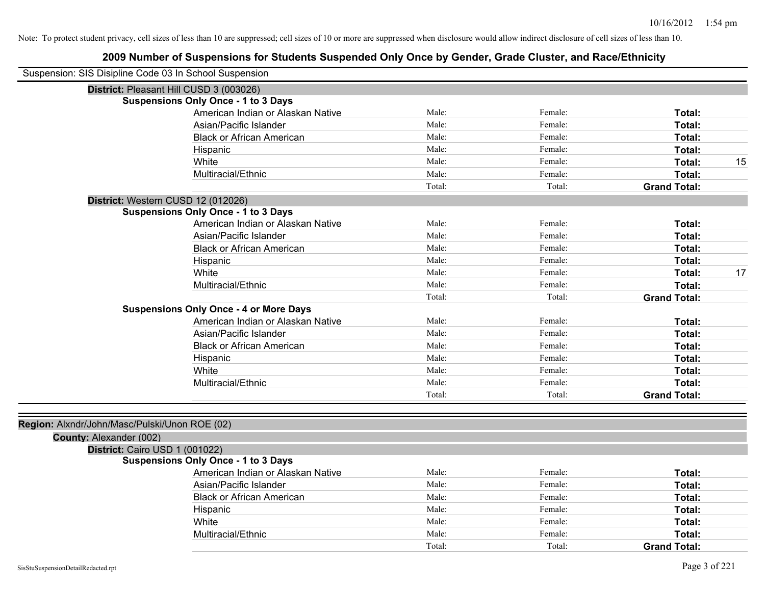Note: To protect student privacy, cell sizes of less than 10 are suppressed; cell sizes of 10 or more are suppressed when disclosure would allow indirect disclosure of cell sizes of less than 10.

# 2009 Number of Suspensions for Students Suspended Only Once by Gender, Grade Cluster, and Race/Ethnicity

Suspension: SIS Disipline Code 03 In School Suspension

**District:** Pleasant Hill CUSD 3 (003026)

**Suspensions Only Once - 1 to 3 Days**

| | | | | |
|---|---|---|---|---|
| American Indian or Alaskan Native | Male: | Female: | **Total:** | |
| Asian/Pacific Islander | Male: | Female: | **Total:** | |
| Black or African American | Male: | Female: | **Total:** | |
| Hispanic | Male: | Female: | **Total:** | |
| White | Male: | Female: | **Total:** | 15 |
| Multiracial/Ethnic | Male: | Female: | **Total:** | |
| | Total: | Total: | **Grand Total:** | |

**District:** Western CUSD 12 (012026)

**Suspensions Only Once - 1 to 3 Days**

| | | | | |
|---|---|---|---|---|
| American Indian or Alaskan Native | Male: | Female: | **Total:** | |
| Asian/Pacific Islander | Male: | Female: | **Total:** | |
| Black or African American | Male: | Female: | **Total:** | |
| Hispanic | Male: | Female: | **Total:** | |
| White | Male: | Female: | **Total:** | 17 |
| Multiracial/Ethnic | Male: | Female: | **Total:** | |
| | Total: | Total: | **Grand Total:** | |

**Suspensions Only Once - 4 or More Days**

| | | | | |
|---|---|---|---|---|
| American Indian or Alaskan Native | Male: | Female: | **Total:** | |
| Asian/Pacific Islander | Male: | Female: | **Total:** | |
| Black or African American | Male: | Female: | **Total:** | |
| Hispanic | Male: | Female: | **Total:** | |
| White | Male: | Female: | **Total:** | |
| Multiracial/Ethnic | Male: | Female: | **Total:** | |
| | Total: | Total: | **Grand Total:** | |

**Region:** Alxndr/John/Masc/Pulski/Unon ROE (02)

**County:** Alexander (002)

**District:** Cairo USD 1 (001022)

**Suspensions Only Once - 1 to 3 Days**

| | | | | |
|---|---|---|---|---|
| American Indian or Alaskan Native | Male: | Female: | **Total:** | |
| Asian/Pacific Islander | Male: | Female: | **Total:** | |
| Black or African American | Male: | Female: | **Total:** | |
| Hispanic | Male: | Female: | **Total:** | |
| White | Male: | Female: | **Total:** | |
| Multiracial/Ethnic | Male: | Female: | **Total:** | |
| | Total: | Total: | **Grand Total:** | |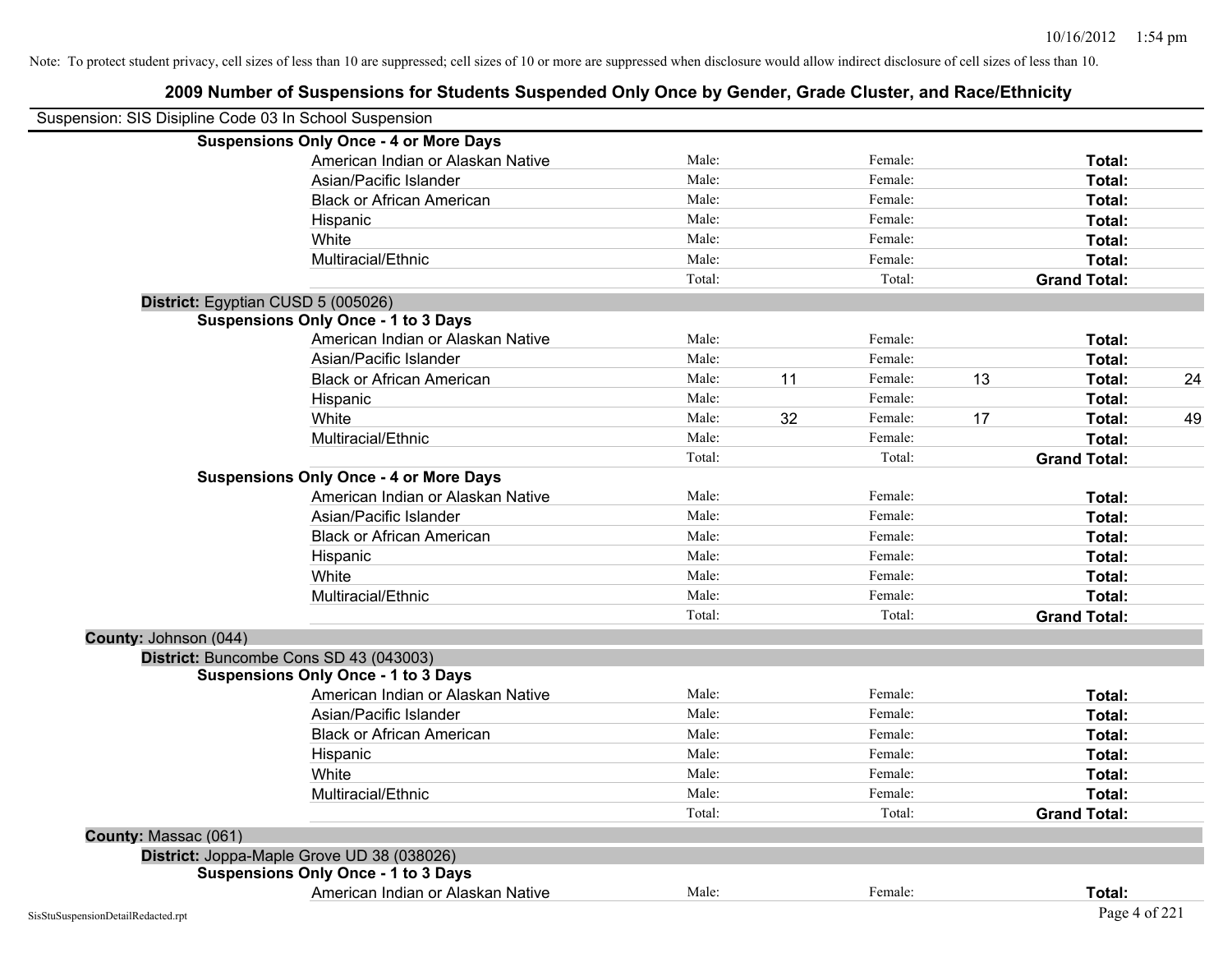Note: To protect student privacy, cell sizes of less than 10 are suppressed; cell sizes of 10 or more are suppressed when disclosure would allow indirect disclosure of cell sizes of less than 10.

## 2009 Number of Suspensions for Students Suspended Only Once by Gender, Grade Cluster, and Race/Ethnicity

Suspension: SIS Disipline Code 03 In School Suspension

**Suspensions Only Once - 4 or More Days**

| Race/Ethnicity | | Male | | Female | | Total |
|---|---|---|---|---|---|---|
| American Indian or Alaskan Native | Male: | | Female: | | **Total:** | |
| Asian/Pacific Islander | Male: | | Female: | | **Total:** | |
| Black or African American | Male: | | Female: | | **Total:** | |
| Hispanic | Male: | | Female: | | **Total:** | |
| White | Male: | | Female: | | **Total:** | |
| Multiracial/Ethnic | Male: | | Female: | | **Total:** | |
| | Total: | | Total: | | **Grand Total:** | |

**District:** Egyptian CUSD 5 (005026)

**Suspensions Only Once - 1 to 3 Days**

| Race/Ethnicity | | Male | | Female | | Total |
|---|---|---|---|---|---|---|
| American Indian or Alaskan Native | Male: | | Female: | | **Total:** | |
| Asian/Pacific Islander | Male: | | Female: | | **Total:** | |
| Black or African American | Male: | 11 | Female: | 13 | **Total:** | 24 |
| Hispanic | Male: | | Female: | | **Total:** | |
| White | Male: | 32 | Female: | 17 | **Total:** | 49 |
| Multiracial/Ethnic | Male: | | Female: | | **Total:** | |
| | Total: | | Total: | | **Grand Total:** | |

**Suspensions Only Once - 4 or More Days**

| Race/Ethnicity | | Male | | Female | | Total |
|---|---|---|---|---|---|---|
| American Indian or Alaskan Native | Male: | | Female: | | **Total:** | |
| Asian/Pacific Islander | Male: | | Female: | | **Total:** | |
| Black or African American | Male: | | Female: | | **Total:** | |
| Hispanic | Male: | | Female: | | **Total:** | |
| White | Male: | | Female: | | **Total:** | |
| Multiracial/Ethnic | Male: | | Female: | | **Total:** | |
| | Total: | | Total: | | **Grand Total:** | |

**County:** Johnson (044)

**District:** Buncombe Cons SD 43 (043003)

**Suspensions Only Once - 1 to 3 Days**

| Race/Ethnicity | | Male | | Female | | Total |
|---|---|---|---|---|---|---|
| American Indian or Alaskan Native | Male: | | Female: | | **Total:** | |
| Asian/Pacific Islander | Male: | | Female: | | **Total:** | |
| Black or African American | Male: | | Female: | | **Total:** | |
| Hispanic | Male: | | Female: | | **Total:** | |
| White | Male: | | Female: | | **Total:** | |
| Multiracial/Ethnic | Male: | | Female: | | **Total:** | |
| | Total: | | Total: | | **Grand Total:** | |

**County:** Massac (061)

**District:** Joppa-Maple Grove UD 38 (038026)

**Suspensions Only Once - 1 to 3 Days**

| Race/Ethnicity | | Male | | Female | | Total |
|---|---|---|---|---|---|---|
| American Indian or Alaskan Native | Male: | | Female: | | **Total:** | |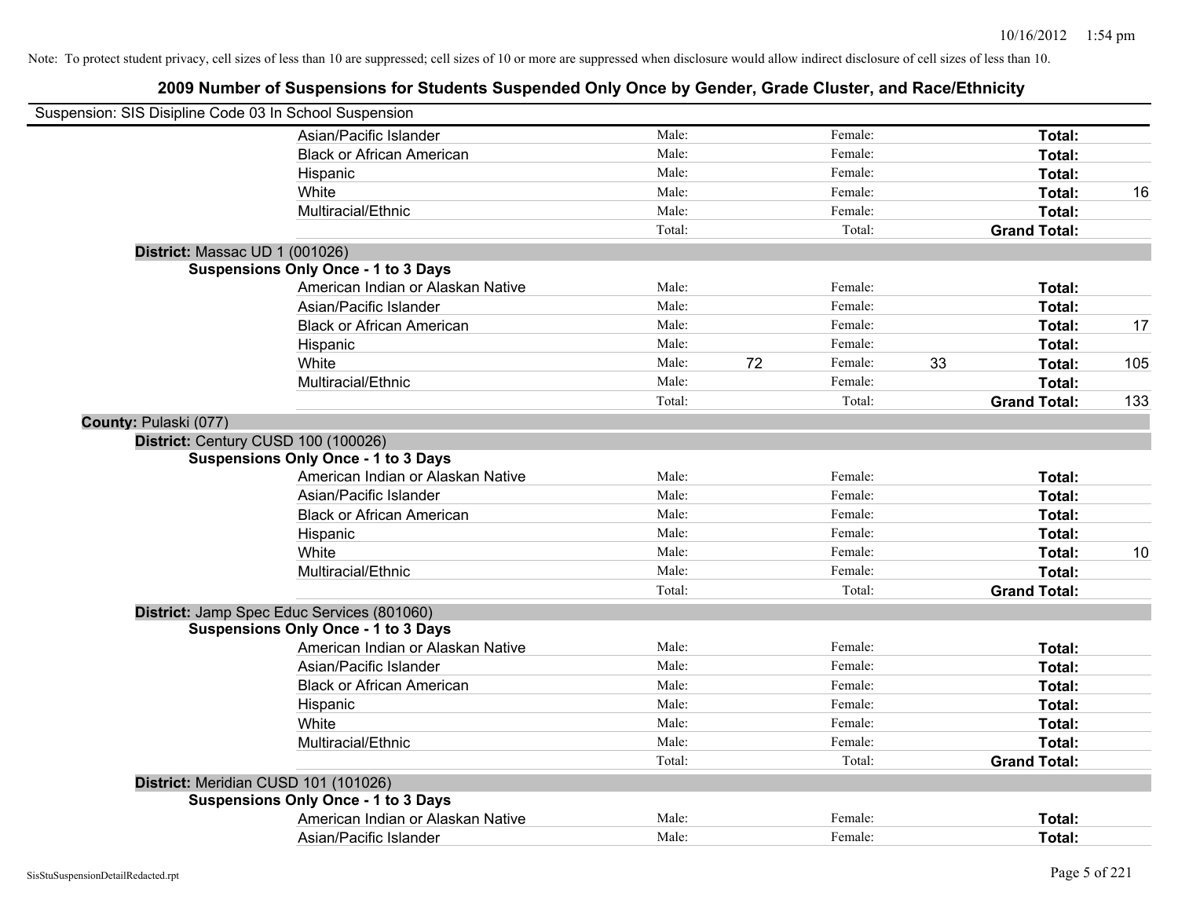Note: To protect student privacy, cell sizes of less than 10 are suppressed; cell sizes of 10 or more are suppressed when disclosure would allow indirect disclosure of cell sizes of less than 10.

# 2009 Number of Suspensions for Students Suspended Only Once by Gender, Grade Cluster, and Race/Ethnicity

Suspension: SIS Disipline Code 03 In School Suspension

| | | | | | |
|---|---|---|---|---|---|
| Asian/Pacific Islander | Male: | Female: | | **Total:** | |
| Black or African American | Male: | Female: | | **Total:** | |
| Hispanic | Male: | Female: | | **Total:** | |
| White | Male: | Female: | | **Total:** | 16 |
| Multiracial/Ethnic | Male: | Female: | | **Total:** | |
| | Total: | Total: | | **Grand Total:** | |

**District:** Massac UD 1 (001026)

**Suspensions Only Once - 1 to 3 Days**

| | | | | | | |
|---|---|---|---|---|---|---|
| American Indian or Alaskan Native | Male: | | Female: | | **Total:** | |
| Asian/Pacific Islander | Male: | | Female: | | **Total:** | |
| Black or African American | Male: | | Female: | | **Total:** | 17 |
| Hispanic | Male: | | Female: | | **Total:** | |
| White | Male: | 72 | Female: | 33 | **Total:** | 105 |
| Multiracial/Ethnic | Male: | | Female: | | **Total:** | |
| | Total: | | Total: | | **Grand Total:** | 133 |

**County:** Pulaski (077)

**District:** Century CUSD 100 (100026)

**Suspensions Only Once - 1 to 3 Days**

| | | | | | |
|---|---|---|---|---|---|
| American Indian or Alaskan Native | Male: | Female: | | **Total:** | |
| Asian/Pacific Islander | Male: | Female: | | **Total:** | |
| Black or African American | Male: | Female: | | **Total:** | |
| Hispanic | Male: | Female: | | **Total:** | |
| White | Male: | Female: | | **Total:** | 10 |
| Multiracial/Ethnic | Male: | Female: | | **Total:** | |
| | Total: | Total: | | **Grand Total:** | |

**District:** Jamp Spec Educ Services (801060)

**Suspensions Only Once - 1 to 3 Days**

| | | | | |
|---|---|---|---|---|
| American Indian or Alaskan Native | Male: | Female: | **Total:** | |
| Asian/Pacific Islander | Male: | Female: | **Total:** | |
| Black or African American | Male: | Female: | **Total:** | |
| Hispanic | Male: | Female: | **Total:** | |
| White | Male: | Female: | **Total:** | |
| Multiracial/Ethnic | Male: | Female: | **Total:** | |
| | Total: | Total: | **Grand Total:** | |

**District:** Meridian CUSD 101 (101026)

**Suspensions Only Once - 1 to 3 Days**

| | | | | |
|---|---|---|---|---|
| American Indian or Alaskan Native | Male: | Female: | **Total:** | |
| Asian/Pacific Islander | Male: | Female: | **Total:** | |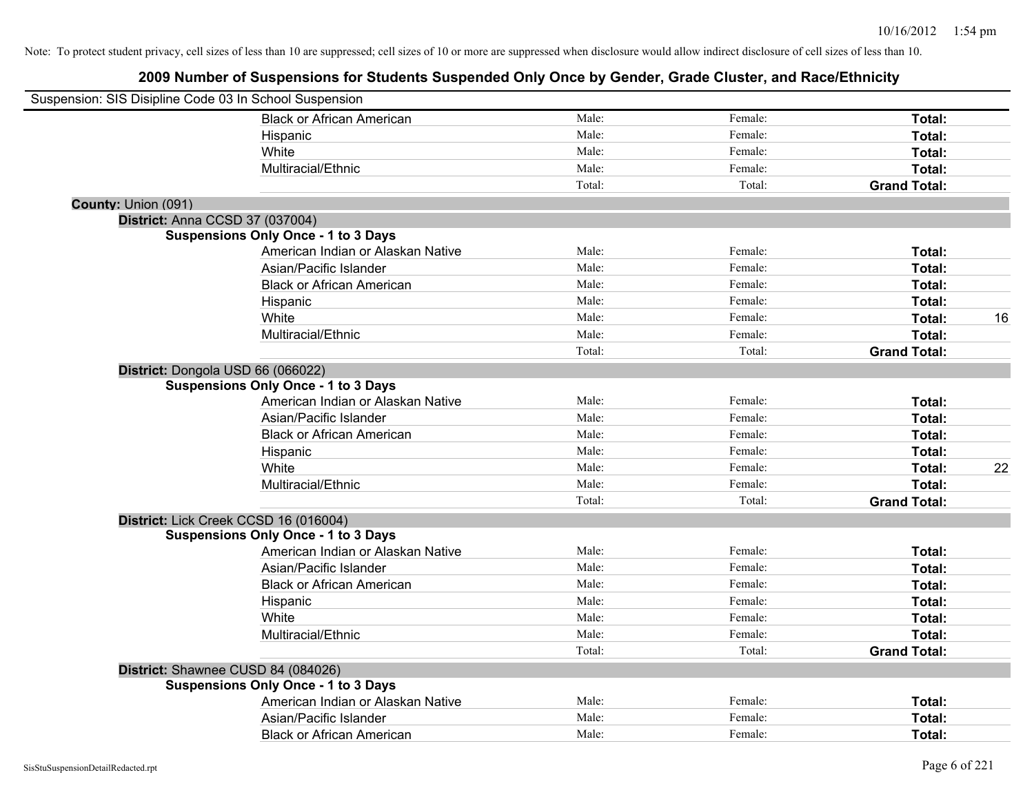Note: To protect student privacy, cell sizes of less than 10 are suppressed; cell sizes of 10 or more are suppressed when disclosure would allow indirect disclosure of cell sizes of less than 10.

# 2009 Number of Suspensions for Students Suspended Only Once by Gender, Grade Cluster, and Race/Ethnicity

Suspension: SIS Disipline Code 03 In School Suspension

| | | | | |
|---|---|---|---|---|
| Black or African American | Male: | Female: | **Total:** | |
| Hispanic | Male: | Female: | **Total:** | |
| White | Male: | Female: | **Total:** | |
| Multiracial/Ethnic | Male: | Female: | **Total:** | |
| | Total: | Total: | **Grand Total:** | |

**County:** Union (091)

**District:** Anna CCSD 37 (037004)

**Suspensions Only Once - 1 to 3 Days**

| | | | | |
|---|---|---|---|---|
| American Indian or Alaskan Native | Male: | Female: | **Total:** | |
| Asian/Pacific Islander | Male: | Female: | **Total:** | |
| Black or African American | Male: | Female: | **Total:** | |
| Hispanic | Male: | Female: | **Total:** | |
| White | Male: | Female: | **Total:** | 16 |
| Multiracial/Ethnic | Male: | Female: | **Total:** | |
| | Total: | Total: | **Grand Total:** | |

**District:** Dongola USD 66 (066022)

**Suspensions Only Once - 1 to 3 Days**

| | | | | |
|---|---|---|---|---|
| American Indian or Alaskan Native | Male: | Female: | **Total:** | |
| Asian/Pacific Islander | Male: | Female: | **Total:** | |
| Black or African American | Male: | Female: | **Total:** | |
| Hispanic | Male: | Female: | **Total:** | |
| White | Male: | Female: | **Total:** | 22 |
| Multiracial/Ethnic | Male: | Female: | **Total:** | |
| | Total: | Total: | **Grand Total:** | |

**District:** Lick Creek CCSD 16 (016004)

**Suspensions Only Once - 1 to 3 Days**

| | | | | |
|---|---|---|---|---|
| American Indian or Alaskan Native | Male: | Female: | **Total:** | |
| Asian/Pacific Islander | Male: | Female: | **Total:** | |
| Black or African American | Male: | Female: | **Total:** | |
| Hispanic | Male: | Female: | **Total:** | |
| White | Male: | Female: | **Total:** | |
| Multiracial/Ethnic | Male: | Female: | **Total:** | |
| | Total: | Total: | **Grand Total:** | |

**District:** Shawnee CUSD 84 (084026)

**Suspensions Only Once - 1 to 3 Days**

| | | | | |
|---|---|---|---|---|
| American Indian or Alaskan Native | Male: | Female: | **Total:** | |
| Asian/Pacific Islander | Male: | Female: | **Total:** | |
| Black or African American | Male: | Female: | **Total:** | |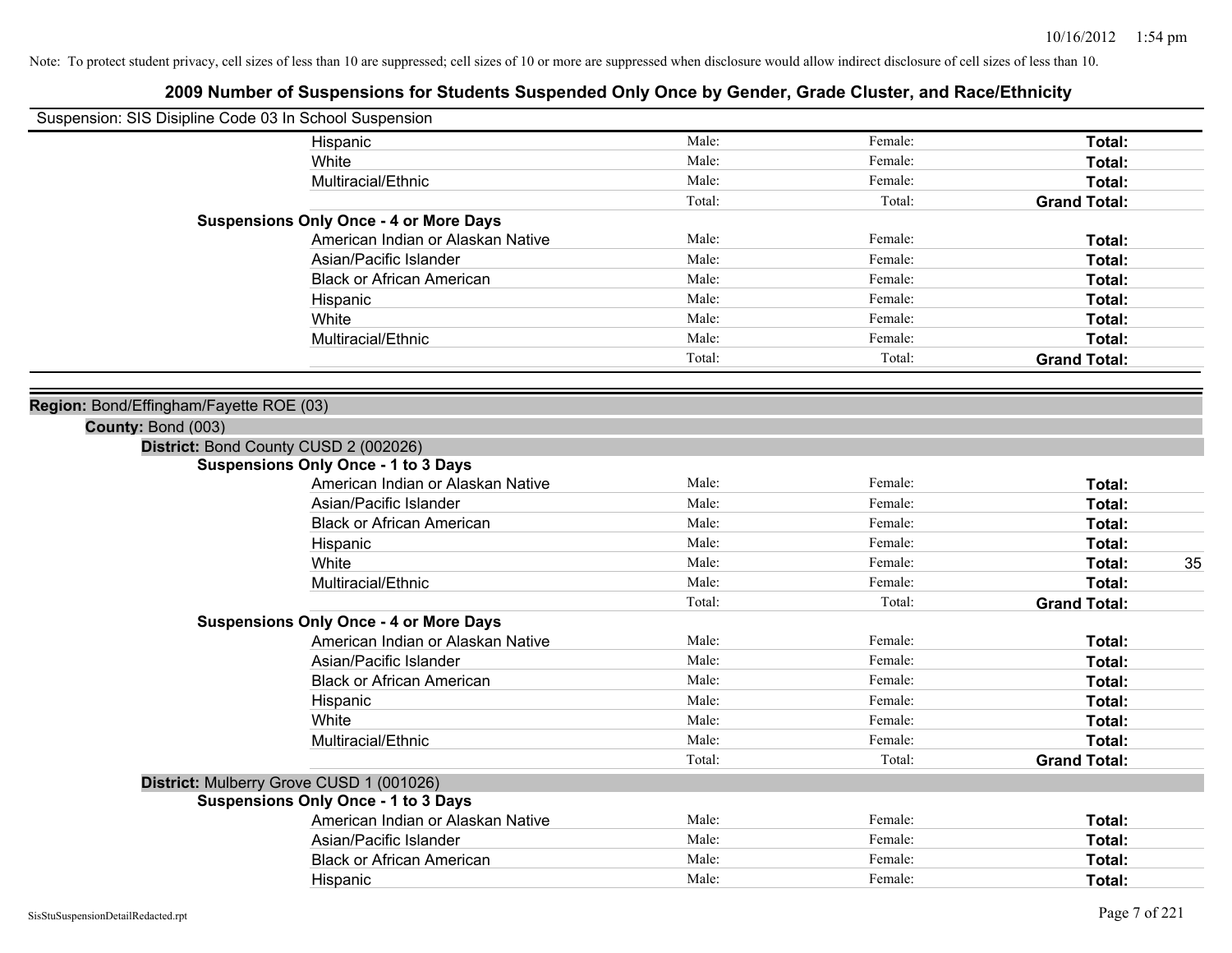Note: To protect student privacy, cell sizes of less than 10 are suppressed; cell sizes of 10 or more are suppressed when disclosure would allow indirect disclosure of cell sizes of less than 10.

# 2009 Number of Suspensions for Students Suspended Only Once by Gender, Grade Cluster, and Race/Ethnicity

Suspension: SIS Disipline Code 03 In School Suspension

| | Male | Female | Total | |
|---|---|---|---|---|
| Hispanic | Male: | Female: | **Total:** | |
| White | Male: | Female: | **Total:** | |
| Multiracial/Ethnic | Male: | Female: | **Total:** | |
| | Total: | Total: | **Grand Total:** | |
| **Suspensions Only Once - 4 or More Days** | | | | |
| American Indian or Alaskan Native | Male: | Female: | **Total:** | |
| Asian/Pacific Islander | Male: | Female: | **Total:** | |
| Black or African American | Male: | Female: | **Total:** | |
| Hispanic | Male: | Female: | **Total:** | |
| White | Male: | Female: | **Total:** | |
| Multiracial/Ethnic | Male: | Female: | **Total:** | |
| | Total: | Total: | **Grand Total:** | |

**Region:** Bond/Effingham/Fayette ROE (03)

**County:** Bond (003)

**District:** Bond County CUSD 2 (002026)

| | Male | Female | Total | |
|---|---|---|---|---|
| **Suspensions Only Once - 1 to 3 Days** | | | | |
| American Indian or Alaskan Native | Male: | Female: | **Total:** | |
| Asian/Pacific Islander | Male: | Female: | **Total:** | |
| Black or African American | Male: | Female: | **Total:** | |
| Hispanic | Male: | Female: | **Total:** | |
| White | Male: | Female: | **Total:** | 35 |
| Multiracial/Ethnic | Male: | Female: | **Total:** | |
| | Total: | Total: | **Grand Total:** | |
| **Suspensions Only Once - 4 or More Days** | | | | |
| American Indian or Alaskan Native | Male: | Female: | **Total:** | |
| Asian/Pacific Islander | Male: | Female: | **Total:** | |
| Black or African American | Male: | Female: | **Total:** | |
| Hispanic | Male: | Female: | **Total:** | |
| White | Male: | Female: | **Total:** | |
| Multiracial/Ethnic | Male: | Female: | **Total:** | |
| | Total: | Total: | **Grand Total:** | |

**District:** Mulberry Grove CUSD 1 (001026)

| | Male | Female | Total | |
|---|---|---|---|---|
| **Suspensions Only Once - 1 to 3 Days** | | | | |
| American Indian or Alaskan Native | Male: | Female: | **Total:** | |
| Asian/Pacific Islander | Male: | Female: | **Total:** | |
| Black or African American | Male: | Female: | **Total:** | |
| Hispanic | Male: | Female: | **Total:** | |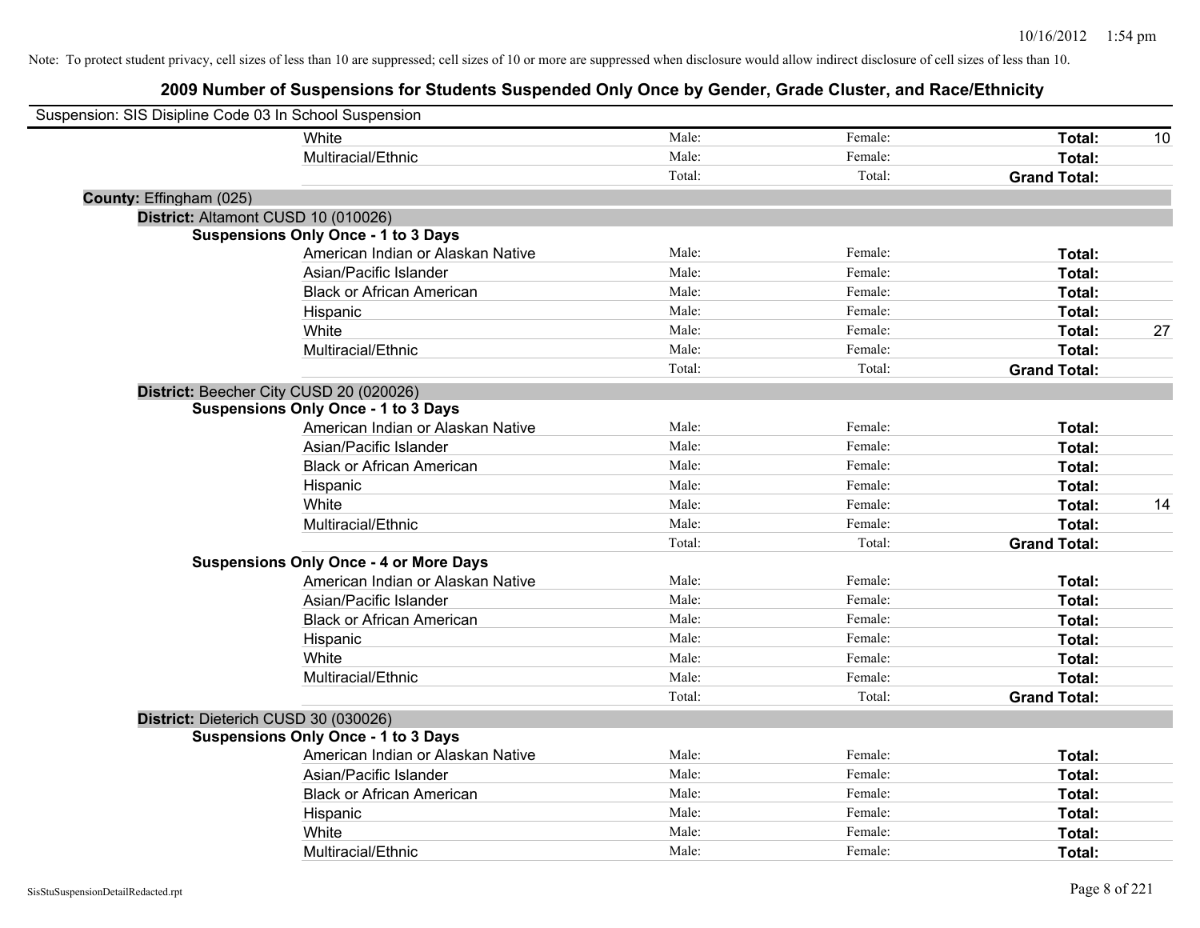Note: To protect student privacy, cell sizes of less than 10 are suppressed; cell sizes of 10 or more are suppressed when disclosure would allow indirect disclosure of cell sizes of less than 10.

# 2009 Number of Suspensions for Students Suspended Only Once by Gender, Grade Cluster, and Race/Ethnicity

Suspension: SIS Disipline Code 03 In School Suspension

| | | | | |
|---|---|---|---|---|
| White | Male: | Female: | **Total:** | 10 |
| Multiracial/Ethnic | Male: | Female: | **Total:** | |
| | Total: | Total: | **Grand Total:** | |

**County:** Effingham (025)

**District:** Altamont CUSD 10 (010026)

**Suspensions Only Once - 1 to 3 Days**

| | | | | |
|---|---|---|---|---|
| American Indian or Alaskan Native | Male: | Female: | **Total:** | |
| Asian/Pacific Islander | Male: | Female: | **Total:** | |
| Black or African American | Male: | Female: | **Total:** | |
| Hispanic | Male: | Female: | **Total:** | |
| White | Male: | Female: | **Total:** | 27 |
| Multiracial/Ethnic | Male: | Female: | **Total:** | |
| | Total: | Total: | **Grand Total:** | |

**District:** Beecher City CUSD 20 (020026)

**Suspensions Only Once - 1 to 3 Days**

| | | | | |
|---|---|---|---|---|
| American Indian or Alaskan Native | Male: | Female: | **Total:** | |
| Asian/Pacific Islander | Male: | Female: | **Total:** | |
| Black or African American | Male: | Female: | **Total:** | |
| Hispanic | Male: | Female: | **Total:** | |
| White | Male: | Female: | **Total:** | 14 |
| Multiracial/Ethnic | Male: | Female: | **Total:** | |
| | Total: | Total: | **Grand Total:** | |

**Suspensions Only Once - 4 or More Days**

| | | | | |
|---|---|---|---|---|
| American Indian or Alaskan Native | Male: | Female: | **Total:** | |
| Asian/Pacific Islander | Male: | Female: | **Total:** | |
| Black or African American | Male: | Female: | **Total:** | |
| Hispanic | Male: | Female: | **Total:** | |
| White | Male: | Female: | **Total:** | |
| Multiracial/Ethnic | Male: | Female: | **Total:** | |
| | Total: | Total: | **Grand Total:** | |

**District:** Dieterich CUSD 30 (030026)

**Suspensions Only Once - 1 to 3 Days**

| | | | | |
|---|---|---|---|---|
| American Indian or Alaskan Native | Male: | Female: | **Total:** | |
| Asian/Pacific Islander | Male: | Female: | **Total:** | |
| Black or African American | Male: | Female: | **Total:** | |
| Hispanic | Male: | Female: | **Total:** | |
| White | Male: | Female: | **Total:** | |
| Multiracial/Ethnic | Male: | Female: | **Total:** | |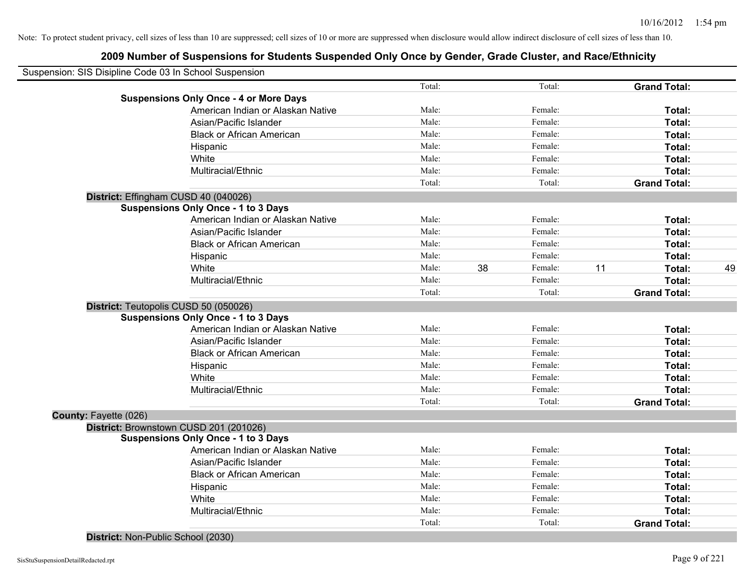Note: To protect student privacy, cell sizes of less than 10 are suppressed; cell sizes of 10 or more are suppressed when disclosure would allow indirect disclosure of cell sizes of less than 10.

## 2009 Number of Suspensions for Students Suspended Only Once by Gender, Grade Cluster, and Race/Ethnicity

Suspension: SIS Disipline Code 03 In School Suspension

| | | | | | | |
|---|---|---|---|---|---|---|
| | Total: | | Total: | | **Grand Total:** | |
| **Suspensions Only Once - 4 or More Days** | | | | | | |
| American Indian or Alaskan Native | Male: | | Female: | | **Total:** | |
| Asian/Pacific Islander | Male: | | Female: | | **Total:** | |
| Black or African American | Male: | | Female: | | **Total:** | |
| Hispanic | Male: | | Female: | | **Total:** | |
| White | Male: | | Female: | | **Total:** | |
| Multiracial/Ethnic | Male: | | Female: | | **Total:** | |
| | Total: | | Total: | | **Grand Total:** | |
| **District:** Effingham CUSD 40 (040026) | | | | | | |
| **Suspensions Only Once - 1 to 3 Days** | | | | | | |
| American Indian or Alaskan Native | Male: | | Female: | | **Total:** | |
| Asian/Pacific Islander | Male: | | Female: | | **Total:** | |
| Black or African American | Male: | | Female: | | **Total:** | |
| Hispanic | Male: | | Female: | | **Total:** | |
| White | Male: | 38 | Female: | 11 | **Total:** | 49 |
| Multiracial/Ethnic | Male: | | Female: | | **Total:** | |
| | Total: | | Total: | | **Grand Total:** | |
| **District:** Teutopolis CUSD 50 (050026) | | | | | | |
| **Suspensions Only Once - 1 to 3 Days** | | | | | | |
| American Indian or Alaskan Native | Male: | | Female: | | **Total:** | |
| Asian/Pacific Islander | Male: | | Female: | | **Total:** | |
| Black or African American | Male: | | Female: | | **Total:** | |
| Hispanic | Male: | | Female: | | **Total:** | |
| White | Male: | | Female: | | **Total:** | |
| Multiracial/Ethnic | Male: | | Female: | | **Total:** | |
| | Total: | | Total: | | **Grand Total:** | |
| **County:** Fayette (026) | | | | | | |
| **District:** Brownstown CUSD 201 (201026) | | | | | | |
| **Suspensions Only Once - 1 to 3 Days** | | | | | | |
| American Indian or Alaskan Native | Male: | | Female: | | **Total:** | |
| Asian/Pacific Islander | Male: | | Female: | | **Total:** | |
| Black or African American | Male: | | Female: | | **Total:** | |
| Hispanic | Male: | | Female: | | **Total:** | |
| White | Male: | | Female: | | **Total:** | |
| Multiracial/Ethnic | Male: | | Female: | | **Total:** | |
| | Total: | | Total: | | **Grand Total:** | |
| **District:** Non-Public School (2030) | | | | | | |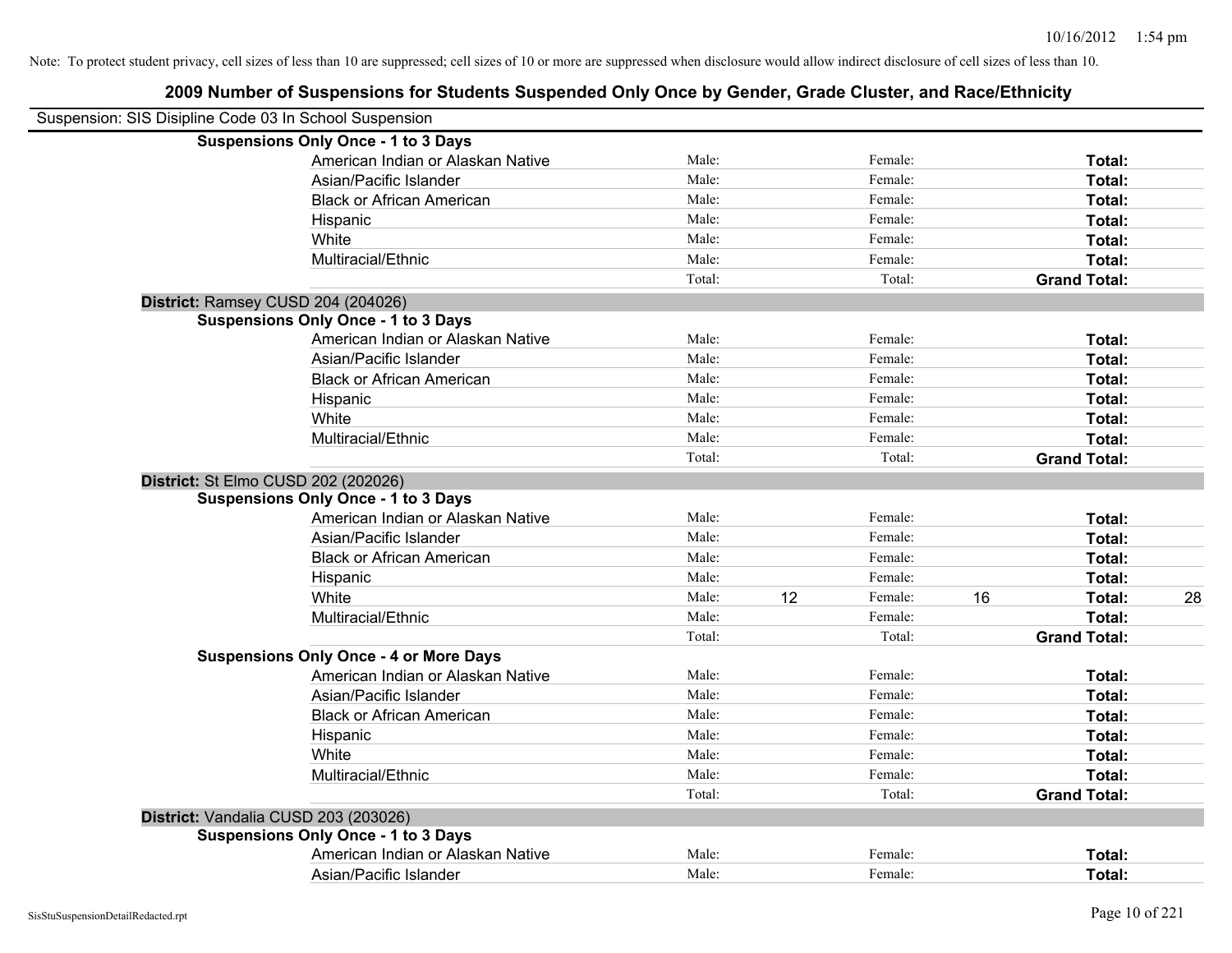Note: To protect student privacy, cell sizes of less than 10 are suppressed; cell sizes of 10 or more are suppressed when disclosure would allow indirect disclosure of cell sizes of less than 10.

## 2009 Number of Suspensions for Students Suspended Only Once by Gender, Grade Cluster, and Race/Ethnicity

Suspension: SIS Disipline Code 03 In School Suspension

**Suspensions Only Once - 1 to 3 Days**

| | | | | | | |
|---|---|---|---|---|---|---|
| American Indian or Alaskan Native | Male: | | Female: | | **Total:** | |
| Asian/Pacific Islander | Male: | | Female: | | **Total:** | |
| Black or African American | Male: | | Female: | | **Total:** | |
| Hispanic | Male: | | Female: | | **Total:** | |
| White | Male: | | Female: | | **Total:** | |
| Multiracial/Ethnic | Male: | | Female: | | **Total:** | |
| | Total: | | Total: | | **Grand Total:** | |

**District:** Ramsey CUSD 204 (204026)

**Suspensions Only Once - 1 to 3 Days**

| | | | | | | |
|---|---|---|---|---|---|---|
| American Indian or Alaskan Native | Male: | | Female: | | **Total:** | |
| Asian/Pacific Islander | Male: | | Female: | | **Total:** | |
| Black or African American | Male: | | Female: | | **Total:** | |
| Hispanic | Male: | | Female: | | **Total:** | |
| White | Male: | | Female: | | **Total:** | |
| Multiracial/Ethnic | Male: | | Female: | | **Total:** | |
| | Total: | | Total: | | **Grand Total:** | |

**District:** St Elmo CUSD 202 (202026)

**Suspensions Only Once - 1 to 3 Days**

| | | | | | | |
|---|---|---|---|---|---|---|
| American Indian or Alaskan Native | Male: | | Female: | | **Total:** | |
| Asian/Pacific Islander | Male: | | Female: | | **Total:** | |
| Black or African American | Male: | | Female: | | **Total:** | |
| Hispanic | Male: | | Female: | | **Total:** | |
| White | Male: | 12 | Female: | 16 | **Total:** | 28 |
| Multiracial/Ethnic | Male: | | Female: | | **Total:** | |
| | Total: | | Total: | | **Grand Total:** | |

**Suspensions Only Once - 4 or More Days**

| | | | | | | |
|---|---|---|---|---|---|---|
| American Indian or Alaskan Native | Male: | | Female: | | **Total:** | |
| Asian/Pacific Islander | Male: | | Female: | | **Total:** | |
| Black or African American | Male: | | Female: | | **Total:** | |
| Hispanic | Male: | | Female: | | **Total:** | |
| White | Male: | | Female: | | **Total:** | |
| Multiracial/Ethnic | Male: | | Female: | | **Total:** | |
| | Total: | | Total: | | **Grand Total:** | |

**District:** Vandalia CUSD 203 (203026)

**Suspensions Only Once - 1 to 3 Days**

| | | | | | | |
|---|---|---|---|---|---|---|
| American Indian or Alaskan Native | Male: | | Female: | | **Total:** | |
| Asian/Pacific Islander | Male: | | Female: | | **Total:** | |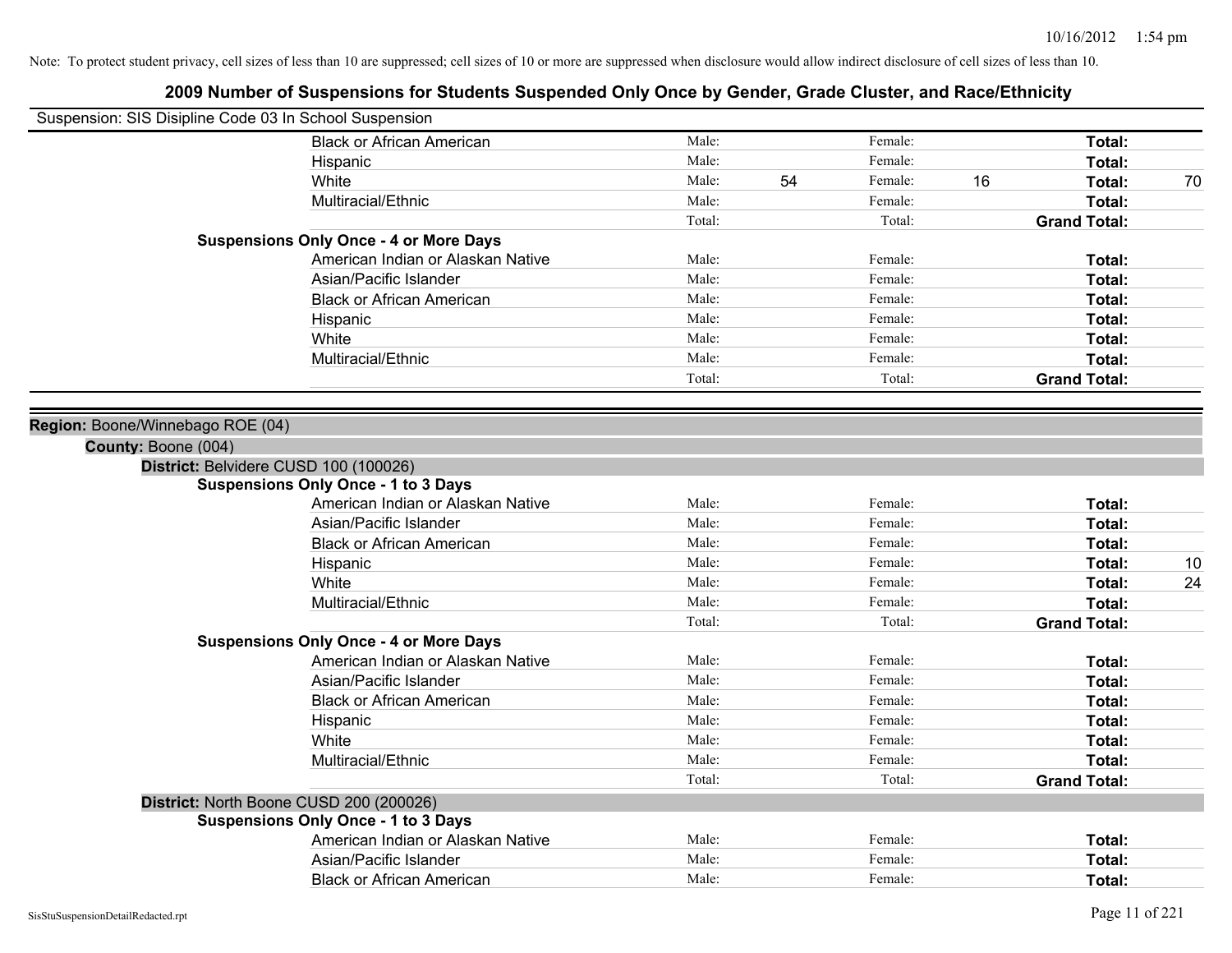Note: To protect student privacy, cell sizes of less than 10 are suppressed; cell sizes of 10 or more are suppressed when disclosure would allow indirect disclosure of cell sizes of less than 10.

# 2009 Number of Suspensions for Students Suspended Only Once by Gender, Grade Cluster, and Race/Ethnicity

Suspension: SIS Disipline Code 03 In School Suspension

| | | | | | | | |
|---|---|---|---|---|---|---|---|
| | Black or African American | Male: | | Female: | | **Total:** | |
| | Hispanic | Male: | | Female: | | **Total:** | |
| | White | Male: | 54 | Female: | 16 | **Total:** | 70 |
| | Multiracial/Ethnic | Male: | | Female: | | **Total:** | |
| | | Total: | | Total: | | **Grand Total:** | |
| **Suspensions Only Once - 4 or More Days** | | | | | | | |
| | American Indian or Alaskan Native | Male: | | Female: | | **Total:** | |
| | Asian/Pacific Islander | Male: | | Female: | | **Total:** | |
| | Black or African American | Male: | | Female: | | **Total:** | |
| | Hispanic | Male: | | Female: | | **Total:** | |
| | White | Male: | | Female: | | **Total:** | |
| | Multiracial/Ethnic | Male: | | Female: | | **Total:** | |
| | | Total: | | Total: | | **Grand Total:** | |

**Region:** Boone/Winnebago ROE (04)

**County:** Boone (004)

**District:** Belvidere CUSD 100 (100026)

| | | | | | | | |
|---|---|---|---|---|---|---|---|
| **Suspensions Only Once - 1 to 3 Days** | | | | | | | |
| | American Indian or Alaskan Native | Male: | | Female: | | **Total:** | |
| | Asian/Pacific Islander | Male: | | Female: | | **Total:** | |
| | Black or African American | Male: | | Female: | | **Total:** | |
| | Hispanic | Male: | | Female: | | **Total:** | 10 |
| | White | Male: | | Female: | | **Total:** | 24 |
| | Multiracial/Ethnic | Male: | | Female: | | **Total:** | |
| | | Total: | | Total: | | **Grand Total:** | |
| **Suspensions Only Once - 4 or More Days** | | | | | | | |
| | American Indian or Alaskan Native | Male: | | Female: | | **Total:** | |
| | Asian/Pacific Islander | Male: | | Female: | | **Total:** | |
| | Black or African American | Male: | | Female: | | **Total:** | |
| | Hispanic | Male: | | Female: | | **Total:** | |
| | White | Male: | | Female: | | **Total:** | |
| | Multiracial/Ethnic | Male: | | Female: | | **Total:** | |
| | | Total: | | Total: | | **Grand Total:** | |

**District:** North Boone CUSD 200 (200026)

| | | | | | | | |
|---|---|---|---|---|---|---|---|
| **Suspensions Only Once - 1 to 3 Days** | | | | | | | |
| | American Indian or Alaskan Native | Male: | | Female: | | **Total:** | |
| | Asian/Pacific Islander | Male: | | Female: | | **Total:** | |
| | Black or African American | Male: | | Female: | | **Total:** | |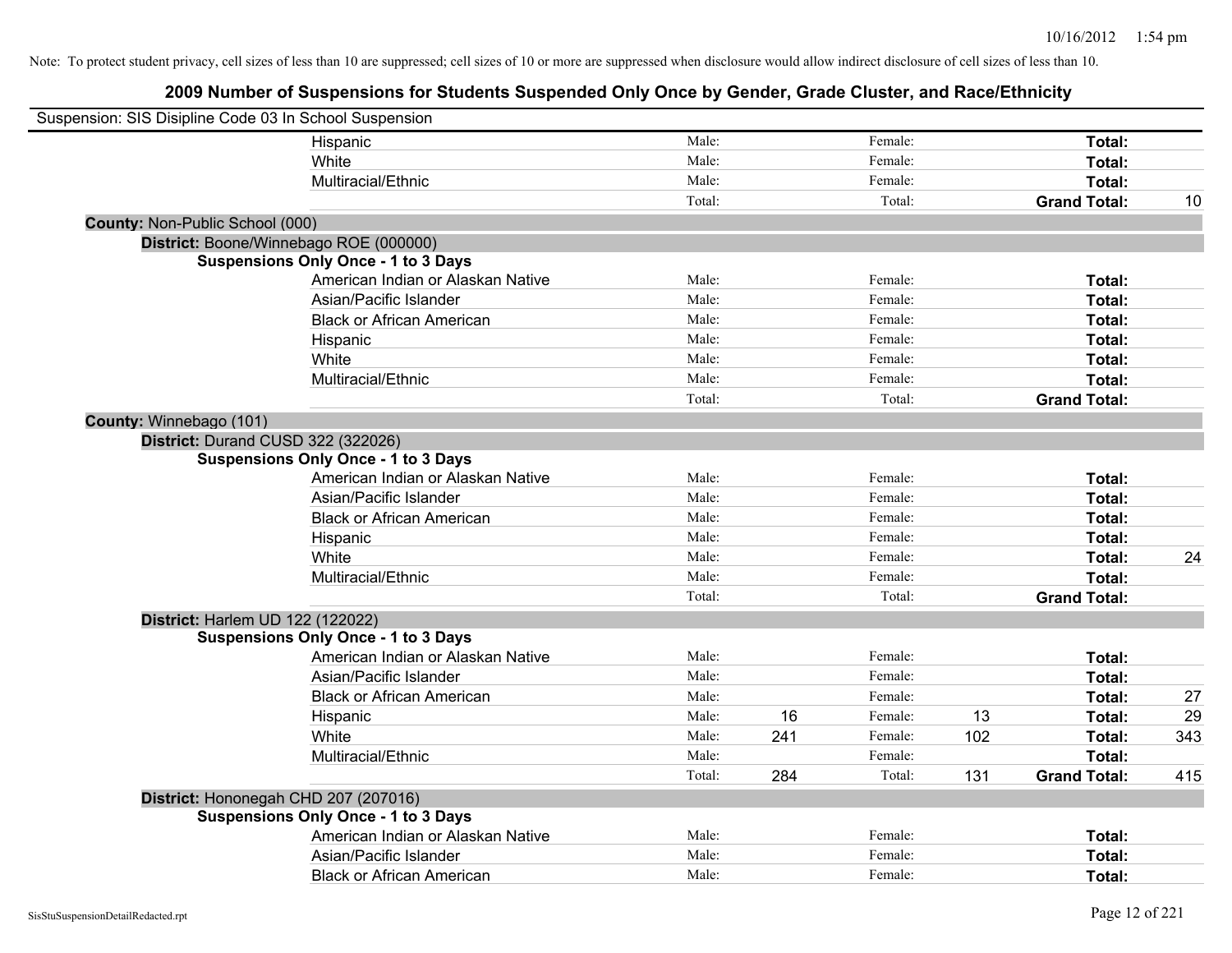Note: To protect student privacy, cell sizes of less than 10 are suppressed; cell sizes of 10 or more are suppressed when disclosure would allow indirect disclosure of cell sizes of less than 10.

# 2009 Number of Suspensions for Students Suspended Only Once by Gender, Grade Cluster, and Race/Ethnicity

Suspension: SIS Disipline Code 03 In School Suspension

| | Male | | Female | | Total | |
|---|---|---|---|---|---|---|
| Hispanic | Male: | | Female: | | Total: | |
| White | Male: | | Female: | | Total: | |
| Multiracial/Ethnic | Male: | | Female: | | Total: | |
| | Total: | | Total: | | Grand Total: | 10 |

**County:** Non-Public School (000)

**District:** Boone/Winnebago ROE (000000)

**Suspensions Only Once - 1 to 3 Days**

| | Male | | Female | | Total | |
|---|---|---|---|---|---|---|
| American Indian or Alaskan Native | Male: | | Female: | | Total: | |
| Asian/Pacific Islander | Male: | | Female: | | Total: | |
| Black or African American | Male: | | Female: | | Total: | |
| Hispanic | Male: | | Female: | | Total: | |
| White | Male: | | Female: | | Total: | |
| Multiracial/Ethnic | Male: | | Female: | | Total: | |
| | Total: | | Total: | | Grand Total: | |

**County:** Winnebago (101)

**District:** Durand CUSD 322 (322026)

**Suspensions Only Once - 1 to 3 Days**

| | Male | | Female | | Total | |
|---|---|---|---|---|---|---|
| American Indian or Alaskan Native | Male: | | Female: | | Total: | |
| Asian/Pacific Islander | Male: | | Female: | | Total: | |
| Black or African American | Male: | | Female: | | Total: | |
| Hispanic | Male: | | Female: | | Total: | |
| White | Male: | | Female: | | Total: | 24 |
| Multiracial/Ethnic | Male: | | Female: | | Total: | |
| | Total: | | Total: | | Grand Total: | |

**District:** Harlem UD 122 (122022)

**Suspensions Only Once - 1 to 3 Days**

| | Male | | Female | | Total | |
|---|---|---|---|---|---|---|
| American Indian or Alaskan Native | Male: | | Female: | | Total: | |
| Asian/Pacific Islander | Male: | | Female: | | Total: | |
| Black or African American | Male: | | Female: | | Total: | 27 |
| Hispanic | Male: | 16 | Female: | 13 | Total: | 29 |
| White | Male: | 241 | Female: | 102 | Total: | 343 |
| Multiracial/Ethnic | Male: | | Female: | | Total: | |
| | Total: | 284 | Total: | 131 | Grand Total: | 415 |

**District:** Hononegah CHD 207 (207016)

**Suspensions Only Once - 1 to 3 Days**

| | Male | | Female | | Total | |
|---|---|---|---|---|---|---|
| American Indian or Alaskan Native | Male: | | Female: | | Total: | |
| Asian/Pacific Islander | Male: | | Female: | | Total: | |
| Black or African American | Male: | | Female: | | Total: | |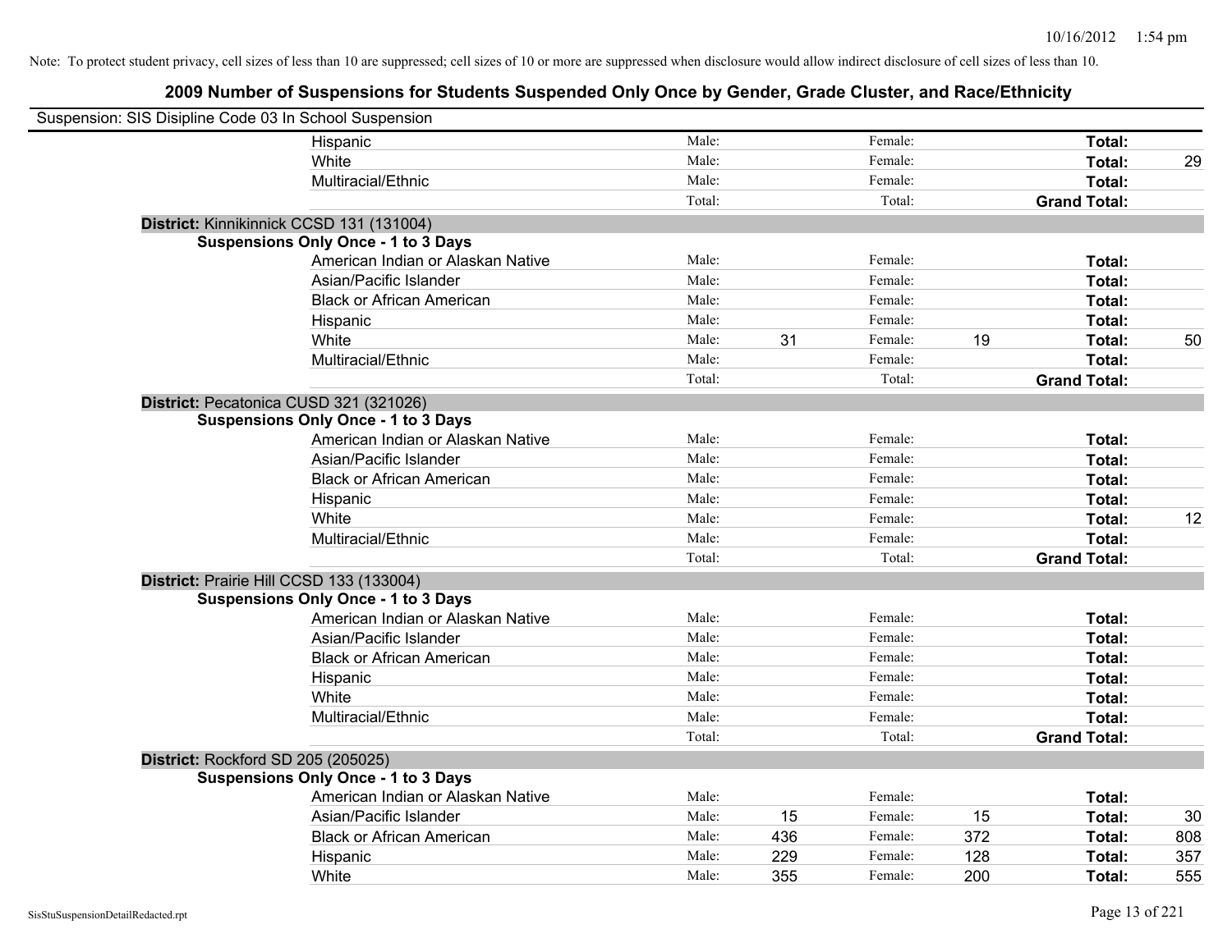Note: To protect student privacy, cell sizes of less than 10 are suppressed; cell sizes of 10 or more are suppressed when disclosure would allow indirect disclosure of cell sizes of less than 10.

## 2009 Number of Suspensions for Students Suspended Only Once by Gender, Grade Cluster, and Race/Ethnicity

Suspension: SIS Disipline Code 03 In School Suspension

| | | | | | | |
|---|---|---|---|---|---|---|
| Hispanic | Male: | | Female: | | **Total:** | |
| White | Male: | | Female: | | **Total:** | 29 |
| Multiracial/Ethnic | Male: | | Female: | | **Total:** | |
| | Total: | | Total: | | **Grand Total:** | |

**District:** Kinnikinnick CCSD 131 (131004)

**Suspensions Only Once - 1 to 3 Days**

| | | | | | | |
|---|---|---|---|---|---|---|
| American Indian or Alaskan Native | Male: | | Female: | | **Total:** | |
| Asian/Pacific Islander | Male: | | Female: | | **Total:** | |
| Black or African American | Male: | | Female: | | **Total:** | |
| Hispanic | Male: | | Female: | | **Total:** | |
| White | Male: | 31 | Female: | 19 | **Total:** | 50 |
| Multiracial/Ethnic | Male: | | Female: | | **Total:** | |
| | Total: | | Total: | | **Grand Total:** | |

**District:** Pecatonica CUSD 321 (321026)

**Suspensions Only Once - 1 to 3 Days**

| | | | | | | |
|---|---|---|---|---|---|---|
| American Indian or Alaskan Native | Male: | | Female: | | **Total:** | |
| Asian/Pacific Islander | Male: | | Female: | | **Total:** | |
| Black or African American | Male: | | Female: | | **Total:** | |
| Hispanic | Male: | | Female: | | **Total:** | |
| White | Male: | | Female: | | **Total:** | 12 |
| Multiracial/Ethnic | Male: | | Female: | | **Total:** | |
| | Total: | | Total: | | **Grand Total:** | |

**District:** Prairie Hill CCSD 133 (133004)

**Suspensions Only Once - 1 to 3 Days**

| | | | | | | |
|---|---|---|---|---|---|---|
| American Indian or Alaskan Native | Male: | | Female: | | **Total:** | |
| Asian/Pacific Islander | Male: | | Female: | | **Total:** | |
| Black or African American | Male: | | Female: | | **Total:** | |
| Hispanic | Male: | | Female: | | **Total:** | |
| White | Male: | | Female: | | **Total:** | |
| Multiracial/Ethnic | Male: | | Female: | | **Total:** | |
| | Total: | | Total: | | **Grand Total:** | |

**District:** Rockford SD 205 (205025)

**Suspensions Only Once - 1 to 3 Days**

| | | | | | | |
|---|---|---|---|---|---|---|
| American Indian or Alaskan Native | Male: | | Female: | | **Total:** | |
| Asian/Pacific Islander | Male: | 15 | Female: | 15 | **Total:** | 30 |
| Black or African American | Male: | 436 | Female: | 372 | **Total:** | 808 |
| Hispanic | Male: | 229 | Female: | 128 | **Total:** | 357 |
| White | Male: | 355 | Female: | 200 | **Total:** | 555 |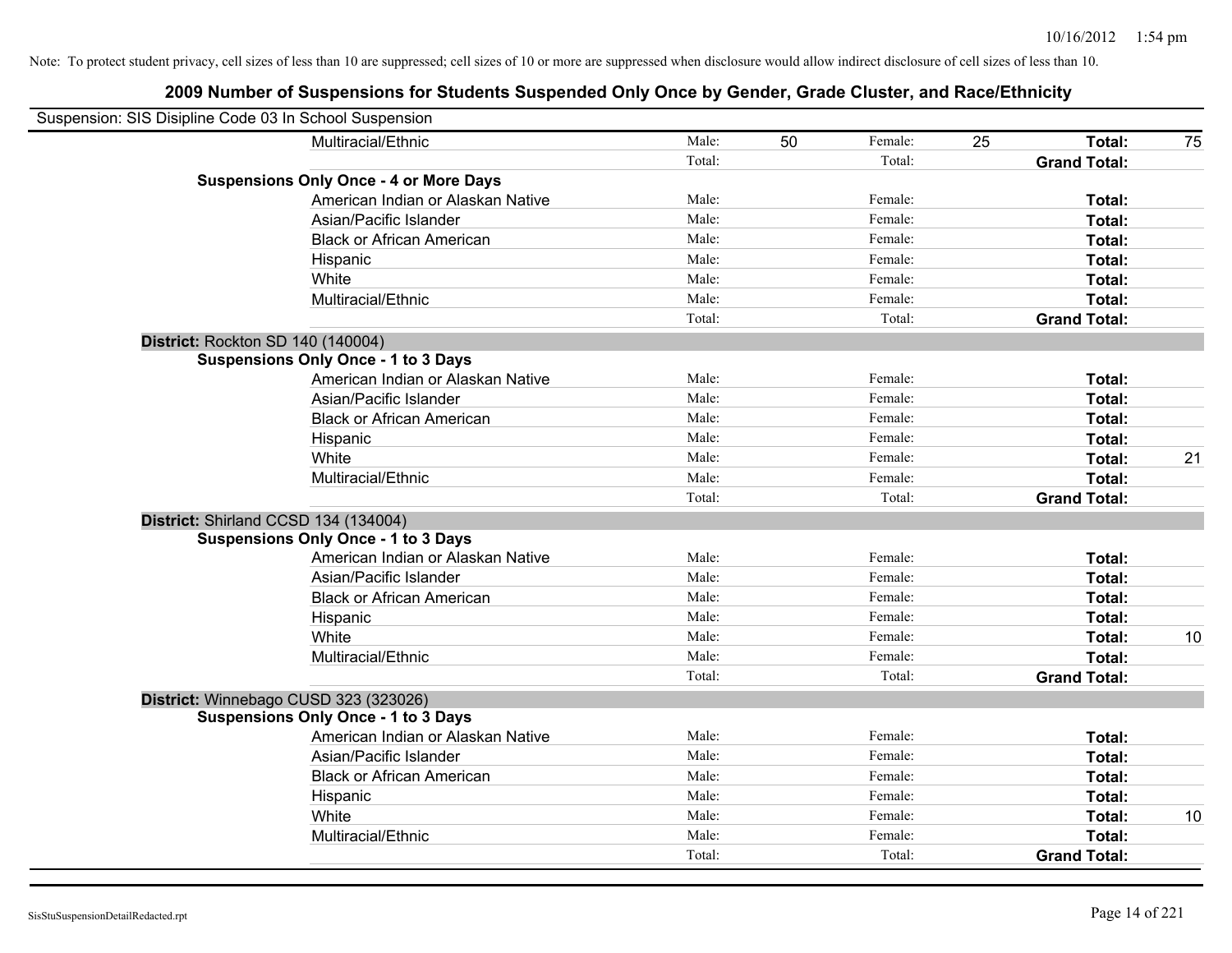Note: To protect student privacy, cell sizes of less than 10 are suppressed; cell sizes of 10 or more are suppressed when disclosure would allow indirect disclosure of cell sizes of less than 10.

## 2009 Number of Suspensions for Students Suspended Only Once by Gender, Grade Cluster, and Race/Ethnicity

Suspension: SIS Disipline Code 03 In School Suspension

| | | | | | | |
|---|---|---|---|---|---|---|
| Multiracial/Ethnic | Male: | 50 | Female: | 25 | **Total:** | 75 |
| | Total: | | Total: | | **Grand Total:** | |
| **Suspensions Only Once - 4 or More Days** | | | | | | |
| American Indian or Alaskan Native | Male: | | Female: | | **Total:** | |
| Asian/Pacific Islander | Male: | | Female: | | **Total:** | |
| Black or African American | Male: | | Female: | | **Total:** | |
| Hispanic | Male: | | Female: | | **Total:** | |
| White | Male: | | Female: | | **Total:** | |
| Multiracial/Ethnic | Male: | | Female: | | **Total:** | |
| | Total: | | Total: | | **Grand Total:** | |

**District:** Rockton SD 140 (140004)

| | | | | | | |
|---|---|---|---|---|---|---|
| **Suspensions Only Once - 1 to 3 Days** | | | | | | |
| American Indian or Alaskan Native | Male: | | Female: | | **Total:** | |
| Asian/Pacific Islander | Male: | | Female: | | **Total:** | |
| Black or African American | Male: | | Female: | | **Total:** | |
| Hispanic | Male: | | Female: | | **Total:** | |
| White | Male: | | Female: | | **Total:** | 21 |
| Multiracial/Ethnic | Male: | | Female: | | **Total:** | |
| | Total: | | Total: | | **Grand Total:** | |

**District:** Shirland CCSD 134 (134004)

| | | | | | | |
|---|---|---|---|---|---|---|
| **Suspensions Only Once - 1 to 3 Days** | | | | | | |
| American Indian or Alaskan Native | Male: | | Female: | | **Total:** | |
| Asian/Pacific Islander | Male: | | Female: | | **Total:** | |
| Black or African American | Male: | | Female: | | **Total:** | |
| Hispanic | Male: | | Female: | | **Total:** | |
| White | Male: | | Female: | | **Total:** | 10 |
| Multiracial/Ethnic | Male: | | Female: | | **Total:** | |
| | Total: | | Total: | | **Grand Total:** | |

**District:** Winnebago CUSD 323 (323026)

| | | | | | | |
|---|---|---|---|---|---|---|
| **Suspensions Only Once - 1 to 3 Days** | | | | | | |
| American Indian or Alaskan Native | Male: | | Female: | | **Total:** | |
| Asian/Pacific Islander | Male: | | Female: | | **Total:** | |
| Black or African American | Male: | | Female: | | **Total:** | |
| Hispanic | Male: | | Female: | | **Total:** | |
| White | Male: | | Female: | | **Total:** | 10 |
| Multiracial/Ethnic | Male: | | Female: | | **Total:** | |
| | Total: | | Total: | | **Grand Total:** | |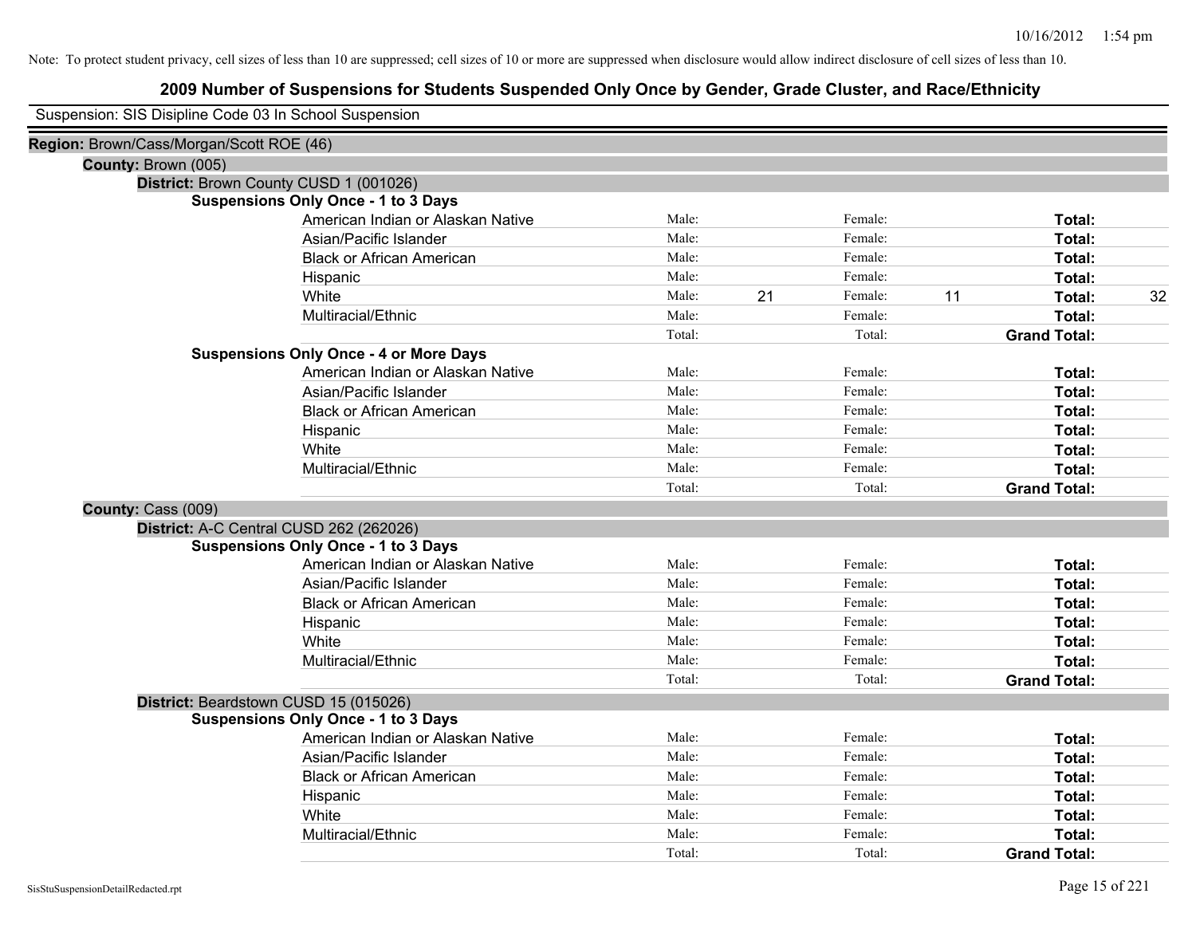Note: To protect student privacy, cell sizes of less than 10 are suppressed; cell sizes of 10 or more are suppressed when disclosure would allow indirect disclosure of cell sizes of less than 10.

# 2009 Number of Suspensions for Students Suspended Only Once by Gender, Grade Cluster, and Race/Ethnicity

Suspension: SIS Disipline Code 03 In School Suspension

**Region:** Brown/Cass/Morgan/Scott ROE (46)

**County:** Brown (005)

**District:** Brown County CUSD 1 (001026)

**Suspensions Only Once - 1 to 3 Days**

| | | | | | | |
|---|---|---|---|---|---|---|
| American Indian or Alaskan Native | Male: | | Female: | | **Total:** | |
| Asian/Pacific Islander | Male: | | Female: | | **Total:** | |
| Black or African American | Male: | | Female: | | **Total:** | |
| Hispanic | Male: | | Female: | | **Total:** | |
| White | Male: | 21 | Female: | 11 | **Total:** | 32 |
| Multiracial/Ethnic | Male: | | Female: | | **Total:** | |
| | Total: | | Total: | | **Grand Total:** | |

**Suspensions Only Once - 4 or More Days**

| | | | | | | |
|---|---|---|---|---|---|---|
| American Indian or Alaskan Native | Male: | | Female: | | **Total:** | |
| Asian/Pacific Islander | Male: | | Female: | | **Total:** | |
| Black or African American | Male: | | Female: | | **Total:** | |
| Hispanic | Male: | | Female: | | **Total:** | |
| White | Male: | | Female: | | **Total:** | |
| Multiracial/Ethnic | Male: | | Female: | | **Total:** | |
| | Total: | | Total: | | **Grand Total:** | |

**County:** Cass (009)

**District:** A-C Central CUSD 262 (262026)

**Suspensions Only Once - 1 to 3 Days**

| | | | | | | |
|---|---|---|---|---|---|---|
| American Indian or Alaskan Native | Male: | | Female: | | **Total:** | |
| Asian/Pacific Islander | Male: | | Female: | | **Total:** | |
| Black or African American | Male: | | Female: | | **Total:** | |
| Hispanic | Male: | | Female: | | **Total:** | |
| White | Male: | | Female: | | **Total:** | |
| Multiracial/Ethnic | Male: | | Female: | | **Total:** | |
| | Total: | | Total: | | **Grand Total:** | |

**District:** Beardstown CUSD 15 (015026)

**Suspensions Only Once - 1 to 3 Days**

| | | | | | | |
|---|---|---|---|---|---|---|
| American Indian or Alaskan Native | Male: | | Female: | | **Total:** | |
| Asian/Pacific Islander | Male: | | Female: | | **Total:** | |
| Black or African American | Male: | | Female: | | **Total:** | |
| Hispanic | Male: | | Female: | | **Total:** | |
| White | Male: | | Female: | | **Total:** | |
| Multiracial/Ethnic | Male: | | Female: | | **Total:** | |
| | Total: | | Total: | | **Grand Total:** | |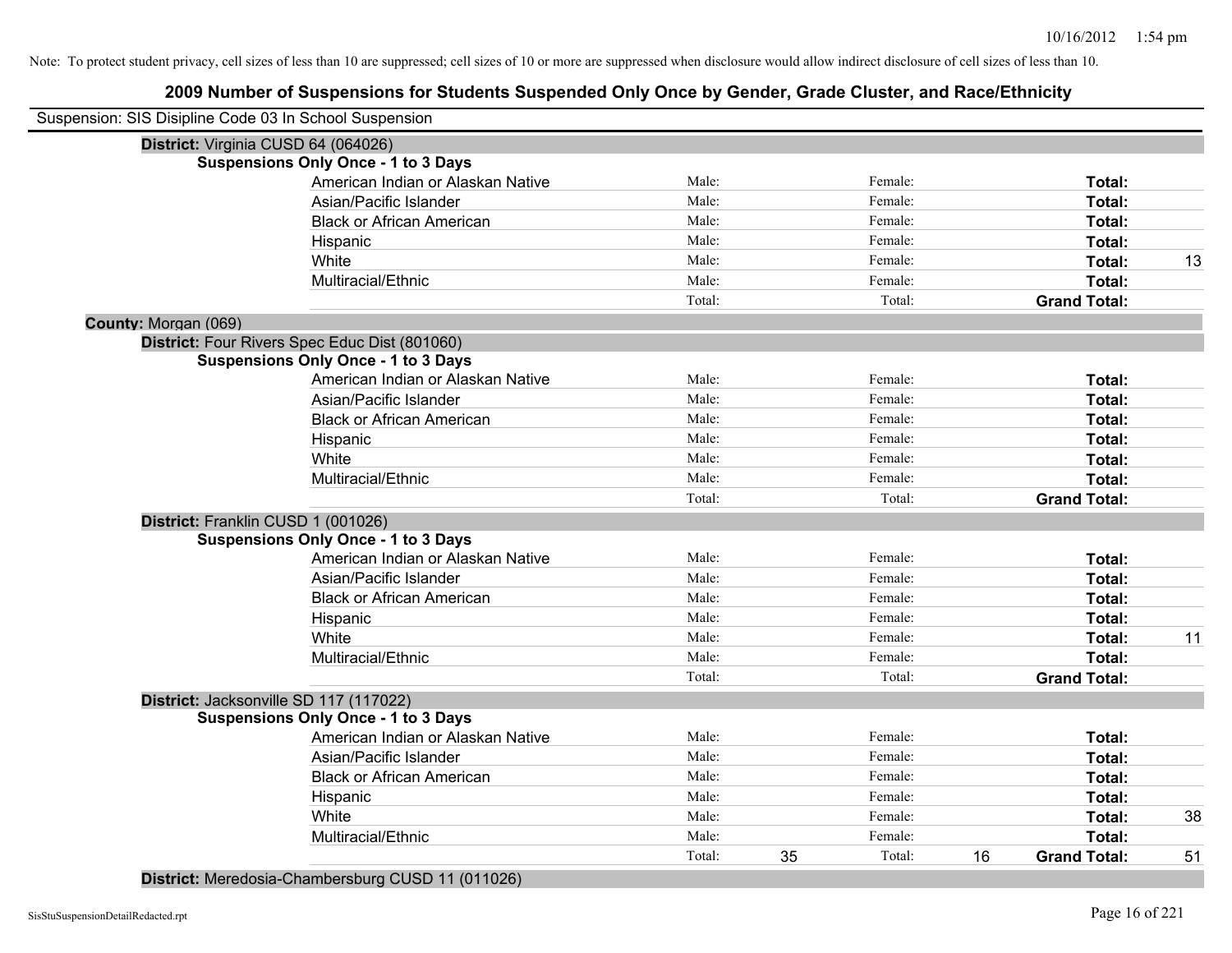Note: To protect student privacy, cell sizes of less than 10 are suppressed; cell sizes of 10 or more are suppressed when disclosure would allow indirect disclosure of cell sizes of less than 10.

# 2009 Number of Suspensions for Students Suspended Only Once by Gender, Grade Cluster, and Race/Ethnicity

Suspension: SIS Disipline Code 03 In School Suspension

**District:** Virginia CUSD 64 (064026)

**Suspensions Only Once - 1 to 3 Days**

| | | | | | | |
|---|---|---|---|---|---|---|
| American Indian or Alaskan Native | Male: | | Female: | | **Total:** | |
| Asian/Pacific Islander | Male: | | Female: | | **Total:** | |
| Black or African American | Male: | | Female: | | **Total:** | |
| Hispanic | Male: | | Female: | | **Total:** | |
| White | Male: | | Female: | | **Total:** | 13 |
| Multiracial/Ethnic | Male: | | Female: | | **Total:** | |
| | Total: | | Total: | | **Grand Total:** | |

**County:** Morgan (069)

**District:** Four Rivers Spec Educ Dist (801060)

**Suspensions Only Once - 1 to 3 Days**

| | | | | | | |
|---|---|---|---|---|---|---|
| American Indian or Alaskan Native | Male: | | Female: | | **Total:** | |
| Asian/Pacific Islander | Male: | | Female: | | **Total:** | |
| Black or African American | Male: | | Female: | | **Total:** | |
| Hispanic | Male: | | Female: | | **Total:** | |
| White | Male: | | Female: | | **Total:** | |
| Multiracial/Ethnic | Male: | | Female: | | **Total:** | |
| | Total: | | Total: | | **Grand Total:** | |

**District:** Franklin CUSD 1 (001026)

**Suspensions Only Once - 1 to 3 Days**

| | | | | | | |
|---|---|---|---|---|---|---|
| American Indian or Alaskan Native | Male: | | Female: | | **Total:** | |
| Asian/Pacific Islander | Male: | | Female: | | **Total:** | |
| Black or African American | Male: | | Female: | | **Total:** | |
| Hispanic | Male: | | Female: | | **Total:** | |
| White | Male: | | Female: | | **Total:** | 11 |
| Multiracial/Ethnic | Male: | | Female: | | **Total:** | |
| | Total: | | Total: | | **Grand Total:** | |

**District:** Jacksonville SD 117 (117022)

**Suspensions Only Once - 1 to 3 Days**

| | | | | | | |
|---|---|---|---|---|---|---|
| American Indian or Alaskan Native | Male: | | Female: | | **Total:** | |
| Asian/Pacific Islander | Male: | | Female: | | **Total:** | |
| Black or African American | Male: | | Female: | | **Total:** | |
| Hispanic | Male: | | Female: | | **Total:** | |
| White | Male: | | Female: | | **Total:** | 38 |
| Multiracial/Ethnic | Male: | | Female: | | **Total:** | |
| | Total: | 35 | Total: | 16 | **Grand Total:** | 51 |

**District:** Meredosia-Chambersburg CUSD 11 (011026)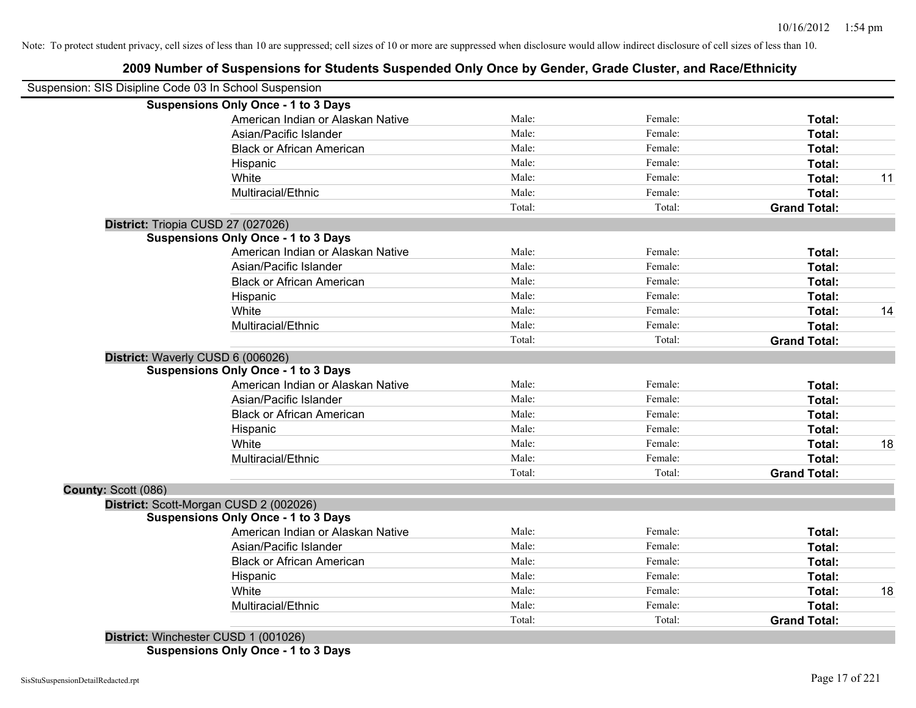Note: To protect student privacy, cell sizes of less than 10 are suppressed; cell sizes of 10 or more are suppressed when disclosure would allow indirect disclosure of cell sizes of less than 10.

# 2009 Number of Suspensions for Students Suspended Only Once by Gender, Grade Cluster, and Race/Ethnicity

Suspension: SIS Disipline Code 03 In School Suspension

**Suspensions Only Once - 1 to 3 Days**

| | | | | |
|---|---|---|---|---|
| American Indian or Alaskan Native | Male: | Female: | **Total:** | |
| Asian/Pacific Islander | Male: | Female: | **Total:** | |
| Black or African American | Male: | Female: | **Total:** | |
| Hispanic | Male: | Female: | **Total:** | |
| White | Male: | Female: | **Total:** | 11 |
| Multiracial/Ethnic | Male: | Female: | **Total:** | |
| | Total: | Total: | **Grand Total:** | |

**District:** Triopia CUSD 27 (027026)

**Suspensions Only Once - 1 to 3 Days**

| | | | | |
|---|---|---|---|---|
| American Indian or Alaskan Native | Male: | Female: | **Total:** | |
| Asian/Pacific Islander | Male: | Female: | **Total:** | |
| Black or African American | Male: | Female: | **Total:** | |
| Hispanic | Male: | Female: | **Total:** | |
| White | Male: | Female: | **Total:** | 14 |
| Multiracial/Ethnic | Male: | Female: | **Total:** | |
| | Total: | Total: | **Grand Total:** | |

**District:** Waverly CUSD 6 (006026)

**Suspensions Only Once - 1 to 3 Days**

| | | | | |
|---|---|---|---|---|
| American Indian or Alaskan Native | Male: | Female: | **Total:** | |
| Asian/Pacific Islander | Male: | Female: | **Total:** | |
| Black or African American | Male: | Female: | **Total:** | |
| Hispanic | Male: | Female: | **Total:** | |
| White | Male: | Female: | **Total:** | 18 |
| Multiracial/Ethnic | Male: | Female: | **Total:** | |
| | Total: | Total: | **Grand Total:** | |

**County:** Scott (086)

**District:** Scott-Morgan CUSD 2 (002026)

**Suspensions Only Once - 1 to 3 Days**

| | | | | |
|---|---|---|---|---|
| American Indian or Alaskan Native | Male: | Female: | **Total:** | |
| Asian/Pacific Islander | Male: | Female: | **Total:** | |
| Black or African American | Male: | Female: | **Total:** | |
| Hispanic | Male: | Female: | **Total:** | |
| White | Male: | Female: | **Total:** | 18 |
| Multiracial/Ethnic | Male: | Female: | **Total:** | |
| | Total: | Total: | **Grand Total:** | |

**District:** Winchester CUSD 1 (001026)

**Suspensions Only Once - 1 to 3 Days**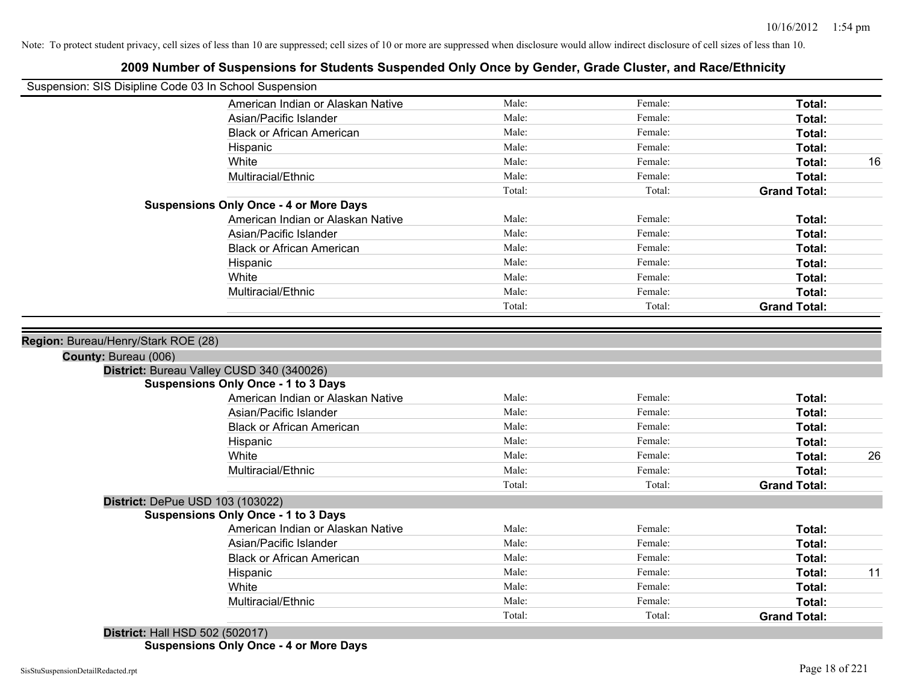Note: To protect student privacy, cell sizes of less than 10 are suppressed; cell sizes of 10 or more are suppressed when disclosure would allow indirect disclosure of cell sizes of less than 10.

# 2009 Number of Suspensions for Students Suspended Only Once by Gender, Grade Cluster, and Race/Ethnicity

Suspension: SIS Disipline Code 03 In School Suspension

| | Male | Female | Total |
|---|---|---|---|
| American Indian or Alaskan Native | Male: | Female: | Total: |
| Asian/Pacific Islander | Male: | Female: | Total: |
| Black or African American | Male: | Female: | Total: |
| Hispanic | Male: | Female: | Total: |
| White | Male: | Female: | Total: 16 |
| Multiracial/Ethnic | Male: | Female: | Total: |
| | Total: | Total: | Grand Total: |

**Suspensions Only Once - 4 or More Days**

| | Male | Female | Total |
|---|---|---|---|
| American Indian or Alaskan Native | Male: | Female: | Total: |
| Asian/Pacific Islander | Male: | Female: | Total: |
| Black or African American | Male: | Female: | Total: |
| Hispanic | Male: | Female: | Total: |
| White | Male: | Female: | Total: |
| Multiracial/Ethnic | Male: | Female: | Total: |
| | Total: | Total: | Grand Total: |

**Region:** Bureau/Henry/Stark ROE (28)

**County:** Bureau (006)

**District:** Bureau Valley CUSD 340 (340026)

**Suspensions Only Once - 1 to 3 Days**

| | Male | Female | Total |
|---|---|---|---|
| American Indian or Alaskan Native | Male: | Female: | Total: |
| Asian/Pacific Islander | Male: | Female: | Total: |
| Black or African American | Male: | Female: | Total: |
| Hispanic | Male: | Female: | Total: |
| White | Male: | Female: | Total: 26 |
| Multiracial/Ethnic | Male: | Female: | Total: |
| | Total: | Total: | Grand Total: |

**District:** DePue USD 103 (103022)

**Suspensions Only Once - 1 to 3 Days**

| | Male | Female | Total |
|---|---|---|---|
| American Indian or Alaskan Native | Male: | Female: | Total: |
| Asian/Pacific Islander | Male: | Female: | Total: |
| Black or African American | Male: | Female: | Total: |
| Hispanic | Male: | Female: | Total: 11 |
| White | Male: | Female: | Total: |
| Multiracial/Ethnic | Male: | Female: | Total: |
| | Total: | Total: | Grand Total: |

**District:** Hall HSD 502 (502017)

**Suspensions Only Once - 4 or More Days**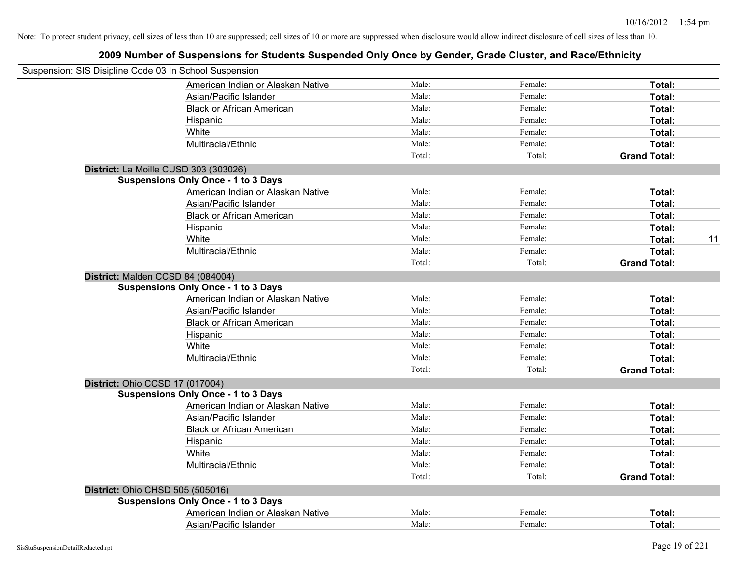Note: To protect student privacy, cell sizes of less than 10 are suppressed; cell sizes of 10 or more are suppressed when disclosure would allow indirect disclosure of cell sizes of less than 10.

# 2009 Number of Suspensions for Students Suspended Only Once by Gender, Grade Cluster, and Race/Ethnicity

Suspension: SIS Disipline Code 03 In School Suspension

| | | | | | | |
|---|---|---|---|---|---|---|
| | American Indian or Alaskan Native | Male: | Female: | **Total:** | |
| | Asian/Pacific Islander | Male: | Female: | **Total:** | |
| | Black or African American | Male: | Female: | **Total:** | |
| | Hispanic | Male: | Female: | **Total:** | |
| | White | Male: | Female: | **Total:** | |
| | Multiracial/Ethnic | Male: | Female: | **Total:** | |
| | | Total: | Total: | **Grand Total:** | |
| **District:** La Moille CUSD 303 (303026) | | | | | |
| **Suspensions Only Once - 1 to 3 Days** | | | | | |
| | American Indian or Alaskan Native | Male: | Female: | **Total:** | |
| | Asian/Pacific Islander | Male: | Female: | **Total:** | |
| | Black or African American | Male: | Female: | **Total:** | |
| | Hispanic | Male: | Female: | **Total:** | |
| | White | Male: | Female: | **Total:** | 11 |
| | Multiracial/Ethnic | Male: | Female: | **Total:** | |
| | | Total: | Total: | **Grand Total:** | |
| **District:** Malden CCSD 84 (084004) | | | | | |
| **Suspensions Only Once - 1 to 3 Days** | | | | | |
| | American Indian or Alaskan Native | Male: | Female: | **Total:** | |
| | Asian/Pacific Islander | Male: | Female: | **Total:** | |
| | Black or African American | Male: | Female: | **Total:** | |
| | Hispanic | Male: | Female: | **Total:** | |
| | White | Male: | Female: | **Total:** | |
| | Multiracial/Ethnic | Male: | Female: | **Total:** | |
| | | Total: | Total: | **Grand Total:** | |
| **District:** Ohio CCSD 17 (017004) | | | | | |
| **Suspensions Only Once - 1 to 3 Days** | | | | | |
| | American Indian or Alaskan Native | Male: | Female: | **Total:** | |
| | Asian/Pacific Islander | Male: | Female: | **Total:** | |
| | Black or African American | Male: | Female: | **Total:** | |
| | Hispanic | Male: | Female: | **Total:** | |
| | White | Male: | Female: | **Total:** | |
| | Multiracial/Ethnic | Male: | Female: | **Total:** | |
| | | Total: | Total: | **Grand Total:** | |
| **District:** Ohio CHSD 505 (505016) | | | | | |
| **Suspensions Only Once - 1 to 3 Days** | | | | | |
| | American Indian or Alaskan Native | Male: | Female: | **Total:** | |
| | Asian/Pacific Islander | Male: | Female: | **Total:** | |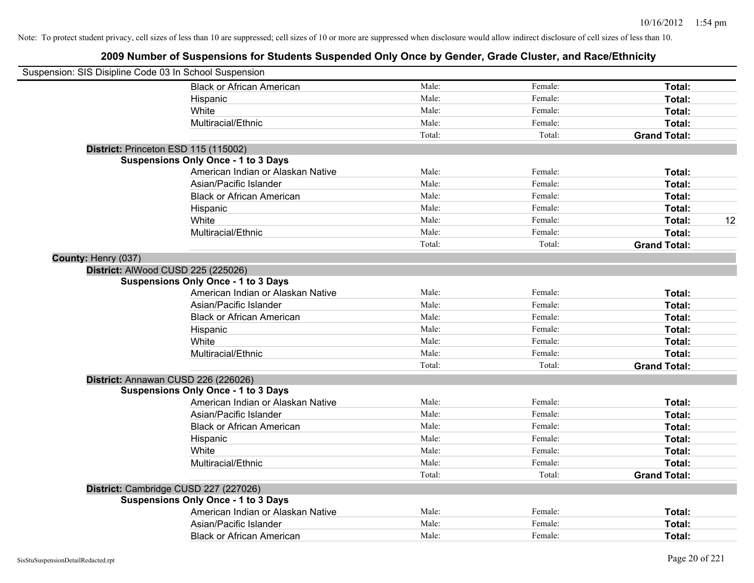Note: To protect student privacy, cell sizes of less than 10 are suppressed; cell sizes of 10 or more are suppressed when disclosure would allow indirect disclosure of cell sizes of less than 10.

# 2009 Number of Suspensions for Students Suspended Only Once by Gender, Grade Cluster, and Race/Ethnicity

Suspension: SIS Disipline Code 03 In School Suspension

| | Male: | Female: | Total: | |
|---|---|---|---|---|
| Black or African American | Male: | Female: | **Total:** | |
| Hispanic | Male: | Female: | **Total:** | |
| White | Male: | Female: | **Total:** | |
| Multiracial/Ethnic | Male: | Female: | **Total:** | |
| | Total: | Total: | **Grand Total:** | |

**District:** Princeton ESD 115 (115002)

**Suspensions Only Once - 1 to 3 Days**

| | | | | |
|---|---|---|---|---|
| American Indian or Alaskan Native | Male: | Female: | **Total:** | |
| Asian/Pacific Islander | Male: | Female: | **Total:** | |
| Black or African American | Male: | Female: | **Total:** | |
| Hispanic | Male: | Female: | **Total:** | |
| White | Male: | Female: | **Total:** | 12 |
| Multiracial/Ethnic | Male: | Female: | **Total:** | |
| | Total: | Total: | **Grand Total:** | |

**County:** Henry (037)

**District:** AlWood CUSD 225 (225026)

**Suspensions Only Once - 1 to 3 Days**

| | | | | |
|---|---|---|---|---|
| American Indian or Alaskan Native | Male: | Female: | **Total:** | |
| Asian/Pacific Islander | Male: | Female: | **Total:** | |
| Black or African American | Male: | Female: | **Total:** | |
| Hispanic | Male: | Female: | **Total:** | |
| White | Male: | Female: | **Total:** | |
| Multiracial/Ethnic | Male: | Female: | **Total:** | |
| | Total: | Total: | **Grand Total:** | |

**District:** Annawan CUSD 226 (226026)

**Suspensions Only Once - 1 to 3 Days**

| | | | | |
|---|---|---|---|---|
| American Indian or Alaskan Native | Male: | Female: | **Total:** | |
| Asian/Pacific Islander | Male: | Female: | **Total:** | |
| Black or African American | Male: | Female: | **Total:** | |
| Hispanic | Male: | Female: | **Total:** | |
| White | Male: | Female: | **Total:** | |
| Multiracial/Ethnic | Male: | Female: | **Total:** | |
| | Total: | Total: | **Grand Total:** | |

**District:** Cambridge CUSD 227 (227026)

**Suspensions Only Once - 1 to 3 Days**

| | | | | |
|---|---|---|---|---|
| American Indian or Alaskan Native | Male: | Female: | **Total:** | |
| Asian/Pacific Islander | Male: | Female: | **Total:** | |
| Black or African American | Male: | Female: | **Total:** | |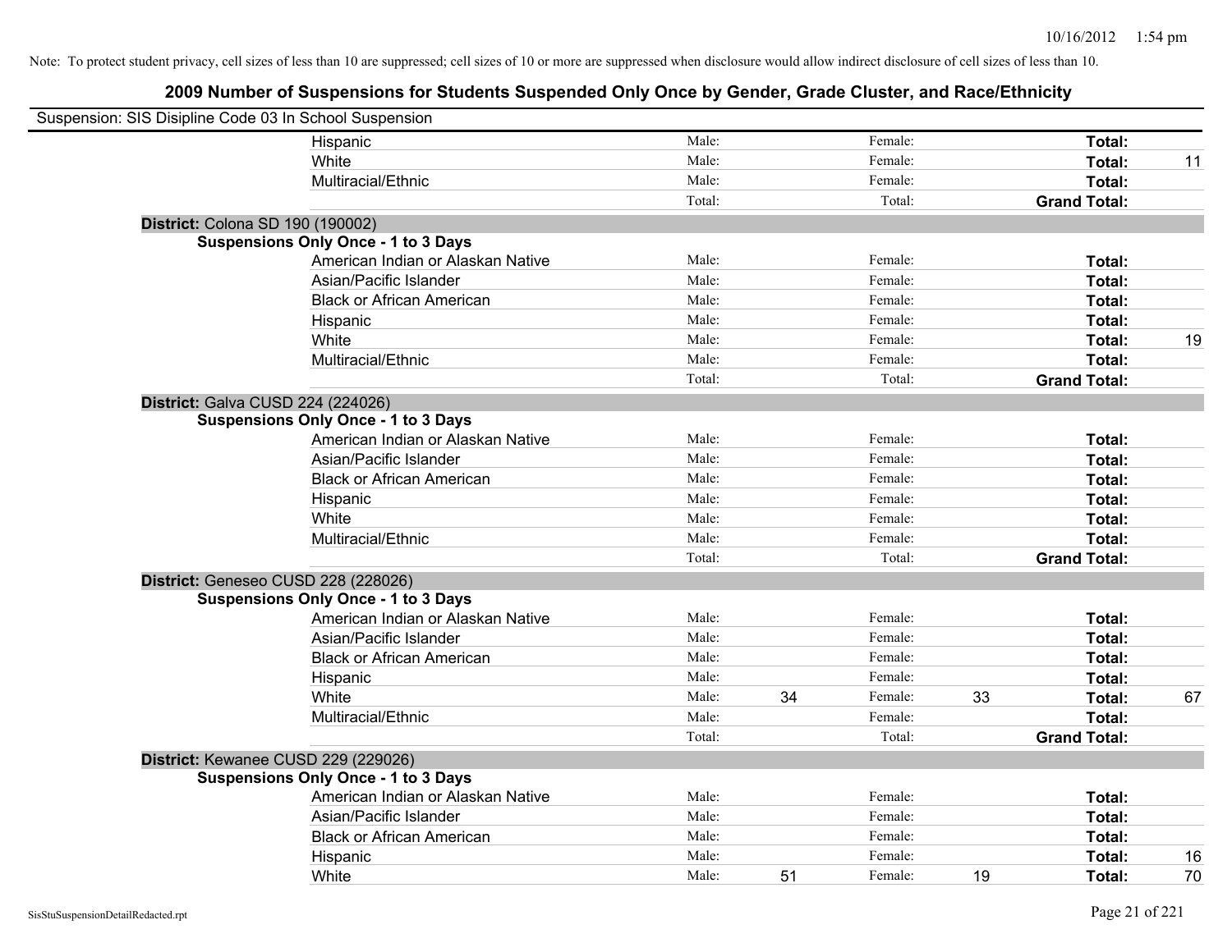Note: To protect student privacy, cell sizes of less than 10 are suppressed; cell sizes of 10 or more are suppressed when disclosure would allow indirect disclosure of cell sizes of less than 10.

# 2009 Number of Suspensions for Students Suspended Only Once by Gender, Grade Cluster, and Race/Ethnicity

Suspension: SIS Disipline Code 03 In School Suspension

| | | | | | | |
|---|---|---|---|---|---|---|
| Hispanic | Male: | | Female: | | **Total:** | |
| White | Male: | | Female: | | **Total:** | 11 |
| Multiracial/Ethnic | Male: | | Female: | | **Total:** | |
| | Total: | | Total: | | **Grand Total:** | |

**District:** Colona SD 190 (190002)

**Suspensions Only Once - 1 to 3 Days**

| | | | | | | |
|---|---|---|---|---|---|---|
| American Indian or Alaskan Native | Male: | | Female: | | **Total:** | |
| Asian/Pacific Islander | Male: | | Female: | | **Total:** | |
| Black or African American | Male: | | Female: | | **Total:** | |
| Hispanic | Male: | | Female: | | **Total:** | |
| White | Male: | | Female: | | **Total:** | 19 |
| Multiracial/Ethnic | Male: | | Female: | | **Total:** | |
| | Total: | | Total: | | **Grand Total:** | |

**District:** Galva CUSD 224 (224026)

**Suspensions Only Once - 1 to 3 Days**

| | | | | | | |
|---|---|---|---|---|---|---|
| American Indian or Alaskan Native | Male: | | Female: | | **Total:** | |
| Asian/Pacific Islander | Male: | | Female: | | **Total:** | |
| Black or African American | Male: | | Female: | | **Total:** | |
| Hispanic | Male: | | Female: | | **Total:** | |
| White | Male: | | Female: | | **Total:** | |
| Multiracial/Ethnic | Male: | | Female: | | **Total:** | |
| | Total: | | Total: | | **Grand Total:** | |

**District:** Geneseo CUSD 228 (228026)

**Suspensions Only Once - 1 to 3 Days**

| | | | | | | |
|---|---|---|---|---|---|---|
| American Indian or Alaskan Native | Male: | | Female: | | **Total:** | |
| Asian/Pacific Islander | Male: | | Female: | | **Total:** | |
| Black or African American | Male: | | Female: | | **Total:** | |
| Hispanic | Male: | | Female: | | **Total:** | |
| White | Male: | 34 | Female: | 33 | **Total:** | 67 |
| Multiracial/Ethnic | Male: | | Female: | | **Total:** | |
| | Total: | | Total: | | **Grand Total:** | |

**District:** Kewanee CUSD 229 (229026)

**Suspensions Only Once - 1 to 3 Days**

| | | | | | | |
|---|---|---|---|---|---|---|
| American Indian or Alaskan Native | Male: | | Female: | | **Total:** | |
| Asian/Pacific Islander | Male: | | Female: | | **Total:** | |
| Black or African American | Male: | | Female: | | **Total:** | |
| Hispanic | Male: | | Female: | | **Total:** | 16 |
| White | Male: | 51 | Female: | 19 | **Total:** | 70 |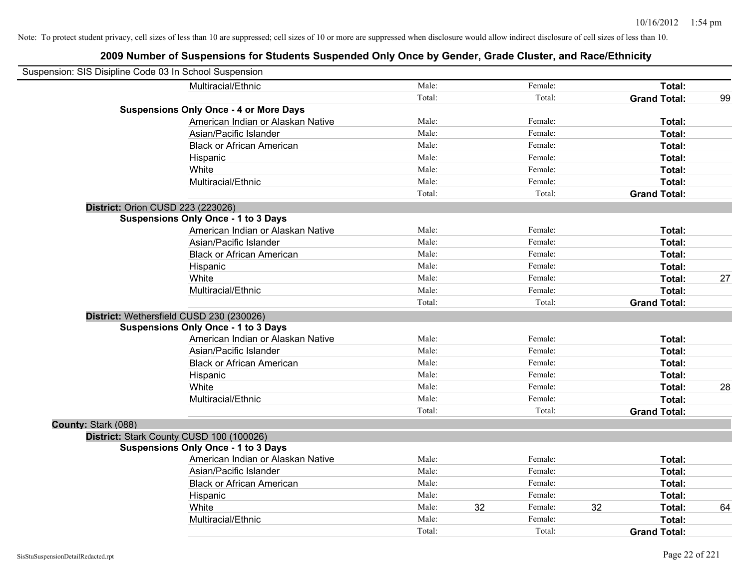Note: To protect student privacy, cell sizes of less than 10 are suppressed; cell sizes of 10 or more are suppressed when disclosure would allow indirect disclosure of cell sizes of less than 10.

# 2009 Number of Suspensions for Students Suspended Only Once by Gender, Grade Cluster, and Race/Ethnicity

Suspension: SIS Disipline Code 03 In School Suspension

| | | | | | | | | |
|---|---|---|---|---|---|---|---|---|
| | Multiracial/Ethnic | Male: | | Female: | | **Total:** | | |
| | | Total: | | Total: | | **Grand Total:** | 99 | |
| **Suspensions Only Once - 4 or More Days** | | | | | | | | |
| | American Indian or Alaskan Native | Male: | | Female: | | **Total:** | | |
| | Asian/Pacific Islander | Male: | | Female: | | **Total:** | | |
| | Black or African American | Male: | | Female: | | **Total:** | | |
| | Hispanic | Male: | | Female: | | **Total:** | | |
| | White | Male: | | Female: | | **Total:** | | |
| | Multiracial/Ethnic | Male: | | Female: | | **Total:** | | |
| | | Total: | | Total: | | **Grand Total:** | | |
| **District:** Orion CUSD 223 (223026) | | | | | | | | |
| **Suspensions Only Once - 1 to 3 Days** | | | | | | | | |
| | American Indian or Alaskan Native | Male: | | Female: | | **Total:** | | |
| | Asian/Pacific Islander | Male: | | Female: | | **Total:** | | |
| | Black or African American | Male: | | Female: | | **Total:** | | |
| | Hispanic | Male: | | Female: | | **Total:** | | |
| | White | Male: | | Female: | | **Total:** | 27 | |
| | Multiracial/Ethnic | Male: | | Female: | | **Total:** | | |
| | | Total: | | Total: | | **Grand Total:** | | |
| **District:** Wethersfield CUSD 230 (230026) | | | | | | | | |
| **Suspensions Only Once - 1 to 3 Days** | | | | | | | | |
| | American Indian or Alaskan Native | Male: | | Female: | | **Total:** | | |
| | Asian/Pacific Islander | Male: | | Female: | | **Total:** | | |
| | Black or African American | Male: | | Female: | | **Total:** | | |
| | Hispanic | Male: | | Female: | | **Total:** | | |
| | White | Male: | | Female: | | **Total:** | 28 | |
| | Multiracial/Ethnic | Male: | | Female: | | **Total:** | | |
| | | Total: | | Total: | | **Grand Total:** | | |
| **County:** Stark (088) | | | | | | | | |
| **District:** Stark County CUSD 100 (100026) | | | | | | | | |
| **Suspensions Only Once - 1 to 3 Days** | | | | | | | | |
| | American Indian or Alaskan Native | Male: | | Female: | | **Total:** | | |
| | Asian/Pacific Islander | Male: | | Female: | | **Total:** | | |
| | Black or African American | Male: | | Female: | | **Total:** | | |
| | Hispanic | Male: | | Female: | | **Total:** | | |
| | White | Male: | 32 | Female: | 32 | **Total:** | 64 | |
| | Multiracial/Ethnic | Male: | | Female: | | **Total:** | | |
| | | Total: | | Total: | | **Grand Total:** | | |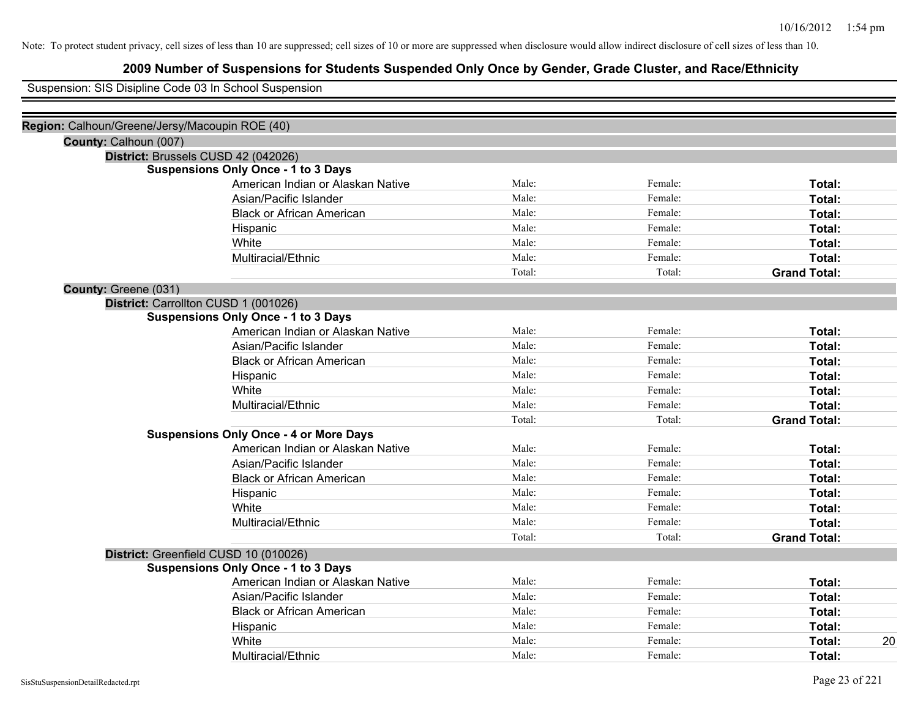Note: To protect student privacy, cell sizes of less than 10 are suppressed; cell sizes of 10 or more are suppressed when disclosure would allow indirect disclosure of cell sizes of less than 10.

# 2009 Number of Suspensions for Students Suspended Only Once by Gender, Grade Cluster, and Race/Ethnicity

Suspension: SIS Disipline Code 03 In School Suspension

**Region:** Calhoun/Greene/Jersy/Macoupin ROE (40)

**County:** Calhoun (007)

**District:** Brussels CUSD 42 (042026)

**Suspensions Only Once - 1 to 3 Days**

| | | | | |
|---|---|---|---|---|
| American Indian or Alaskan Native | Male: | Female: | **Total:** | |
| Asian/Pacific Islander | Male: | Female: | **Total:** | |
| Black or African American | Male: | Female: | **Total:** | |
| Hispanic | Male: | Female: | **Total:** | |
| White | Male: | Female: | **Total:** | |
| Multiracial/Ethnic | Male: | Female: | **Total:** | |
| | Total: | Total: | **Grand Total:** | |

**County:** Greene (031)

**District:** Carrollton CUSD 1 (001026)

**Suspensions Only Once - 1 to 3 Days**

| | | | | |
|---|---|---|---|---|
| American Indian or Alaskan Native | Male: | Female: | **Total:** | |
| Asian/Pacific Islander | Male: | Female: | **Total:** | |
| Black or African American | Male: | Female: | **Total:** | |
| Hispanic | Male: | Female: | **Total:** | |
| White | Male: | Female: | **Total:** | |
| Multiracial/Ethnic | Male: | Female: | **Total:** | |
| | Total: | Total: | **Grand Total:** | |

**Suspensions Only Once - 4 or More Days**

| | | | | |
|---|---|---|---|---|
| American Indian or Alaskan Native | Male: | Female: | **Total:** | |
| Asian/Pacific Islander | Male: | Female: | **Total:** | |
| Black or African American | Male: | Female: | **Total:** | |
| Hispanic | Male: | Female: | **Total:** | |
| White | Male: | Female: | **Total:** | |
| Multiracial/Ethnic | Male: | Female: | **Total:** | |
| | Total: | Total: | **Grand Total:** | |

**District:** Greenfield CUSD 10 (010026)

**Suspensions Only Once - 1 to 3 Days**

| | | | | |
|---|---|---|---|---|
| American Indian or Alaskan Native | Male: | Female: | **Total:** | |
| Asian/Pacific Islander | Male: | Female: | **Total:** | |
| Black or African American | Male: | Female: | **Total:** | |
| Hispanic | Male: | Female: | **Total:** | |
| White | Male: | Female: | **Total:** | 20 |
| Multiracial/Ethnic | Male: | Female: | **Total:** | |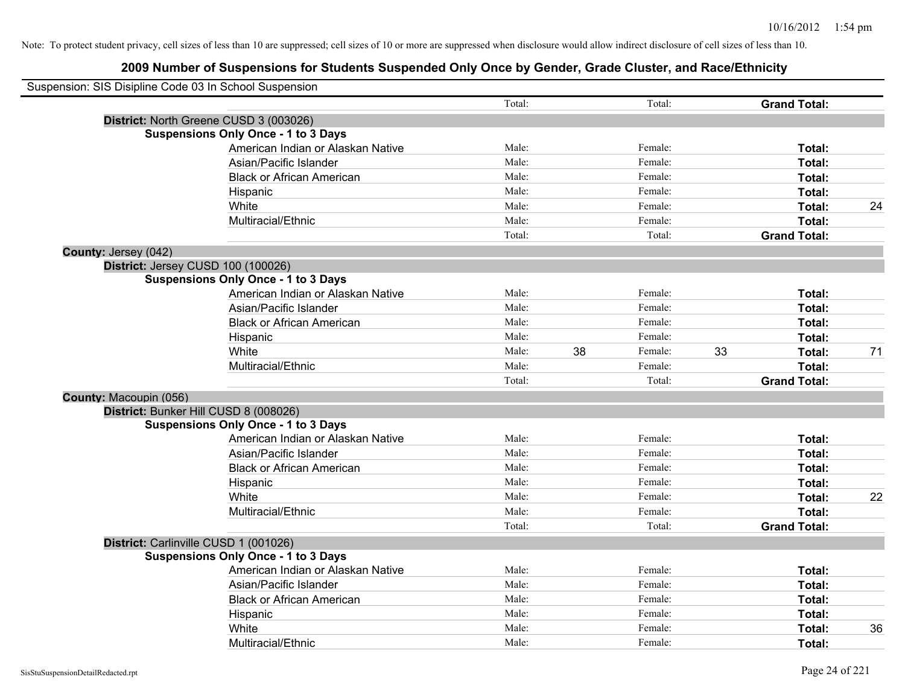Note: To protect student privacy, cell sizes of less than 10 are suppressed; cell sizes of 10 or more are suppressed when disclosure would allow indirect disclosure of cell sizes of less than 10.

## 2009 Number of Suspensions for Students Suspended Only Once by Gender, Grade Cluster, and Race/Ethnicity

Suspension: SIS Disipline Code 03 In School Suspension

| | | | | | | |
|---|---|---|---|---|---|---|
| | Total: | | Total: | | **Grand Total:** | |
| **District:** North Greene CUSD 3 (003026) | | | | | | |
| **Suspensions Only Once - 1 to 3 Days** | | | | | | |
| American Indian or Alaskan Native | Male: | | Female: | | **Total:** | |
| Asian/Pacific Islander | Male: | | Female: | | **Total:** | |
| Black or African American | Male: | | Female: | | **Total:** | |
| Hispanic | Male: | | Female: | | **Total:** | |
| White | Male: | | Female: | | **Total:** | 24 |
| Multiracial/Ethnic | Male: | | Female: | | **Total:** | |
| | Total: | | Total: | | **Grand Total:** | |
| **County:** Jersey (042) | | | | | | |
| **District:** Jersey CUSD 100 (100026) | | | | | | |
| **Suspensions Only Once - 1 to 3 Days** | | | | | | |
| American Indian or Alaskan Native | Male: | | Female: | | **Total:** | |
| Asian/Pacific Islander | Male: | | Female: | | **Total:** | |
| Black or African American | Male: | | Female: | | **Total:** | |
| Hispanic | Male: | | Female: | | **Total:** | |
| White | Male: | 38 | Female: | 33 | **Total:** | 71 |
| Multiracial/Ethnic | Male: | | Female: | | **Total:** | |
| | Total: | | Total: | | **Grand Total:** | |
| **County:** Macoupin (056) | | | | | | |
| **District:** Bunker Hill CUSD 8 (008026) | | | | | | |
| **Suspensions Only Once - 1 to 3 Days** | | | | | | |
| American Indian or Alaskan Native | Male: | | Female: | | **Total:** | |
| Asian/Pacific Islander | Male: | | Female: | | **Total:** | |
| Black or African American | Male: | | Female: | | **Total:** | |
| Hispanic | Male: | | Female: | | **Total:** | |
| White | Male: | | Female: | | **Total:** | 22 |
| Multiracial/Ethnic | Male: | | Female: | | **Total:** | |
| | Total: | | Total: | | **Grand Total:** | |
| **District:** Carlinville CUSD 1 (001026) | | | | | | |
| **Suspensions Only Once - 1 to 3 Days** | | | | | | |
| American Indian or Alaskan Native | Male: | | Female: | | **Total:** | |
| Asian/Pacific Islander | Male: | | Female: | | **Total:** | |
| Black or African American | Male: | | Female: | | **Total:** | |
| Hispanic | Male: | | Female: | | **Total:** | |
| White | Male: | | Female: | | **Total:** | 36 |
| Multiracial/Ethnic | Male: | | Female: | | **Total:** | |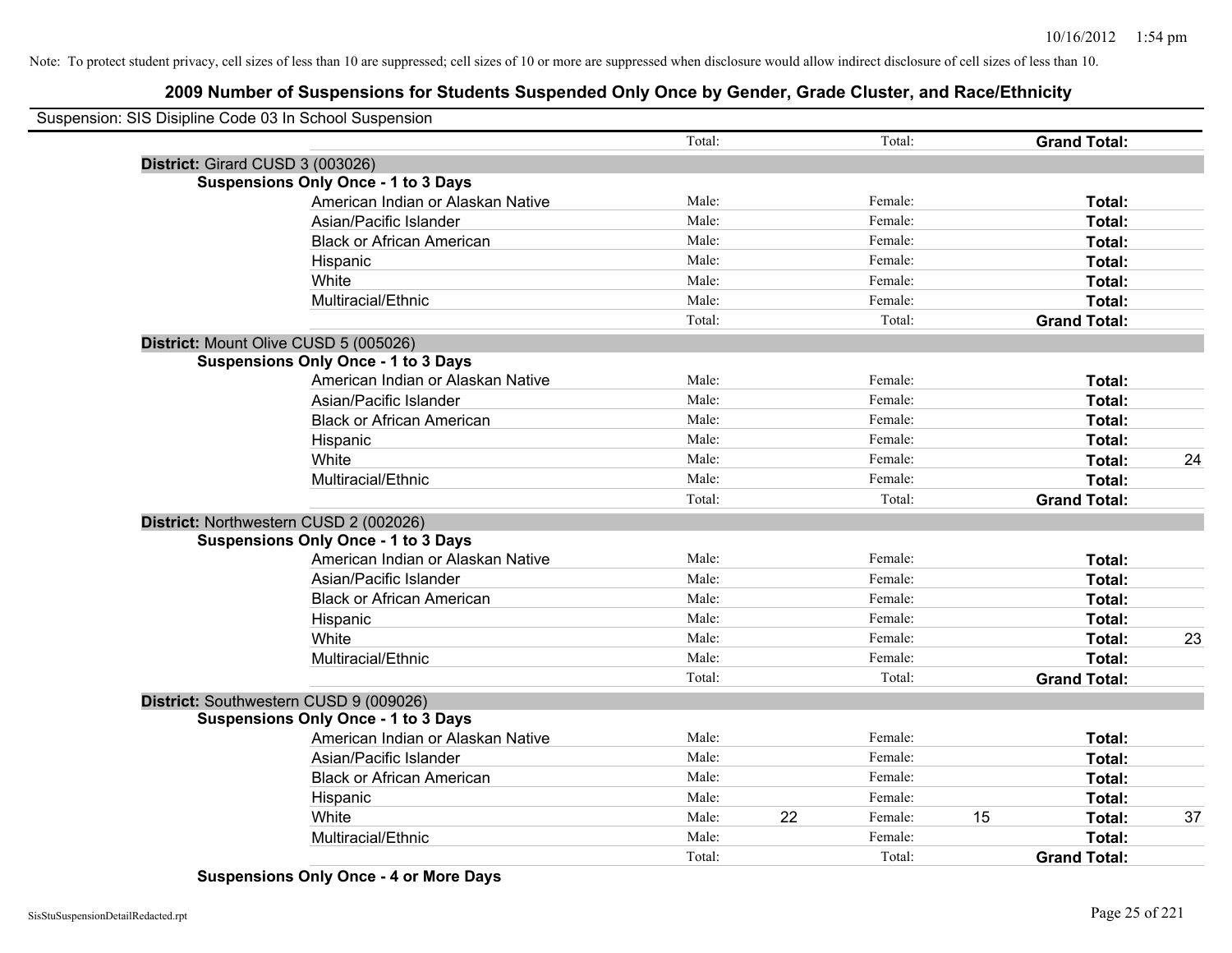Note: To protect student privacy, cell sizes of less than 10 are suppressed; cell sizes of 10 or more are suppressed when disclosure would allow indirect disclosure of cell sizes of less than 10.

# 2009 Number of Suspensions for Students Suspended Only Once by Gender, Grade Cluster, and Race/Ethnicity

Suspension: SIS Disipline Code 03 In School Suspension

| | | | | | | |
|---|---|---|---|---|---|---|
| | Total: | | Total: | | **Grand Total:** | |

**District:** Girard CUSD 3 (003026)

**Suspensions Only Once - 1 to 3 Days**

| | | | | | | |
|---|---|---|---|---|---|---|
| American Indian or Alaskan Native | Male: | | Female: | | **Total:** | |
| Asian/Pacific Islander | Male: | | Female: | | **Total:** | |
| Black or African American | Male: | | Female: | | **Total:** | |
| Hispanic | Male: | | Female: | | **Total:** | |
| White | Male: | | Female: | | **Total:** | |
| Multiracial/Ethnic | Male: | | Female: | | **Total:** | |
| | Total: | | Total: | | **Grand Total:** | |

**District:** Mount Olive CUSD 5 (005026)

**Suspensions Only Once - 1 to 3 Days**

| | | | | | | |
|---|---|---|---|---|---|---|
| American Indian or Alaskan Native | Male: | | Female: | | **Total:** | |
| Asian/Pacific Islander | Male: | | Female: | | **Total:** | |
| Black or African American | Male: | | Female: | | **Total:** | |
| Hispanic | Male: | | Female: | | **Total:** | |
| White | Male: | | Female: | | **Total:** | 24 |
| Multiracial/Ethnic | Male: | | Female: | | **Total:** | |
| | Total: | | Total: | | **Grand Total:** | |

**District:** Northwestern CUSD 2 (002026)

**Suspensions Only Once - 1 to 3 Days**

| | | | | | | |
|---|---|---|---|---|---|---|
| American Indian or Alaskan Native | Male: | | Female: | | **Total:** | |
| Asian/Pacific Islander | Male: | | Female: | | **Total:** | |
| Black or African American | Male: | | Female: | | **Total:** | |
| Hispanic | Male: | | Female: | | **Total:** | |
| White | Male: | | Female: | | **Total:** | 23 |
| Multiracial/Ethnic | Male: | | Female: | | **Total:** | |
| | Total: | | Total: | | **Grand Total:** | |

**District:** Southwestern CUSD 9 (009026)

**Suspensions Only Once - 1 to 3 Days**

| | | | | | | |
|---|---|---|---|---|---|---|
| American Indian or Alaskan Native | Male: | | Female: | | **Total:** | |
| Asian/Pacific Islander | Male: | | Female: | | **Total:** | |
| Black or African American | Male: | | Female: | | **Total:** | |
| Hispanic | Male: | | Female: | | **Total:** | |
| White | Male: | 22 | Female: | 15 | **Total:** | 37 |
| Multiracial/Ethnic | Male: | | Female: | | **Total:** | |
| | Total: | | Total: | | **Grand Total:** | |

**Suspensions Only Once - 4 or More Days**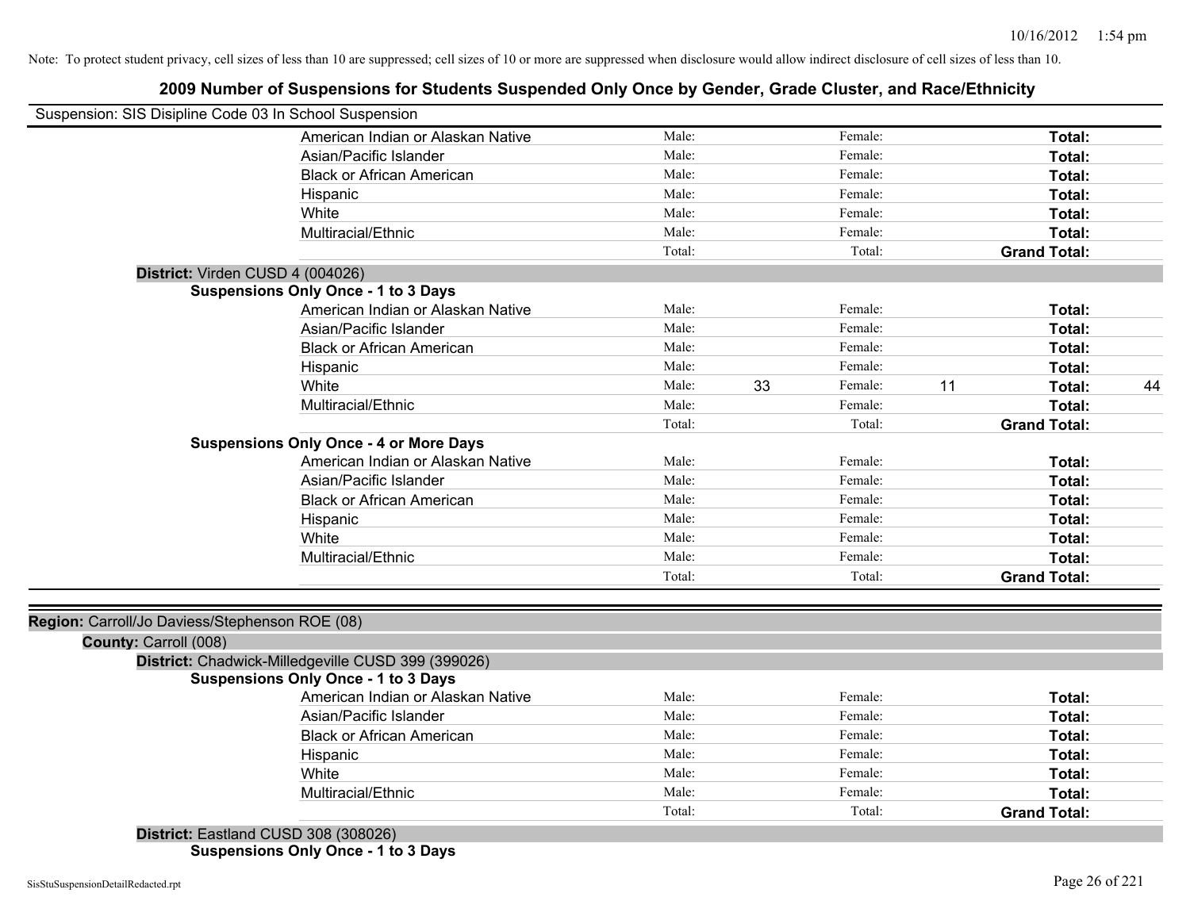Note: To protect student privacy, cell sizes of less than 10 are suppressed; cell sizes of 10 or more are suppressed when disclosure would allow indirect disclosure of cell sizes of less than 10.

# 2009 Number of Suspensions for Students Suspended Only Once by Gender, Grade Cluster, and Race/Ethnicity

Suspension: SIS Disipline Code 03 In School Suspension

| | | | | | | |
|---|---|---|---|---|---|---|
| American Indian or Alaskan Native | Male: | | Female: | | **Total:** | |
| Asian/Pacific Islander | Male: | | Female: | | **Total:** | |
| Black or African American | Male: | | Female: | | **Total:** | |
| Hispanic | Male: | | Female: | | **Total:** | |
| White | Male: | | Female: | | **Total:** | |
| Multiracial/Ethnic | Male: | | Female: | | **Total:** | |
| | Total: | | Total: | | **Grand Total:** | |

**District:** Virden CUSD 4 (004026)

**Suspensions Only Once - 1 to 3 Days**

| | | | | | | |
|---|---|---|---|---|---|---|
| American Indian or Alaskan Native | Male: | | Female: | | **Total:** | |
| Asian/Pacific Islander | Male: | | Female: | | **Total:** | |
| Black or African American | Male: | | Female: | | **Total:** | |
| Hispanic | Male: | | Female: | | **Total:** | |
| White | Male: | 33 | Female: | 11 | **Total:** | 44 |
| Multiracial/Ethnic | Male: | | Female: | | **Total:** | |
| | Total: | | Total: | | **Grand Total:** | |

**Suspensions Only Once - 4 or More Days**

| | | | | | | |
|---|---|---|---|---|---|---|
| American Indian or Alaskan Native | Male: | | Female: | | **Total:** | |
| Asian/Pacific Islander | Male: | | Female: | | **Total:** | |
| Black or African American | Male: | | Female: | | **Total:** | |
| Hispanic | Male: | | Female: | | **Total:** | |
| White | Male: | | Female: | | **Total:** | |
| Multiracial/Ethnic | Male: | | Female: | | **Total:** | |
| | Total: | | Total: | | **Grand Total:** | |

**Region:** Carroll/Jo Daviess/Stephenson ROE (08)

**County:** Carroll (008)

**District:** Chadwick-Milledgeville CUSD 399 (399026)

**Suspensions Only Once - 1 to 3 Days**

| | | | | | | |
|---|---|---|---|---|---|---|
| American Indian or Alaskan Native | Male: | | Female: | | **Total:** | |
| Asian/Pacific Islander | Male: | | Female: | | **Total:** | |
| Black or African American | Male: | | Female: | | **Total:** | |
| Hispanic | Male: | | Female: | | **Total:** | |
| White | Male: | | Female: | | **Total:** | |
| Multiracial/Ethnic | Male: | | Female: | | **Total:** | |
| | Total: | | Total: | | **Grand Total:** | |

**District:** Eastland CUSD 308 (308026)

**Suspensions Only Once - 1 to 3 Days**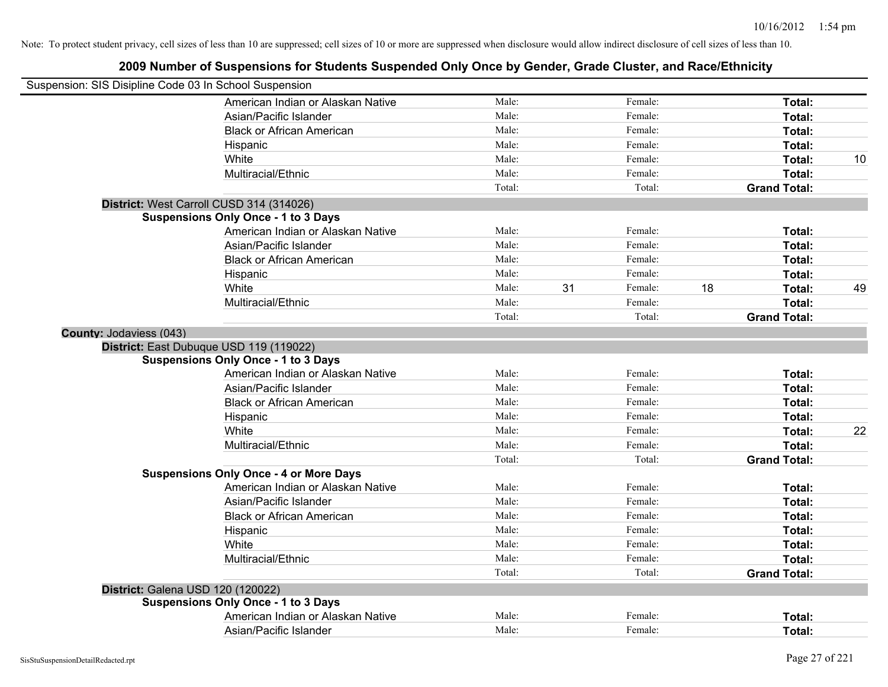Note: To protect student privacy, cell sizes of less than 10 are suppressed; cell sizes of 10 or more are suppressed when disclosure would allow indirect disclosure of cell sizes of less than 10.

## 2009 Number of Suspensions for Students Suspended Only Once by Gender, Grade Cluster, and Race/Ethnicity

Suspension: SIS Disipline Code 03 In School Suspension

| | | | | | | | |
|---|---|---|---|---|---|---|---|
| | American Indian or Alaskan Native | Male: | | Female: | | **Total:** | |
| | Asian/Pacific Islander | Male: | | Female: | | **Total:** | |
| | Black or African American | Male: | | Female: | | **Total:** | |
| | Hispanic | Male: | | Female: | | **Total:** | |
| | White | Male: | | Female: | | **Total:** | 10 |
| | Multiracial/Ethnic | Male: | | Female: | | **Total:** | |
| | | Total: | | Total: | | **Grand Total:** | |
| **District:** West Carroll CUSD 314 (314026) | | | | | | | |
| **Suspensions Only Once - 1 to 3 Days** | | | | | | | |
| | American Indian or Alaskan Native | Male: | | Female: | | **Total:** | |
| | Asian/Pacific Islander | Male: | | Female: | | **Total:** | |
| | Black or African American | Male: | | Female: | | **Total:** | |
| | Hispanic | Male: | | Female: | | **Total:** | |
| | White | Male: | 31 | Female: | 18 | **Total:** | 49 |
| | Multiracial/Ethnic | Male: | | Female: | | **Total:** | |
| | | Total: | | Total: | | **Grand Total:** | |
| **County:** Jodaviess (043) | | | | | | | |
| **District:** East Dubuque USD 119 (119022) | | | | | | | |
| **Suspensions Only Once - 1 to 3 Days** | | | | | | | |
| | American Indian or Alaskan Native | Male: | | Female: | | **Total:** | |
| | Asian/Pacific Islander | Male: | | Female: | | **Total:** | |
| | Black or African American | Male: | | Female: | | **Total:** | |
| | Hispanic | Male: | | Female: | | **Total:** | |
| | White | Male: | | Female: | | **Total:** | 22 |
| | Multiracial/Ethnic | Male: | | Female: | | **Total:** | |
| | | Total: | | Total: | | **Grand Total:** | |
| **Suspensions Only Once - 4 or More Days** | | | | | | | |
| | American Indian or Alaskan Native | Male: | | Female: | | **Total:** | |
| | Asian/Pacific Islander | Male: | | Female: | | **Total:** | |
| | Black or African American | Male: | | Female: | | **Total:** | |
| | Hispanic | Male: | | Female: | | **Total:** | |
| | White | Male: | | Female: | | **Total:** | |
| | Multiracial/Ethnic | Male: | | Female: | | **Total:** | |
| | | Total: | | Total: | | **Grand Total:** | |
| **District:** Galena USD 120 (120022) | | | | | | | |
| **Suspensions Only Once - 1 to 3 Days** | | | | | | | |
| | American Indian or Alaskan Native | Male: | | Female: | | **Total:** | |
| | Asian/Pacific Islander | Male: | | Female: | | **Total:** | |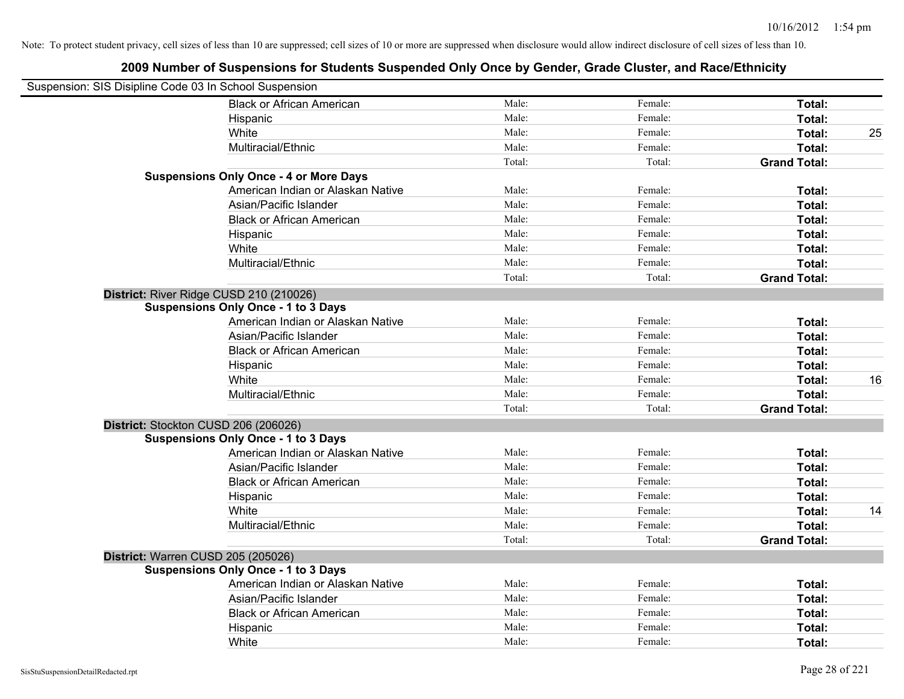Note: To protect student privacy, cell sizes of less than 10 are suppressed; cell sizes of 10 or more are suppressed when disclosure would allow indirect disclosure of cell sizes of less than 10.

## 2009 Number of Suspensions for Students Suspended Only Once by Gender, Grade Cluster, and Race/Ethnicity

Suspension: SIS Disipline Code 03 In School Suspension

| | | | | |
|---|---|---|---|---|
| Black or African American | Male: | Female: | **Total:** | |
| Hispanic | Male: | Female: | **Total:** | |
| White | Male: | Female: | **Total:** | 25 |
| Multiracial/Ethnic | Male: | Female: | **Total:** | |
| | Total: | Total: | **Grand Total:** | |
| **Suspensions Only Once - 4 or More Days** | | | | |
| American Indian or Alaskan Native | Male: | Female: | **Total:** | |
| Asian/Pacific Islander | Male: | Female: | **Total:** | |
| Black or African American | Male: | Female: | **Total:** | |
| Hispanic | Male: | Female: | **Total:** | |
| White | Male: | Female: | **Total:** | |
| Multiracial/Ethnic | Male: | Female: | **Total:** | |
| | Total: | Total: | **Grand Total:** | |

**District:** River Ridge CUSD 210 (210026)

| **Suspensions Only Once - 1 to 3 Days** | | | | |
|---|---|---|---|---|
| American Indian or Alaskan Native | Male: | Female: | **Total:** | |
| Asian/Pacific Islander | Male: | Female: | **Total:** | |
| Black or African American | Male: | Female: | **Total:** | |
| Hispanic | Male: | Female: | **Total:** | |
| White | Male: | Female: | **Total:** | 16 |
| Multiracial/Ethnic | Male: | Female: | **Total:** | |
| | Total: | Total: | **Grand Total:** | |

**District:** Stockton CUSD 206 (206026)

| **Suspensions Only Once - 1 to 3 Days** | | | | |
|---|---|---|---|---|
| American Indian or Alaskan Native | Male: | Female: | **Total:** | |
| Asian/Pacific Islander | Male: | Female: | **Total:** | |
| Black or African American | Male: | Female: | **Total:** | |
| Hispanic | Male: | Female: | **Total:** | |
| White | Male: | Female: | **Total:** | 14 |
| Multiracial/Ethnic | Male: | Female: | **Total:** | |
| | Total: | Total: | **Grand Total:** | |

**District:** Warren CUSD 205 (205026)

| **Suspensions Only Once - 1 to 3 Days** | | | | |
|---|---|---|---|---|
| American Indian or Alaskan Native | Male: | Female: | **Total:** | |
| Asian/Pacific Islander | Male: | Female: | **Total:** | |
| Black or African American | Male: | Female: | **Total:** | |
| Hispanic | Male: | Female: | **Total:** | |
| White | Male: | Female: | **Total:** | |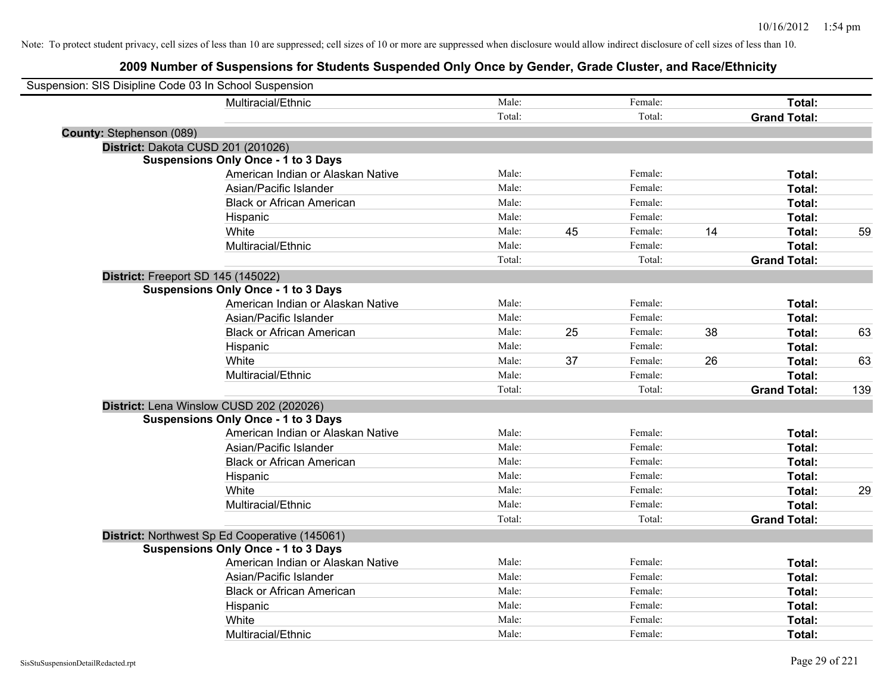Note: To protect student privacy, cell sizes of less than 10 are suppressed; cell sizes of 10 or more are suppressed when disclosure would allow indirect disclosure of cell sizes of less than 10.

## 2009 Number of Suspensions for Students Suspended Only Once by Gender, Grade Cluster, and Race/Ethnicity

Suspension: SIS Disipline Code 03 In School Suspension

| | | | | | | | |
|---|---|---|---|---|---|---|---|
| | Multiracial/Ethnic | Male: | | Female: | | **Total:** | |
| | | Total: | | Total: | | **Grand Total:** | |

**County:** Stephenson (089)

**District:** Dakota CUSD 201 (201026)

**Suspensions Only Once - 1 to 3 Days**

| | | | | | | |
|---|---|---|---|---|---|---|
| American Indian or Alaskan Native | Male: | | Female: | | **Total:** | |
| Asian/Pacific Islander | Male: | | Female: | | **Total:** | |
| Black or African American | Male: | | Female: | | **Total:** | |
| Hispanic | Male: | | Female: | | **Total:** | |
| White | Male: | 45 | Female: | 14 | **Total:** | 59 |
| Multiracial/Ethnic | Male: | | Female: | | **Total:** | |
| | Total: | | Total: | | **Grand Total:** | |

**District:** Freeport SD 145 (145022)

**Suspensions Only Once - 1 to 3 Days**

| | | | | | | |
|---|---|---|---|---|---|---|
| American Indian or Alaskan Native | Male: | | Female: | | **Total:** | |
| Asian/Pacific Islander | Male: | | Female: | | **Total:** | |
| Black or African American | Male: | 25 | Female: | 38 | **Total:** | 63 |
| Hispanic | Male: | | Female: | | **Total:** | |
| White | Male: | 37 | Female: | 26 | **Total:** | 63 |
| Multiracial/Ethnic | Male: | | Female: | | **Total:** | |
| | Total: | | Total: | | **Grand Total:** | 139 |

**District:** Lena Winslow CUSD 202 (202026)

**Suspensions Only Once - 1 to 3 Days**

| | | | | | | |
|---|---|---|---|---|---|---|
| American Indian or Alaskan Native | Male: | | Female: | | **Total:** | |
| Asian/Pacific Islander | Male: | | Female: | | **Total:** | |
| Black or African American | Male: | | Female: | | **Total:** | |
| Hispanic | Male: | | Female: | | **Total:** | |
| White | Male: | | Female: | | **Total:** | 29 |
| Multiracial/Ethnic | Male: | | Female: | | **Total:** | |
| | Total: | | Total: | | **Grand Total:** | |

**District:** Northwest Sp Ed Cooperative (145061)

**Suspensions Only Once - 1 to 3 Days**

| | | | | | | |
|---|---|---|---|---|---|---|
| American Indian or Alaskan Native | Male: | | Female: | | **Total:** | |
| Asian/Pacific Islander | Male: | | Female: | | **Total:** | |
| Black or African American | Male: | | Female: | | **Total:** | |
| Hispanic | Male: | | Female: | | **Total:** | |
| White | Male: | | Female: | | **Total:** | |
| Multiracial/Ethnic | Male: | | Female: | | **Total:** | |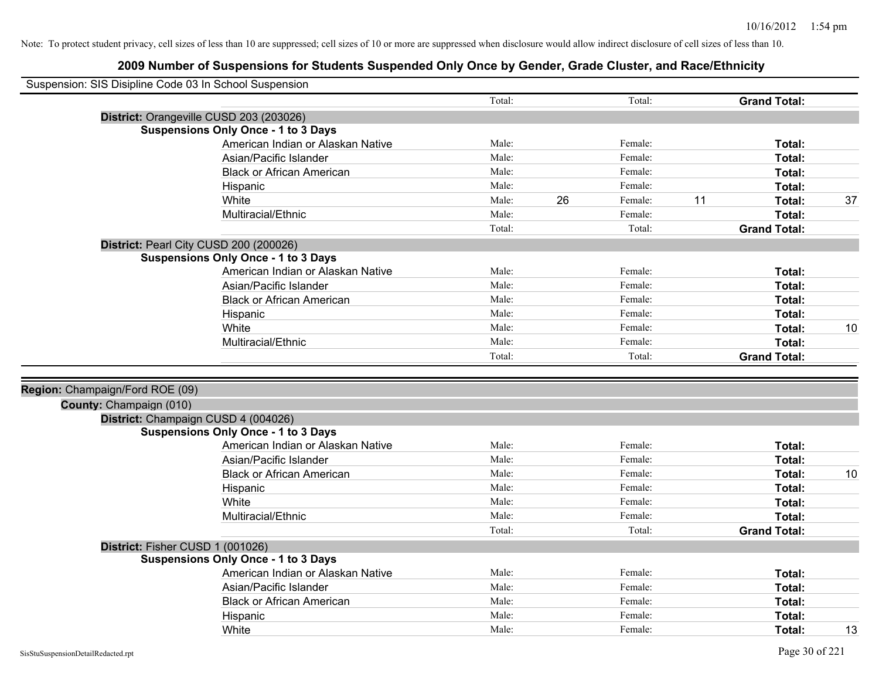Note: To protect student privacy, cell sizes of less than 10 are suppressed; cell sizes of 10 or more are suppressed when disclosure would allow indirect disclosure of cell sizes of less than 10.

# 2009 Number of Suspensions for Students Suspended Only Once by Gender, Grade Cluster, and Race/Ethnicity

Suspension: SIS Disipline Code 03 In School Suspension

| | | | | | | | |
|---|---|---|---|---|---|---|---|
| | Total: | | Total: | | **Grand Total:** | |

**District:** Orangeville CUSD 203 (203026)

**Suspensions Only Once - 1 to 3 Days**

| Race/Ethnicity | | | | | | |
|---|---|---|---|---|---|---|
| American Indian or Alaskan Native | Male: | | Female: | | **Total:** | |
| Asian/Pacific Islander | Male: | | Female: | | **Total:** | |
| Black or African American | Male: | | Female: | | **Total:** | |
| Hispanic | Male: | | Female: | | **Total:** | |
| White | Male: | 26 | Female: | 11 | **Total:** | 37 |
| Multiracial/Ethnic | Male: | | Female: | | **Total:** | |
| | Total: | | Total: | | **Grand Total:** | |

**District:** Pearl City CUSD 200 (200026)

**Suspensions Only Once - 1 to 3 Days**

| Race/Ethnicity | | | | | | |
|---|---|---|---|---|---|---|
| American Indian or Alaskan Native | Male: | | Female: | | **Total:** | |
| Asian/Pacific Islander | Male: | | Female: | | **Total:** | |
| Black or African American | Male: | | Female: | | **Total:** | |
| Hispanic | Male: | | Female: | | **Total:** | |
| White | Male: | | Female: | | **Total:** | 10 |
| Multiracial/Ethnic | Male: | | Female: | | **Total:** | |
| | Total: | | Total: | | **Grand Total:** | |

**Region:** Champaign/Ford ROE (09)

**County:** Champaign (010)

**District:** Champaign CUSD 4 (004026)

**Suspensions Only Once - 1 to 3 Days**

| Race/Ethnicity | | | | | | |
|---|---|---|---|---|---|---|
| American Indian or Alaskan Native | Male: | | Female: | | **Total:** | |
| Asian/Pacific Islander | Male: | | Female: | | **Total:** | |
| Black or African American | Male: | | Female: | | **Total:** | 10 |
| Hispanic | Male: | | Female: | | **Total:** | |
| White | Male: | | Female: | | **Total:** | |
| Multiracial/Ethnic | Male: | | Female: | | **Total:** | |
| | Total: | | Total: | | **Grand Total:** | |

**District:** Fisher CUSD 1 (001026)

**Suspensions Only Once - 1 to 3 Days**

| Race/Ethnicity | | | | | | |
|---|---|---|---|---|---|---|
| American Indian or Alaskan Native | Male: | | Female: | | **Total:** | |
| Asian/Pacific Islander | Male: | | Female: | | **Total:** | |
| Black or African American | Male: | | Female: | | **Total:** | |
| Hispanic | Male: | | Female: | | **Total:** | |
| White | Male: | | Female: | | **Total:** | 13 |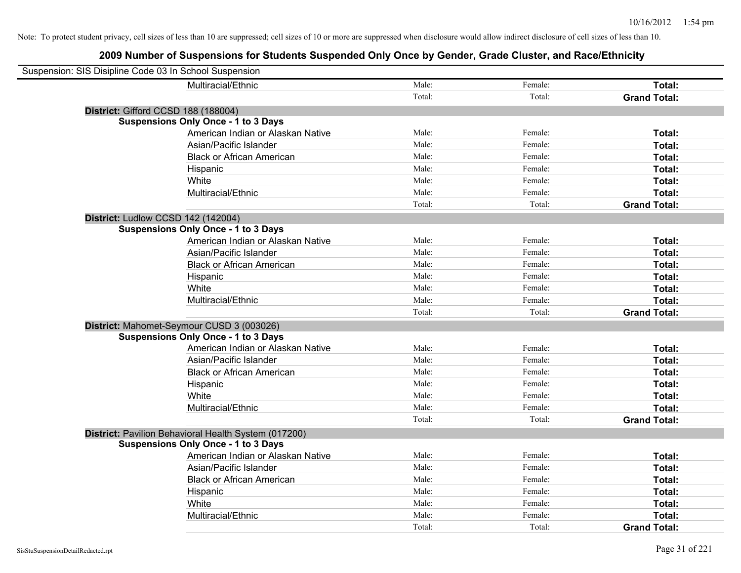Note: To protect student privacy, cell sizes of less than 10 are suppressed; cell sizes of 10 or more are suppressed when disclosure would allow indirect disclosure of cell sizes of less than 10.

# 2009 Number of Suspensions for Students Suspended Only Once by Gender, Grade Cluster, and Race/Ethnicity

Suspension: SIS Disipline Code 03 In School Suspension

| | | | |
|---|---|---|---|
| Multiracial/Ethnic | Male: | Female: | **Total:** |
| | Total: | Total: | **Grand Total:** |

**District:** Gifford CCSD 188 (188004)

**Suspensions Only Once - 1 to 3 Days**

| | | | |
|---|---|---|---|
| American Indian or Alaskan Native | Male: | Female: | **Total:** |
| Asian/Pacific Islander | Male: | Female: | **Total:** |
| Black or African American | Male: | Female: | **Total:** |
| Hispanic | Male: | Female: | **Total:** |
| White | Male: | Female: | **Total:** |
| Multiracial/Ethnic | Male: | Female: | **Total:** |
| | Total: | Total: | **Grand Total:** |

**District:** Ludlow CCSD 142 (142004)

**Suspensions Only Once - 1 to 3 Days**

| | | | |
|---|---|---|---|
| American Indian or Alaskan Native | Male: | Female: | **Total:** |
| Asian/Pacific Islander | Male: | Female: | **Total:** |
| Black or African American | Male: | Female: | **Total:** |
| Hispanic | Male: | Female: | **Total:** |
| White | Male: | Female: | **Total:** |
| Multiracial/Ethnic | Male: | Female: | **Total:** |
| | Total: | Total: | **Grand Total:** |

**District:** Mahomet-Seymour CUSD 3 (003026)

**Suspensions Only Once - 1 to 3 Days**

| | | | |
|---|---|---|---|
| American Indian or Alaskan Native | Male: | Female: | **Total:** |
| Asian/Pacific Islander | Male: | Female: | **Total:** |
| Black or African American | Male: | Female: | **Total:** |
| Hispanic | Male: | Female: | **Total:** |
| White | Male: | Female: | **Total:** |
| Multiracial/Ethnic | Male: | Female: | **Total:** |
| | Total: | Total: | **Grand Total:** |

**District:** Pavilion Behavioral Health System (017200)

**Suspensions Only Once - 1 to 3 Days**

| | | | |
|---|---|---|---|
| American Indian or Alaskan Native | Male: | Female: | **Total:** |
| Asian/Pacific Islander | Male: | Female: | **Total:** |
| Black or African American | Male: | Female: | **Total:** |
| Hispanic | Male: | Female: | **Total:** |
| White | Male: | Female: | **Total:** |
| Multiracial/Ethnic | Male: | Female: | **Total:** |
| | Total: | Total: | **Grand Total:** |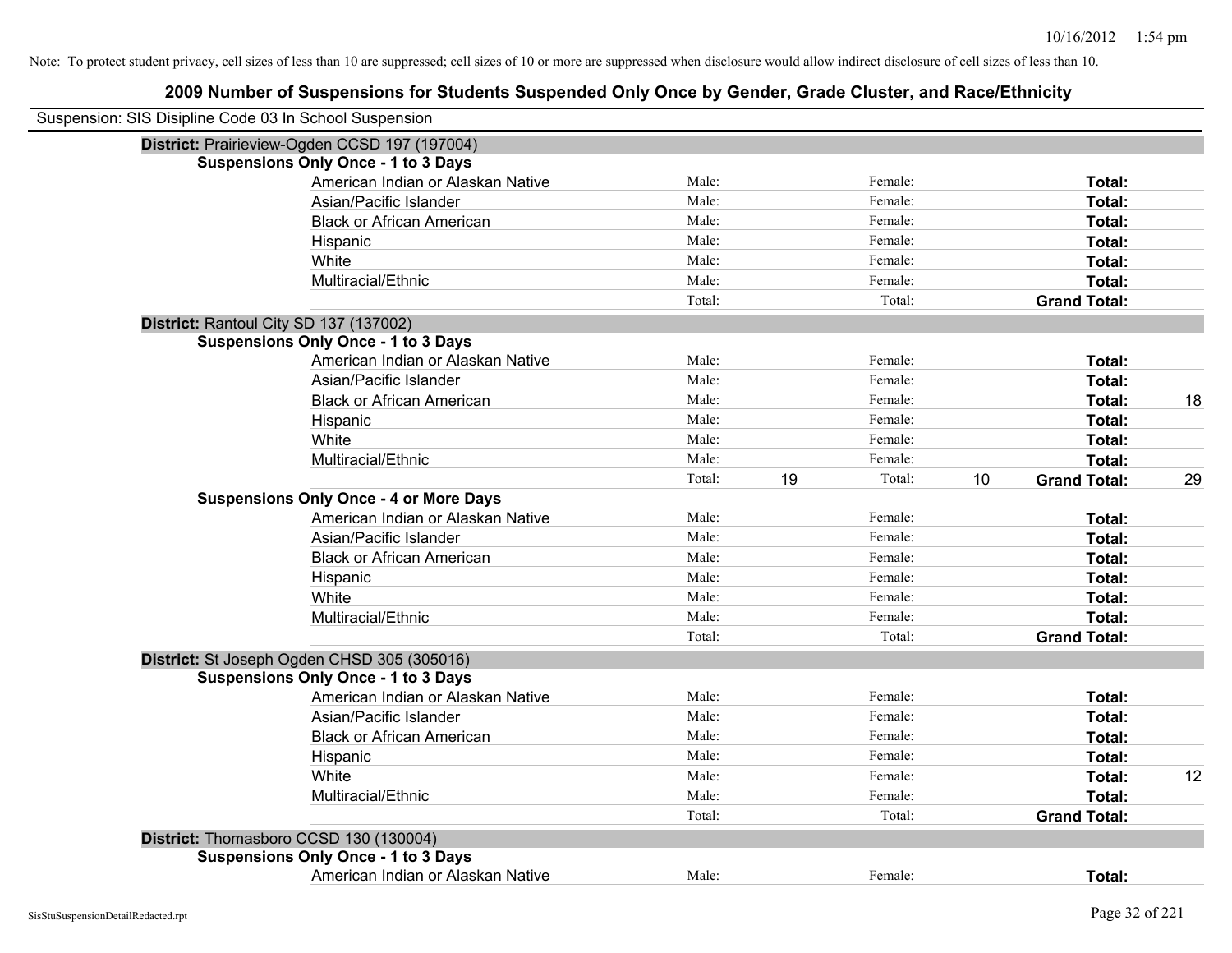Note: To protect student privacy, cell sizes of less than 10 are suppressed; cell sizes of 10 or more are suppressed when disclosure would allow indirect disclosure of cell sizes of less than 10.

# 2009 Number of Suspensions for Students Suspended Only Once by Gender, Grade Cluster, and Race/Ethnicity

Suspension: SIS Disipline Code 03 In School Suspension

**District:** Prairieview-Ogden CCSD 197 (197004)

**Suspensions Only Once - 1 to 3 Days**

| | | | | | | |
|---|---|---|---|---|---|---|
| American Indian or Alaskan Native | Male: | | Female: | | **Total:** | |
| Asian/Pacific Islander | Male: | | Female: | | **Total:** | |
| Black or African American | Male: | | Female: | | **Total:** | |
| Hispanic | Male: | | Female: | | **Total:** | |
| White | Male: | | Female: | | **Total:** | |
| Multiracial/Ethnic | Male: | | Female: | | **Total:** | |
| | Total: | | Total: | | **Grand Total:** | |

**District:** Rantoul City SD 137 (137002)

**Suspensions Only Once - 1 to 3 Days**

| | | | | | | |
|---|---|---|---|---|---|---|
| American Indian or Alaskan Native | Male: | | Female: | | **Total:** | |
| Asian/Pacific Islander | Male: | | Female: | | **Total:** | |
| Black or African American | Male: | | Female: | | **Total:** | 18 |
| Hispanic | Male: | | Female: | | **Total:** | |
| White | Male: | | Female: | | **Total:** | |
| Multiracial/Ethnic | Male: | | Female: | | **Total:** | |
| | Total: | 19 | Total: | 10 | **Grand Total:** | 29 |

**Suspensions Only Once - 4 or More Days**

| | | | | | | |
|---|---|---|---|---|---|---|
| American Indian or Alaskan Native | Male: | | Female: | | **Total:** | |
| Asian/Pacific Islander | Male: | | Female: | | **Total:** | |
| Black or African American | Male: | | Female: | | **Total:** | |
| Hispanic | Male: | | Female: | | **Total:** | |
| White | Male: | | Female: | | **Total:** | |
| Multiracial/Ethnic | Male: | | Female: | | **Total:** | |
| | Total: | | Total: | | **Grand Total:** | |

**District:** St Joseph Ogden CHSD 305 (305016)

**Suspensions Only Once - 1 to 3 Days**

| | | | | | | |
|---|---|---|---|---|---|---|
| American Indian or Alaskan Native | Male: | | Female: | | **Total:** | |
| Asian/Pacific Islander | Male: | | Female: | | **Total:** | |
| Black or African American | Male: | | Female: | | **Total:** | |
| Hispanic | Male: | | Female: | | **Total:** | |
| White | Male: | | Female: | | **Total:** | 12 |
| Multiracial/Ethnic | Male: | | Female: | | **Total:** | |
| | Total: | | Total: | | **Grand Total:** | |

**District:** Thomasboro CCSD 130 (130004)

**Suspensions Only Once - 1 to 3 Days**

| | | | | | | |
|---|---|---|---|---|---|---|
| American Indian or Alaskan Native | Male: | | Female: | | **Total:** | |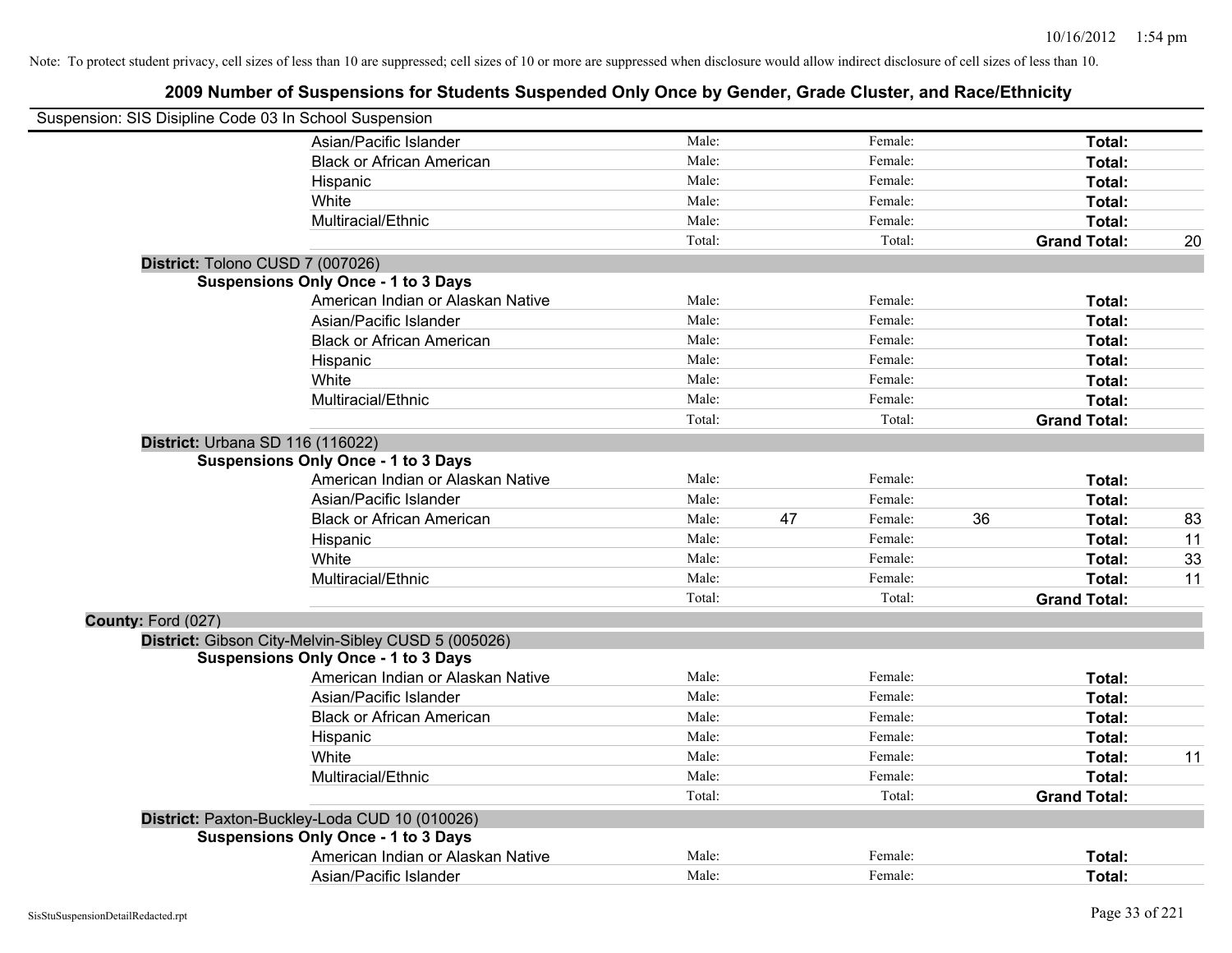Note: To protect student privacy, cell sizes of less than 10 are suppressed; cell sizes of 10 or more are suppressed when disclosure would allow indirect disclosure of cell sizes of less than 10.

## 2009 Number of Suspensions for Students Suspended Only Once by Gender, Grade Cluster, and Race/Ethnicity

Suspension: SIS Disipline Code 03 In School Suspension

| | Male: | | Female: | | | |
|---|---|---|---|---|---|---|
| Asian/Pacific Islander | Male: | | Female: | | **Total:** | |
| Black or African American | Male: | | Female: | | **Total:** | |
| Hispanic | Male: | | Female: | | **Total:** | |
| White | Male: | | Female: | | **Total:** | |
| Multiracial/Ethnic | Male: | | Female: | | **Total:** | |
| | Total: | | Total: | | **Grand Total:** | 20 |

**District:** Tolono CUSD 7 (007026)

**Suspensions Only Once - 1 to 3 Days**

| | | | | | | |
|---|---|---|---|---|---|---|
| American Indian or Alaskan Native | Male: | | Female: | | **Total:** | |
| Asian/Pacific Islander | Male: | | Female: | | **Total:** | |
| Black or African American | Male: | | Female: | | **Total:** | |
| Hispanic | Male: | | Female: | | **Total:** | |
| White | Male: | | Female: | | **Total:** | |
| Multiracial/Ethnic | Male: | | Female: | | **Total:** | |
| | Total: | | Total: | | **Grand Total:** | |

**District:** Urbana SD 116 (116022)

**Suspensions Only Once - 1 to 3 Days**

| | | | | | | |
|---|---|---|---|---|---|---|
| American Indian or Alaskan Native | Male: | | Female: | | **Total:** | |
| Asian/Pacific Islander | Male: | | Female: | | **Total:** | |
| Black or African American | Male: | 47 | Female: | 36 | **Total:** | 83 |
| Hispanic | Male: | | Female: | | **Total:** | 11 |
| White | Male: | | Female: | | **Total:** | 33 |
| Multiracial/Ethnic | Male: | | Female: | | **Total:** | 11 |
| | Total: | | Total: | | **Grand Total:** | |

**County:** Ford (027)

**District:** Gibson City-Melvin-Sibley CUSD 5 (005026)

**Suspensions Only Once - 1 to 3 Days**

| | | | | | | |
|---|---|---|---|---|---|---|
| American Indian or Alaskan Native | Male: | | Female: | | **Total:** | |
| Asian/Pacific Islander | Male: | | Female: | | **Total:** | |
| Black or African American | Male: | | Female: | | **Total:** | |
| Hispanic | Male: | | Female: | | **Total:** | |
| White | Male: | | Female: | | **Total:** | 11 |
| Multiracial/Ethnic | Male: | | Female: | | **Total:** | |
| | Total: | | Total: | | **Grand Total:** | |

**District:** Paxton-Buckley-Loda CUD 10 (010026)

**Suspensions Only Once - 1 to 3 Days**

| | | | | | | |
|---|---|---|---|---|---|---|
| American Indian or Alaskan Native | Male: | | Female: | | **Total:** | |
| Asian/Pacific Islander | Male: | | Female: | | **Total:** | |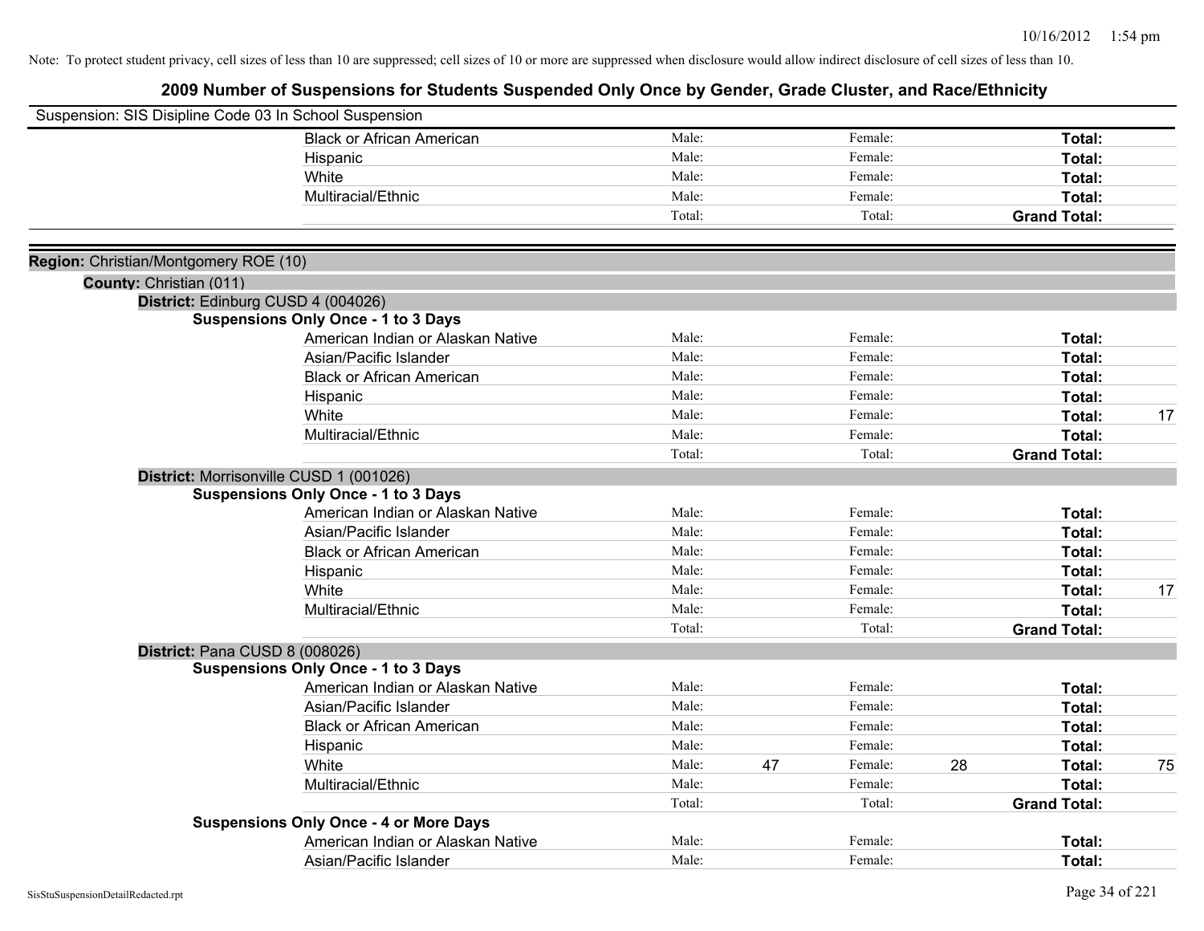Note: To protect student privacy, cell sizes of less than 10 are suppressed; cell sizes of 10 or more are suppressed when disclosure would allow indirect disclosure of cell sizes of less than 10.

# 2009 Number of Suspensions for Students Suspended Only Once by Gender, Grade Cluster, and Race/Ethnicity

Suspension: SIS Disipline Code 03 In School Suspension

| | Male | | Female | | Total | |
|---|---|---|---|---|---|---|
| Black or African American | Male: | | Female: | | **Total:** | |
| Hispanic | Male: | | Female: | | **Total:** | |
| White | Male: | | Female: | | **Total:** | |
| Multiracial/Ethnic | Male: | | Female: | | **Total:** | |
| | Total: | | Total: | | **Grand Total:** | |

**Region:** Christian/Montgomery ROE (10)

**County:** Christian (011)

**District:** Edinburg CUSD 4 (004026)

**Suspensions Only Once - 1 to 3 Days**

| | Male | | Female | | Total | |
|---|---|---|---|---|---|---|
| American Indian or Alaskan Native | Male: | | Female: | | **Total:** | |
| Asian/Pacific Islander | Male: | | Female: | | **Total:** | |
| Black or African American | Male: | | Female: | | **Total:** | |
| Hispanic | Male: | | Female: | | **Total:** | |
| White | Male: | | Female: | | **Total:** | 17 |
| Multiracial/Ethnic | Male: | | Female: | | **Total:** | |
| | Total: | | Total: | | **Grand Total:** | |

**District:** Morrisonville CUSD 1 (001026)

**Suspensions Only Once - 1 to 3 Days**

| | Male | | Female | | Total | |
|---|---|---|---|---|---|---|
| American Indian or Alaskan Native | Male: | | Female: | | **Total:** | |
| Asian/Pacific Islander | Male: | | Female: | | **Total:** | |
| Black or African American | Male: | | Female: | | **Total:** | |
| Hispanic | Male: | | Female: | | **Total:** | |
| White | Male: | | Female: | | **Total:** | 17 |
| Multiracial/Ethnic | Male: | | Female: | | **Total:** | |
| | Total: | | Total: | | **Grand Total:** | |

**District:** Pana CUSD 8 (008026)

**Suspensions Only Once - 1 to 3 Days**

| | Male | | Female | | Total | |
|---|---|---|---|---|---|---|
| American Indian or Alaskan Native | Male: | | Female: | | **Total:** | |
| Asian/Pacific Islander | Male: | | Female: | | **Total:** | |
| Black or African American | Male: | | Female: | | **Total:** | |
| Hispanic | Male: | | Female: | | **Total:** | |
| White | Male: | 47 | Female: | 28 | **Total:** | 75 |
| Multiracial/Ethnic | Male: | | Female: | | **Total:** | |
| | Total: | | Total: | | **Grand Total:** | |

**Suspensions Only Once - 4 or More Days**

| | Male | | Female | | Total | |
|---|---|---|---|---|---|---|
| American Indian or Alaskan Native | Male: | | Female: | | **Total:** | |
| Asian/Pacific Islander | Male: | | Female: | | **Total:** | |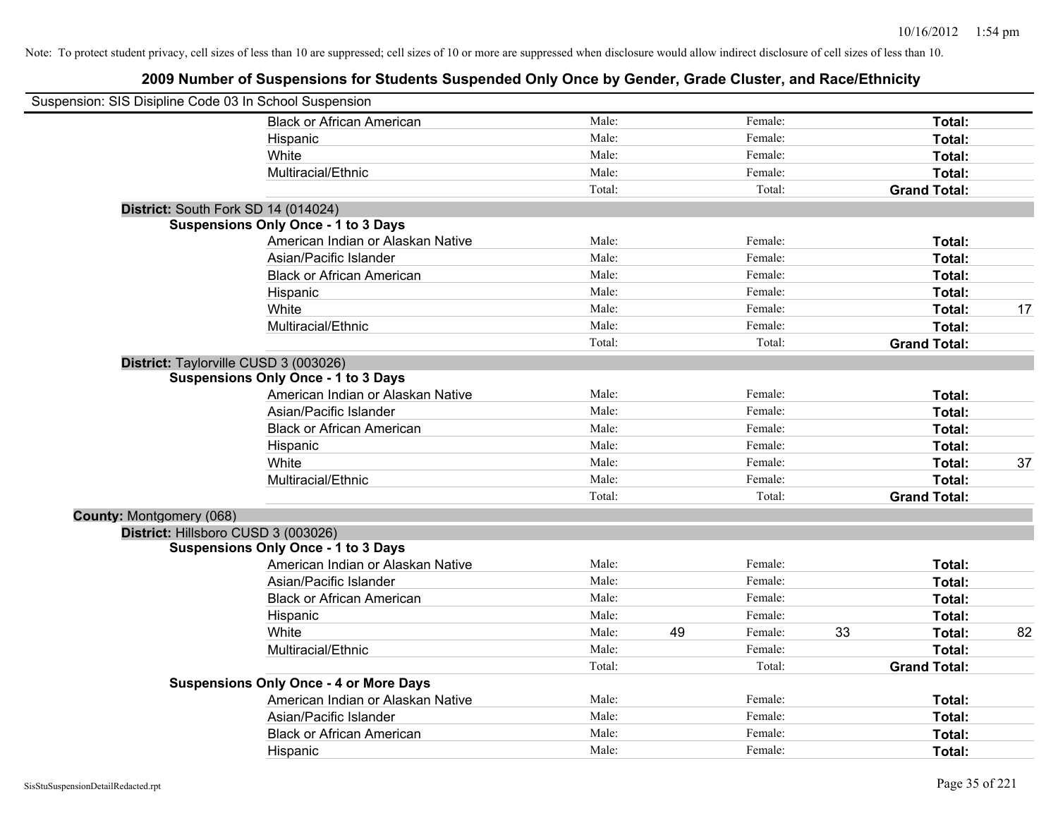Note: To protect student privacy, cell sizes of less than 10 are suppressed; cell sizes of 10 or more are suppressed when disclosure would allow indirect disclosure of cell sizes of less than 10.

# 2009 Number of Suspensions for Students Suspended Only Once by Gender, Grade Cluster, and Race/Ethnicity

Suspension: SIS Disipline Code 03 In School Suspension

| | | | | | | |
|---|---|---|---|---|---|---|
| Black or African American | Male: | | Female: | | **Total:** | |
| Hispanic | Male: | | Female: | | **Total:** | |
| White | Male: | | Female: | | **Total:** | |
| Multiracial/Ethnic | Male: | | Female: | | **Total:** | |
| | Total: | | Total: | | **Grand Total:** | |

**District:** South Fork SD 14 (014024)

**Suspensions Only Once - 1 to 3 Days**

| | | | | | | |
|---|---|---|---|---|---|---|
| American Indian or Alaskan Native | Male: | | Female: | | **Total:** | |
| Asian/Pacific Islander | Male: | | Female: | | **Total:** | |
| Black or African American | Male: | | Female: | | **Total:** | |
| Hispanic | Male: | | Female: | | **Total:** | |
| White | Male: | | Female: | | **Total:** | 17 |
| Multiracial/Ethnic | Male: | | Female: | | **Total:** | |
| | Total: | | Total: | | **Grand Total:** | |

**District:** Taylorville CUSD 3 (003026)

**Suspensions Only Once - 1 to 3 Days**

| | | | | | | |
|---|---|---|---|---|---|---|
| American Indian or Alaskan Native | Male: | | Female: | | **Total:** | |
| Asian/Pacific Islander | Male: | | Female: | | **Total:** | |
| Black or African American | Male: | | Female: | | **Total:** | |
| Hispanic | Male: | | Female: | | **Total:** | |
| White | Male: | | Female: | | **Total:** | 37 |
| Multiracial/Ethnic | Male: | | Female: | | **Total:** | |
| | Total: | | Total: | | **Grand Total:** | |

**County:** Montgomery (068)

**District:** Hillsboro CUSD 3 (003026)

**Suspensions Only Once - 1 to 3 Days**

| | | | | | | |
|---|---|---|---|---|---|---|
| American Indian or Alaskan Native | Male: | | Female: | | **Total:** | |
| Asian/Pacific Islander | Male: | | Female: | | **Total:** | |
| Black or African American | Male: | | Female: | | **Total:** | |
| Hispanic | Male: | | Female: | | **Total:** | |
| White | Male: | 49 | Female: | 33 | **Total:** | 82 |
| Multiracial/Ethnic | Male: | | Female: | | **Total:** | |
| | Total: | | Total: | | **Grand Total:** | |

**Suspensions Only Once - 4 or More Days**

| | | | | | | |
|---|---|---|---|---|---|---|
| American Indian or Alaskan Native | Male: | | Female: | | **Total:** | |
| Asian/Pacific Islander | Male: | | Female: | | **Total:** | |
| Black or African American | Male: | | Female: | | **Total:** | |
| Hispanic | Male: | | Female: | | **Total:** | |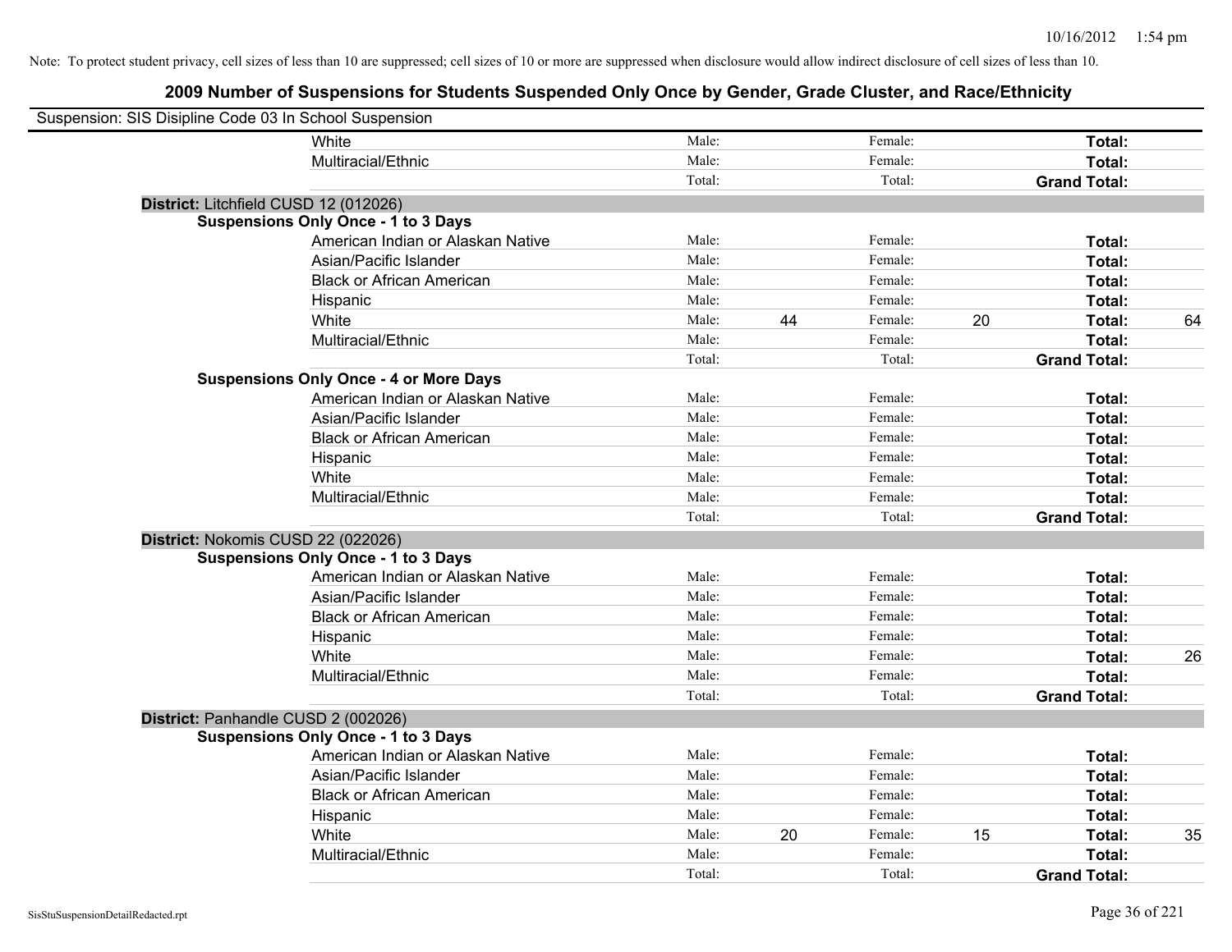Note: To protect student privacy, cell sizes of less than 10 are suppressed; cell sizes of 10 or more are suppressed when disclosure would allow indirect disclosure of cell sizes of less than 10.

## 2009 Number of Suspensions for Students Suspended Only Once by Gender, Grade Cluster, and Race/Ethnicity

Suspension: SIS Disipline Code 03 In School Suspension

| | | | | | | |
|---|---|---|---|---|---|---|
| White | Male: | | Female: | | **Total:** | |
| Multiracial/Ethnic | Male: | | Female: | | **Total:** | |
| | Total: | | Total: | | **Grand Total:** | |

**District:** Litchfield CUSD 12 (012026)

**Suspensions Only Once - 1 to 3 Days**

| | | | | | | |
|---|---|---|---|---|---|---|
| American Indian or Alaskan Native | Male: | | Female: | | **Total:** | |
| Asian/Pacific Islander | Male: | | Female: | | **Total:** | |
| Black or African American | Male: | | Female: | | **Total:** | |
| Hispanic | Male: | | Female: | | **Total:** | |
| White | Male: | 44 | Female: | 20 | **Total:** | 64 |
| Multiracial/Ethnic | Male: | | Female: | | **Total:** | |
| | Total: | | Total: | | **Grand Total:** | |

**Suspensions Only Once - 4 or More Days**

| | | | | | | |
|---|---|---|---|---|---|---|
| American Indian or Alaskan Native | Male: | | Female: | | **Total:** | |
| Asian/Pacific Islander | Male: | | Female: | | **Total:** | |
| Black or African American | Male: | | Female: | | **Total:** | |
| Hispanic | Male: | | Female: | | **Total:** | |
| White | Male: | | Female: | | **Total:** | |
| Multiracial/Ethnic | Male: | | Female: | | **Total:** | |
| | Total: | | Total: | | **Grand Total:** | |

**District:** Nokomis CUSD 22 (022026)

**Suspensions Only Once - 1 to 3 Days**

| | | | | | | |
|---|---|---|---|---|---|---|
| American Indian or Alaskan Native | Male: | | Female: | | **Total:** | |
| Asian/Pacific Islander | Male: | | Female: | | **Total:** | |
| Black or African American | Male: | | Female: | | **Total:** | |
| Hispanic | Male: | | Female: | | **Total:** | |
| White | Male: | | Female: | | **Total:** | 26 |
| Multiracial/Ethnic | Male: | | Female: | | **Total:** | |
| | Total: | | Total: | | **Grand Total:** | |

**District:** Panhandle CUSD 2 (002026)

**Suspensions Only Once - 1 to 3 Days**

| | | | | | | |
|---|---|---|---|---|---|---|
| American Indian or Alaskan Native | Male: | | Female: | | **Total:** | |
| Asian/Pacific Islander | Male: | | Female: | | **Total:** | |
| Black or African American | Male: | | Female: | | **Total:** | |
| Hispanic | Male: | | Female: | | **Total:** | |
| White | Male: | 20 | Female: | 15 | **Total:** | 35 |
| Multiracial/Ethnic | Male: | | Female: | | **Total:** | |
| | Total: | | Total: | | **Grand Total:** | |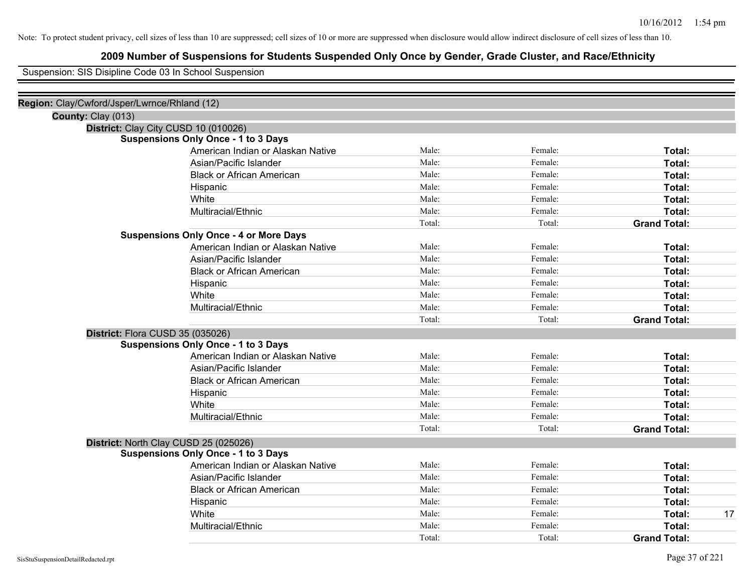Note: To protect student privacy, cell sizes of less than 10 are suppressed; cell sizes of 10 or more are suppressed when disclosure would allow indirect disclosure of cell sizes of less than 10.

# 2009 Number of Suspensions for Students Suspended Only Once by Gender, Grade Cluster, and Race/Ethnicity

Suspension: SIS Disipline Code 03 In School Suspension

**Region:** Clay/Cwford/Jsper/Lwrnce/Rhland (12)

**County:** Clay (013)

**District:** Clay City CUSD 10 (010026)

**Suspensions Only Once - 1 to 3 Days**

| | | | |
|---|---|---|---|
| American Indian or Alaskan Native | Male: | Female: | **Total:** |
| Asian/Pacific Islander | Male: | Female: | **Total:** |
| Black or African American | Male: | Female: | **Total:** |
| Hispanic | Male: | Female: | **Total:** |
| White | Male: | Female: | **Total:** |
| Multiracial/Ethnic | Male: | Female: | **Total:** |
| | Total: | Total: | **Grand Total:** |

**Suspensions Only Once - 4 or More Days**

| | | | |
|---|---|---|---|
| American Indian or Alaskan Native | Male: | Female: | **Total:** |
| Asian/Pacific Islander | Male: | Female: | **Total:** |
| Black or African American | Male: | Female: | **Total:** |
| Hispanic | Male: | Female: | **Total:** |
| White | Male: | Female: | **Total:** |
| Multiracial/Ethnic | Male: | Female: | **Total:** |
| | Total: | Total: | **Grand Total:** |

**District:** Flora CUSD 35 (035026)

**Suspensions Only Once - 1 to 3 Days**

| | | | |
|---|---|---|---|
| American Indian or Alaskan Native | Male: | Female: | **Total:** |
| Asian/Pacific Islander | Male: | Female: | **Total:** |
| Black or African American | Male: | Female: | **Total:** |
| Hispanic | Male: | Female: | **Total:** |
| White | Male: | Female: | **Total:** |
| Multiracial/Ethnic | Male: | Female: | **Total:** |
| | Total: | Total: | **Grand Total:** |

**District:** North Clay CUSD 25 (025026)

**Suspensions Only Once - 1 to 3 Days**

| | | | |
|---|---|---|---|
| American Indian or Alaskan Native | Male: | Female: | **Total:** |
| Asian/Pacific Islander | Male: | Female: | **Total:** |
| Black or African American | Male: | Female: | **Total:** |
| Hispanic | Male: | Female: | **Total:** |
| White | Male: | Female: | **Total:** 17 |
| Multiracial/Ethnic | Male: | Female: | **Total:** |
| | Total: | Total: | **Grand Total:** |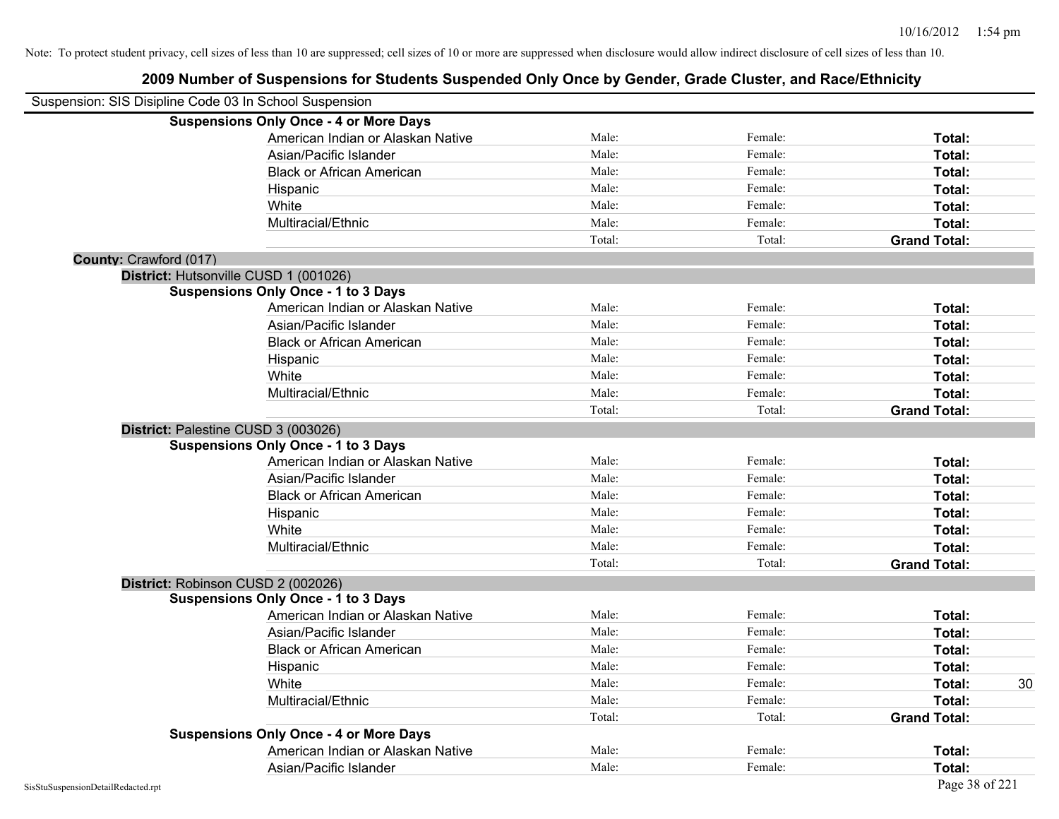Note: To protect student privacy, cell sizes of less than 10 are suppressed; cell sizes of 10 or more are suppressed when disclosure would allow indirect disclosure of cell sizes of less than 10.

# 2009 Number of Suspensions for Students Suspended Only Once by Gender, Grade Cluster, and Race/Ethnicity

Suspension: SIS Disipline Code 03 In School Suspension

**Suspensions Only Once - 4 or More Days**

| | | | | |
|---|---|---|---|---|
| American Indian or Alaskan Native | Male: | Female: | **Total:** | |
| Asian/Pacific Islander | Male: | Female: | **Total:** | |
| Black or African American | Male: | Female: | **Total:** | |
| Hispanic | Male: | Female: | **Total:** | |
| White | Male: | Female: | **Total:** | |
| Multiracial/Ethnic | Male: | Female: | **Total:** | |
| | Total: | Total: | **Grand Total:** | |

**County:** Crawford (017)

**District:** Hutsonville CUSD 1 (001026)

**Suspensions Only Once - 1 to 3 Days**

| | | | | |
|---|---|---|---|---|
| American Indian or Alaskan Native | Male: | Female: | **Total:** | |
| Asian/Pacific Islander | Male: | Female: | **Total:** | |
| Black or African American | Male: | Female: | **Total:** | |
| Hispanic | Male: | Female: | **Total:** | |
| White | Male: | Female: | **Total:** | |
| Multiracial/Ethnic | Male: | Female: | **Total:** | |
| | Total: | Total: | **Grand Total:** | |

**District:** Palestine CUSD 3 (003026)

**Suspensions Only Once - 1 to 3 Days**

| | | | | |
|---|---|---|---|---|
| American Indian or Alaskan Native | Male: | Female: | **Total:** | |
| Asian/Pacific Islander | Male: | Female: | **Total:** | |
| Black or African American | Male: | Female: | **Total:** | |
| Hispanic | Male: | Female: | **Total:** | |
| White | Male: | Female: | **Total:** | |
| Multiracial/Ethnic | Male: | Female: | **Total:** | |
| | Total: | Total: | **Grand Total:** | |

**District:** Robinson CUSD 2 (002026)

**Suspensions Only Once - 1 to 3 Days**

| | | | | |
|---|---|---|---|---|
| American Indian or Alaskan Native | Male: | Female: | **Total:** | |
| Asian/Pacific Islander | Male: | Female: | **Total:** | |
| Black or African American | Male: | Female: | **Total:** | |
| Hispanic | Male: | Female: | **Total:** | |
| White | Male: | Female: | **Total:** | 30 |
| Multiracial/Ethnic | Male: | Female: | **Total:** | |
| | Total: | Total: | **Grand Total:** | |

**Suspensions Only Once - 4 or More Days**

| | | | | |
|---|---|---|---|---|
| American Indian or Alaskan Native | Male: | Female: | **Total:** | |
| Asian/Pacific Islander | Male: | Female: | **Total:** | |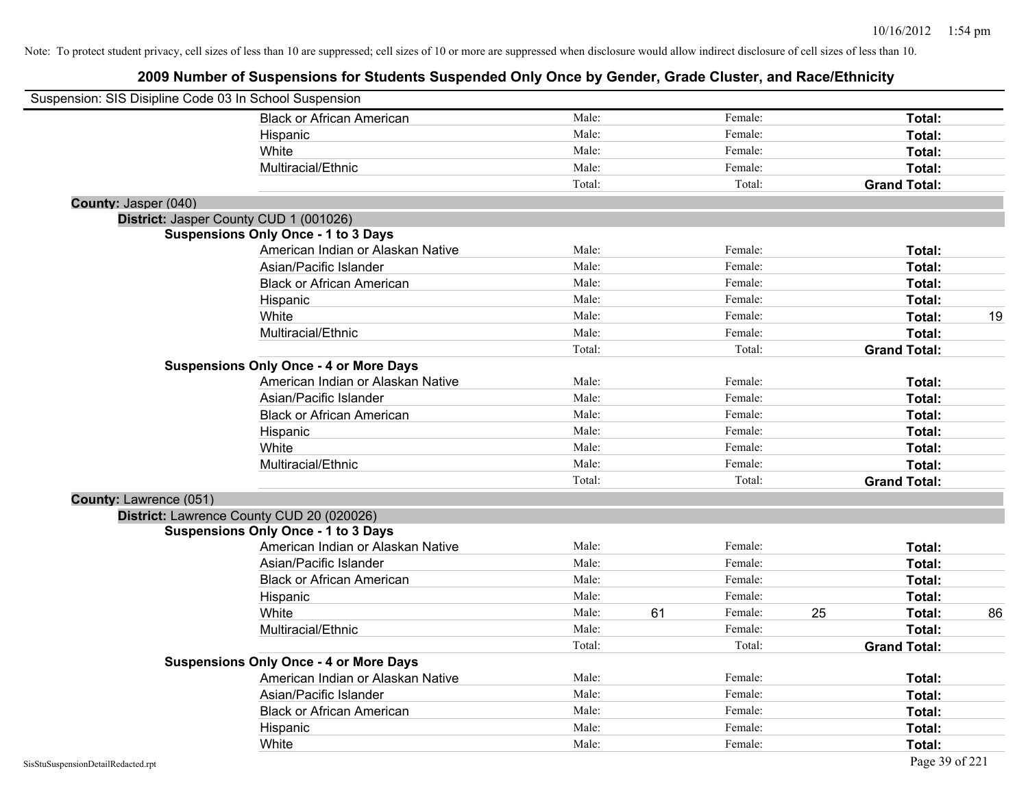Note: To protect student privacy, cell sizes of less than 10 are suppressed; cell sizes of 10 or more are suppressed when disclosure would allow indirect disclosure of cell sizes of less than 10.

# 2009 Number of Suspensions for Students Suspended Only Once by Gender, Grade Cluster, and Race/Ethnicity

Suspension: SIS Disipline Code 03 In School Suspension

| | | | | | |
|---|---|---|---|---|---|
| Black or African American | Male: | | Female: | | **Total:** | |
| Hispanic | Male: | | Female: | | **Total:** | |
| White | Male: | | Female: | | **Total:** | |
| Multiracial/Ethnic | Male: | | Female: | | **Total:** | |
| | Total: | | Total: | | **Grand Total:** | |

**County:** Jasper (040)

**District:** Jasper County CUD 1 (001026)

**Suspensions Only Once - 1 to 3 Days**

| | | | | | | |
|---|---|---|---|---|---|---|
| American Indian or Alaskan Native | Male: | | Female: | | **Total:** | |
| Asian/Pacific Islander | Male: | | Female: | | **Total:** | |
| Black or African American | Male: | | Female: | | **Total:** | |
| Hispanic | Male: | | Female: | | **Total:** | |
| White | Male: | | Female: | | **Total:** | 19 |
| Multiracial/Ethnic | Male: | | Female: | | **Total:** | |
| | Total: | | Total: | | **Grand Total:** | |

**Suspensions Only Once - 4 or More Days**

| | | | | | | |
|---|---|---|---|---|---|---|
| American Indian or Alaskan Native | Male: | | Female: | | **Total:** | |
| Asian/Pacific Islander | Male: | | Female: | | **Total:** | |
| Black or African American | Male: | | Female: | | **Total:** | |
| Hispanic | Male: | | Female: | | **Total:** | |
| White | Male: | | Female: | | **Total:** | |
| Multiracial/Ethnic | Male: | | Female: | | **Total:** | |
| | Total: | | Total: | | **Grand Total:** | |

**County:** Lawrence (051)

**District:** Lawrence County CUD 20 (020026)

**Suspensions Only Once - 1 to 3 Days**

| | | | | | | |
|---|---|---|---|---|---|---|
| American Indian or Alaskan Native | Male: | | Female: | | **Total:** | |
| Asian/Pacific Islander | Male: | | Female: | | **Total:** | |
| Black or African American | Male: | | Female: | | **Total:** | |
| Hispanic | Male: | | Female: | | **Total:** | |
| White | Male: | 61 | Female: | 25 | **Total:** | 86 |
| Multiracial/Ethnic | Male: | | Female: | | **Total:** | |
| | Total: | | Total: | | **Grand Total:** | |

**Suspensions Only Once - 4 or More Days**

| | | | | | | |
|---|---|---|---|---|---|---|
| American Indian or Alaskan Native | Male: | | Female: | | **Total:** | |
| Asian/Pacific Islander | Male: | | Female: | | **Total:** | |
| Black or African American | Male: | | Female: | | **Total:** | |
| Hispanic | Male: | | Female: | | **Total:** | |
| White | Male: | | Female: | | **Total:** | |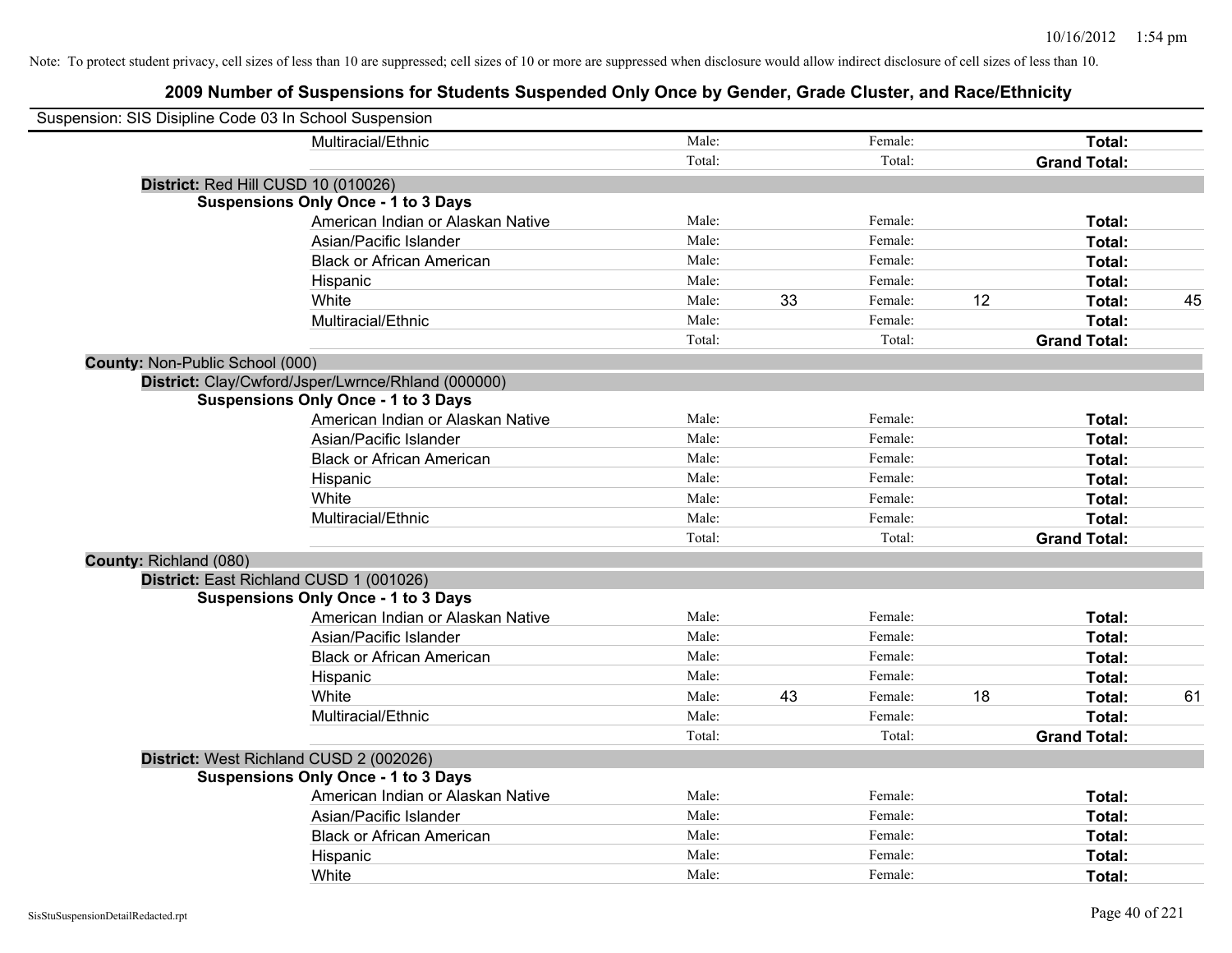Note: To protect student privacy, cell sizes of less than 10 are suppressed; cell sizes of 10 or more are suppressed when disclosure would allow indirect disclosure of cell sizes of less than 10.

## 2009 Number of Suspensions for Students Suspended Only Once by Gender, Grade Cluster, and Race/Ethnicity

Suspension: SIS Disipline Code 03 In School Suspension

| | | | | | | |
|---|---|---|---|---|---|---|
| Multiracial/Ethnic | Male: | | Female: | | **Total:** | |
| | Total: | | Total: | | **Grand Total:** | |

**District:** Red Hill CUSD 10 (010026)

**Suspensions Only Once - 1 to 3 Days**

| | | | | | | |
|---|---|---|---|---|---|---|
| American Indian or Alaskan Native | Male: | | Female: | | **Total:** | |
| Asian/Pacific Islander | Male: | | Female: | | **Total:** | |
| Black or African American | Male: | | Female: | | **Total:** | |
| Hispanic | Male: | | Female: | | **Total:** | |
| White | Male: | 33 | Female: | 12 | **Total:** | 45 |
| Multiracial/Ethnic | Male: | | Female: | | **Total:** | |
| | Total: | | Total: | | **Grand Total:** | |

**County:** Non-Public School (000)

**District:** Clay/Cwford/Jsper/Lwrnce/Rhland (000000)

**Suspensions Only Once - 1 to 3 Days**

| | | | | | | |
|---|---|---|---|---|---|---|
| American Indian or Alaskan Native | Male: | | Female: | | **Total:** | |
| Asian/Pacific Islander | Male: | | Female: | | **Total:** | |
| Black or African American | Male: | | Female: | | **Total:** | |
| Hispanic | Male: | | Female: | | **Total:** | |
| White | Male: | | Female: | | **Total:** | |
| Multiracial/Ethnic | Male: | | Female: | | **Total:** | |
| | Total: | | Total: | | **Grand Total:** | |

**County:** Richland (080)

**District:** East Richland CUSD 1 (001026)

**Suspensions Only Once - 1 to 3 Days**

| | | | | | | |
|---|---|---|---|---|---|---|
| American Indian or Alaskan Native | Male: | | Female: | | **Total:** | |
| Asian/Pacific Islander | Male: | | Female: | | **Total:** | |
| Black or African American | Male: | | Female: | | **Total:** | |
| Hispanic | Male: | | Female: | | **Total:** | |
| White | Male: | 43 | Female: | 18 | **Total:** | 61 |
| Multiracial/Ethnic | Male: | | Female: | | **Total:** | |
| | Total: | | Total: | | **Grand Total:** | |

**District:** West Richland CUSD 2 (002026)

**Suspensions Only Once - 1 to 3 Days**

| | | | | | | |
|---|---|---|---|---|---|---|
| American Indian or Alaskan Native | Male: | | Female: | | **Total:** | |
| Asian/Pacific Islander | Male: | | Female: | | **Total:** | |
| Black or African American | Male: | | Female: | | **Total:** | |
| Hispanic | Male: | | Female: | | **Total:** | |
| White | Male: | | Female: | | **Total:** | |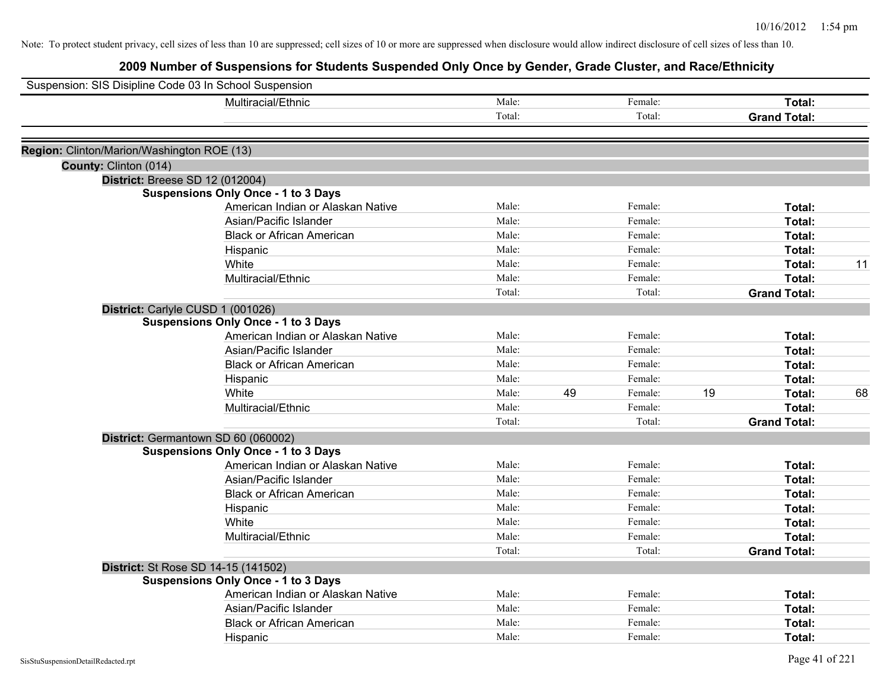Note: To protect student privacy, cell sizes of less than 10 are suppressed; cell sizes of 10 or more are suppressed when disclosure would allow indirect disclosure of cell sizes of less than 10.

# 2009 Number of Suspensions for Students Suspended Only Once by Gender, Grade Cluster, and Race/Ethnicity

Suspension: SIS Disipline Code 03 In School Suspension

| | | | | | |
|---|---|---|---|---|---|
| Multiracial/Ethnic | Male: | Female: | | **Total:** | |
| | Total: | Total: | | **Grand Total:** | |

**Region:** Clinton/Marion/Washington ROE (13)

**County:** Clinton (014)

**District:** Breese SD 12 (012004)

**Suspensions Only Once - 1 to 3 Days**

| | | | | | | |
|---|---|---|---|---|---|---|
| American Indian or Alaskan Native | Male: | | Female: | | **Total:** | |
| Asian/Pacific Islander | Male: | | Female: | | **Total:** | |
| Black or African American | Male: | | Female: | | **Total:** | |
| Hispanic | Male: | | Female: | | **Total:** | |
| White | Male: | | Female: | | **Total:** | 11 |
| Multiracial/Ethnic | Male: | | Female: | | **Total:** | |
| | Total: | | Total: | | **Grand Total:** | |

**District:** Carlyle CUSD 1 (001026)

**Suspensions Only Once - 1 to 3 Days**

| | | | | | | |
|---|---|---|---|---|---|---|
| American Indian or Alaskan Native | Male: | | Female: | | **Total:** | |
| Asian/Pacific Islander | Male: | | Female: | | **Total:** | |
| Black or African American | Male: | | Female: | | **Total:** | |
| Hispanic | Male: | | Female: | | **Total:** | |
| White | Male: | 49 | Female: | 19 | **Total:** | 68 |
| Multiracial/Ethnic | Male: | | Female: | | **Total:** | |
| | Total: | | Total: | | **Grand Total:** | |

**District:** Germantown SD 60 (060002)

**Suspensions Only Once - 1 to 3 Days**

| | | | | | | |
|---|---|---|---|---|---|---|
| American Indian or Alaskan Native | Male: | | Female: | | **Total:** | |
| Asian/Pacific Islander | Male: | | Female: | | **Total:** | |
| Black or African American | Male: | | Female: | | **Total:** | |
| Hispanic | Male: | | Female: | | **Total:** | |
| White | Male: | | Female: | | **Total:** | |
| Multiracial/Ethnic | Male: | | Female: | | **Total:** | |
| | Total: | | Total: | | **Grand Total:** | |

**District:** St Rose SD 14-15 (141502)

**Suspensions Only Once - 1 to 3 Days**

| | | | | | | |
|---|---|---|---|---|---|---|
| American Indian or Alaskan Native | Male: | | Female: | | **Total:** | |
| Asian/Pacific Islander | Male: | | Female: | | **Total:** | |
| Black or African American | Male: | | Female: | | **Total:** | |
| Hispanic | Male: | | Female: | | **Total:** | |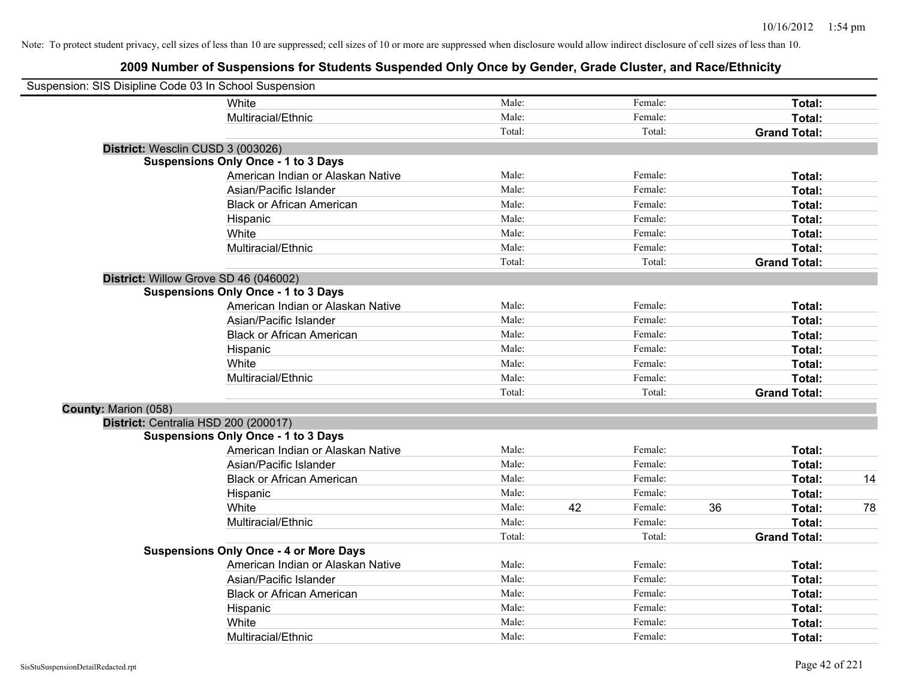Note: To protect student privacy, cell sizes of less than 10 are suppressed; cell sizes of 10 or more are suppressed when disclosure would allow indirect disclosure of cell sizes of less than 10.

# 2009 Number of Suspensions for Students Suspended Only Once by Gender, Grade Cluster, and Race/Ethnicity

Suspension: SIS Disipline Code 03 In School Suspension

| | | | | | | |
|---|---|---|---|---|---|---|
| White | Male: | | Female: | | **Total:** | |
| Multiracial/Ethnic | Male: | | Female: | | **Total:** | |
| | Total: | | Total: | | **Grand Total:** | |

**District:** Wesclin CUSD 3 (003026)

**Suspensions Only Once - 1 to 3 Days**

| | | | | | | |
|---|---|---|---|---|---|---|
| American Indian or Alaskan Native | Male: | | Female: | | **Total:** | |
| Asian/Pacific Islander | Male: | | Female: | | **Total:** | |
| Black or African American | Male: | | Female: | | **Total:** | |
| Hispanic | Male: | | Female: | | **Total:** | |
| White | Male: | | Female: | | **Total:** | |
| Multiracial/Ethnic | Male: | | Female: | | **Total:** | |
| | Total: | | Total: | | **Grand Total:** | |

**District:** Willow Grove SD 46 (046002)

**Suspensions Only Once - 1 to 3 Days**

| | | | | | | |
|---|---|---|---|---|---|---|
| American Indian or Alaskan Native | Male: | | Female: | | **Total:** | |
| Asian/Pacific Islander | Male: | | Female: | | **Total:** | |
| Black or African American | Male: | | Female: | | **Total:** | |
| Hispanic | Male: | | Female: | | **Total:** | |
| White | Male: | | Female: | | **Total:** | |
| Multiracial/Ethnic | Male: | | Female: | | **Total:** | |
| | Total: | | Total: | | **Grand Total:** | |

**County:** Marion (058)

**District:** Centralia HSD 200 (200017)

**Suspensions Only Once - 1 to 3 Days**

| | | | | | | |
|---|---|---|---|---|---|---|
| American Indian or Alaskan Native | Male: | | Female: | | **Total:** | |
| Asian/Pacific Islander | Male: | | Female: | | **Total:** | |
| Black or African American | Male: | | Female: | | **Total:** | 14 |
| Hispanic | Male: | | Female: | | **Total:** | |
| White | Male: | 42 | Female: | 36 | **Total:** | 78 |
| Multiracial/Ethnic | Male: | | Female: | | **Total:** | |
| | Total: | | Total: | | **Grand Total:** | |

**Suspensions Only Once - 4 or More Days**

| | | | | | | |
|---|---|---|---|---|---|---|
| American Indian or Alaskan Native | Male: | | Female: | | **Total:** | |
| Asian/Pacific Islander | Male: | | Female: | | **Total:** | |
| Black or African American | Male: | | Female: | | **Total:** | |
| Hispanic | Male: | | Female: | | **Total:** | |
| White | Male: | | Female: | | **Total:** | |
| Multiracial/Ethnic | Male: | | Female: | | **Total:** | |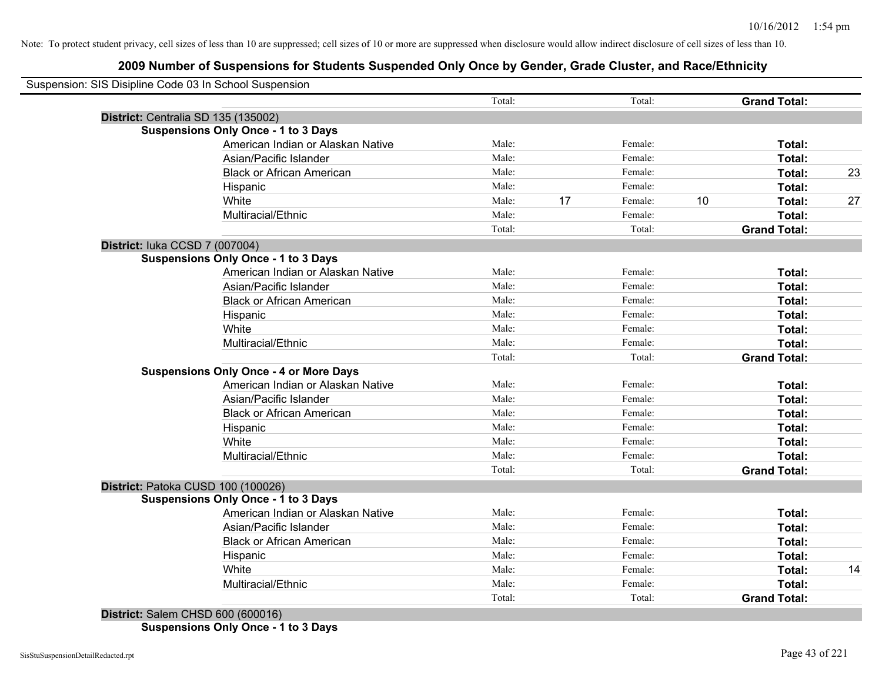Note: To protect student privacy, cell sizes of less than 10 are suppressed; cell sizes of 10 or more are suppressed when disclosure would allow indirect disclosure of cell sizes of less than 10.

# 2009 Number of Suspensions for Students Suspended Only Once by Gender, Grade Cluster, and Race/Ethnicity

Suspension: SIS Disipline Code 03 In School Suspension

| | Total: | | Total: | | **Grand Total:** | |
|---|---|---|---|---|---|---|

**District:** Centralia SD 135 (135002)

**Suspensions Only Once - 1 to 3 Days**

| | | | | | | |
|---|---|---|---|---|---|---|
| American Indian or Alaskan Native | Male: | | Female: | | **Total:** | |
| Asian/Pacific Islander | Male: | | Female: | | **Total:** | |
| Black or African American | Male: | | Female: | | **Total:** | 23 |
| Hispanic | Male: | | Female: | | **Total:** | |
| White | Male: | 17 | Female: | 10 | **Total:** | 27 |
| Multiracial/Ethnic | Male: | | Female: | | **Total:** | |
| | Total: | | Total: | | **Grand Total:** | |

**District:** Iuka CCSD 7 (007004)

**Suspensions Only Once - 1 to 3 Days**

| | | | | | | |
|---|---|---|---|---|---|---|
| American Indian or Alaskan Native | Male: | | Female: | | **Total:** | |
| Asian/Pacific Islander | Male: | | Female: | | **Total:** | |
| Black or African American | Male: | | Female: | | **Total:** | |
| Hispanic | Male: | | Female: | | **Total:** | |
| White | Male: | | Female: | | **Total:** | |
| Multiracial/Ethnic | Male: | | Female: | | **Total:** | |
| | Total: | | Total: | | **Grand Total:** | |

**Suspensions Only Once - 4 or More Days**

| | | | | | | |
|---|---|---|---|---|---|---|
| American Indian or Alaskan Native | Male: | | Female: | | **Total:** | |
| Asian/Pacific Islander | Male: | | Female: | | **Total:** | |
| Black or African American | Male: | | Female: | | **Total:** | |
| Hispanic | Male: | | Female: | | **Total:** | |
| White | Male: | | Female: | | **Total:** | |
| Multiracial/Ethnic | Male: | | Female: | | **Total:** | |
| | Total: | | Total: | | **Grand Total:** | |

**District:** Patoka CUSD 100 (100026)

**Suspensions Only Once - 1 to 3 Days**

| | | | | | | |
|---|---|---|---|---|---|---|
| American Indian or Alaskan Native | Male: | | Female: | | **Total:** | |
| Asian/Pacific Islander | Male: | | Female: | | **Total:** | |
| Black or African American | Male: | | Female: | | **Total:** | |
| Hispanic | Male: | | Female: | | **Total:** | |
| White | Male: | | Female: | | **Total:** | 14 |
| Multiracial/Ethnic | Male: | | Female: | | **Total:** | |
| | Total: | | Total: | | **Grand Total:** | |

**District:** Salem CHSD 600 (600016)

**Suspensions Only Once - 1 to 3 Days**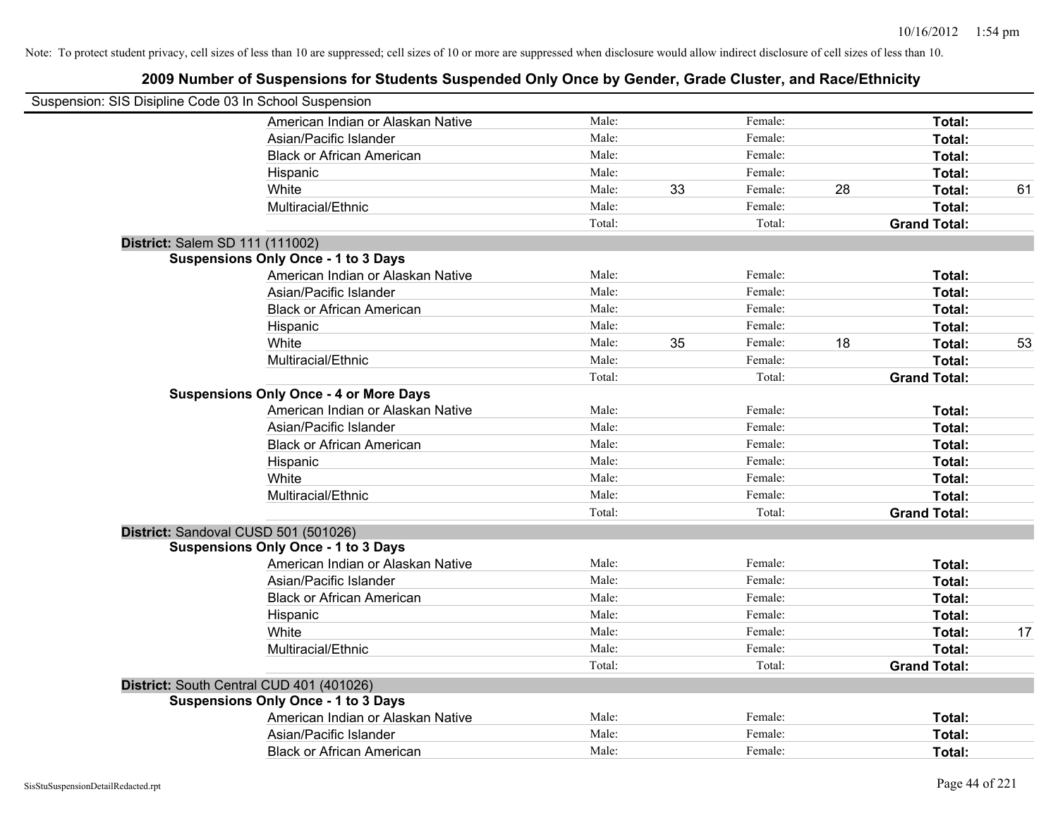Note: To protect student privacy, cell sizes of less than 10 are suppressed; cell sizes of 10 or more are suppressed when disclosure would allow indirect disclosure of cell sizes of less than 10.

# 2009 Number of Suspensions for Students Suspended Only Once by Gender, Grade Cluster, and Race/Ethnicity

Suspension: SIS Disipline Code 03 In School Suspension

| | | | | | |
|---|---|---|---|---|---|
| American Indian or Alaskan Native | Male: | | Female: | | **Total:** | |
| Asian/Pacific Islander | Male: | | Female: | | **Total:** | |
| Black or African American | Male: | | Female: | | **Total:** | |
| Hispanic | Male: | | Female: | | **Total:** | |
| White | Male: | 33 | Female: | 28 | **Total:** | 61 |
| Multiracial/Ethnic | Male: | | Female: | | **Total:** | |
| | Total: | | Total: | | **Grand Total:** | |

**District:** Salem SD 111 (111002)

**Suspensions Only Once - 1 to 3 Days**

| | | | | | | |
|---|---|---|---|---|---|---|
| American Indian or Alaskan Native | Male: | | Female: | | **Total:** | |
| Asian/Pacific Islander | Male: | | Female: | | **Total:** | |
| Black or African American | Male: | | Female: | | **Total:** | |
| Hispanic | Male: | | Female: | | **Total:** | |
| White | Male: | 35 | Female: | 18 | **Total:** | 53 |
| Multiracial/Ethnic | Male: | | Female: | | **Total:** | |
| | Total: | | Total: | | **Grand Total:** | |

**Suspensions Only Once - 4 or More Days**

| | | | | | | |
|---|---|---|---|---|---|---|
| American Indian or Alaskan Native | Male: | | Female: | | **Total:** | |
| Asian/Pacific Islander | Male: | | Female: | | **Total:** | |
| Black or African American | Male: | | Female: | | **Total:** | |
| Hispanic | Male: | | Female: | | **Total:** | |
| White | Male: | | Female: | | **Total:** | |
| Multiracial/Ethnic | Male: | | Female: | | **Total:** | |
| | Total: | | Total: | | **Grand Total:** | |

**District:** Sandoval CUSD 501 (501026)

**Suspensions Only Once - 1 to 3 Days**

| | | | | | | |
|---|---|---|---|---|---|---|
| American Indian or Alaskan Native | Male: | | Female: | | **Total:** | |
| Asian/Pacific Islander | Male: | | Female: | | **Total:** | |
| Black or African American | Male: | | Female: | | **Total:** | |
| Hispanic | Male: | | Female: | | **Total:** | |
| White | Male: | | Female: | | **Total:** | 17 |
| Multiracial/Ethnic | Male: | | Female: | | **Total:** | |
| | Total: | | Total: | | **Grand Total:** | |

**District:** South Central CUD 401 (401026)

**Suspensions Only Once - 1 to 3 Days**

| | | | | | | |
|---|---|---|---|---|---|---|
| American Indian or Alaskan Native | Male: | | Female: | | **Total:** | |
| Asian/Pacific Islander | Male: | | Female: | | **Total:** | |
| Black or African American | Male: | | Female: | | **Total:** | |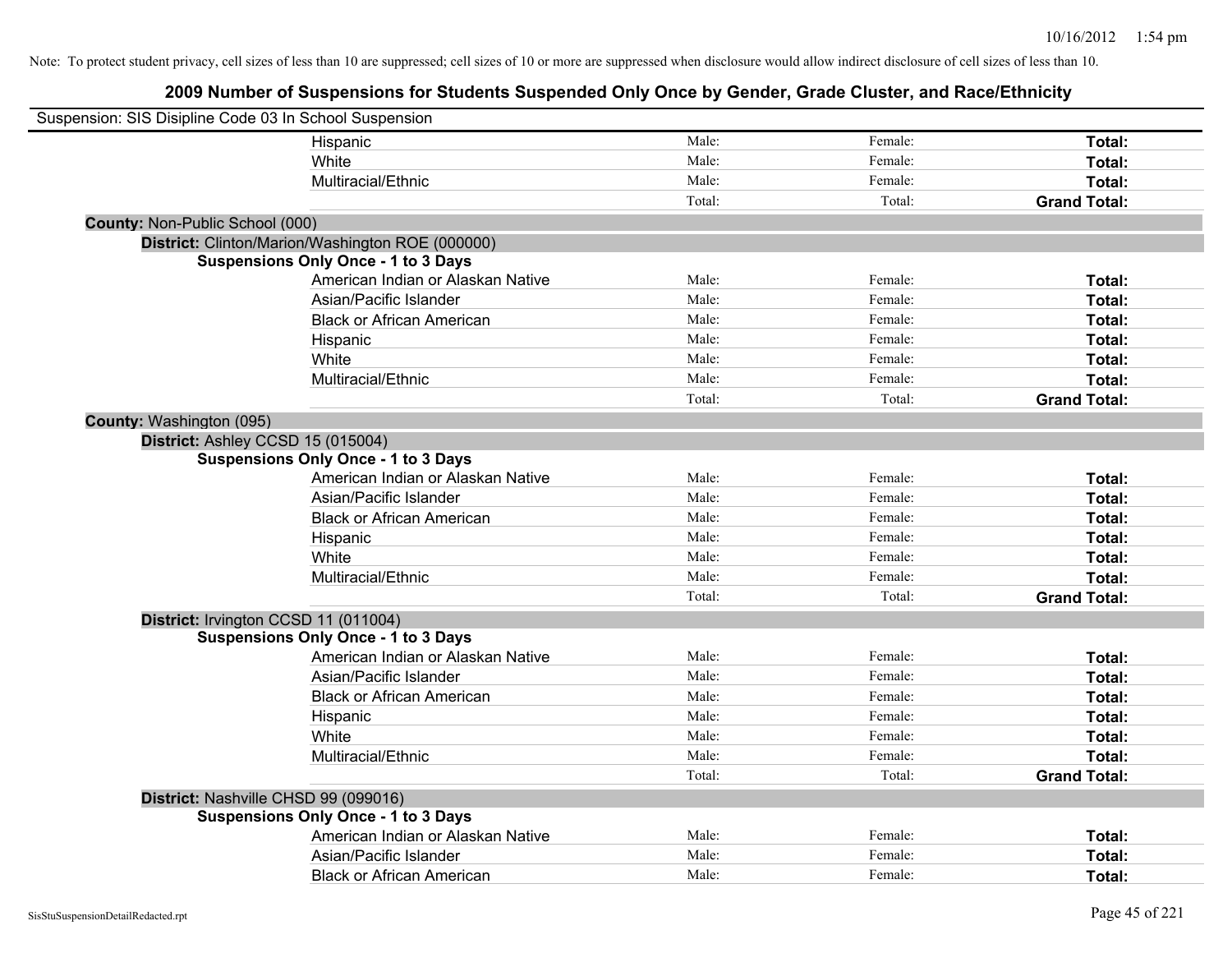Note: To protect student privacy, cell sizes of less than 10 are suppressed; cell sizes of 10 or more are suppressed when disclosure would allow indirect disclosure of cell sizes of less than 10.

# 2009 Number of Suspensions for Students Suspended Only Once by Gender, Grade Cluster, and Race/Ethnicity

Suspension: SIS Disipline Code 03 In School Suspension

| | | | |
|---|---|---|---|
| Hispanic | Male: | Female: | **Total:** |
| White | Male: | Female: | **Total:** |
| Multiracial/Ethnic | Male: | Female: | **Total:** |
| | Total: | Total: | **Grand Total:** |

**County:** Non-Public School (000)

**District:** Clinton/Marion/Washington ROE (000000)

**Suspensions Only Once - 1 to 3 Days**

| | | | |
|---|---|---|---|
| American Indian or Alaskan Native | Male: | Female: | **Total:** |
| Asian/Pacific Islander | Male: | Female: | **Total:** |
| Black or African American | Male: | Female: | **Total:** |
| Hispanic | Male: | Female: | **Total:** |
| White | Male: | Female: | **Total:** |
| Multiracial/Ethnic | Male: | Female: | **Total:** |
| | Total: | Total: | **Grand Total:** |

**County:** Washington (095)

**District:** Ashley CCSD 15 (015004)

**Suspensions Only Once - 1 to 3 Days**

| | | | |
|---|---|---|---|
| American Indian or Alaskan Native | Male: | Female: | **Total:** |
| Asian/Pacific Islander | Male: | Female: | **Total:** |
| Black or African American | Male: | Female: | **Total:** |
| Hispanic | Male: | Female: | **Total:** |
| White | Male: | Female: | **Total:** |
| Multiracial/Ethnic | Male: | Female: | **Total:** |
| | Total: | Total: | **Grand Total:** |

**District:** Irvington CCSD 11 (011004)

**Suspensions Only Once - 1 to 3 Days**

| | | | |
|---|---|---|---|
| American Indian or Alaskan Native | Male: | Female: | **Total:** |
| Asian/Pacific Islander | Male: | Female: | **Total:** |
| Black or African American | Male: | Female: | **Total:** |
| Hispanic | Male: | Female: | **Total:** |
| White | Male: | Female: | **Total:** |
| Multiracial/Ethnic | Male: | Female: | **Total:** |
| | Total: | Total: | **Grand Total:** |

**District:** Nashville CHSD 99 (099016)

**Suspensions Only Once - 1 to 3 Days**

| | | | |
|---|---|---|---|
| American Indian or Alaskan Native | Male: | Female: | **Total:** |
| Asian/Pacific Islander | Male: | Female: | **Total:** |
| Black or African American | Male: | Female: | **Total:** |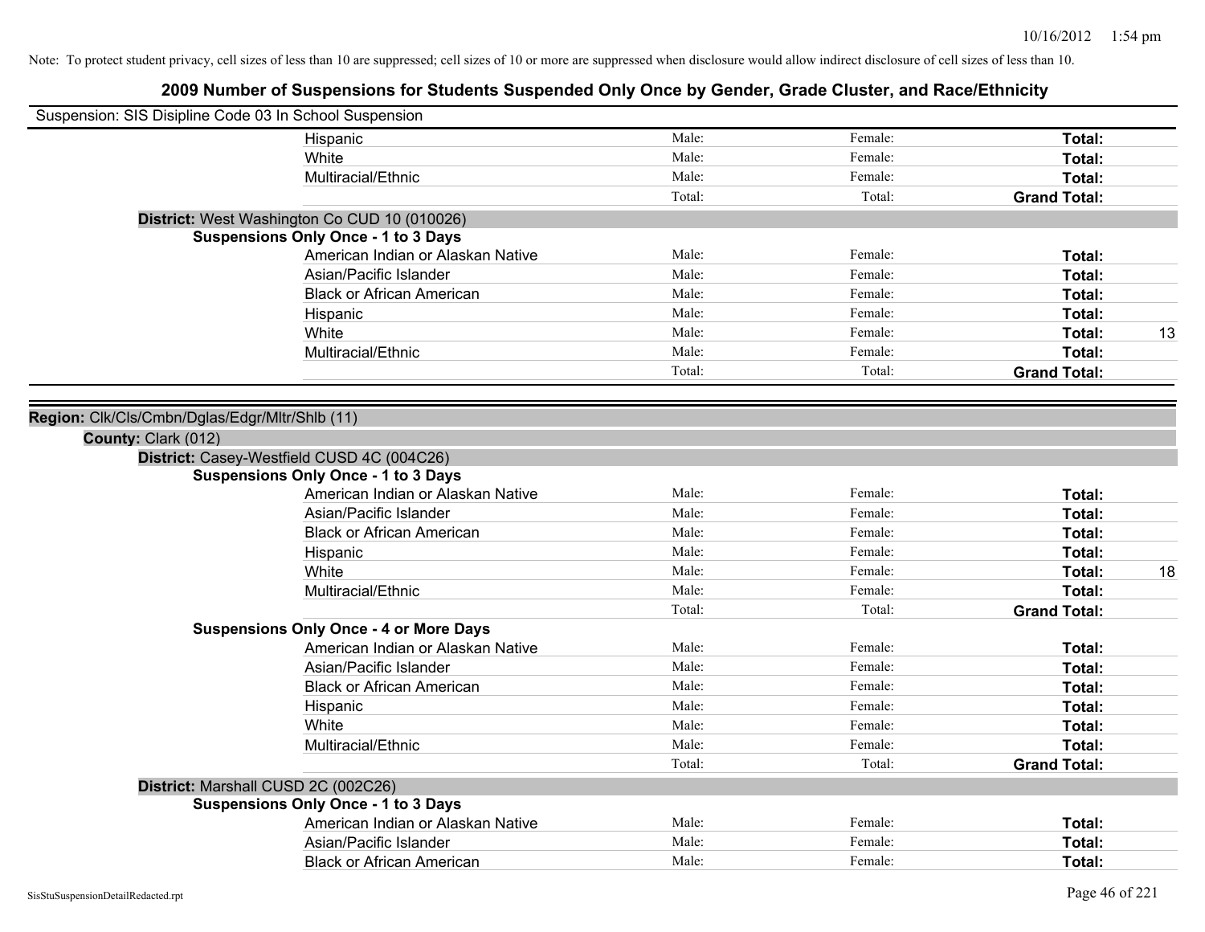Note: To protect student privacy, cell sizes of less than 10 are suppressed; cell sizes of 10 or more are suppressed when disclosure would allow indirect disclosure of cell sizes of less than 10.

# 2009 Number of Suspensions for Students Suspended Only Once by Gender, Grade Cluster, and Race/Ethnicity

Suspension: SIS Disipline Code 03 In School Suspension

| | Male: | Female: | Total: | |
|---|---|---|---|---|
| Hispanic | Male: | Female: | Total: | |
| White | Male: | Female: | Total: | |
| Multiracial/Ethnic | Male: | Female: | Total: | |
| | Total: | Total: | Grand Total: | |

**District:** West Washington Co CUD 10 (010026)

**Suspensions Only Once - 1 to 3 Days**

| | | | | |
|---|---|---|---|---|
| American Indian or Alaskan Native | Male: | Female: | Total: | |
| Asian/Pacific Islander | Male: | Female: | Total: | |
| Black or African American | Male: | Female: | Total: | |
| Hispanic | Male: | Female: | Total: | |
| White | Male: | Female: | Total: | 13 |
| Multiracial/Ethnic | Male: | Female: | Total: | |
| | Total: | Total: | Grand Total: | |

**Region:** Clk/Cls/Cmbn/Dglas/Edgr/Mltr/Shlb (11)

**County:** Clark (012)

**District:** Casey-Westfield CUSD 4C (004C26)

**Suspensions Only Once - 1 to 3 Days**

| | | | | |
|---|---|---|---|---|
| American Indian or Alaskan Native | Male: | Female: | Total: | |
| Asian/Pacific Islander | Male: | Female: | Total: | |
| Black or African American | Male: | Female: | Total: | |
| Hispanic | Male: | Female: | Total: | |
| White | Male: | Female: | Total: | 18 |
| Multiracial/Ethnic | Male: | Female: | Total: | |
| | Total: | Total: | Grand Total: | |

**Suspensions Only Once - 4 or More Days**

| | | | | |
|---|---|---|---|---|
| American Indian or Alaskan Native | Male: | Female: | Total: | |
| Asian/Pacific Islander | Male: | Female: | Total: | |
| Black or African American | Male: | Female: | Total: | |
| Hispanic | Male: | Female: | Total: | |
| White | Male: | Female: | Total: | |
| Multiracial/Ethnic | Male: | Female: | Total: | |
| | Total: | Total: | Grand Total: | |

**District:** Marshall CUSD 2C (002C26)

**Suspensions Only Once - 1 to 3 Days**

| | | | | |
|---|---|---|---|---|
| American Indian or Alaskan Native | Male: | Female: | Total: | |
| Asian/Pacific Islander | Male: | Female: | Total: | |
| Black or African American | Male: | Female: | Total: | |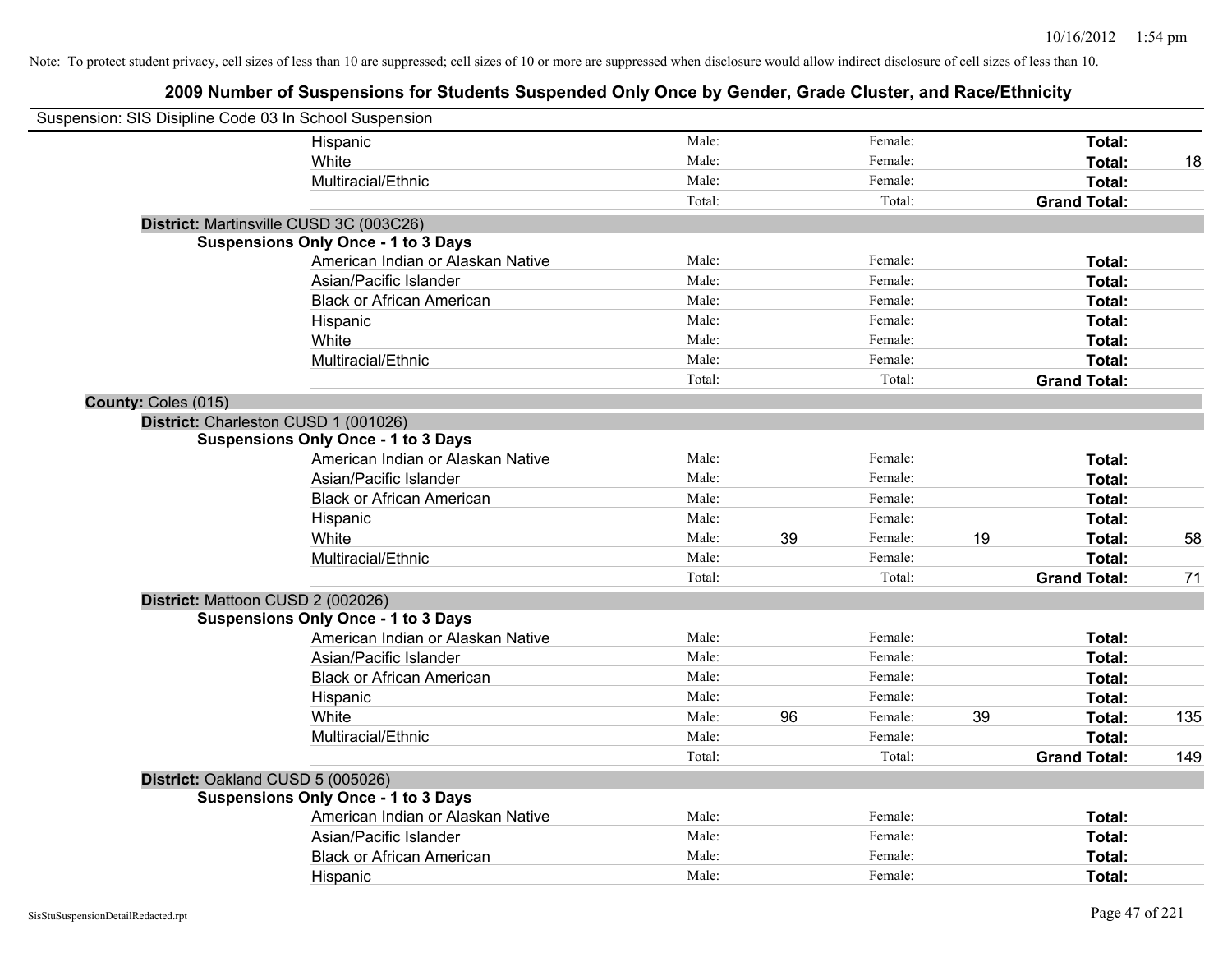Note: To protect student privacy, cell sizes of less than 10 are suppressed; cell sizes of 10 or more are suppressed when disclosure would allow indirect disclosure of cell sizes of less than 10.

# 2009 Number of Suspensions for Students Suspended Only Once by Gender, Grade Cluster, and Race/Ethnicity

Suspension: SIS Disipline Code 03 In School Suspension

| | | | | | |
|---|---|---|---|---|---|
| Hispanic | Male: | | Female: | | **Total:** | |
| White | Male: | | Female: | | **Total:** 18 |
| Multiracial/Ethnic | Male: | | Female: | | **Total:** |
| | Total: | | Total: | | **Grand Total:** |

**District:** Martinsville CUSD 3C (003C26)

**Suspensions Only Once - 1 to 3 Days**

| | | | | | | |
|---|---|---|---|---|---|---|
| American Indian or Alaskan Native | Male: | | Female: | | **Total:** | |
| Asian/Pacific Islander | Male: | | Female: | | **Total:** | |
| Black or African American | Male: | | Female: | | **Total:** | |
| Hispanic | Male: | | Female: | | **Total:** | |
| White | Male: | | Female: | | **Total:** | |
| Multiracial/Ethnic | Male: | | Female: | | **Total:** | |
| | Total: | | Total: | | **Grand Total:** | |

**County:** Coles (015)

**District:** Charleston CUSD 1 (001026)

**Suspensions Only Once - 1 to 3 Days**

| | | | | | | |
|---|---|---|---|---|---|---|
| American Indian or Alaskan Native | Male: | | Female: | | **Total:** | |
| Asian/Pacific Islander | Male: | | Female: | | **Total:** | |
| Black or African American | Male: | | Female: | | **Total:** | |
| Hispanic | Male: | | Female: | | **Total:** | |
| White | Male: | 39 | Female: | 19 | **Total:** | 58 |
| Multiracial/Ethnic | Male: | | Female: | | **Total:** | |
| | Total: | | Total: | | **Grand Total:** | 71 |

**District:** Mattoon CUSD 2 (002026)

**Suspensions Only Once - 1 to 3 Days**

| | | | | | | |
|---|---|---|---|---|---|---|
| American Indian or Alaskan Native | Male: | | Female: | | **Total:** | |
| Asian/Pacific Islander | Male: | | Female: | | **Total:** | |
| Black or African American | Male: | | Female: | | **Total:** | |
| Hispanic | Male: | | Female: | | **Total:** | |
| White | Male: | 96 | Female: | 39 | **Total:** | 135 |
| Multiracial/Ethnic | Male: | | Female: | | **Total:** | |
| | Total: | | Total: | | **Grand Total:** | 149 |

**District:** Oakland CUSD 5 (005026)

**Suspensions Only Once - 1 to 3 Days**

| | | | | | | |
|---|---|---|---|---|---|---|
| American Indian or Alaskan Native | Male: | | Female: | | **Total:** | |
| Asian/Pacific Islander | Male: | | Female: | | **Total:** | |
| Black or African American | Male: | | Female: | | **Total:** | |
| Hispanic | Male: | | Female: | | **Total:** | |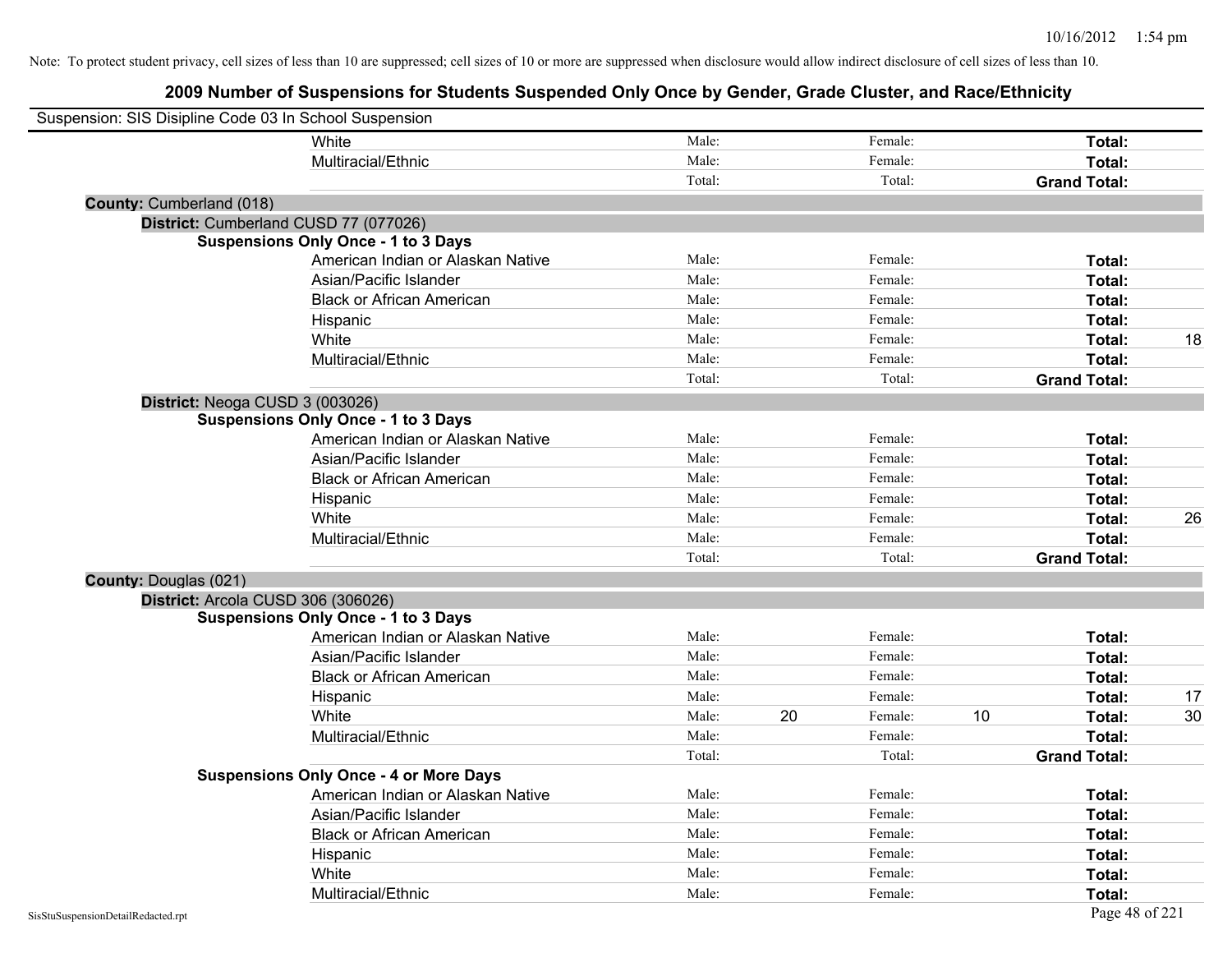Note: To protect student privacy, cell sizes of less than 10 are suppressed; cell sizes of 10 or more are suppressed when disclosure would allow indirect disclosure of cell sizes of less than 10.

## 2009 Number of Suspensions for Students Suspended Only Once by Gender, Grade Cluster, and Race/Ethnicity

Suspension: SIS Disipline Code 03 In School Suspension

| | Male: | | Female: | | Total: | |
|---|---|---|---|---|---|---|
| White | Male: | | Female: | | Total: | |
| Multiracial/Ethnic | Male: | | Female: | | Total: | |
| | Total: | | Total: | | Grand Total: | |

**County:** Cumberland (018)

**District:** Cumberland CUSD 77 (077026)

**Suspensions Only Once - 1 to 3 Days**

| | | | | | | |
|---|---|---|---|---|---|---|
| American Indian or Alaskan Native | Male: | | Female: | | Total: | |
| Asian/Pacific Islander | Male: | | Female: | | Total: | |
| Black or African American | Male: | | Female: | | Total: | |
| Hispanic | Male: | | Female: | | Total: | |
| White | Male: | | Female: | | Total: | 18 |
| Multiracial/Ethnic | Male: | | Female: | | Total: | |
| | Total: | | Total: | | Grand Total: | |

**District:** Neoga CUSD 3 (003026)

**Suspensions Only Once - 1 to 3 Days**

| | | | | | | |
|---|---|---|---|---|---|---|
| American Indian or Alaskan Native | Male: | | Female: | | Total: | |
| Asian/Pacific Islander | Male: | | Female: | | Total: | |
| Black or African American | Male: | | Female: | | Total: | |
| Hispanic | Male: | | Female: | | Total: | |
| White | Male: | | Female: | | Total: | 26 |
| Multiracial/Ethnic | Male: | | Female: | | Total: | |
| | Total: | | Total: | | Grand Total: | |

**County:** Douglas (021)

**District:** Arcola CUSD 306 (306026)

**Suspensions Only Once - 1 to 3 Days**

| | | | | | | |
|---|---|---|---|---|---|---|
| American Indian or Alaskan Native | Male: | | Female: | | Total: | |
| Asian/Pacific Islander | Male: | | Female: | | Total: | |
| Black or African American | Male: | | Female: | | Total: | |
| Hispanic | Male: | | Female: | | Total: | 17 |
| White | Male: | 20 | Female: | 10 | Total: | 30 |
| Multiracial/Ethnic | Male: | | Female: | | Total: | |
| | Total: | | Total: | | Grand Total: | |

**Suspensions Only Once - 4 or More Days**

| | | | | | | |
|---|---|---|---|---|---|---|
| American Indian or Alaskan Native | Male: | | Female: | | Total: | |
| Asian/Pacific Islander | Male: | | Female: | | Total: | |
| Black or African American | Male: | | Female: | | Total: | |
| Hispanic | Male: | | Female: | | Total: | |
| White | Male: | | Female: | | Total: | |
| Multiracial/Ethnic | Male: | | Female: | | Total: | |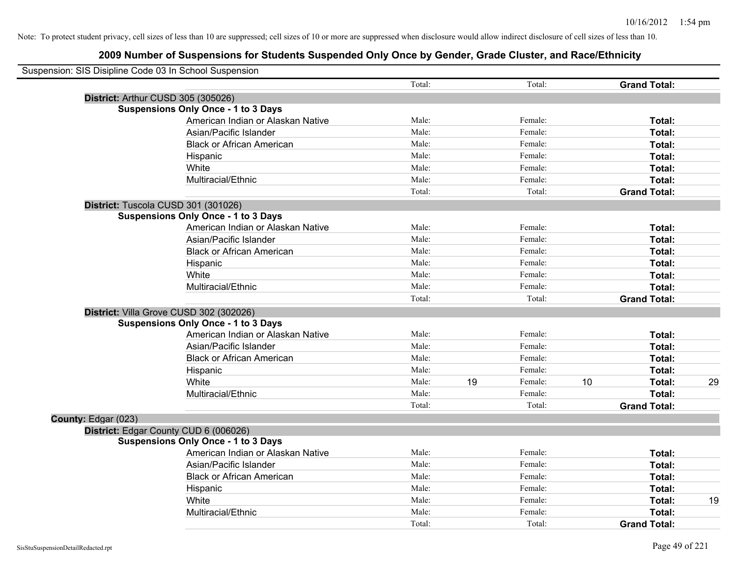Note: To protect student privacy, cell sizes of less than 10 are suppressed; cell sizes of 10 or more are suppressed when disclosure would allow indirect disclosure of cell sizes of less than 10.

# 2009 Number of Suspensions for Students Suspended Only Once by Gender, Grade Cluster, and Race/Ethnicity

Suspension: SIS Disipline Code 03 In School Suspension

| | | | | | | |
|---|---|---|---|---|---|---|
| | Total: | | Total: | | **Grand Total:** | |
| **District:** Arthur CUSD 305 (305026) | | | | | | |
| **Suspensions Only Once - 1 to 3 Days** | | | | | | |
| American Indian or Alaskan Native | Male: | | Female: | | **Total:** | |
| Asian/Pacific Islander | Male: | | Female: | | **Total:** | |
| Black or African American | Male: | | Female: | | **Total:** | |
| Hispanic | Male: | | Female: | | **Total:** | |
| White | Male: | | Female: | | **Total:** | |
| Multiracial/Ethnic | Male: | | Female: | | **Total:** | |
| | Total: | | Total: | | **Grand Total:** | |
| **District:** Tuscola CUSD 301 (301026) | | | | | | |
| **Suspensions Only Once - 1 to 3 Days** | | | | | | |
| American Indian or Alaskan Native | Male: | | Female: | | **Total:** | |
| Asian/Pacific Islander | Male: | | Female: | | **Total:** | |
| Black or African American | Male: | | Female: | | **Total:** | |
| Hispanic | Male: | | Female: | | **Total:** | |
| White | Male: | | Female: | | **Total:** | |
| Multiracial/Ethnic | Male: | | Female: | | **Total:** | |
| | Total: | | Total: | | **Grand Total:** | |
| **District:** Villa Grove CUSD 302 (302026) | | | | | | |
| **Suspensions Only Once - 1 to 3 Days** | | | | | | |
| American Indian or Alaskan Native | Male: | | Female: | | **Total:** | |
| Asian/Pacific Islander | Male: | | Female: | | **Total:** | |
| Black or African American | Male: | | Female: | | **Total:** | |
| Hispanic | Male: | | Female: | | **Total:** | |
| White | Male: | 19 | Female: | 10 | **Total:** | 29 |
| Multiracial/Ethnic | Male: | | Female: | | **Total:** | |
| | Total: | | Total: | | **Grand Total:** | |
| **County:** Edgar (023) | | | | | | |
| **District:** Edgar County CUD 6 (006026) | | | | | | |
| **Suspensions Only Once - 1 to 3 Days** | | | | | | |
| American Indian or Alaskan Native | Male: | | Female: | | **Total:** | |
| Asian/Pacific Islander | Male: | | Female: | | **Total:** | |
| Black or African American | Male: | | Female: | | **Total:** | |
| Hispanic | Male: | | Female: | | **Total:** | |
| White | Male: | | Female: | | **Total:** | 19 |
| Multiracial/Ethnic | Male: | | Female: | | **Total:** | |
| | Total: | | Total: | | **Grand Total:** | |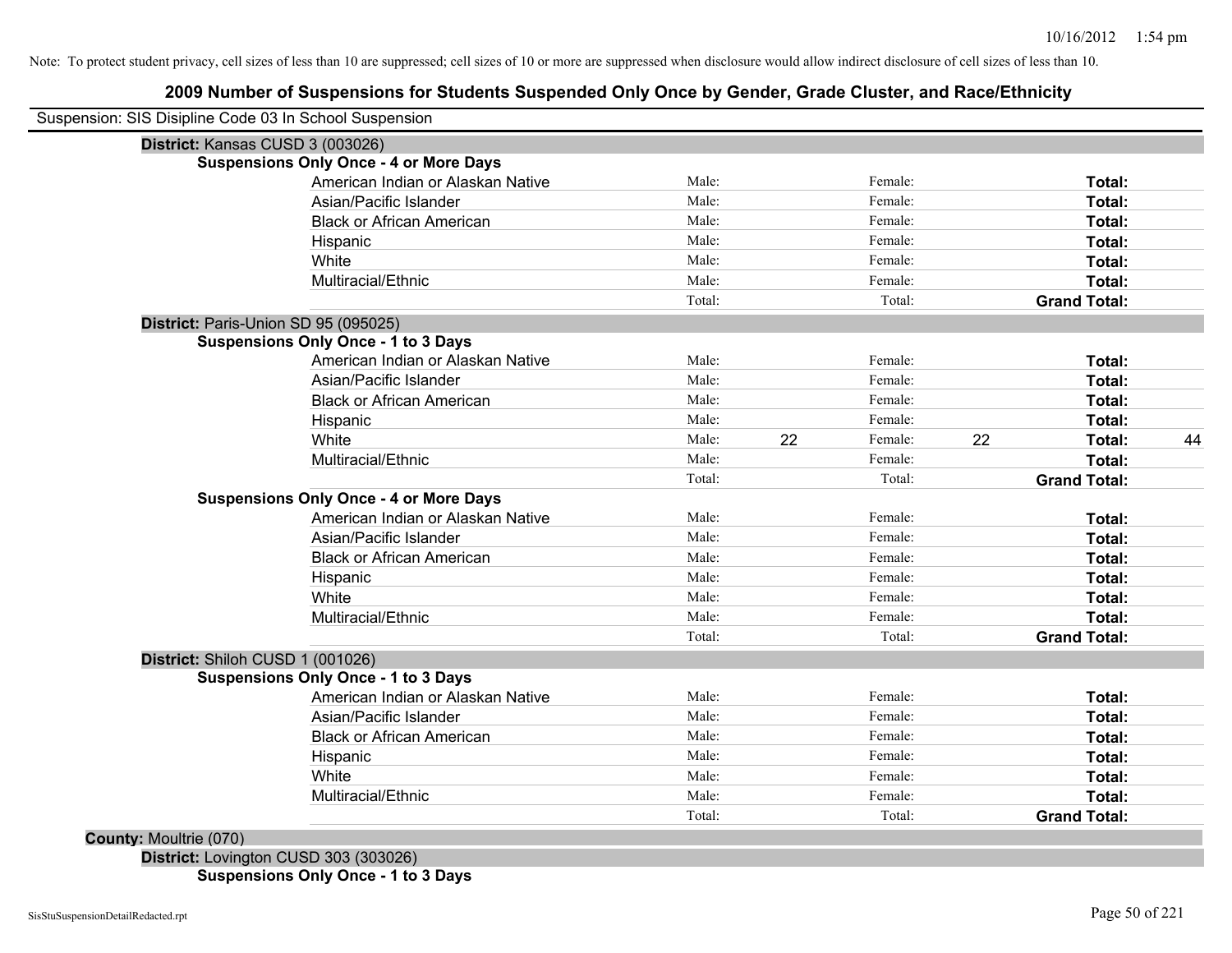Note: To protect student privacy, cell sizes of less than 10 are suppressed; cell sizes of 10 or more are suppressed when disclosure would allow indirect disclosure of cell sizes of less than 10.

# 2009 Number of Suspensions for Students Suspended Only Once by Gender, Grade Cluster, and Race/Ethnicity

Suspension: SIS Disipline Code 03 In School Suspension

**District:** Kansas CUSD 3 (003026)

**Suspensions Only Once - 4 or More Days**

| | | | | | | |
|---|---|---|---|---|---|---|
| American Indian or Alaskan Native | Male: | | Female: | | **Total:** | |
| Asian/Pacific Islander | Male: | | Female: | | **Total:** | |
| Black or African American | Male: | | Female: | | **Total:** | |
| Hispanic | Male: | | Female: | | **Total:** | |
| White | Male: | | Female: | | **Total:** | |
| Multiracial/Ethnic | Male: | | Female: | | **Total:** | |
| | Total: | | Total: | | **Grand Total:** | |

**District:** Paris-Union SD 95 (095025)

**Suspensions Only Once - 1 to 3 Days**

| | | | | | | |
|---|---|---|---|---|---|---|
| American Indian or Alaskan Native | Male: | | Female: | | **Total:** | |
| Asian/Pacific Islander | Male: | | Female: | | **Total:** | |
| Black or African American | Male: | | Female: | | **Total:** | |
| Hispanic | Male: | | Female: | | **Total:** | |
| White | Male: | 22 | Female: | 22 | **Total:** | 44 |
| Multiracial/Ethnic | Male: | | Female: | | **Total:** | |
| | Total: | | Total: | | **Grand Total:** | |

**Suspensions Only Once - 4 or More Days**

| | | | | | | |
|---|---|---|---|---|---|---|
| American Indian or Alaskan Native | Male: | | Female: | | **Total:** | |
| Asian/Pacific Islander | Male: | | Female: | | **Total:** | |
| Black or African American | Male: | | Female: | | **Total:** | |
| Hispanic | Male: | | Female: | | **Total:** | |
| White | Male: | | Female: | | **Total:** | |
| Multiracial/Ethnic | Male: | | Female: | | **Total:** | |
| | Total: | | Total: | | **Grand Total:** | |

**District:** Shiloh CUSD 1 (001026)

**Suspensions Only Once - 1 to 3 Days**

| | | | | | | |
|---|---|---|---|---|---|---|
| American Indian or Alaskan Native | Male: | | Female: | | **Total:** | |
| Asian/Pacific Islander | Male: | | Female: | | **Total:** | |
| Black or African American | Male: | | Female: | | **Total:** | |
| Hispanic | Male: | | Female: | | **Total:** | |
| White | Male: | | Female: | | **Total:** | |
| Multiracial/Ethnic | Male: | | Female: | | **Total:** | |
| | Total: | | Total: | | **Grand Total:** | |

**County:** Moultrie (070)

**District:** Lovington CUSD 303 (303026)

**Suspensions Only Once - 1 to 3 Days**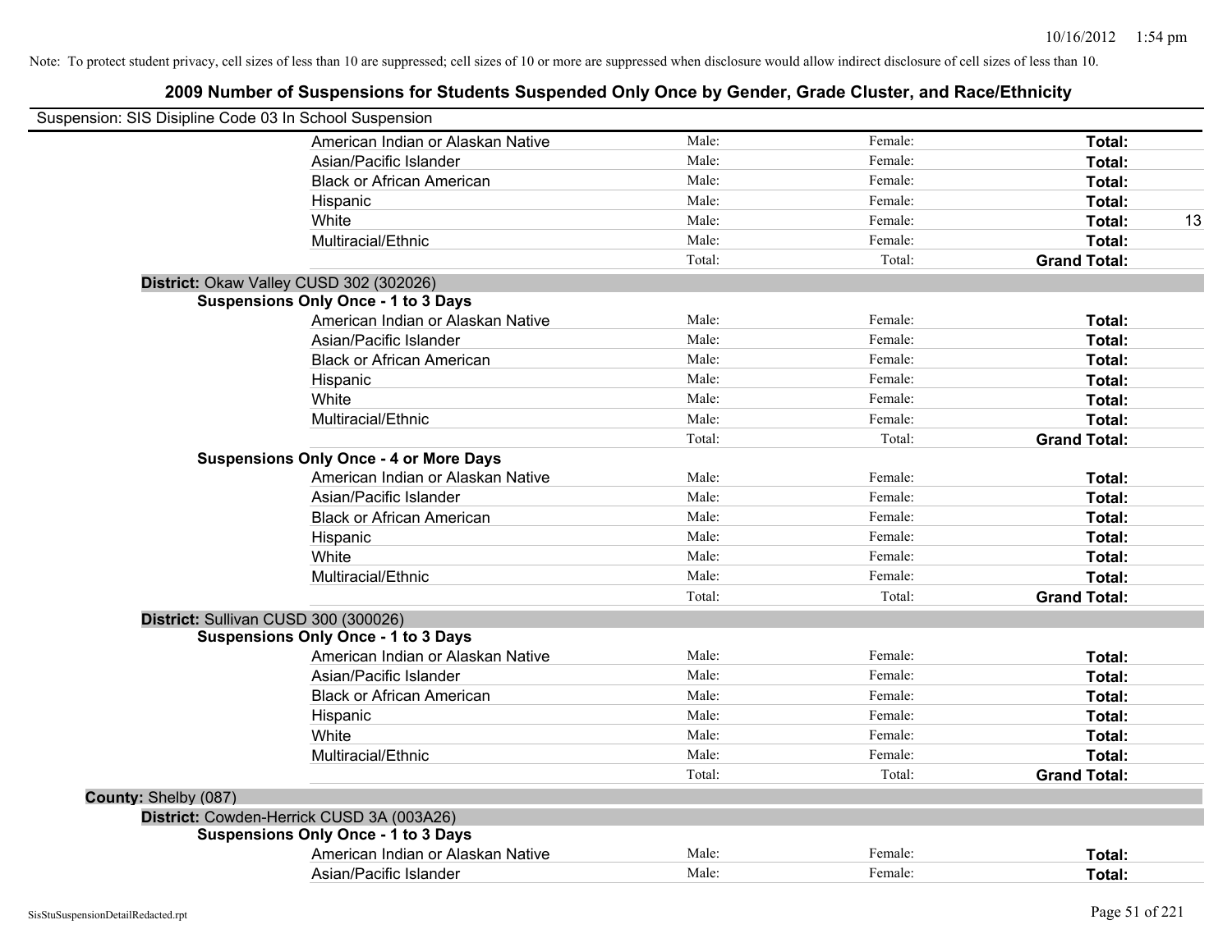Note: To protect student privacy, cell sizes of less than 10 are suppressed; cell sizes of 10 or more are suppressed when disclosure would allow indirect disclosure of cell sizes of less than 10.

# 2009 Number of Suspensions for Students Suspended Only Once by Gender, Grade Cluster, and Race/Ethnicity

Suspension: SIS Disipline Code 03 In School Suspension

| | Male | Female | Total |
|---|---|---|---|
| American Indian or Alaskan Native | Male: | Female: | Total: |
| Asian/Pacific Islander | Male: | Female: | Total: |
| Black or African American | Male: | Female: | Total: |
| Hispanic | Male: | Female: | Total: |
| White | Male: | Female: | Total: 13 |
| Multiracial/Ethnic | Male: | Female: | Total: |
| | Total: | Total: | Grand Total: |

**District:** Okaw Valley CUSD 302 (302026)

**Suspensions Only Once - 1 to 3 Days**

| | Male | Female | Total |
|---|---|---|---|
| American Indian or Alaskan Native | Male: | Female: | Total: |
| Asian/Pacific Islander | Male: | Female: | Total: |
| Black or African American | Male: | Female: | Total: |
| Hispanic | Male: | Female: | Total: |
| White | Male: | Female: | Total: |
| Multiracial/Ethnic | Male: | Female: | Total: |
| | Total: | Total: | Grand Total: |

**Suspensions Only Once - 4 or More Days**

| | Male | Female | Total |
|---|---|---|---|
| American Indian or Alaskan Native | Male: | Female: | Total: |
| Asian/Pacific Islander | Male: | Female: | Total: |
| Black or African American | Male: | Female: | Total: |
| Hispanic | Male: | Female: | Total: |
| White | Male: | Female: | Total: |
| Multiracial/Ethnic | Male: | Female: | Total: |
| | Total: | Total: | Grand Total: |

**District:** Sullivan CUSD 300 (300026)

**Suspensions Only Once - 1 to 3 Days**

| | Male | Female | Total |
|---|---|---|---|
| American Indian or Alaskan Native | Male: | Female: | Total: |
| Asian/Pacific Islander | Male: | Female: | Total: |
| Black or African American | Male: | Female: | Total: |
| Hispanic | Male: | Female: | Total: |
| White | Male: | Female: | Total: |
| Multiracial/Ethnic | Male: | Female: | Total: |
| | Total: | Total: | Grand Total: |

**County:** Shelby (087)

**District:** Cowden-Herrick CUSD 3A (003A26)

**Suspensions Only Once - 1 to 3 Days**

| | Male | Female | Total |
|---|---|---|---|
| American Indian or Alaskan Native | Male: | Female: | Total: |
| Asian/Pacific Islander | Male: | Female: | Total: |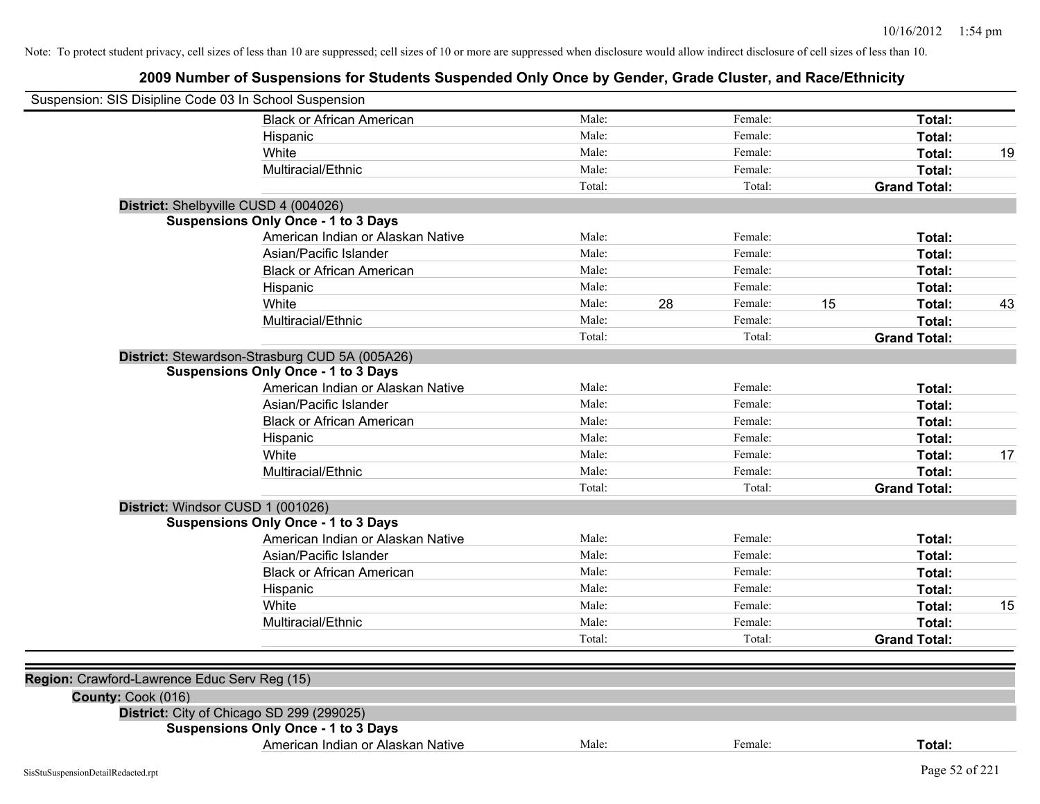Note: To protect student privacy, cell sizes of less than 10 are suppressed; cell sizes of 10 or more are suppressed when disclosure would allow indirect disclosure of cell sizes of less than 10.

# 2009 Number of Suspensions for Students Suspended Only Once by Gender, Grade Cluster, and Race/Ethnicity

Suspension: SIS Disipline Code 03 In School Suspension

| | Male: | | Female: | | Total: | |
|---|---|---|---|---|---|---|
| Black or African American | Male: | | Female: | | **Total:** | |
| Hispanic | Male: | | Female: | | **Total:** | |
| White | Male: | | Female: | | **Total:** | 19 |
| Multiracial/Ethnic | Male: | | Female: | | **Total:** | |
| | Total: | | Total: | | **Grand Total:** | |

**District:** Shelbyville CUSD 4 (004026)

**Suspensions Only Once - 1 to 3 Days**

| | | | | | | |
|---|---|---|---|---|---|---|
| American Indian or Alaskan Native | Male: | | Female: | | **Total:** | |
| Asian/Pacific Islander | Male: | | Female: | | **Total:** | |
| Black or African American | Male: | | Female: | | **Total:** | |
| Hispanic | Male: | | Female: | | **Total:** | |
| White | Male: | 28 | Female: | 15 | **Total:** | 43 |
| Multiracial/Ethnic | Male: | | Female: | | **Total:** | |
| | Total: | | Total: | | **Grand Total:** | |

**District:** Stewardson-Strasburg CUD 5A (005A26)

**Suspensions Only Once - 1 to 3 Days**

| | | | | | | |
|---|---|---|---|---|---|---|
| American Indian or Alaskan Native | Male: | | Female: | | **Total:** | |
| Asian/Pacific Islander | Male: | | Female: | | **Total:** | |
| Black or African American | Male: | | Female: | | **Total:** | |
| Hispanic | Male: | | Female: | | **Total:** | |
| White | Male: | | Female: | | **Total:** | 17 |
| Multiracial/Ethnic | Male: | | Female: | | **Total:** | |
| | Total: | | Total: | | **Grand Total:** | |

**District:** Windsor CUSD 1 (001026)

**Suspensions Only Once - 1 to 3 Days**

| | | | | | | |
|---|---|---|---|---|---|---|
| American Indian or Alaskan Native | Male: | | Female: | | **Total:** | |
| Asian/Pacific Islander | Male: | | Female: | | **Total:** | |
| Black or African American | Male: | | Female: | | **Total:** | |
| Hispanic | Male: | | Female: | | **Total:** | |
| White | Male: | | Female: | | **Total:** | 15 |
| Multiracial/Ethnic | Male: | | Female: | | **Total:** | |
| | Total: | | Total: | | **Grand Total:** | |

**Region:** Crawford-Lawrence Educ Serv Reg (15)

**County:** Cook (016)

**District:** City of Chicago SD 299 (299025)

**Suspensions Only Once - 1 to 3 Days**

| | | | | | | |
|---|---|---|---|---|---|---|
| American Indian or Alaskan Native | Male: | | Female: | | **Total:** | |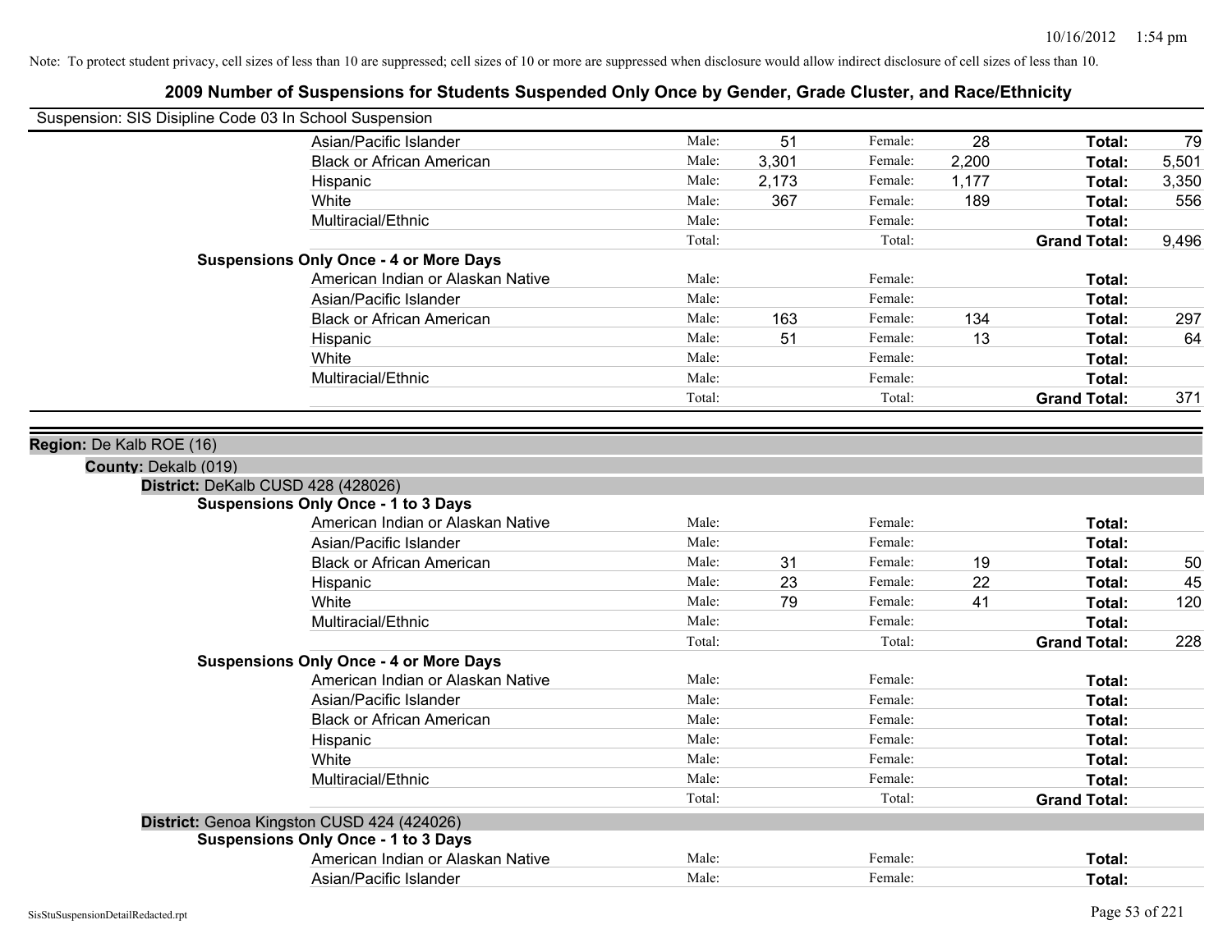Note: To protect student privacy, cell sizes of less than 10 are suppressed; cell sizes of 10 or more are suppressed when disclosure would allow indirect disclosure of cell sizes of less than 10.

# 2009 Number of Suspensions for Students Suspended Only Once by Gender, Grade Cluster, and Race/Ethnicity

Suspension: SIS Disipline Code 03 In School Suspension

| | | | | | | |
|---|---|---|---|---|---|---|
| Asian/Pacific Islander | Male: | 51 | Female: | 28 | **Total:** | 79 |
| Black or African American | Male: | 3,301 | Female: | 2,200 | **Total:** | 5,501 |
| Hispanic | Male: | 2,173 | Female: | 1,177 | **Total:** | 3,350 |
| White | Male: | 367 | Female: | 189 | **Total:** | 556 |
| Multiracial/Ethnic | Male: | | Female: | | **Total:** | |
| | Total: | | Total: | | **Grand Total:** | 9,496 |

**Suspensions Only Once - 4 or More Days**

| | | | | | | |
|---|---|---|---|---|---|---|
| American Indian or Alaskan Native | Male: | | Female: | | **Total:** | |
| Asian/Pacific Islander | Male: | | Female: | | **Total:** | |
| Black or African American | Male: | 163 | Female: | 134 | **Total:** | 297 |
| Hispanic | Male: | 51 | Female: | 13 | **Total:** | 64 |
| White | Male: | | Female: | | **Total:** | |
| Multiracial/Ethnic | Male: | | Female: | | **Total:** | |
| | Total: | | Total: | | **Grand Total:** | 371 |

**Region:** De Kalb ROE (16)

**County:** Dekalb (019)

**District:** DeKalb CUSD 428 (428026)

**Suspensions Only Once - 1 to 3 Days**

| | | | | | | |
|---|---|---|---|---|---|---|
| American Indian or Alaskan Native | Male: | | Female: | | **Total:** | |
| Asian/Pacific Islander | Male: | | Female: | | **Total:** | |
| Black or African American | Male: | 31 | Female: | 19 | **Total:** | 50 |
| Hispanic | Male: | 23 | Female: | 22 | **Total:** | 45 |
| White | Male: | 79 | Female: | 41 | **Total:** | 120 |
| Multiracial/Ethnic | Male: | | Female: | | **Total:** | |
| | Total: | | Total: | | **Grand Total:** | 228 |

**Suspensions Only Once - 4 or More Days**

| | | | | | | |
|---|---|---|---|---|---|---|
| American Indian or Alaskan Native | Male: | | Female: | | **Total:** | |
| Asian/Pacific Islander | Male: | | Female: | | **Total:** | |
| Black or African American | Male: | | Female: | | **Total:** | |
| Hispanic | Male: | | Female: | | **Total:** | |
| White | Male: | | Female: | | **Total:** | |
| Multiracial/Ethnic | Male: | | Female: | | **Total:** | |
| | Total: | | Total: | | **Grand Total:** | |

**District:** Genoa Kingston CUSD 424 (424026)

**Suspensions Only Once - 1 to 3 Days**

| | | | | | | |
|---|---|---|---|---|---|---|
| American Indian or Alaskan Native | Male: | | Female: | | **Total:** | |
| Asian/Pacific Islander | Male: | | Female: | | **Total:** | |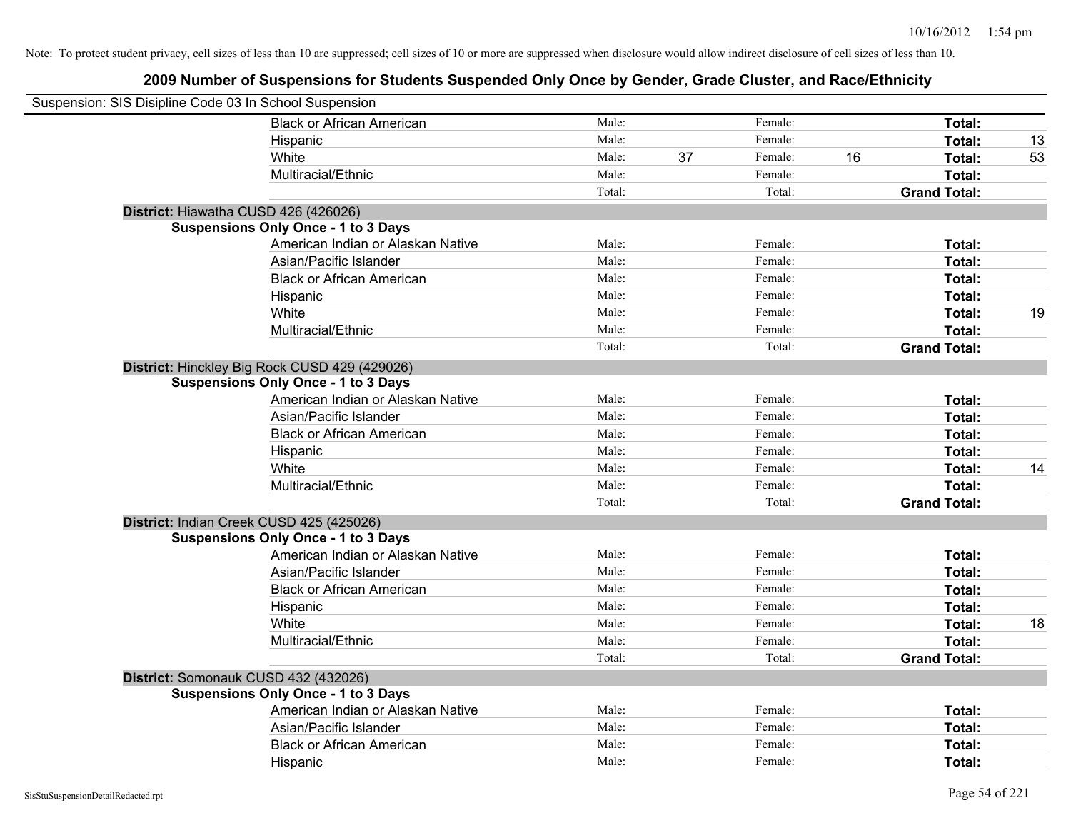Note: To protect student privacy, cell sizes of less than 10 are suppressed; cell sizes of 10 or more are suppressed when disclosure would allow indirect disclosure of cell sizes of less than 10.

# 2009 Number of Suspensions for Students Suspended Only Once by Gender, Grade Cluster, and Race/Ethnicity

Suspension: SIS Disipline Code 03 In School Suspension

| | | | | | | |
|---|---|---|---|---|---|---|
| Black or African American | Male: | | Female: | | **Total:** | |
| Hispanic | Male: | | Female: | | **Total:** | 13 |
| White | Male: | 37 | Female: | 16 | **Total:** | 53 |
| Multiracial/Ethnic | Male: | | Female: | | **Total:** | |
| | Total: | | Total: | | **Grand Total:** | |

**District:** Hiawatha CUSD 426 (426026)

**Suspensions Only Once - 1 to 3 Days**

| | | | | | | |
|---|---|---|---|---|---|---|
| American Indian or Alaskan Native | Male: | | Female: | | **Total:** | |
| Asian/Pacific Islander | Male: | | Female: | | **Total:** | |
| Black or African American | Male: | | Female: | | **Total:** | |
| Hispanic | Male: | | Female: | | **Total:** | |
| White | Male: | | Female: | | **Total:** | 19 |
| Multiracial/Ethnic | Male: | | Female: | | **Total:** | |
| | Total: | | Total: | | **Grand Total:** | |

**District:** Hinckley Big Rock CUSD 429 (429026)

**Suspensions Only Once - 1 to 3 Days**

| | | | | | | |
|---|---|---|---|---|---|---|
| American Indian or Alaskan Native | Male: | | Female: | | **Total:** | |
| Asian/Pacific Islander | Male: | | Female: | | **Total:** | |
| Black or African American | Male: | | Female: | | **Total:** | |
| Hispanic | Male: | | Female: | | **Total:** | |
| White | Male: | | Female: | | **Total:** | 14 |
| Multiracial/Ethnic | Male: | | Female: | | **Total:** | |
| | Total: | | Total: | | **Grand Total:** | |

**District:** Indian Creek CUSD 425 (425026)

**Suspensions Only Once - 1 to 3 Days**

| | | | | | | |
|---|---|---|---|---|---|---|
| American Indian or Alaskan Native | Male: | | Female: | | **Total:** | |
| Asian/Pacific Islander | Male: | | Female: | | **Total:** | |
| Black or African American | Male: | | Female: | | **Total:** | |
| Hispanic | Male: | | Female: | | **Total:** | |
| White | Male: | | Female: | | **Total:** | 18 |
| Multiracial/Ethnic | Male: | | Female: | | **Total:** | |
| | Total: | | Total: | | **Grand Total:** | |

**District:** Somonauk CUSD 432 (432026)

**Suspensions Only Once - 1 to 3 Days**

| | | | | | | |
|---|---|---|---|---|---|---|
| American Indian or Alaskan Native | Male: | | Female: | | **Total:** | |
| Asian/Pacific Islander | Male: | | Female: | | **Total:** | |
| Black or African American | Male: | | Female: | | **Total:** | |
| Hispanic | Male: | | Female: | | **Total:** | |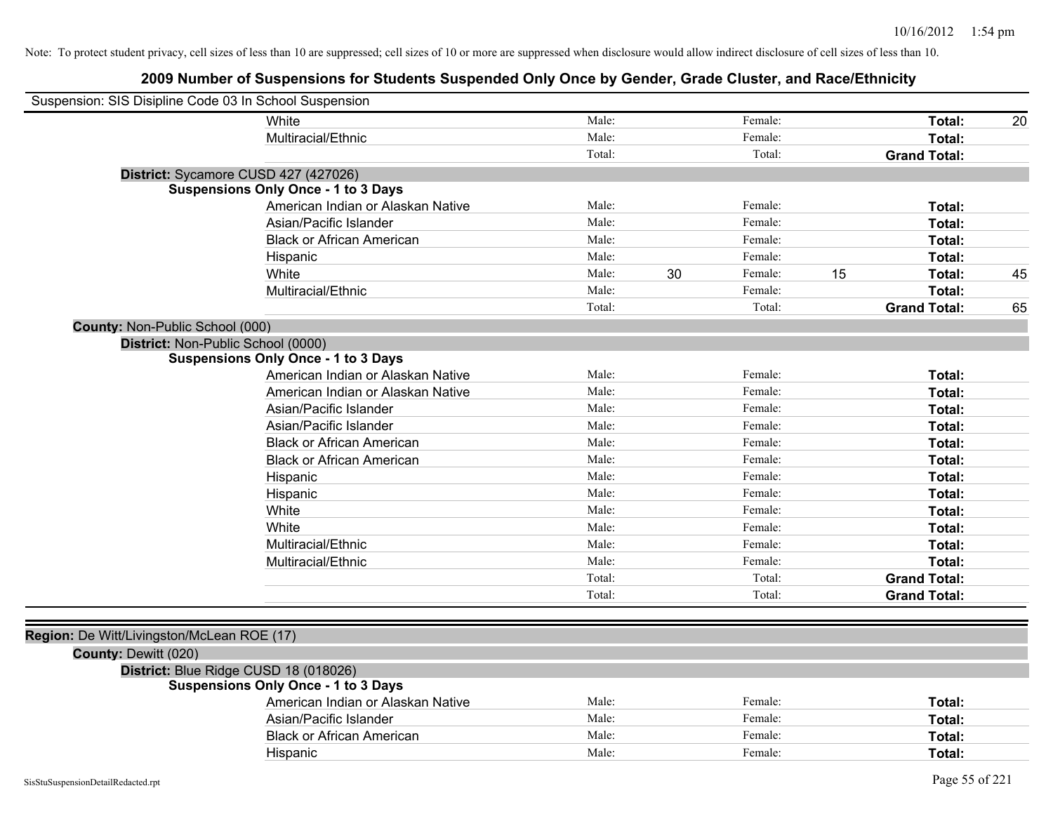Note: To protect student privacy, cell sizes of less than 10 are suppressed; cell sizes of 10 or more are suppressed when disclosure would allow indirect disclosure of cell sizes of less than 10.

# 2009 Number of Suspensions for Students Suspended Only Once by Gender, Grade Cluster, and Race/Ethnicity

Suspension: SIS Disipline Code 03 In School Suspension

| | | | | | |
|---|---|---|---|---|---|
| White | Male: | | Female: | | Total: 20 |
| Multiracial/Ethnic | Male: | | Female: | | Total: |
| | Total: | | Total: | | Grand Total: |

**District:** Sycamore CUSD 427 (427026)

**Suspensions Only Once - 1 to 3 Days**

| | | | | | |
|---|---|---|---|---|---|
| American Indian or Alaskan Native | Male: | | Female: | | Total: |
| Asian/Pacific Islander | Male: | | Female: | | Total: |
| Black or African American | Male: | | Female: | | Total: |
| Hispanic | Male: | | Female: | | Total: |
| White | Male: | 30 | Female: | 15 | Total: 45 |
| Multiracial/Ethnic | Male: | | Female: | | Total: |
| | Total: | | Total: | | Grand Total: 65 |

**County:** Non-Public School (000)

**District:** Non-Public School (0000)

**Suspensions Only Once - 1 to 3 Days**

| | | | | | |
|---|---|---|---|---|---|
| American Indian or Alaskan Native | Male: | | Female: | | Total: |
| American Indian or Alaskan Native | Male: | | Female: | | Total: |
| Asian/Pacific Islander | Male: | | Female: | | Total: |
| Asian/Pacific Islander | Male: | | Female: | | Total: |
| Black or African American | Male: | | Female: | | Total: |
| Black or African American | Male: | | Female: | | Total: |
| Hispanic | Male: | | Female: | | Total: |
| Hispanic | Male: | | Female: | | Total: |
| White | Male: | | Female: | | Total: |
| White | Male: | | Female: | | Total: |
| Multiracial/Ethnic | Male: | | Female: | | Total: |
| Multiracial/Ethnic | Male: | | Female: | | Total: |
| | Total: | | Total: | | Grand Total: |
| | Total: | | Total: | | Grand Total: |

**Region:** De Witt/Livingston/McLean ROE (17)

**County:** Dewitt (020)

**District:** Blue Ridge CUSD 18 (018026)

**Suspensions Only Once - 1 to 3 Days**

| | | | | | |
|---|---|---|---|---|---|
| American Indian or Alaskan Native | Male: | | Female: | | Total: |
| Asian/Pacific Islander | Male: | | Female: | | Total: |
| Black or African American | Male: | | Female: | | Total: |
| Hispanic | Male: | | Female: | | Total: |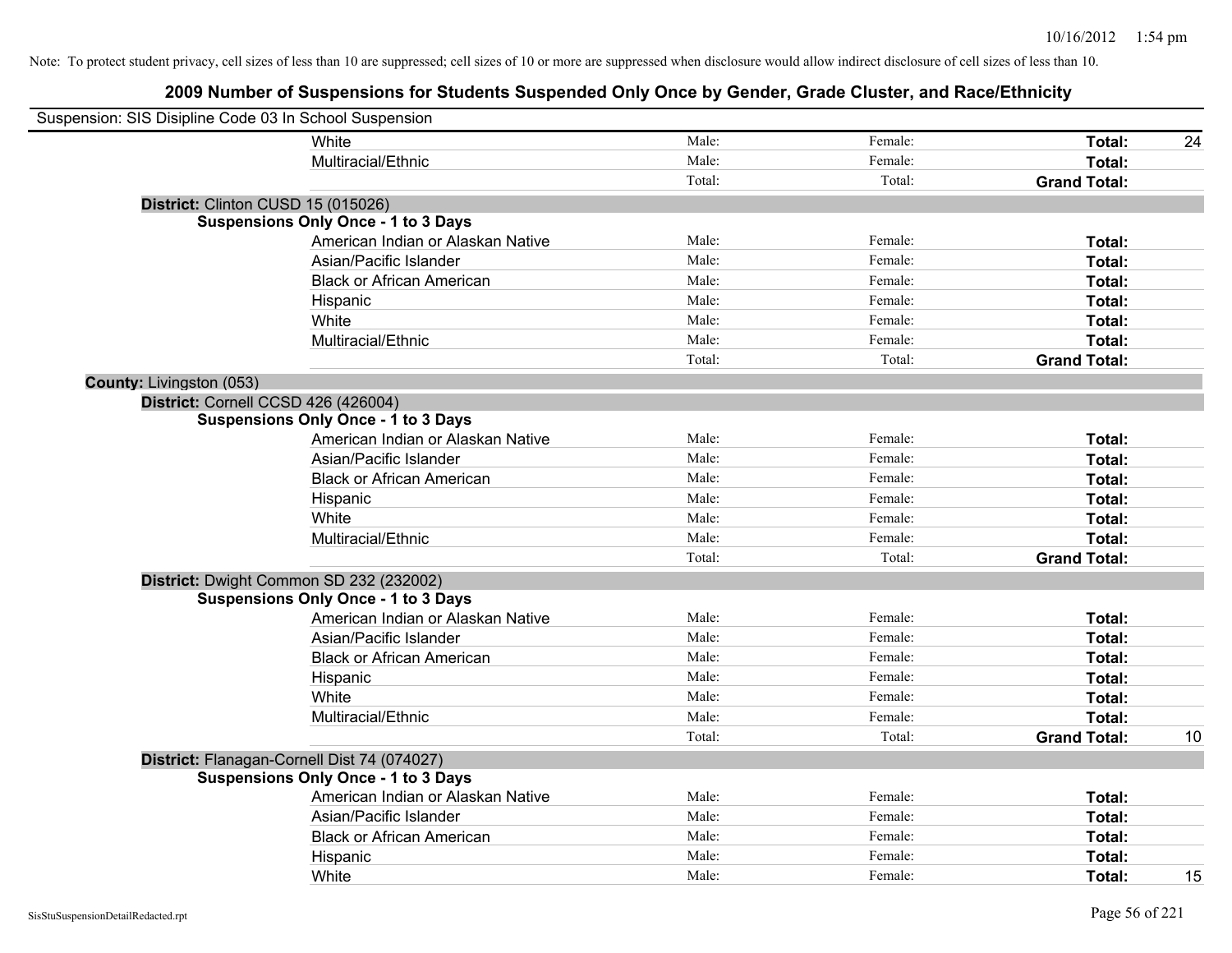Note: To protect student privacy, cell sizes of less than 10 are suppressed; cell sizes of 10 or more are suppressed when disclosure would allow indirect disclosure of cell sizes of less than 10.

## 2009 Number of Suspensions for Students Suspended Only Once by Gender, Grade Cluster, and Race/Ethnicity

Suspension: SIS Disipline Code 03 In School Suspension

| | | | | |
|---|---|---|---|---|
| White | Male: | Female: | **Total:** | 24 |
| Multiracial/Ethnic | Male: | Female: | **Total:** | |
| | Total: | Total: | **Grand Total:** | |

**District:** Clinton CUSD 15 (015026)

**Suspensions Only Once - 1 to 3 Days**

| | | | | |
|---|---|---|---|---|
| American Indian or Alaskan Native | Male: | Female: | **Total:** | |
| Asian/Pacific Islander | Male: | Female: | **Total:** | |
| Black or African American | Male: | Female: | **Total:** | |
| Hispanic | Male: | Female: | **Total:** | |
| White | Male: | Female: | **Total:** | |
| Multiracial/Ethnic | Male: | Female: | **Total:** | |
| | Total: | Total: | **Grand Total:** | |

**County:** Livingston (053)

**District:** Cornell CCSD 426 (426004)

**Suspensions Only Once - 1 to 3 Days**

| | | | | |
|---|---|---|---|---|
| American Indian or Alaskan Native | Male: | Female: | **Total:** | |
| Asian/Pacific Islander | Male: | Female: | **Total:** | |
| Black or African American | Male: | Female: | **Total:** | |
| Hispanic | Male: | Female: | **Total:** | |
| White | Male: | Female: | **Total:** | |
| Multiracial/Ethnic | Male: | Female: | **Total:** | |
| | Total: | Total: | **Grand Total:** | |

**District:** Dwight Common SD 232 (232002)

**Suspensions Only Once - 1 to 3 Days**

| | | | | |
|---|---|---|---|---|
| American Indian or Alaskan Native | Male: | Female: | **Total:** | |
| Asian/Pacific Islander | Male: | Female: | **Total:** | |
| Black or African American | Male: | Female: | **Total:** | |
| Hispanic | Male: | Female: | **Total:** | |
| White | Male: | Female: | **Total:** | |
| Multiracial/Ethnic | Male: | Female: | **Total:** | |
| | Total: | Total: | **Grand Total:** | 10 |

**District:** Flanagan-Cornell Dist 74 (074027)

**Suspensions Only Once - 1 to 3 Days**

| | | | | |
|---|---|---|---|---|
| American Indian or Alaskan Native | Male: | Female: | **Total:** | |
| Asian/Pacific Islander | Male: | Female: | **Total:** | |
| Black or African American | Male: | Female: | **Total:** | |
| Hispanic | Male: | Female: | **Total:** | |
| White | Male: | Female: | **Total:** | 15 |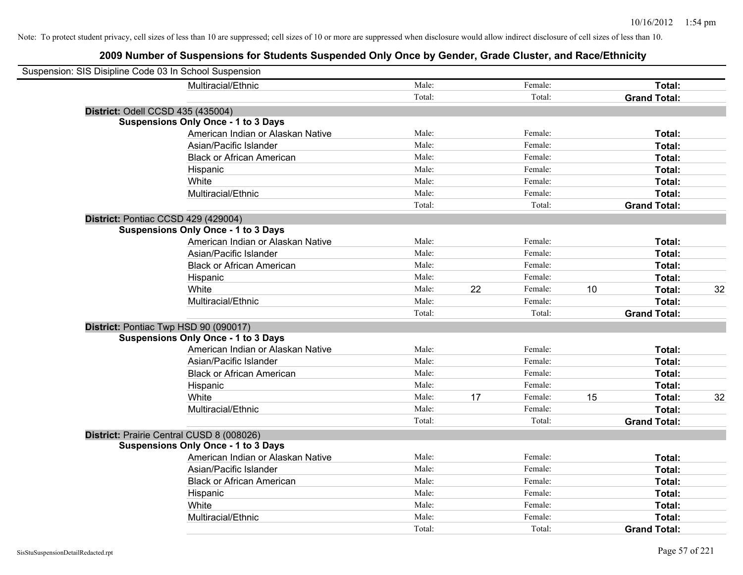Note: To protect student privacy, cell sizes of less than 10 are suppressed; cell sizes of 10 or more are suppressed when disclosure would allow indirect disclosure of cell sizes of less than 10.

# 2009 Number of Suspensions for Students Suspended Only Once by Gender, Grade Cluster, and Race/Ethnicity

Suspension: SIS Disipline Code 03 In School Suspension

| | | | | | | | |
|---|---|---|---|---|---|---|---|
| Multiracial/Ethnic | Male: | | Female: | | **Total:** | |
| | Total: | | Total: | | **Grand Total:** | |

**District:** Odell CCSD 435 (435004)

**Suspensions Only Once - 1 to 3 Days**

| | | | | | | |
|---|---|---|---|---|---|---|
| American Indian or Alaskan Native | Male: | | Female: | | **Total:** | |
| Asian/Pacific Islander | Male: | | Female: | | **Total:** | |
| Black or African American | Male: | | Female: | | **Total:** | |
| Hispanic | Male: | | Female: | | **Total:** | |
| White | Male: | | Female: | | **Total:** | |
| Multiracial/Ethnic | Male: | | Female: | | **Total:** | |
| | Total: | | Total: | | **Grand Total:** | |

**District:** Pontiac CCSD 429 (429004)

**Suspensions Only Once - 1 to 3 Days**

| | | | | | | |
|---|---|---|---|---|---|---|
| American Indian or Alaskan Native | Male: | | Female: | | **Total:** | |
| Asian/Pacific Islander | Male: | | Female: | | **Total:** | |
| Black or African American | Male: | | Female: | | **Total:** | |
| Hispanic | Male: | | Female: | | **Total:** | |
| White | Male: | 22 | Female: | 10 | **Total:** | 32 |
| Multiracial/Ethnic | Male: | | Female: | | **Total:** | |
| | Total: | | Total: | | **Grand Total:** | |

**District:** Pontiac Twp HSD 90 (090017)

**Suspensions Only Once - 1 to 3 Days**

| | | | | | | |
|---|---|---|---|---|---|---|
| American Indian or Alaskan Native | Male: | | Female: | | **Total:** | |
| Asian/Pacific Islander | Male: | | Female: | | **Total:** | |
| Black or African American | Male: | | Female: | | **Total:** | |
| Hispanic | Male: | | Female: | | **Total:** | |
| White | Male: | 17 | Female: | 15 | **Total:** | 32 |
| Multiracial/Ethnic | Male: | | Female: | | **Total:** | |
| | Total: | | Total: | | **Grand Total:** | |

**District:** Prairie Central CUSD 8 (008026)

**Suspensions Only Once - 1 to 3 Days**

| | | | | | | |
|---|---|---|---|---|---|---|
| American Indian or Alaskan Native | Male: | | Female: | | **Total:** | |
| Asian/Pacific Islander | Male: | | Female: | | **Total:** | |
| Black or African American | Male: | | Female: | | **Total:** | |
| Hispanic | Male: | | Female: | | **Total:** | |
| White | Male: | | Female: | | **Total:** | |
| Multiracial/Ethnic | Male: | | Female: | | **Total:** | |
| | Total: | | Total: | | **Grand Total:** | |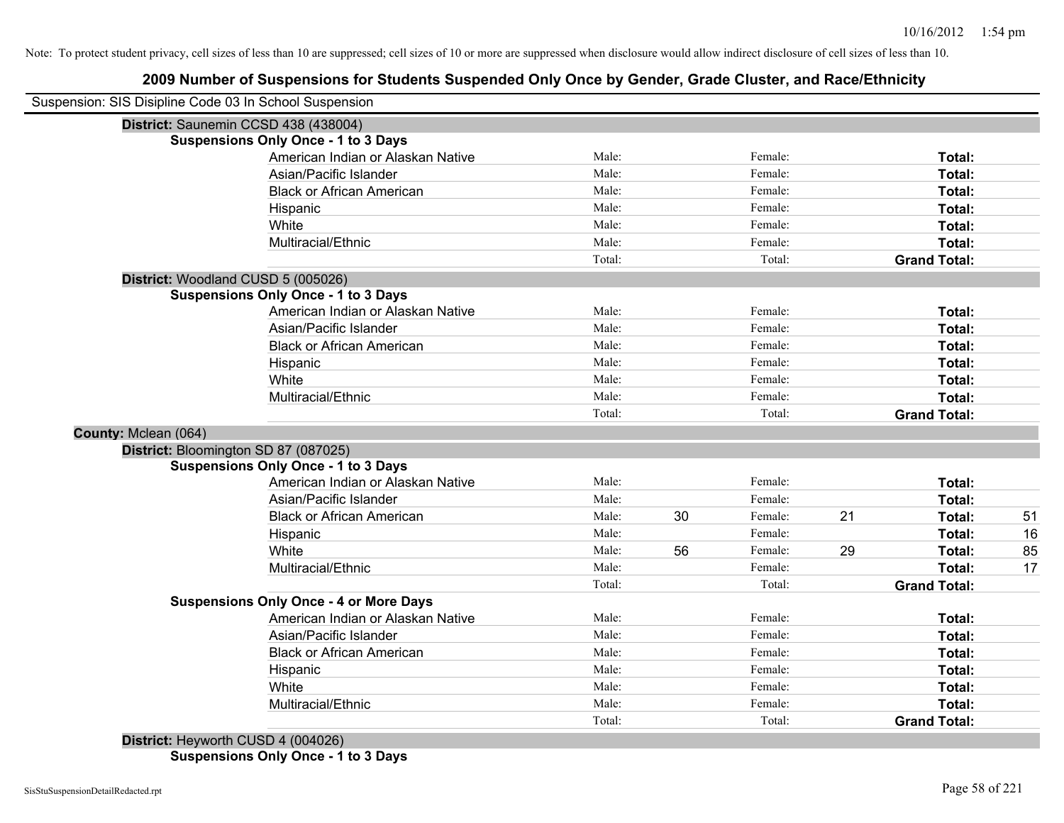Note: To protect student privacy, cell sizes of less than 10 are suppressed; cell sizes of 10 or more are suppressed when disclosure would allow indirect disclosure of cell sizes of less than 10.

## 2009 Number of Suspensions for Students Suspended Only Once by Gender, Grade Cluster, and Race/Ethnicity

Suspension: SIS Disipline Code 03 In School Suspension

**District:** Saunemin CCSD 438 (438004)

**Suspensions Only Once - 1 to 3 Days**

| | | | | | | |
|---|---|---|---|---|---|---|
| American Indian or Alaskan Native | Male: | | Female: | | **Total:** | |
| Asian/Pacific Islander | Male: | | Female: | | **Total:** | |
| Black or African American | Male: | | Female: | | **Total:** | |
| Hispanic | Male: | | Female: | | **Total:** | |
| White | Male: | | Female: | | **Total:** | |
| Multiracial/Ethnic | Male: | | Female: | | **Total:** | |
| | Total: | | Total: | | **Grand Total:** | |

**District:** Woodland CUSD 5 (005026)

**Suspensions Only Once - 1 to 3 Days**

| | | | | | | |
|---|---|---|---|---|---|---|
| American Indian or Alaskan Native | Male: | | Female: | | **Total:** | |
| Asian/Pacific Islander | Male: | | Female: | | **Total:** | |
| Black or African American | Male: | | Female: | | **Total:** | |
| Hispanic | Male: | | Female: | | **Total:** | |
| White | Male: | | Female: | | **Total:** | |
| Multiracial/Ethnic | Male: | | Female: | | **Total:** | |
| | Total: | | Total: | | **Grand Total:** | |

**County:** Mclean (064)

**District:** Bloomington SD 87 (087025)

**Suspensions Only Once - 1 to 3 Days**

| | | | | | | |
|---|---|---|---|---|---|---|
| American Indian or Alaskan Native | Male: | | Female: | | **Total:** | |
| Asian/Pacific Islander | Male: | | Female: | | **Total:** | |
| Black or African American | Male: | 30 | Female: | 21 | **Total:** | 51 |
| Hispanic | Male: | | Female: | | **Total:** | 16 |
| White | Male: | 56 | Female: | 29 | **Total:** | 85 |
| Multiracial/Ethnic | Male: | | Female: | | **Total:** | 17 |
| | Total: | | Total: | | **Grand Total:** | |

**Suspensions Only Once - 4 or More Days**

| | | | | | | |
|---|---|---|---|---|---|---|
| American Indian or Alaskan Native | Male: | | Female: | | **Total:** | |
| Asian/Pacific Islander | Male: | | Female: | | **Total:** | |
| Black or African American | Male: | | Female: | | **Total:** | |
| Hispanic | Male: | | Female: | | **Total:** | |
| White | Male: | | Female: | | **Total:** | |
| Multiracial/Ethnic | Male: | | Female: | | **Total:** | |
| | Total: | | Total: | | **Grand Total:** | |

**District:** Heyworth CUSD 4 (004026)

**Suspensions Only Once - 1 to 3 Days**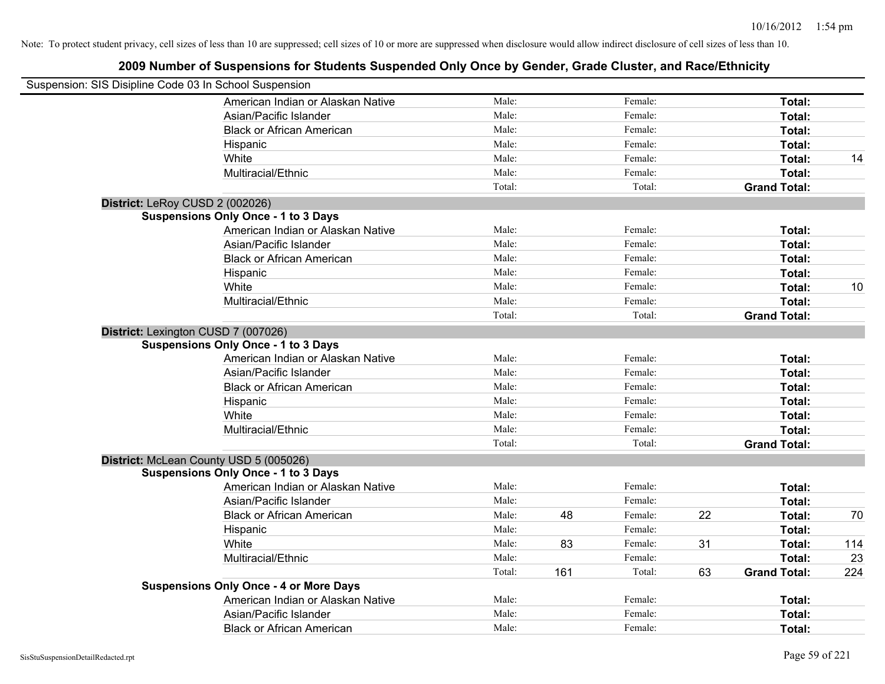Note: To protect student privacy, cell sizes of less than 10 are suppressed; cell sizes of 10 or more are suppressed when disclosure would allow indirect disclosure of cell sizes of less than 10.

# 2009 Number of Suspensions for Students Suspended Only Once by Gender, Grade Cluster, and Race/Ethnicity

Suspension: SIS Disipline Code 03 In School Suspension

| | | | | | |
|---|---|---|---|---|---|
| American Indian or Alaskan Native | Male: | | Female: | | Total: | |
| Asian/Pacific Islander | Male: | | Female: | | Total: | |
| Black or African American | Male: | | Female: | | Total: | |
| Hispanic | Male: | | Female: | | Total: | |
| White | Male: | | Female: | | Total: | 14 |
| Multiracial/Ethnic | Male: | | Female: | | Total: | |
| | Total: | | Total: | | Grand Total: | |

**District:** LeRoy CUSD 2 (002026)

**Suspensions Only Once - 1 to 3 Days**

| | | | | | | |
|---|---|---|---|---|---|---|
| American Indian or Alaskan Native | Male: | | Female: | | Total: | |
| Asian/Pacific Islander | Male: | | Female: | | Total: | |
| Black or African American | Male: | | Female: | | Total: | |
| Hispanic | Male: | | Female: | | Total: | |
| White | Male: | | Female: | | Total: | 10 |
| Multiracial/Ethnic | Male: | | Female: | | Total: | |
| | Total: | | Total: | | Grand Total: | |

**District:** Lexington CUSD 7 (007026)

**Suspensions Only Once - 1 to 3 Days**

| | | | | | | |
|---|---|---|---|---|---|---|
| American Indian or Alaskan Native | Male: | | Female: | | Total: | |
| Asian/Pacific Islander | Male: | | Female: | | Total: | |
| Black or African American | Male: | | Female: | | Total: | |
| Hispanic | Male: | | Female: | | Total: | |
| White | Male: | | Female: | | Total: | |
| Multiracial/Ethnic | Male: | | Female: | | Total: | |
| | Total: | | Total: | | Grand Total: | |

**District:** McLean County USD 5 (005026)

**Suspensions Only Once - 1 to 3 Days**

| | | | | | | |
|---|---|---|---|---|---|---|
| American Indian or Alaskan Native | Male: | | Female: | | Total: | |
| Asian/Pacific Islander | Male: | | Female: | | Total: | |
| Black or African American | Male: | 48 | Female: | 22 | Total: | 70 |
| Hispanic | Male: | | Female: | | Total: | |
| White | Male: | 83 | Female: | 31 | Total: | 114 |
| Multiracial/Ethnic | Male: | | Female: | | Total: | 23 |
| | Total: | 161 | Total: | 63 | Grand Total: | 224 |

**Suspensions Only Once - 4 or More Days**

| | | | | | | |
|---|---|---|---|---|---|---|
| American Indian or Alaskan Native | Male: | | Female: | | Total: | |
| Asian/Pacific Islander | Male: | | Female: | | Total: | |
| Black or African American | Male: | | Female: | | Total: | |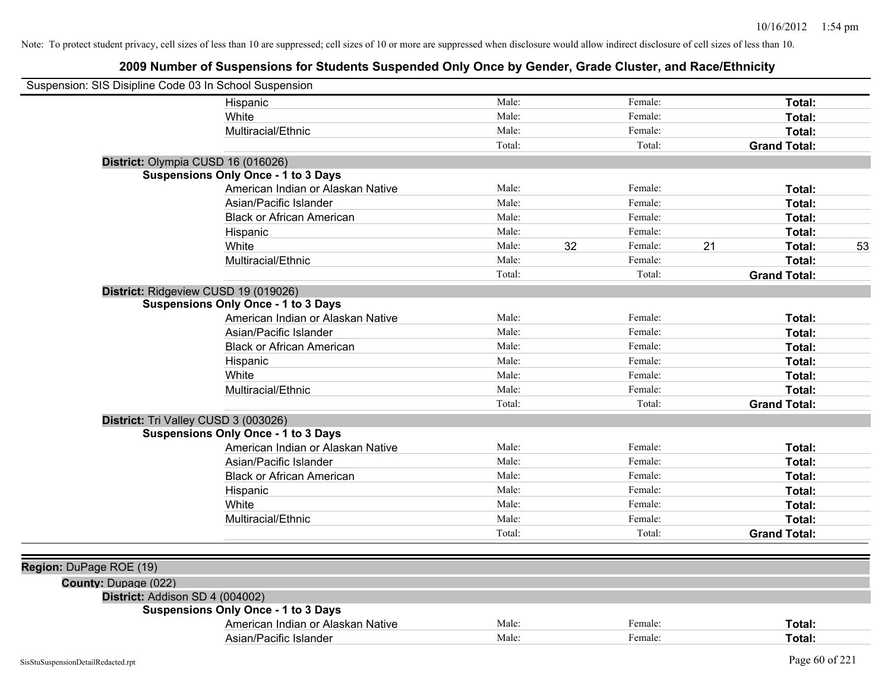Note: To protect student privacy, cell sizes of less than 10 are suppressed; cell sizes of 10 or more are suppressed when disclosure would allow indirect disclosure of cell sizes of less than 10.

# 2009 Number of Suspensions for Students Suspended Only Once by Gender, Grade Cluster, and Race/Ethnicity

Suspension: SIS Disipline Code 03 In School Suspension

| | | | | | |
|---|---|---|---|---|---|
| Hispanic | Male: | | Female: | | **Total:** |
| White | Male: | | Female: | | **Total:** |
| Multiracial/Ethnic | Male: | | Female: | | **Total:** |
| | Total: | | Total: | | **Grand Total:** |

**District:** Olympia CUSD 16 (016026)

**Suspensions Only Once - 1 to 3 Days**

| | | | | | | |
|---|---|---|---|---|---|---|
| American Indian or Alaskan Native | Male: | | Female: | | **Total:** | |
| Asian/Pacific Islander | Male: | | Female: | | **Total:** | |
| Black or African American | Male: | | Female: | | **Total:** | |
| Hispanic | Male: | | Female: | | **Total:** | |
| White | Male: | 32 | Female: | 21 | **Total:** | 53 |
| Multiracial/Ethnic | Male: | | Female: | | **Total:** | |
| | Total: | | Total: | | **Grand Total:** | |

**District:** Ridgeview CUSD 19 (019026)

**Suspensions Only Once - 1 to 3 Days**

| | | | | | |
|---|---|---|---|---|---|
| American Indian or Alaskan Native | Male: | | Female: | | **Total:** |
| Asian/Pacific Islander | Male: | | Female: | | **Total:** |
| Black or African American | Male: | | Female: | | **Total:** |
| Hispanic | Male: | | Female: | | **Total:** |
| White | Male: | | Female: | | **Total:** |
| Multiracial/Ethnic | Male: | | Female: | | **Total:** |
| | Total: | | Total: | | **Grand Total:** |

**District:** Tri Valley CUSD 3 (003026)

**Suspensions Only Once - 1 to 3 Days**

| | | | | | |
|---|---|---|---|---|---|
| American Indian or Alaskan Native | Male: | | Female: | | **Total:** |
| Asian/Pacific Islander | Male: | | Female: | | **Total:** |
| Black or African American | Male: | | Female: | | **Total:** |
| Hispanic | Male: | | Female: | | **Total:** |
| White | Male: | | Female: | | **Total:** |
| Multiracial/Ethnic | Male: | | Female: | | **Total:** |
| | Total: | | Total: | | **Grand Total:** |

**Region:** DuPage ROE (19)

**County:** Dupage (022)

**District:** Addison SD 4 (004002)

**Suspensions Only Once - 1 to 3 Days**

| | | | | | |
|---|---|---|---|---|---|
| American Indian or Alaskan Native | Male: | | Female: | | **Total:** |
| Asian/Pacific Islander | Male: | | Female: | | **Total:** |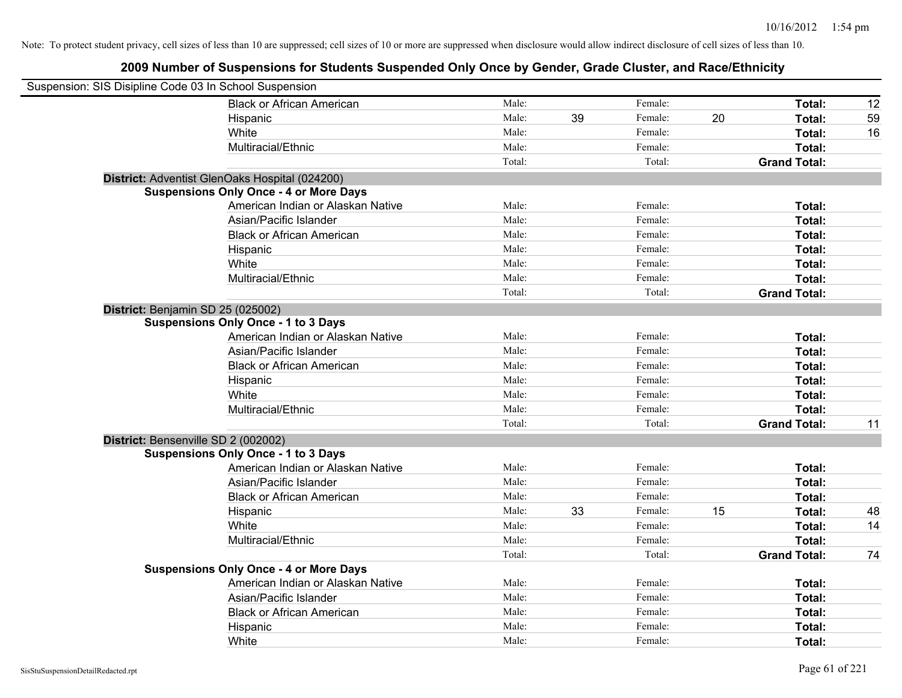Note: To protect student privacy, cell sizes of less than 10 are suppressed; cell sizes of 10 or more are suppressed when disclosure would allow indirect disclosure of cell sizes of less than 10.

## 2009 Number of Suspensions for Students Suspended Only Once by Gender, Grade Cluster, and Race/Ethnicity

Suspension: SIS Disipline Code 03 In School Suspension

| | | | | | | |
|---|---|---|---|---|---|---|
| Black or African American | Male: | | Female: | | **Total:** | 12 |
| Hispanic | Male: | 39 | Female: | 20 | **Total:** | 59 |
| White | Male: | | Female: | | **Total:** | 16 |
| Multiracial/Ethnic | Male: | | Female: | | **Total:** | |
| | Total: | | Total: | | **Grand Total:** | |

**District:** Adventist GlenOaks Hospital (024200)

**Suspensions Only Once - 4 or More Days**

| | | | | | | |
|---|---|---|---|---|---|---|
| American Indian or Alaskan Native | Male: | | Female: | | **Total:** | |
| Asian/Pacific Islander | Male: | | Female: | | **Total:** | |
| Black or African American | Male: | | Female: | | **Total:** | |
| Hispanic | Male: | | Female: | | **Total:** | |
| White | Male: | | Female: | | **Total:** | |
| Multiracial/Ethnic | Male: | | Female: | | **Total:** | |
| | Total: | | Total: | | **Grand Total:** | |

**District:** Benjamin SD 25 (025002)

**Suspensions Only Once - 1 to 3 Days**

| | | | | | | |
|---|---|---|---|---|---|---|
| American Indian or Alaskan Native | Male: | | Female: | | **Total:** | |
| Asian/Pacific Islander | Male: | | Female: | | **Total:** | |
| Black or African American | Male: | | Female: | | **Total:** | |
| Hispanic | Male: | | Female: | | **Total:** | |
| White | Male: | | Female: | | **Total:** | |
| Multiracial/Ethnic | Male: | | Female: | | **Total:** | |
| | Total: | | Total: | | **Grand Total:** | 11 |

**District:** Bensenville SD 2 (002002)

**Suspensions Only Once - 1 to 3 Days**

| | | | | | | |
|---|---|---|---|---|---|---|
| American Indian or Alaskan Native | Male: | | Female: | | **Total:** | |
| Asian/Pacific Islander | Male: | | Female: | | **Total:** | |
| Black or African American | Male: | | Female: | | **Total:** | |
| Hispanic | Male: | 33 | Female: | 15 | **Total:** | 48 |
| White | Male: | | Female: | | **Total:** | 14 |
| Multiracial/Ethnic | Male: | | Female: | | **Total:** | |
| | Total: | | Total: | | **Grand Total:** | 74 |

**Suspensions Only Once - 4 or More Days**

| | | | | | | |
|---|---|---|---|---|---|---|
| American Indian or Alaskan Native | Male: | | Female: | | **Total:** | |
| Asian/Pacific Islander | Male: | | Female: | | **Total:** | |
| Black or African American | Male: | | Female: | | **Total:** | |
| Hispanic | Male: | | Female: | | **Total:** | |
| White | Male: | | Female: | | **Total:** | |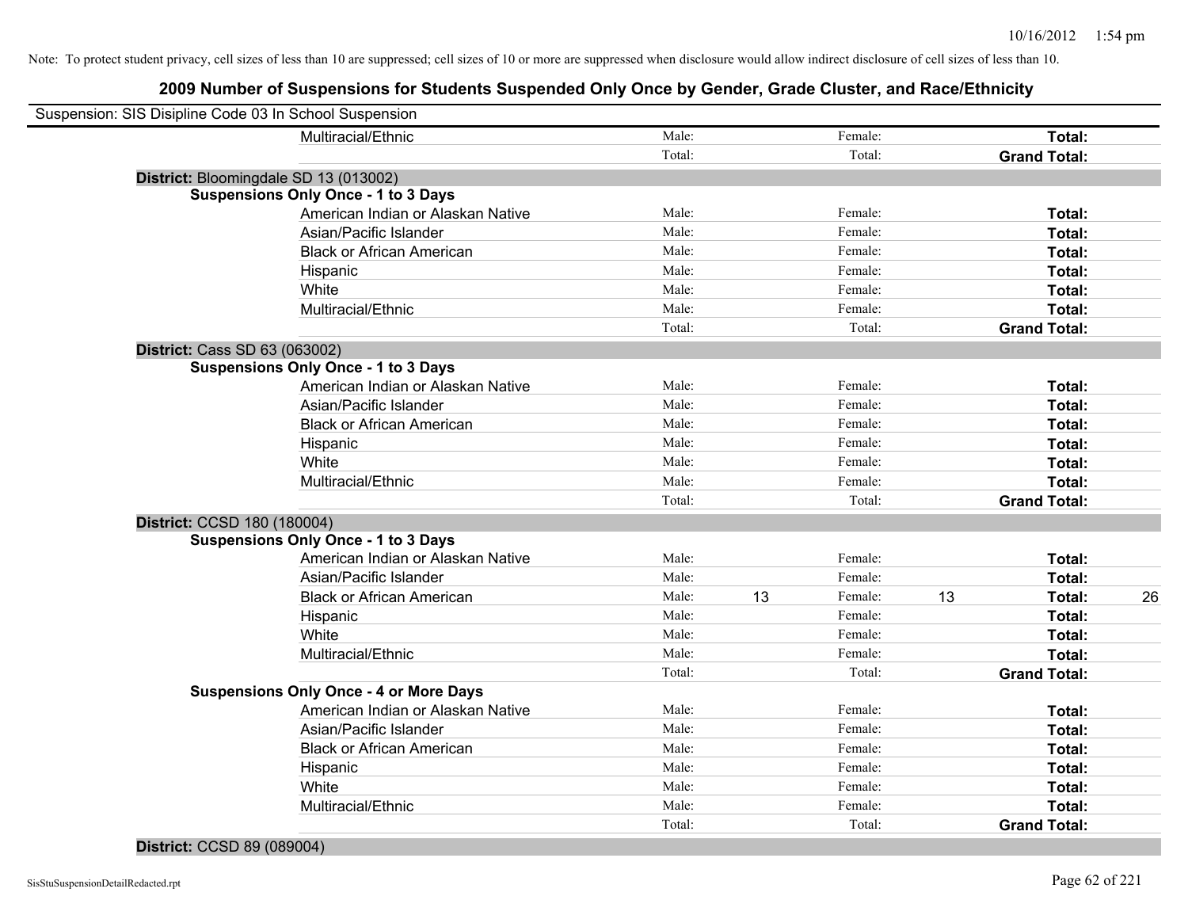Note: To protect student privacy, cell sizes of less than 10 are suppressed; cell sizes of 10 or more are suppressed when disclosure would allow indirect disclosure of cell sizes of less than 10.

# 2009 Number of Suspensions for Students Suspended Only Once by Gender, Grade Cluster, and Race/Ethnicity

Suspension: SIS Disipline Code 03 In School Suspension

| | | | | | | |
|---|---|---|---|---|---|---|
| Multiracial/Ethnic | Male: | | Female: | | **Total:** | |
| | Total: | | Total: | | **Grand Total:** | |

**District:** Bloomingdale SD 13 (013002)

**Suspensions Only Once - 1 to 3 Days**

| | | | | | | |
|---|---|---|---|---|---|---|
| American Indian or Alaskan Native | Male: | | Female: | | **Total:** | |
| Asian/Pacific Islander | Male: | | Female: | | **Total:** | |
| Black or African American | Male: | | Female: | | **Total:** | |
| Hispanic | Male: | | Female: | | **Total:** | |
| White | Male: | | Female: | | **Total:** | |
| Multiracial/Ethnic | Male: | | Female: | | **Total:** | |
| | Total: | | Total: | | **Grand Total:** | |

**District:** Cass SD 63 (063002)

**Suspensions Only Once - 1 to 3 Days**

| | | | | | | |
|---|---|---|---|---|---|---|
| American Indian or Alaskan Native | Male: | | Female: | | **Total:** | |
| Asian/Pacific Islander | Male: | | Female: | | **Total:** | |
| Black or African American | Male: | | Female: | | **Total:** | |
| Hispanic | Male: | | Female: | | **Total:** | |
| White | Male: | | Female: | | **Total:** | |
| Multiracial/Ethnic | Male: | | Female: | | **Total:** | |
| | Total: | | Total: | | **Grand Total:** | |

**District:** CCSD 180 (180004)

**Suspensions Only Once - 1 to 3 Days**

| | | | | | | |
|---|---|---|---|---|---|---|
| American Indian or Alaskan Native | Male: | | Female: | | **Total:** | |
| Asian/Pacific Islander | Male: | | Female: | | **Total:** | |
| Black or African American | Male: | 13 | Female: | 13 | **Total:** | 26 |
| Hispanic | Male: | | Female: | | **Total:** | |
| White | Male: | | Female: | | **Total:** | |
| Multiracial/Ethnic | Male: | | Female: | | **Total:** | |
| | Total: | | Total: | | **Grand Total:** | |

**Suspensions Only Once - 4 or More Days**

| | | | | | | |
|---|---|---|---|---|---|---|
| American Indian or Alaskan Native | Male: | | Female: | | **Total:** | |
| Asian/Pacific Islander | Male: | | Female: | | **Total:** | |
| Black or African American | Male: | | Female: | | **Total:** | |
| Hispanic | Male: | | Female: | | **Total:** | |
| White | Male: | | Female: | | **Total:** | |
| Multiracial/Ethnic | Male: | | Female: | | **Total:** | |
| | Total: | | Total: | | **Grand Total:** | |

**District:** CCSD 89 (089004)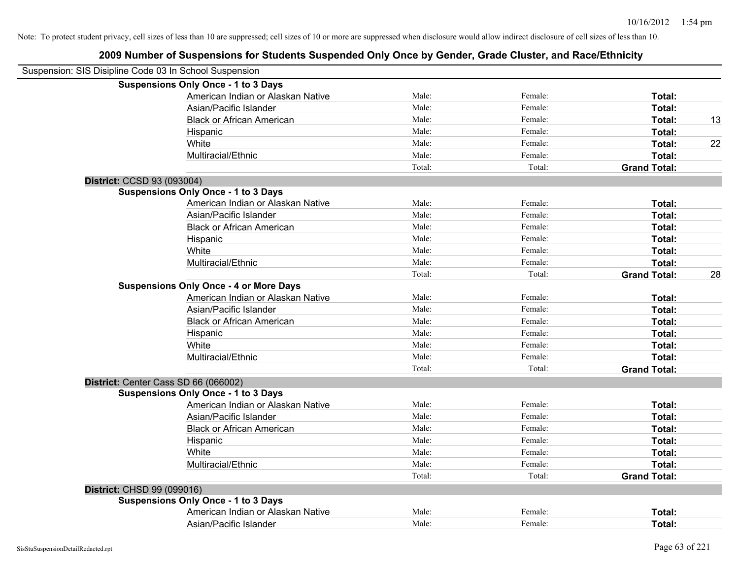Note: To protect student privacy, cell sizes of less than 10 are suppressed; cell sizes of 10 or more are suppressed when disclosure would allow indirect disclosure of cell sizes of less than 10.

## 2009 Number of Suspensions for Students Suspended Only Once by Gender, Grade Cluster, and Race/Ethnicity

Suspension: SIS Disipline Code 03 In School Suspension

| | | | | |
|---|---|---|---|---|
| **Suspensions Only Once - 1 to 3 Days** | | | | |
| American Indian or Alaskan Native | Male: | Female: | **Total:** | |
| Asian/Pacific Islander | Male: | Female: | **Total:** | |
| Black or African American | Male: | Female: | **Total:** | 13 |
| Hispanic | Male: | Female: | **Total:** | |
| White | Male: | Female: | **Total:** | 22 |
| Multiracial/Ethnic | Male: | Female: | **Total:** | |
| | Total: | Total: | **Grand Total:** | |
| **District:** CCSD 93 (093004) | | | | |
| **Suspensions Only Once - 1 to 3 Days** | | | | |
| American Indian or Alaskan Native | Male: | Female: | **Total:** | |
| Asian/Pacific Islander | Male: | Female: | **Total:** | |
| Black or African American | Male: | Female: | **Total:** | |
| Hispanic | Male: | Female: | **Total:** | |
| White | Male: | Female: | **Total:** | |
| Multiracial/Ethnic | Male: | Female: | **Total:** | |
| | Total: | Total: | **Grand Total:** | 28 |
| **Suspensions Only Once - 4 or More Days** | | | | |
| American Indian or Alaskan Native | Male: | Female: | **Total:** | |
| Asian/Pacific Islander | Male: | Female: | **Total:** | |
| Black or African American | Male: | Female: | **Total:** | |
| Hispanic | Male: | Female: | **Total:** | |
| White | Male: | Female: | **Total:** | |
| Multiracial/Ethnic | Male: | Female: | **Total:** | |
| | Total: | Total: | **Grand Total:** | |
| **District:** Center Cass SD 66 (066002) | | | | |
| **Suspensions Only Once - 1 to 3 Days** | | | | |
| American Indian or Alaskan Native | Male: | Female: | **Total:** | |
| Asian/Pacific Islander | Male: | Female: | **Total:** | |
| Black or African American | Male: | Female: | **Total:** | |
| Hispanic | Male: | Female: | **Total:** | |
| White | Male: | Female: | **Total:** | |
| Multiracial/Ethnic | Male: | Female: | **Total:** | |
| | Total: | Total: | **Grand Total:** | |
| **District:** CHSD 99 (099016) | | | | |
| **Suspensions Only Once - 1 to 3 Days** | | | | |
| American Indian or Alaskan Native | Male: | Female: | **Total:** | |
| Asian/Pacific Islander | Male: | Female: | **Total:** | |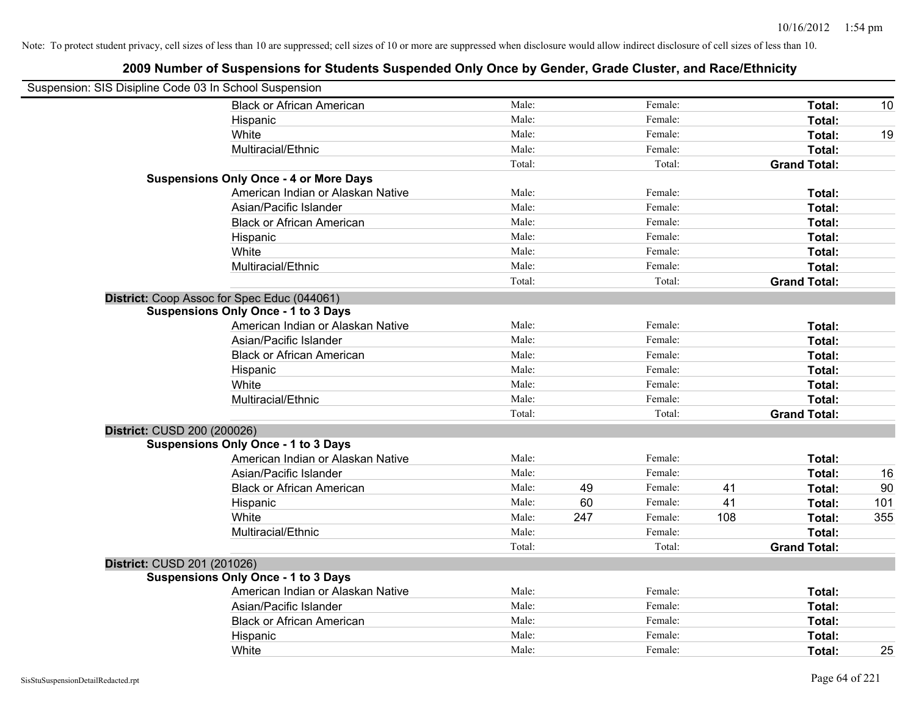Note: To protect student privacy, cell sizes of less than 10 are suppressed; cell sizes of 10 or more are suppressed when disclosure would allow indirect disclosure of cell sizes of less than 10.

## 2009 Number of Suspensions for Students Suspended Only Once by Gender, Grade Cluster, and Race/Ethnicity

Suspension: SIS Disipline Code 03 In School Suspension

| | | | | | | |
|---|---|---|---|---|---|---|
| Black or African American | Male: | | Female: | | **Total:** | 10 |
| Hispanic | Male: | | Female: | | **Total:** | |
| White | Male: | | Female: | | **Total:** | 19 |
| Multiracial/Ethnic | Male: | | Female: | | **Total:** | |
| | Total: | | Total: | | **Grand Total:** | |

**Suspensions Only Once - 4 or More Days**

| | | | | | | |
|---|---|---|---|---|---|---|
| American Indian or Alaskan Native | Male: | | Female: | | **Total:** | |
| Asian/Pacific Islander | Male: | | Female: | | **Total:** | |
| Black or African American | Male: | | Female: | | **Total:** | |
| Hispanic | Male: | | Female: | | **Total:** | |
| White | Male: | | Female: | | **Total:** | |
| Multiracial/Ethnic | Male: | | Female: | | **Total:** | |
| | Total: | | Total: | | **Grand Total:** | |

**District:** Coop Assoc for Spec Educ (044061)

**Suspensions Only Once - 1 to 3 Days**

| | | | | | | |
|---|---|---|---|---|---|---|
| American Indian or Alaskan Native | Male: | | Female: | | **Total:** | |
| Asian/Pacific Islander | Male: | | Female: | | **Total:** | |
| Black or African American | Male: | | Female: | | **Total:** | |
| Hispanic | Male: | | Female: | | **Total:** | |
| White | Male: | | Female: | | **Total:** | |
| Multiracial/Ethnic | Male: | | Female: | | **Total:** | |
| | Total: | | Total: | | **Grand Total:** | |

**District:** CUSD 200 (200026)

**Suspensions Only Once - 1 to 3 Days**

| | | | | | | |
|---|---|---|---|---|---|---|
| American Indian or Alaskan Native | Male: | | Female: | | **Total:** | |
| Asian/Pacific Islander | Male: | | Female: | | **Total:** | 16 |
| Black or African American | Male: | 49 | Female: | 41 | **Total:** | 90 |
| Hispanic | Male: | 60 | Female: | 41 | **Total:** | 101 |
| White | Male: | 247 | Female: | 108 | **Total:** | 355 |
| Multiracial/Ethnic | Male: | | Female: | | **Total:** | |
| | Total: | | Total: | | **Grand Total:** | |

**District:** CUSD 201 (201026)

**Suspensions Only Once - 1 to 3 Days**

| | | | | | | |
|---|---|---|---|---|---|---|
| American Indian or Alaskan Native | Male: | | Female: | | **Total:** | |
| Asian/Pacific Islander | Male: | | Female: | | **Total:** | |
| Black or African American | Male: | | Female: | | **Total:** | |
| Hispanic | Male: | | Female: | | **Total:** | |
| White | Male: | | Female: | | **Total:** | 25 |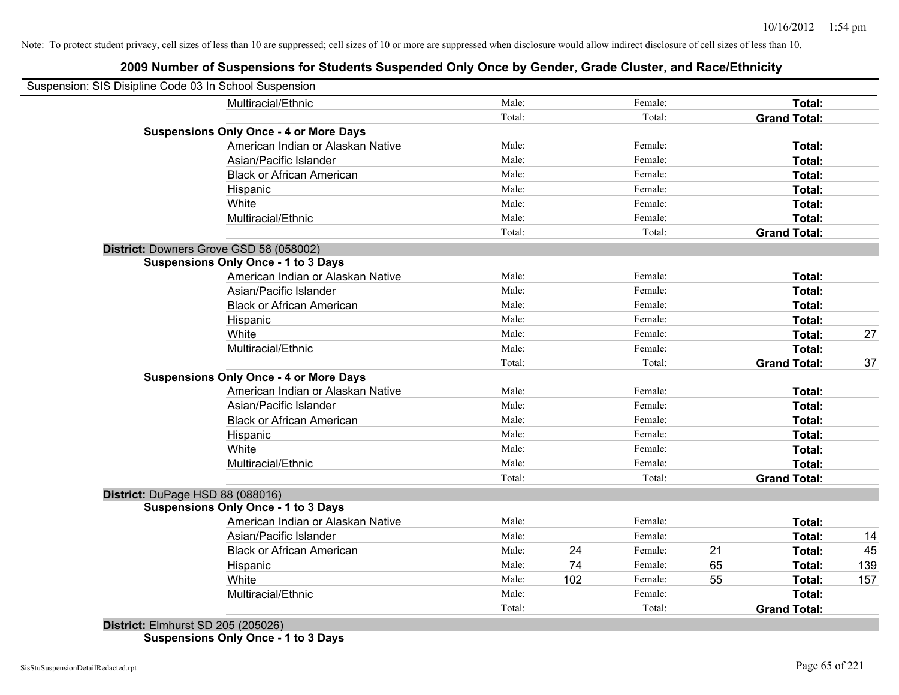Note: To protect student privacy, cell sizes of less than 10 are suppressed; cell sizes of 10 or more are suppressed when disclosure would allow indirect disclosure of cell sizes of less than 10.

## 2009 Number of Suspensions for Students Suspended Only Once by Gender, Grade Cluster, and Race/Ethnicity

Suspension: SIS Disipline Code 03 In School Suspension

| | | | | | | | |
|---|---|---|---|---|---|---|---|
| | Multiracial/Ethnic | Male: | | Female: | | **Total:** | |
| | | Total: | | Total: | | **Grand Total:** | |
| **Suspensions Only Once - 4 or More Days** | | | | | | | |
| | American Indian or Alaskan Native | Male: | | Female: | | **Total:** | |
| | Asian/Pacific Islander | Male: | | Female: | | **Total:** | |
| | Black or African American | Male: | | Female: | | **Total:** | |
| | Hispanic | Male: | | Female: | | **Total:** | |
| | White | Male: | | Female: | | **Total:** | |
| | Multiracial/Ethnic | Male: | | Female: | | **Total:** | |
| | | Total: | | Total: | | **Grand Total:** | |
| **District:** Downers Grove GSD 58 (058002) | | | | | | | |
| **Suspensions Only Once - 1 to 3 Days** | | | | | | | |
| | American Indian or Alaskan Native | Male: | | Female: | | **Total:** | |
| | Asian/Pacific Islander | Male: | | Female: | | **Total:** | |
| | Black or African American | Male: | | Female: | | **Total:** | |
| | Hispanic | Male: | | Female: | | **Total:** | |
| | White | Male: | | Female: | | **Total:** | 27 |
| | Multiracial/Ethnic | Male: | | Female: | | **Total:** | |
| | | Total: | | Total: | | **Grand Total:** | 37 |
| **Suspensions Only Once - 4 or More Days** | | | | | | | |
| | American Indian or Alaskan Native | Male: | | Female: | | **Total:** | |
| | Asian/Pacific Islander | Male: | | Female: | | **Total:** | |
| | Black or African American | Male: | | Female: | | **Total:** | |
| | Hispanic | Male: | | Female: | | **Total:** | |
| | White | Male: | | Female: | | **Total:** | |
| | Multiracial/Ethnic | Male: | | Female: | | **Total:** | |
| | | Total: | | Total: | | **Grand Total:** | |
| **District:** DuPage HSD 88 (088016) | | | | | | | |
| **Suspensions Only Once - 1 to 3 Days** | | | | | | | |
| | American Indian or Alaskan Native | Male: | | Female: | | **Total:** | |
| | Asian/Pacific Islander | Male: | | Female: | | **Total:** | 14 |
| | Black or African American | Male: | 24 | Female: | 21 | **Total:** | 45 |
| | Hispanic | Male: | 74 | Female: | 65 | **Total:** | 139 |
| | White | Male: | 102 | Female: | 55 | **Total:** | 157 |
| | Multiracial/Ethnic | Male: | | Female: | | **Total:** | |
| | | Total: | | Total: | | **Grand Total:** | |
| **District:** Elmhurst SD 205 (205026) | | | | | | | |
| **Suspensions Only Once - 1 to 3 Days** | | | | | | | |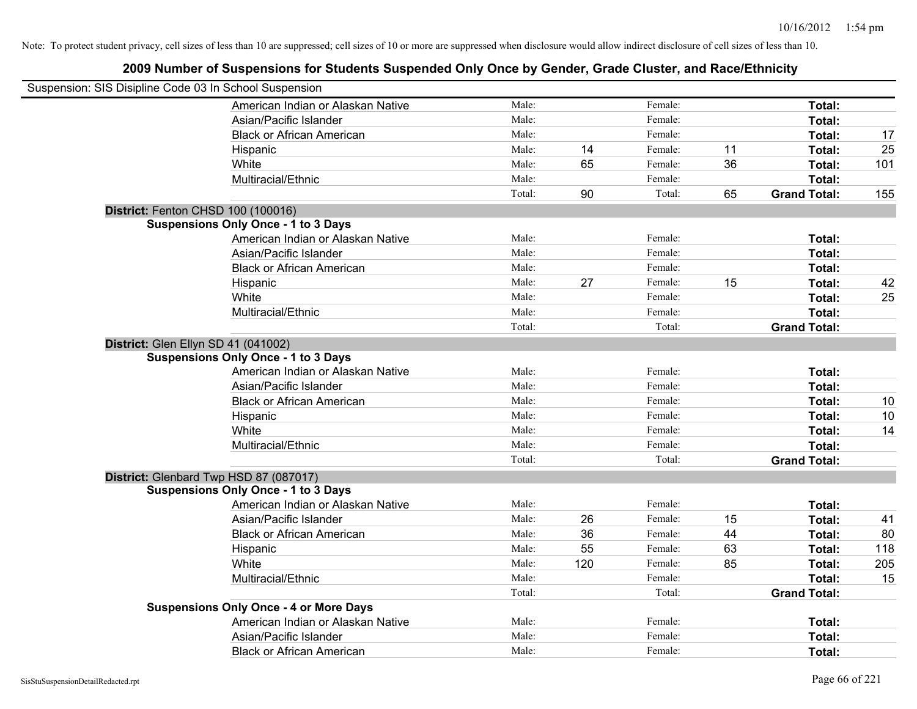Note: To protect student privacy, cell sizes of less than 10 are suppressed; cell sizes of 10 or more are suppressed when disclosure would allow indirect disclosure of cell sizes of less than 10.

## 2009 Number of Suspensions for Students Suspended Only Once by Gender, Grade Cluster, and Race/Ethnicity

Suspension: SIS Disipline Code 03 In School Suspension

| | | | | | | |
|---|---|---|---|---|---|---|
| American Indian or Alaskan Native | Male: | | Female: | | Total: | |
| Asian/Pacific Islander | Male: | | Female: | | Total: | |
| Black or African American | Male: | | Female: | | Total: | 17 |
| Hispanic | Male: | 14 | Female: | 11 | Total: | 25 |
| White | Male: | 65 | Female: | 36 | Total: | 101 |
| Multiracial/Ethnic | Male: | | Female: | | Total: | |
| | Total: | 90 | Total: | 65 | **Grand Total:** | 155 |

**District:** Fenton CHSD 100 (100016)

**Suspensions Only Once - 1 to 3 Days**

| | | | | | | |
|---|---|---|---|---|---|---|
| American Indian or Alaskan Native | Male: | | Female: | | Total: | |
| Asian/Pacific Islander | Male: | | Female: | | Total: | |
| Black or African American | Male: | | Female: | | Total: | |
| Hispanic | Male: | 27 | Female: | 15 | Total: | 42 |
| White | Male: | | Female: | | Total: | 25 |
| Multiracial/Ethnic | Male: | | Female: | | Total: | |
| | Total: | | Total: | | **Grand Total:** | |

**District:** Glen Ellyn SD 41 (041002)

**Suspensions Only Once - 1 to 3 Days**

| | | | | | | |
|---|---|---|---|---|---|---|
| American Indian or Alaskan Native | Male: | | Female: | | Total: | |
| Asian/Pacific Islander | Male: | | Female: | | Total: | |
| Black or African American | Male: | | Female: | | Total: | 10 |
| Hispanic | Male: | | Female: | | Total: | 10 |
| White | Male: | | Female: | | Total: | 14 |
| Multiracial/Ethnic | Male: | | Female: | | Total: | |
| | Total: | | Total: | | **Grand Total:** | |

**District:** Glenbard Twp HSD 87 (087017)

**Suspensions Only Once - 1 to 3 Days**

| | | | | | | |
|---|---|---|---|---|---|---|
| American Indian or Alaskan Native | Male: | | Female: | | Total: | |
| Asian/Pacific Islander | Male: | 26 | Female: | 15 | Total: | 41 |
| Black or African American | Male: | 36 | Female: | 44 | Total: | 80 |
| Hispanic | Male: | 55 | Female: | 63 | Total: | 118 |
| White | Male: | 120 | Female: | 85 | Total: | 205 |
| Multiracial/Ethnic | Male: | | Female: | | Total: | 15 |
| | Total: | | Total: | | **Grand Total:** | |

**Suspensions Only Once - 4 or More Days**

| | | | | | | |
|---|---|---|---|---|---|---|
| American Indian or Alaskan Native | Male: | | Female: | | Total: | |
| Asian/Pacific Islander | Male: | | Female: | | Total: | |
| Black or African American | Male: | | Female: | | Total: | |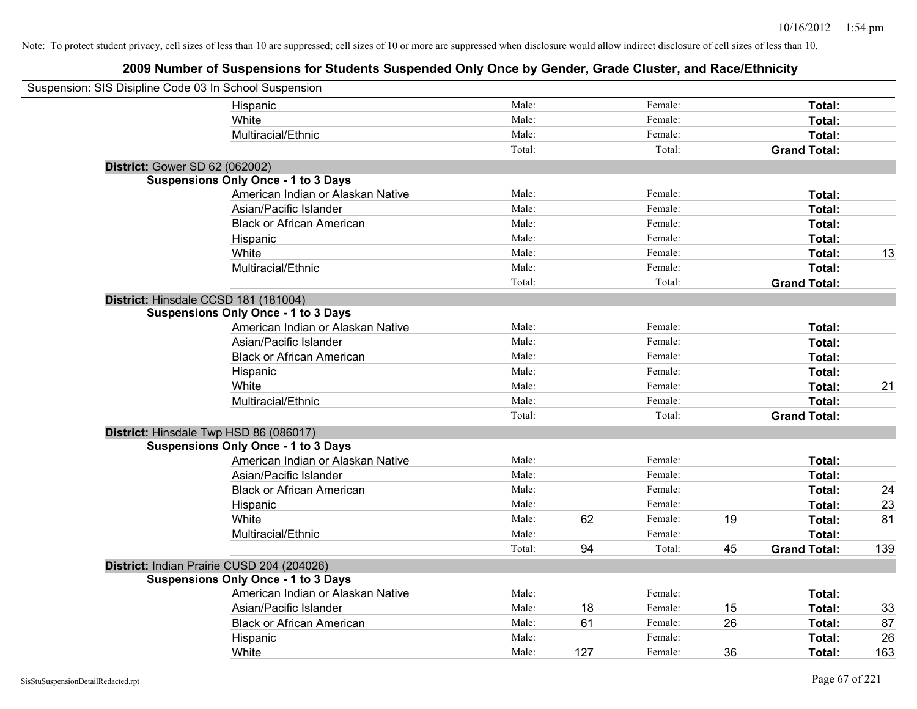Note: To protect student privacy, cell sizes of less than 10 are suppressed; cell sizes of 10 or more are suppressed when disclosure would allow indirect disclosure of cell sizes of less than 10.

# 2009 Number of Suspensions for Students Suspended Only Once by Gender, Grade Cluster, and Race/Ethnicity

Suspension: SIS Disipline Code 03 In School Suspension

| | | | | | | | |
|---|---|---|---|---|---|---|---|
| Hispanic | Male: | | Female: | | Total: | |
| White | Male: | | Female: | | Total: | |
| Multiracial/Ethnic | Male: | | Female: | | Total: | |
| | Total: | | Total: | | Grand Total: | |

**District:** Gower SD 62 (062002)

**Suspensions Only Once - 1 to 3 Days**

| | | | | | | |
|---|---|---|---|---|---|---|
| American Indian or Alaskan Native | Male: | | Female: | | Total: | |
| Asian/Pacific Islander | Male: | | Female: | | Total: | |
| Black or African American | Male: | | Female: | | Total: | |
| Hispanic | Male: | | Female: | | Total: | |
| White | Male: | | Female: | | Total: | 13 |
| Multiracial/Ethnic | Male: | | Female: | | Total: | |
| | Total: | | Total: | | Grand Total: | |

**District:** Hinsdale CCSD 181 (181004)

**Suspensions Only Once - 1 to 3 Days**

| | | | | | | |
|---|---|---|---|---|---|---|
| American Indian or Alaskan Native | Male: | | Female: | | Total: | |
| Asian/Pacific Islander | Male: | | Female: | | Total: | |
| Black or African American | Male: | | Female: | | Total: | |
| Hispanic | Male: | | Female: | | Total: | |
| White | Male: | | Female: | | Total: | 21 |
| Multiracial/Ethnic | Male: | | Female: | | Total: | |
| | Total: | | Total: | | Grand Total: | |

**District:** Hinsdale Twp HSD 86 (086017)

**Suspensions Only Once - 1 to 3 Days**

| | | | | | | |
|---|---|---|---|---|---|---|
| American Indian or Alaskan Native | Male: | | Female: | | Total: | |
| Asian/Pacific Islander | Male: | | Female: | | Total: | |
| Black or African American | Male: | | Female: | | Total: | 24 |
| Hispanic | Male: | | Female: | | Total: | 23 |
| White | Male: | 62 | Female: | 19 | Total: | 81 |
| Multiracial/Ethnic | Male: | | Female: | | Total: | |
| | Total: | 94 | Total: | 45 | Grand Total: | 139 |

**District:** Indian Prairie CUSD 204 (204026)

**Suspensions Only Once - 1 to 3 Days**

| | | | | | | |
|---|---|---|---|---|---|---|
| American Indian or Alaskan Native | Male: | | Female: | | Total: | |
| Asian/Pacific Islander | Male: | 18 | Female: | 15 | Total: | 33 |
| Black or African American | Male: | 61 | Female: | 26 | Total: | 87 |
| Hispanic | Male: | | Female: | | Total: | 26 |
| White | Male: | 127 | Female: | 36 | Total: | 163 |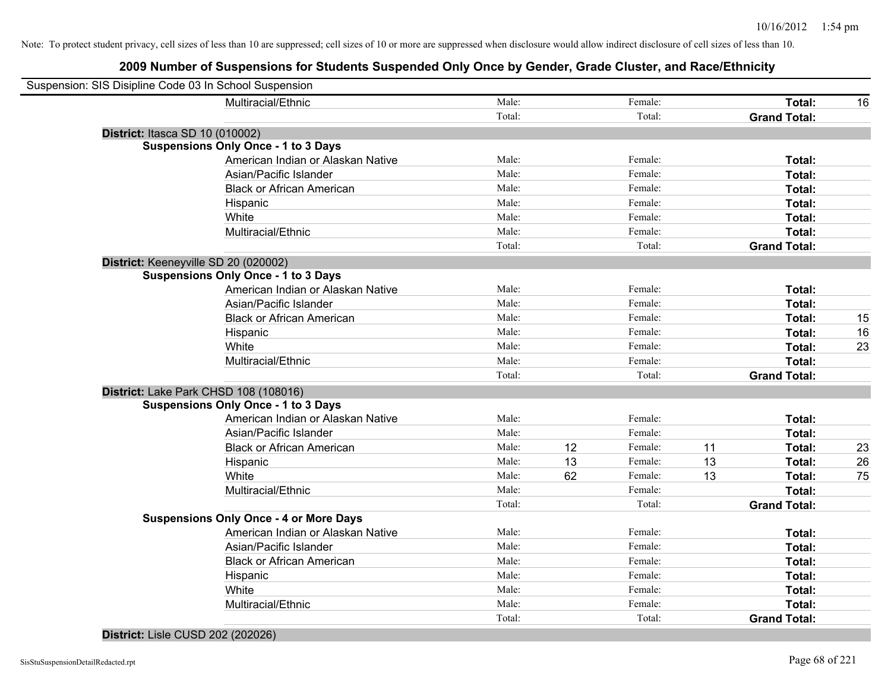Note: To protect student privacy, cell sizes of less than 10 are suppressed; cell sizes of 10 or more are suppressed when disclosure would allow indirect disclosure of cell sizes of less than 10.

# 2009 Number of Suspensions for Students Suspended Only Once by Gender, Grade Cluster, and Race/Ethnicity

Suspension: SIS Disipline Code 03 In School Suspension

| | | | | | | |
|---|---|---|---|---|---|---|
| Multiracial/Ethnic | Male: | | Female: | | **Total:** | 16 |
| | Total: | | Total: | | **Grand Total:** | |

**District:** Itasca SD 10 (010002)

**Suspensions Only Once - 1 to 3 Days**

| | | | | | | |
|---|---|---|---|---|---|---|
| American Indian or Alaskan Native | Male: | | Female: | | **Total:** | |
| Asian/Pacific Islander | Male: | | Female: | | **Total:** | |
| Black or African American | Male: | | Female: | | **Total:** | |
| Hispanic | Male: | | Female: | | **Total:** | |
| White | Male: | | Female: | | **Total:** | |
| Multiracial/Ethnic | Male: | | Female: | | **Total:** | |
| | Total: | | Total: | | **Grand Total:** | |

**District:** Keeneyville SD 20 (020002)

**Suspensions Only Once - 1 to 3 Days**

| | | | | | | |
|---|---|---|---|---|---|---|
| American Indian or Alaskan Native | Male: | | Female: | | **Total:** | |
| Asian/Pacific Islander | Male: | | Female: | | **Total:** | |
| Black or African American | Male: | | Female: | | **Total:** | 15 |
| Hispanic | Male: | | Female: | | **Total:** | 16 |
| White | Male: | | Female: | | **Total:** | 23 |
| Multiracial/Ethnic | Male: | | Female: | | **Total:** | |
| | Total: | | Total: | | **Grand Total:** | |

**District:** Lake Park CHSD 108 (108016)

**Suspensions Only Once - 1 to 3 Days**

| | | | | | | |
|---|---|---|---|---|---|---|
| American Indian or Alaskan Native | Male: | | Female: | | **Total:** | |
| Asian/Pacific Islander | Male: | | Female: | | **Total:** | |
| Black or African American | Male: | 12 | Female: | 11 | **Total:** | 23 |
| Hispanic | Male: | 13 | Female: | 13 | **Total:** | 26 |
| White | Male: | 62 | Female: | 13 | **Total:** | 75 |
| Multiracial/Ethnic | Male: | | Female: | | **Total:** | |
| | Total: | | Total: | | **Grand Total:** | |

**Suspensions Only Once - 4 or More Days**

| | | | | | | |
|---|---|---|---|---|---|---|
| American Indian or Alaskan Native | Male: | | Female: | | **Total:** | |
| Asian/Pacific Islander | Male: | | Female: | | **Total:** | |
| Black or African American | Male: | | Female: | | **Total:** | |
| Hispanic | Male: | | Female: | | **Total:** | |
| White | Male: | | Female: | | **Total:** | |
| Multiracial/Ethnic | Male: | | Female: | | **Total:** | |
| | Total: | | Total: | | **Grand Total:** | |

**District:** Lisle CUSD 202 (202026)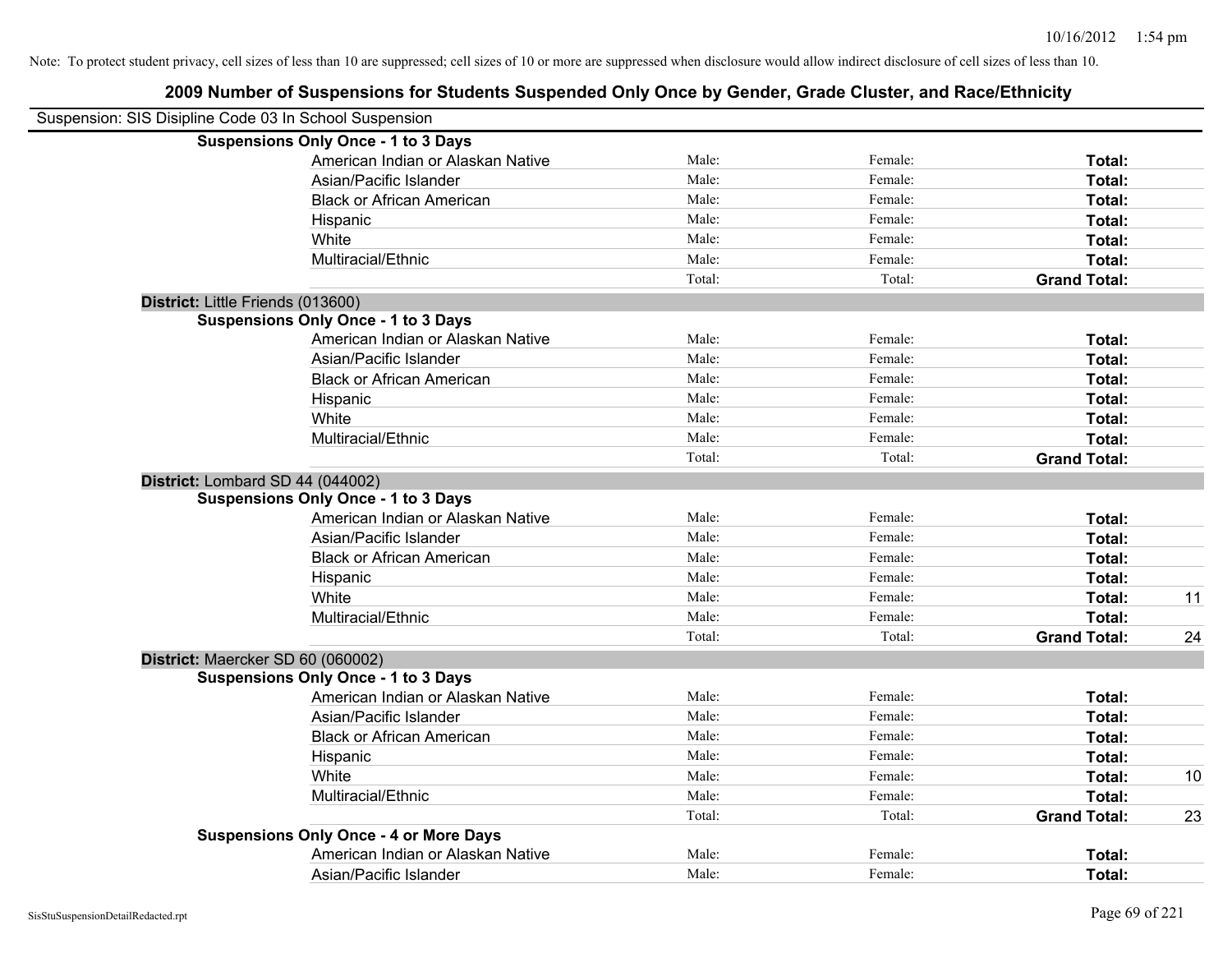Note: To protect student privacy, cell sizes of less than 10 are suppressed; cell sizes of 10 or more are suppressed when disclosure would allow indirect disclosure of cell sizes of less than 10.

## 2009 Number of Suspensions for Students Suspended Only Once by Gender, Grade Cluster, and Race/Ethnicity

Suspension: SIS Disipline Code 03 In School Suspension

**Suspensions Only Once - 1 to 3 Days**

| | | | | |
|---|---|---|---|---|
| American Indian or Alaskan Native | Male: | Female: | **Total:** | |
| Asian/Pacific Islander | Male: | Female: | **Total:** | |
| Black or African American | Male: | Female: | **Total:** | |
| Hispanic | Male: | Female: | **Total:** | |
| White | Male: | Female: | **Total:** | |
| Multiracial/Ethnic | Male: | Female: | **Total:** | |
| | Total: | Total: | **Grand Total:** | |

**District:** Little Friends (013600)

**Suspensions Only Once - 1 to 3 Days**

| | | | | |
|---|---|---|---|---|
| American Indian or Alaskan Native | Male: | Female: | **Total:** | |
| Asian/Pacific Islander | Male: | Female: | **Total:** | |
| Black or African American | Male: | Female: | **Total:** | |
| Hispanic | Male: | Female: | **Total:** | |
| White | Male: | Female: | **Total:** | |
| Multiracial/Ethnic | Male: | Female: | **Total:** | |
| | Total: | Total: | **Grand Total:** | |

**District:** Lombard SD 44 (044002)

**Suspensions Only Once - 1 to 3 Days**

| | | | | |
|---|---|---|---|---|
| American Indian or Alaskan Native | Male: | Female: | **Total:** | |
| Asian/Pacific Islander | Male: | Female: | **Total:** | |
| Black or African American | Male: | Female: | **Total:** | |
| Hispanic | Male: | Female: | **Total:** | |
| White | Male: | Female: | **Total:** | 11 |
| Multiracial/Ethnic | Male: | Female: | **Total:** | |
| | Total: | Total: | **Grand Total:** | 24 |

**District:** Maercker SD 60 (060002)

**Suspensions Only Once - 1 to 3 Days**

| | | | | |
|---|---|---|---|---|
| American Indian or Alaskan Native | Male: | Female: | **Total:** | |
| Asian/Pacific Islander | Male: | Female: | **Total:** | |
| Black or African American | Male: | Female: | **Total:** | |
| Hispanic | Male: | Female: | **Total:** | |
| White | Male: | Female: | **Total:** | 10 |
| Multiracial/Ethnic | Male: | Female: | **Total:** | |
| | Total: | Total: | **Grand Total:** | 23 |

**Suspensions Only Once - 4 or More Days**

| | | | | |
|---|---|---|---|---|
| American Indian or Alaskan Native | Male: | Female: | **Total:** | |
| Asian/Pacific Islander | Male: | Female: | **Total:** | |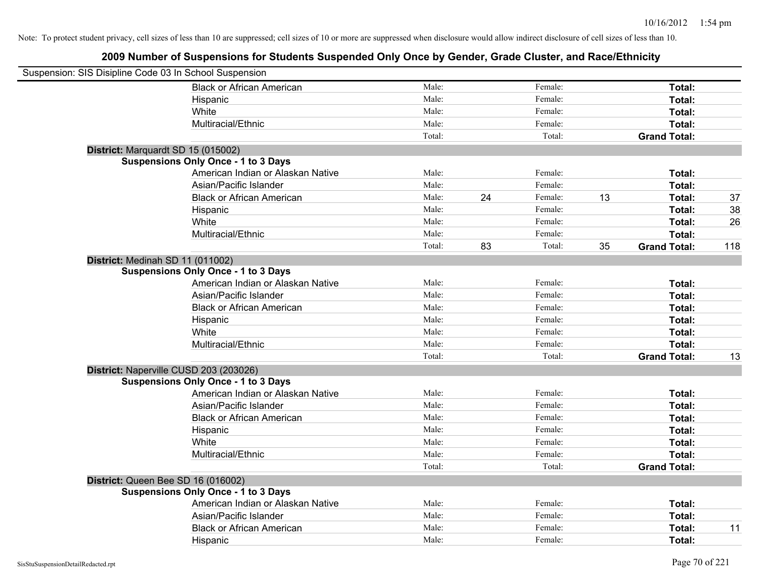Note: To protect student privacy, cell sizes of less than 10 are suppressed; cell sizes of 10 or more are suppressed when disclosure would allow indirect disclosure of cell sizes of less than 10.

# 2009 Number of Suspensions for Students Suspended Only Once by Gender, Grade Cluster, and Race/Ethnicity

Suspension: SIS Disipline Code 03 In School Suspension

| | | | | | | |
|---|---|---|---|---|---|---|
| Black or African American | Male: | | Female: | | **Total:** | |
| Hispanic | Male: | | Female: | | **Total:** | |
| White | Male: | | Female: | | **Total:** | |
| Multiracial/Ethnic | Male: | | Female: | | **Total:** | |
| | Total: | | Total: | | **Grand Total:** | |

**District:** Marquardt SD 15 (015002)

**Suspensions Only Once - 1 to 3 Days**

| | | | | | | |
|---|---|---|---|---|---|---|
| American Indian or Alaskan Native | Male: | | Female: | | **Total:** | |
| Asian/Pacific Islander | Male: | | Female: | | **Total:** | |
| Black or African American | Male: | 24 | Female: | 13 | **Total:** | 37 |
| Hispanic | Male: | | Female: | | **Total:** | 38 |
| White | Male: | | Female: | | **Total:** | 26 |
| Multiracial/Ethnic | Male: | | Female: | | **Total:** | |
| | Total: | 83 | Total: | 35 | **Grand Total:** | 118 |

**District:** Medinah SD 11 (011002)

**Suspensions Only Once - 1 to 3 Days**

| | | | | | | |
|---|---|---|---|---|---|---|
| American Indian or Alaskan Native | Male: | | Female: | | **Total:** | |
| Asian/Pacific Islander | Male: | | Female: | | **Total:** | |
| Black or African American | Male: | | Female: | | **Total:** | |
| Hispanic | Male: | | Female: | | **Total:** | |
| White | Male: | | Female: | | **Total:** | |
| Multiracial/Ethnic | Male: | | Female: | | **Total:** | |
| | Total: | | Total: | | **Grand Total:** | 13 |

**District:** Naperville CUSD 203 (203026)

**Suspensions Only Once - 1 to 3 Days**

| | | | | | | |
|---|---|---|---|---|---|---|
| American Indian or Alaskan Native | Male: | | Female: | | **Total:** | |
| Asian/Pacific Islander | Male: | | Female: | | **Total:** | |
| Black or African American | Male: | | Female: | | **Total:** | |
| Hispanic | Male: | | Female: | | **Total:** | |
| White | Male: | | Female: | | **Total:** | |
| Multiracial/Ethnic | Male: | | Female: | | **Total:** | |
| | Total: | | Total: | | **Grand Total:** | |

**District:** Queen Bee SD 16 (016002)

**Suspensions Only Once - 1 to 3 Days**

| | | | | | | |
|---|---|---|---|---|---|---|
| American Indian or Alaskan Native | Male: | | Female: | | **Total:** | |
| Asian/Pacific Islander | Male: | | Female: | | **Total:** | |
| Black or African American | Male: | | Female: | | **Total:** | 11 |
| Hispanic | Male: | | Female: | | **Total:** | |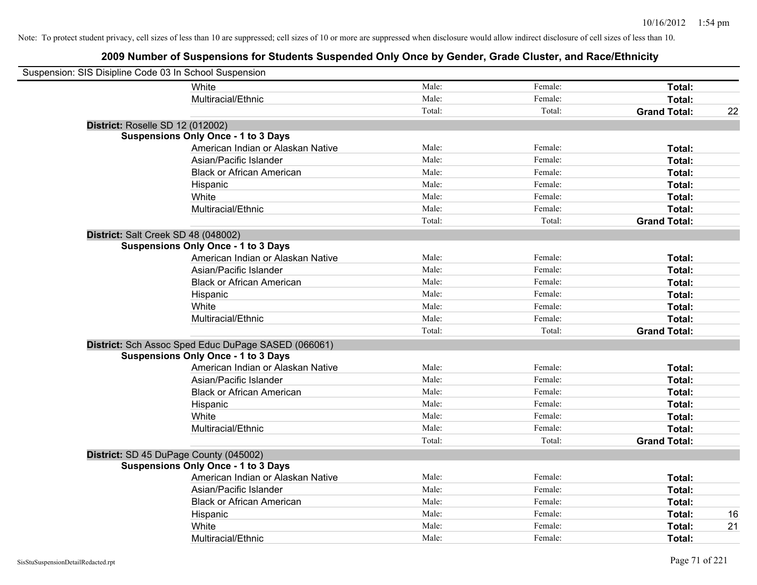Note: To protect student privacy, cell sizes of less than 10 are suppressed; cell sizes of 10 or more are suppressed when disclosure would allow indirect disclosure of cell sizes of less than 10.

## 2009 Number of Suspensions for Students Suspended Only Once by Gender, Grade Cluster, and Race/Ethnicity

Suspension: SIS Disipline Code 03 In School Suspension

| | | | | | |
|---|---|---|---|---|---|
| | White | Male: | Female: | **Total:** | |
| | Multiracial/Ethnic | Male: | Female: | **Total:** | |
| | | Total: | Total: | **Grand Total:** | 22 |
| **District:** Roselle SD 12 (012002) | | | | | |
| **Suspensions Only Once - 1 to 3 Days** | | | | | |
| | American Indian or Alaskan Native | Male: | Female: | **Total:** | |
| | Asian/Pacific Islander | Male: | Female: | **Total:** | |
| | Black or African American | Male: | Female: | **Total:** | |
| | Hispanic | Male: | Female: | **Total:** | |
| | White | Male: | Female: | **Total:** | |
| | Multiracial/Ethnic | Male: | Female: | **Total:** | |
| | | Total: | Total: | **Grand Total:** | |
| **District:** Salt Creek SD 48 (048002) | | | | | |
| **Suspensions Only Once - 1 to 3 Days** | | | | | |
| | American Indian or Alaskan Native | Male: | Female: | **Total:** | |
| | Asian/Pacific Islander | Male: | Female: | **Total:** | |
| | Black or African American | Male: | Female: | **Total:** | |
| | Hispanic | Male: | Female: | **Total:** | |
| | White | Male: | Female: | **Total:** | |
| | Multiracial/Ethnic | Male: | Female: | **Total:** | |
| | | Total: | Total: | **Grand Total:** | |
| **District:** Sch Assoc Sped Educ DuPage SASED (066061) | | | | | |
| **Suspensions Only Once - 1 to 3 Days** | | | | | |
| | American Indian or Alaskan Native | Male: | Female: | **Total:** | |
| | Asian/Pacific Islander | Male: | Female: | **Total:** | |
| | Black or African American | Male: | Female: | **Total:** | |
| | Hispanic | Male: | Female: | **Total:** | |
| | White | Male: | Female: | **Total:** | |
| | Multiracial/Ethnic | Male: | Female: | **Total:** | |
| | | Total: | Total: | **Grand Total:** | |
| **District:** SD 45 DuPage County (045002) | | | | | |
| **Suspensions Only Once - 1 to 3 Days** | | | | | |
| | American Indian or Alaskan Native | Male: | Female: | **Total:** | |
| | Asian/Pacific Islander | Male: | Female: | **Total:** | |
| | Black or African American | Male: | Female: | **Total:** | |
| | Hispanic | Male: | Female: | **Total:** | 16 |
| | White | Male: | Female: | **Total:** | 21 |
| | Multiracial/Ethnic | Male: | Female: | **Total:** | |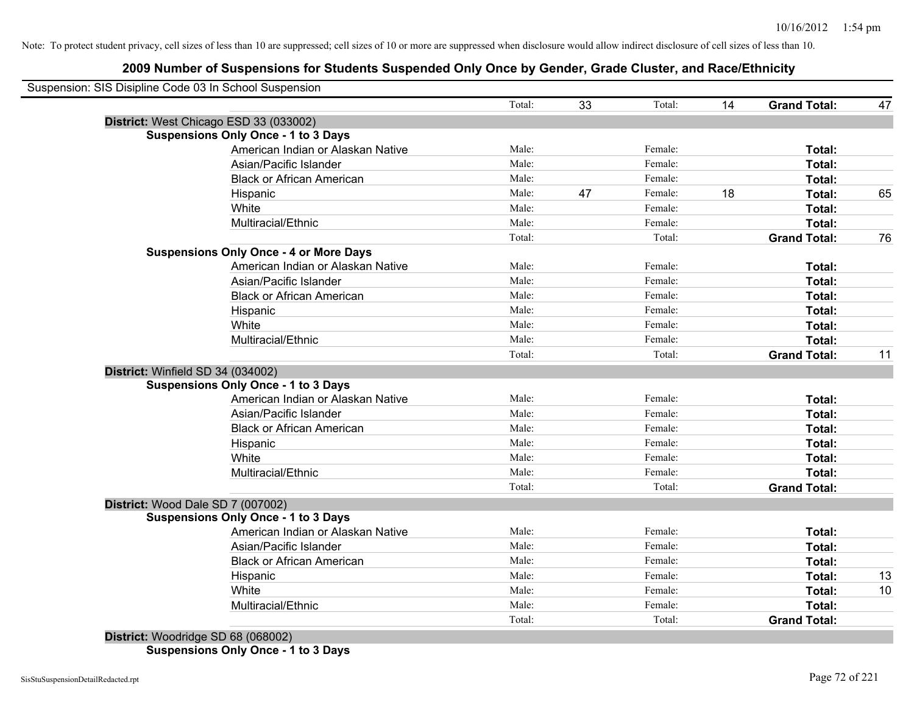Note: To protect student privacy, cell sizes of less than 10 are suppressed; cell sizes of 10 or more are suppressed when disclosure would allow indirect disclosure of cell sizes of less than 10.

# 2009 Number of Suspensions for Students Suspended Only Once by Gender, Grade Cluster, and Race/Ethnicity

Suspension: SIS Disipline Code 03 In School Suspension

| | | | | | | |
|---|---|---|---|---|---|---|
| | Total: | 33 | Total: | 14 | **Grand Total:** | 47 |

**District:** West Chicago ESD 33 (033002)

**Suspensions Only Once - 1 to 3 Days**

| | | | | | | |
|---|---|---|---|---|---|---|
| American Indian or Alaskan Native | Male: | | Female: | | **Total:** | |
| Asian/Pacific Islander | Male: | | Female: | | **Total:** | |
| Black or African American | Male: | | Female: | | **Total:** | |
| Hispanic | Male: | 47 | Female: | 18 | **Total:** | 65 |
| White | Male: | | Female: | | **Total:** | |
| Multiracial/Ethnic | Male: | | Female: | | **Total:** | |
| | Total: | | Total: | | **Grand Total:** | 76 |

**Suspensions Only Once - 4 or More Days**

| | | | | | | |
|---|---|---|---|---|---|---|
| American Indian or Alaskan Native | Male: | | Female: | | **Total:** | |
| Asian/Pacific Islander | Male: | | Female: | | **Total:** | |
| Black or African American | Male: | | Female: | | **Total:** | |
| Hispanic | Male: | | Female: | | **Total:** | |
| White | Male: | | Female: | | **Total:** | |
| Multiracial/Ethnic | Male: | | Female: | | **Total:** | |
| | Total: | | Total: | | **Grand Total:** | 11 |

**District:** Winfield SD 34 (034002)

**Suspensions Only Once - 1 to 3 Days**

| | | | | | | |
|---|---|---|---|---|---|---|
| American Indian or Alaskan Native | Male: | | Female: | | **Total:** | |
| Asian/Pacific Islander | Male: | | Female: | | **Total:** | |
| Black or African American | Male: | | Female: | | **Total:** | |
| Hispanic | Male: | | Female: | | **Total:** | |
| White | Male: | | Female: | | **Total:** | |
| Multiracial/Ethnic | Male: | | Female: | | **Total:** | |
| | Total: | | Total: | | **Grand Total:** | |

**District:** Wood Dale SD 7 (007002)

**Suspensions Only Once - 1 to 3 Days**

| | | | | | | |
|---|---|---|---|---|---|---|
| American Indian or Alaskan Native | Male: | | Female: | | **Total:** | |
| Asian/Pacific Islander | Male: | | Female: | | **Total:** | |
| Black or African American | Male: | | Female: | | **Total:** | |
| Hispanic | Male: | | Female: | | **Total:** | 13 |
| White | Male: | | Female: | | **Total:** | 10 |
| Multiracial/Ethnic | Male: | | Female: | | **Total:** | |
| | Total: | | Total: | | **Grand Total:** | |

**District:** Woodridge SD 68 (068002)

**Suspensions Only Once - 1 to 3 Days**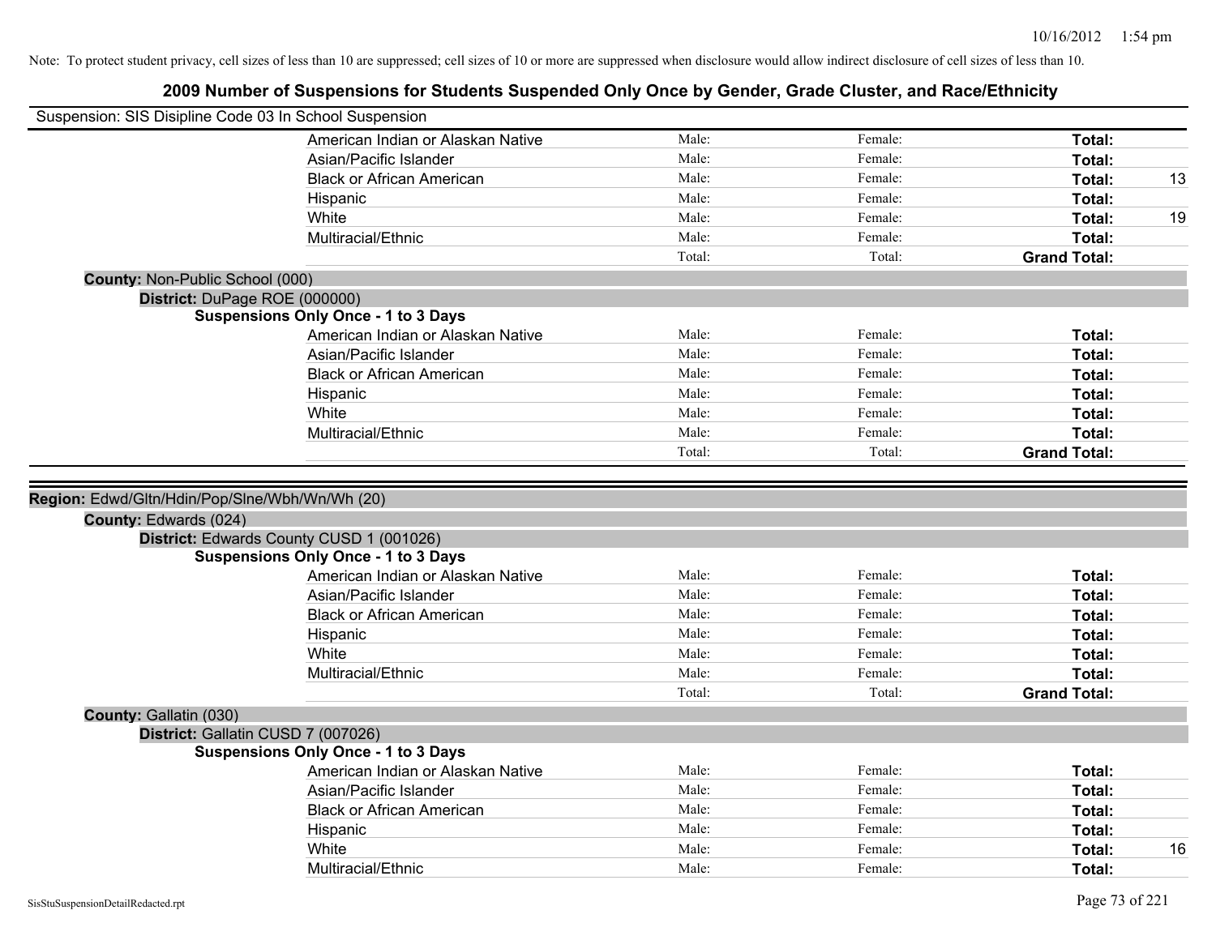Note: To protect student privacy, cell sizes of less than 10 are suppressed; cell sizes of 10 or more are suppressed when disclosure would allow indirect disclosure of cell sizes of less than 10.

# 2009 Number of Suspensions for Students Suspended Only Once by Gender, Grade Cluster, and Race/Ethnicity

Suspension: SIS Disipline Code 03 In School Suspension

| | | | | |
|---|---|---|---|---|
| American Indian or Alaskan Native | Male: | Female: | **Total:** | |
| Asian/Pacific Islander | Male: | Female: | **Total:** | |
| Black or African American | Male: | Female: | **Total:** | 13 |
| Hispanic | Male: | Female: | **Total:** | |
| White | Male: | Female: | **Total:** | 19 |
| Multiracial/Ethnic | Male: | Female: | **Total:** | |
| | Total: | Total: | **Grand Total:** | |

**County:** Non-Public School (000)

**District:** DuPage ROE (000000)

**Suspensions Only Once - 1 to 3 Days**

| | | | | |
|---|---|---|---|---|
| American Indian or Alaskan Native | Male: | Female: | **Total:** | |
| Asian/Pacific Islander | Male: | Female: | **Total:** | |
| Black or African American | Male: | Female: | **Total:** | |
| Hispanic | Male: | Female: | **Total:** | |
| White | Male: | Female: | **Total:** | |
| Multiracial/Ethnic | Male: | Female: | **Total:** | |
| | Total: | Total: | **Grand Total:** | |

**Region:** Edwd/Gltn/Hdin/Pop/Slne/Wbh/Wn/Wh (20)

**County:** Edwards (024)

**District:** Edwards County CUSD 1 (001026)

**Suspensions Only Once - 1 to 3 Days**

| | | | | |
|---|---|---|---|---|
| American Indian or Alaskan Native | Male: | Female: | **Total:** | |
| Asian/Pacific Islander | Male: | Female: | **Total:** | |
| Black or African American | Male: | Female: | **Total:** | |
| Hispanic | Male: | Female: | **Total:** | |
| White | Male: | Female: | **Total:** | |
| Multiracial/Ethnic | Male: | Female: | **Total:** | |
| | Total: | Total: | **Grand Total:** | |

**County:** Gallatin (030)

**District:** Gallatin CUSD 7 (007026)

**Suspensions Only Once - 1 to 3 Days**

| | | | | |
|---|---|---|---|---|
| American Indian or Alaskan Native | Male: | Female: | **Total:** | |
| Asian/Pacific Islander | Male: | Female: | **Total:** | |
| Black or African American | Male: | Female: | **Total:** | |
| Hispanic | Male: | Female: | **Total:** | |
| White | Male: | Female: | **Total:** | 16 |
| Multiracial/Ethnic | Male: | Female: | **Total:** | |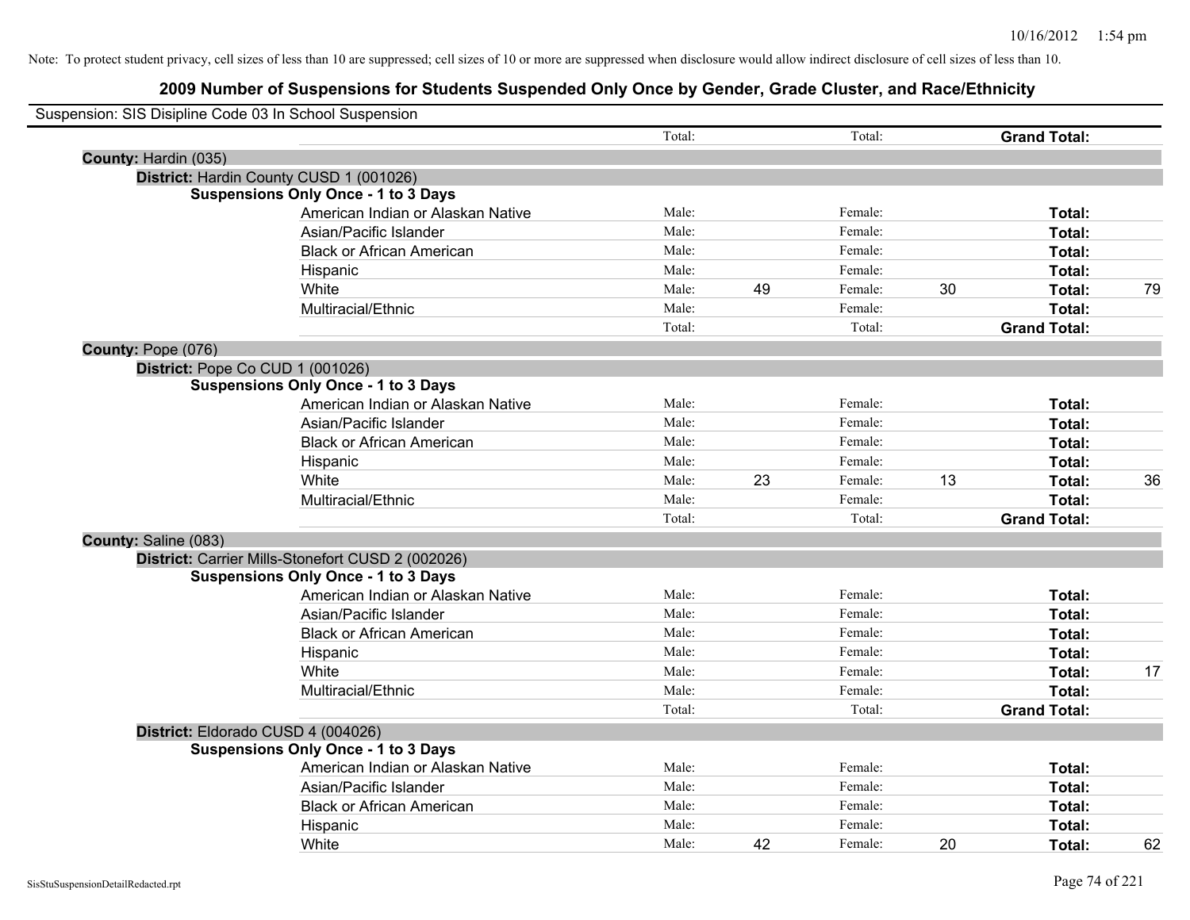Note: To protect student privacy, cell sizes of less than 10 are suppressed; cell sizes of 10 or more are suppressed when disclosure would allow indirect disclosure of cell sizes of less than 10.

# 2009 Number of Suspensions for Students Suspended Only Once by Gender, Grade Cluster, and Race/Ethnicity

Suspension: SIS Disipline Code 03 In School Suspension

| | | | | | | |
|---|---|---|---|---|---|---|
| | Total: | | Total: | | **Grand Total:** | |

**County:** Hardin (035)

**District:** Hardin County CUSD 1 (001026)

**Suspensions Only Once - 1 to 3 Days**

| | | | | | | |
|---|---|---|---|---|---|---|
| American Indian or Alaskan Native | Male: | | Female: | | **Total:** | |
| Asian/Pacific Islander | Male: | | Female: | | **Total:** | |
| Black or African American | Male: | | Female: | | **Total:** | |
| Hispanic | Male: | | Female: | | **Total:** | |
| White | Male: | 49 | Female: | 30 | **Total:** | 79 |
| Multiracial/Ethnic | Male: | | Female: | | **Total:** | |
| | Total: | | Total: | | **Grand Total:** | |

**County:** Pope (076)

**District:** Pope Co CUD 1 (001026)

**Suspensions Only Once - 1 to 3 Days**

| | | | | | | |
|---|---|---|---|---|---|---|
| American Indian or Alaskan Native | Male: | | Female: | | **Total:** | |
| Asian/Pacific Islander | Male: | | Female: | | **Total:** | |
| Black or African American | Male: | | Female: | | **Total:** | |
| Hispanic | Male: | | Female: | | **Total:** | |
| White | Male: | 23 | Female: | 13 | **Total:** | 36 |
| Multiracial/Ethnic | Male: | | Female: | | **Total:** | |
| | Total: | | Total: | | **Grand Total:** | |

**County:** Saline (083)

**District:** Carrier Mills-Stonefort CUSD 2 (002026)

**Suspensions Only Once - 1 to 3 Days**

| | | | | | | |
|---|---|---|---|---|---|---|
| American Indian or Alaskan Native | Male: | | Female: | | **Total:** | |
| Asian/Pacific Islander | Male: | | Female: | | **Total:** | |
| Black or African American | Male: | | Female: | | **Total:** | |
| Hispanic | Male: | | Female: | | **Total:** | |
| White | Male: | | Female: | | **Total:** | 17 |
| Multiracial/Ethnic | Male: | | Female: | | **Total:** | |
| | Total: | | Total: | | **Grand Total:** | |

**District:** Eldorado CUSD 4 (004026)

**Suspensions Only Once - 1 to 3 Days**

| | | | | | | |
|---|---|---|---|---|---|---|
| American Indian or Alaskan Native | Male: | | Female: | | **Total:** | |
| Asian/Pacific Islander | Male: | | Female: | | **Total:** | |
| Black or African American | Male: | | Female: | | **Total:** | |
| Hispanic | Male: | | Female: | | **Total:** | |
| White | Male: | 42 | Female: | 20 | **Total:** | 62 |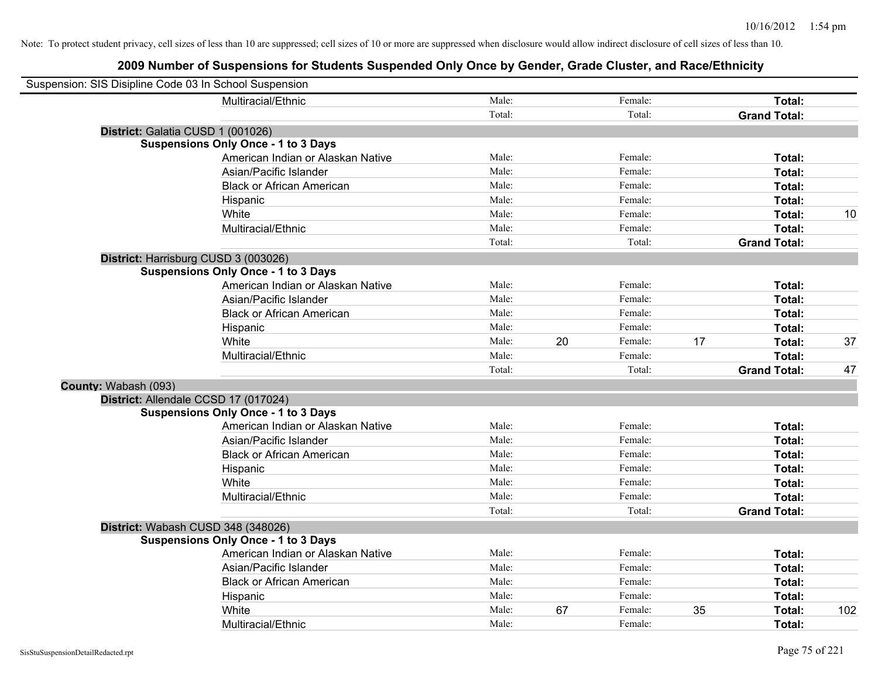Note: To protect student privacy, cell sizes of less than 10 are suppressed; cell sizes of 10 or more are suppressed when disclosure would allow indirect disclosure of cell sizes of less than 10.

# 2009 Number of Suspensions for Students Suspended Only Once by Gender, Grade Cluster, and Race/Ethnicity

Suspension: SIS Disipline Code 03 In School Suspension

| | Male: | | Female: | | | |
|---|---|---|---|---|---|---|
| Multiracial/Ethnic | Male: | | Female: | | **Total:** | |
| | Total: | | Total: | | **Grand Total:** | |

**District:** Galatia CUSD 1 (001026)

**Suspensions Only Once - 1 to 3 Days**

| | | | | | | |
|---|---|---|---|---|---|---|
| American Indian or Alaskan Native | Male: | | Female: | | **Total:** | |
| Asian/Pacific Islander | Male: | | Female: | | **Total:** | |
| Black or African American | Male: | | Female: | | **Total:** | |
| Hispanic | Male: | | Female: | | **Total:** | |
| White | Male: | | Female: | | **Total:** | 10 |
| Multiracial/Ethnic | Male: | | Female: | | **Total:** | |
| | Total: | | Total: | | **Grand Total:** | |

**District:** Harrisburg CUSD 3 (003026)

**Suspensions Only Once - 1 to 3 Days**

| | | | | | | |
|---|---|---|---|---|---|---|
| American Indian or Alaskan Native | Male: | | Female: | | **Total:** | |
| Asian/Pacific Islander | Male: | | Female: | | **Total:** | |
| Black or African American | Male: | | Female: | | **Total:** | |
| Hispanic | Male: | | Female: | | **Total:** | |
| White | Male: | 20 | Female: | 17 | **Total:** | 37 |
| Multiracial/Ethnic | Male: | | Female: | | **Total:** | |
| | Total: | | Total: | | **Grand Total:** | 47 |

**County:** Wabash (093)

**District:** Allendale CCSD 17 (017024)

**Suspensions Only Once - 1 to 3 Days**

| | | | | | | |
|---|---|---|---|---|---|---|
| American Indian or Alaskan Native | Male: | | Female: | | **Total:** | |
| Asian/Pacific Islander | Male: | | Female: | | **Total:** | |
| Black or African American | Male: | | Female: | | **Total:** | |
| Hispanic | Male: | | Female: | | **Total:** | |
| White | Male: | | Female: | | **Total:** | |
| Multiracial/Ethnic | Male: | | Female: | | **Total:** | |
| | Total: | | Total: | | **Grand Total:** | |

**District:** Wabash CUSD 348 (348026)

**Suspensions Only Once - 1 to 3 Days**

| | | | | | | |
|---|---|---|---|---|---|---|
| American Indian or Alaskan Native | Male: | | Female: | | **Total:** | |
| Asian/Pacific Islander | Male: | | Female: | | **Total:** | |
| Black or African American | Male: | | Female: | | **Total:** | |
| Hispanic | Male: | | Female: | | **Total:** | |
| White | Male: | 67 | Female: | 35 | **Total:** | 102 |
| Multiracial/Ethnic | Male: | | Female: | | **Total:** | |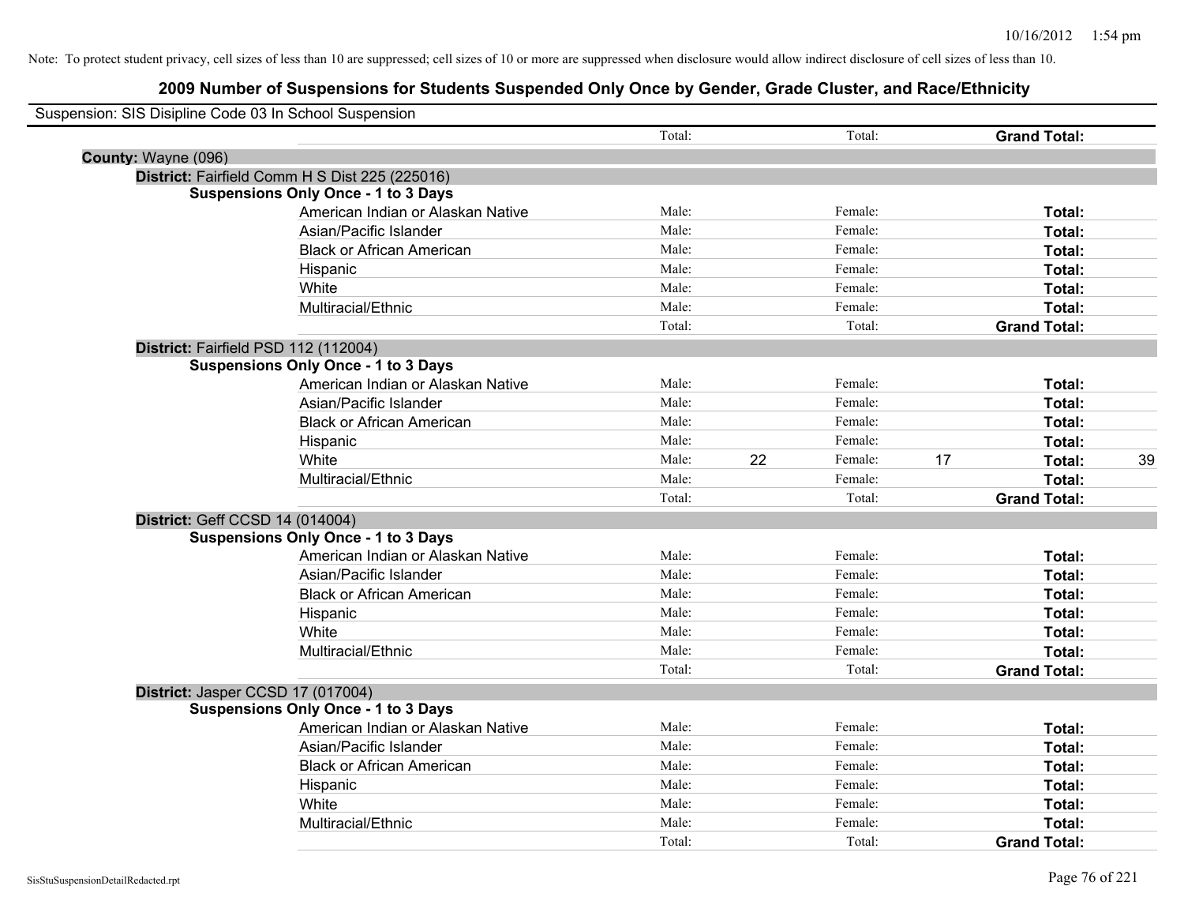Note: To protect student privacy, cell sizes of less than 10 are suppressed; cell sizes of 10 or more are suppressed when disclosure would allow indirect disclosure of cell sizes of less than 10.

## 2009 Number of Suspensions for Students Suspended Only Once by Gender, Grade Cluster, and Race/Ethnicity

Suspension: SIS Disipline Code 03 In School Suspension

| | | | | | | | |
|---|---|---|---|---|---|---|---|
| | Total: | | Total: | | **Grand Total:** | |

**County:** Wayne (096)

**District:** Fairfield Comm H S Dist 225 (225016)

**Suspensions Only Once - 1 to 3 Days**

| Race/Ethnicity | | | | | | |
|---|---|---|---|---|---|---|
| American Indian or Alaskan Native | Male: | | Female: | | **Total:** | |
| Asian/Pacific Islander | Male: | | Female: | | **Total:** | |
| Black or African American | Male: | | Female: | | **Total:** | |
| Hispanic | Male: | | Female: | | **Total:** | |
| White | Male: | | Female: | | **Total:** | |
| Multiracial/Ethnic | Male: | | Female: | | **Total:** | |
| | Total: | | Total: | | **Grand Total:** | |

**District:** Fairfield PSD 112 (112004)

**Suspensions Only Once - 1 to 3 Days**

| Race/Ethnicity | | | | | | |
|---|---|---|---|---|---|---|
| American Indian or Alaskan Native | Male: | | Female: | | **Total:** | |
| Asian/Pacific Islander | Male: | | Female: | | **Total:** | |
| Black or African American | Male: | | Female: | | **Total:** | |
| Hispanic | Male: | | Female: | | **Total:** | |
| White | Male: | 22 | Female: | 17 | **Total:** | 39 |
| Multiracial/Ethnic | Male: | | Female: | | **Total:** | |
| | Total: | | Total: | | **Grand Total:** | |

**District:** Geff CCSD 14 (014004)

**Suspensions Only Once - 1 to 3 Days**

| Race/Ethnicity | | | | | | |
|---|---|---|---|---|---|---|
| American Indian or Alaskan Native | Male: | | Female: | | **Total:** | |
| Asian/Pacific Islander | Male: | | Female: | | **Total:** | |
| Black or African American | Male: | | Female: | | **Total:** | |
| Hispanic | Male: | | Female: | | **Total:** | |
| White | Male: | | Female: | | **Total:** | |
| Multiracial/Ethnic | Male: | | Female: | | **Total:** | |
| | Total: | | Total: | | **Grand Total:** | |

**District:** Jasper CCSD 17 (017004)

**Suspensions Only Once - 1 to 3 Days**

| Race/Ethnicity | | | | | | |
|---|---|---|---|---|---|---|
| American Indian or Alaskan Native | Male: | | Female: | | **Total:** | |
| Asian/Pacific Islander | Male: | | Female: | | **Total:** | |
| Black or African American | Male: | | Female: | | **Total:** | |
| Hispanic | Male: | | Female: | | **Total:** | |
| White | Male: | | Female: | | **Total:** | |
| Multiracial/Ethnic | Male: | | Female: | | **Total:** | |
| | Total: | | Total: | | **Grand Total:** | |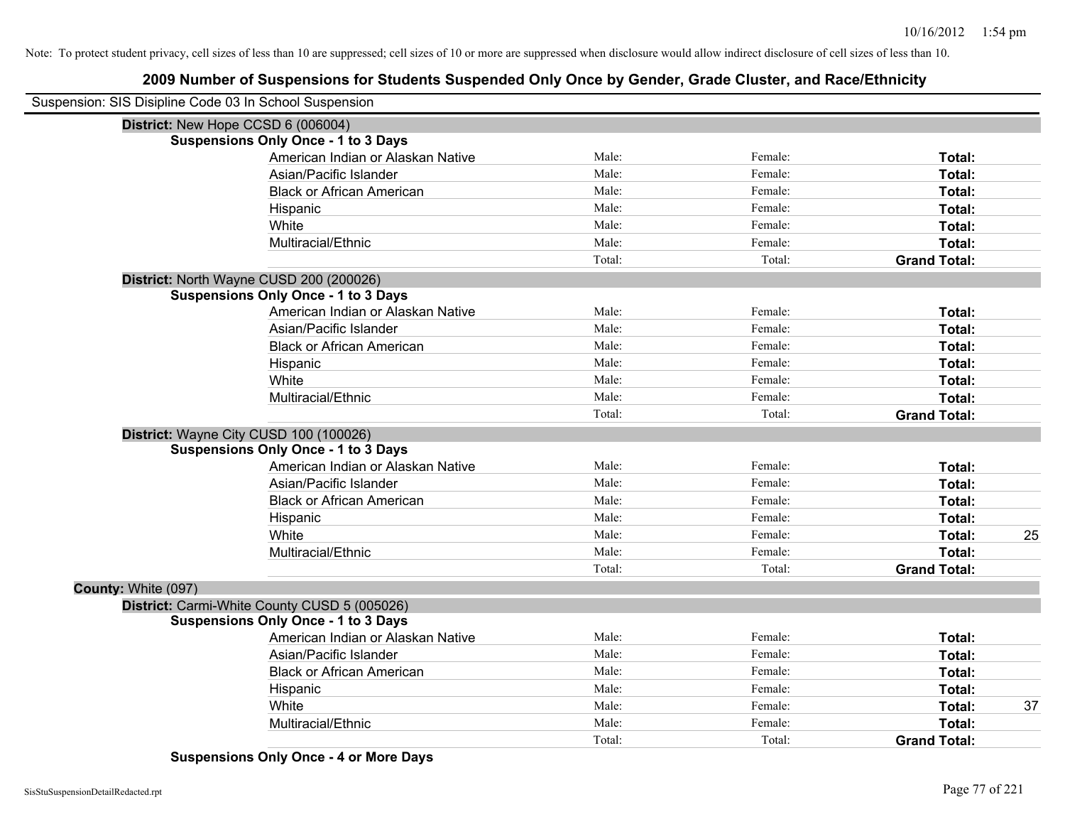Note: To protect student privacy, cell sizes of less than 10 are suppressed; cell sizes of 10 or more are suppressed when disclosure would allow indirect disclosure of cell sizes of less than 10.

# 2009 Number of Suspensions for Students Suspended Only Once by Gender, Grade Cluster, and Race/Ethnicity

Suspension: SIS Disipline Code 03 In School Suspension

**District:** New Hope CCSD 6 (006004)

**Suspensions Only Once - 1 to 3 Days**

| | | | | |
|---|---|---|---|---|
| American Indian or Alaskan Native | Male: | Female: | **Total:** | |
| Asian/Pacific Islander | Male: | Female: | **Total:** | |
| Black or African American | Male: | Female: | **Total:** | |
| Hispanic | Male: | Female: | **Total:** | |
| White | Male: | Female: | **Total:** | |
| Multiracial/Ethnic | Male: | Female: | **Total:** | |
| | Total: | Total: | **Grand Total:** | |

**District:** North Wayne CUSD 200 (200026)

**Suspensions Only Once - 1 to 3 Days**

| | | | | |
|---|---|---|---|---|
| American Indian or Alaskan Native | Male: | Female: | **Total:** | |
| Asian/Pacific Islander | Male: | Female: | **Total:** | |
| Black or African American | Male: | Female: | **Total:** | |
| Hispanic | Male: | Female: | **Total:** | |
| White | Male: | Female: | **Total:** | |
| Multiracial/Ethnic | Male: | Female: | **Total:** | |
| | Total: | Total: | **Grand Total:** | |

**District:** Wayne City CUSD 100 (100026)

**Suspensions Only Once - 1 to 3 Days**

| | | | | |
|---|---|---|---|---|
| American Indian or Alaskan Native | Male: | Female: | **Total:** | |
| Asian/Pacific Islander | Male: | Female: | **Total:** | |
| Black or African American | Male: | Female: | **Total:** | |
| Hispanic | Male: | Female: | **Total:** | |
| White | Male: | Female: | **Total:** | 25 |
| Multiracial/Ethnic | Male: | Female: | **Total:** | |
| | Total: | Total: | **Grand Total:** | |

**County:** White (097)

**District:** Carmi-White County CUSD 5 (005026)

**Suspensions Only Once - 1 to 3 Days**

| | | | | |
|---|---|---|---|---|
| American Indian or Alaskan Native | Male: | Female: | **Total:** | |
| Asian/Pacific Islander | Male: | Female: | **Total:** | |
| Black or African American | Male: | Female: | **Total:** | |
| Hispanic | Male: | Female: | **Total:** | |
| White | Male: | Female: | **Total:** | 37 |
| Multiracial/Ethnic | Male: | Female: | **Total:** | |
| | Total: | Total: | **Grand Total:** | |

**Suspensions Only Once - 4 or More Days**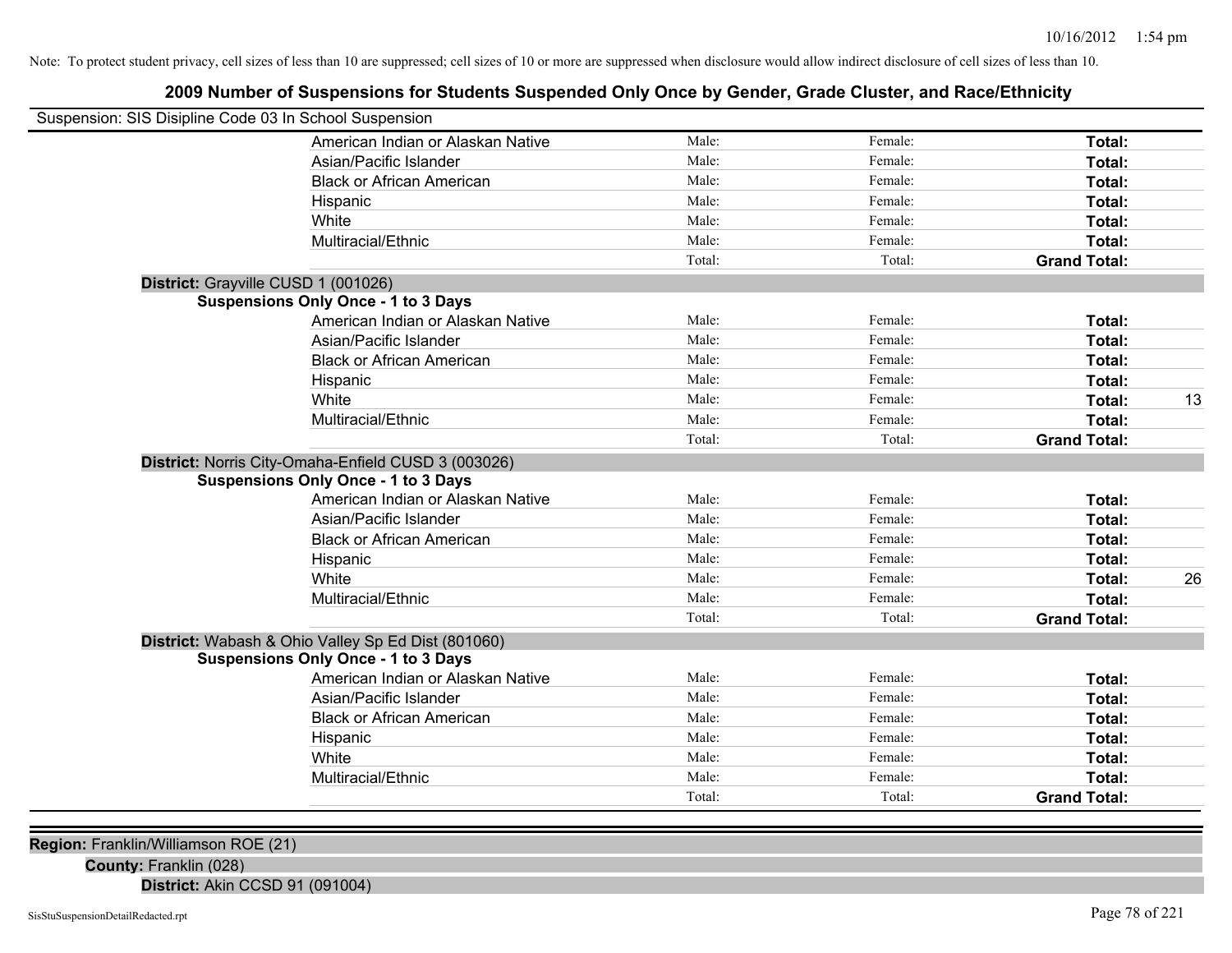Note: To protect student privacy, cell sizes of less than 10 are suppressed; cell sizes of 10 or more are suppressed when disclosure would allow indirect disclosure of cell sizes of less than 10.

# 2009 Number of Suspensions for Students Suspended Only Once by Gender, Grade Cluster, and Race/Ethnicity

Suspension: SIS Disipline Code 03 In School Suspension

| | Male: | Female: | Total: | |
|---|---|---|---|---|
| American Indian or Alaskan Native | Male: | Female: | **Total:** | |
| Asian/Pacific Islander | Male: | Female: | **Total:** | |
| Black or African American | Male: | Female: | **Total:** | |
| Hispanic | Male: | Female: | **Total:** | |
| White | Male: | Female: | **Total:** | |
| Multiracial/Ethnic | Male: | Female: | **Total:** | |
| | Total: | Total: | **Grand Total:** | |

**District:** Grayville CUSD 1 (001026)

**Suspensions Only Once - 1 to 3 Days**

| | Male: | Female: | Total: | |
|---|---|---|---|---|
| American Indian or Alaskan Native | Male: | Female: | **Total:** | |
| Asian/Pacific Islander | Male: | Female: | **Total:** | |
| Black or African American | Male: | Female: | **Total:** | |
| Hispanic | Male: | Female: | **Total:** | |
| White | Male: | Female: | **Total:** | 13 |
| Multiracial/Ethnic | Male: | Female: | **Total:** | |
| | Total: | Total: | **Grand Total:** | |

**District:** Norris City-Omaha-Enfield CUSD 3 (003026)

**Suspensions Only Once - 1 to 3 Days**

| | Male: | Female: | Total: | |
|---|---|---|---|---|
| American Indian or Alaskan Native | Male: | Female: | **Total:** | |
| Asian/Pacific Islander | Male: | Female: | **Total:** | |
| Black or African American | Male: | Female: | **Total:** | |
| Hispanic | Male: | Female: | **Total:** | |
| White | Male: | Female: | **Total:** | 26 |
| Multiracial/Ethnic | Male: | Female: | **Total:** | |
| | Total: | Total: | **Grand Total:** | |

**District:** Wabash & Ohio Valley Sp Ed Dist (801060)

**Suspensions Only Once - 1 to 3 Days**

| | Male: | Female: | Total: | |
|---|---|---|---|---|
| American Indian or Alaskan Native | Male: | Female: | **Total:** | |
| Asian/Pacific Islander | Male: | Female: | **Total:** | |
| Black or African American | Male: | Female: | **Total:** | |
| Hispanic | Male: | Female: | **Total:** | |
| White | Male: | Female: | **Total:** | |
| Multiracial/Ethnic | Male: | Female: | **Total:** | |
| | Total: | Total: | **Grand Total:** | |

**Region:** Franklin/Williamson ROE (21)

**County:** Franklin (028)

**District:** Akin CCSD 91 (091004)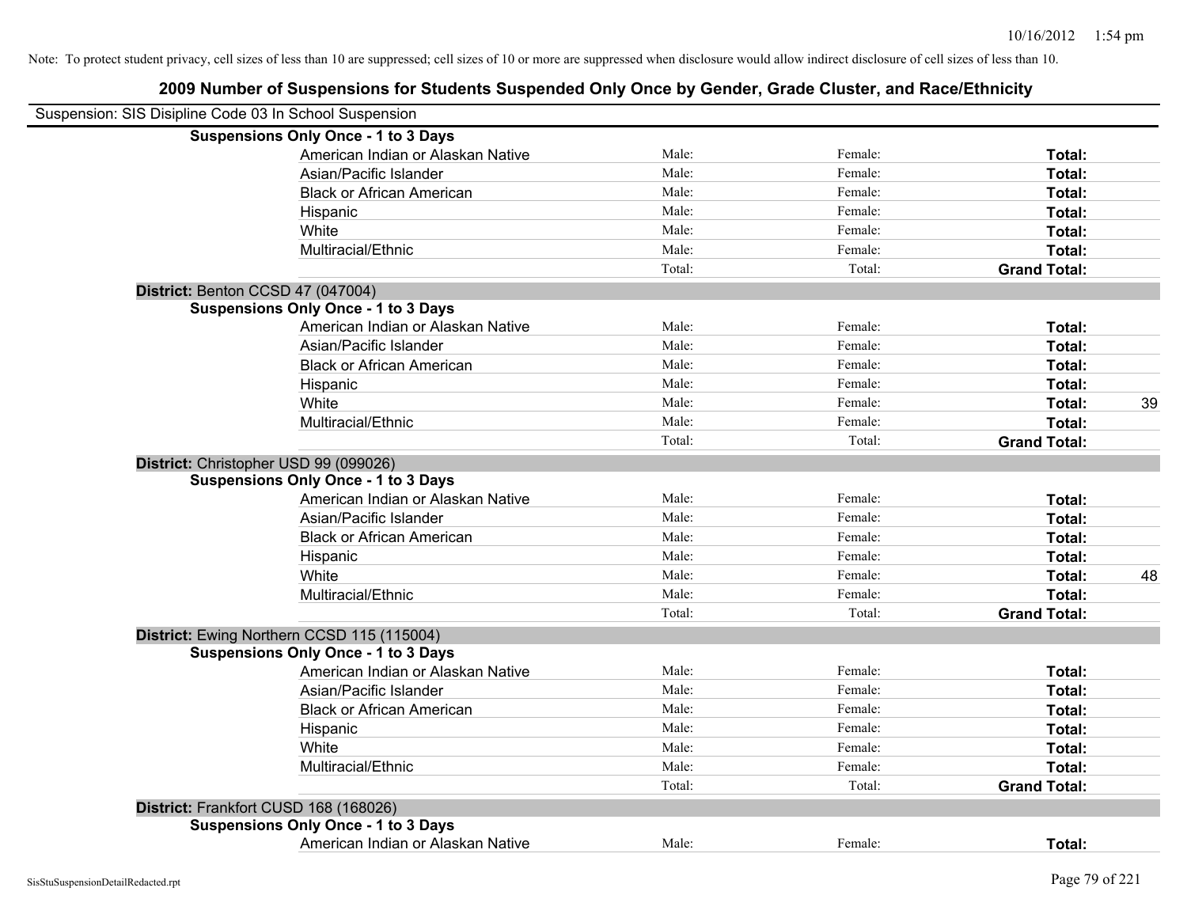Note: To protect student privacy, cell sizes of less than 10 are suppressed; cell sizes of 10 or more are suppressed when disclosure would allow indirect disclosure of cell sizes of less than 10.

## 2009 Number of Suspensions for Students Suspended Only Once by Gender, Grade Cluster, and Race/Ethnicity

Suspension: SIS Disipline Code 03 In School Suspension

| | | | | |
|---|---|---|---|---|
| **Suspensions Only Once - 1 to 3 Days** | | | | |
| American Indian or Alaskan Native | Male: | Female: | **Total:** | |
| Asian/Pacific Islander | Male: | Female: | **Total:** | |
| Black or African American | Male: | Female: | **Total:** | |
| Hispanic | Male: | Female: | **Total:** | |
| White | Male: | Female: | **Total:** | |
| Multiracial/Ethnic | Male: | Female: | **Total:** | |
| | Total: | Total: | **Grand Total:** | |
| **District:** Benton CCSD 47 (047004) | | | | |
| **Suspensions Only Once - 1 to 3 Days** | | | | |
| American Indian or Alaskan Native | Male: | Female: | **Total:** | |
| Asian/Pacific Islander | Male: | Female: | **Total:** | |
| Black or African American | Male: | Female: | **Total:** | |
| Hispanic | Male: | Female: | **Total:** | |
| White | Male: | Female: | **Total:** | 39 |
| Multiracial/Ethnic | Male: | Female: | **Total:** | |
| | Total: | Total: | **Grand Total:** | |
| **District:** Christopher USD 99 (099026) | | | | |
| **Suspensions Only Once - 1 to 3 Days** | | | | |
| American Indian or Alaskan Native | Male: | Female: | **Total:** | |
| Asian/Pacific Islander | Male: | Female: | **Total:** | |
| Black or African American | Male: | Female: | **Total:** | |
| Hispanic | Male: | Female: | **Total:** | |
| White | Male: | Female: | **Total:** | 48 |
| Multiracial/Ethnic | Male: | Female: | **Total:** | |
| | Total: | Total: | **Grand Total:** | |
| **District:** Ewing Northern CCSD 115 (115004) | | | | |
| **Suspensions Only Once - 1 to 3 Days** | | | | |
| American Indian or Alaskan Native | Male: | Female: | **Total:** | |
| Asian/Pacific Islander | Male: | Female: | **Total:** | |
| Black or African American | Male: | Female: | **Total:** | |
| Hispanic | Male: | Female: | **Total:** | |
| White | Male: | Female: | **Total:** | |
| Multiracial/Ethnic | Male: | Female: | **Total:** | |
| | Total: | Total: | **Grand Total:** | |
| **District:** Frankfort CUSD 168 (168026) | | | | |
| **Suspensions Only Once - 1 to 3 Days** | | | | |
| American Indian or Alaskan Native | Male: | Female: | **Total:** | |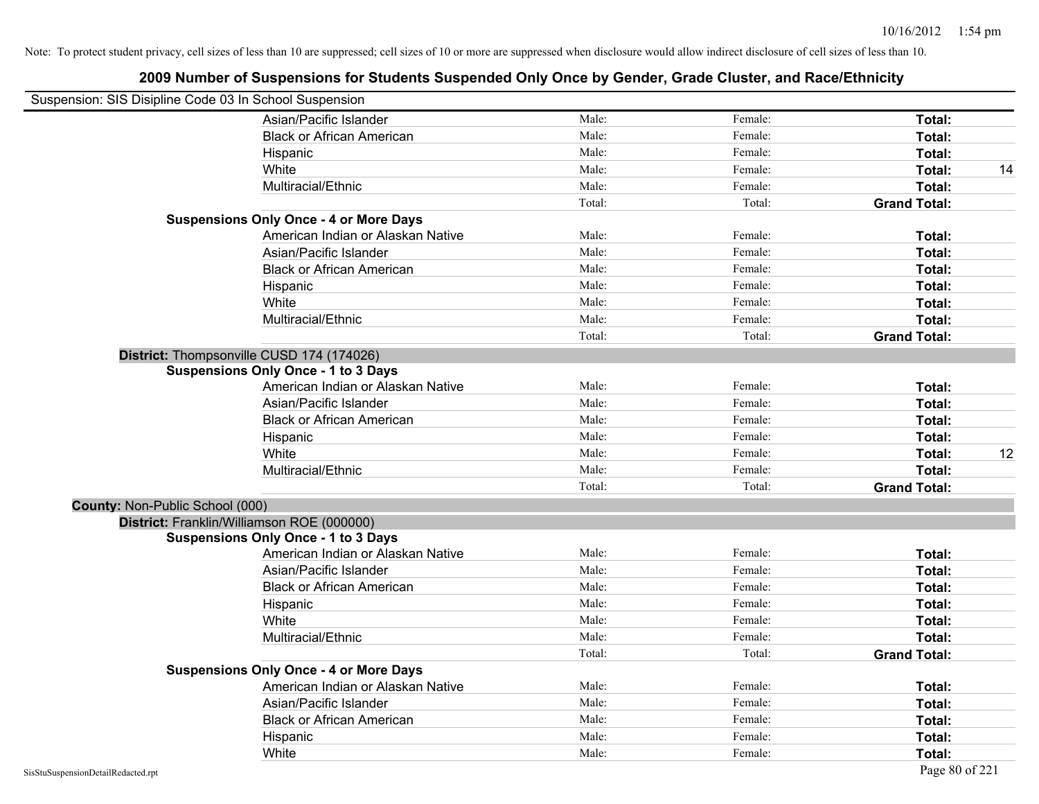Note: To protect student privacy, cell sizes of less than 10 are suppressed; cell sizes of 10 or more are suppressed when disclosure would allow indirect disclosure of cell sizes of less than 10.

# 2009 Number of Suspensions for Students Suspended Only Once by Gender, Grade Cluster, and Race/Ethnicity

Suspension: SIS Disipline Code 03 In School Suspension

| | | | | |
|---|---|---|---|---|
| Asian/Pacific Islander | Male: | Female: | **Total:** | |
| Black or African American | Male: | Female: | **Total:** | |
| Hispanic | Male: | Female: | **Total:** | |
| White | Male: | Female: | **Total:** | 14 |
| Multiracial/Ethnic | Male: | Female: | **Total:** | |
| | Total: | Total: | **Grand Total:** | |

**Suspensions Only Once - 4 or More Days**

| | | | | |
|---|---|---|---|---|
| American Indian or Alaskan Native | Male: | Female: | **Total:** | |
| Asian/Pacific Islander | Male: | Female: | **Total:** | |
| Black or African American | Male: | Female: | **Total:** | |
| Hispanic | Male: | Female: | **Total:** | |
| White | Male: | Female: | **Total:** | |
| Multiracial/Ethnic | Male: | Female: | **Total:** | |
| | Total: | Total: | **Grand Total:** | |

**District:** Thompsonville CUSD 174 (174026)

**Suspensions Only Once - 1 to 3 Days**

| | | | | |
|---|---|---|---|---|
| American Indian or Alaskan Native | Male: | Female: | **Total:** | |
| Asian/Pacific Islander | Male: | Female: | **Total:** | |
| Black or African American | Male: | Female: | **Total:** | |
| Hispanic | Male: | Female: | **Total:** | |
| White | Male: | Female: | **Total:** | 12 |
| Multiracial/Ethnic | Male: | Female: | **Total:** | |
| | Total: | Total: | **Grand Total:** | |

**County:** Non-Public School (000)

**District:** Franklin/Williamson ROE (000000)

**Suspensions Only Once - 1 to 3 Days**

| | | | | |
|---|---|---|---|---|
| American Indian or Alaskan Native | Male: | Female: | **Total:** | |
| Asian/Pacific Islander | Male: | Female: | **Total:** | |
| Black or African American | Male: | Female: | **Total:** | |
| Hispanic | Male: | Female: | **Total:** | |
| White | Male: | Female: | **Total:** | |
| Multiracial/Ethnic | Male: | Female: | **Total:** | |
| | Total: | Total: | **Grand Total:** | |

**Suspensions Only Once - 4 or More Days**

| | | | | |
|---|---|---|---|---|
| American Indian or Alaskan Native | Male: | Female: | **Total:** | |
| Asian/Pacific Islander | Male: | Female: | **Total:** | |
| Black or African American | Male: | Female: | **Total:** | |
| Hispanic | Male: | Female: | **Total:** | |
| White | Male: | Female: | **Total:** | |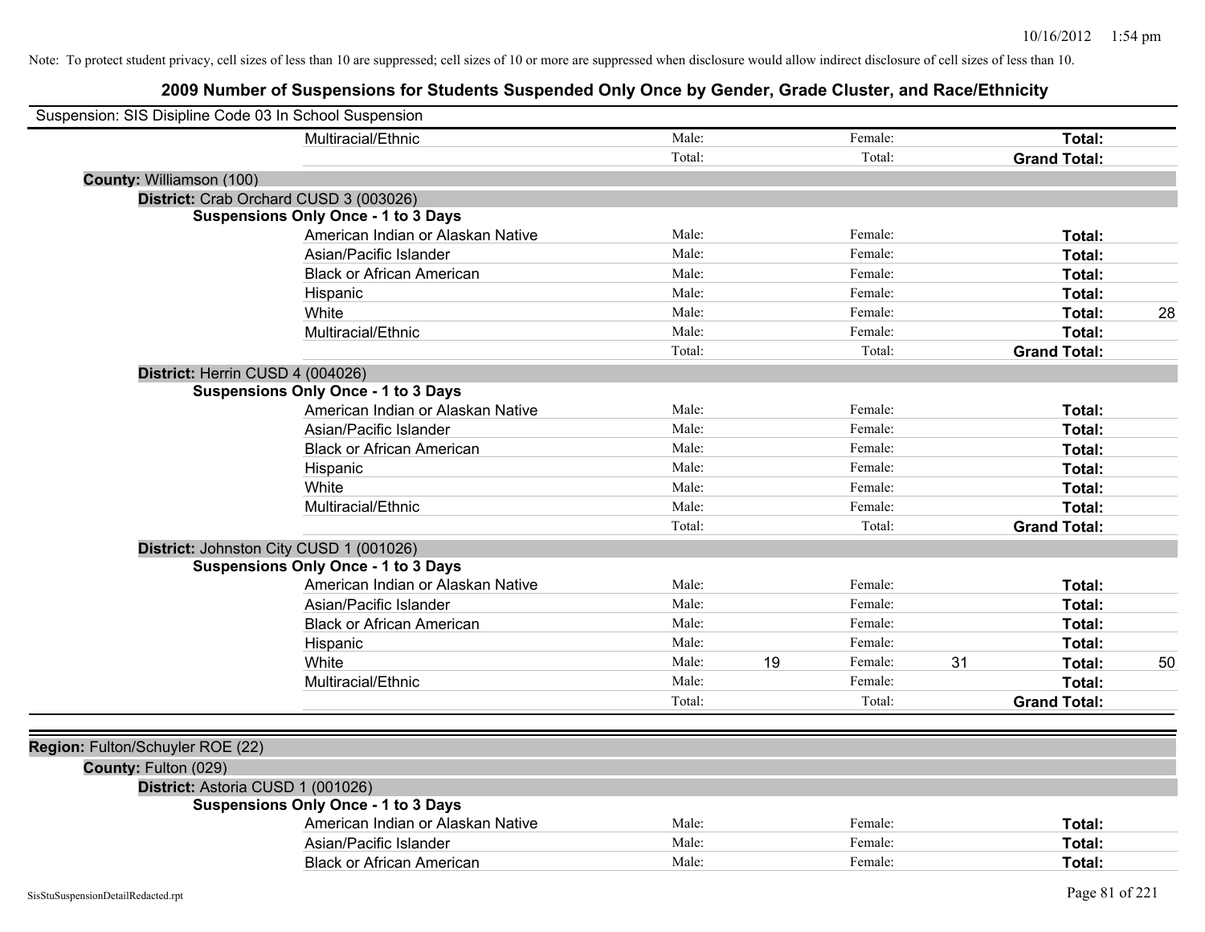Note: To protect student privacy, cell sizes of less than 10 are suppressed; cell sizes of 10 or more are suppressed when disclosure would allow indirect disclosure of cell sizes of less than 10.

# 2009 Number of Suspensions for Students Suspended Only Once by Gender, Grade Cluster, and Race/Ethnicity

Suspension: SIS Disipline Code 03 In School Suspension

| | Male: | | Female: | | | |
|---|---|---|---|---|---|---|
| Multiracial/Ethnic | Male: | | Female: | | **Total:** | |
| | Total: | | Total: | | **Grand Total:** | |

**County:** Williamson (100)

**District:** Crab Orchard CUSD 3 (003026)

**Suspensions Only Once - 1 to 3 Days**

| | | | | | | |
|---|---|---|---|---|---|---|
| American Indian or Alaskan Native | Male: | | Female: | | **Total:** | |
| Asian/Pacific Islander | Male: | | Female: | | **Total:** | |
| Black or African American | Male: | | Female: | | **Total:** | |
| Hispanic | Male: | | Female: | | **Total:** | |
| White | Male: | | Female: | | **Total:** | 28 |
| Multiracial/Ethnic | Male: | | Female: | | **Total:** | |
| | Total: | | Total: | | **Grand Total:** | |

**District:** Herrin CUSD 4 (004026)

**Suspensions Only Once - 1 to 3 Days**

| | | | | | | |
|---|---|---|---|---|---|---|
| American Indian or Alaskan Native | Male: | | Female: | | **Total:** | |
| Asian/Pacific Islander | Male: | | Female: | | **Total:** | |
| Black or African American | Male: | | Female: | | **Total:** | |
| Hispanic | Male: | | Female: | | **Total:** | |
| White | Male: | | Female: | | **Total:** | |
| Multiracial/Ethnic | Male: | | Female: | | **Total:** | |
| | Total: | | Total: | | **Grand Total:** | |

**District:** Johnston City CUSD 1 (001026)

**Suspensions Only Once - 1 to 3 Days**

| | | | | | | |
|---|---|---|---|---|---|---|
| American Indian or Alaskan Native | Male: | | Female: | | **Total:** | |
| Asian/Pacific Islander | Male: | | Female: | | **Total:** | |
| Black or African American | Male: | | Female: | | **Total:** | |
| Hispanic | Male: | | Female: | | **Total:** | |
| White | Male: | 19 | Female: | 31 | **Total:** | 50 |
| Multiracial/Ethnic | Male: | | Female: | | **Total:** | |
| | Total: | | Total: | | **Grand Total:** | |

**Region:** Fulton/Schuyler ROE (22)

**County:** Fulton (029)

**District:** Astoria CUSD 1 (001026)

**Suspensions Only Once - 1 to 3 Days**

| | | | | | | |
|---|---|---|---|---|---|---|
| American Indian or Alaskan Native | Male: | | Female: | | **Total:** | |
| Asian/Pacific Islander | Male: | | Female: | | **Total:** | |
| Black or African American | Male: | | Female: | | **Total:** | |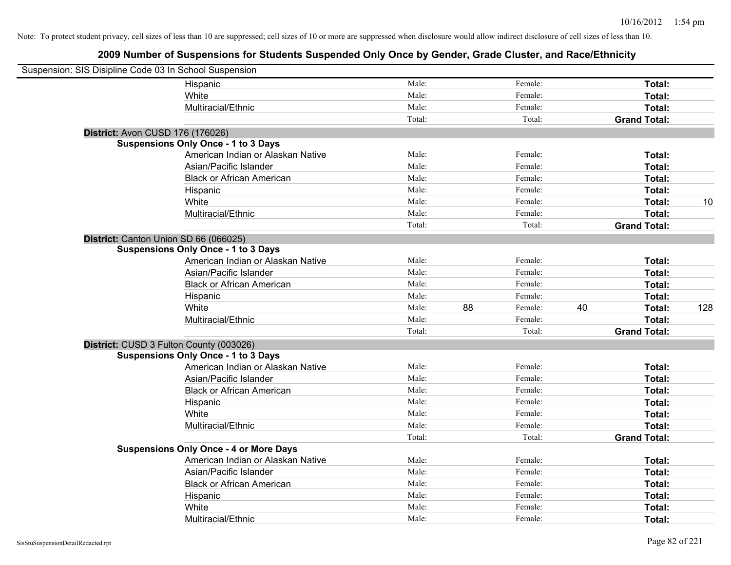Note: To protect student privacy, cell sizes of less than 10 are suppressed; cell sizes of 10 or more are suppressed when disclosure would allow indirect disclosure of cell sizes of less than 10.

# 2009 Number of Suspensions for Students Suspended Only Once by Gender, Grade Cluster, and Race/Ethnicity

Suspension: SIS Disipline Code 03 In School Suspension

| | | | | | | |
|---|---|---|---|---|---|---|
| Hispanic | Male: | | Female: | | **Total:** | |
| White | Male: | | Female: | | **Total:** | |
| Multiracial/Ethnic | Male: | | Female: | | **Total:** | |
| | Total: | | Total: | | **Grand Total:** | |

**District:** Avon CUSD 176 (176026)

**Suspensions Only Once - 1 to 3 Days**

| | | | | | | |
|---|---|---|---|---|---|---|
| American Indian or Alaskan Native | Male: | | Female: | | **Total:** | |
| Asian/Pacific Islander | Male: | | Female: | | **Total:** | |
| Black or African American | Male: | | Female: | | **Total:** | |
| Hispanic | Male: | | Female: | | **Total:** | |
| White | Male: | | Female: | | **Total:** | 10 |
| Multiracial/Ethnic | Male: | | Female: | | **Total:** | |
| | Total: | | Total: | | **Grand Total:** | |

**District:** Canton Union SD 66 (066025)

**Suspensions Only Once - 1 to 3 Days**

| | | | | | | |
|---|---|---|---|---|---|---|
| American Indian or Alaskan Native | Male: | | Female: | | **Total:** | |
| Asian/Pacific Islander | Male: | | Female: | | **Total:** | |
| Black or African American | Male: | | Female: | | **Total:** | |
| Hispanic | Male: | | Female: | | **Total:** | |
| White | Male: | 88 | Female: | 40 | **Total:** | 128 |
| Multiracial/Ethnic | Male: | | Female: | | **Total:** | |
| | Total: | | Total: | | **Grand Total:** | |

**District:** CUSD 3 Fulton County (003026)

**Suspensions Only Once - 1 to 3 Days**

| | | | | | | |
|---|---|---|---|---|---|---|
| American Indian or Alaskan Native | Male: | | Female: | | **Total:** | |
| Asian/Pacific Islander | Male: | | Female: | | **Total:** | |
| Black or African American | Male: | | Female: | | **Total:** | |
| Hispanic | Male: | | Female: | | **Total:** | |
| White | Male: | | Female: | | **Total:** | |
| Multiracial/Ethnic | Male: | | Female: | | **Total:** | |
| | Total: | | Total: | | **Grand Total:** | |

**Suspensions Only Once - 4 or More Days**

| | | | | | | |
|---|---|---|---|---|---|---|
| American Indian or Alaskan Native | Male: | | Female: | | **Total:** | |
| Asian/Pacific Islander | Male: | | Female: | | **Total:** | |
| Black or African American | Male: | | Female: | | **Total:** | |
| Hispanic | Male: | | Female: | | **Total:** | |
| White | Male: | | Female: | | **Total:** | |
| Multiracial/Ethnic | Male: | | Female: | | **Total:** | |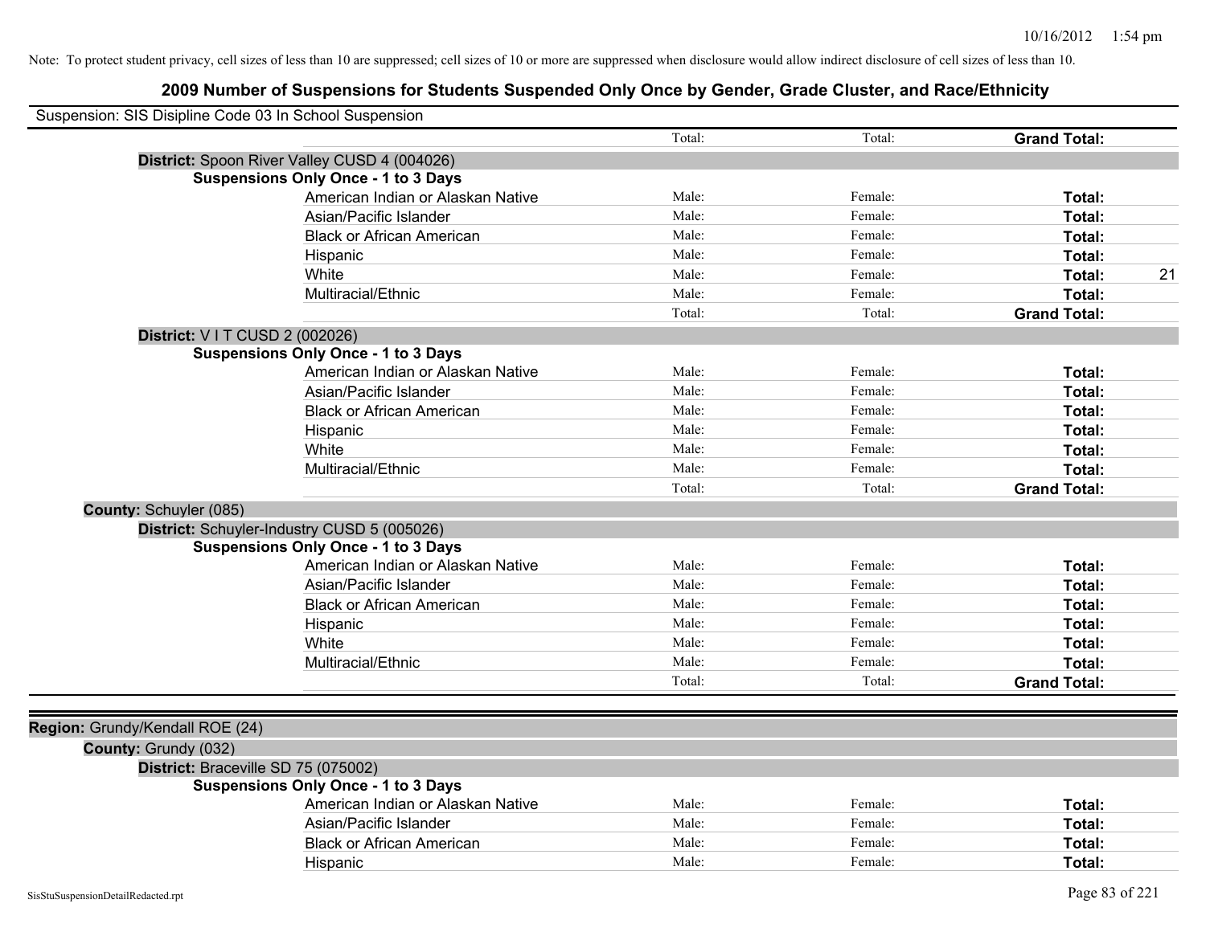Note: To protect student privacy, cell sizes of less than 10 are suppressed; cell sizes of 10 or more are suppressed when disclosure would allow indirect disclosure of cell sizes of less than 10.

## 2009 Number of Suspensions for Students Suspended Only Once by Gender, Grade Cluster, and Race/Ethnicity

Suspension: SIS Disipline Code 03 In School Suspension

| | Total: | Total: | **Grand Total:** | |
|---|---|---|---|---|

**District:** Spoon River Valley CUSD 4 (004026)

**Suspensions Only Once - 1 to 3 Days**

| | | | | |
|---|---|---|---|---|
| American Indian or Alaskan Native | Male: | Female: | **Total:** | |
| Asian/Pacific Islander | Male: | Female: | **Total:** | |
| Black or African American | Male: | Female: | **Total:** | |
| Hispanic | Male: | Female: | **Total:** | |
| White | Male: | Female: | **Total:** | 21 |
| Multiracial/Ethnic | Male: | Female: | **Total:** | |
| | Total: | Total: | **Grand Total:** | |

**District:** V I T CUSD 2 (002026)

**Suspensions Only Once - 1 to 3 Days**

| | | | | |
|---|---|---|---|---|
| American Indian or Alaskan Native | Male: | Female: | **Total:** | |
| Asian/Pacific Islander | Male: | Female: | **Total:** | |
| Black or African American | Male: | Female: | **Total:** | |
| Hispanic | Male: | Female: | **Total:** | |
| White | Male: | Female: | **Total:** | |
| Multiracial/Ethnic | Male: | Female: | **Total:** | |
| | Total: | Total: | **Grand Total:** | |

**County:** Schuyler (085)

**District:** Schuyler-Industry CUSD 5 (005026)

**Suspensions Only Once - 1 to 3 Days**

| | | | | |
|---|---|---|---|---|
| American Indian or Alaskan Native | Male: | Female: | **Total:** | |
| Asian/Pacific Islander | Male: | Female: | **Total:** | |
| Black or African American | Male: | Female: | **Total:** | |
| Hispanic | Male: | Female: | **Total:** | |
| White | Male: | Female: | **Total:** | |
| Multiracial/Ethnic | Male: | Female: | **Total:** | |
| | Total: | Total: | **Grand Total:** | |

**Region:** Grundy/Kendall ROE (24)

**County:** Grundy (032)

**District:** Braceville SD 75 (075002)

**Suspensions Only Once - 1 to 3 Days**

| | | | | |
|---|---|---|---|---|
| American Indian or Alaskan Native | Male: | Female: | **Total:** | |
| Asian/Pacific Islander | Male: | Female: | **Total:** | |
| Black or African American | Male: | Female: | **Total:** | |
| Hispanic | Male: | Female: | **Total:** | |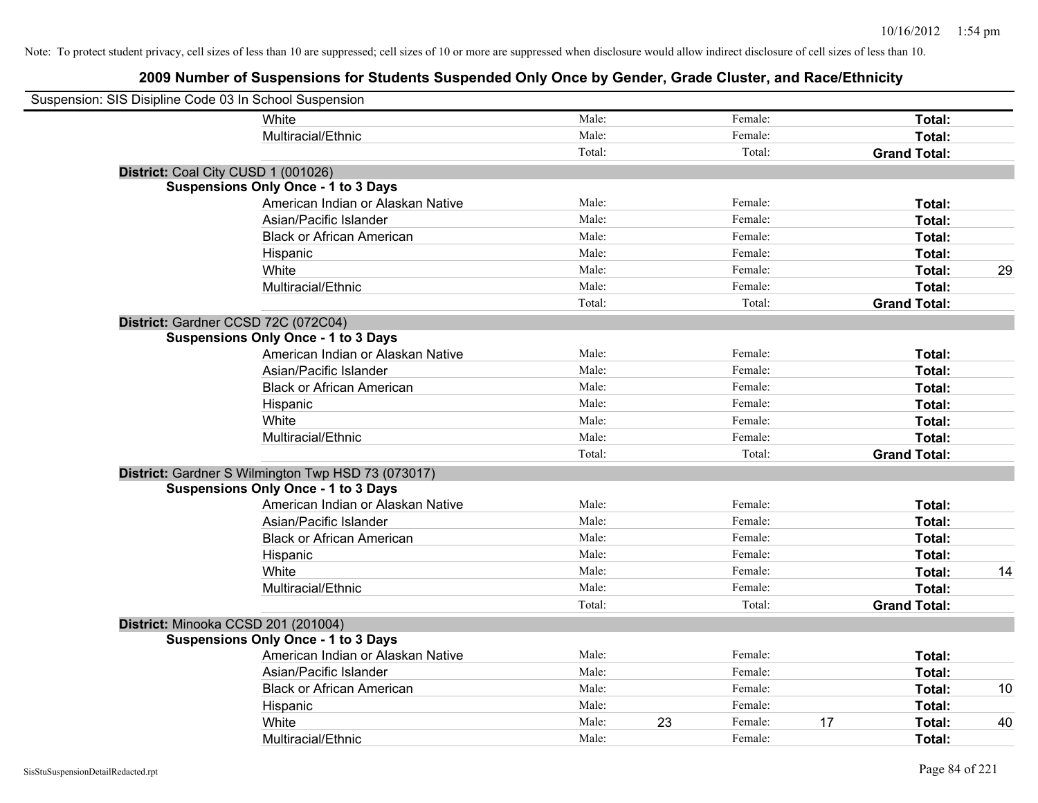Note: To protect student privacy, cell sizes of less than 10 are suppressed; cell sizes of 10 or more are suppressed when disclosure would allow indirect disclosure of cell sizes of less than 10.

## 2009 Number of Suspensions for Students Suspended Only Once by Gender, Grade Cluster, and Race/Ethnicity

Suspension: SIS Disipline Code 03 In School Suspension

| | | | | | | |
|---|---|---|---|---|---|---|
| White | Male: | | Female: | | **Total:** | |
| Multiracial/Ethnic | Male: | | Female: | | **Total:** | |
| | Total: | | Total: | | **Grand Total:** | |

**District:** Coal City CUSD 1 (001026)

**Suspensions Only Once - 1 to 3 Days**

| | | | | | | |
|---|---|---|---|---|---|---|
| American Indian or Alaskan Native | Male: | | Female: | | **Total:** | |
| Asian/Pacific Islander | Male: | | Female: | | **Total:** | |
| Black or African American | Male: | | Female: | | **Total:** | |
| Hispanic | Male: | | Female: | | **Total:** | |
| White | Male: | | Female: | | **Total:** | 29 |
| Multiracial/Ethnic | Male: | | Female: | | **Total:** | |
| | Total: | | Total: | | **Grand Total:** | |

**District:** Gardner CCSD 72C (072C04)

**Suspensions Only Once - 1 to 3 Days**

| | | | | | | |
|---|---|---|---|---|---|---|
| American Indian or Alaskan Native | Male: | | Female: | | **Total:** | |
| Asian/Pacific Islander | Male: | | Female: | | **Total:** | |
| Black or African American | Male: | | Female: | | **Total:** | |
| Hispanic | Male: | | Female: | | **Total:** | |
| White | Male: | | Female: | | **Total:** | |
| Multiracial/Ethnic | Male: | | Female: | | **Total:** | |
| | Total: | | Total: | | **Grand Total:** | |

**District:** Gardner S Wilmington Twp HSD 73 (073017)

**Suspensions Only Once - 1 to 3 Days**

| | | | | | | |
|---|---|---|---|---|---|---|
| American Indian or Alaskan Native | Male: | | Female: | | **Total:** | |
| Asian/Pacific Islander | Male: | | Female: | | **Total:** | |
| Black or African American | Male: | | Female: | | **Total:** | |
| Hispanic | Male: | | Female: | | **Total:** | |
| White | Male: | | Female: | | **Total:** | 14 |
| Multiracial/Ethnic | Male: | | Female: | | **Total:** | |
| | Total: | | Total: | | **Grand Total:** | |

**District:** Minooka CCSD 201 (201004)

**Suspensions Only Once - 1 to 3 Days**

| | | | | | | |
|---|---|---|---|---|---|---|
| American Indian or Alaskan Native | Male: | | Female: | | **Total:** | |
| Asian/Pacific Islander | Male: | | Female: | | **Total:** | |
| Black or African American | Male: | | Female: | | **Total:** | 10 |
| Hispanic | Male: | | Female: | | **Total:** | |
| White | Male: | 23 | Female: | 17 | **Total:** | 40 |
| Multiracial/Ethnic | Male: | | Female: | | **Total:** | |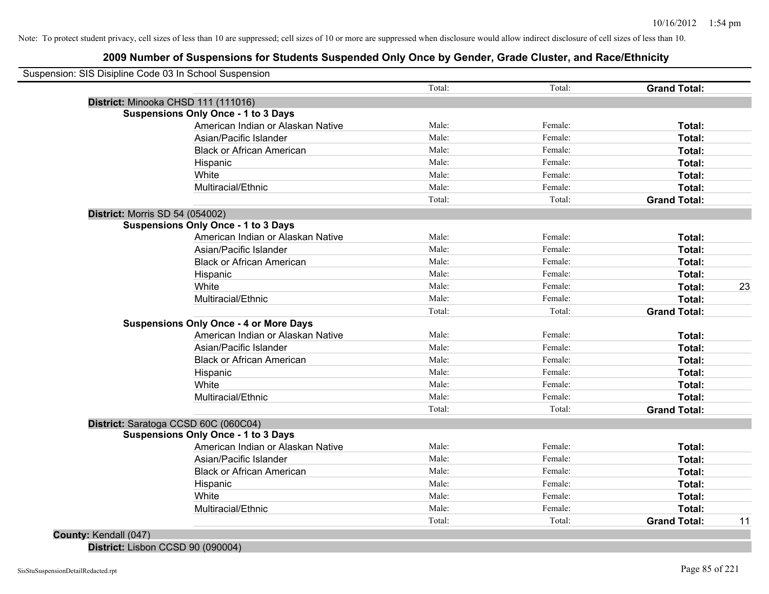Note: To protect student privacy, cell sizes of less than 10 are suppressed; cell sizes of 10 or more are suppressed when disclosure would allow indirect disclosure of cell sizes of less than 10.

# 2009 Number of Suspensions for Students Suspended Only Once by Gender, Grade Cluster, and Race/Ethnicity

Suspension: SIS Disipline Code 03 In School Suspension

| | | | | |
|---|---|---|---|---|
| | Total: | Total: | **Grand Total:** | |
| **District:** Minooka CHSD 111 (111016) | | | | |
| **Suspensions Only Once - 1 to 3 Days** | | | | |
| American Indian or Alaskan Native | Male: | Female: | **Total:** | |
| Asian/Pacific Islander | Male: | Female: | **Total:** | |
| Black or African American | Male: | Female: | **Total:** | |
| Hispanic | Male: | Female: | **Total:** | |
| White | Male: | Female: | **Total:** | |
| Multiracial/Ethnic | Male: | Female: | **Total:** | |
| | Total: | Total: | **Grand Total:** | |
| **District:** Morris SD 54 (054002) | | | | |
| **Suspensions Only Once - 1 to 3 Days** | | | | |
| American Indian or Alaskan Native | Male: | Female: | **Total:** | |
| Asian/Pacific Islander | Male: | Female: | **Total:** | |
| Black or African American | Male: | Female: | **Total:** | |
| Hispanic | Male: | Female: | **Total:** | |
| White | Male: | Female: | **Total:** | 23 |
| Multiracial/Ethnic | Male: | Female: | **Total:** | |
| | Total: | Total: | **Grand Total:** | |
| **Suspensions Only Once - 4 or More Days** | | | | |
| American Indian or Alaskan Native | Male: | Female: | **Total:** | |
| Asian/Pacific Islander | Male: | Female: | **Total:** | |
| Black or African American | Male: | Female: | **Total:** | |
| Hispanic | Male: | Female: | **Total:** | |
| White | Male: | Female: | **Total:** | |
| Multiracial/Ethnic | Male: | Female: | **Total:** | |
| | Total: | Total: | **Grand Total:** | |
| **District:** Saratoga CCSD 60C (060C04) | | | | |
| **Suspensions Only Once - 1 to 3 Days** | | | | |
| American Indian or Alaskan Native | Male: | Female: | **Total:** | |
| Asian/Pacific Islander | Male: | Female: | **Total:** | |
| Black or African American | Male: | Female: | **Total:** | |
| Hispanic | Male: | Female: | **Total:** | |
| White | Male: | Female: | **Total:** | |
| Multiracial/Ethnic | Male: | Female: | **Total:** | |
| | Total: | Total: | **Grand Total:** | 11 |
| **County:** Kendall (047) | | | | |
| **District:** Lisbon CCSD 90 (090004) | | | | |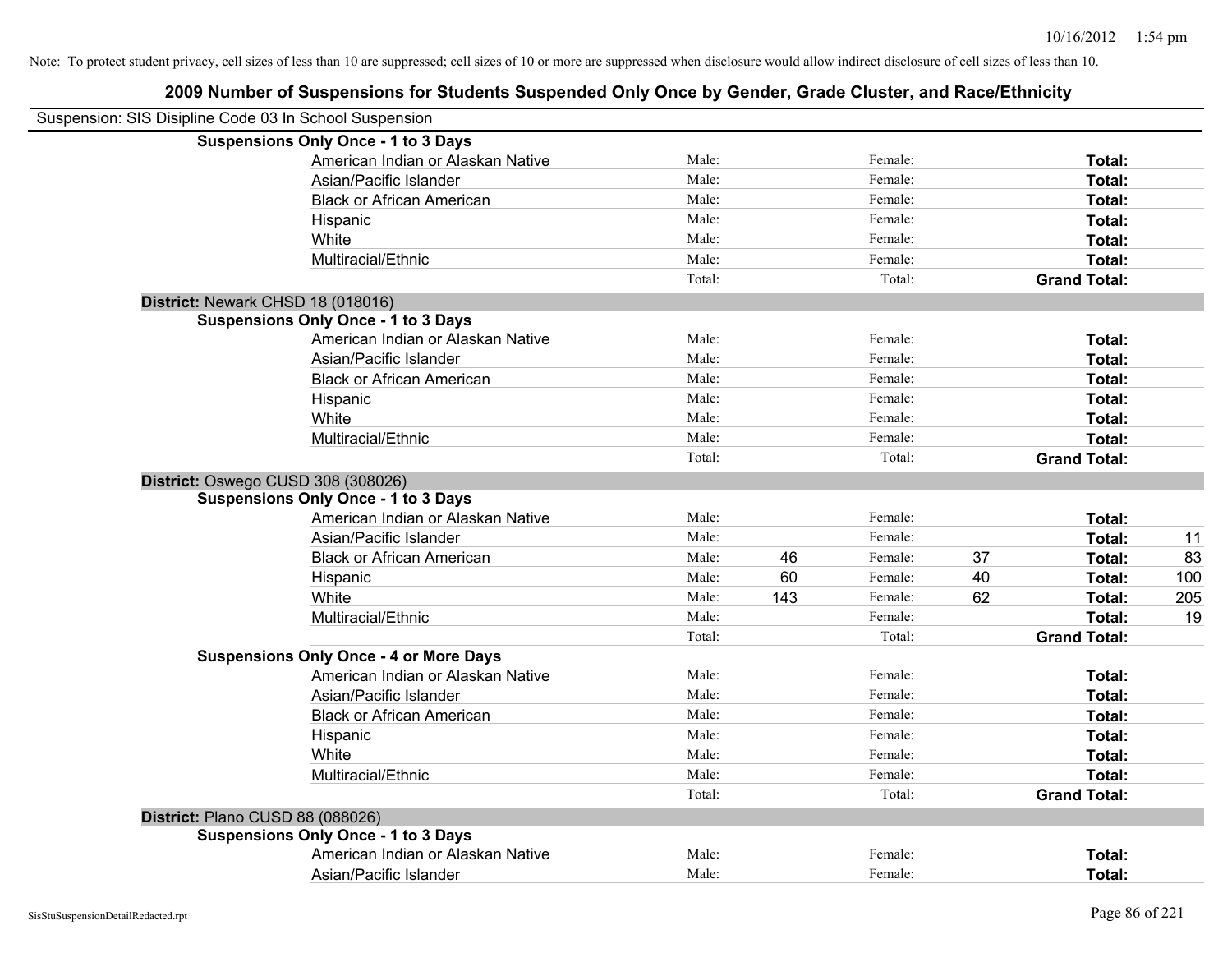Note: To protect student privacy, cell sizes of less than 10 are suppressed; cell sizes of 10 or more are suppressed when disclosure would allow indirect disclosure of cell sizes of less than 10.

# 2009 Number of Suspensions for Students Suspended Only Once by Gender, Grade Cluster, and Race/Ethnicity

Suspension: SIS Disipline Code 03 In School Suspension

**Suspensions Only Once - 1 to 3 Days**

| | | | | | | |
|---|---|---|---|---|---|---|
| American Indian or Alaskan Native | Male: | | Female: | | **Total:** | |
| Asian/Pacific Islander | Male: | | Female: | | **Total:** | |
| Black or African American | Male: | | Female: | | **Total:** | |
| Hispanic | Male: | | Female: | | **Total:** | |
| White | Male: | | Female: | | **Total:** | |
| Multiracial/Ethnic | Male: | | Female: | | **Total:** | |
| | Total: | | Total: | | **Grand Total:** | |

**District:** Newark CHSD 18 (018016)

**Suspensions Only Once - 1 to 3 Days**

| | | | | | | |
|---|---|---|---|---|---|---|
| American Indian or Alaskan Native | Male: | | Female: | | **Total:** | |
| Asian/Pacific Islander | Male: | | Female: | | **Total:** | |
| Black or African American | Male: | | Female: | | **Total:** | |
| Hispanic | Male: | | Female: | | **Total:** | |
| White | Male: | | Female: | | **Total:** | |
| Multiracial/Ethnic | Male: | | Female: | | **Total:** | |
| | Total: | | Total: | | **Grand Total:** | |

**District:** Oswego CUSD 308 (308026)

**Suspensions Only Once - 1 to 3 Days**

| | | | | | | |
|---|---|---|---|---|---|---|
| American Indian or Alaskan Native | Male: | | Female: | | **Total:** | |
| Asian/Pacific Islander | Male: | | Female: | | **Total:** | 11 |
| Black or African American | Male: | 46 | Female: | 37 | **Total:** | 83 |
| Hispanic | Male: | 60 | Female: | 40 | **Total:** | 100 |
| White | Male: | 143 | Female: | 62 | **Total:** | 205 |
| Multiracial/Ethnic | Male: | | Female: | | **Total:** | 19 |
| | Total: | | Total: | | **Grand Total:** | |

**Suspensions Only Once - 4 or More Days**

| | | | | | | |
|---|---|---|---|---|---|---|
| American Indian or Alaskan Native | Male: | | Female: | | **Total:** | |
| Asian/Pacific Islander | Male: | | Female: | | **Total:** | |
| Black or African American | Male: | | Female: | | **Total:** | |
| Hispanic | Male: | | Female: | | **Total:** | |
| White | Male: | | Female: | | **Total:** | |
| Multiracial/Ethnic | Male: | | Female: | | **Total:** | |
| | Total: | | Total: | | **Grand Total:** | |

**District:** Plano CUSD 88 (088026)

**Suspensions Only Once - 1 to 3 Days**

| | | | | | | |
|---|---|---|---|---|---|---|
| American Indian or Alaskan Native | Male: | | Female: | | **Total:** | |
| Asian/Pacific Islander | Male: | | Female: | | **Total:** | |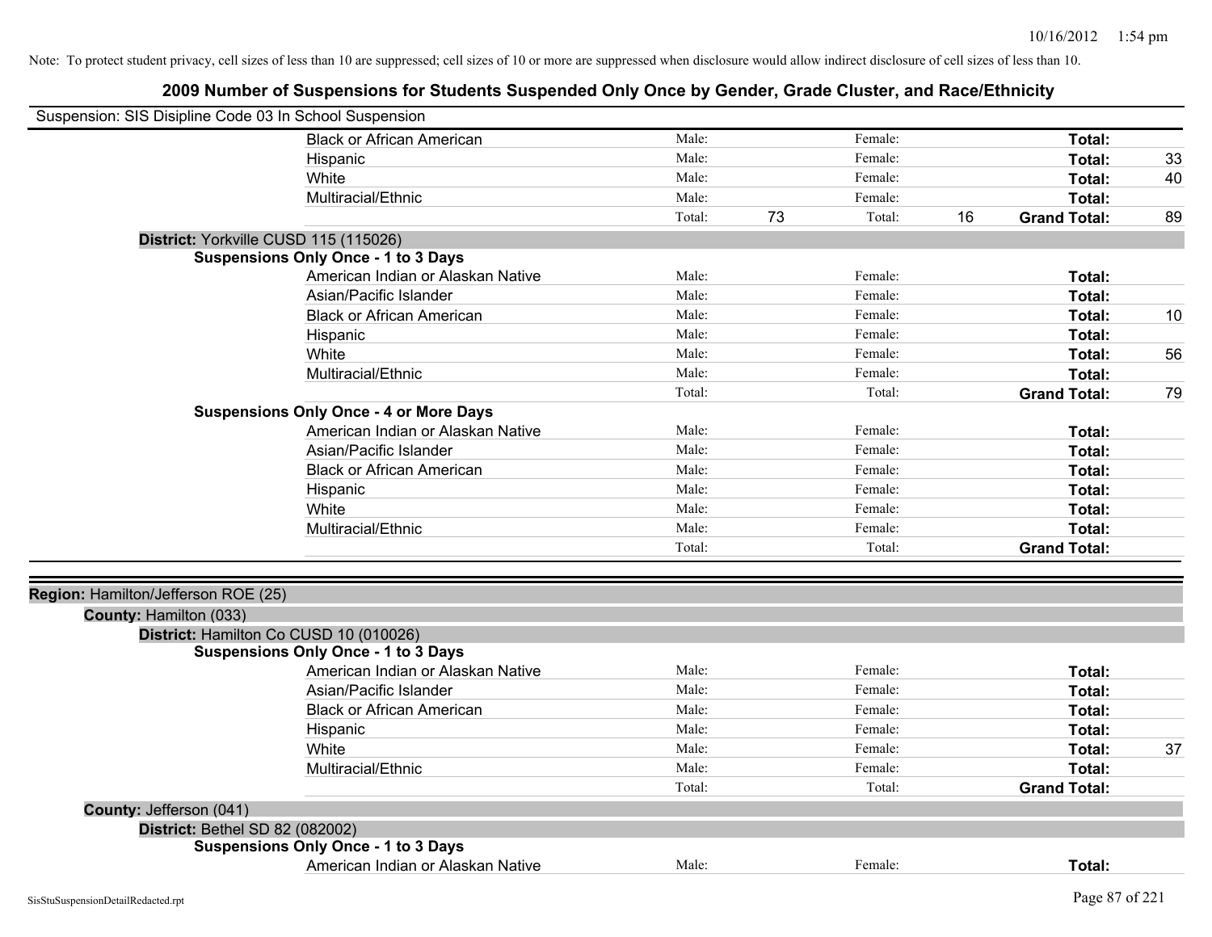Note: To protect student privacy, cell sizes of less than 10 are suppressed; cell sizes of 10 or more are suppressed when disclosure would allow indirect disclosure of cell sizes of less than 10.

# 2009 Number of Suspensions for Students Suspended Only Once by Gender, Grade Cluster, and Race/Ethnicity

Suspension: SIS Disipline Code 03 In School Suspension

| | | | | | |
|---|---|---|---|---|---|
| Black or African American | Male: | | Female: | | Total: | |
| Hispanic | Male: | | Female: | | Total: | 33 |
| White | Male: | | Female: | | Total: | 40 |
| Multiracial/Ethnic | Male: | | Female: | | Total: | |
| | Total: | 73 | Total: | 16 | Grand Total: | 89 |

**District:** Yorkville CUSD 115 (115026)

**Suspensions Only Once - 1 to 3 Days**

| | | | | | | |
|---|---|---|---|---|---|---|
| American Indian or Alaskan Native | Male: | | Female: | | Total: | |
| Asian/Pacific Islander | Male: | | Female: | | Total: | |
| Black or African American | Male: | | Female: | | Total: | 10 |
| Hispanic | Male: | | Female: | | Total: | |
| White | Male: | | Female: | | Total: | 56 |
| Multiracial/Ethnic | Male: | | Female: | | Total: | |
| | Total: | | Total: | | Grand Total: | 79 |

**Suspensions Only Once - 4 or More Days**

| | | | | | | |
|---|---|---|---|---|---|---|
| American Indian or Alaskan Native | Male: | | Female: | | Total: | |
| Asian/Pacific Islander | Male: | | Female: | | Total: | |
| Black or African American | Male: | | Female: | | Total: | |
| Hispanic | Male: | | Female: | | Total: | |
| White | Male: | | Female: | | Total: | |
| Multiracial/Ethnic | Male: | | Female: | | Total: | |
| | Total: | | Total: | | Grand Total: | |

**Region:** Hamilton/Jefferson ROE (25)

**County:** Hamilton (033)

**District:** Hamilton Co CUSD 10 (010026)

**Suspensions Only Once - 1 to 3 Days**

| | | | | | | |
|---|---|---|---|---|---|---|
| American Indian or Alaskan Native | Male: | | Female: | | Total: | |
| Asian/Pacific Islander | Male: | | Female: | | Total: | |
| Black or African American | Male: | | Female: | | Total: | |
| Hispanic | Male: | | Female: | | Total: | |
| White | Male: | | Female: | | Total: | 37 |
| Multiracial/Ethnic | Male: | | Female: | | Total: | |
| | Total: | | Total: | | Grand Total: | |

**County:** Jefferson (041)

**District:** Bethel SD 82 (082002)

**Suspensions Only Once - 1 to 3 Days**

| | | | | | | |
|---|---|---|---|---|---|---|
| American Indian or Alaskan Native | Male: | | Female: | | Total: | |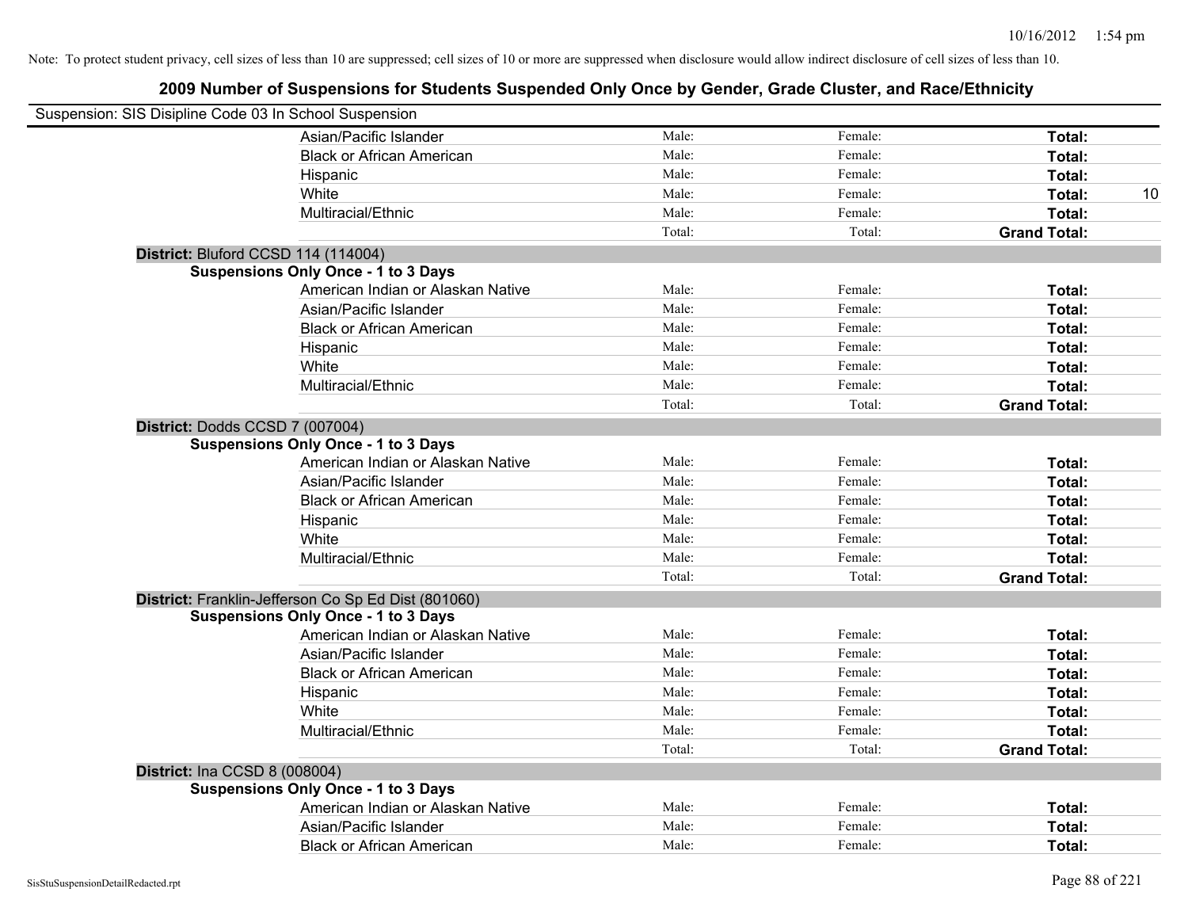Note: To protect student privacy, cell sizes of less than 10 are suppressed; cell sizes of 10 or more are suppressed when disclosure would allow indirect disclosure of cell sizes of less than 10.

## 2009 Number of Suspensions for Students Suspended Only Once by Gender, Grade Cluster, and Race/Ethnicity

Suspension: SIS Disipline Code 03 In School Suspension

| | | | | |
|---|---|---|---|---|
| Asian/Pacific Islander | Male: | Female: | **Total:** | |
| Black or African American | Male: | Female: | **Total:** | |
| Hispanic | Male: | Female: | **Total:** | |
| White | Male: | Female: | **Total:** | 10 |
| Multiracial/Ethnic | Male: | Female: | **Total:** | |
| | Total: | Total: | **Grand Total:** | |

**District:** Bluford CCSD 114 (114004)

**Suspensions Only Once - 1 to 3 Days**

| | | | | |
|---|---|---|---|---|
| American Indian or Alaskan Native | Male: | Female: | **Total:** | |
| Asian/Pacific Islander | Male: | Female: | **Total:** | |
| Black or African American | Male: | Female: | **Total:** | |
| Hispanic | Male: | Female: | **Total:** | |
| White | Male: | Female: | **Total:** | |
| Multiracial/Ethnic | Male: | Female: | **Total:** | |
| | Total: | Total: | **Grand Total:** | |

**District:** Dodds CCSD 7 (007004)

**Suspensions Only Once - 1 to 3 Days**

| | | | | |
|---|---|---|---|---|
| American Indian or Alaskan Native | Male: | Female: | **Total:** | |
| Asian/Pacific Islander | Male: | Female: | **Total:** | |
| Black or African American | Male: | Female: | **Total:** | |
| Hispanic | Male: | Female: | **Total:** | |
| White | Male: | Female: | **Total:** | |
| Multiracial/Ethnic | Male: | Female: | **Total:** | |
| | Total: | Total: | **Grand Total:** | |

**District:** Franklin-Jefferson Co Sp Ed Dist (801060)

**Suspensions Only Once - 1 to 3 Days**

| | | | | |
|---|---|---|---|---|
| American Indian or Alaskan Native | Male: | Female: | **Total:** | |
| Asian/Pacific Islander | Male: | Female: | **Total:** | |
| Black or African American | Male: | Female: | **Total:** | |
| Hispanic | Male: | Female: | **Total:** | |
| White | Male: | Female: | **Total:** | |
| Multiracial/Ethnic | Male: | Female: | **Total:** | |
| | Total: | Total: | **Grand Total:** | |

**District:** Ina CCSD 8 (008004)

**Suspensions Only Once - 1 to 3 Days**

| | | | | |
|---|---|---|---|---|
| American Indian or Alaskan Native | Male: | Female: | **Total:** | |
| Asian/Pacific Islander | Male: | Female: | **Total:** | |
| Black or African American | Male: | Female: | **Total:** | |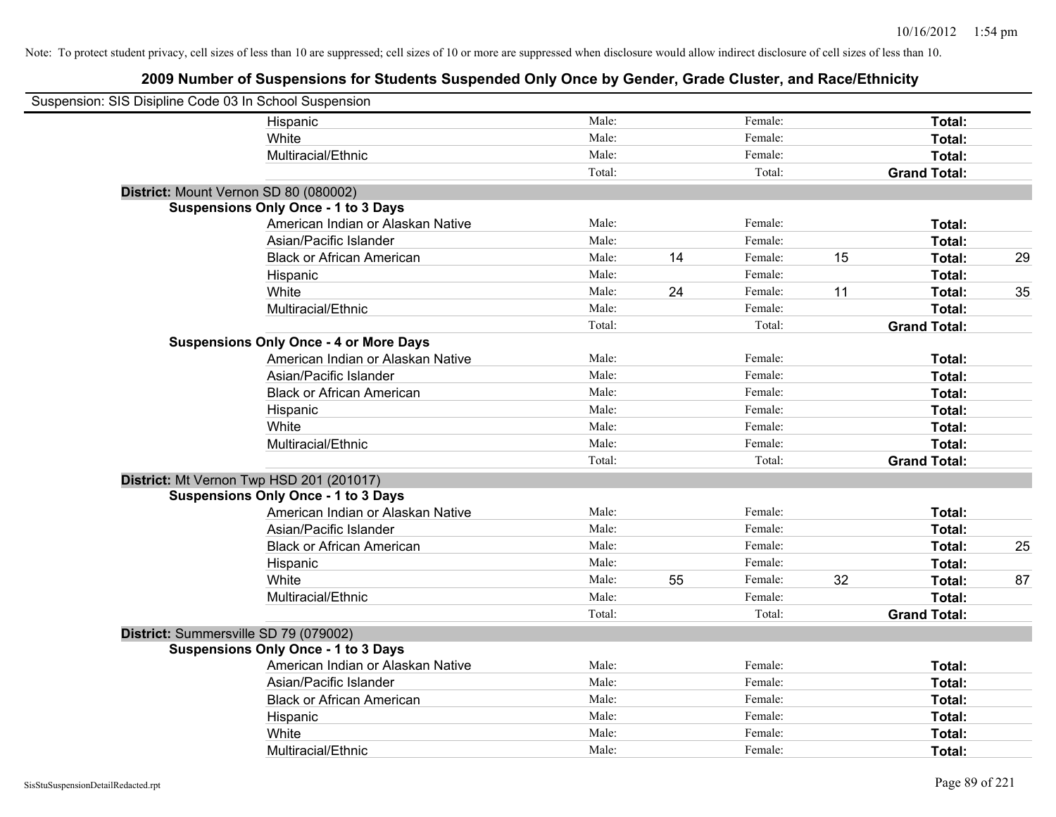Note: To protect student privacy, cell sizes of less than 10 are suppressed; cell sizes of 10 or more are suppressed when disclosure would allow indirect disclosure of cell sizes of less than 10.

# 2009 Number of Suspensions for Students Suspended Only Once by Gender, Grade Cluster, and Race/Ethnicity

Suspension: SIS Disipline Code 03 In School Suspension

| | | | | | | |
|---|---|---|---|---|---|---|
| Hispanic | Male: | | Female: | | **Total:** | |
| White | Male: | | Female: | | **Total:** | |
| Multiracial/Ethnic | Male: | | Female: | | **Total:** | |
| | Total: | | Total: | | **Grand Total:** | |

**District:** Mount Vernon SD 80 (080002)

**Suspensions Only Once - 1 to 3 Days**

| | | | | | | |
|---|---|---|---|---|---|---|
| American Indian or Alaskan Native | Male: | | Female: | | **Total:** | |
| Asian/Pacific Islander | Male: | | Female: | | **Total:** | |
| Black or African American | Male: | 14 | Female: | 15 | **Total:** | 29 |
| Hispanic | Male: | | Female: | | **Total:** | |
| White | Male: | 24 | Female: | 11 | **Total:** | 35 |
| Multiracial/Ethnic | Male: | | Female: | | **Total:** | |
| | Total: | | Total: | | **Grand Total:** | |

**Suspensions Only Once - 4 or More Days**

| | | | | | | |
|---|---|---|---|---|---|---|
| American Indian or Alaskan Native | Male: | | Female: | | **Total:** | |
| Asian/Pacific Islander | Male: | | Female: | | **Total:** | |
| Black or African American | Male: | | Female: | | **Total:** | |
| Hispanic | Male: | | Female: | | **Total:** | |
| White | Male: | | Female: | | **Total:** | |
| Multiracial/Ethnic | Male: | | Female: | | **Total:** | |
| | Total: | | Total: | | **Grand Total:** | |

**District:** Mt Vernon Twp HSD 201 (201017)

**Suspensions Only Once - 1 to 3 Days**

| | | | | | | |
|---|---|---|---|---|---|---|
| American Indian or Alaskan Native | Male: | | Female: | | **Total:** | |
| Asian/Pacific Islander | Male: | | Female: | | **Total:** | |
| Black or African American | Male: | | Female: | | **Total:** | 25 |
| Hispanic | Male: | | Female: | | **Total:** | |
| White | Male: | 55 | Female: | 32 | **Total:** | 87 |
| Multiracial/Ethnic | Male: | | Female: | | **Total:** | |
| | Total: | | Total: | | **Grand Total:** | |

**District:** Summersville SD 79 (079002)

**Suspensions Only Once - 1 to 3 Days**

| | | | | | | |
|---|---|---|---|---|---|---|
| American Indian or Alaskan Native | Male: | | Female: | | **Total:** | |
| Asian/Pacific Islander | Male: | | Female: | | **Total:** | |
| Black or African American | Male: | | Female: | | **Total:** | |
| Hispanic | Male: | | Female: | | **Total:** | |
| White | Male: | | Female: | | **Total:** | |
| Multiracial/Ethnic | Male: | | Female: | | **Total:** | |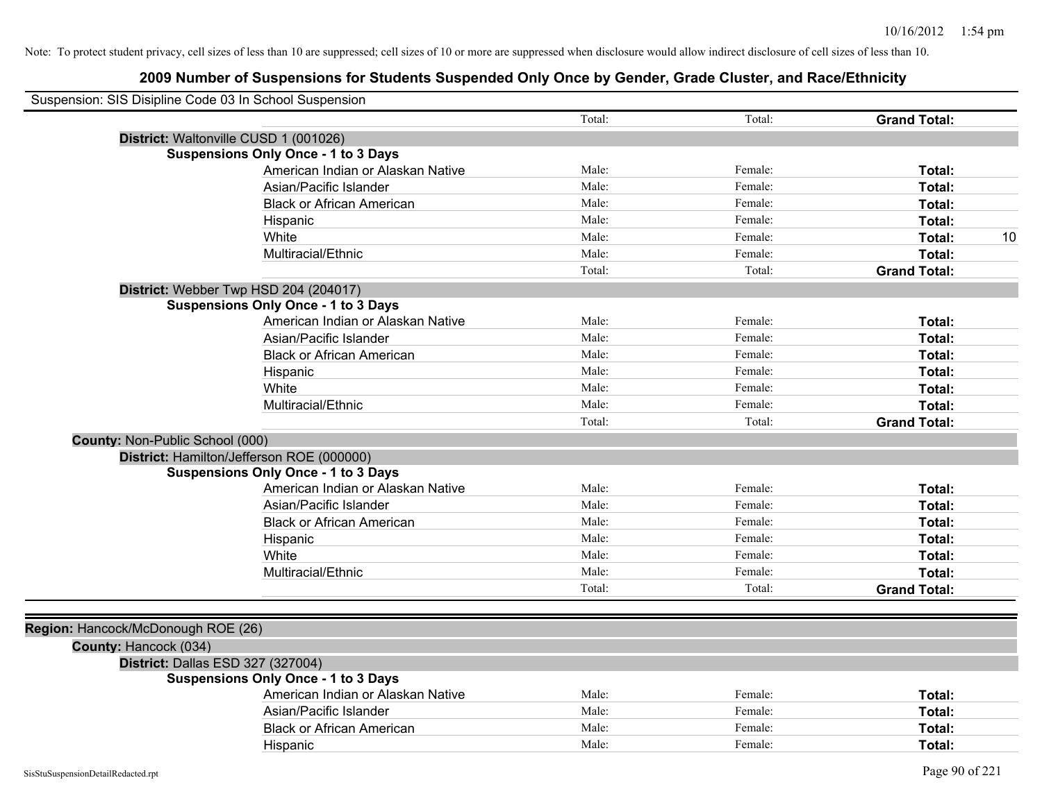Note: To protect student privacy, cell sizes of less than 10 are suppressed; cell sizes of 10 or more are suppressed when disclosure would allow indirect disclosure of cell sizes of less than 10.

# 2009 Number of Suspensions for Students Suspended Only Once by Gender, Grade Cluster, and Race/Ethnicity

Suspension: SIS Disipline Code 03 In School Suspension

| | Total: | Total: | Grand Total: | |
|---|---|---|---|---|

**District:** Waltonville CUSD 1 (001026)

**Suspensions Only Once - 1 to 3 Days**

| | | | | |
|---|---|---|---|---|
| American Indian or Alaskan Native | Male: | Female: | **Total:** | |
| Asian/Pacific Islander | Male: | Female: | **Total:** | |
| Black or African American | Male: | Female: | **Total:** | |
| Hispanic | Male: | Female: | **Total:** | |
| White | Male: | Female: | **Total:** | 10 |
| Multiracial/Ethnic | Male: | Female: | **Total:** | |
| | Total: | Total: | **Grand Total:** | |

**District:** Webber Twp HSD 204 (204017)

**Suspensions Only Once - 1 to 3 Days**

| | | | | |
|---|---|---|---|---|
| American Indian or Alaskan Native | Male: | Female: | **Total:** | |
| Asian/Pacific Islander | Male: | Female: | **Total:** | |
| Black or African American | Male: | Female: | **Total:** | |
| Hispanic | Male: | Female: | **Total:** | |
| White | Male: | Female: | **Total:** | |
| Multiracial/Ethnic | Male: | Female: | **Total:** | |
| | Total: | Total: | **Grand Total:** | |

**County:** Non-Public School (000)

**District:** Hamilton/Jefferson ROE (000000)

**Suspensions Only Once - 1 to 3 Days**

| | | | | |
|---|---|---|---|---|
| American Indian or Alaskan Native | Male: | Female: | **Total:** | |
| Asian/Pacific Islander | Male: | Female: | **Total:** | |
| Black or African American | Male: | Female: | **Total:** | |
| Hispanic | Male: | Female: | **Total:** | |
| White | Male: | Female: | **Total:** | |
| Multiracial/Ethnic | Male: | Female: | **Total:** | |
| | Total: | Total: | **Grand Total:** | |

**Region:** Hancock/McDonough ROE (26)

**County:** Hancock (034)

**District:** Dallas ESD 327 (327004)

**Suspensions Only Once - 1 to 3 Days**

| | | | | |
|---|---|---|---|---|
| American Indian or Alaskan Native | Male: | Female: | **Total:** | |
| Asian/Pacific Islander | Male: | Female: | **Total:** | |
| Black or African American | Male: | Female: | **Total:** | |
| Hispanic | Male: | Female: | **Total:** | |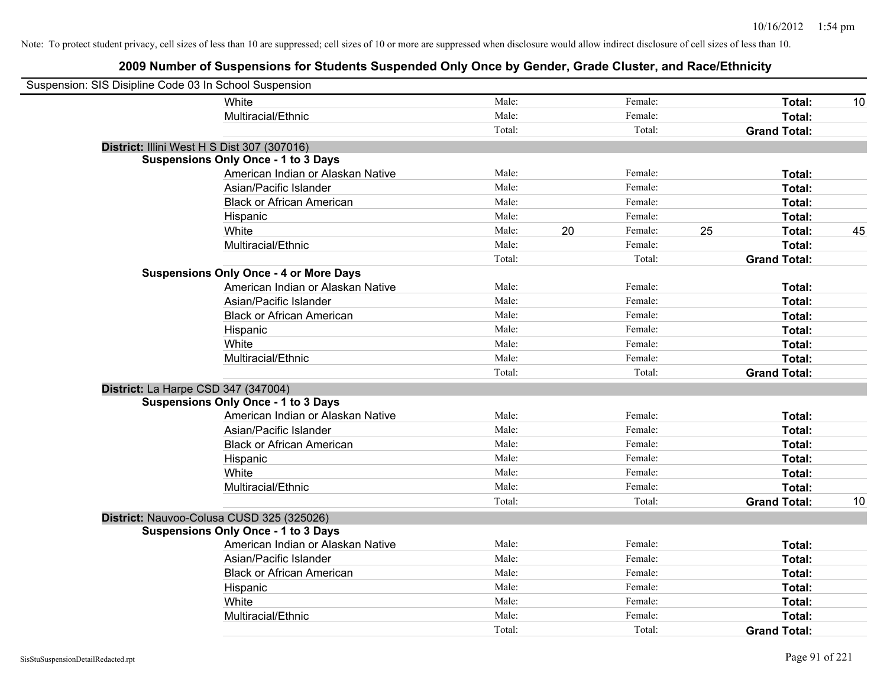Note: To protect student privacy, cell sizes of less than 10 are suppressed; cell sizes of 10 or more are suppressed when disclosure would allow indirect disclosure of cell sizes of less than 10.

## 2009 Number of Suspensions for Students Suspended Only Once by Gender, Grade Cluster, and Race/Ethnicity

Suspension: SIS Disipline Code 03 In School Suspension

| | | | | | | |
|---|---|---|---|---|---|---|
| White | Male: | | Female: | | **Total:** | 10 |
| Multiracial/Ethnic | Male: | | Female: | | **Total:** | |
| | Total: | | Total: | | **Grand Total:** | |

**District:** Illini West H S Dist 307 (307016)

**Suspensions Only Once - 1 to 3 Days**

| | | | | | | |
|---|---|---|---|---|---|---|
| American Indian or Alaskan Native | Male: | | Female: | | **Total:** | |
| Asian/Pacific Islander | Male: | | Female: | | **Total:** | |
| Black or African American | Male: | | Female: | | **Total:** | |
| Hispanic | Male: | | Female: | | **Total:** | |
| White | Male: | 20 | Female: | 25 | **Total:** | 45 |
| Multiracial/Ethnic | Male: | | Female: | | **Total:** | |
| | Total: | | Total: | | **Grand Total:** | |

**Suspensions Only Once - 4 or More Days**

| | | | | | | |
|---|---|---|---|---|---|---|
| American Indian or Alaskan Native | Male: | | Female: | | **Total:** | |
| Asian/Pacific Islander | Male: | | Female: | | **Total:** | |
| Black or African American | Male: | | Female: | | **Total:** | |
| Hispanic | Male: | | Female: | | **Total:** | |
| White | Male: | | Female: | | **Total:** | |
| Multiracial/Ethnic | Male: | | Female: | | **Total:** | |
| | Total: | | Total: | | **Grand Total:** | |

**District:** La Harpe CSD 347 (347004)

**Suspensions Only Once - 1 to 3 Days**

| | | | | | | |
|---|---|---|---|---|---|---|
| American Indian or Alaskan Native | Male: | | Female: | | **Total:** | |
| Asian/Pacific Islander | Male: | | Female: | | **Total:** | |
| Black or African American | Male: | | Female: | | **Total:** | |
| Hispanic | Male: | | Female: | | **Total:** | |
| White | Male: | | Female: | | **Total:** | |
| Multiracial/Ethnic | Male: | | Female: | | **Total:** | |
| | Total: | | Total: | | **Grand Total:** | 10 |

**District:** Nauvoo-Colusa CUSD 325 (325026)

**Suspensions Only Once - 1 to 3 Days**

| | | | | | | |
|---|---|---|---|---|---|---|
| American Indian or Alaskan Native | Male: | | Female: | | **Total:** | |
| Asian/Pacific Islander | Male: | | Female: | | **Total:** | |
| Black or African American | Male: | | Female: | | **Total:** | |
| Hispanic | Male: | | Female: | | **Total:** | |
| White | Male: | | Female: | | **Total:** | |
| Multiracial/Ethnic | Male: | | Female: | | **Total:** | |
| | Total: | | Total: | | **Grand Total:** | |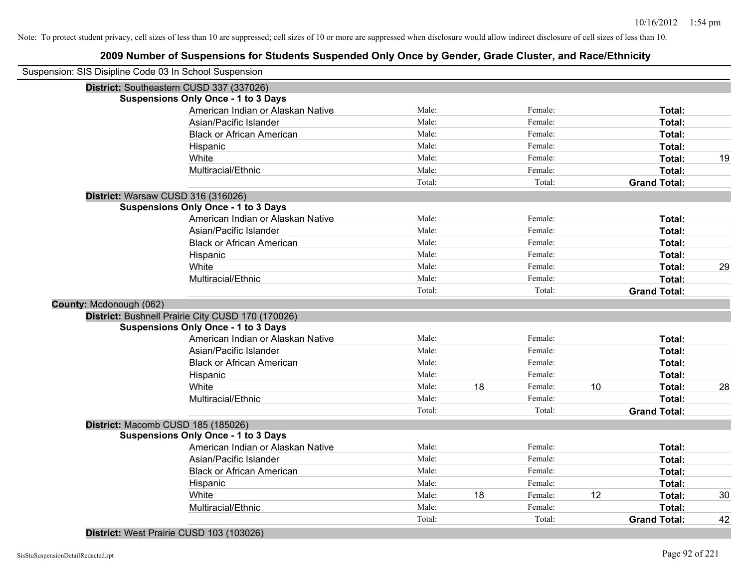Note: To protect student privacy, cell sizes of less than 10 are suppressed; cell sizes of 10 or more are suppressed when disclosure would allow indirect disclosure of cell sizes of less than 10.

# 2009 Number of Suspensions for Students Suspended Only Once by Gender, Grade Cluster, and Race/Ethnicity

Suspension: SIS Disipline Code 03 In School Suspension

**District:** Southeastern CUSD 337 (337026)

**Suspensions Only Once - 1 to 3 Days**

| | | | | | | |
|---|---|---|---|---|---|---|
| American Indian or Alaskan Native | Male: | | Female: | | **Total:** | |
| Asian/Pacific Islander | Male: | | Female: | | **Total:** | |
| Black or African American | Male: | | Female: | | **Total:** | |
| Hispanic | Male: | | Female: | | **Total:** | |
| White | Male: | | Female: | | **Total:** | 19 |
| Multiracial/Ethnic | Male: | | Female: | | **Total:** | |
| | Total: | | Total: | | **Grand Total:** | |

**District:** Warsaw CUSD 316 (316026)

**Suspensions Only Once - 1 to 3 Days**

| | | | | | | |
|---|---|---|---|---|---|---|
| American Indian or Alaskan Native | Male: | | Female: | | **Total:** | |
| Asian/Pacific Islander | Male: | | Female: | | **Total:** | |
| Black or African American | Male: | | Female: | | **Total:** | |
| Hispanic | Male: | | Female: | | **Total:** | |
| White | Male: | | Female: | | **Total:** | 29 |
| Multiracial/Ethnic | Male: | | Female: | | **Total:** | |
| | Total: | | Total: | | **Grand Total:** | |

**County:** Mcdonough (062)

**District:** Bushnell Prairie City CUSD 170 (170026)

**Suspensions Only Once - 1 to 3 Days**

| | | | | | | |
|---|---|---|---|---|---|---|
| American Indian or Alaskan Native | Male: | | Female: | | **Total:** | |
| Asian/Pacific Islander | Male: | | Female: | | **Total:** | |
| Black or African American | Male: | | Female: | | **Total:** | |
| Hispanic | Male: | | Female: | | **Total:** | |
| White | Male: | 18 | Female: | 10 | **Total:** | 28 |
| Multiracial/Ethnic | Male: | | Female: | | **Total:** | |
| | Total: | | Total: | | **Grand Total:** | |

**District:** Macomb CUSD 185 (185026)

**Suspensions Only Once - 1 to 3 Days**

| | | | | | | |
|---|---|---|---|---|---|---|
| American Indian or Alaskan Native | Male: | | Female: | | **Total:** | |
| Asian/Pacific Islander | Male: | | Female: | | **Total:** | |
| Black or African American | Male: | | Female: | | **Total:** | |
| Hispanic | Male: | | Female: | | **Total:** | |
| White | Male: | 18 | Female: | 12 | **Total:** | 30 |
| Multiracial/Ethnic | Male: | | Female: | | **Total:** | |
| | Total: | | Total: | | **Grand Total:** | 42 |

**District:** West Prairie CUSD 103 (103026)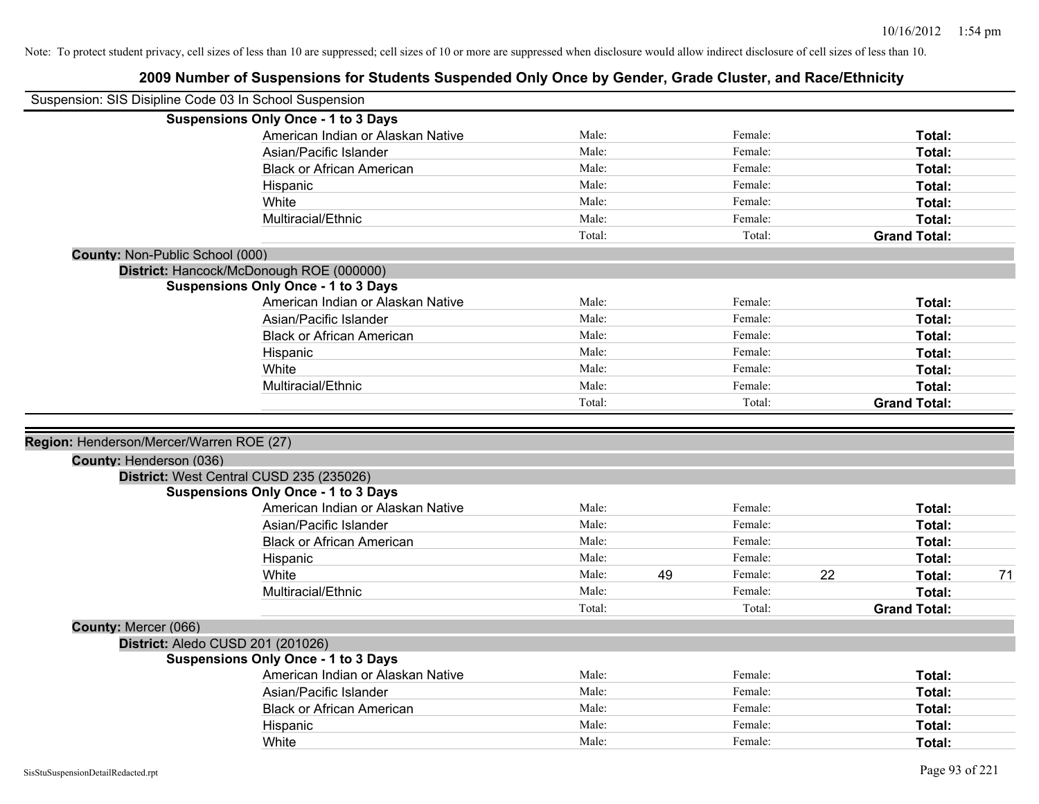Note: To protect student privacy, cell sizes of less than 10 are suppressed; cell sizes of 10 or more are suppressed when disclosure would allow indirect disclosure of cell sizes of less than 10.

## 2009 Number of Suspensions for Students Suspended Only Once by Gender, Grade Cluster, and Race/Ethnicity

Suspension: SIS Disipline Code 03 In School Suspension

**Suspensions Only Once - 1 to 3 Days**

| | Male: | | Female: | | Total: | |
|---|---|---|---|---|---|---|
| American Indian or Alaskan Native | Male: | | Female: | | **Total:** | |
| Asian/Pacific Islander | Male: | | Female: | | **Total:** | |
| Black or African American | Male: | | Female: | | **Total:** | |
| Hispanic | Male: | | Female: | | **Total:** | |
| White | Male: | | Female: | | **Total:** | |
| Multiracial/Ethnic | Male: | | Female: | | **Total:** | |
| | Total: | | Total: | | **Grand Total:** | |

**County:** Non-Public School (000)

**District:** Hancock/McDonough ROE (000000)

**Suspensions Only Once - 1 to 3 Days**

| | Male: | | Female: | | Total: | |
|---|---|---|---|---|---|---|
| American Indian or Alaskan Native | Male: | | Female: | | **Total:** | |
| Asian/Pacific Islander | Male: | | Female: | | **Total:** | |
| Black or African American | Male: | | Female: | | **Total:** | |
| Hispanic | Male: | | Female: | | **Total:** | |
| White | Male: | | Female: | | **Total:** | |
| Multiracial/Ethnic | Male: | | Female: | | **Total:** | |
| | Total: | | Total: | | **Grand Total:** | |

**Region:** Henderson/Mercer/Warren ROE (27)

**County:** Henderson (036)

**District:** West Central CUSD 235 (235026)

**Suspensions Only Once - 1 to 3 Days**

| | Male: | | Female: | | Total: | |
|---|---|---|---|---|---|---|
| American Indian or Alaskan Native | Male: | | Female: | | **Total:** | |
| Asian/Pacific Islander | Male: | | Female: | | **Total:** | |
| Black or African American | Male: | | Female: | | **Total:** | |
| Hispanic | Male: | | Female: | | **Total:** | |
| White | Male: | 49 | Female: | 22 | **Total:** | 71 |
| Multiracial/Ethnic | Male: | | Female: | | **Total:** | |
| | Total: | | Total: | | **Grand Total:** | |

**County:** Mercer (066)

**District:** Aledo CUSD 201 (201026)

**Suspensions Only Once - 1 to 3 Days**

| | Male: | | Female: | | Total: | |
|---|---|---|---|---|---|---|
| American Indian or Alaskan Native | Male: | | Female: | | **Total:** | |
| Asian/Pacific Islander | Male: | | Female: | | **Total:** | |
| Black or African American | Male: | | Female: | | **Total:** | |
| Hispanic | Male: | | Female: | | **Total:** | |
| White | Male: | | Female: | | **Total:** | |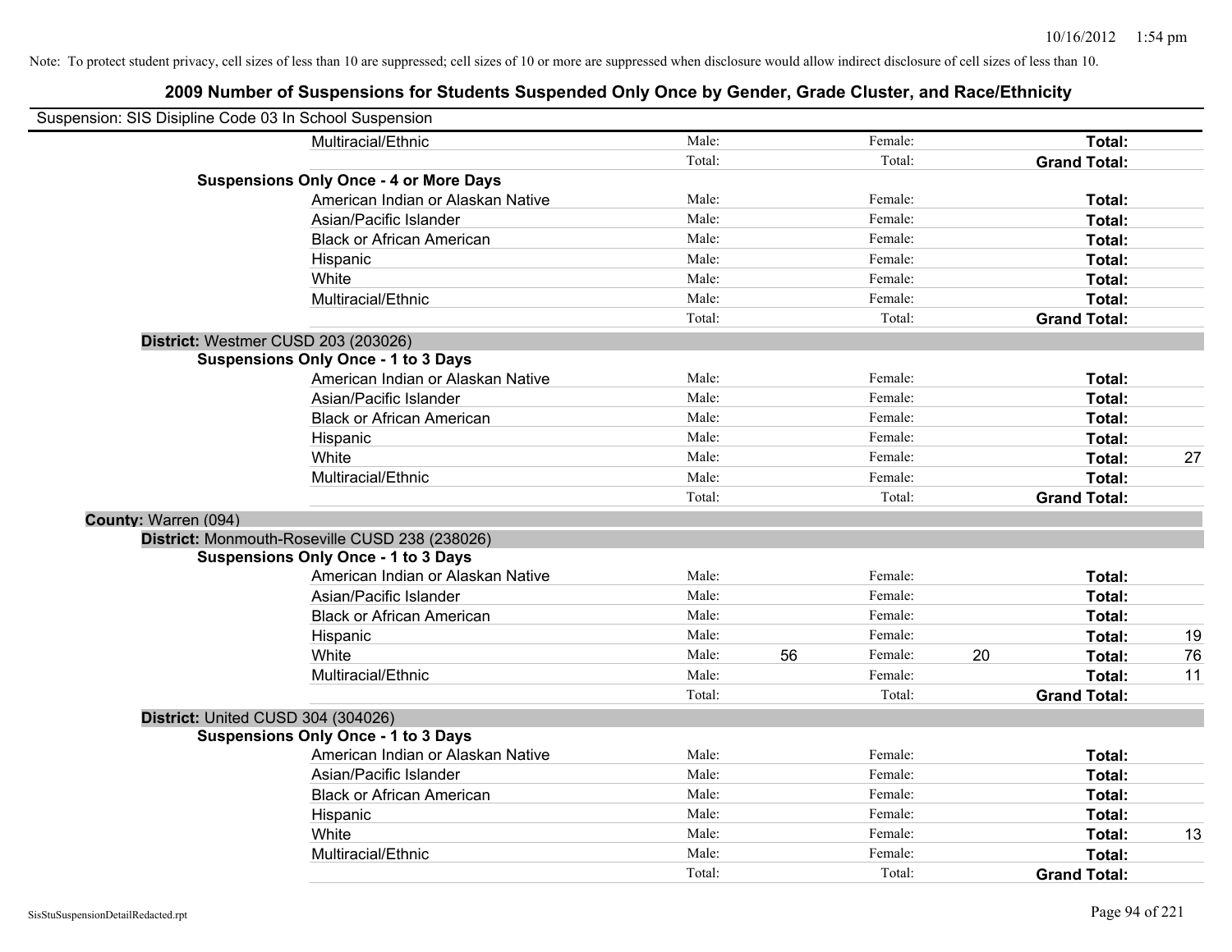Note: To protect student privacy, cell sizes of less than 10 are suppressed; cell sizes of 10 or more are suppressed when disclosure would allow indirect disclosure of cell sizes of less than 10.

## 2009 Number of Suspensions for Students Suspended Only Once by Gender, Grade Cluster, and Race/Ethnicity

Suspension: SIS Disipline Code 03 In School Suspension

| | | | | | | |
|---|---|---|---|---|---|---|
| Multiracial/Ethnic | Male: | | Female: | | **Total:** | |
| | Total: | | Total: | | **Grand Total:** | |
| **Suspensions Only Once - 4 or More Days** | | | | | | |
| American Indian or Alaskan Native | Male: | | Female: | | **Total:** | |
| Asian/Pacific Islander | Male: | | Female: | | **Total:** | |
| Black or African American | Male: | | Female: | | **Total:** | |
| Hispanic | Male: | | Female: | | **Total:** | |
| White | Male: | | Female: | | **Total:** | |
| Multiracial/Ethnic | Male: | | Female: | | **Total:** | |
| | Total: | | Total: | | **Grand Total:** | |
| **District:** Westmer CUSD 203 (203026) | | | | | | |
| **Suspensions Only Once - 1 to 3 Days** | | | | | | |
| American Indian or Alaskan Native | Male: | | Female: | | **Total:** | |
| Asian/Pacific Islander | Male: | | Female: | | **Total:** | |
| Black or African American | Male: | | Female: | | **Total:** | |
| Hispanic | Male: | | Female: | | **Total:** | |
| White | Male: | | Female: | | **Total:** | 27 |
| Multiracial/Ethnic | Male: | | Female: | | **Total:** | |
| | Total: | | Total: | | **Grand Total:** | |
| **County:** Warren (094) | | | | | | |
| **District:** Monmouth-Roseville CUSD 238 (238026) | | | | | | |
| **Suspensions Only Once - 1 to 3 Days** | | | | | | |
| American Indian or Alaskan Native | Male: | | Female: | | **Total:** | |
| Asian/Pacific Islander | Male: | | Female: | | **Total:** | |
| Black or African American | Male: | | Female: | | **Total:** | |
| Hispanic | Male: | | Female: | | **Total:** | 19 |
| White | Male: | 56 | Female: | 20 | **Total:** | 76 |
| Multiracial/Ethnic | Male: | | Female: | | **Total:** | 11 |
| | Total: | | Total: | | **Grand Total:** | |
| **District:** United CUSD 304 (304026) | | | | | | |
| **Suspensions Only Once - 1 to 3 Days** | | | | | | |
| American Indian or Alaskan Native | Male: | | Female: | | **Total:** | |
| Asian/Pacific Islander | Male: | | Female: | | **Total:** | |
| Black or African American | Male: | | Female: | | **Total:** | |
| Hispanic | Male: | | Female: | | **Total:** | |
| White | Male: | | Female: | | **Total:** | 13 |
| Multiracial/Ethnic | Male: | | Female: | | **Total:** | |
| | Total: | | Total: | | **Grand Total:** | |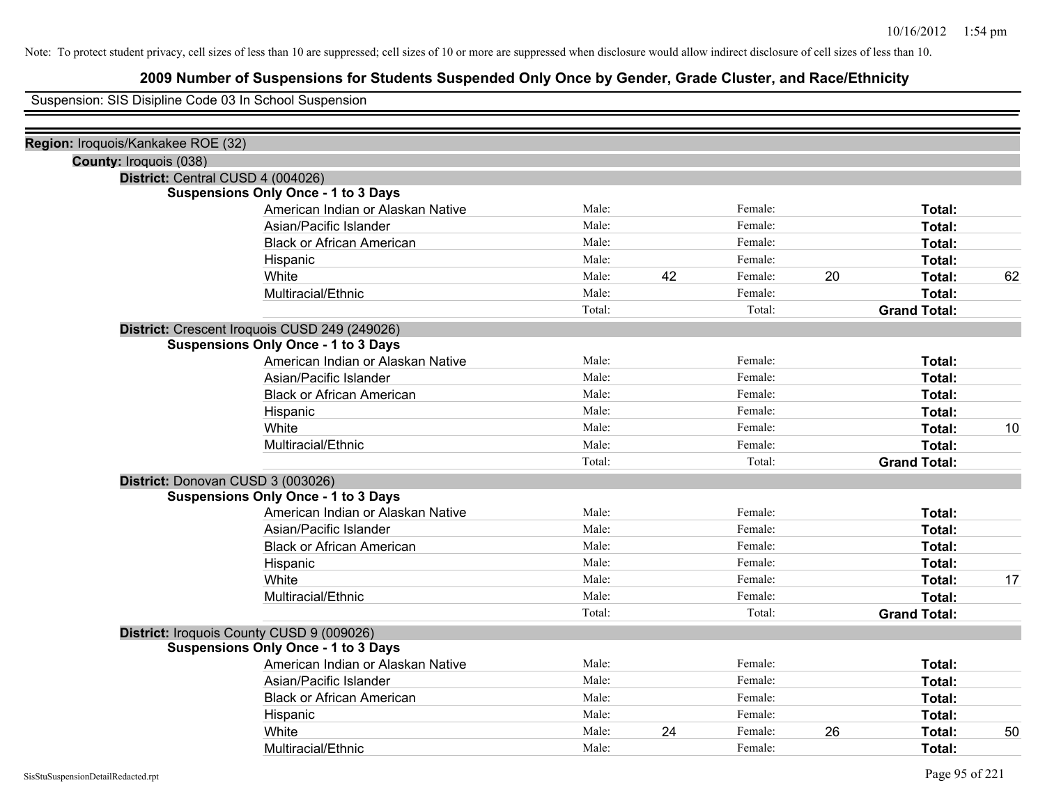Note: To protect student privacy, cell sizes of less than 10 are suppressed; cell sizes of 10 or more are suppressed when disclosure would allow indirect disclosure of cell sizes of less than 10.

# 2009 Number of Suspensions for Students Suspended Only Once by Gender, Grade Cluster, and Race/Ethnicity

Suspension: SIS Disipline Code 03 In School Suspension

**Region:** Iroquois/Kankakee ROE (32)

**County:** Iroquois (038)

**District:** Central CUSD 4 (004026)

**Suspensions Only Once - 1 to 3 Days**

| Race/Ethnicity | | Male | | Female | | Total |
|---|---|---|---|---|---|---|
| American Indian or Alaskan Native | Male: | | Female: | | **Total:** | |
| Asian/Pacific Islander | Male: | | Female: | | **Total:** | |
| Black or African American | Male: | | Female: | | **Total:** | |
| Hispanic | Male: | | Female: | | **Total:** | |
| White | Male: | 42 | Female: | 20 | **Total:** | 62 |
| Multiracial/Ethnic | Male: | | Female: | | **Total:** | |
| | Total: | | Total: | | **Grand Total:** | |

**District:** Crescent Iroquois CUSD 249 (249026)

**Suspensions Only Once - 1 to 3 Days**

| Race/Ethnicity | | Male | | Female | | Total |
|---|---|---|---|---|---|---|
| American Indian or Alaskan Native | Male: | | Female: | | **Total:** | |
| Asian/Pacific Islander | Male: | | Female: | | **Total:** | |
| Black or African American | Male: | | Female: | | **Total:** | |
| Hispanic | Male: | | Female: | | **Total:** | |
| White | Male: | | Female: | | **Total:** | 10 |
| Multiracial/Ethnic | Male: | | Female: | | **Total:** | |
| | Total: | | Total: | | **Grand Total:** | |

**District:** Donovan CUSD 3 (003026)

**Suspensions Only Once - 1 to 3 Days**

| Race/Ethnicity | | Male | | Female | | Total |
|---|---|---|---|---|---|---|
| American Indian or Alaskan Native | Male: | | Female: | | **Total:** | |
| Asian/Pacific Islander | Male: | | Female: | | **Total:** | |
| Black or African American | Male: | | Female: | | **Total:** | |
| Hispanic | Male: | | Female: | | **Total:** | |
| White | Male: | | Female: | | **Total:** | 17 |
| Multiracial/Ethnic | Male: | | Female: | | **Total:** | |
| | Total: | | Total: | | **Grand Total:** | |

**District:** Iroquois County CUSD 9 (009026)

**Suspensions Only Once - 1 to 3 Days**

| Race/Ethnicity | | Male | | Female | | Total |
|---|---|---|---|---|---|---|
| American Indian or Alaskan Native | Male: | | Female: | | **Total:** | |
| Asian/Pacific Islander | Male: | | Female: | | **Total:** | |
| Black or African American | Male: | | Female: | | **Total:** | |
| Hispanic | Male: | | Female: | | **Total:** | |
| White | Male: | 24 | Female: | 26 | **Total:** | 50 |
| Multiracial/Ethnic | Male: | | Female: | | **Total:** | |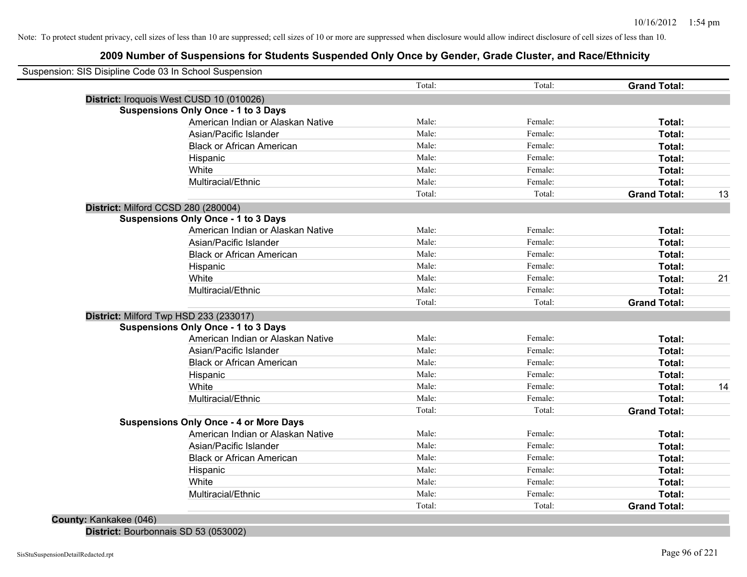Note: To protect student privacy, cell sizes of less than 10 are suppressed; cell sizes of 10 or more are suppressed when disclosure would allow indirect disclosure of cell sizes of less than 10.

# 2009 Number of Suspensions for Students Suspended Only Once by Gender, Grade Cluster, and Race/Ethnicity

Suspension: SIS Disipline Code 03 In School Suspension

| | | Total: | Total: | **Grand Total:** | |
|---|---|---|---|---|---|
| **District:** Iroquois West CUSD 10 (010026) | | | | | |
| **Suspensions Only Once - 1 to 3 Days** | | | | | |
| | American Indian or Alaskan Native | Male: | Female: | **Total:** | |
| | Asian/Pacific Islander | Male: | Female: | **Total:** | |
| | Black or African American | Male: | Female: | **Total:** | |
| | Hispanic | Male: | Female: | **Total:** | |
| | White | Male: | Female: | **Total:** | |
| | Multiracial/Ethnic | Male: | Female: | **Total:** | |
| | | Total: | Total: | **Grand Total:** | 13 |
| **District:** Milford CCSD 280 (280004) | | | | | |
| **Suspensions Only Once - 1 to 3 Days** | | | | | |
| | American Indian or Alaskan Native | Male: | Female: | **Total:** | |
| | Asian/Pacific Islander | Male: | Female: | **Total:** | |
| | Black or African American | Male: | Female: | **Total:** | |
| | Hispanic | Male: | Female: | **Total:** | |
| | White | Male: | Female: | **Total:** | 21 |
| | Multiracial/Ethnic | Male: | Female: | **Total:** | |
| | | Total: | Total: | **Grand Total:** | |
| **District:** Milford Twp HSD 233 (233017) | | | | | |
| **Suspensions Only Once - 1 to 3 Days** | | | | | |
| | American Indian or Alaskan Native | Male: | Female: | **Total:** | |
| | Asian/Pacific Islander | Male: | Female: | **Total:** | |
| | Black or African American | Male: | Female: | **Total:** | |
| | Hispanic | Male: | Female: | **Total:** | |
| | White | Male: | Female: | **Total:** | 14 |
| | Multiracial/Ethnic | Male: | Female: | **Total:** | |
| | | Total: | Total: | **Grand Total:** | |
| **Suspensions Only Once - 4 or More Days** | | | | | |
| | American Indian or Alaskan Native | Male: | Female: | **Total:** | |
| | Asian/Pacific Islander | Male: | Female: | **Total:** | |
| | Black or African American | Male: | Female: | **Total:** | |
| | Hispanic | Male: | Female: | **Total:** | |
| | White | Male: | Female: | **Total:** | |
| | Multiracial/Ethnic | Male: | Female: | **Total:** | |
| | | Total: | Total: | **Grand Total:** | |
| **County:** Kankakee (046) | | | | | |
| **District:** Bourbonnais SD 53 (053002) | | | | | |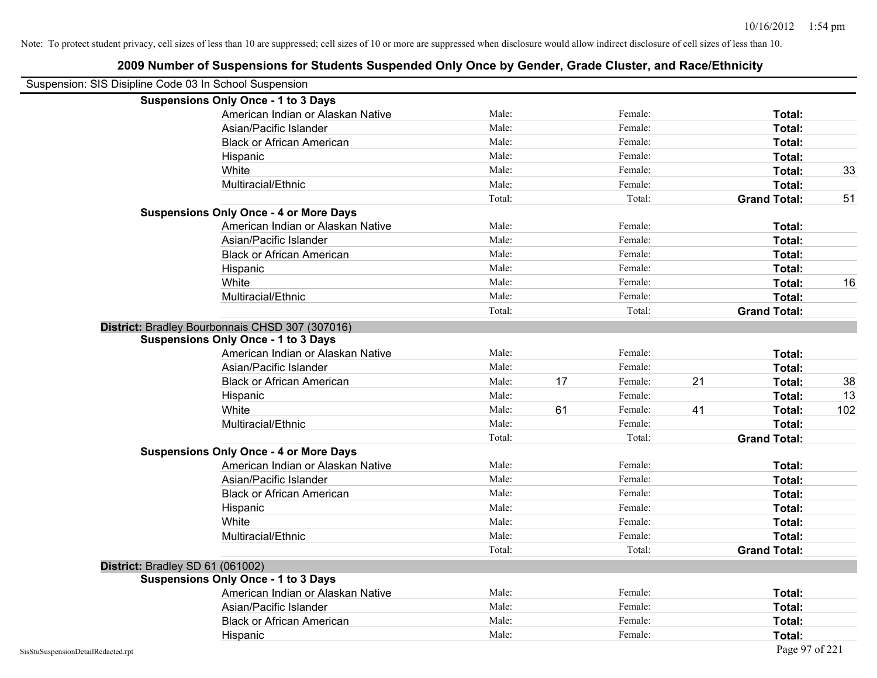Note: To protect student privacy, cell sizes of less than 10 are suppressed; cell sizes of 10 or more are suppressed when disclosure would allow indirect disclosure of cell sizes of less than 10.

# 2009 Number of Suspensions for Students Suspended Only Once by Gender, Grade Cluster, and Race/Ethnicity

Suspension: SIS Disipline Code 03 In School Suspension

| | | | | | | |
|---|---|---|---|---|---|---|
| **Suspensions Only Once - 1 to 3 Days** | | | | | | |
| American Indian or Alaskan Native | Male: | | Female: | | **Total:** | |
| Asian/Pacific Islander | Male: | | Female: | | **Total:** | |
| Black or African American | Male: | | Female: | | **Total:** | |
| Hispanic | Male: | | Female: | | **Total:** | |
| White | Male: | | Female: | | **Total:** | 33 |
| Multiracial/Ethnic | Male: | | Female: | | **Total:** | |
| | Total: | | Total: | | **Grand Total:** | 51 |
| **Suspensions Only Once - 4 or More Days** | | | | | | |
| American Indian or Alaskan Native | Male: | | Female: | | **Total:** | |
| Asian/Pacific Islander | Male: | | Female: | | **Total:** | |
| Black or African American | Male: | | Female: | | **Total:** | |
| Hispanic | Male: | | Female: | | **Total:** | |
| White | Male: | | Female: | | **Total:** | 16 |
| Multiracial/Ethnic | Male: | | Female: | | **Total:** | |
| | Total: | | Total: | | **Grand Total:** | |
| **District:** Bradley Bourbonnais CHSD 307 (307016) | | | | | | |
| **Suspensions Only Once - 1 to 3 Days** | | | | | | |
| American Indian or Alaskan Native | Male: | | Female: | | **Total:** | |
| Asian/Pacific Islander | Male: | | Female: | | **Total:** | |
| Black or African American | Male: | 17 | Female: | 21 | **Total:** | 38 |
| Hispanic | Male: | | Female: | | **Total:** | 13 |
| White | Male: | 61 | Female: | 41 | **Total:** | 102 |
| Multiracial/Ethnic | Male: | | Female: | | **Total:** | |
| | Total: | | Total: | | **Grand Total:** | |
| **Suspensions Only Once - 4 or More Days** | | | | | | |
| American Indian or Alaskan Native | Male: | | Female: | | **Total:** | |
| Asian/Pacific Islander | Male: | | Female: | | **Total:** | |
| Black or African American | Male: | | Female: | | **Total:** | |
| Hispanic | Male: | | Female: | | **Total:** | |
| White | Male: | | Female: | | **Total:** | |
| Multiracial/Ethnic | Male: | | Female: | | **Total:** | |
| | Total: | | Total: | | **Grand Total:** | |
| **District:** Bradley SD 61 (061002) | | | | | | |
| **Suspensions Only Once - 1 to 3 Days** | | | | | | |
| American Indian or Alaskan Native | Male: | | Female: | | **Total:** | |
| Asian/Pacific Islander | Male: | | Female: | | **Total:** | |
| Black or African American | Male: | | Female: | | **Total:** | |
| Hispanic | Male: | | Female: | | **Total:** | |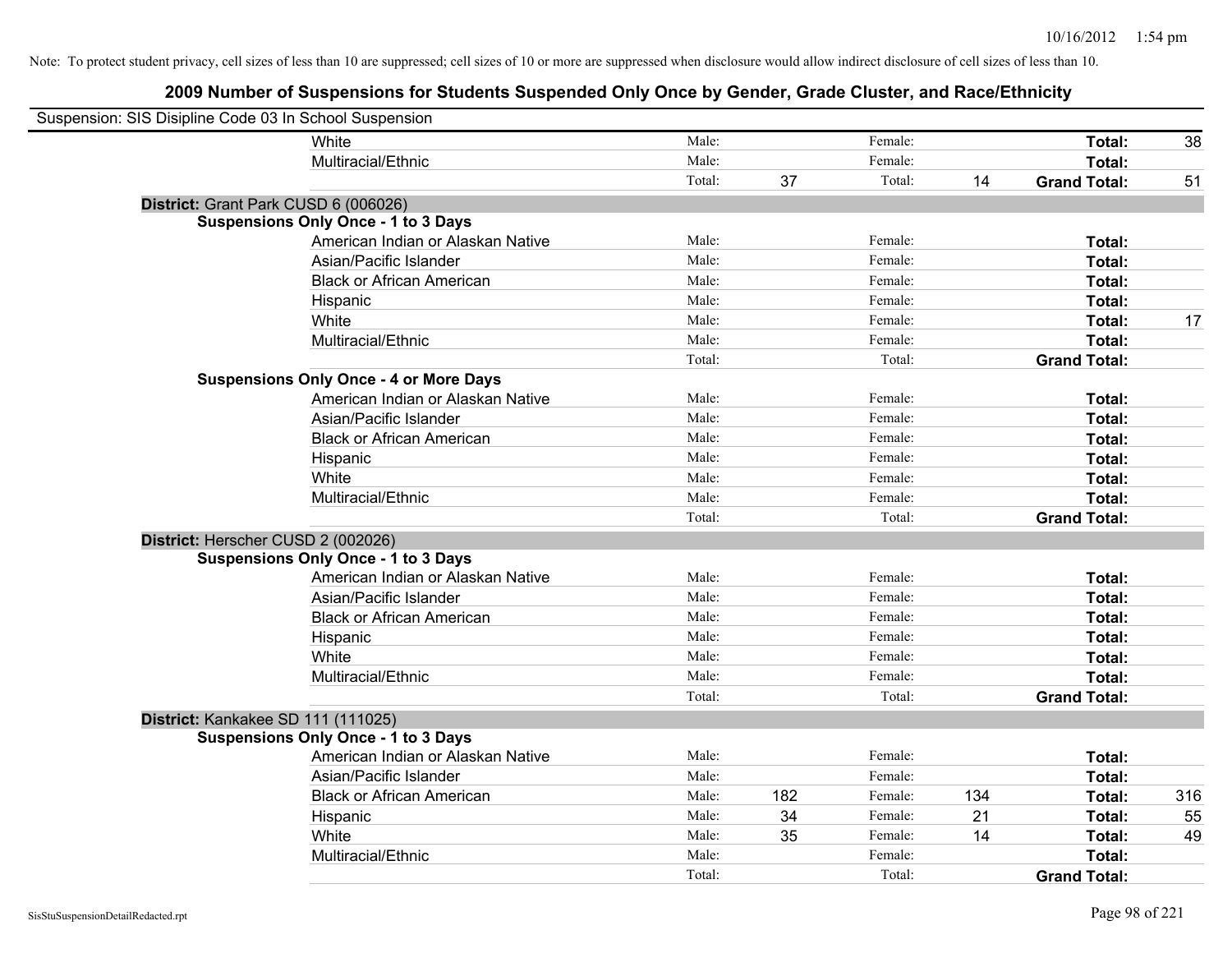Note: To protect student privacy, cell sizes of less than 10 are suppressed; cell sizes of 10 or more are suppressed when disclosure would allow indirect disclosure of cell sizes of less than 10.

## 2009 Number of Suspensions for Students Suspended Only Once by Gender, Grade Cluster, and Race/Ethnicity

Suspension: SIS Disipline Code 03 In School Suspension

| | | | | | | | |
|---|---|---|---|---|---|---|---|
| White | Male: | | Female: | | **Total:** | 38 |
| Multiracial/Ethnic | Male: | | Female: | | **Total:** | |
| | Total: | 37 | Total: | 14 | **Grand Total:** | 51 |

**District:** Grant Park CUSD 6 (006026)

**Suspensions Only Once - 1 to 3 Days**

| | | | | | | |
|---|---|---|---|---|---|---|
| American Indian or Alaskan Native | Male: | | Female: | | **Total:** | |
| Asian/Pacific Islander | Male: | | Female: | | **Total:** | |
| Black or African American | Male: | | Female: | | **Total:** | |
| Hispanic | Male: | | Female: | | **Total:** | |
| White | Male: | | Female: | | **Total:** | 17 |
| Multiracial/Ethnic | Male: | | Female: | | **Total:** | |
| | Total: | | Total: | | **Grand Total:** | |

**Suspensions Only Once - 4 or More Days**

| | | | | | | |
|---|---|---|---|---|---|---|
| American Indian or Alaskan Native | Male: | | Female: | | **Total:** | |
| Asian/Pacific Islander | Male: | | Female: | | **Total:** | |
| Black or African American | Male: | | Female: | | **Total:** | |
| Hispanic | Male: | | Female: | | **Total:** | |
| White | Male: | | Female: | | **Total:** | |
| Multiracial/Ethnic | Male: | | Female: | | **Total:** | |
| | Total: | | Total: | | **Grand Total:** | |

**District:** Herscher CUSD 2 (002026)

**Suspensions Only Once - 1 to 3 Days**

| | | | | | | |
|---|---|---|---|---|---|---|
| American Indian or Alaskan Native | Male: | | Female: | | **Total:** | |
| Asian/Pacific Islander | Male: | | Female: | | **Total:** | |
| Black or African American | Male: | | Female: | | **Total:** | |
| Hispanic | Male: | | Female: | | **Total:** | |
| White | Male: | | Female: | | **Total:** | |
| Multiracial/Ethnic | Male: | | Female: | | **Total:** | |
| | Total: | | Total: | | **Grand Total:** | |

**District:** Kankakee SD 111 (111025)

**Suspensions Only Once - 1 to 3 Days**

| | | | | | | |
|---|---|---|---|---|---|---|
| American Indian or Alaskan Native | Male: | | Female: | | **Total:** | |
| Asian/Pacific Islander | Male: | | Female: | | **Total:** | |
| Black or African American | Male: | 182 | Female: | 134 | **Total:** | 316 |
| Hispanic | Male: | 34 | Female: | 21 | **Total:** | 55 |
| White | Male: | 35 | Female: | 14 | **Total:** | 49 |
| Multiracial/Ethnic | Male: | | Female: | | **Total:** | |
| | Total: | | Total: | | **Grand Total:** | |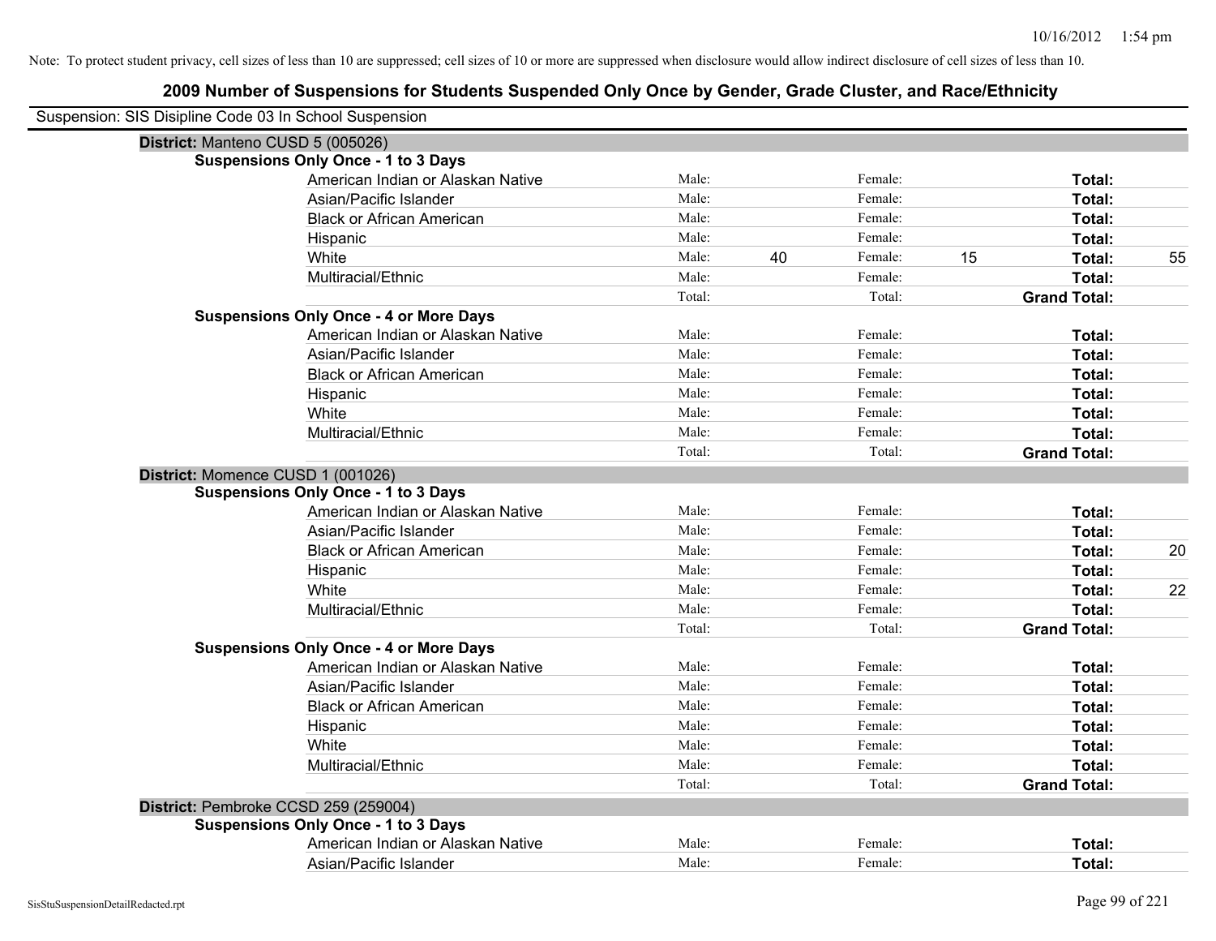Note: To protect student privacy, cell sizes of less than 10 are suppressed; cell sizes of 10 or more are suppressed when disclosure would allow indirect disclosure of cell sizes of less than 10.

# 2009 Number of Suspensions for Students Suspended Only Once by Gender, Grade Cluster, and Race/Ethnicity

Suspension: SIS Disipline Code 03 In School Suspension

## District: Manteno CUSD 5 (005026)

### Suspensions Only Once - 1 to 3 Days

| Race/Ethnicity | | | | | | |
|---|---|---|---|---|---|---|
| American Indian or Alaskan Native | Male: | | Female: | | **Total:** | |
| Asian/Pacific Islander | Male: | | Female: | | **Total:** | |
| Black or African American | Male: | | Female: | | **Total:** | |
| Hispanic | Male: | | Female: | | **Total:** | |
| White | Male: | 40 | Female: | 15 | **Total:** | 55 |
| Multiracial/Ethnic | Male: | | Female: | | **Total:** | |
| | Total: | | Total: | | **Grand Total:** | |

### Suspensions Only Once - 4 or More Days

| Race/Ethnicity | | | | | | |
|---|---|---|---|---|---|---|
| American Indian or Alaskan Native | Male: | | Female: | | **Total:** | |
| Asian/Pacific Islander | Male: | | Female: | | **Total:** | |
| Black or African American | Male: | | Female: | | **Total:** | |
| Hispanic | Male: | | Female: | | **Total:** | |
| White | Male: | | Female: | | **Total:** | |
| Multiracial/Ethnic | Male: | | Female: | | **Total:** | |
| | Total: | | Total: | | **Grand Total:** | |

## District: Momence CUSD 1 (001026)

### Suspensions Only Once - 1 to 3 Days

| Race/Ethnicity | | | | | | |
|---|---|---|---|---|---|---|
| American Indian or Alaskan Native | Male: | | Female: | | **Total:** | |
| Asian/Pacific Islander | Male: | | Female: | | **Total:** | |
| Black or African American | Male: | | Female: | | **Total:** | 20 |
| Hispanic | Male: | | Female: | | **Total:** | |
| White | Male: | | Female: | | **Total:** | 22 |
| Multiracial/Ethnic | Male: | | Female: | | **Total:** | |
| | Total: | | Total: | | **Grand Total:** | |

### Suspensions Only Once - 4 or More Days

| Race/Ethnicity | | | | | | |
|---|---|---|---|---|---|---|
| American Indian or Alaskan Native | Male: | | Female: | | **Total:** | |
| Asian/Pacific Islander | Male: | | Female: | | **Total:** | |
| Black or African American | Male: | | Female: | | **Total:** | |
| Hispanic | Male: | | Female: | | **Total:** | |
| White | Male: | | Female: | | **Total:** | |
| Multiracial/Ethnic | Male: | | Female: | | **Total:** | |
| | Total: | | Total: | | **Grand Total:** | |

## District: Pembroke CCSD 259 (259004)

### Suspensions Only Once - 1 to 3 Days

| Race/Ethnicity | | | | | | |
|---|---|---|---|---|---|---|
| American Indian or Alaskan Native | Male: | | Female: | | **Total:** | |
| Asian/Pacific Islander | Male: | | Female: | | **Total:** | |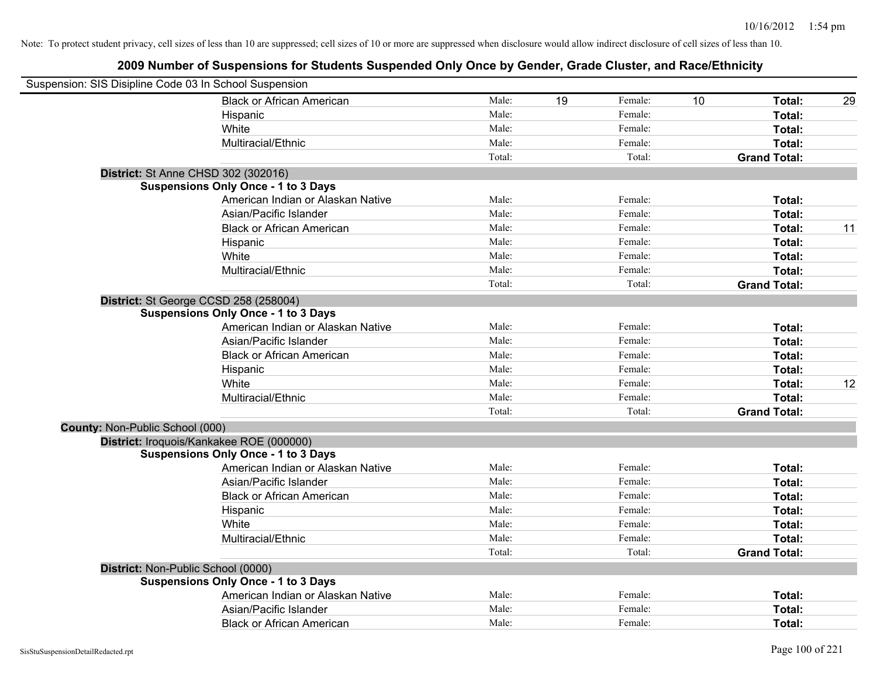Note: To protect student privacy, cell sizes of less than 10 are suppressed; cell sizes of 10 or more are suppressed when disclosure would allow indirect disclosure of cell sizes of less than 10.

# 2009 Number of Suspensions for Students Suspended Only Once by Gender, Grade Cluster, and Race/Ethnicity

Suspension: SIS Disipline Code 03 In School Suspension

| | | | | | |
|---|---|---|---|---|---|
| Black or African American | Male: 19 | Female: 10 | | **Total:** | 29 |
| Hispanic | Male: | Female: | | **Total:** | |
| White | Male: | Female: | | **Total:** | |
| Multiracial/Ethnic | Male: | Female: | | **Total:** | |
| | Total: | Total: | | **Grand Total:** | |

**District:** St Anne CHSD 302 (302016)

**Suspensions Only Once - 1 to 3 Days**

| | | | | |
|---|---|---|---|---|
| American Indian or Alaskan Native | Male: | Female: | **Total:** | |
| Asian/Pacific Islander | Male: | Female: | **Total:** | |
| Black or African American | Male: | Female: | **Total:** | 11 |
| Hispanic | Male: | Female: | **Total:** | |
| White | Male: | Female: | **Total:** | |
| Multiracial/Ethnic | Male: | Female: | **Total:** | |
| | Total: | Total: | **Grand Total:** | |

**District:** St George CCSD 258 (258004)

**Suspensions Only Once - 1 to 3 Days**

| | | | | |
|---|---|---|---|---|
| American Indian or Alaskan Native | Male: | Female: | **Total:** | |
| Asian/Pacific Islander | Male: | Female: | **Total:** | |
| Black or African American | Male: | Female: | **Total:** | |
| Hispanic | Male: | Female: | **Total:** | |
| White | Male: | Female: | **Total:** | 12 |
| Multiracial/Ethnic | Male: | Female: | **Total:** | |
| | Total: | Total: | **Grand Total:** | |

**County:** Non-Public School (000)

**District:** Iroquois/Kankakee ROE (000000)

**Suspensions Only Once - 1 to 3 Days**

| | | | | |
|---|---|---|---|---|
| American Indian or Alaskan Native | Male: | Female: | **Total:** | |
| Asian/Pacific Islander | Male: | Female: | **Total:** | |
| Black or African American | Male: | Female: | **Total:** | |
| Hispanic | Male: | Female: | **Total:** | |
| White | Male: | Female: | **Total:** | |
| Multiracial/Ethnic | Male: | Female: | **Total:** | |
| | Total: | Total: | **Grand Total:** | |

**District:** Non-Public School (0000)

**Suspensions Only Once - 1 to 3 Days**

| | | | | |
|---|---|---|---|---|
| American Indian or Alaskan Native | Male: | Female: | **Total:** | |
| Asian/Pacific Islander | Male: | Female: | **Total:** | |
| Black or African American | Male: | Female: | **Total:** | |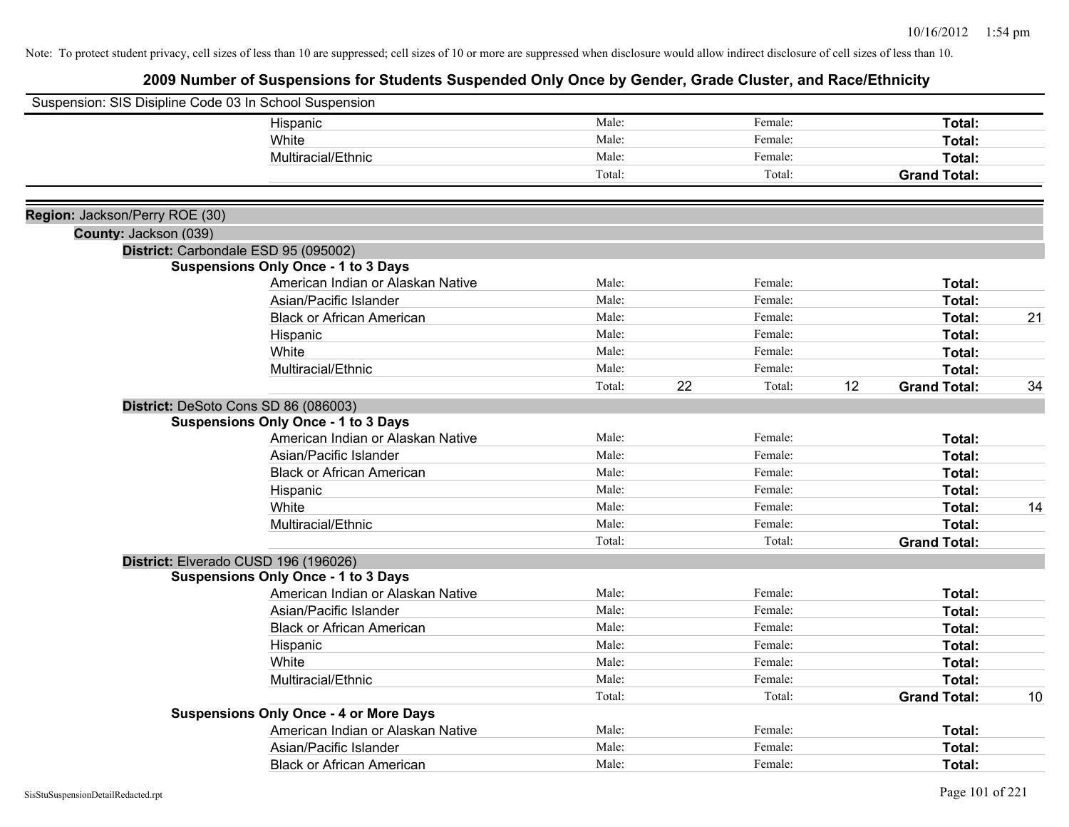Note: To protect student privacy, cell sizes of less than 10 are suppressed; cell sizes of 10 or more are suppressed when disclosure would allow indirect disclosure of cell sizes of less than 10.

# 2009 Number of Suspensions for Students Suspended Only Once by Gender, Grade Cluster, and Race/Ethnicity

Suspension: SIS Disipline Code 03 In School Suspension

| | | | | | |
|---|---|---|---|---|---|
| Hispanic | Male: | | Female: | | Total: | |
| White | Male: | | Female: | | Total: | |
| Multiracial/Ethnic | Male: | | Female: | | Total: | |
| | Total: | | Total: | | Grand Total: | |

**Region:** Jackson/Perry ROE (30)

**County:** Jackson (039)

**District:** Carbondale ESD 95 (095002)

**Suspensions Only Once - 1 to 3 Days**

| Race/Ethnicity | Male | | Female | | Total | |
|---|---|---|---|---|---|---|
| American Indian or Alaskan Native | Male: | | Female: | | Total: | |
| Asian/Pacific Islander | Male: | | Female: | | Total: | |
| Black or African American | Male: | | Female: | | Total: | 21 |
| Hispanic | Male: | | Female: | | Total: | |
| White | Male: | | Female: | | Total: | |
| Multiracial/Ethnic | Male: | | Female: | | Total: | |
| | Total: | 22 | Total: | 12 | Grand Total: | 34 |

**District:** DeSoto Cons SD 86 (086003)

**Suspensions Only Once - 1 to 3 Days**

| Race/Ethnicity | Male | | Female | | Total | |
|---|---|---|---|---|---|---|
| American Indian or Alaskan Native | Male: | | Female: | | Total: | |
| Asian/Pacific Islander | Male: | | Female: | | Total: | |
| Black or African American | Male: | | Female: | | Total: | |
| Hispanic | Male: | | Female: | | Total: | |
| White | Male: | | Female: | | Total: | 14 |
| Multiracial/Ethnic | Male: | | Female: | | Total: | |
| | Total: | | Total: | | Grand Total: | |

**District:** Elverado CUSD 196 (196026)

**Suspensions Only Once - 1 to 3 Days**

| Race/Ethnicity | Male | | Female | | Total | |
|---|---|---|---|---|---|---|
| American Indian or Alaskan Native | Male: | | Female: | | Total: | |
| Asian/Pacific Islander | Male: | | Female: | | Total: | |
| Black or African American | Male: | | Female: | | Total: | |
| Hispanic | Male: | | Female: | | Total: | |
| White | Male: | | Female: | | Total: | |
| Multiracial/Ethnic | Male: | | Female: | | Total: | |
| | Total: | | Total: | | Grand Total: | 10 |

**Suspensions Only Once - 4 or More Days**

| Race/Ethnicity | Male | | Female | | Total | |
|---|---|---|---|---|---|---|
| American Indian or Alaskan Native | Male: | | Female: | | Total: | |
| Asian/Pacific Islander | Male: | | Female: | | Total: | |
| Black or African American | Male: | | Female: | | Total: | |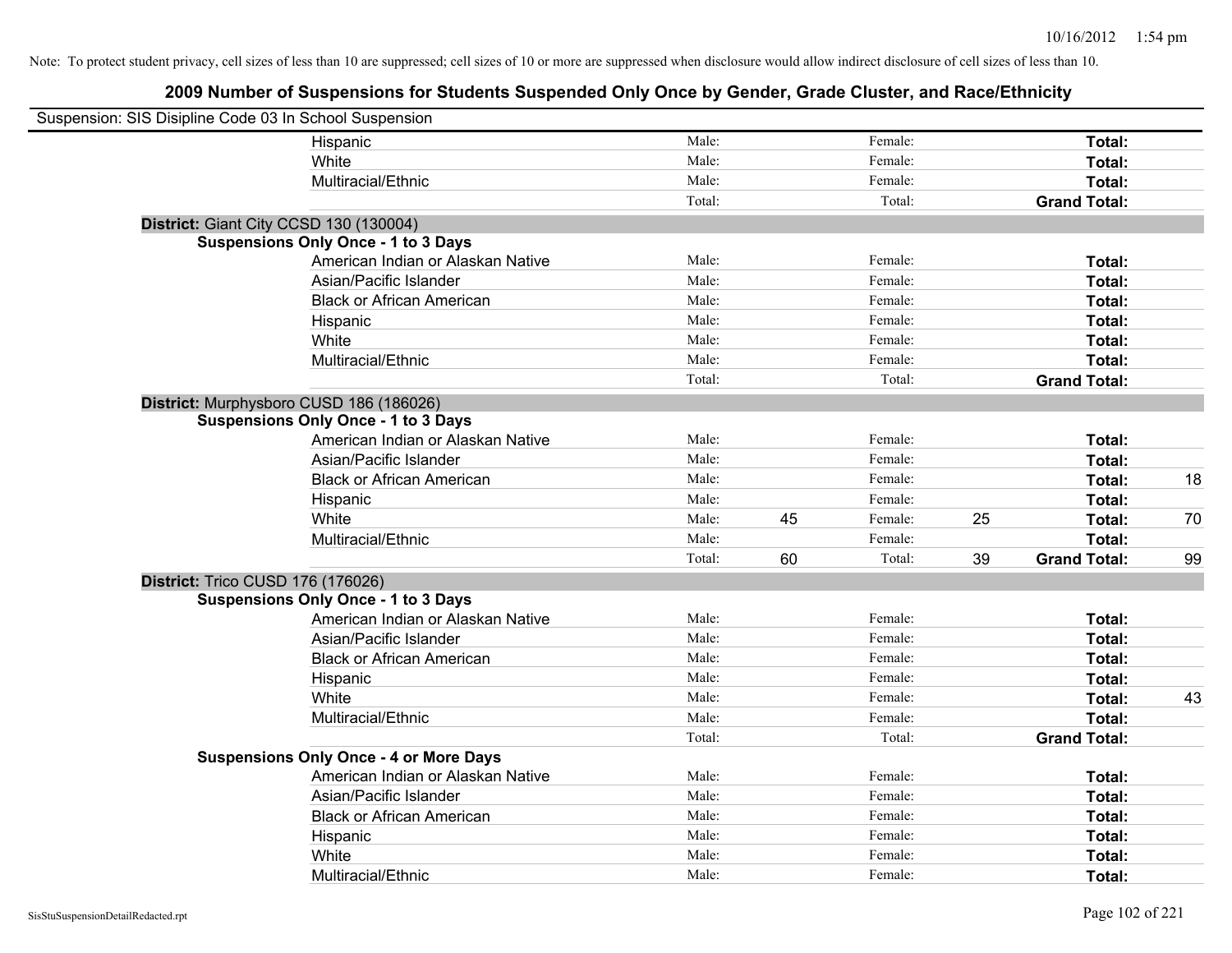Note: To protect student privacy, cell sizes of less than 10 are suppressed; cell sizes of 10 or more are suppressed when disclosure would allow indirect disclosure of cell sizes of less than 10.

## 2009 Number of Suspensions for Students Suspended Only Once by Gender, Grade Cluster, and Race/Ethnicity

Suspension: SIS Disipline Code 03 In School Suspension

| | | | | | | | |
|---|---|---|---|---|---|---|---|
| Hispanic | Male: | | Female: | | **Total:** | |
| White | Male: | | Female: | | **Total:** | |
| Multiracial/Ethnic | Male: | | Female: | | **Total:** | |
| | Total: | | Total: | | **Grand Total:** | |

**District:** Giant City CCSD 130 (130004)

**Suspensions Only Once - 1 to 3 Days**

| | | | | | | |
|---|---|---|---|---|---|---|
| American Indian or Alaskan Native | Male: | | Female: | | **Total:** | |
| Asian/Pacific Islander | Male: | | Female: | | **Total:** | |
| Black or African American | Male: | | Female: | | **Total:** | |
| Hispanic | Male: | | Female: | | **Total:** | |
| White | Male: | | Female: | | **Total:** | |
| Multiracial/Ethnic | Male: | | Female: | | **Total:** | |
| | Total: | | Total: | | **Grand Total:** | |

**District:** Murphysboro CUSD 186 (186026)

**Suspensions Only Once - 1 to 3 Days**

| | | | | | | |
|---|---|---|---|---|---|---|
| American Indian or Alaskan Native | Male: | | Female: | | **Total:** | |
| Asian/Pacific Islander | Male: | | Female: | | **Total:** | |
| Black or African American | Male: | | Female: | | **Total:** | 18 |
| Hispanic | Male: | | Female: | | **Total:** | |
| White | Male: | 45 | Female: | 25 | **Total:** | 70 |
| Multiracial/Ethnic | Male: | | Female: | | **Total:** | |
| | Total: | 60 | Total: | 39 | **Grand Total:** | 99 |

**District:** Trico CUSD 176 (176026)

**Suspensions Only Once - 1 to 3 Days**

| | | | | | | |
|---|---|---|---|---|---|---|
| American Indian or Alaskan Native | Male: | | Female: | | **Total:** | |
| Asian/Pacific Islander | Male: | | Female: | | **Total:** | |
| Black or African American | Male: | | Female: | | **Total:** | |
| Hispanic | Male: | | Female: | | **Total:** | |
| White | Male: | | Female: | | **Total:** | 43 |
| Multiracial/Ethnic | Male: | | Female: | | **Total:** | |
| | Total: | | Total: | | **Grand Total:** | |

**Suspensions Only Once - 4 or More Days**

| | | | | | | |
|---|---|---|---|---|---|---|
| American Indian or Alaskan Native | Male: | | Female: | | **Total:** | |
| Asian/Pacific Islander | Male: | | Female: | | **Total:** | |
| Black or African American | Male: | | Female: | | **Total:** | |
| Hispanic | Male: | | Female: | | **Total:** | |
| White | Male: | | Female: | | **Total:** | |
| Multiracial/Ethnic | Male: | | Female: | | **Total:** | |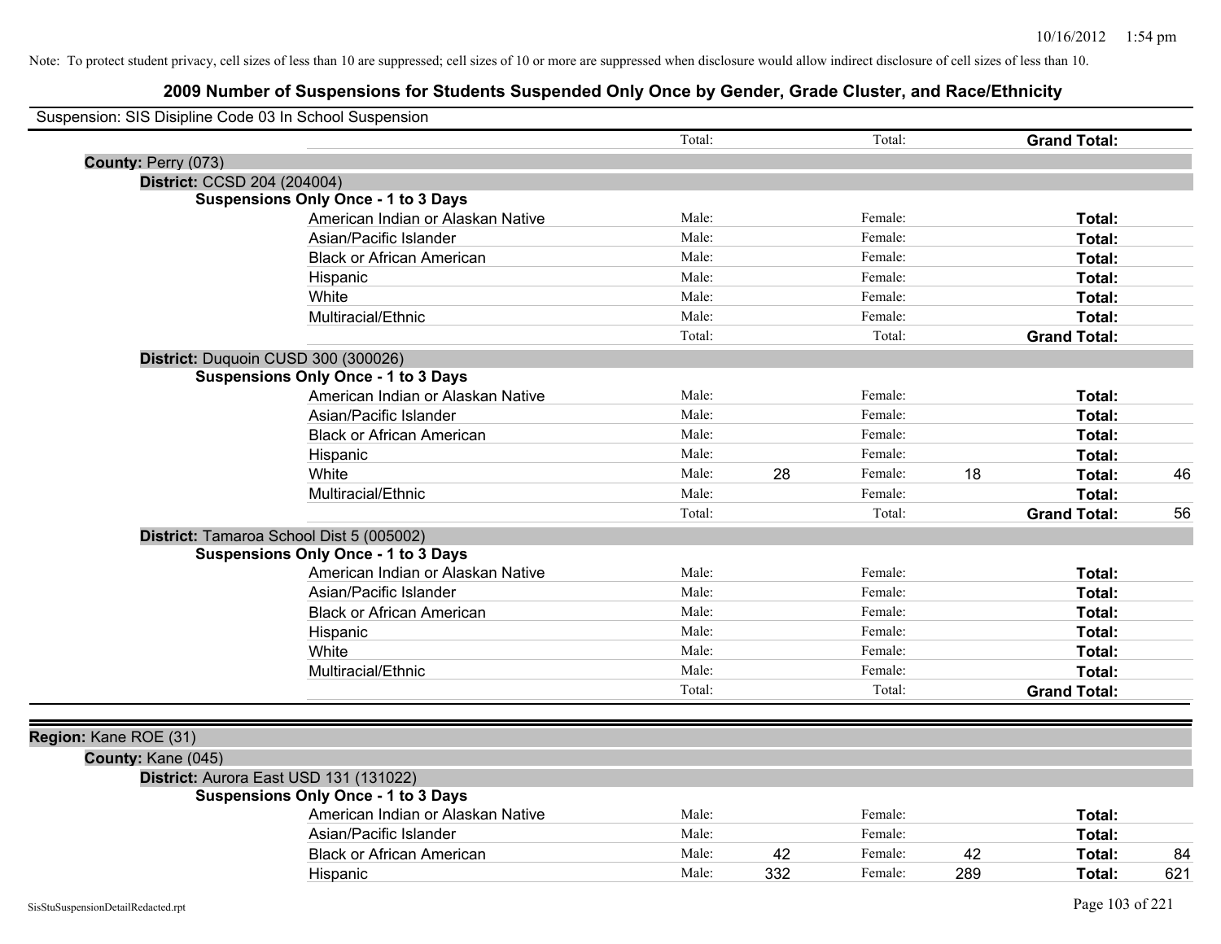Note: To protect student privacy, cell sizes of less than 10 are suppressed; cell sizes of 10 or more are suppressed when disclosure would allow indirect disclosure of cell sizes of less than 10.

# 2009 Number of Suspensions for Students Suspended Only Once by Gender, Grade Cluster, and Race/Ethnicity

Suspension: SIS Disipline Code 03 In School Suspension

| | | | | | | |
|---|---|---|---|---|---|---|
| | Total: | | Total: | | **Grand Total:** | |

**County:** Perry (073)

**District:** CCSD 204 (204004)

**Suspensions Only Once - 1 to 3 Days**

| Race/Ethnicity | | | | | | |
|---|---|---|---|---|---|---|
| American Indian or Alaskan Native | Male: | | Female: | | **Total:** | |
| Asian/Pacific Islander | Male: | | Female: | | **Total:** | |
| Black or African American | Male: | | Female: | | **Total:** | |
| Hispanic | Male: | | Female: | | **Total:** | |
| White | Male: | | Female: | | **Total:** | |
| Multiracial/Ethnic | Male: | | Female: | | **Total:** | |
| | Total: | | Total: | | **Grand Total:** | |

**District:** Duquoin CUSD 300 (300026)

**Suspensions Only Once - 1 to 3 Days**

| Race/Ethnicity | | | | | | |
|---|---|---|---|---|---|---|
| American Indian or Alaskan Native | Male: | | Female: | | **Total:** | |
| Asian/Pacific Islander | Male: | | Female: | | **Total:** | |
| Black or African American | Male: | | Female: | | **Total:** | |
| Hispanic | Male: | | Female: | | **Total:** | |
| White | Male: | 28 | Female: | 18 | **Total:** | 46 |
| Multiracial/Ethnic | Male: | | Female: | | **Total:** | |
| | Total: | | Total: | | **Grand Total:** | 56 |

**District:** Tamaroa School Dist 5 (005002)

**Suspensions Only Once - 1 to 3 Days**

| Race/Ethnicity | | | | | | |
|---|---|---|---|---|---|---|
| American Indian or Alaskan Native | Male: | | Female: | | **Total:** | |
| Asian/Pacific Islander | Male: | | Female: | | **Total:** | |
| Black or African American | Male: | | Female: | | **Total:** | |
| Hispanic | Male: | | Female: | | **Total:** | |
| White | Male: | | Female: | | **Total:** | |
| Multiracial/Ethnic | Male: | | Female: | | **Total:** | |
| | Total: | | Total: | | **Grand Total:** | |

**Region:** Kane ROE (31)

**County:** Kane (045)

**District:** Aurora East USD 131 (131022)

**Suspensions Only Once - 1 to 3 Days**

| Race/Ethnicity | | | | | | |
|---|---|---|---|---|---|---|
| American Indian or Alaskan Native | Male: | | Female: | | **Total:** | |
| Asian/Pacific Islander | Male: | | Female: | | **Total:** | |
| Black or African American | Male: | 42 | Female: | 42 | **Total:** | 84 |
| Hispanic | Male: | 332 | Female: | 289 | **Total:** | 621 |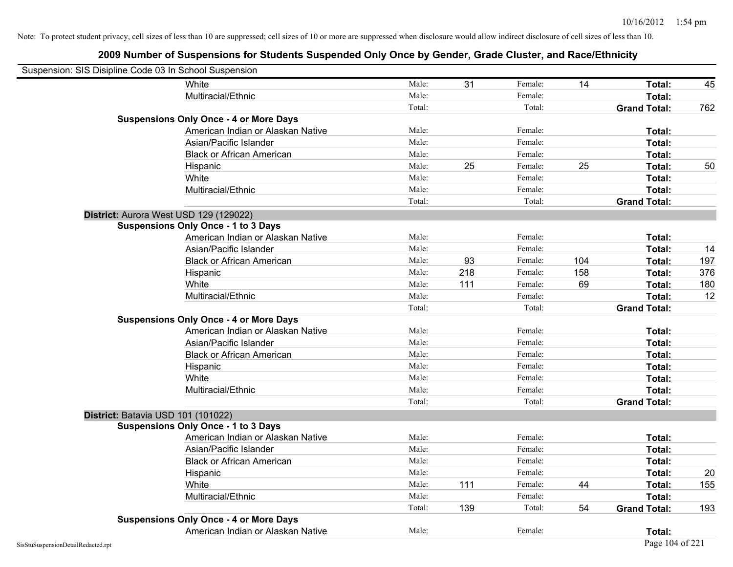Note: To protect student privacy, cell sizes of less than 10 are suppressed; cell sizes of 10 or more are suppressed when disclosure would allow indirect disclosure of cell sizes of less than 10.

## 2009 Number of Suspensions for Students Suspended Only Once by Gender, Grade Cluster, and Race/Ethnicity

Suspension: SIS Disipline Code 03 In School Suspension

| | | | | | | |
|---|---|---|---|---|---|---|
| White | Male: | 31 | Female: | 14 | **Total:** | 45 |
| Multiracial/Ethnic | Male: | | Female: | | **Total:** | |
| | Total: | | Total: | | **Grand Total:** | 762 |
| **Suspensions Only Once - 4 or More Days** | | | | | | |
| American Indian or Alaskan Native | Male: | | Female: | | **Total:** | |
| Asian/Pacific Islander | Male: | | Female: | | **Total:** | |
| Black or African American | Male: | | Female: | | **Total:** | |
| Hispanic | Male: | 25 | Female: | 25 | **Total:** | 50 |
| White | Male: | | Female: | | **Total:** | |
| Multiracial/Ethnic | Male: | | Female: | | **Total:** | |
| | Total: | | Total: | | **Grand Total:** | |

**District:** Aurora West USD 129 (129022)

| | | | | | | |
|---|---|---|---|---|---|---|
| **Suspensions Only Once - 1 to 3 Days** | | | | | | |
| American Indian or Alaskan Native | Male: | | Female: | | **Total:** | |
| Asian/Pacific Islander | Male: | | Female: | | **Total:** | 14 |
| Black or African American | Male: | 93 | Female: | 104 | **Total:** | 197 |
| Hispanic | Male: | 218 | Female: | 158 | **Total:** | 376 |
| White | Male: | 111 | Female: | 69 | **Total:** | 180 |
| Multiracial/Ethnic | Male: | | Female: | | **Total:** | 12 |
| | Total: | | Total: | | **Grand Total:** | |
| **Suspensions Only Once - 4 or More Days** | | | | | | |
| American Indian or Alaskan Native | Male: | | Female: | | **Total:** | |
| Asian/Pacific Islander | Male: | | Female: | | **Total:** | |
| Black or African American | Male: | | Female: | | **Total:** | |
| Hispanic | Male: | | Female: | | **Total:** | |
| White | Male: | | Female: | | **Total:** | |
| Multiracial/Ethnic | Male: | | Female: | | **Total:** | |
| | Total: | | Total: | | **Grand Total:** | |

**District:** Batavia USD 101 (101022)

| | | | | | | |
|---|---|---|---|---|---|---|
| **Suspensions Only Once - 1 to 3 Days** | | | | | | |
| American Indian or Alaskan Native | Male: | | Female: | | **Total:** | |
| Asian/Pacific Islander | Male: | | Female: | | **Total:** | |
| Black or African American | Male: | | Female: | | **Total:** | |
| Hispanic | Male: | | Female: | | **Total:** | 20 |
| White | Male: | 111 | Female: | 44 | **Total:** | 155 |
| Multiracial/Ethnic | Male: | | Female: | | **Total:** | |
| | Total: | 139 | Total: | 54 | **Grand Total:** | 193 |
| **Suspensions Only Once - 4 or More Days** | | | | | | |
| American Indian or Alaskan Native | Male: | | Female: | | **Total:** | |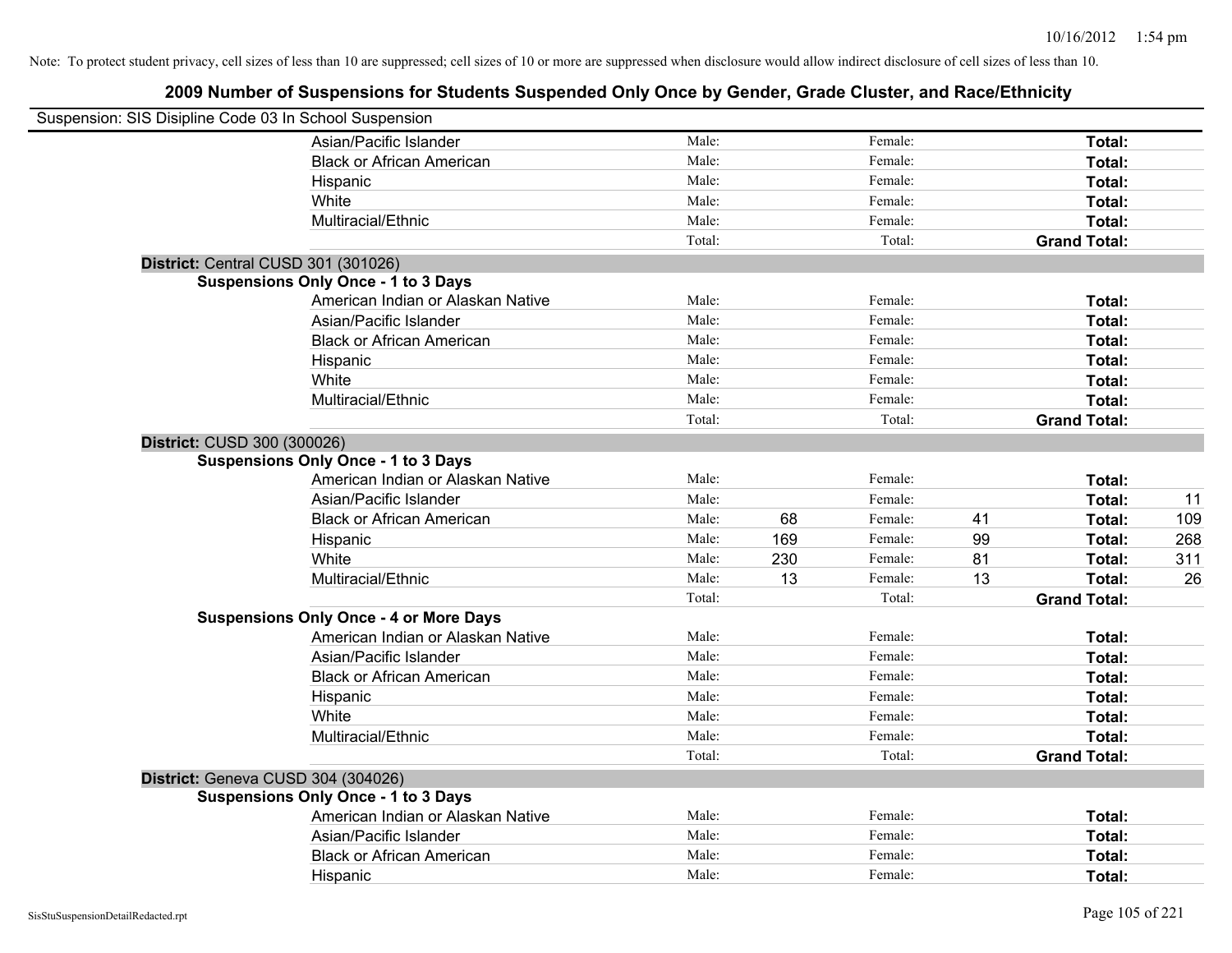Note: To protect student privacy, cell sizes of less than 10 are suppressed; cell sizes of 10 or more are suppressed when disclosure would allow indirect disclosure of cell sizes of less than 10.

## 2009 Number of Suspensions for Students Suspended Only Once by Gender, Grade Cluster, and Race/Ethnicity

Suspension: SIS Disipline Code 03 In School Suspension

| | | | | | | |
|---|---|---|---|---|---|---|
| Asian/Pacific Islander | Male: | | Female: | | **Total:** | |
| Black or African American | Male: | | Female: | | **Total:** | |
| Hispanic | Male: | | Female: | | **Total:** | |
| White | Male: | | Female: | | **Total:** | |
| Multiracial/Ethnic | Male: | | Female: | | **Total:** | |
| | Total: | | Total: | | **Grand Total:** | |

**District:** Central CUSD 301 (301026)

**Suspensions Only Once - 1 to 3 Days**

| | | | | | | |
|---|---|---|---|---|---|---|
| American Indian or Alaskan Native | Male: | | Female: | | **Total:** | |
| Asian/Pacific Islander | Male: | | Female: | | **Total:** | |
| Black or African American | Male: | | Female: | | **Total:** | |
| Hispanic | Male: | | Female: | | **Total:** | |
| White | Male: | | Female: | | **Total:** | |
| Multiracial/Ethnic | Male: | | Female: | | **Total:** | |
| | Total: | | Total: | | **Grand Total:** | |

**District:** CUSD 300 (300026)

**Suspensions Only Once - 1 to 3 Days**

| | | | | | | |
|---|---|---|---|---|---|---|
| American Indian or Alaskan Native | Male: | | Female: | | **Total:** | |
| Asian/Pacific Islander | Male: | | Female: | | **Total:** | 11 |
| Black or African American | Male: | 68 | Female: | 41 | **Total:** | 109 |
| Hispanic | Male: | 169 | Female: | 99 | **Total:** | 268 |
| White | Male: | 230 | Female: | 81 | **Total:** | 311 |
| Multiracial/Ethnic | Male: | 13 | Female: | 13 | **Total:** | 26 |
| | Total: | | Total: | | **Grand Total:** | |

**Suspensions Only Once - 4 or More Days**

| | | | | | | |
|---|---|---|---|---|---|---|
| American Indian or Alaskan Native | Male: | | Female: | | **Total:** | |
| Asian/Pacific Islander | Male: | | Female: | | **Total:** | |
| Black or African American | Male: | | Female: | | **Total:** | |
| Hispanic | Male: | | Female: | | **Total:** | |
| White | Male: | | Female: | | **Total:** | |
| Multiracial/Ethnic | Male: | | Female: | | **Total:** | |
| | Total: | | Total: | | **Grand Total:** | |

**District:** Geneva CUSD 304 (304026)

**Suspensions Only Once - 1 to 3 Days**

| | | | | | | |
|---|---|---|---|---|---|---|
| American Indian or Alaskan Native | Male: | | Female: | | **Total:** | |
| Asian/Pacific Islander | Male: | | Female: | | **Total:** | |
| Black or African American | Male: | | Female: | | **Total:** | |
| Hispanic | Male: | | Female: | | **Total:** | |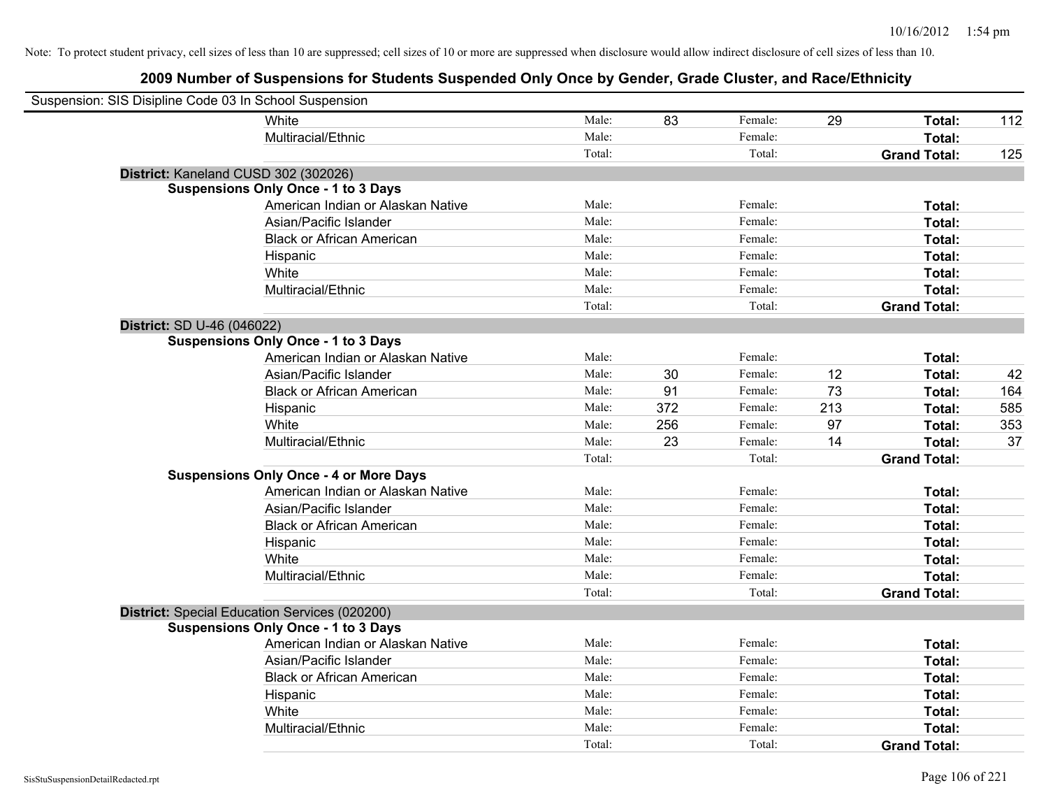Note: To protect student privacy, cell sizes of less than 10 are suppressed; cell sizes of 10 or more are suppressed when disclosure would allow indirect disclosure of cell sizes of less than 10.

## 2009 Number of Suspensions for Students Suspended Only Once by Gender, Grade Cluster, and Race/Ethnicity

Suspension: SIS Disipline Code 03 In School Suspension

| | | | | | | |
|---|---|---|---|---|---|---|
| White | Male: | 83 | Female: | 29 | **Total:** | 112 |
| Multiracial/Ethnic | Male: | | Female: | | **Total:** | |
| | Total: | | Total: | | **Grand Total:** | 125 |

**District:** Kaneland CUSD 302 (302026)

**Suspensions Only Once - 1 to 3 Days**

| | | | | | | |
|---|---|---|---|---|---|---|
| American Indian or Alaskan Native | Male: | | Female: | | **Total:** | |
| Asian/Pacific Islander | Male: | | Female: | | **Total:** | |
| Black or African American | Male: | | Female: | | **Total:** | |
| Hispanic | Male: | | Female: | | **Total:** | |
| White | Male: | | Female: | | **Total:** | |
| Multiracial/Ethnic | Male: | | Female: | | **Total:** | |
| | Total: | | Total: | | **Grand Total:** | |

**District:** SD U-46 (046022)

**Suspensions Only Once - 1 to 3 Days**

| | | | | | | |
|---|---|---|---|---|---|---|
| American Indian or Alaskan Native | Male: | | Female: | | **Total:** | |
| Asian/Pacific Islander | Male: | 30 | Female: | 12 | **Total:** | 42 |
| Black or African American | Male: | 91 | Female: | 73 | **Total:** | 164 |
| Hispanic | Male: | 372 | Female: | 213 | **Total:** | 585 |
| White | Male: | 256 | Female: | 97 | **Total:** | 353 |
| Multiracial/Ethnic | Male: | 23 | Female: | 14 | **Total:** | 37 |
| | Total: | | Total: | | **Grand Total:** | |

**Suspensions Only Once - 4 or More Days**

| | | | | | | |
|---|---|---|---|---|---|---|
| American Indian or Alaskan Native | Male: | | Female: | | **Total:** | |
| Asian/Pacific Islander | Male: | | Female: | | **Total:** | |
| Black or African American | Male: | | Female: | | **Total:** | |
| Hispanic | Male: | | Female: | | **Total:** | |
| White | Male: | | Female: | | **Total:** | |
| Multiracial/Ethnic | Male: | | Female: | | **Total:** | |
| | Total: | | Total: | | **Grand Total:** | |

**District:** Special Education Services (020200)

**Suspensions Only Once - 1 to 3 Days**

| | | | | | | |
|---|---|---|---|---|---|---|
| American Indian or Alaskan Native | Male: | | Female: | | **Total:** | |
| Asian/Pacific Islander | Male: | | Female: | | **Total:** | |
| Black or African American | Male: | | Female: | | **Total:** | |
| Hispanic | Male: | | Female: | | **Total:** | |
| White | Male: | | Female: | | **Total:** | |
| Multiracial/Ethnic | Male: | | Female: | | **Total:** | |
| | Total: | | Total: | | **Grand Total:** | |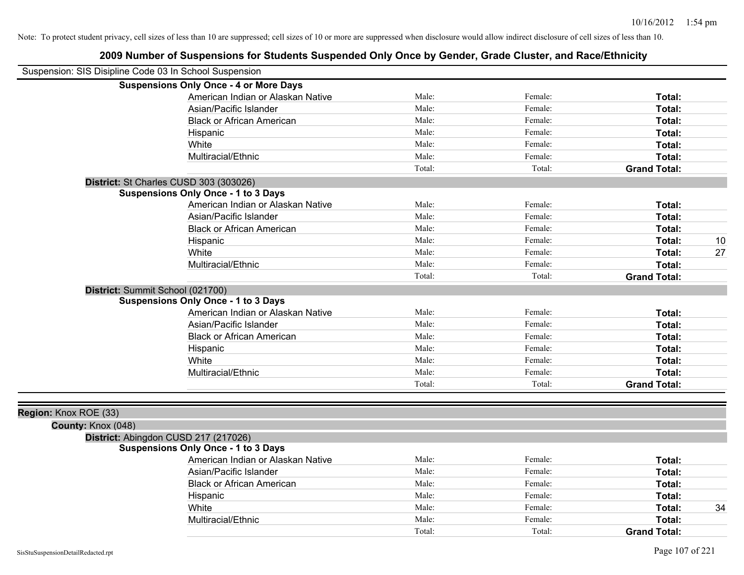Note: To protect student privacy, cell sizes of less than 10 are suppressed; cell sizes of 10 or more are suppressed when disclosure would allow indirect disclosure of cell sizes of less than 10.

# 2009 Number of Suspensions for Students Suspended Only Once by Gender, Grade Cluster, and Race/Ethnicity

Suspension: SIS Disipline Code 03 In School Suspension

**Suspensions Only Once - 4 or More Days**

| | | | | |
|---|---|---|---|---|
| American Indian or Alaskan Native | Male: | Female: | **Total:** | |
| Asian/Pacific Islander | Male: | Female: | **Total:** | |
| Black or African American | Male: | Female: | **Total:** | |
| Hispanic | Male: | Female: | **Total:** | |
| White | Male: | Female: | **Total:** | |
| Multiracial/Ethnic | Male: | Female: | **Total:** | |
| | Total: | Total: | **Grand Total:** | |

**District:** St Charles CUSD 303 (303026)

**Suspensions Only Once - 1 to 3 Days**

| | | | | |
|---|---|---|---|---|
| American Indian or Alaskan Native | Male: | Female: | **Total:** | |
| Asian/Pacific Islander | Male: | Female: | **Total:** | |
| Black or African American | Male: | Female: | **Total:** | |
| Hispanic | Male: | Female: | **Total:** | 10 |
| White | Male: | Female: | **Total:** | 27 |
| Multiracial/Ethnic | Male: | Female: | **Total:** | |
| | Total: | Total: | **Grand Total:** | |

**District:** Summit School (021700)

**Suspensions Only Once - 1 to 3 Days**

| | | | | |
|---|---|---|---|---|
| American Indian or Alaskan Native | Male: | Female: | **Total:** | |
| Asian/Pacific Islander | Male: | Female: | **Total:** | |
| Black or African American | Male: | Female: | **Total:** | |
| Hispanic | Male: | Female: | **Total:** | |
| White | Male: | Female: | **Total:** | |
| Multiracial/Ethnic | Male: | Female: | **Total:** | |
| | Total: | Total: | **Grand Total:** | |

**Region:** Knox ROE (33)

**County:** Knox (048)

**District:** Abingdon CUSD 217 (217026)

**Suspensions Only Once - 1 to 3 Days**

| | | | | |
|---|---|---|---|---|
| American Indian or Alaskan Native | Male: | Female: | **Total:** | |
| Asian/Pacific Islander | Male: | Female: | **Total:** | |
| Black or African American | Male: | Female: | **Total:** | |
| Hispanic | Male: | Female: | **Total:** | |
| White | Male: | Female: | **Total:** | 34 |
| Multiracial/Ethnic | Male: | Female: | **Total:** | |
| | Total: | Total: | **Grand Total:** | |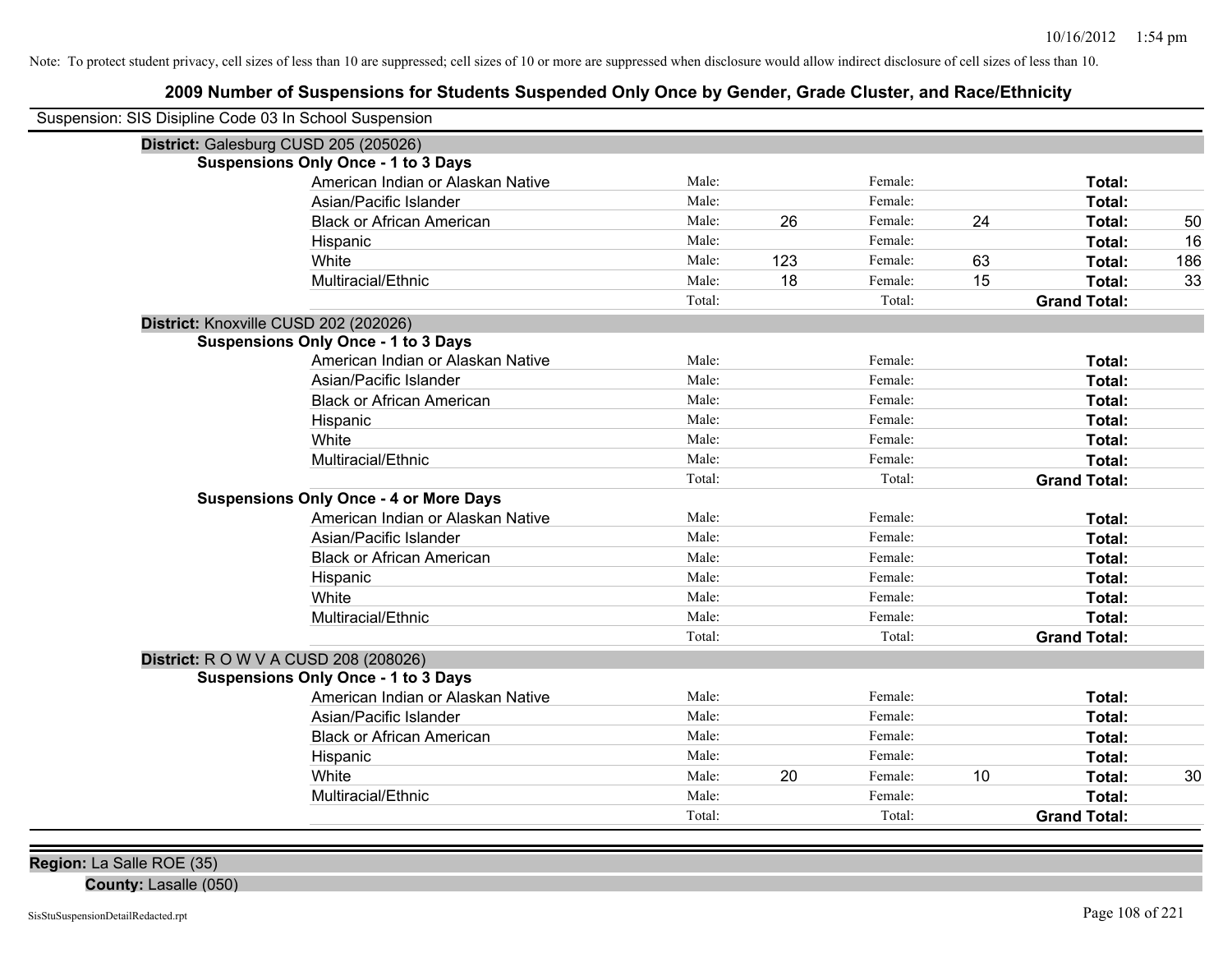Note: To protect student privacy, cell sizes of less than 10 are suppressed; cell sizes of 10 or more are suppressed when disclosure would allow indirect disclosure of cell sizes of less than 10.

# 2009 Number of Suspensions for Students Suspended Only Once by Gender, Grade Cluster, and Race/Ethnicity

Suspension: SIS Disipline Code 03 In School Suspension

## District: Galesburg CUSD 205 (205026)

### Suspensions Only Once - 1 to 3 Days

| Race/Ethnicity | | Male | | Female | | Total |
|---|---|---|---|---|---|---|
| American Indian or Alaskan Native | Male: | | Female: | | Total: | |
| Asian/Pacific Islander | Male: | | Female: | | Total: | |
| Black or African American | Male: | 26 | Female: | 24 | Total: | 50 |
| Hispanic | Male: | | Female: | | Total: | 16 |
| White | Male: | 123 | Female: | 63 | Total: | 186 |
| Multiracial/Ethnic | Male: | 18 | Female: | 15 | Total: | 33 |
| | Total: | | Total: | | Grand Total: | |

## District: Knoxville CUSD 202 (202026)

### Suspensions Only Once - 1 to 3 Days

| Race/Ethnicity | | Male | | Female | | Total |
|---|---|---|---|---|---|---|
| American Indian or Alaskan Native | Male: | | Female: | | Total: | |
| Asian/Pacific Islander | Male: | | Female: | | Total: | |
| Black or African American | Male: | | Female: | | Total: | |
| Hispanic | Male: | | Female: | | Total: | |
| White | Male: | | Female: | | Total: | |
| Multiracial/Ethnic | Male: | | Female: | | Total: | |
| | Total: | | Total: | | Grand Total: | |

### Suspensions Only Once - 4 or More Days

| Race/Ethnicity | | Male | | Female | | Total |
|---|---|---|---|---|---|---|
| American Indian or Alaskan Native | Male: | | Female: | | Total: | |
| Asian/Pacific Islander | Male: | | Female: | | Total: | |
| Black or African American | Male: | | Female: | | Total: | |
| Hispanic | Male: | | Female: | | Total: | |
| White | Male: | | Female: | | Total: | |
| Multiracial/Ethnic | Male: | | Female: | | Total: | |
| | Total: | | Total: | | Grand Total: | |

## District: R O W V A CUSD 208 (208026)

### Suspensions Only Once - 1 to 3 Days

| Race/Ethnicity | | Male | | Female | | Total |
|---|---|---|---|---|---|---|
| American Indian or Alaskan Native | Male: | | Female: | | Total: | |
| Asian/Pacific Islander | Male: | | Female: | | Total: | |
| Black or African American | Male: | | Female: | | Total: | |
| Hispanic | Male: | | Female: | | Total: | |
| White | Male: | 20 | Female: | 10 | Total: | 30 |
| Multiracial/Ethnic | Male: | | Female: | | Total: | |
| | Total: | | Total: | | Grand Total: | |

**Region:** La Salle ROE (35)

**County:** Lasalle (050)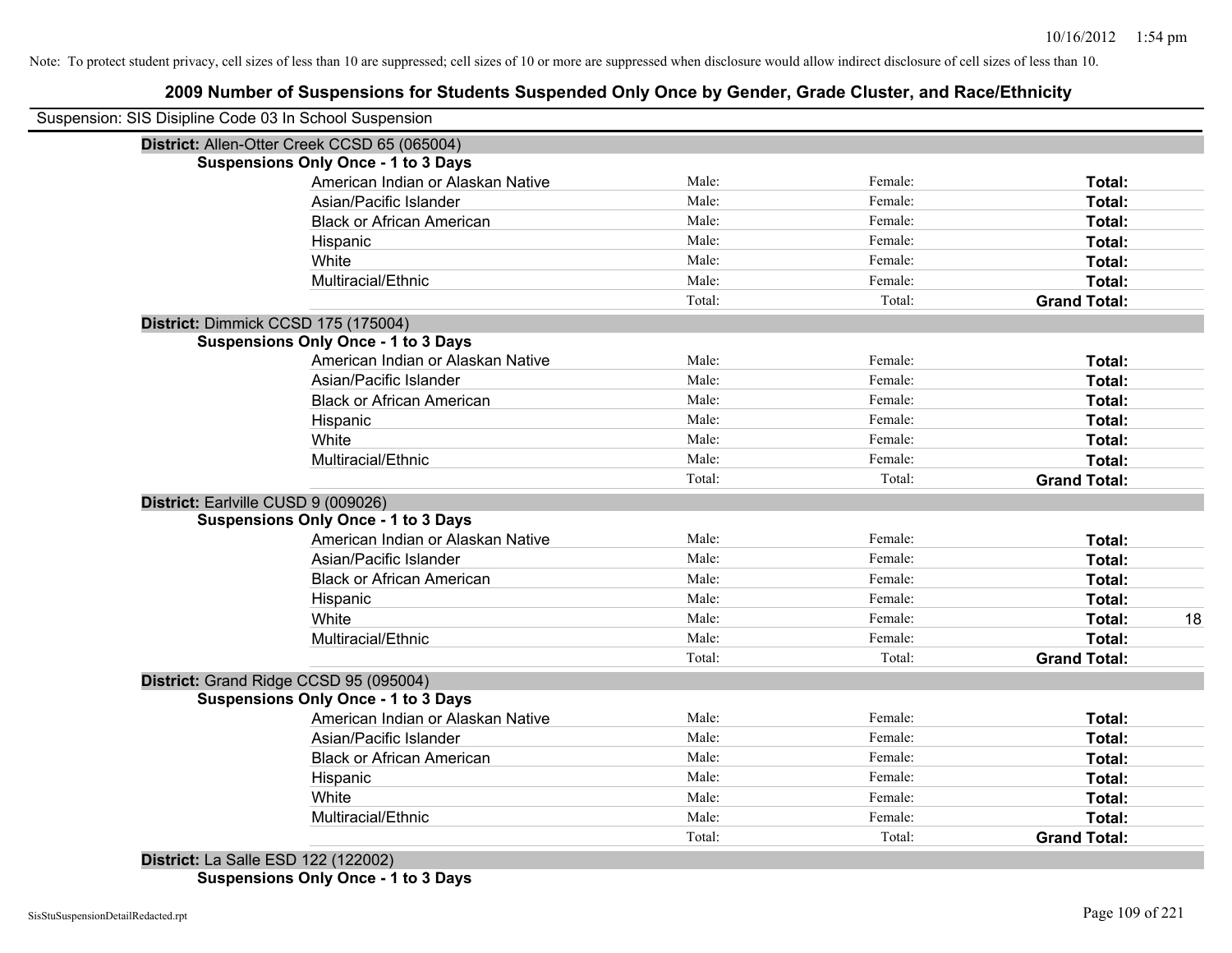Note: To protect student privacy, cell sizes of less than 10 are suppressed; cell sizes of 10 or more are suppressed when disclosure would allow indirect disclosure of cell sizes of less than 10.

# 2009 Number of Suspensions for Students Suspended Only Once by Gender, Grade Cluster, and Race/Ethnicity

Suspension: SIS Disipline Code 03 In School Suspension

**District:** Allen-Otter Creek CCSD 65 (065004)

**Suspensions Only Once - 1 to 3 Days**

| | | | | |
|---|---|---|---|---|
| American Indian or Alaskan Native | Male: | Female: | **Total:** | |
| Asian/Pacific Islander | Male: | Female: | **Total:** | |
| Black or African American | Male: | Female: | **Total:** | |
| Hispanic | Male: | Female: | **Total:** | |
| White | Male: | Female: | **Total:** | |
| Multiracial/Ethnic | Male: | Female: | **Total:** | |
| | Total: | Total: | **Grand Total:** | |

**District:** Dimmick CCSD 175 (175004)

**Suspensions Only Once - 1 to 3 Days**

| | | | | |
|---|---|---|---|---|
| American Indian or Alaskan Native | Male: | Female: | **Total:** | |
| Asian/Pacific Islander | Male: | Female: | **Total:** | |
| Black or African American | Male: | Female: | **Total:** | |
| Hispanic | Male: | Female: | **Total:** | |
| White | Male: | Female: | **Total:** | |
| Multiracial/Ethnic | Male: | Female: | **Total:** | |
| | Total: | Total: | **Grand Total:** | |

**District:** Earlville CUSD 9 (009026)

**Suspensions Only Once - 1 to 3 Days**

| | | | | |
|---|---|---|---|---|
| American Indian or Alaskan Native | Male: | Female: | **Total:** | |
| Asian/Pacific Islander | Male: | Female: | **Total:** | |
| Black or African American | Male: | Female: | **Total:** | |
| Hispanic | Male: | Female: | **Total:** | |
| White | Male: | Female: | **Total:** | 18 |
| Multiracial/Ethnic | Male: | Female: | **Total:** | |
| | Total: | Total: | **Grand Total:** | |

**District:** Grand Ridge CCSD 95 (095004)

**Suspensions Only Once - 1 to 3 Days**

| | | | | |
|---|---|---|---|---|
| American Indian or Alaskan Native | Male: | Female: | **Total:** | |
| Asian/Pacific Islander | Male: | Female: | **Total:** | |
| Black or African American | Male: | Female: | **Total:** | |
| Hispanic | Male: | Female: | **Total:** | |
| White | Male: | Female: | **Total:** | |
| Multiracial/Ethnic | Male: | Female: | **Total:** | |
| | Total: | Total: | **Grand Total:** | |

**District:** La Salle ESD 122 (122002)

**Suspensions Only Once - 1 to 3 Days**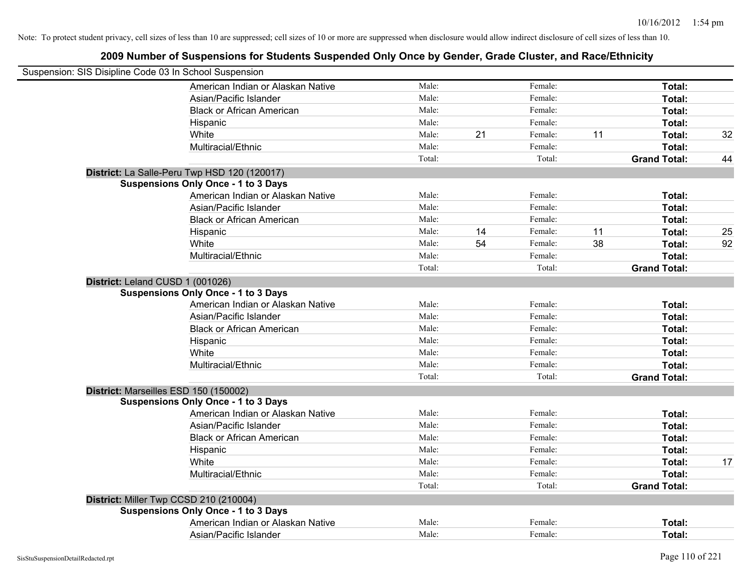Note: To protect student privacy, cell sizes of less than 10 are suppressed; cell sizes of 10 or more are suppressed when disclosure would allow indirect disclosure of cell sizes of less than 10.

# 2009 Number of Suspensions for Students Suspended Only Once by Gender, Grade Cluster, and Race/Ethnicity

Suspension: SIS Disipline Code 03 In School Suspension

| | | | | | | |
|---|---|---|---|---|---|---|
| American Indian or Alaskan Native | Male: | | Female: | | **Total:** | |
| Asian/Pacific Islander | Male: | | Female: | | **Total:** | |
| Black or African American | Male: | | Female: | | **Total:** | |
| Hispanic | Male: | | Female: | | **Total:** | |
| White | Male: | 21 | Female: | 11 | **Total:** | 32 |
| Multiracial/Ethnic | Male: | | Female: | | **Total:** | |
| | Total: | | Total: | | **Grand Total:** | 44 |

**District:** La Salle-Peru Twp HSD 120 (120017)

**Suspensions Only Once - 1 to 3 Days**

| | | | | | | |
|---|---|---|---|---|---|---|
| American Indian or Alaskan Native | Male: | | Female: | | **Total:** | |
| Asian/Pacific Islander | Male: | | Female: | | **Total:** | |
| Black or African American | Male: | | Female: | | **Total:** | |
| Hispanic | Male: | 14 | Female: | 11 | **Total:** | 25 |
| White | Male: | 54 | Female: | 38 | **Total:** | 92 |
| Multiracial/Ethnic | Male: | | Female: | | **Total:** | |
| | Total: | | Total: | | **Grand Total:** | |

**District:** Leland CUSD 1 (001026)

**Suspensions Only Once - 1 to 3 Days**

| | | | | | | |
|---|---|---|---|---|---|---|
| American Indian or Alaskan Native | Male: | | Female: | | **Total:** | |
| Asian/Pacific Islander | Male: | | Female: | | **Total:** | |
| Black or African American | Male: | | Female: | | **Total:** | |
| Hispanic | Male: | | Female: | | **Total:** | |
| White | Male: | | Female: | | **Total:** | |
| Multiracial/Ethnic | Male: | | Female: | | **Total:** | |
| | Total: | | Total: | | **Grand Total:** | |

**District:** Marseilles ESD 150 (150002)

**Suspensions Only Once - 1 to 3 Days**

| | | | | | | |
|---|---|---|---|---|---|---|
| American Indian or Alaskan Native | Male: | | Female: | | **Total:** | |
| Asian/Pacific Islander | Male: | | Female: | | **Total:** | |
| Black or African American | Male: | | Female: | | **Total:** | |
| Hispanic | Male: | | Female: | | **Total:** | |
| White | Male: | | Female: | | **Total:** | 17 |
| Multiracial/Ethnic | Male: | | Female: | | **Total:** | |
| | Total: | | Total: | | **Grand Total:** | |

**District:** Miller Twp CCSD 210 (210004)

**Suspensions Only Once - 1 to 3 Days**

| | | | | | | |
|---|---|---|---|---|---|---|
| American Indian or Alaskan Native | Male: | | Female: | | **Total:** | |
| Asian/Pacific Islander | Male: | | Female: | | **Total:** | |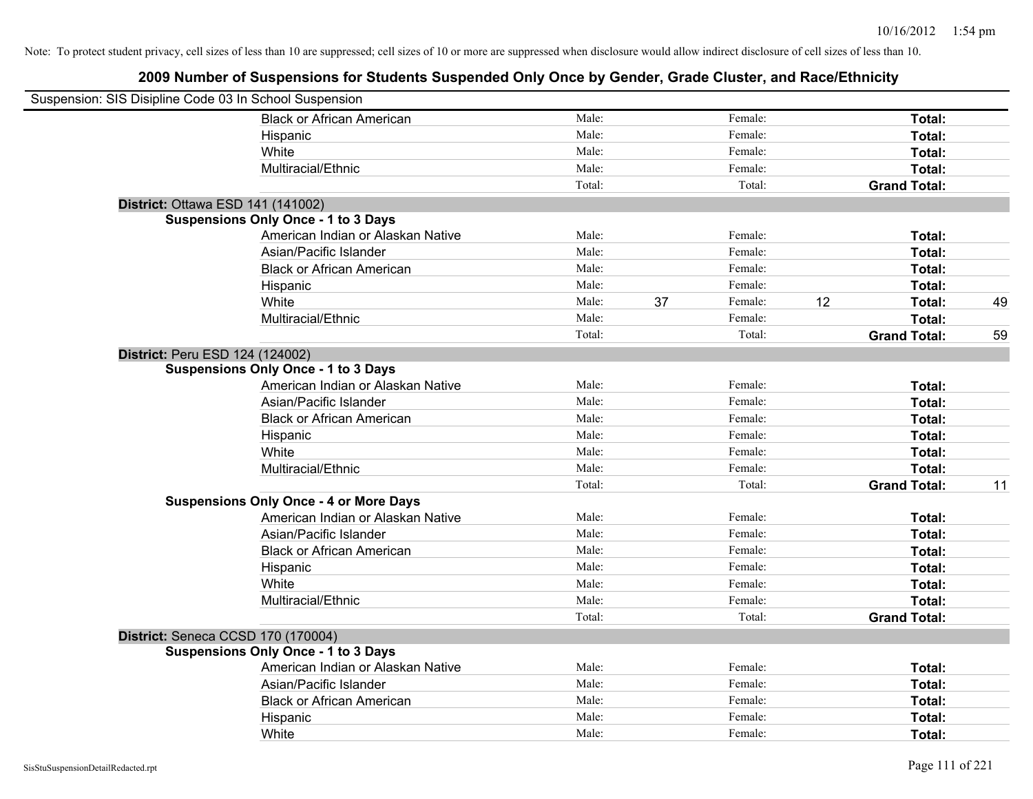Note: To protect student privacy, cell sizes of less than 10 are suppressed; cell sizes of 10 or more are suppressed when disclosure would allow indirect disclosure of cell sizes of less than 10.

# 2009 Number of Suspensions for Students Suspended Only Once by Gender, Grade Cluster, and Race/Ethnicity

Suspension: SIS Disipline Code 03 In School Suspension

| | | | | | |
|---|---|---|---|---|---|
| Black or African American | Male: | | Female: | | **Total:** | |
| Hispanic | Male: | | Female: | | **Total:** | |
| White | Male: | | Female: | | **Total:** | |
| Multiracial/Ethnic | Male: | | Female: | | **Total:** | |
| | Total: | | Total: | | **Grand Total:** | |

**District:** Ottawa ESD 141 (141002)

**Suspensions Only Once - 1 to 3 Days**

| | | | | | | |
|---|---|---|---|---|---|---|
| American Indian or Alaskan Native | Male: | | Female: | | **Total:** | |
| Asian/Pacific Islander | Male: | | Female: | | **Total:** | |
| Black or African American | Male: | | Female: | | **Total:** | |
| Hispanic | Male: | | Female: | | **Total:** | |
| White | Male: | 37 | Female: | 12 | **Total:** | 49 |
| Multiracial/Ethnic | Male: | | Female: | | **Total:** | |
| | Total: | | Total: | | **Grand Total:** | 59 |

**District:** Peru ESD 124 (124002)

**Suspensions Only Once - 1 to 3 Days**

| | | | | | | |
|---|---|---|---|---|---|---|
| American Indian or Alaskan Native | Male: | | Female: | | **Total:** | |
| Asian/Pacific Islander | Male: | | Female: | | **Total:** | |
| Black or African American | Male: | | Female: | | **Total:** | |
| Hispanic | Male: | | Female: | | **Total:** | |
| White | Male: | | Female: | | **Total:** | |
| Multiracial/Ethnic | Male: | | Female: | | **Total:** | |
| | Total: | | Total: | | **Grand Total:** | 11 |

**Suspensions Only Once - 4 or More Days**

| | | | | | | |
|---|---|---|---|---|---|---|
| American Indian or Alaskan Native | Male: | | Female: | | **Total:** | |
| Asian/Pacific Islander | Male: | | Female: | | **Total:** | |
| Black or African American | Male: | | Female: | | **Total:** | |
| Hispanic | Male: | | Female: | | **Total:** | |
| White | Male: | | Female: | | **Total:** | |
| Multiracial/Ethnic | Male: | | Female: | | **Total:** | |
| | Total: | | Total: | | **Grand Total:** | |

**District:** Seneca CCSD 170 (170004)

**Suspensions Only Once - 1 to 3 Days**

| | | | | | | |
|---|---|---|---|---|---|---|
| American Indian or Alaskan Native | Male: | | Female: | | **Total:** | |
| Asian/Pacific Islander | Male: | | Female: | | **Total:** | |
| Black or African American | Male: | | Female: | | **Total:** | |
| Hispanic | Male: | | Female: | | **Total:** | |
| White | Male: | | Female: | | **Total:** | |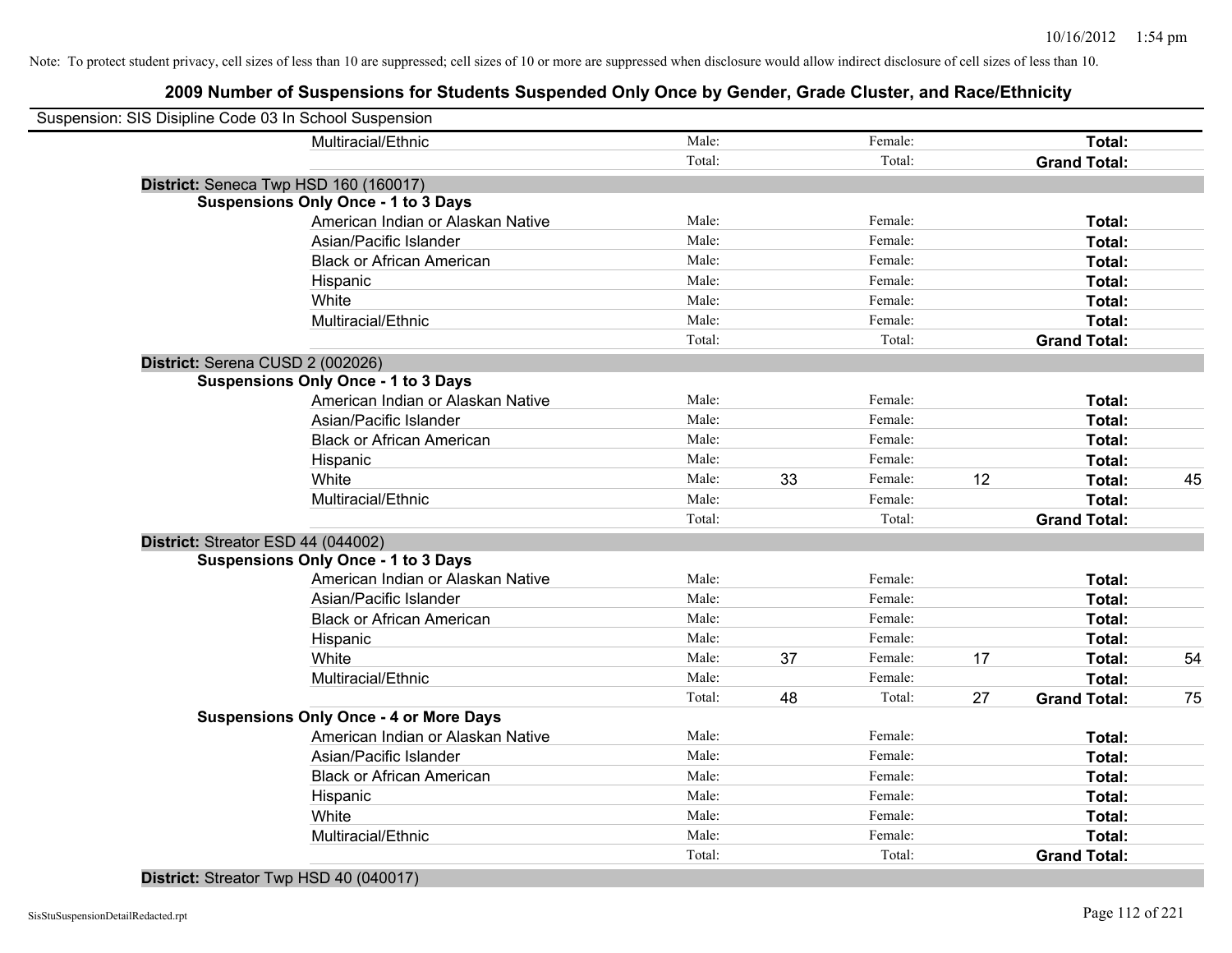Note: To protect student privacy, cell sizes of less than 10 are suppressed; cell sizes of 10 or more are suppressed when disclosure would allow indirect disclosure of cell sizes of less than 10.

# 2009 Number of Suspensions for Students Suspended Only Once by Gender, Grade Cluster, and Race/Ethnicity

Suspension: SIS Disipline Code 03 In School Suspension

| | | | | | | |
|---|---|---|---|---|---|---|
| Multiracial/Ethnic | Male: | | Female: | | **Total:** | |
| | Total: | | Total: | | **Grand Total:** | |

**District:** Seneca Twp HSD 160 (160017)

**Suspensions Only Once - 1 to 3 Days**

| | | | | | | |
|---|---|---|---|---|---|---|
| American Indian or Alaskan Native | Male: | | Female: | | **Total:** | |
| Asian/Pacific Islander | Male: | | Female: | | **Total:** | |
| Black or African American | Male: | | Female: | | **Total:** | |
| Hispanic | Male: | | Female: | | **Total:** | |
| White | Male: | | Female: | | **Total:** | |
| Multiracial/Ethnic | Male: | | Female: | | **Total:** | |
| | Total: | | Total: | | **Grand Total:** | |

**District:** Serena CUSD 2 (002026)

**Suspensions Only Once - 1 to 3 Days**

| | | | | | | |
|---|---|---|---|---|---|---|
| American Indian or Alaskan Native | Male: | | Female: | | **Total:** | |
| Asian/Pacific Islander | Male: | | Female: | | **Total:** | |
| Black or African American | Male: | | Female: | | **Total:** | |
| Hispanic | Male: | | Female: | | **Total:** | |
| White | Male: | 33 | Female: | 12 | **Total:** | 45 |
| Multiracial/Ethnic | Male: | | Female: | | **Total:** | |
| | Total: | | Total: | | **Grand Total:** | |

**District:** Streator ESD 44 (044002)

**Suspensions Only Once - 1 to 3 Days**

| | | | | | | |
|---|---|---|---|---|---|---|
| American Indian or Alaskan Native | Male: | | Female: | | **Total:** | |
| Asian/Pacific Islander | Male: | | Female: | | **Total:** | |
| Black or African American | Male: | | Female: | | **Total:** | |
| Hispanic | Male: | | Female: | | **Total:** | |
| White | Male: | 37 | Female: | 17 | **Total:** | 54 |
| Multiracial/Ethnic | Male: | | Female: | | **Total:** | |
| | Total: | 48 | Total: | 27 | **Grand Total:** | 75 |

**Suspensions Only Once - 4 or More Days**

| | | | | | | |
|---|---|---|---|---|---|---|
| American Indian or Alaskan Native | Male: | | Female: | | **Total:** | |
| Asian/Pacific Islander | Male: | | Female: | | **Total:** | |
| Black or African American | Male: | | Female: | | **Total:** | |
| Hispanic | Male: | | Female: | | **Total:** | |
| White | Male: | | Female: | | **Total:** | |
| Multiracial/Ethnic | Male: | | Female: | | **Total:** | |
| | Total: | | Total: | | **Grand Total:** | |

**District:** Streator Twp HSD 40 (040017)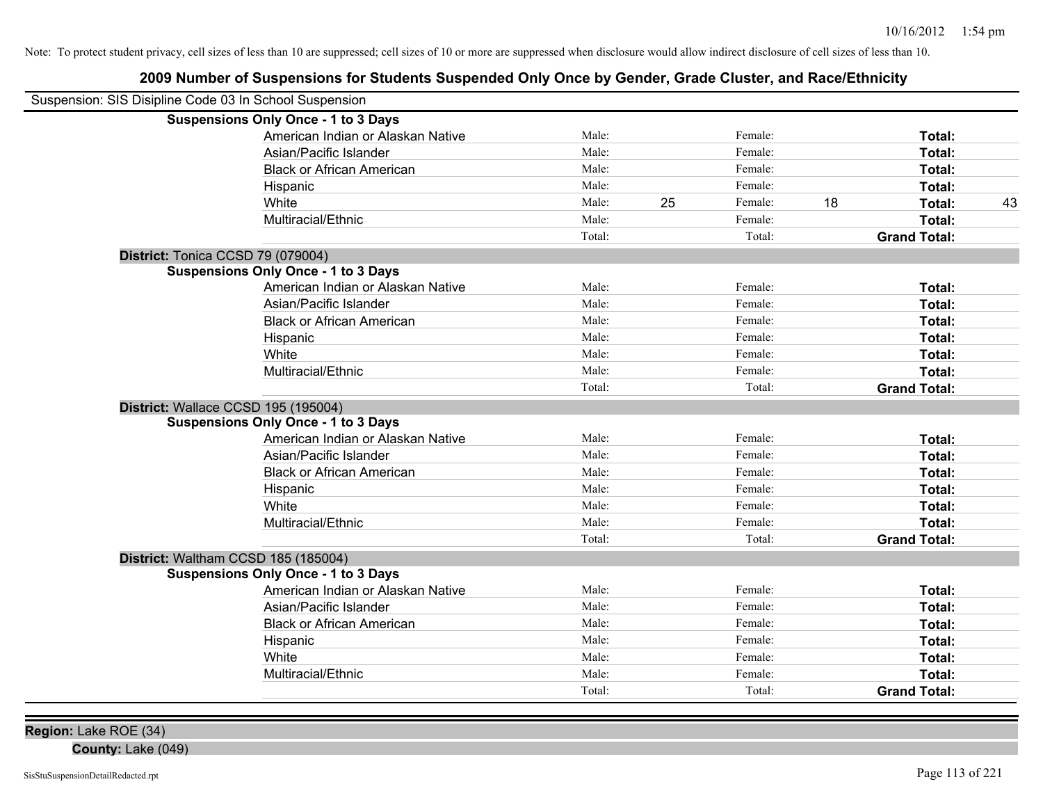Note: To protect student privacy, cell sizes of less than 10 are suppressed; cell sizes of 10 or more are suppressed when disclosure would allow indirect disclosure of cell sizes of less than 10.

## 2009 Number of Suspensions for Students Suspended Only Once by Gender, Grade Cluster, and Race/Ethnicity

Suspension: SIS Disipline Code 03 In School Suspension

**Suspensions Only Once - 1 to 3 Days**

| Race/Ethnicity | | | | | | |
|---|---|---|---|---|---|---|
| American Indian or Alaskan Native | Male: | | Female: | | **Total:** | |
| Asian/Pacific Islander | Male: | | Female: | | **Total:** | |
| Black or African American | Male: | | Female: | | **Total:** | |
| Hispanic | Male: | | Female: | | **Total:** | |
| White | Male: | 25 | Female: | 18 | **Total:** | 43 |
| Multiracial/Ethnic | Male: | | Female: | | **Total:** | |
| | Total: | | Total: | | **Grand Total:** | |

**District:** Tonica CCSD 79 (079004)

**Suspensions Only Once - 1 to 3 Days**

| Race/Ethnicity | | | | | | |
|---|---|---|---|---|---|---|
| American Indian or Alaskan Native | Male: | | Female: | | **Total:** | |
| Asian/Pacific Islander | Male: | | Female: | | **Total:** | |
| Black or African American | Male: | | Female: | | **Total:** | |
| Hispanic | Male: | | Female: | | **Total:** | |
| White | Male: | | Female: | | **Total:** | |
| Multiracial/Ethnic | Male: | | Female: | | **Total:** | |
| | Total: | | Total: | | **Grand Total:** | |

**District:** Wallace CCSD 195 (195004)

**Suspensions Only Once - 1 to 3 Days**

| Race/Ethnicity | | | | | | |
|---|---|---|---|---|---|---|
| American Indian or Alaskan Native | Male: | | Female: | | **Total:** | |
| Asian/Pacific Islander | Male: | | Female: | | **Total:** | |
| Black or African American | Male: | | Female: | | **Total:** | |
| Hispanic | Male: | | Female: | | **Total:** | |
| White | Male: | | Female: | | **Total:** | |
| Multiracial/Ethnic | Male: | | Female: | | **Total:** | |
| | Total: | | Total: | | **Grand Total:** | |

**District:** Waltham CCSD 185 (185004)

**Suspensions Only Once - 1 to 3 Days**

| Race/Ethnicity | | | | | | |
|---|---|---|---|---|---|---|
| American Indian or Alaskan Native | Male: | | Female: | | **Total:** | |
| Asian/Pacific Islander | Male: | | Female: | | **Total:** | |
| Black or African American | Male: | | Female: | | **Total:** | |
| Hispanic | Male: | | Female: | | **Total:** | |
| White | Male: | | Female: | | **Total:** | |
| Multiracial/Ethnic | Male: | | Female: | | **Total:** | |
| | Total: | | Total: | | **Grand Total:** | |

**Region:** Lake ROE (34)

**County:** Lake (049)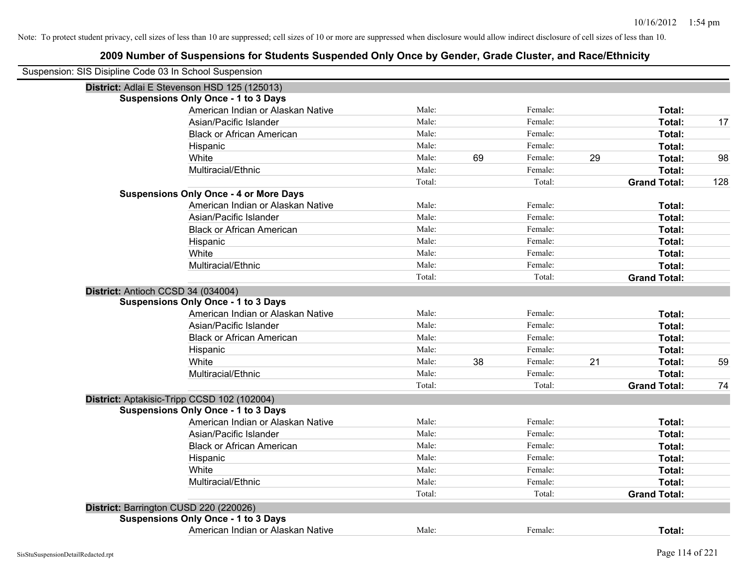Note: To protect student privacy, cell sizes of less than 10 are suppressed; cell sizes of 10 or more are suppressed when disclosure would allow indirect disclosure of cell sizes of less than 10.

# 2009 Number of Suspensions for Students Suspended Only Once by Gender, Grade Cluster, and Race/Ethnicity

Suspension: SIS Disipline Code 03 In School Suspension

## District: Adlai E Stevenson HSD 125 (125013)

### Suspensions Only Once - 1 to 3 Days

| | | | | | | |
|---|---|---|---|---|---|---|
| American Indian or Alaskan Native | Male: | | Female: | | Total: | |
| Asian/Pacific Islander | Male: | | Female: | | Total: | 17 |
| Black or African American | Male: | | Female: | | Total: | |
| Hispanic | Male: | | Female: | | Total: | |
| White | Male: | 69 | Female: | 29 | Total: | 98 |
| Multiracial/Ethnic | Male: | | Female: | | Total: | |
| | Total: | | Total: | | **Grand Total:** | 128 |

### Suspensions Only Once - 4 or More Days

| | | | | | | |
|---|---|---|---|---|---|---|
| American Indian or Alaskan Native | Male: | | Female: | | Total: | |
| Asian/Pacific Islander | Male: | | Female: | | Total: | |
| Black or African American | Male: | | Female: | | Total: | |
| Hispanic | Male: | | Female: | | Total: | |
| White | Male: | | Female: | | Total: | |
| Multiracial/Ethnic | Male: | | Female: | | Total: | |
| | Total: | | Total: | | **Grand Total:** | |

## District: Antioch CCSD 34 (034004)

### Suspensions Only Once - 1 to 3 Days

| | | | | | | |
|---|---|---|---|---|---|---|
| American Indian or Alaskan Native | Male: | | Female: | | Total: | |
| Asian/Pacific Islander | Male: | | Female: | | Total: | |
| Black or African American | Male: | | Female: | | Total: | |
| Hispanic | Male: | | Female: | | Total: | |
| White | Male: | 38 | Female: | 21 | Total: | 59 |
| Multiracial/Ethnic | Male: | | Female: | | Total: | |
| | Total: | | Total: | | **Grand Total:** | 74 |

## District: Aptakisic-Tripp CCSD 102 (102004)

### Suspensions Only Once - 1 to 3 Days

| | | | | | | |
|---|---|---|---|---|---|---|
| American Indian or Alaskan Native | Male: | | Female: | | Total: | |
| Asian/Pacific Islander | Male: | | Female: | | Total: | |
| Black or African American | Male: | | Female: | | Total: | |
| Hispanic | Male: | | Female: | | Total: | |
| White | Male: | | Female: | | Total: | |
| Multiracial/Ethnic | Male: | | Female: | | Total: | |
| | Total: | | Total: | | **Grand Total:** | |

## District: Barrington CUSD 220 (220026)

### Suspensions Only Once - 1 to 3 Days

| | | | | | | |
|---|---|---|---|---|---|---|
| American Indian or Alaskan Native | Male: | | Female: | | Total: | |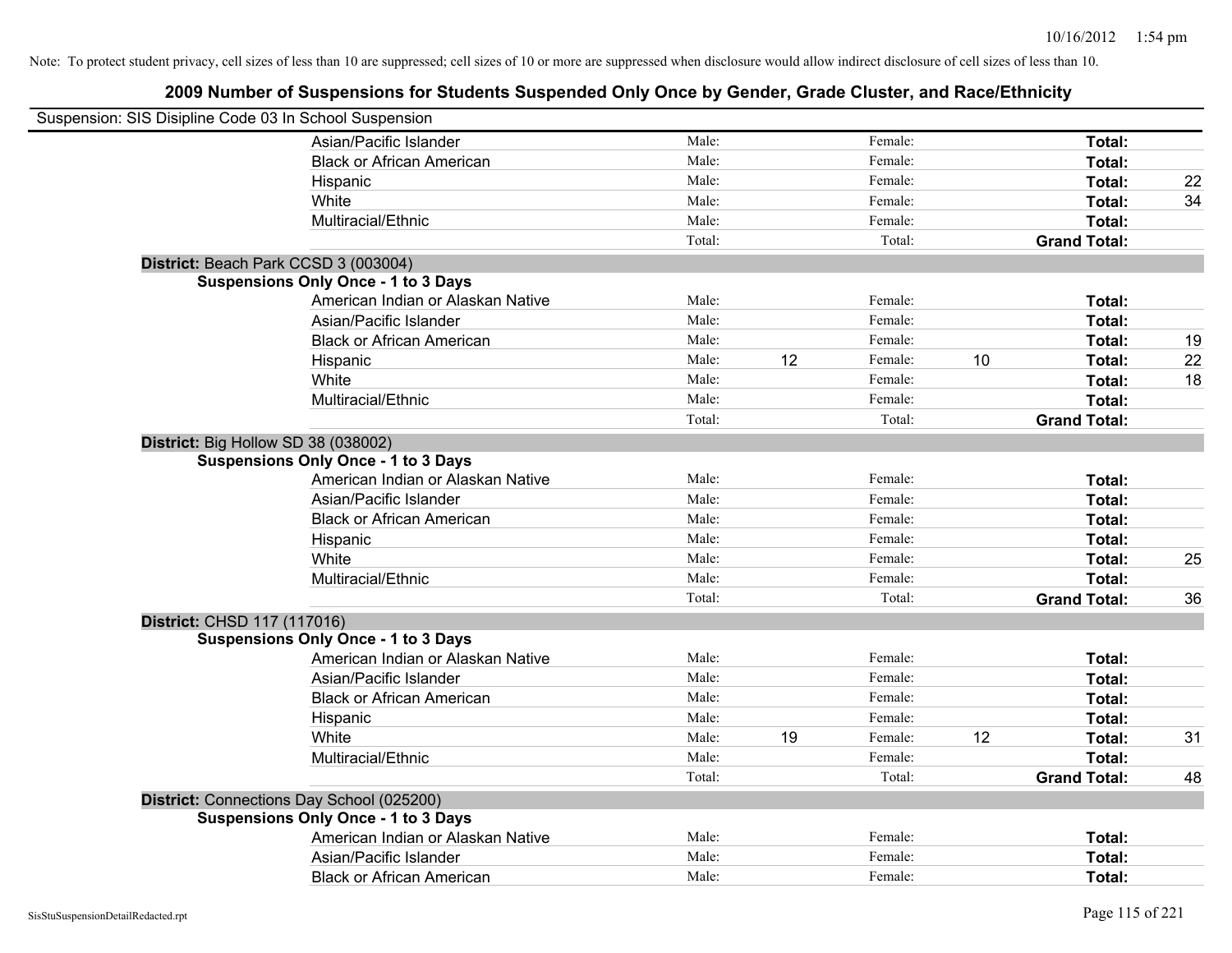Note: To protect student privacy, cell sizes of less than 10 are suppressed; cell sizes of 10 or more are suppressed when disclosure would allow indirect disclosure of cell sizes of less than 10.

# 2009 Number of Suspensions for Students Suspended Only Once by Gender, Grade Cluster, and Race/Ethnicity

Suspension: SIS Disipline Code 03 In School Suspension

| | Male: | | Female: | | | |
|---|---|---|---|---|---|---|
| Asian/Pacific Islander | Male: | | Female: | | **Total:** | |
| Black or African American | Male: | | Female: | | **Total:** | |
| Hispanic | Male: | | Female: | | **Total:** | 22 |
| White | Male: | | Female: | | **Total:** | 34 |
| Multiracial/Ethnic | Male: | | Female: | | **Total:** | |
| | Total: | | Total: | | **Grand Total:** | |

**District:** Beach Park CCSD 3 (003004)

**Suspensions Only Once - 1 to 3 Days**

| | | | | | | |
|---|---|---|---|---|---|---|
| American Indian or Alaskan Native | Male: | | Female: | | **Total:** | |
| Asian/Pacific Islander | Male: | | Female: | | **Total:** | |
| Black or African American | Male: | | Female: | | **Total:** | 19 |
| Hispanic | Male: | 12 | Female: | 10 | **Total:** | 22 |
| White | Male: | | Female: | | **Total:** | 18 |
| Multiracial/Ethnic | Male: | | Female: | | **Total:** | |
| | Total: | | Total: | | **Grand Total:** | |

**District:** Big Hollow SD 38 (038002)

**Suspensions Only Once - 1 to 3 Days**

| | | | | | | |
|---|---|---|---|---|---|---|
| American Indian or Alaskan Native | Male: | | Female: | | **Total:** | |
| Asian/Pacific Islander | Male: | | Female: | | **Total:** | |
| Black or African American | Male: | | Female: | | **Total:** | |
| Hispanic | Male: | | Female: | | **Total:** | |
| White | Male: | | Female: | | **Total:** | 25 |
| Multiracial/Ethnic | Male: | | Female: | | **Total:** | |
| | Total: | | Total: | | **Grand Total:** | 36 |

**District:** CHSD 117 (117016)

**Suspensions Only Once - 1 to 3 Days**

| | | | | | | |
|---|---|---|---|---|---|---|
| American Indian or Alaskan Native | Male: | | Female: | | **Total:** | |
| Asian/Pacific Islander | Male: | | Female: | | **Total:** | |
| Black or African American | Male: | | Female: | | **Total:** | |
| Hispanic | Male: | | Female: | | **Total:** | |
| White | Male: | 19 | Female: | 12 | **Total:** | 31 |
| Multiracial/Ethnic | Male: | | Female: | | **Total:** | |
| | Total: | | Total: | | **Grand Total:** | 48 |

**District:** Connections Day School (025200)

**Suspensions Only Once - 1 to 3 Days**

| | | | | | | |
|---|---|---|---|---|---|---|
| American Indian or Alaskan Native | Male: | | Female: | | **Total:** | |
| Asian/Pacific Islander | Male: | | Female: | | **Total:** | |
| Black or African American | Male: | | Female: | | **Total:** | |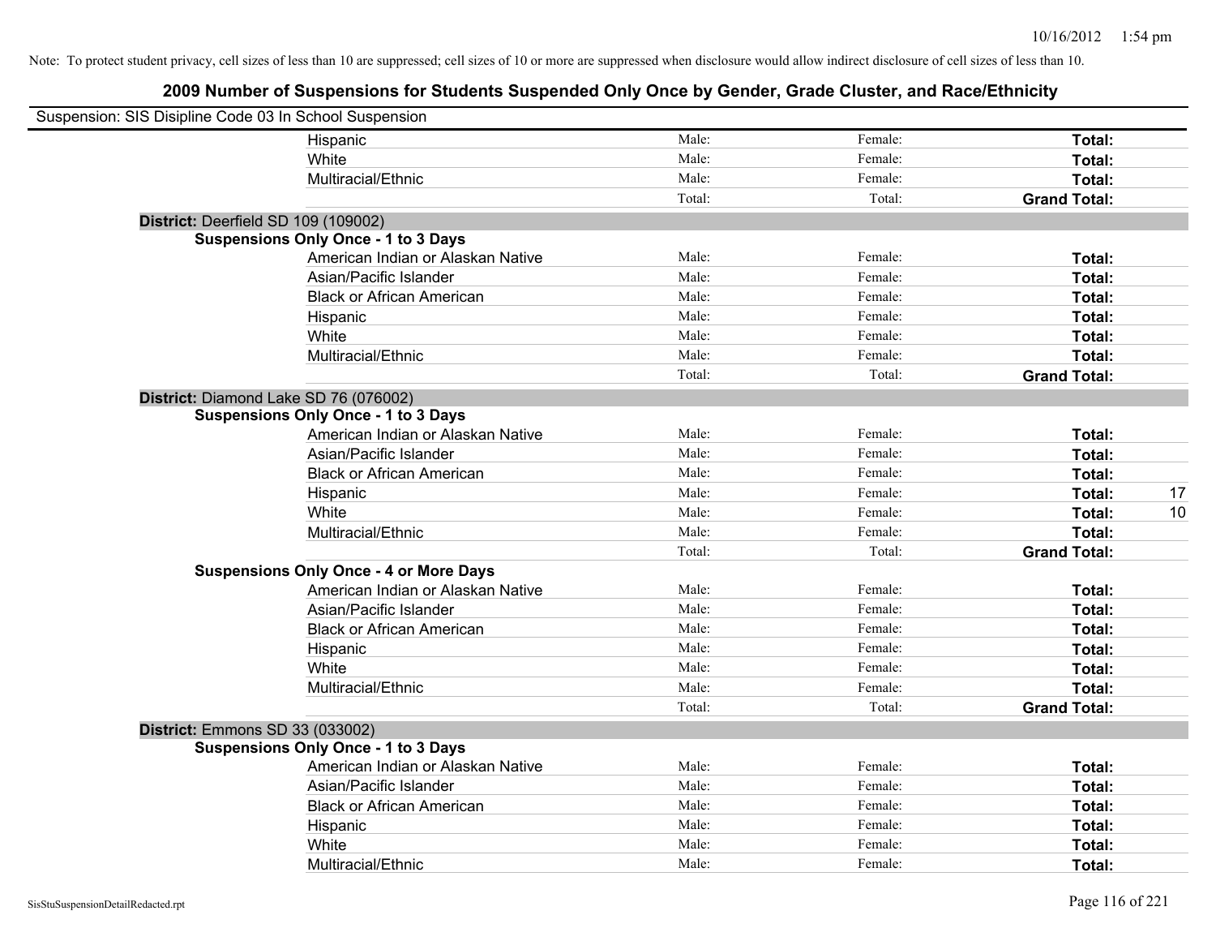Note: To protect student privacy, cell sizes of less than 10 are suppressed; cell sizes of 10 or more are suppressed when disclosure would allow indirect disclosure of cell sizes of less than 10.

# 2009 Number of Suspensions for Students Suspended Only Once by Gender, Grade Cluster, and Race/Ethnicity

Suspension: SIS Disipline Code 03 In School Suspension

| | | | | |
|---|---|---|---|---|
| Hispanic | Male: | Female: | **Total:** | |
| White | Male: | Female: | **Total:** | |
| Multiracial/Ethnic | Male: | Female: | **Total:** | |
| | Total: | Total: | **Grand Total:** | |

**District:** Deerfield SD 109 (109002)

**Suspensions Only Once - 1 to 3 Days**

| | | | | |
|---|---|---|---|---|
| American Indian or Alaskan Native | Male: | Female: | **Total:** | |
| Asian/Pacific Islander | Male: | Female: | **Total:** | |
| Black or African American | Male: | Female: | **Total:** | |
| Hispanic | Male: | Female: | **Total:** | |
| White | Male: | Female: | **Total:** | |
| Multiracial/Ethnic | Male: | Female: | **Total:** | |
| | Total: | Total: | **Grand Total:** | |

**District:** Diamond Lake SD 76 (076002)

**Suspensions Only Once - 1 to 3 Days**

| | | | | |
|---|---|---|---|---|
| American Indian or Alaskan Native | Male: | Female: | **Total:** | |
| Asian/Pacific Islander | Male: | Female: | **Total:** | |
| Black or African American | Male: | Female: | **Total:** | |
| Hispanic | Male: | Female: | **Total:** | 17 |
| White | Male: | Female: | **Total:** | 10 |
| Multiracial/Ethnic | Male: | Female: | **Total:** | |
| | Total: | Total: | **Grand Total:** | |

**Suspensions Only Once - 4 or More Days**

| | | | | |
|---|---|---|---|---|
| American Indian or Alaskan Native | Male: | Female: | **Total:** | |
| Asian/Pacific Islander | Male: | Female: | **Total:** | |
| Black or African American | Male: | Female: | **Total:** | |
| Hispanic | Male: | Female: | **Total:** | |
| White | Male: | Female: | **Total:** | |
| Multiracial/Ethnic | Male: | Female: | **Total:** | |
| | Total: | Total: | **Grand Total:** | |

**District:** Emmons SD 33 (033002)

**Suspensions Only Once - 1 to 3 Days**

| | | | | |
|---|---|---|---|---|
| American Indian or Alaskan Native | Male: | Female: | **Total:** | |
| Asian/Pacific Islander | Male: | Female: | **Total:** | |
| Black or African American | Male: | Female: | **Total:** | |
| Hispanic | Male: | Female: | **Total:** | |
| White | Male: | Female: | **Total:** | |
| Multiracial/Ethnic | Male: | Female: | **Total:** | |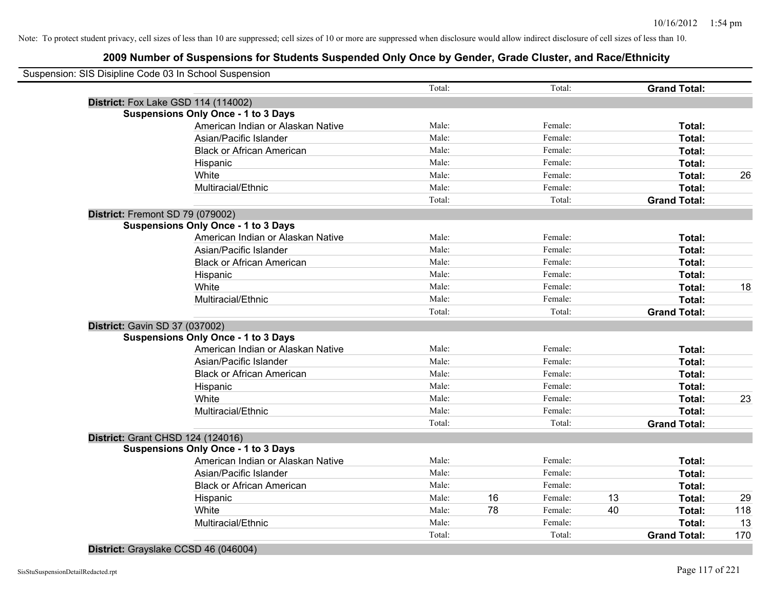Note: To protect student privacy, cell sizes of less than 10 are suppressed; cell sizes of 10 or more are suppressed when disclosure would allow indirect disclosure of cell sizes of less than 10.

## 2009 Number of Suspensions for Students Suspended Only Once by Gender, Grade Cluster, and Race/Ethnicity

Suspension: SIS Disipline Code 03 In School Suspension

| | | | | | | | |
|---|---|---|---|---|---|---|---|
| | Total: | | Total: | | **Grand Total:** | |

**District:** Fox Lake GSD 114 (114002)

**Suspensions Only Once - 1 to 3 Days**

| | | | | | | |
|---|---|---|---|---|---|---|
| American Indian or Alaskan Native | Male: | | Female: | | **Total:** | |
| Asian/Pacific Islander | Male: | | Female: | | **Total:** | |
| Black or African American | Male: | | Female: | | **Total:** | |
| Hispanic | Male: | | Female: | | **Total:** | |
| White | Male: | | Female: | | **Total:** | 26 |
| Multiracial/Ethnic | Male: | | Female: | | **Total:** | |
| | Total: | | Total: | | **Grand Total:** | |

**District:** Fremont SD 79 (079002)

**Suspensions Only Once - 1 to 3 Days**

| | | | | | | |
|---|---|---|---|---|---|---|
| American Indian or Alaskan Native | Male: | | Female: | | **Total:** | |
| Asian/Pacific Islander | Male: | | Female: | | **Total:** | |
| Black or African American | Male: | | Female: | | **Total:** | |
| Hispanic | Male: | | Female: | | **Total:** | |
| White | Male: | | Female: | | **Total:** | 18 |
| Multiracial/Ethnic | Male: | | Female: | | **Total:** | |
| | Total: | | Total: | | **Grand Total:** | |

**District:** Gavin SD 37 (037002)

**Suspensions Only Once - 1 to 3 Days**

| | | | | | | |
|---|---|---|---|---|---|---|
| American Indian or Alaskan Native | Male: | | Female: | | **Total:** | |
| Asian/Pacific Islander | Male: | | Female: | | **Total:** | |
| Black or African American | Male: | | Female: | | **Total:** | |
| Hispanic | Male: | | Female: | | **Total:** | |
| White | Male: | | Female: | | **Total:** | 23 |
| Multiracial/Ethnic | Male: | | Female: | | **Total:** | |
| | Total: | | Total: | | **Grand Total:** | |

**District:** Grant CHSD 124 (124016)

**Suspensions Only Once - 1 to 3 Days**

| | | | | | | |
|---|---|---|---|---|---|---|
| American Indian or Alaskan Native | Male: | | Female: | | **Total:** | |
| Asian/Pacific Islander | Male: | | Female: | | **Total:** | |
| Black or African American | Male: | | Female: | | **Total:** | |
| Hispanic | Male: | 16 | Female: | 13 | **Total:** | 29 |
| White | Male: | 78 | Female: | 40 | **Total:** | 118 |
| Multiracial/Ethnic | Male: | | Female: | | **Total:** | 13 |
| | Total: | | Total: | | **Grand Total:** | 170 |

**District:** Grayslake CCSD 46 (046004)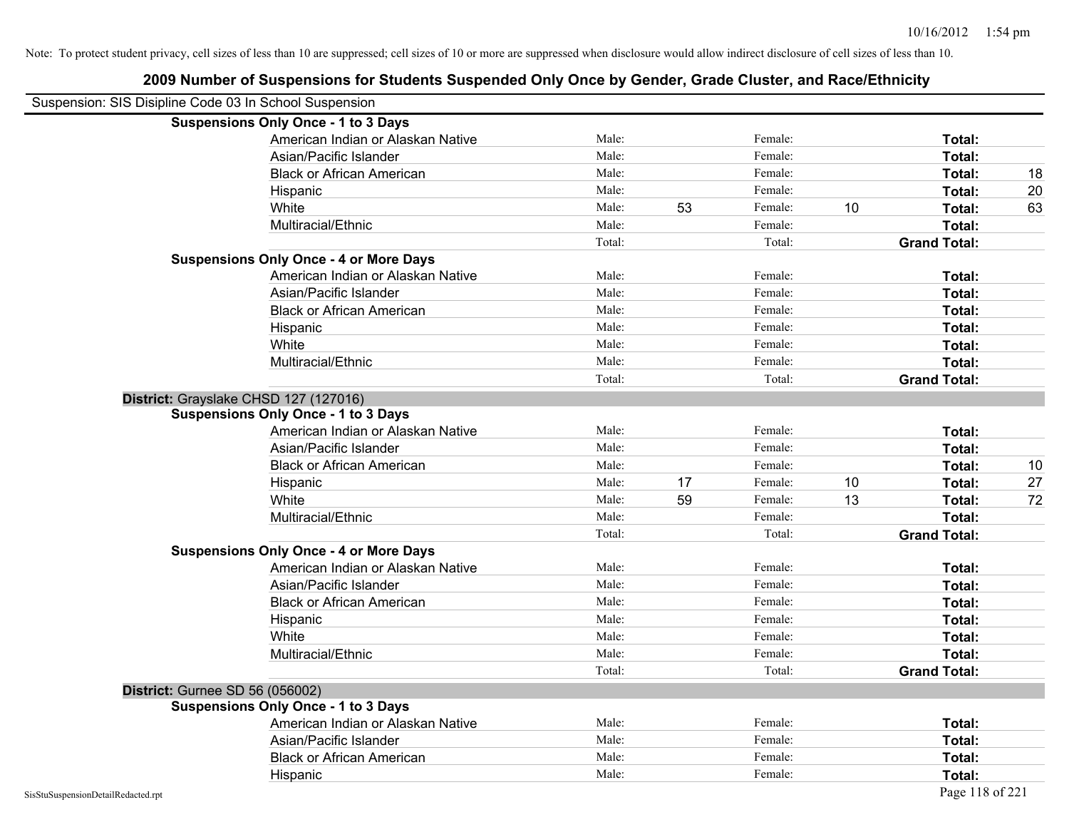Note: To protect student privacy, cell sizes of less than 10 are suppressed; cell sizes of 10 or more are suppressed when disclosure would allow indirect disclosure of cell sizes of less than 10.

## 2009 Number of Suspensions for Students Suspended Only Once by Gender, Grade Cluster, and Race/Ethnicity

Suspension: SIS Disipline Code 03 In School Suspension

**Suspensions Only Once - 1 to 3 Days**

| Race/Ethnicity | | Male | | Female | | Total |
|---|---|---|---|---|---|---|
| American Indian or Alaskan Native | Male: | | Female: | | **Total:** | |
| Asian/Pacific Islander | Male: | | Female: | | **Total:** | |
| Black or African American | Male: | | Female: | | **Total:** | 18 |
| Hispanic | Male: | | Female: | | **Total:** | 20 |
| White | Male: | 53 | Female: | 10 | **Total:** | 63 |
| Multiracial/Ethnic | Male: | | Female: | | **Total:** | |
| | Total: | | Total: | | **Grand Total:** | |

**Suspensions Only Once - 4 or More Days**

| Race/Ethnicity | | Male | | Female | | Total |
|---|---|---|---|---|---|---|
| American Indian or Alaskan Native | Male: | | Female: | | **Total:** | |
| Asian/Pacific Islander | Male: | | Female: | | **Total:** | |
| Black or African American | Male: | | Female: | | **Total:** | |
| Hispanic | Male: | | Female: | | **Total:** | |
| White | Male: | | Female: | | **Total:** | |
| Multiracial/Ethnic | Male: | | Female: | | **Total:** | |
| | Total: | | Total: | | **Grand Total:** | |

**District:** Grayslake CHSD 127 (127016)

**Suspensions Only Once - 1 to 3 Days**

| Race/Ethnicity | | Male | | Female | | Total |
|---|---|---|---|---|---|---|
| American Indian or Alaskan Native | Male: | | Female: | | **Total:** | |
| Asian/Pacific Islander | Male: | | Female: | | **Total:** | |
| Black or African American | Male: | | Female: | | **Total:** | 10 |
| Hispanic | Male: | 17 | Female: | 10 | **Total:** | 27 |
| White | Male: | 59 | Female: | 13 | **Total:** | 72 |
| Multiracial/Ethnic | Male: | | Female: | | **Total:** | |
| | Total: | | Total: | | **Grand Total:** | |

**Suspensions Only Once - 4 or More Days**

| Race/Ethnicity | | Male | | Female | | Total |
|---|---|---|---|---|---|---|
| American Indian or Alaskan Native | Male: | | Female: | | **Total:** | |
| Asian/Pacific Islander | Male: | | Female: | | **Total:** | |
| Black or African American | Male: | | Female: | | **Total:** | |
| Hispanic | Male: | | Female: | | **Total:** | |
| White | Male: | | Female: | | **Total:** | |
| Multiracial/Ethnic | Male: | | Female: | | **Total:** | |
| | Total: | | Total: | | **Grand Total:** | |

**District:** Gurnee SD 56 (056002)

**Suspensions Only Once - 1 to 3 Days**

| Race/Ethnicity | | Male | | Female | | Total |
|---|---|---|---|---|---|---|
| American Indian or Alaskan Native | Male: | | Female: | | **Total:** | |
| Asian/Pacific Islander | Male: | | Female: | | **Total:** | |
| Black or African American | Male: | | Female: | | **Total:** | |
| Hispanic | Male: | | Female: | | **Total:** | |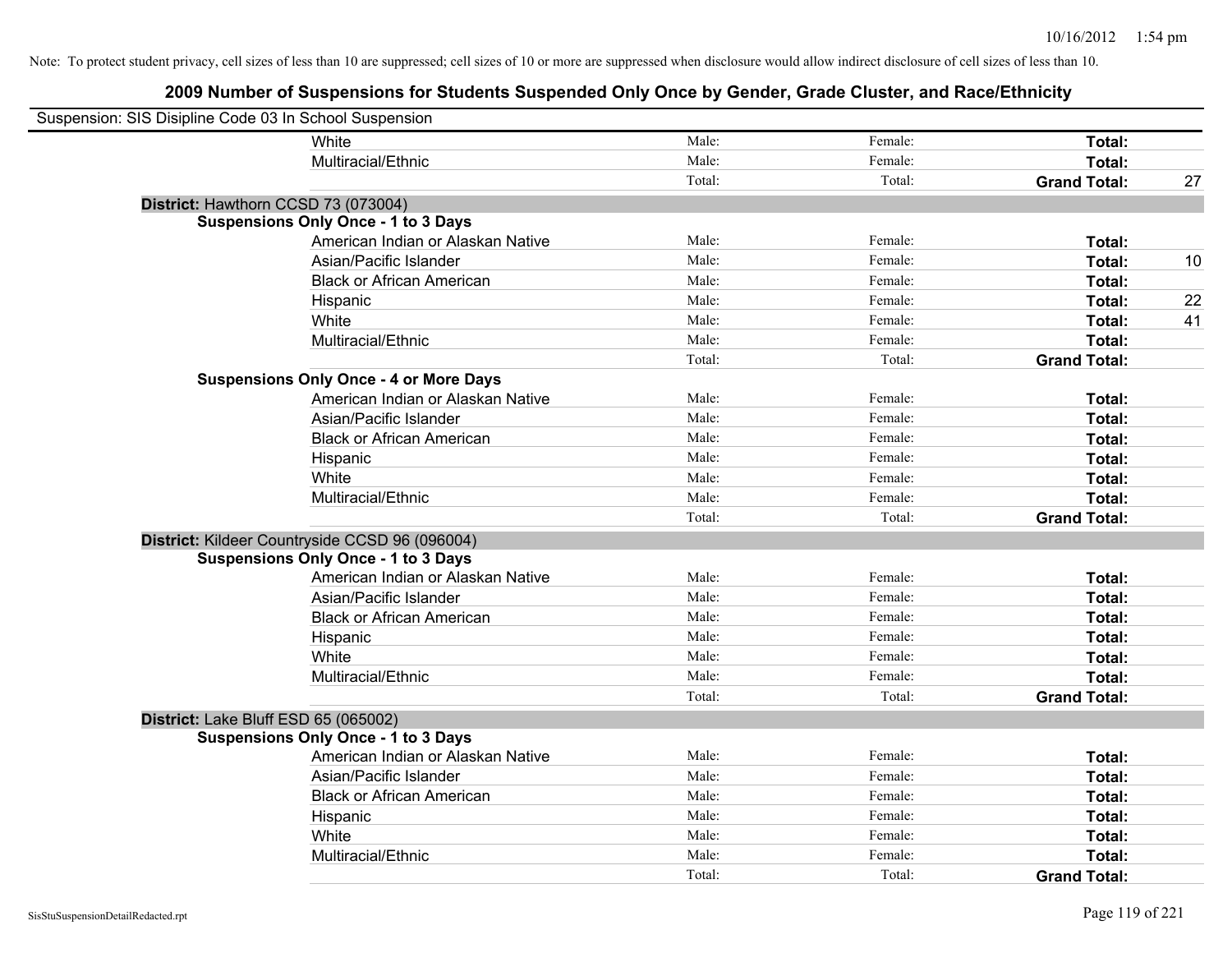Note: To protect student privacy, cell sizes of less than 10 are suppressed; cell sizes of 10 or more are suppressed when disclosure would allow indirect disclosure of cell sizes of less than 10.

# 2009 Number of Suspensions for Students Suspended Only Once by Gender, Grade Cluster, and Race/Ethnicity

Suspension: SIS Disipline Code 03 In School Suspension

| | | | | | |
|---|---|---|---|---|---|
| | White | Male: | Female: | **Total:** | |
| | Multiracial/Ethnic | Male: | Female: | **Total:** | |
| | | Total: | Total: | **Grand Total:** | 27 |
| **District:** Hawthorn CCSD 73 (073004) | | | | | |
| **Suspensions Only Once - 1 to 3 Days** | | | | | |
| | American Indian or Alaskan Native | Male: | Female: | **Total:** | |
| | Asian/Pacific Islander | Male: | Female: | **Total:** | 10 |
| | Black or African American | Male: | Female: | **Total:** | |
| | Hispanic | Male: | Female: | **Total:** | 22 |
| | White | Male: | Female: | **Total:** | 41 |
| | Multiracial/Ethnic | Male: | Female: | **Total:** | |
| | | Total: | Total: | **Grand Total:** | |
| **Suspensions Only Once - 4 or More Days** | | | | | |
| | American Indian or Alaskan Native | Male: | Female: | **Total:** | |
| | Asian/Pacific Islander | Male: | Female: | **Total:** | |
| | Black or African American | Male: | Female: | **Total:** | |
| | Hispanic | Male: | Female: | **Total:** | |
| | White | Male: | Female: | **Total:** | |
| | Multiracial/Ethnic | Male: | Female: | **Total:** | |
| | | Total: | Total: | **Grand Total:** | |
| **District:** Kildeer Countryside CCSD 96 (096004) | | | | | |
| **Suspensions Only Once - 1 to 3 Days** | | | | | |
| | American Indian or Alaskan Native | Male: | Female: | **Total:** | |
| | Asian/Pacific Islander | Male: | Female: | **Total:** | |
| | Black or African American | Male: | Female: | **Total:** | |
| | Hispanic | Male: | Female: | **Total:** | |
| | White | Male: | Female: | **Total:** | |
| | Multiracial/Ethnic | Male: | Female: | **Total:** | |
| | | Total: | Total: | **Grand Total:** | |
| **District:** Lake Bluff ESD 65 (065002) | | | | | |
| **Suspensions Only Once - 1 to 3 Days** | | | | | |
| | American Indian or Alaskan Native | Male: | Female: | **Total:** | |
| | Asian/Pacific Islander | Male: | Female: | **Total:** | |
| | Black or African American | Male: | Female: | **Total:** | |
| | Hispanic | Male: | Female: | **Total:** | |
| | White | Male: | Female: | **Total:** | |
| | Multiracial/Ethnic | Male: | Female: | **Total:** | |
| | | Total: | Total: | **Grand Total:** | |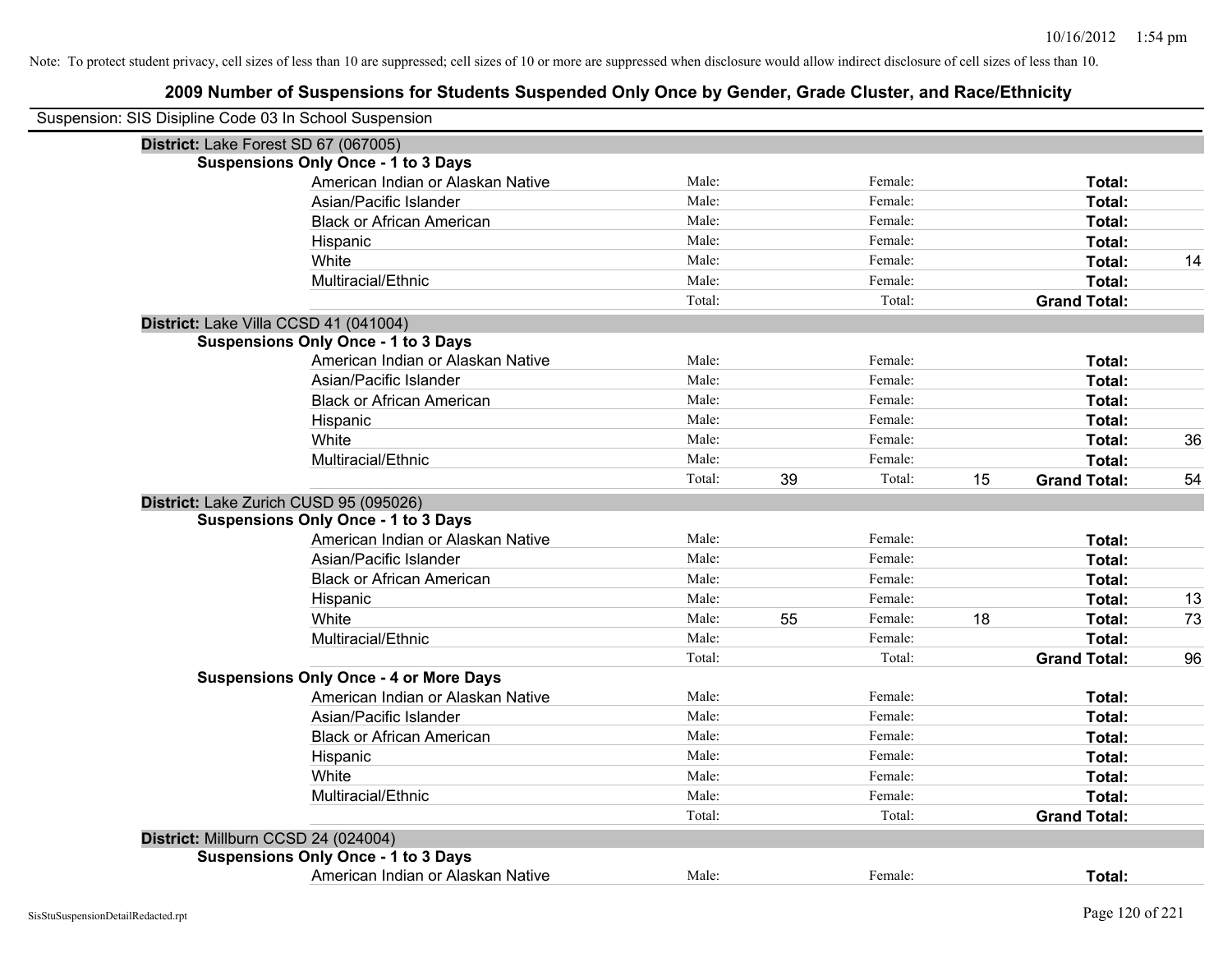Note: To protect student privacy, cell sizes of less than 10 are suppressed; cell sizes of 10 or more are suppressed when disclosure would allow indirect disclosure of cell sizes of less than 10.

# 2009 Number of Suspensions for Students Suspended Only Once by Gender, Grade Cluster, and Race/Ethnicity

Suspension: SIS Disipline Code 03 In School Suspension

**District:** Lake Forest SD 67 (067005)

**Suspensions Only Once - 1 to 3 Days**

| | | | | | | |
|---|---|---|---|---|---|---|
| American Indian or Alaskan Native | Male: | | Female: | | **Total:** | |
| Asian/Pacific Islander | Male: | | Female: | | **Total:** | |
| Black or African American | Male: | | Female: | | **Total:** | |
| Hispanic | Male: | | Female: | | **Total:** | |
| White | Male: | | Female: | | **Total:** | 14 |
| Multiracial/Ethnic | Male: | | Female: | | **Total:** | |
| | Total: | | Total: | | **Grand Total:** | |

**District:** Lake Villa CCSD 41 (041004)

**Suspensions Only Once - 1 to 3 Days**

| | | | | | | |
|---|---|---|---|---|---|---|
| American Indian or Alaskan Native | Male: | | Female: | | **Total:** | |
| Asian/Pacific Islander | Male: | | Female: | | **Total:** | |
| Black or African American | Male: | | Female: | | **Total:** | |
| Hispanic | Male: | | Female: | | **Total:** | |
| White | Male: | | Female: | | **Total:** | 36 |
| Multiracial/Ethnic | Male: | | Female: | | **Total:** | |
| | Total: | 39 | Total: | 15 | **Grand Total:** | 54 |

**District:** Lake Zurich CUSD 95 (095026)

**Suspensions Only Once - 1 to 3 Days**

| | | | | | | |
|---|---|---|---|---|---|---|
| American Indian or Alaskan Native | Male: | | Female: | | **Total:** | |
| Asian/Pacific Islander | Male: | | Female: | | **Total:** | |
| Black or African American | Male: | | Female: | | **Total:** | |
| Hispanic | Male: | | Female: | | **Total:** | 13 |
| White | Male: | 55 | Female: | 18 | **Total:** | 73 |
| Multiracial/Ethnic | Male: | | Female: | | **Total:** | |
| | Total: | | Total: | | **Grand Total:** | 96 |

**Suspensions Only Once - 4 or More Days**

| | | | | | | |
|---|---|---|---|---|---|---|
| American Indian or Alaskan Native | Male: | | Female: | | **Total:** | |
| Asian/Pacific Islander | Male: | | Female: | | **Total:** | |
| Black or African American | Male: | | Female: | | **Total:** | |
| Hispanic | Male: | | Female: | | **Total:** | |
| White | Male: | | Female: | | **Total:** | |
| Multiracial/Ethnic | Male: | | Female: | | **Total:** | |
| | Total: | | Total: | | **Grand Total:** | |

**District:** Millburn CCSD 24 (024004)

**Suspensions Only Once - 1 to 3 Days**

| | | | | | | |
|---|---|---|---|---|---|---|
| American Indian or Alaskan Native | Male: | | Female: | | **Total:** | |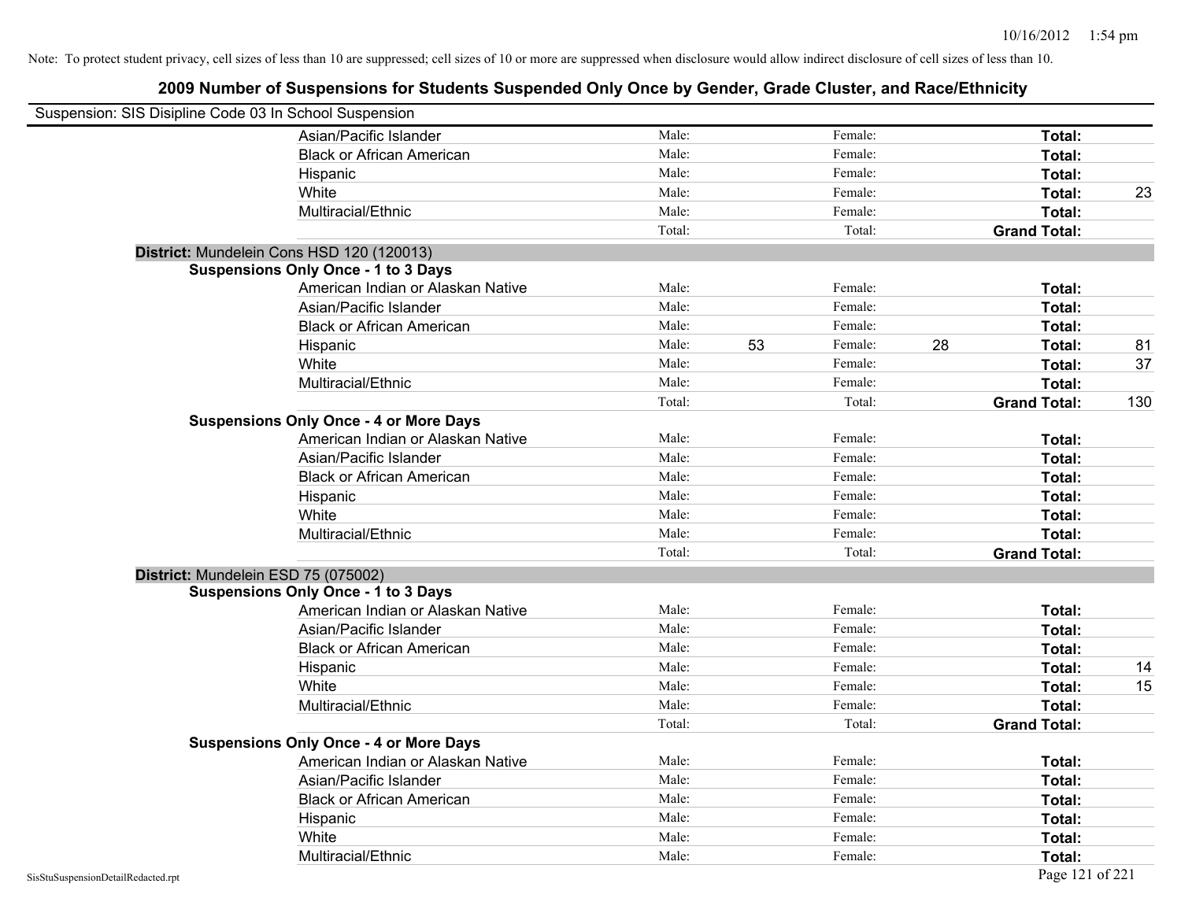Note: To protect student privacy, cell sizes of less than 10 are suppressed; cell sizes of 10 or more are suppressed when disclosure would allow indirect disclosure of cell sizes of less than 10.

## 2009 Number of Suspensions for Students Suspended Only Once by Gender, Grade Cluster, and Race/Ethnicity

Suspension: SIS Disipline Code 03 In School Suspension

| | | | | | | |
|---|---|---|---|---|---|---|
| Asian/Pacific Islander | Male: | | Female: | | **Total:** | |
| Black or African American | Male: | | Female: | | **Total:** | |
| Hispanic | Male: | | Female: | | **Total:** | |
| White | Male: | | Female: | | **Total:** | 23 |
| Multiracial/Ethnic | Male: | | Female: | | **Total:** | |
| | Total: | | Total: | | **Grand Total:** | |

**District:** Mundelein Cons HSD 120 (120013)

**Suspensions Only Once - 1 to 3 Days**

| | | | | | | |
|---|---|---|---|---|---|---|
| American Indian or Alaskan Native | Male: | | Female: | | **Total:** | |
| Asian/Pacific Islander | Male: | | Female: | | **Total:** | |
| Black or African American | Male: | | Female: | | **Total:** | |
| Hispanic | Male: | 53 | Female: | 28 | **Total:** | 81 |
| White | Male: | | Female: | | **Total:** | 37 |
| Multiracial/Ethnic | Male: | | Female: | | **Total:** | |
| | Total: | | Total: | | **Grand Total:** | 130 |

**Suspensions Only Once - 4 or More Days**

| | | | | | | |
|---|---|---|---|---|---|---|
| American Indian or Alaskan Native | Male: | | Female: | | **Total:** | |
| Asian/Pacific Islander | Male: | | Female: | | **Total:** | |
| Black or African American | Male: | | Female: | | **Total:** | |
| Hispanic | Male: | | Female: | | **Total:** | |
| White | Male: | | Female: | | **Total:** | |
| Multiracial/Ethnic | Male: | | Female: | | **Total:** | |
| | Total: | | Total: | | **Grand Total:** | |

**District:** Mundelein ESD 75 (075002)

**Suspensions Only Once - 1 to 3 Days**

| | | | | | | |
|---|---|---|---|---|---|---|
| American Indian or Alaskan Native | Male: | | Female: | | **Total:** | |
| Asian/Pacific Islander | Male: | | Female: | | **Total:** | |
| Black or African American | Male: | | Female: | | **Total:** | |
| Hispanic | Male: | | Female: | | **Total:** | 14 |
| White | Male: | | Female: | | **Total:** | 15 |
| Multiracial/Ethnic | Male: | | Female: | | **Total:** | |
| | Total: | | Total: | | **Grand Total:** | |

**Suspensions Only Once - 4 or More Days**

| | | | | | | |
|---|---|---|---|---|---|---|
| American Indian or Alaskan Native | Male: | | Female: | | **Total:** | |
| Asian/Pacific Islander | Male: | | Female: | | **Total:** | |
| Black or African American | Male: | | Female: | | **Total:** | |
| Hispanic | Male: | | Female: | | **Total:** | |
| White | Male: | | Female: | | **Total:** | |
| Multiracial/Ethnic | Male: | | Female: | | **Total:** | |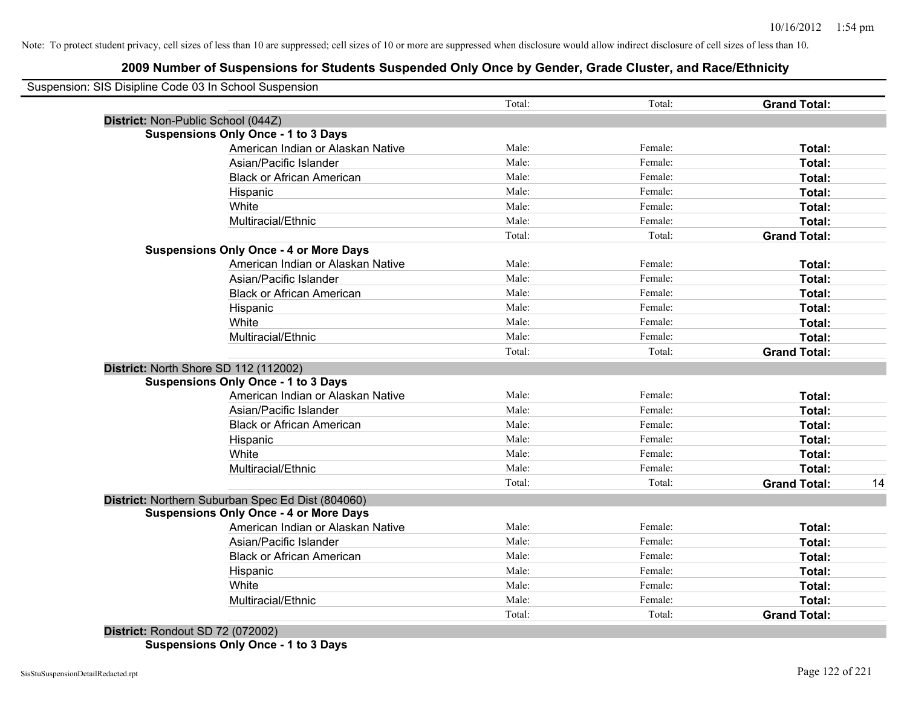Note: To protect student privacy, cell sizes of less than 10 are suppressed; cell sizes of 10 or more are suppressed when disclosure would allow indirect disclosure of cell sizes of less than 10.

## 2009 Number of Suspensions for Students Suspended Only Once by Gender, Grade Cluster, and Race/Ethnicity

Suspension: SIS Disipline Code 03 In School Suspension

| | | | | |
|---|---|---|---|---|
| | Total: | Total: | **Grand Total:** | |
| **District:** Non-Public School (044Z) | | | | |
| **Suspensions Only Once - 1 to 3 Days** | | | | |
| American Indian or Alaskan Native | Male: | Female: | **Total:** | |
| Asian/Pacific Islander | Male: | Female: | **Total:** | |
| Black or African American | Male: | Female: | **Total:** | |
| Hispanic | Male: | Female: | **Total:** | |
| White | Male: | Female: | **Total:** | |
| Multiracial/Ethnic | Male: | Female: | **Total:** | |
| | Total: | Total: | **Grand Total:** | |
| **Suspensions Only Once - 4 or More Days** | | | | |
| American Indian or Alaskan Native | Male: | Female: | **Total:** | |
| Asian/Pacific Islander | Male: | Female: | **Total:** | |
| Black or African American | Male: | Female: | **Total:** | |
| Hispanic | Male: | Female: | **Total:** | |
| White | Male: | Female: | **Total:** | |
| Multiracial/Ethnic | Male: | Female: | **Total:** | |
| | Total: | Total: | **Grand Total:** | |
| **District:** North Shore SD 112 (112002) | | | | |
| **Suspensions Only Once - 1 to 3 Days** | | | | |
| American Indian or Alaskan Native | Male: | Female: | **Total:** | |
| Asian/Pacific Islander | Male: | Female: | **Total:** | |
| Black or African American | Male: | Female: | **Total:** | |
| Hispanic | Male: | Female: | **Total:** | |
| White | Male: | Female: | **Total:** | |
| Multiracial/Ethnic | Male: | Female: | **Total:** | |
| | Total: | Total: | **Grand Total:** | 14 |
| **District:** Northern Suburban Spec Ed Dist (804060) | | | | |
| **Suspensions Only Once - 4 or More Days** | | | | |
| American Indian or Alaskan Native | Male: | Female: | **Total:** | |
| Asian/Pacific Islander | Male: | Female: | **Total:** | |
| Black or African American | Male: | Female: | **Total:** | |
| Hispanic | Male: | Female: | **Total:** | |
| White | Male: | Female: | **Total:** | |
| Multiracial/Ethnic | Male: | Female: | **Total:** | |
| | Total: | Total: | **Grand Total:** | |
| **District:** Rondout SD 72 (072002) | | | | |
| **Suspensions Only Once - 1 to 3 Days** | | | | |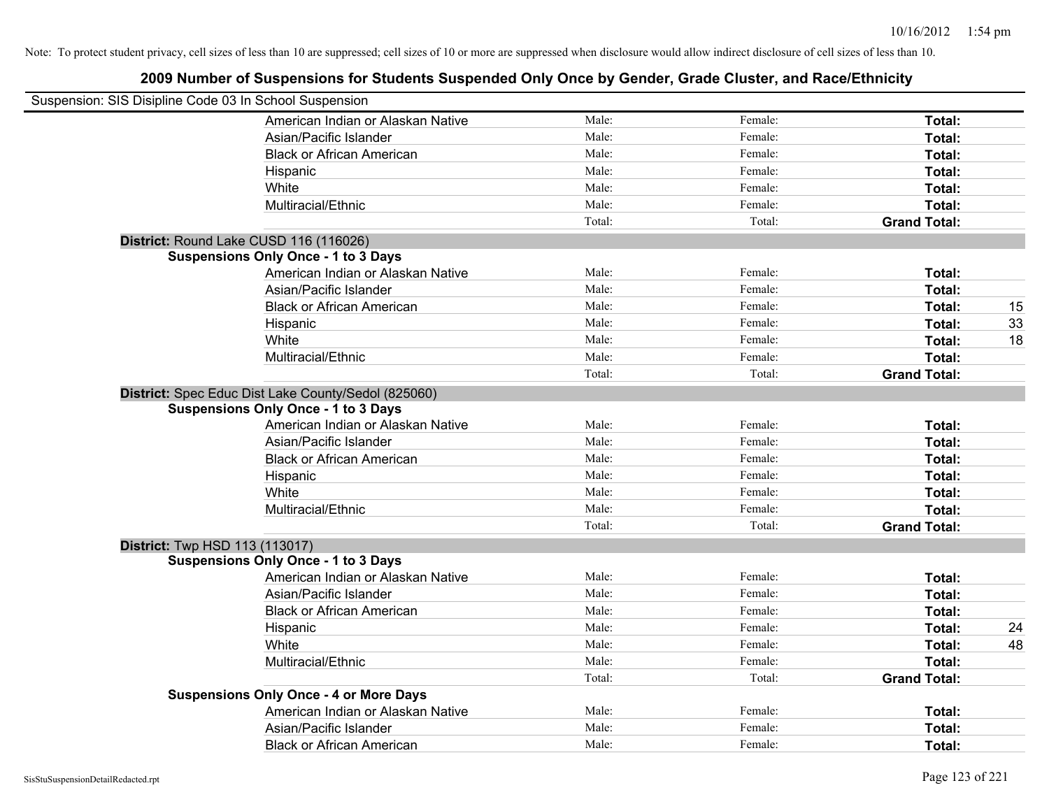Note: To protect student privacy, cell sizes of less than 10 are suppressed; cell sizes of 10 or more are suppressed when disclosure would allow indirect disclosure of cell sizes of less than 10.

# 2009 Number of Suspensions for Students Suspended Only Once by Gender, Grade Cluster, and Race/Ethnicity

Suspension: SIS Disipline Code 03 In School Suspension

| | Male: | Female: | Total: | |
|---|---|---|---|---|
| American Indian or Alaskan Native | Male: | Female: | **Total:** | |
| Asian/Pacific Islander | Male: | Female: | **Total:** | |
| Black or African American | Male: | Female: | **Total:** | |
| Hispanic | Male: | Female: | **Total:** | |
| White | Male: | Female: | **Total:** | |
| Multiracial/Ethnic | Male: | Female: | **Total:** | |
| | Total: | Total: | **Grand Total:** | |

**District:** Round Lake CUSD 116 (116026)

**Suspensions Only Once - 1 to 3 Days**

| | | | | |
|---|---|---|---|---|
| American Indian or Alaskan Native | Male: | Female: | **Total:** | |
| Asian/Pacific Islander | Male: | Female: | **Total:** | |
| Black or African American | Male: | Female: | **Total:** | 15 |
| Hispanic | Male: | Female: | **Total:** | 33 |
| White | Male: | Female: | **Total:** | 18 |
| Multiracial/Ethnic | Male: | Female: | **Total:** | |
| | Total: | Total: | **Grand Total:** | |

**District:** Spec Educ Dist Lake County/Sedol (825060)

**Suspensions Only Once - 1 to 3 Days**

| | | | | |
|---|---|---|---|---|
| American Indian or Alaskan Native | Male: | Female: | **Total:** | |
| Asian/Pacific Islander | Male: | Female: | **Total:** | |
| Black or African American | Male: | Female: | **Total:** | |
| Hispanic | Male: | Female: | **Total:** | |
| White | Male: | Female: | **Total:** | |
| Multiracial/Ethnic | Male: | Female: | **Total:** | |
| | Total: | Total: | **Grand Total:** | |

**District:** Twp HSD 113 (113017)

**Suspensions Only Once - 1 to 3 Days**

| | | | | |
|---|---|---|---|---|
| American Indian or Alaskan Native | Male: | Female: | **Total:** | |
| Asian/Pacific Islander | Male: | Female: | **Total:** | |
| Black or African American | Male: | Female: | **Total:** | |
| Hispanic | Male: | Female: | **Total:** | 24 |
| White | Male: | Female: | **Total:** | 48 |
| Multiracial/Ethnic | Male: | Female: | **Total:** | |
| | Total: | Total: | **Grand Total:** | |

**Suspensions Only Once - 4 or More Days**

| | | | | |
|---|---|---|---|---|
| American Indian or Alaskan Native | Male: | Female: | **Total:** | |
| Asian/Pacific Islander | Male: | Female: | **Total:** | |
| Black or African American | Male: | Female: | **Total:** | |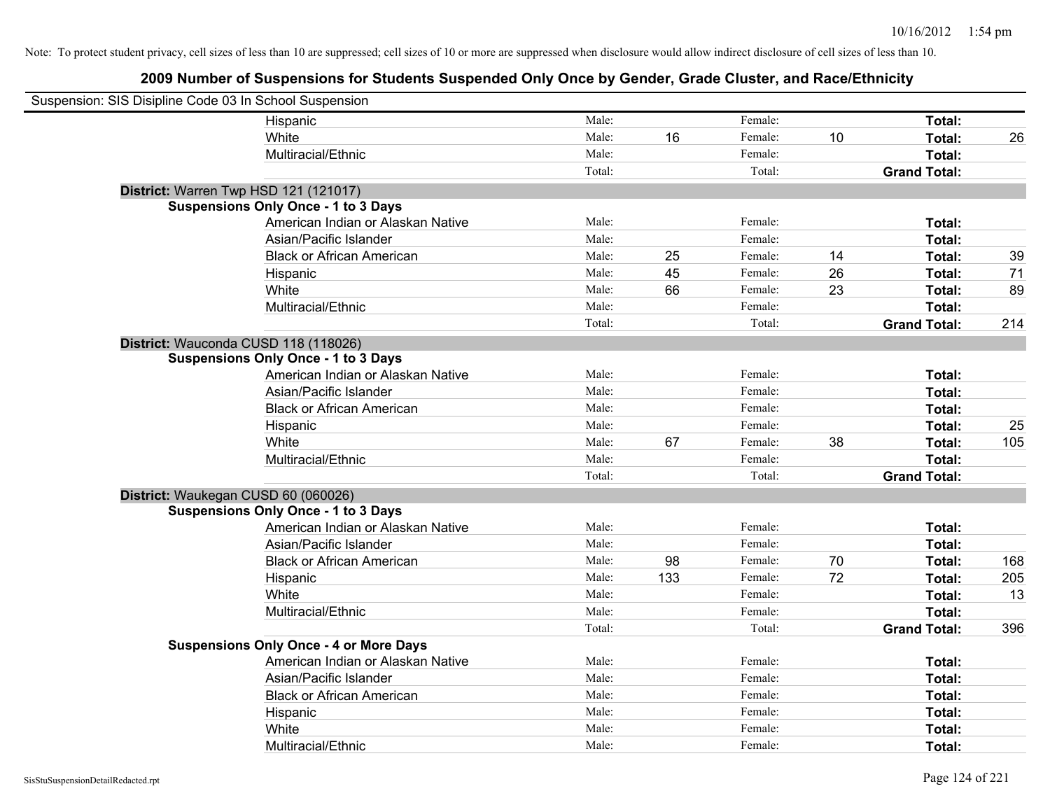Note: To protect student privacy, cell sizes of less than 10 are suppressed; cell sizes of 10 or more are suppressed when disclosure would allow indirect disclosure of cell sizes of less than 10.

## 2009 Number of Suspensions for Students Suspended Only Once by Gender, Grade Cluster, and Race/Ethnicity

Suspension: SIS Disipline Code 03 In School Suspension

| | | | | | | |
|---|---|---|---|---|---|---|
| Hispanic | Male: | | Female: | | **Total:** | |
| White | Male: | 16 | Female: | 10 | **Total:** | 26 |
| Multiracial/Ethnic | Male: | | Female: | | **Total:** | |
| | Total: | | Total: | | **Grand Total:** | |

**District:** Warren Twp HSD 121 (121017)

**Suspensions Only Once - 1 to 3 Days**

| | | | | | | |
|---|---|---|---|---|---|---|
| American Indian or Alaskan Native | Male: | | Female: | | **Total:** | |
| Asian/Pacific Islander | Male: | | Female: | | **Total:** | |
| Black or African American | Male: | 25 | Female: | 14 | **Total:** | 39 |
| Hispanic | Male: | 45 | Female: | 26 | **Total:** | 71 |
| White | Male: | 66 | Female: | 23 | **Total:** | 89 |
| Multiracial/Ethnic | Male: | | Female: | | **Total:** | |
| | Total: | | Total: | | **Grand Total:** | 214 |

**District:** Wauconda CUSD 118 (118026)

**Suspensions Only Once - 1 to 3 Days**

| | | | | | | |
|---|---|---|---|---|---|---|
| American Indian or Alaskan Native | Male: | | Female: | | **Total:** | |
| Asian/Pacific Islander | Male: | | Female: | | **Total:** | |
| Black or African American | Male: | | Female: | | **Total:** | |
| Hispanic | Male: | | Female: | | **Total:** | 25 |
| White | Male: | 67 | Female: | 38 | **Total:** | 105 |
| Multiracial/Ethnic | Male: | | Female: | | **Total:** | |
| | Total: | | Total: | | **Grand Total:** | |

**District:** Waukegan CUSD 60 (060026)

**Suspensions Only Once - 1 to 3 Days**

| | | | | | | |
|---|---|---|---|---|---|---|
| American Indian or Alaskan Native | Male: | | Female: | | **Total:** | |
| Asian/Pacific Islander | Male: | | Female: | | **Total:** | |
| Black or African American | Male: | 98 | Female: | 70 | **Total:** | 168 |
| Hispanic | Male: | 133 | Female: | 72 | **Total:** | 205 |
| White | Male: | | Female: | | **Total:** | 13 |
| Multiracial/Ethnic | Male: | | Female: | | **Total:** | |
| | Total: | | Total: | | **Grand Total:** | 396 |

**Suspensions Only Once - 4 or More Days**

| | | | | | | |
|---|---|---|---|---|---|---|
| American Indian or Alaskan Native | Male: | | Female: | | **Total:** | |
| Asian/Pacific Islander | Male: | | Female: | | **Total:** | |
| Black or African American | Male: | | Female: | | **Total:** | |
| Hispanic | Male: | | Female: | | **Total:** | |
| White | Male: | | Female: | | **Total:** | |
| Multiracial/Ethnic | Male: | | Female: | | **Total:** | |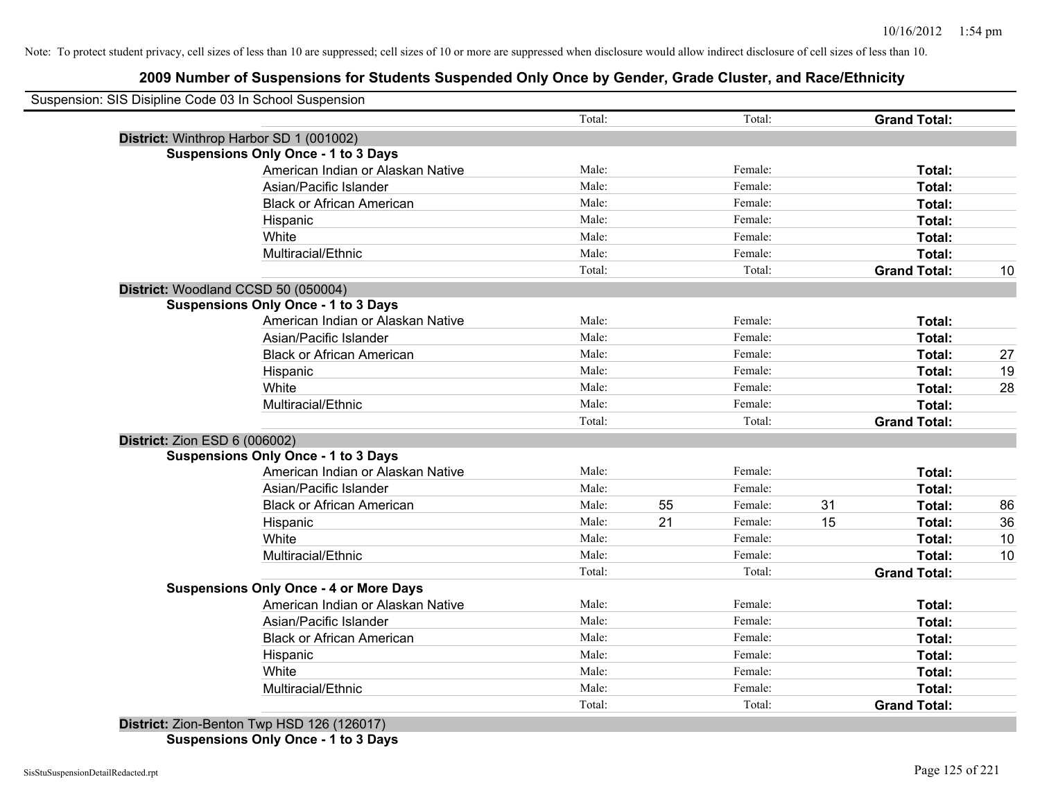Note: To protect student privacy, cell sizes of less than 10 are suppressed; cell sizes of 10 or more are suppressed when disclosure would allow indirect disclosure of cell sizes of less than 10.

# 2009 Number of Suspensions for Students Suspended Only Once by Gender, Grade Cluster, and Race/Ethnicity

Suspension: SIS Disipline Code 03 In School Suspension

| | | | | | | |
|---|---|---|---|---|---|---|
| | Total: | | Total: | | **Grand Total:** | |
| **District:** Winthrop Harbor SD 1 (001002) | | | | | | |
| **Suspensions Only Once - 1 to 3 Days** | | | | | | |
| American Indian or Alaskan Native | Male: | | Female: | | **Total:** | |
| Asian/Pacific Islander | Male: | | Female: | | **Total:** | |
| Black or African American | Male: | | Female: | | **Total:** | |
| Hispanic | Male: | | Female: | | **Total:** | |
| White | Male: | | Female: | | **Total:** | |
| Multiracial/Ethnic | Male: | | Female: | | **Total:** | |
| | Total: | | Total: | | **Grand Total:** | 10 |
| **District:** Woodland CCSD 50 (050004) | | | | | | |
| **Suspensions Only Once - 1 to 3 Days** | | | | | | |
| American Indian or Alaskan Native | Male: | | Female: | | **Total:** | |
| Asian/Pacific Islander | Male: | | Female: | | **Total:** | |
| Black or African American | Male: | | Female: | | **Total:** | 27 |
| Hispanic | Male: | | Female: | | **Total:** | 19 |
| White | Male: | | Female: | | **Total:** | 28 |
| Multiracial/Ethnic | Male: | | Female: | | **Total:** | |
| | Total: | | Total: | | **Grand Total:** | |
| **District:** Zion ESD 6 (006002) | | | | | | |
| **Suspensions Only Once - 1 to 3 Days** | | | | | | |
| American Indian or Alaskan Native | Male: | | Female: | | **Total:** | |
| Asian/Pacific Islander | Male: | | Female: | | **Total:** | |
| Black or African American | Male: | 55 | Female: | 31 | **Total:** | 86 |
| Hispanic | Male: | 21 | Female: | 15 | **Total:** | 36 |
| White | Male: | | Female: | | **Total:** | 10 |
| Multiracial/Ethnic | Male: | | Female: | | **Total:** | 10 |
| | Total: | | Total: | | **Grand Total:** | |
| **Suspensions Only Once - 4 or More Days** | | | | | | |
| American Indian or Alaskan Native | Male: | | Female: | | **Total:** | |
| Asian/Pacific Islander | Male: | | Female: | | **Total:** | |
| Black or African American | Male: | | Female: | | **Total:** | |
| Hispanic | Male: | | Female: | | **Total:** | |
| White | Male: | | Female: | | **Total:** | |
| Multiracial/Ethnic | Male: | | Female: | | **Total:** | |
| | Total: | | Total: | | **Grand Total:** | |
| **District:** Zion-Benton Twp HSD 126 (126017) | | | | | | |
| **Suspensions Only Once - 1 to 3 Days** | | | | | | |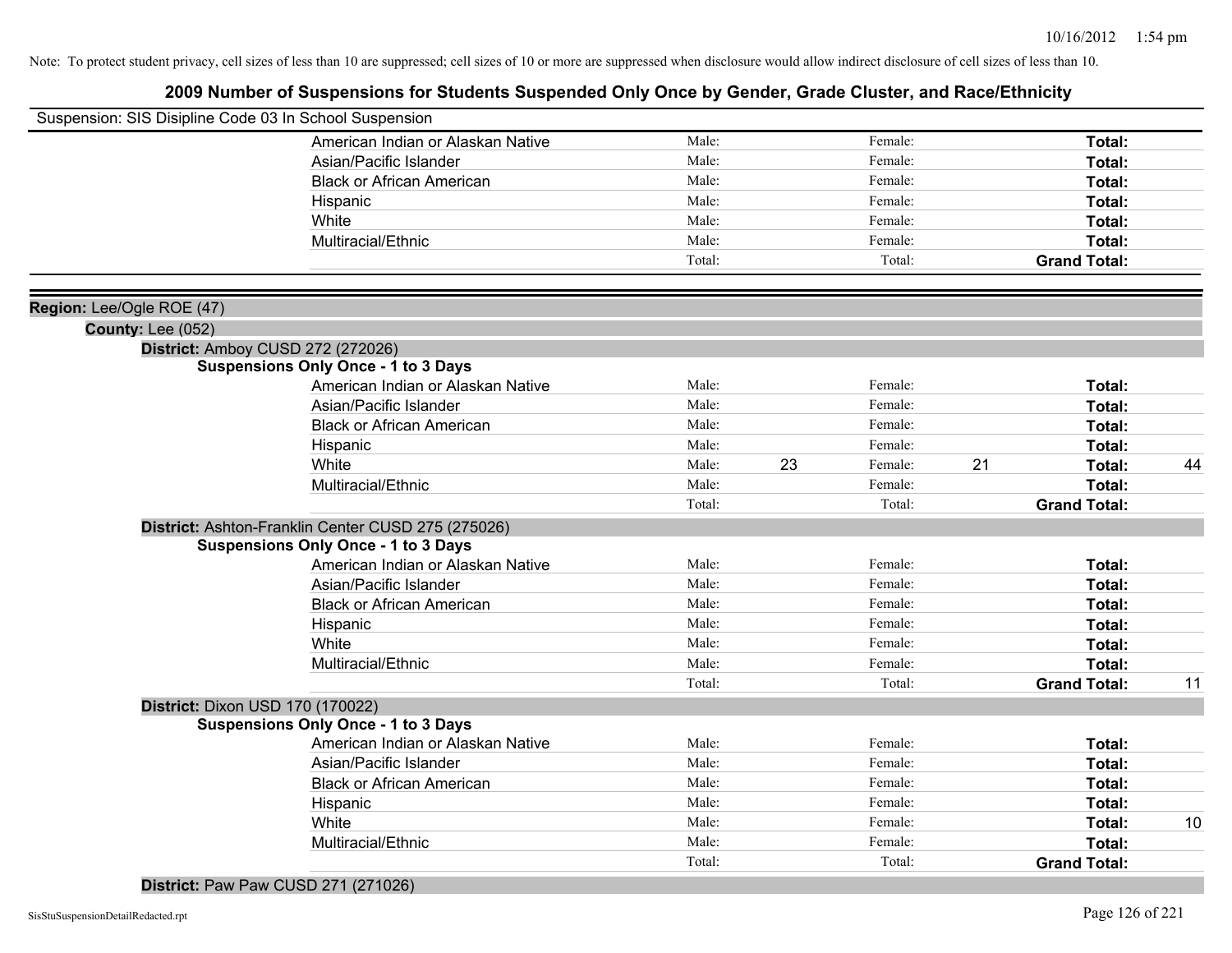Note: To protect student privacy, cell sizes of less than 10 are suppressed; cell sizes of 10 or more are suppressed when disclosure would allow indirect disclosure of cell sizes of less than 10.

# 2009 Number of Suspensions for Students Suspended Only Once by Gender, Grade Cluster, and Race/Ethnicity

Suspension: SIS Disipline Code 03 In School Suspension

| | Male | | Female | | Total | |
|---|---|---|---|---|---|---|
| American Indian or Alaskan Native | Male: | | Female: | | **Total:** | |
| Asian/Pacific Islander | Male: | | Female: | | **Total:** | |
| Black or African American | Male: | | Female: | | **Total:** | |
| Hispanic | Male: | | Female: | | **Total:** | |
| White | Male: | | Female: | | **Total:** | |
| Multiracial/Ethnic | Male: | | Female: | | **Total:** | |
| | Total: | | Total: | | **Grand Total:** | |

**Region:** Lee/Ogle ROE (47)

**County:** Lee (052)

**District:** Amboy CUSD 272 (272026)

**Suspensions Only Once - 1 to 3 Days**

| | Male | | Female | | Total | |
|---|---|---|---|---|---|---|
| American Indian or Alaskan Native | Male: | | Female: | | **Total:** | |
| Asian/Pacific Islander | Male: | | Female: | | **Total:** | |
| Black or African American | Male: | | Female: | | **Total:** | |
| Hispanic | Male: | | Female: | | **Total:** | |
| White | Male: | 23 | Female: | 21 | **Total:** | 44 |
| Multiracial/Ethnic | Male: | | Female: | | **Total:** | |
| | Total: | | Total: | | **Grand Total:** | |

**District:** Ashton-Franklin Center CUSD 275 (275026)

**Suspensions Only Once - 1 to 3 Days**

| | Male | | Female | | Total | |
|---|---|---|---|---|---|---|
| American Indian or Alaskan Native | Male: | | Female: | | **Total:** | |
| Asian/Pacific Islander | Male: | | Female: | | **Total:** | |
| Black or African American | Male: | | Female: | | **Total:** | |
| Hispanic | Male: | | Female: | | **Total:** | |
| White | Male: | | Female: | | **Total:** | |
| Multiracial/Ethnic | Male: | | Female: | | **Total:** | |
| | Total: | | Total: | | **Grand Total:** | 11 |

**District:** Dixon USD 170 (170022)

**Suspensions Only Once - 1 to 3 Days**

| | Male | | Female | | Total | |
|---|---|---|---|---|---|---|
| American Indian or Alaskan Native | Male: | | Female: | | **Total:** | |
| Asian/Pacific Islander | Male: | | Female: | | **Total:** | |
| Black or African American | Male: | | Female: | | **Total:** | |
| Hispanic | Male: | | Female: | | **Total:** | |
| White | Male: | | Female: | | **Total:** | 10 |
| Multiracial/Ethnic | Male: | | Female: | | **Total:** | |
| | Total: | | Total: | | **Grand Total:** | |

**District:** Paw Paw CUSD 271 (271026)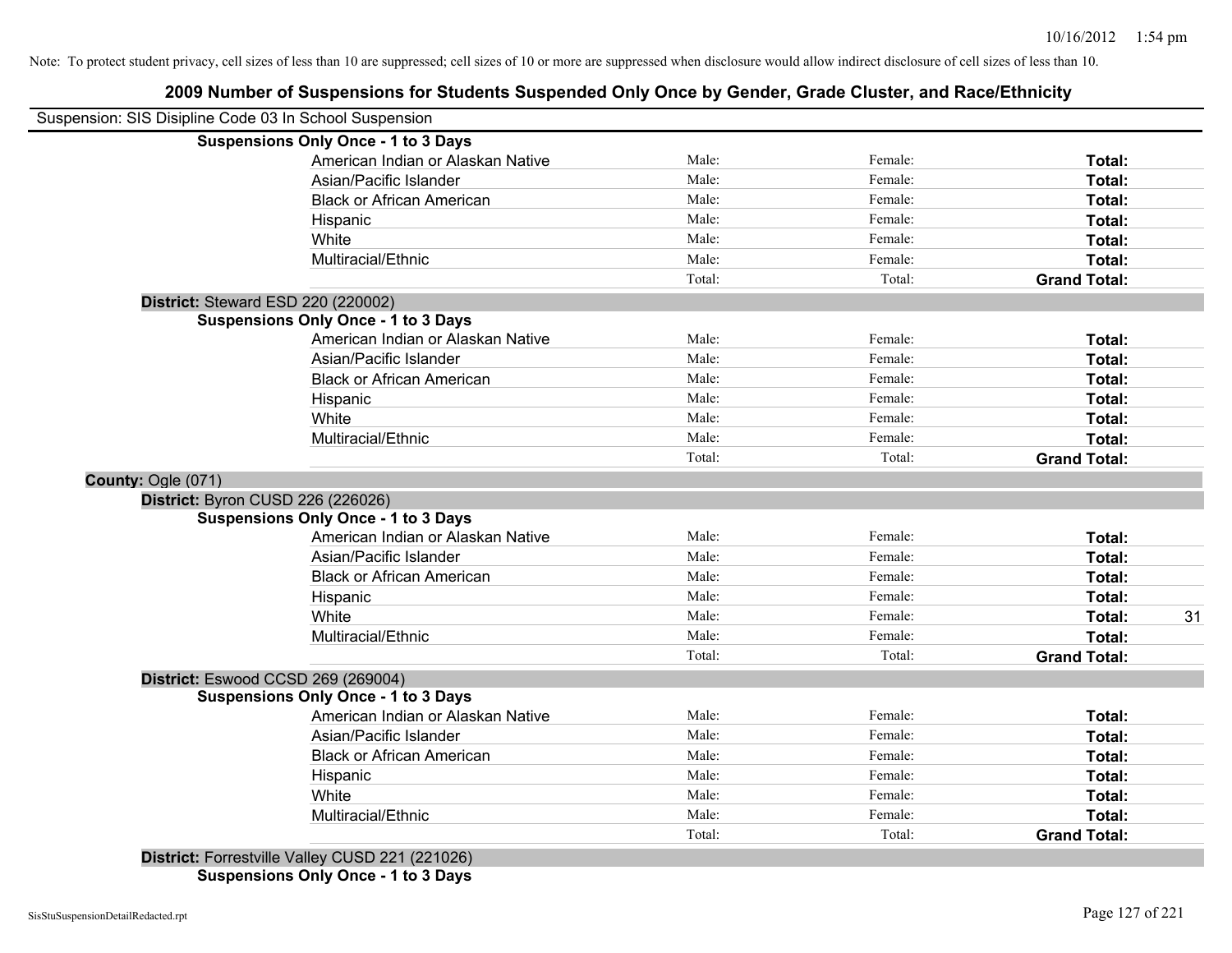Note: To protect student privacy, cell sizes of less than 10 are suppressed; cell sizes of 10 or more are suppressed when disclosure would allow indirect disclosure of cell sizes of less than 10.

# 2009 Number of Suspensions for Students Suspended Only Once by Gender, Grade Cluster, and Race/Ethnicity

Suspension: SIS Disipline Code 03 In School Suspension

**Suspensions Only Once - 1 to 3 Days**

| | | | | |
|---|---|---|---|---|
| American Indian or Alaskan Native | Male: | Female: | **Total:** | |
| Asian/Pacific Islander | Male: | Female: | **Total:** | |
| Black or African American | Male: | Female: | **Total:** | |
| Hispanic | Male: | Female: | **Total:** | |
| White | Male: | Female: | **Total:** | |
| Multiracial/Ethnic | Male: | Female: | **Total:** | |
| | Total: | Total: | **Grand Total:** | |

**District:** Steward ESD 220 (220002)

**Suspensions Only Once - 1 to 3 Days**

| | | | | |
|---|---|---|---|---|
| American Indian or Alaskan Native | Male: | Female: | **Total:** | |
| Asian/Pacific Islander | Male: | Female: | **Total:** | |
| Black or African American | Male: | Female: | **Total:** | |
| Hispanic | Male: | Female: | **Total:** | |
| White | Male: | Female: | **Total:** | |
| Multiracial/Ethnic | Male: | Female: | **Total:** | |
| | Total: | Total: | **Grand Total:** | |

**County:** Ogle (071)

**District:** Byron CUSD 226 (226026)

**Suspensions Only Once - 1 to 3 Days**

| | | | | |
|---|---|---|---|---|
| American Indian or Alaskan Native | Male: | Female: | **Total:** | |
| Asian/Pacific Islander | Male: | Female: | **Total:** | |
| Black or African American | Male: | Female: | **Total:** | |
| Hispanic | Male: | Female: | **Total:** | |
| White | Male: | Female: | **Total:** | 31 |
| Multiracial/Ethnic | Male: | Female: | **Total:** | |
| | Total: | Total: | **Grand Total:** | |

**District:** Eswood CCSD 269 (269004)

**Suspensions Only Once - 1 to 3 Days**

| | | | | |
|---|---|---|---|---|
| American Indian or Alaskan Native | Male: | Female: | **Total:** | |
| Asian/Pacific Islander | Male: | Female: | **Total:** | |
| Black or African American | Male: | Female: | **Total:** | |
| Hispanic | Male: | Female: | **Total:** | |
| White | Male: | Female: | **Total:** | |
| Multiracial/Ethnic | Male: | Female: | **Total:** | |
| | Total: | Total: | **Grand Total:** | |

**District:** Forrestville Valley CUSD 221 (221026)

**Suspensions Only Once - 1 to 3 Days**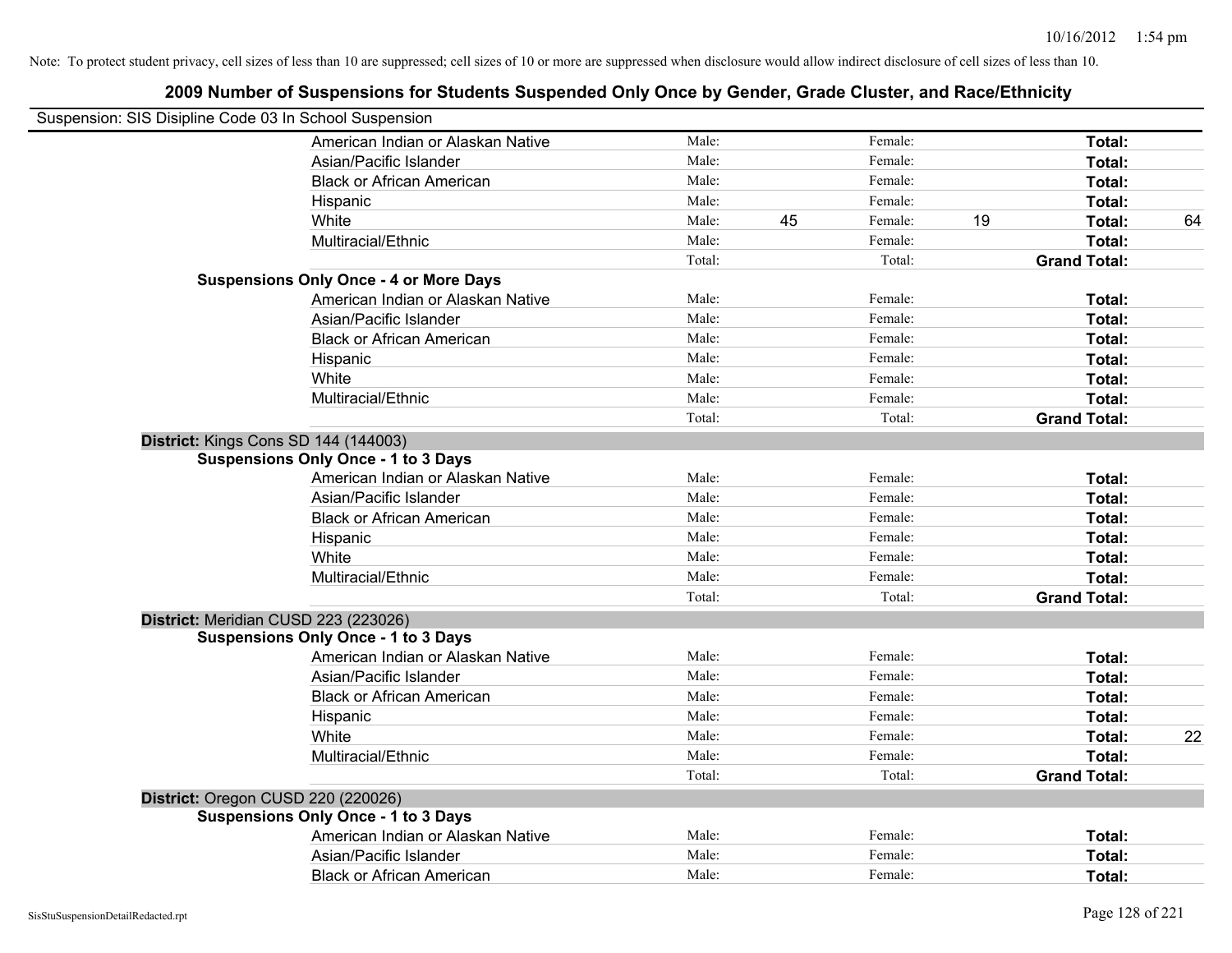Note: To protect student privacy, cell sizes of less than 10 are suppressed; cell sizes of 10 or more are suppressed when disclosure would allow indirect disclosure of cell sizes of less than 10.

## 2009 Number of Suspensions for Students Suspended Only Once by Gender, Grade Cluster, and Race/Ethnicity

Suspension: SIS Disipline Code 03 In School Suspension

| | | | | | | |
|---|---|---|---|---|---|---|
| American Indian or Alaskan Native | Male: | | Female: | | **Total:** | |
| Asian/Pacific Islander | Male: | | Female: | | **Total:** | |
| Black or African American | Male: | | Female: | | **Total:** | |
| Hispanic | Male: | | Female: | | **Total:** | |
| White | Male: | 45 | Female: | 19 | **Total:** | 64 |
| Multiracial/Ethnic | Male: | | Female: | | **Total:** | |
| | Total: | | Total: | | **Grand Total:** | |

**Suspensions Only Once - 4 or More Days**

| | | | | | | |
|---|---|---|---|---|---|---|
| American Indian or Alaskan Native | Male: | | Female: | | **Total:** | |
| Asian/Pacific Islander | Male: | | Female: | | **Total:** | |
| Black or African American | Male: | | Female: | | **Total:** | |
| Hispanic | Male: | | Female: | | **Total:** | |
| White | Male: | | Female: | | **Total:** | |
| Multiracial/Ethnic | Male: | | Female: | | **Total:** | |
| | Total: | | Total: | | **Grand Total:** | |

**District:** Kings Cons SD 144 (144003)

**Suspensions Only Once - 1 to 3 Days**

| | | | | | | |
|---|---|---|---|---|---|---|
| American Indian or Alaskan Native | Male: | | Female: | | **Total:** | |
| Asian/Pacific Islander | Male: | | Female: | | **Total:** | |
| Black or African American | Male: | | Female: | | **Total:** | |
| Hispanic | Male: | | Female: | | **Total:** | |
| White | Male: | | Female: | | **Total:** | |
| Multiracial/Ethnic | Male: | | Female: | | **Total:** | |
| | Total: | | Total: | | **Grand Total:** | |

**District:** Meridian CUSD 223 (223026)

**Suspensions Only Once - 1 to 3 Days**

| | | | | | | |
|---|---|---|---|---|---|---|
| American Indian or Alaskan Native | Male: | | Female: | | **Total:** | |
| Asian/Pacific Islander | Male: | | Female: | | **Total:** | |
| Black or African American | Male: | | Female: | | **Total:** | |
| Hispanic | Male: | | Female: | | **Total:** | |
| White | Male: | | Female: | | **Total:** | 22 |
| Multiracial/Ethnic | Male: | | Female: | | **Total:** | |
| | Total: | | Total: | | **Grand Total:** | |

**District:** Oregon CUSD 220 (220026)

**Suspensions Only Once - 1 to 3 Days**

| | | | | | | |
|---|---|---|---|---|---|---|
| American Indian or Alaskan Native | Male: | | Female: | | **Total:** | |
| Asian/Pacific Islander | Male: | | Female: | | **Total:** | |
| Black or African American | Male: | | Female: | | **Total:** | |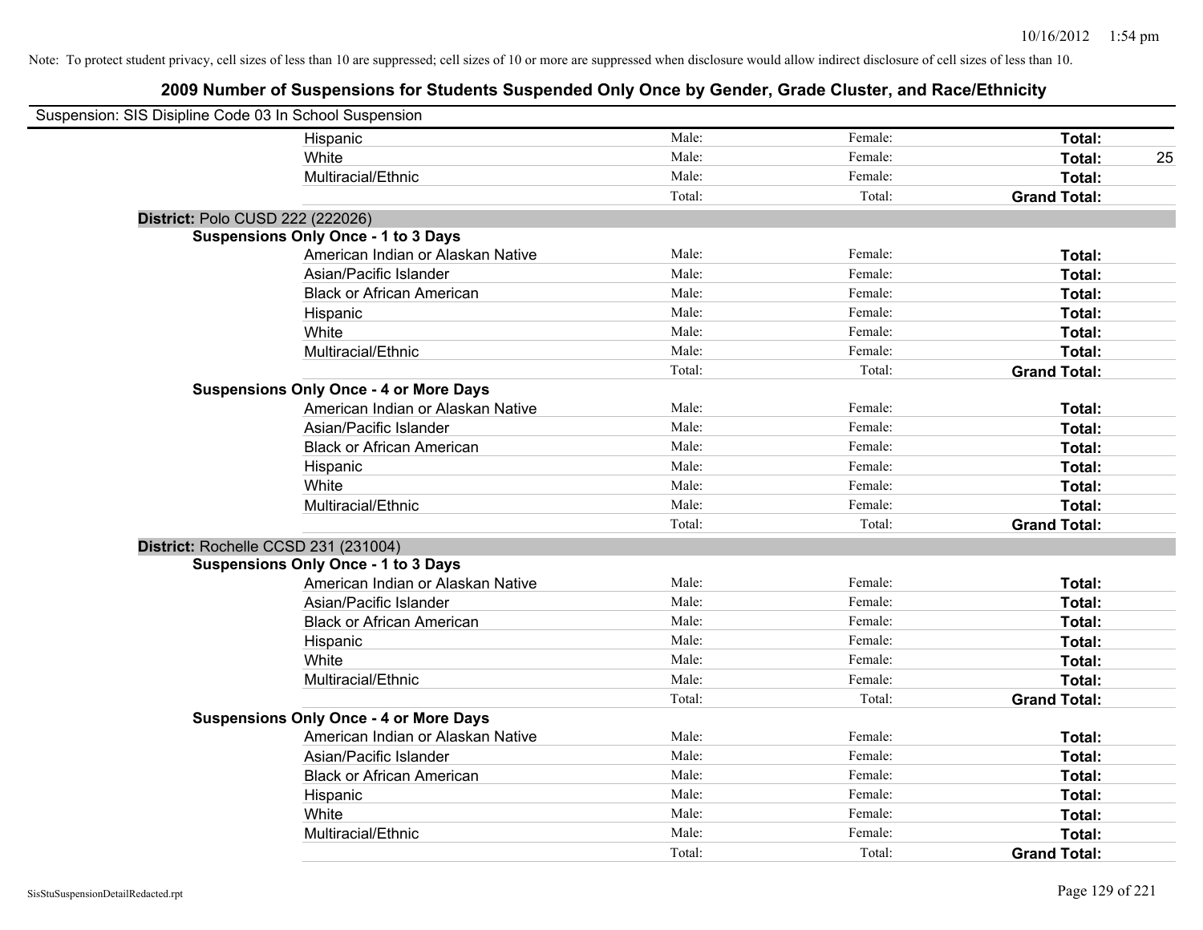Note: To protect student privacy, cell sizes of less than 10 are suppressed; cell sizes of 10 or more are suppressed when disclosure would allow indirect disclosure of cell sizes of less than 10.

## 2009 Number of Suspensions for Students Suspended Only Once by Gender, Grade Cluster, and Race/Ethnicity

Suspension: SIS Disipline Code 03 In School Suspension

| | Male: | Female: | Total: | |
|---|---|---|---|---|
| Hispanic | Male: | Female: | **Total:** | |
| White | Male: | Female: | **Total:** | 25 |
| Multiracial/Ethnic | Male: | Female: | **Total:** | |
| | Total: | Total: | **Grand Total:** | |

**District:** Polo CUSD 222 (222026)

**Suspensions Only Once - 1 to 3 Days**

| | | | | |
|---|---|---|---|---|
| American Indian or Alaskan Native | Male: | Female: | **Total:** | |
| Asian/Pacific Islander | Male: | Female: | **Total:** | |
| Black or African American | Male: | Female: | **Total:** | |
| Hispanic | Male: | Female: | **Total:** | |
| White | Male: | Female: | **Total:** | |
| Multiracial/Ethnic | Male: | Female: | **Total:** | |
| | Total: | Total: | **Grand Total:** | |

**Suspensions Only Once - 4 or More Days**

| | | | | |
|---|---|---|---|---|
| American Indian or Alaskan Native | Male: | Female: | **Total:** | |
| Asian/Pacific Islander | Male: | Female: | **Total:** | |
| Black or African American | Male: | Female: | **Total:** | |
| Hispanic | Male: | Female: | **Total:** | |
| White | Male: | Female: | **Total:** | |
| Multiracial/Ethnic | Male: | Female: | **Total:** | |
| | Total: | Total: | **Grand Total:** | |

**District:** Rochelle CCSD 231 (231004)

**Suspensions Only Once - 1 to 3 Days**

| | | | | |
|---|---|---|---|---|
| American Indian or Alaskan Native | Male: | Female: | **Total:** | |
| Asian/Pacific Islander | Male: | Female: | **Total:** | |
| Black or African American | Male: | Female: | **Total:** | |
| Hispanic | Male: | Female: | **Total:** | |
| White | Male: | Female: | **Total:** | |
| Multiracial/Ethnic | Male: | Female: | **Total:** | |
| | Total: | Total: | **Grand Total:** | |

**Suspensions Only Once - 4 or More Days**

| | | | | |
|---|---|---|---|---|
| American Indian or Alaskan Native | Male: | Female: | **Total:** | |
| Asian/Pacific Islander | Male: | Female: | **Total:** | |
| Black or African American | Male: | Female: | **Total:** | |
| Hispanic | Male: | Female: | **Total:** | |
| White | Male: | Female: | **Total:** | |
| Multiracial/Ethnic | Male: | Female: | **Total:** | |
| | Total: | Total: | **Grand Total:** | |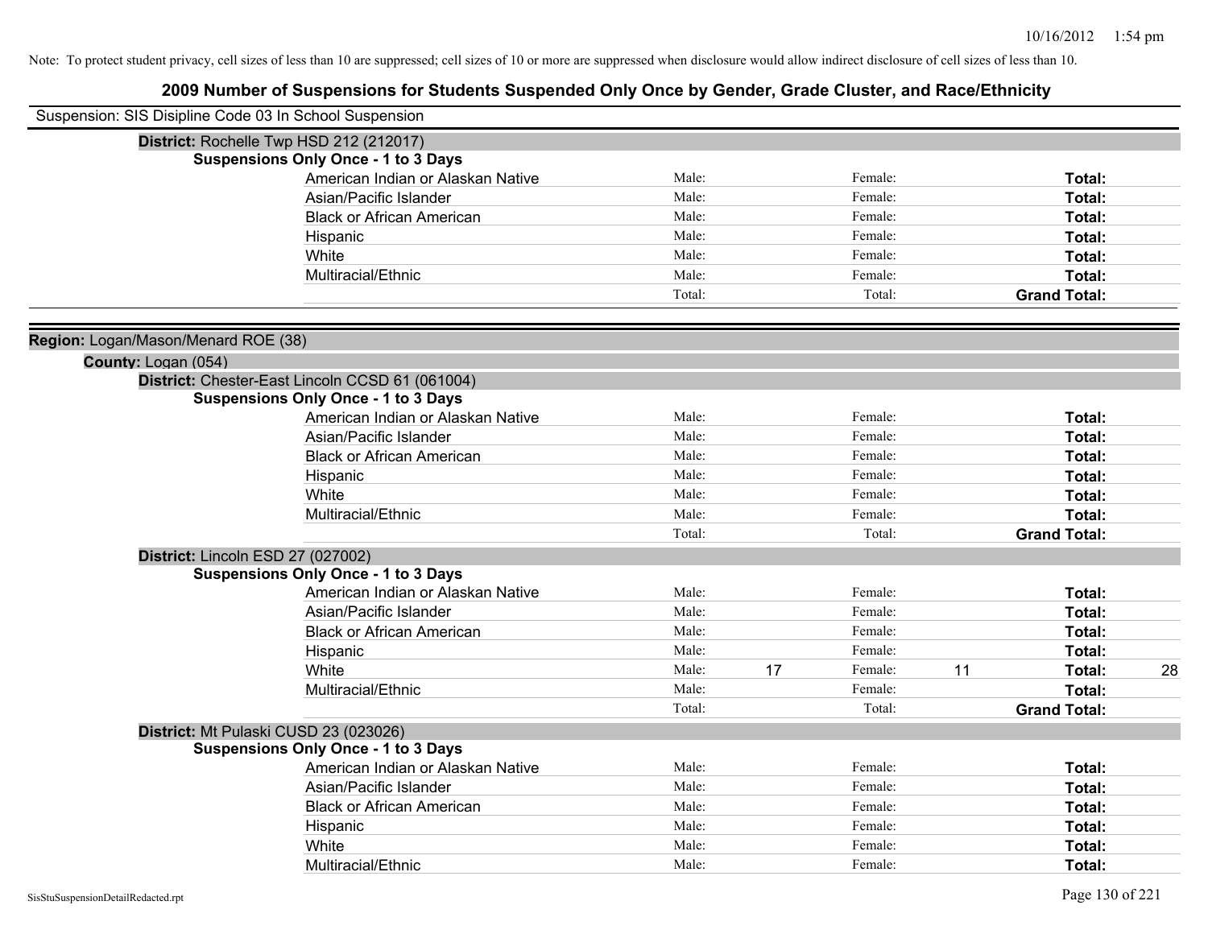Note: To protect student privacy, cell sizes of less than 10 are suppressed; cell sizes of 10 or more are suppressed when disclosure would allow indirect disclosure of cell sizes of less than 10.

# 2009 Number of Suspensions for Students Suspended Only Once by Gender, Grade Cluster, and Race/Ethnicity

Suspension: SIS Disipline Code 03 In School Suspension

**District:** Rochelle Twp HSD 212 (212017)

**Suspensions Only Once - 1 to 3 Days**

| Race/Ethnicity | Male: | | Female: | | Total: | |
|---|---|---|---|---|---|---|
| American Indian or Alaskan Native | Male: | | Female: | | **Total:** | |
| Asian/Pacific Islander | Male: | | Female: | | **Total:** | |
| Black or African American | Male: | | Female: | | **Total:** | |
| Hispanic | Male: | | Female: | | **Total:** | |
| White | Male: | | Female: | | **Total:** | |
| Multiracial/Ethnic | Male: | | Female: | | **Total:** | |
| | Total: | | Total: | | **Grand Total:** | |

**Region:** Logan/Mason/Menard ROE (38)

**County:** Logan (054)

**District:** Chester-East Lincoln CCSD 61 (061004)

**Suspensions Only Once - 1 to 3 Days**

| Race/Ethnicity | Male: | | Female: | | Total: | |
|---|---|---|---|---|---|---|
| American Indian or Alaskan Native | Male: | | Female: | | **Total:** | |
| Asian/Pacific Islander | Male: | | Female: | | **Total:** | |
| Black or African American | Male: | | Female: | | **Total:** | |
| Hispanic | Male: | | Female: | | **Total:** | |
| White | Male: | | Female: | | **Total:** | |
| Multiracial/Ethnic | Male: | | Female: | | **Total:** | |
| | Total: | | Total: | | **Grand Total:** | |

**District:** Lincoln ESD 27 (027002)

**Suspensions Only Once - 1 to 3 Days**

| Race/Ethnicity | Male: | | Female: | | Total: | |
|---|---|---|---|---|---|---|
| American Indian or Alaskan Native | Male: | | Female: | | **Total:** | |
| Asian/Pacific Islander | Male: | | Female: | | **Total:** | |
| Black or African American | Male: | | Female: | | **Total:** | |
| Hispanic | Male: | | Female: | | **Total:** | |
| White | Male: | 17 | Female: | 11 | **Total:** | 28 |
| Multiracial/Ethnic | Male: | | Female: | | **Total:** | |
| | Total: | | Total: | | **Grand Total:** | |

**District:** Mt Pulaski CUSD 23 (023026)

**Suspensions Only Once - 1 to 3 Days**

| Race/Ethnicity | Male: | | Female: | | Total: | |
|---|---|---|---|---|---|---|
| American Indian or Alaskan Native | Male: | | Female: | | **Total:** | |
| Asian/Pacific Islander | Male: | | Female: | | **Total:** | |
| Black or African American | Male: | | Female: | | **Total:** | |
| Hispanic | Male: | | Female: | | **Total:** | |
| White | Male: | | Female: | | **Total:** | |
| Multiracial/Ethnic | Male: | | Female: | | **Total:** | |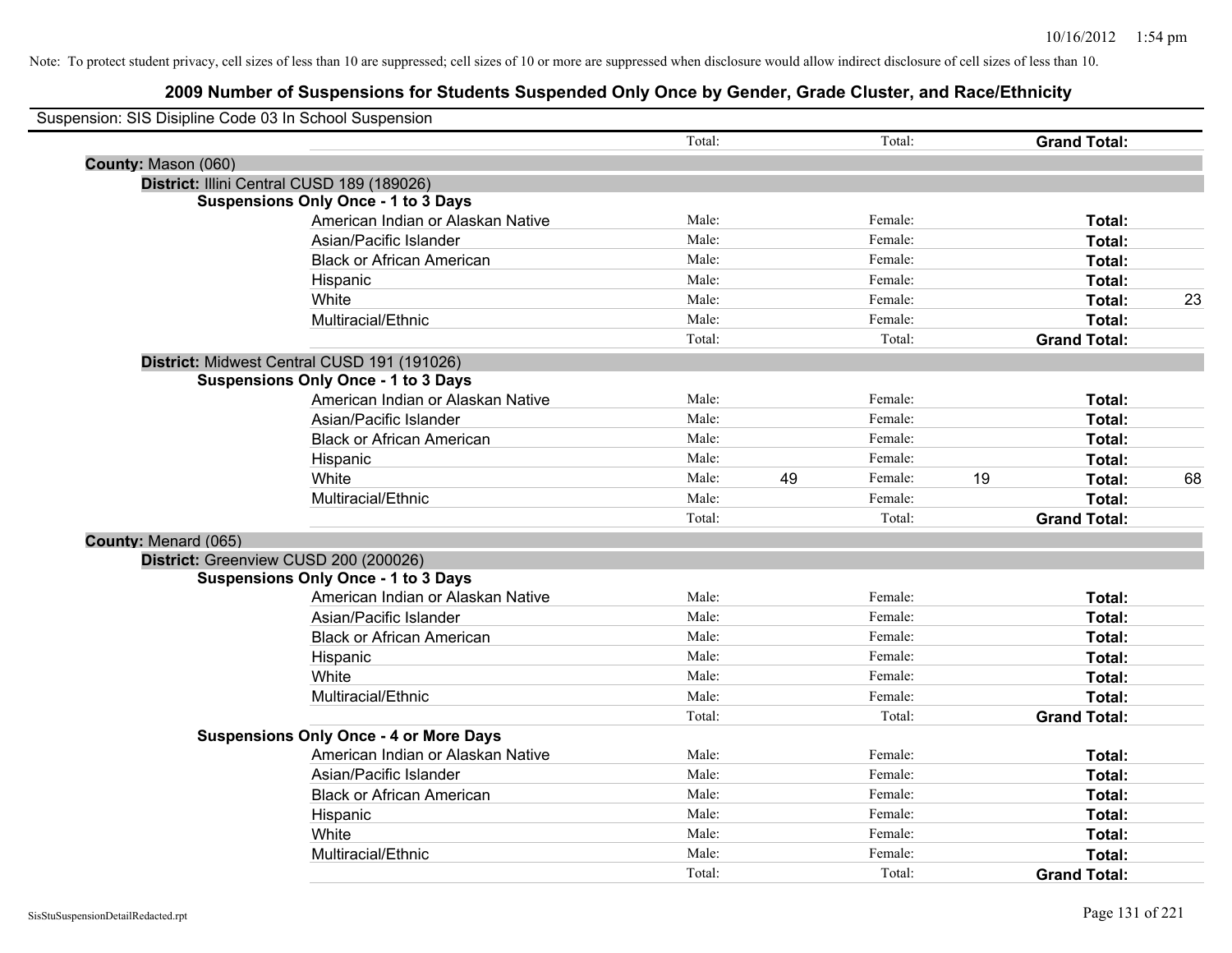Note: To protect student privacy, cell sizes of less than 10 are suppressed; cell sizes of 10 or more are suppressed when disclosure would allow indirect disclosure of cell sizes of less than 10.

# 2009 Number of Suspensions for Students Suspended Only Once by Gender, Grade Cluster, and Race/Ethnicity

Suspension: SIS Disipline Code 03 In School Suspension

| | | | | | | |
|---|---|---|---|---|---|---|
| | Total: | | Total: | | **Grand Total:** | |

**County:** Mason (060)

**District:** Illini Central CUSD 189 (189026)

**Suspensions Only Once - 1 to 3 Days**

| | | | | | | |
|---|---|---|---|---|---|---|
| American Indian or Alaskan Native | Male: | | Female: | | **Total:** | |
| Asian/Pacific Islander | Male: | | Female: | | **Total:** | |
| Black or African American | Male: | | Female: | | **Total:** | |
| Hispanic | Male: | | Female: | | **Total:** | |
| White | Male: | | Female: | | **Total:** | 23 |
| Multiracial/Ethnic | Male: | | Female: | | **Total:** | |
| | Total: | | Total: | | **Grand Total:** | |

**District:** Midwest Central CUSD 191 (191026)

**Suspensions Only Once - 1 to 3 Days**

| | | | | | | |
|---|---|---|---|---|---|---|
| American Indian or Alaskan Native | Male: | | Female: | | **Total:** | |
| Asian/Pacific Islander | Male: | | Female: | | **Total:** | |
| Black or African American | Male: | | Female: | | **Total:** | |
| Hispanic | Male: | | Female: | | **Total:** | |
| White | Male: | 49 | Female: | 19 | **Total:** | 68 |
| Multiracial/Ethnic | Male: | | Female: | | **Total:** | |
| | Total: | | Total: | | **Grand Total:** | |

**County:** Menard (065)

**District:** Greenview CUSD 200 (200026)

**Suspensions Only Once - 1 to 3 Days**

| | | | | | | |
|---|---|---|---|---|---|---|
| American Indian or Alaskan Native | Male: | | Female: | | **Total:** | |
| Asian/Pacific Islander | Male: | | Female: | | **Total:** | |
| Black or African American | Male: | | Female: | | **Total:** | |
| Hispanic | Male: | | Female: | | **Total:** | |
| White | Male: | | Female: | | **Total:** | |
| Multiracial/Ethnic | Male: | | Female: | | **Total:** | |
| | Total: | | Total: | | **Grand Total:** | |

**Suspensions Only Once - 4 or More Days**

| | | | | | | |
|---|---|---|---|---|---|---|
| American Indian or Alaskan Native | Male: | | Female: | | **Total:** | |
| Asian/Pacific Islander | Male: | | Female: | | **Total:** | |
| Black or African American | Male: | | Female: | | **Total:** | |
| Hispanic | Male: | | Female: | | **Total:** | |
| White | Male: | | Female: | | **Total:** | |
| Multiracial/Ethnic | Male: | | Female: | | **Total:** | |
| | Total: | | Total: | | **Grand Total:** | |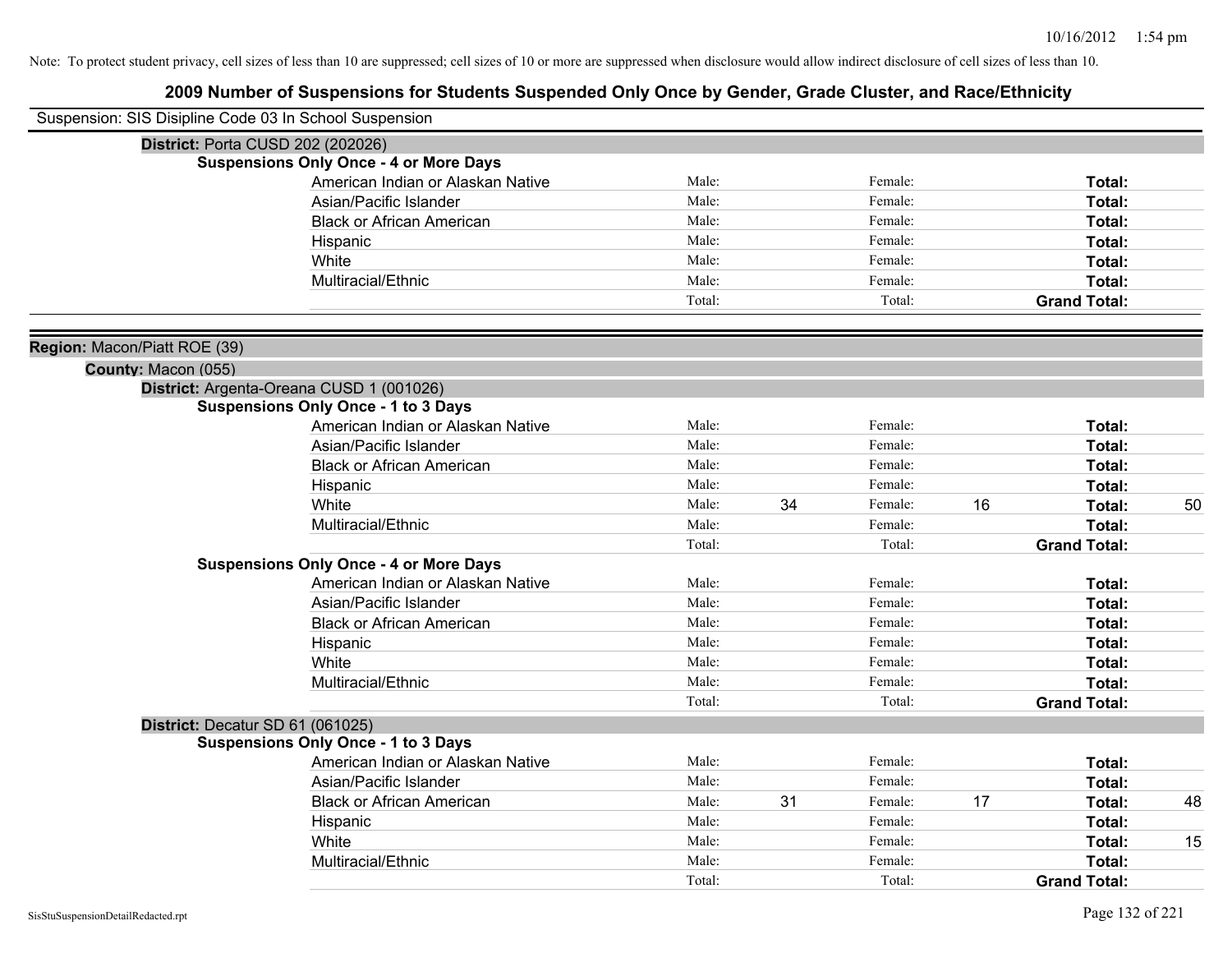Note: To protect student privacy, cell sizes of less than 10 are suppressed; cell sizes of 10 or more are suppressed when disclosure would allow indirect disclosure of cell sizes of less than 10.

# 2009 Number of Suspensions for Students Suspended Only Once by Gender, Grade Cluster, and Race/Ethnicity

Suspension: SIS Disipline Code 03 In School Suspension

**District:** Porta CUSD 202 (202026)

**Suspensions Only Once - 4 or More Days**

| | | | | | | |
|---|---|---|---|---|---|---|
| American Indian or Alaskan Native | Male: | | Female: | | **Total:** | |
| Asian/Pacific Islander | Male: | | Female: | | **Total:** | |
| Black or African American | Male: | | Female: | | **Total:** | |
| Hispanic | Male: | | Female: | | **Total:** | |
| White | Male: | | Female: | | **Total:** | |
| Multiracial/Ethnic | Male: | | Female: | | **Total:** | |
| | Total: | | Total: | | **Grand Total:** | |

**Region:** Macon/Piatt ROE (39)

**County:** Macon (055)

**District:** Argenta-Oreana CUSD 1 (001026)

**Suspensions Only Once - 1 to 3 Days**

| | | | | | | |
|---|---|---|---|---|---|---|
| American Indian or Alaskan Native | Male: | | Female: | | **Total:** | |
| Asian/Pacific Islander | Male: | | Female: | | **Total:** | |
| Black or African American | Male: | | Female: | | **Total:** | |
| Hispanic | Male: | | Female: | | **Total:** | |
| White | Male: | 34 | Female: | 16 | **Total:** | 50 |
| Multiracial/Ethnic | Male: | | Female: | | **Total:** | |
| | Total: | | Total: | | **Grand Total:** | |

**Suspensions Only Once - 4 or More Days**

| | | | | | | |
|---|---|---|---|---|---|---|
| American Indian or Alaskan Native | Male: | | Female: | | **Total:** | |
| Asian/Pacific Islander | Male: | | Female: | | **Total:** | |
| Black or African American | Male: | | Female: | | **Total:** | |
| Hispanic | Male: | | Female: | | **Total:** | |
| White | Male: | | Female: | | **Total:** | |
| Multiracial/Ethnic | Male: | | Female: | | **Total:** | |
| | Total: | | Total: | | **Grand Total:** | |

**District:** Decatur SD 61 (061025)

**Suspensions Only Once - 1 to 3 Days**

| | | | | | | |
|---|---|---|---|---|---|---|
| American Indian or Alaskan Native | Male: | | Female: | | **Total:** | |
| Asian/Pacific Islander | Male: | | Female: | | **Total:** | |
| Black or African American | Male: | 31 | Female: | 17 | **Total:** | 48 |
| Hispanic | Male: | | Female: | | **Total:** | |
| White | Male: | | Female: | | **Total:** | 15 |
| Multiracial/Ethnic | Male: | | Female: | | **Total:** | |
| | Total: | | Total: | | **Grand Total:** | |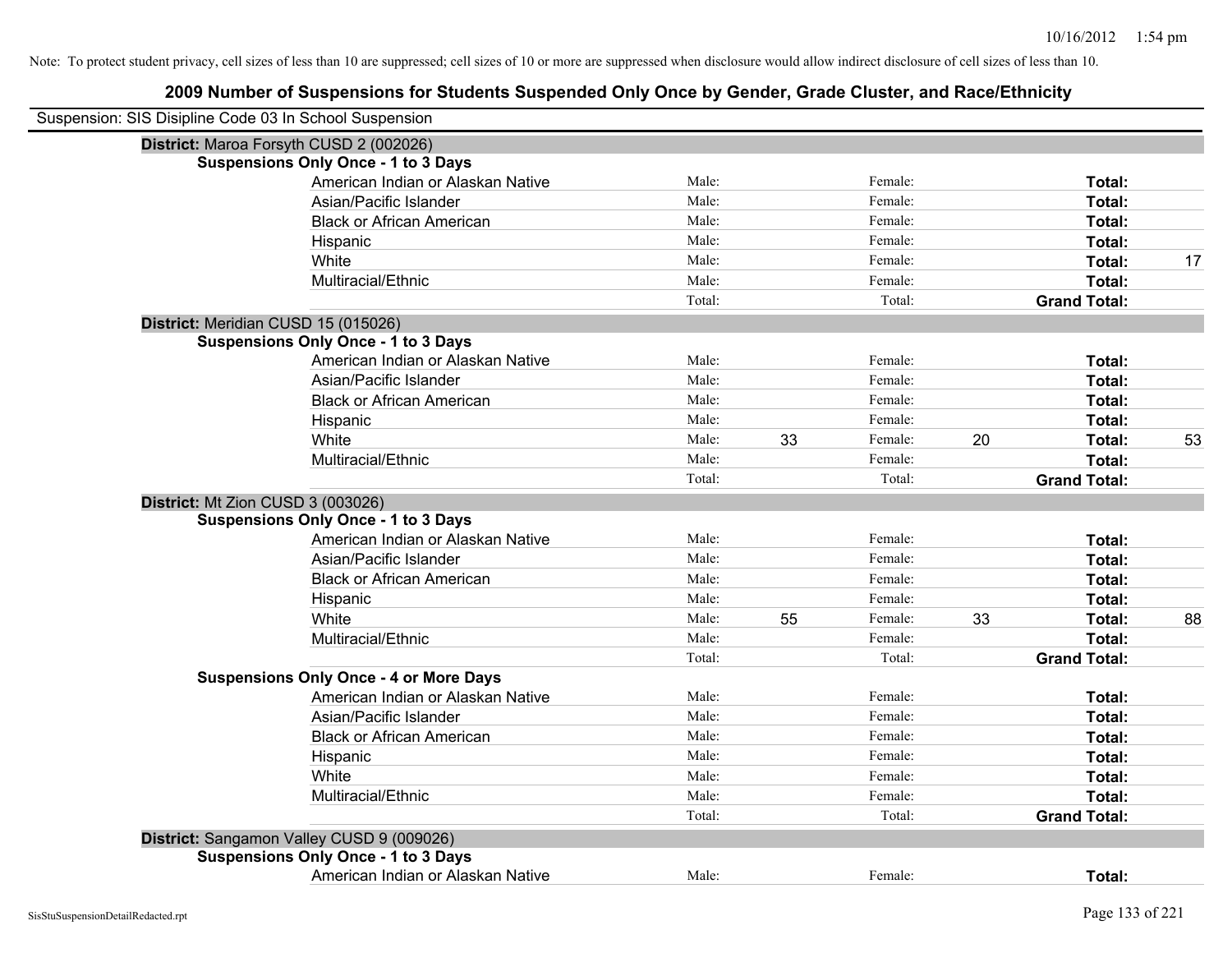Note: To protect student privacy, cell sizes of less than 10 are suppressed; cell sizes of 10 or more are suppressed when disclosure would allow indirect disclosure of cell sizes of less than 10.

## 2009 Number of Suspensions for Students Suspended Only Once by Gender, Grade Cluster, and Race/Ethnicity

Suspension: SIS Disipline Code 03 In School Suspension

### District: Maroa Forsyth CUSD 2 (002026)

**Suspensions Only Once - 1 to 3 Days**

| Race/Ethnicity | Male: | | Female: | | Total: | |
|---|---|---|---|---|---|---|
| American Indian or Alaskan Native | Male: | | Female: | | **Total:** | |
| Asian/Pacific Islander | Male: | | Female: | | **Total:** | |
| Black or African American | Male: | | Female: | | **Total:** | |
| Hispanic | Male: | | Female: | | **Total:** | |
| White | Male: | | Female: | | **Total:** | 17 |
| Multiracial/Ethnic | Male: | | Female: | | **Total:** | |
| | Total: | | Total: | | **Grand Total:** | |

### District: Meridian CUSD 15 (015026)

**Suspensions Only Once - 1 to 3 Days**

| Race/Ethnicity | Male: | | Female: | | Total: | |
|---|---|---|---|---|---|---|
| American Indian or Alaskan Native | Male: | | Female: | | **Total:** | |
| Asian/Pacific Islander | Male: | | Female: | | **Total:** | |
| Black or African American | Male: | | Female: | | **Total:** | |
| Hispanic | Male: | | Female: | | **Total:** | |
| White | Male: | 33 | Female: | 20 | **Total:** | 53 |
| Multiracial/Ethnic | Male: | | Female: | | **Total:** | |
| | Total: | | Total: | | **Grand Total:** | |

### District: Mt Zion CUSD 3 (003026)

**Suspensions Only Once - 1 to 3 Days**

| Race/Ethnicity | Male: | | Female: | | Total: | |
|---|---|---|---|---|---|---|
| American Indian or Alaskan Native | Male: | | Female: | | **Total:** | |
| Asian/Pacific Islander | Male: | | Female: | | **Total:** | |
| Black or African American | Male: | | Female: | | **Total:** | |
| Hispanic | Male: | | Female: | | **Total:** | |
| White | Male: | 55 | Female: | 33 | **Total:** | 88 |
| Multiracial/Ethnic | Male: | | Female: | | **Total:** | |
| | Total: | | Total: | | **Grand Total:** | |

**Suspensions Only Once - 4 or More Days**

| Race/Ethnicity | Male: | | Female: | | Total: | |
|---|---|---|---|---|---|---|
| American Indian or Alaskan Native | Male: | | Female: | | **Total:** | |
| Asian/Pacific Islander | Male: | | Female: | | **Total:** | |
| Black or African American | Male: | | Female: | | **Total:** | |
| Hispanic | Male: | | Female: | | **Total:** | |
| White | Male: | | Female: | | **Total:** | |
| Multiracial/Ethnic | Male: | | Female: | | **Total:** | |
| | Total: | | Total: | | **Grand Total:** | |

### District: Sangamon Valley CUSD 9 (009026)

**Suspensions Only Once - 1 to 3 Days**

| Race/Ethnicity | Male: | | Female: | | Total: | |
|---|---|---|---|---|---|---|
| American Indian or Alaskan Native | Male: | | Female: | | **Total:** | |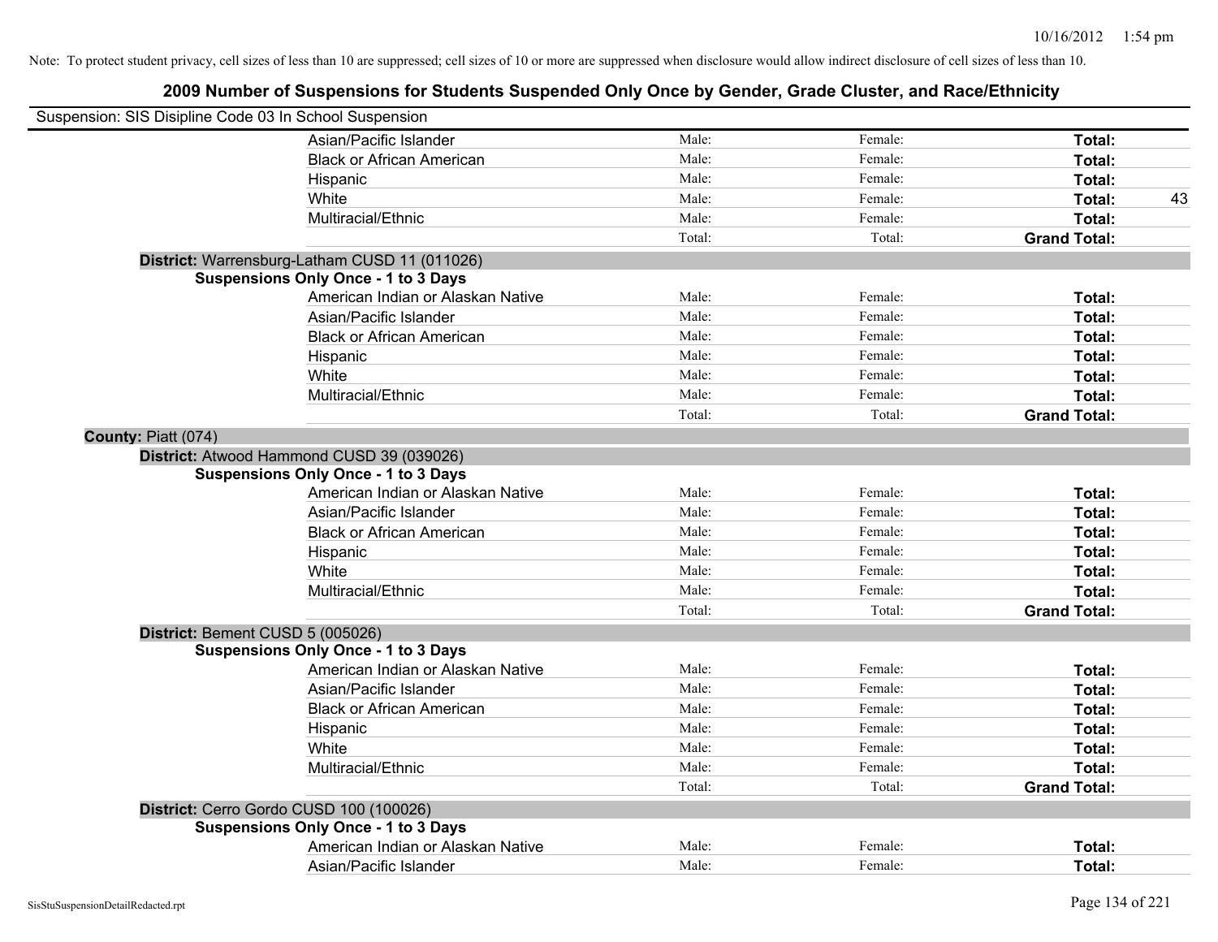Note: To protect student privacy, cell sizes of less than 10 are suppressed; cell sizes of 10 or more are suppressed when disclosure would allow indirect disclosure of cell sizes of less than 10.

## 2009 Number of Suspensions for Students Suspended Only Once by Gender, Grade Cluster, and Race/Ethnicity

Suspension: SIS Disipline Code 03 In School Suspension

| | | | | |
|---|---|---|---|---|
| Asian/Pacific Islander | Male: | Female: | **Total:** | |
| Black or African American | Male: | Female: | **Total:** | |
| Hispanic | Male: | Female: | **Total:** | |
| White | Male: | Female: | **Total:** | 43 |
| Multiracial/Ethnic | Male: | Female: | **Total:** | |
| | Total: | Total: | **Grand Total:** | |

**District:** Warrensburg-Latham CUSD 11 (011026)

**Suspensions Only Once - 1 to 3 Days**

| | | | | |
|---|---|---|---|---|
| American Indian or Alaskan Native | Male: | Female: | **Total:** | |
| Asian/Pacific Islander | Male: | Female: | **Total:** | |
| Black or African American | Male: | Female: | **Total:** | |
| Hispanic | Male: | Female: | **Total:** | |
| White | Male: | Female: | **Total:** | |
| Multiracial/Ethnic | Male: | Female: | **Total:** | |
| | Total: | Total: | **Grand Total:** | |

**County:** Piatt (074)

**District:** Atwood Hammond CUSD 39 (039026)

**Suspensions Only Once - 1 to 3 Days**

| | | | | |
|---|---|---|---|---|
| American Indian or Alaskan Native | Male: | Female: | **Total:** | |
| Asian/Pacific Islander | Male: | Female: | **Total:** | |
| Black or African American | Male: | Female: | **Total:** | |
| Hispanic | Male: | Female: | **Total:** | |
| White | Male: | Female: | **Total:** | |
| Multiracial/Ethnic | Male: | Female: | **Total:** | |
| | Total: | Total: | **Grand Total:** | |

**District:** Bement CUSD 5 (005026)

**Suspensions Only Once - 1 to 3 Days**

| | | | | |
|---|---|---|---|---|
| American Indian or Alaskan Native | Male: | Female: | **Total:** | |
| Asian/Pacific Islander | Male: | Female: | **Total:** | |
| Black or African American | Male: | Female: | **Total:** | |
| Hispanic | Male: | Female: | **Total:** | |
| White | Male: | Female: | **Total:** | |
| Multiracial/Ethnic | Male: | Female: | **Total:** | |
| | Total: | Total: | **Grand Total:** | |

**District:** Cerro Gordo CUSD 100 (100026)

**Suspensions Only Once - 1 to 3 Days**

| | | | | |
|---|---|---|---|---|
| American Indian or Alaskan Native | Male: | Female: | **Total:** | |
| Asian/Pacific Islander | Male: | Female: | **Total:** | |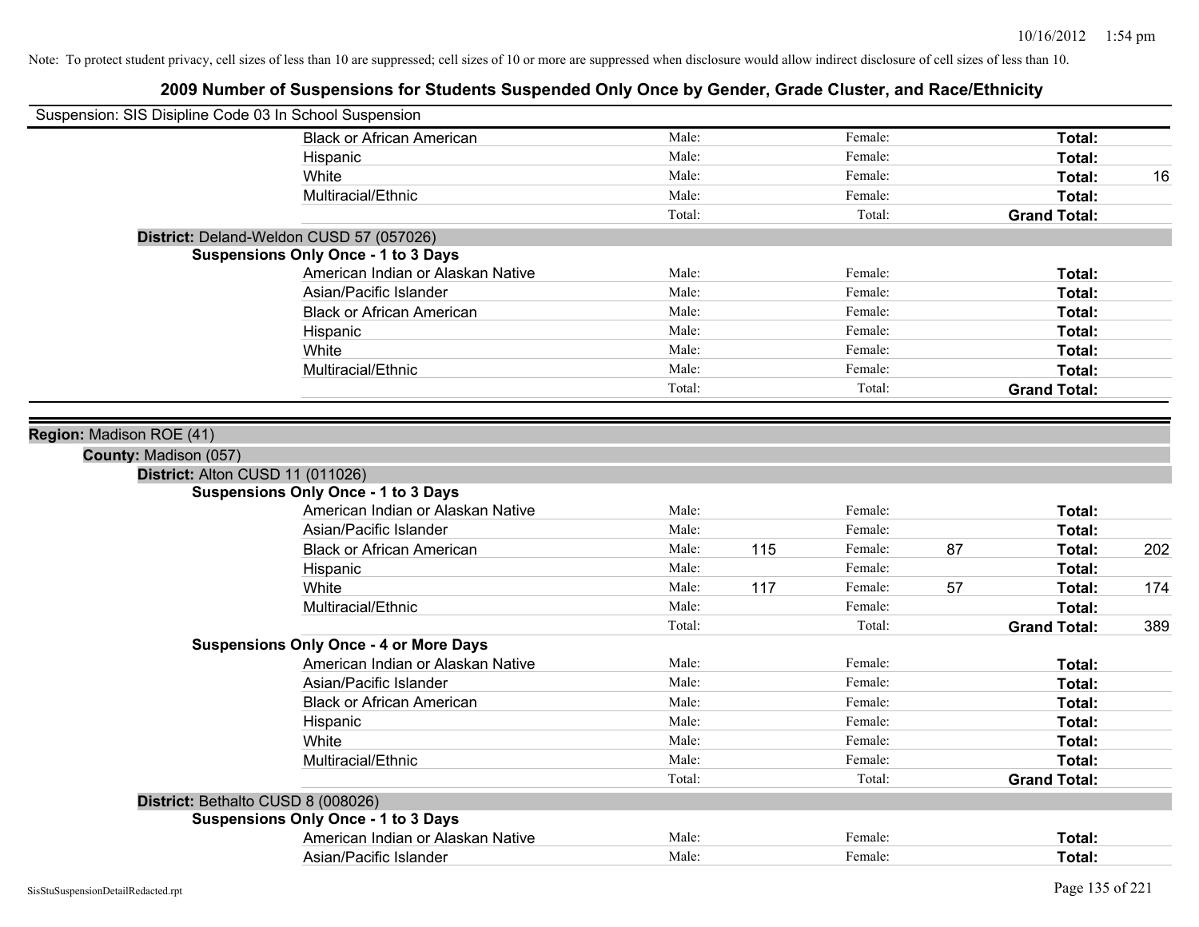Note: To protect student privacy, cell sizes of less than 10 are suppressed; cell sizes of 10 or more are suppressed when disclosure would allow indirect disclosure of cell sizes of less than 10.

# 2009 Number of Suspensions for Students Suspended Only Once by Gender, Grade Cluster, and Race/Ethnicity

Suspension: SIS Disipline Code 03 In School Suspension

| | | | | | | |
|---|---|---|---|---|---|---|
| Black or African American | Male: | | Female: | | **Total:** | |
| Hispanic | Male: | | Female: | | **Total:** | |
| White | Male: | | Female: | | **Total:** | 16 |
| Multiracial/Ethnic | Male: | | Female: | | **Total:** | |
| | Total: | | Total: | | **Grand Total:** | |

**District:** Deland-Weldon CUSD 57 (057026)

**Suspensions Only Once - 1 to 3 Days**

| | | | | | | |
|---|---|---|---|---|---|---|
| American Indian or Alaskan Native | Male: | | Female: | | **Total:** | |
| Asian/Pacific Islander | Male: | | Female: | | **Total:** | |
| Black or African American | Male: | | Female: | | **Total:** | |
| Hispanic | Male: | | Female: | | **Total:** | |
| White | Male: | | Female: | | **Total:** | |
| Multiracial/Ethnic | Male: | | Female: | | **Total:** | |
| | Total: | | Total: | | **Grand Total:** | |

**Region:** Madison ROE (41)

**County:** Madison (057)

**District:** Alton CUSD 11 (011026)

**Suspensions Only Once - 1 to 3 Days**

| | | | | | | |
|---|---|---|---|---|---|---|
| American Indian or Alaskan Native | Male: | | Female: | | **Total:** | |
| Asian/Pacific Islander | Male: | | Female: | | **Total:** | |
| Black or African American | Male: | 115 | Female: | 87 | **Total:** | 202 |
| Hispanic | Male: | | Female: | | **Total:** | |
| White | Male: | 117 | Female: | 57 | **Total:** | 174 |
| Multiracial/Ethnic | Male: | | Female: | | **Total:** | |
| | Total: | | Total: | | **Grand Total:** | 389 |

**Suspensions Only Once - 4 or More Days**

| | | | | | | |
|---|---|---|---|---|---|---|
| American Indian or Alaskan Native | Male: | | Female: | | **Total:** | |
| Asian/Pacific Islander | Male: | | Female: | | **Total:** | |
| Black or African American | Male: | | Female: | | **Total:** | |
| Hispanic | Male: | | Female: | | **Total:** | |
| White | Male: | | Female: | | **Total:** | |
| Multiracial/Ethnic | Male: | | Female: | | **Total:** | |
| | Total: | | Total: | | **Grand Total:** | |

**District:** Bethalto CUSD 8 (008026)

**Suspensions Only Once - 1 to 3 Days**

| | | | | | | |
|---|---|---|---|---|---|---|
| American Indian or Alaskan Native | Male: | | Female: | | **Total:** | |
| Asian/Pacific Islander | Male: | | Female: | | **Total:** | |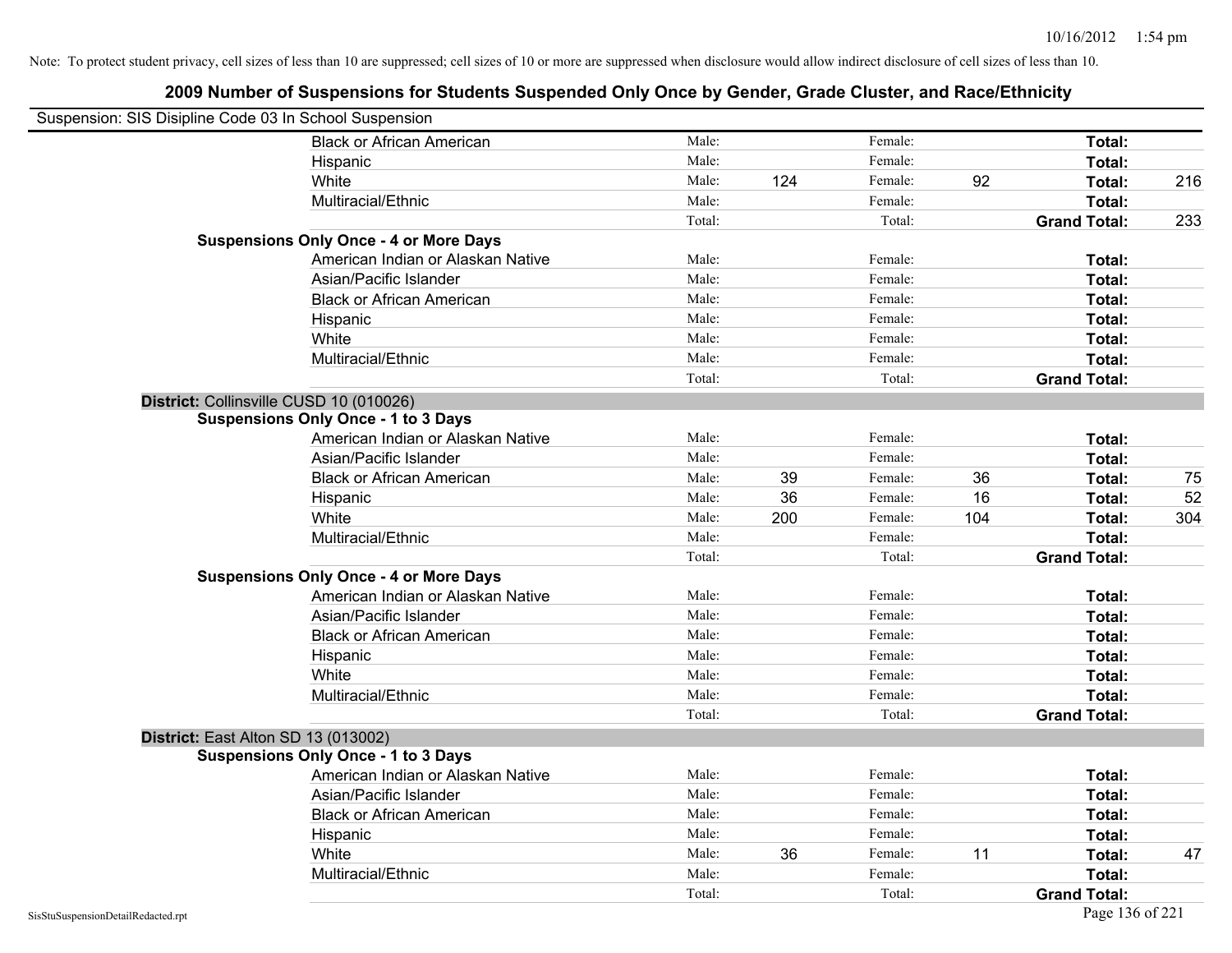Note: To protect student privacy, cell sizes of less than 10 are suppressed; cell sizes of 10 or more are suppressed when disclosure would allow indirect disclosure of cell sizes of less than 10.

## 2009 Number of Suspensions for Students Suspended Only Once by Gender, Grade Cluster, and Race/Ethnicity

Suspension: SIS Disipline Code 03 In School Suspension

| | | | | | | |
|---|---|---|---|---|---|---|
| Black or African American | Male: | | Female: | | **Total:** | |
| Hispanic | Male: | | Female: | | **Total:** | |
| White | Male: | 124 | Female: | 92 | **Total:** | 216 |
| Multiracial/Ethnic | Male: | | Female: | | **Total:** | |
| | Total: | | Total: | | **Grand Total:** | 233 |

**Suspensions Only Once - 4 or More Days**

| | | | | | | |
|---|---|---|---|---|---|---|
| American Indian or Alaskan Native | Male: | | Female: | | **Total:** | |
| Asian/Pacific Islander | Male: | | Female: | | **Total:** | |
| Black or African American | Male: | | Female: | | **Total:** | |
| Hispanic | Male: | | Female: | | **Total:** | |
| White | Male: | | Female: | | **Total:** | |
| Multiracial/Ethnic | Male: | | Female: | | **Total:** | |
| | Total: | | Total: | | **Grand Total:** | |

**District:** Collinsville CUSD 10 (010026)

**Suspensions Only Once - 1 to 3 Days**

| | | | | | | |
|---|---|---|---|---|---|---|
| American Indian or Alaskan Native | Male: | | Female: | | **Total:** | |
| Asian/Pacific Islander | Male: | | Female: | | **Total:** | |
| Black or African American | Male: | 39 | Female: | 36 | **Total:** | 75 |
| Hispanic | Male: | 36 | Female: | 16 | **Total:** | 52 |
| White | Male: | 200 | Female: | 104 | **Total:** | 304 |
| Multiracial/Ethnic | Male: | | Female: | | **Total:** | |
| | Total: | | Total: | | **Grand Total:** | |

**Suspensions Only Once - 4 or More Days**

| | | | | | | |
|---|---|---|---|---|---|---|
| American Indian or Alaskan Native | Male: | | Female: | | **Total:** | |
| Asian/Pacific Islander | Male: | | Female: | | **Total:** | |
| Black or African American | Male: | | Female: | | **Total:** | |
| Hispanic | Male: | | Female: | | **Total:** | |
| White | Male: | | Female: | | **Total:** | |
| Multiracial/Ethnic | Male: | | Female: | | **Total:** | |
| | Total: | | Total: | | **Grand Total:** | |

**District:** East Alton SD 13 (013002)

**Suspensions Only Once - 1 to 3 Days**

| | | | | | | |
|---|---|---|---|---|---|---|
| American Indian or Alaskan Native | Male: | | Female: | | **Total:** | |
| Asian/Pacific Islander | Male: | | Female: | | **Total:** | |
| Black or African American | Male: | | Female: | | **Total:** | |
| Hispanic | Male: | | Female: | | **Total:** | |
| White | Male: | 36 | Female: | 11 | **Total:** | 47 |
| Multiracial/Ethnic | Male: | | Female: | | **Total:** | |
| | Total: | | Total: | | **Grand Total:** | |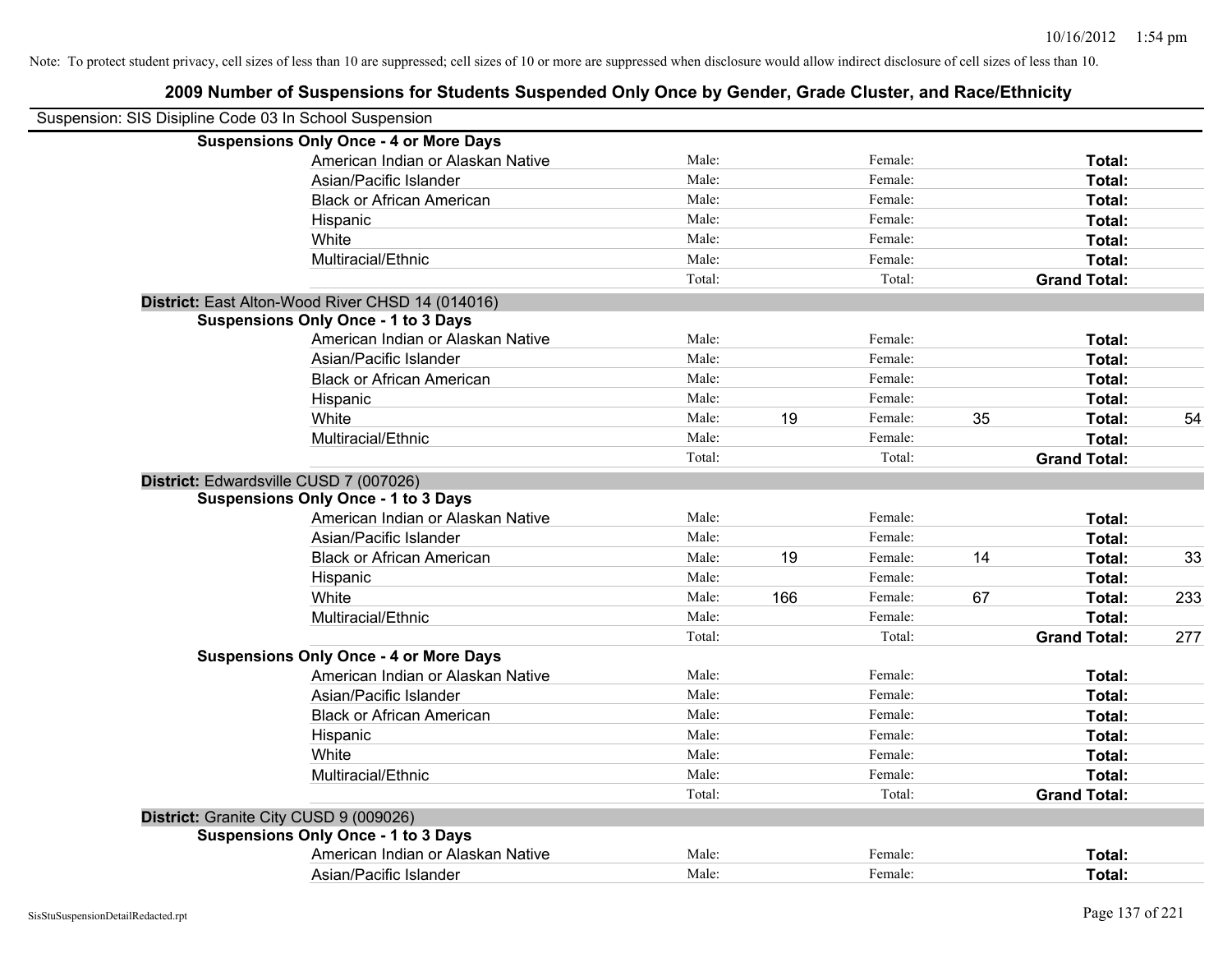Note: To protect student privacy, cell sizes of less than 10 are suppressed; cell sizes of 10 or more are suppressed when disclosure would allow indirect disclosure of cell sizes of less than 10.

# 2009 Number of Suspensions for Students Suspended Only Once by Gender, Grade Cluster, and Race/Ethnicity

Suspension: SIS Disipline Code 03 In School Suspension

**Suspensions Only Once - 4 or More Days**

| Race/Ethnicity | | Male | | Female | | Total |
|---|---|---|---|---|---|---|
| American Indian or Alaskan Native | Male: | | Female: | | **Total:** | |
| Asian/Pacific Islander | Male: | | Female: | | **Total:** | |
| Black or African American | Male: | | Female: | | **Total:** | |
| Hispanic | Male: | | Female: | | **Total:** | |
| White | Male: | | Female: | | **Total:** | |
| Multiracial/Ethnic | Male: | | Female: | | **Total:** | |
| | Total: | | Total: | | **Grand Total:** | |

**District:** East Alton-Wood River CHSD 14 (014016)

**Suspensions Only Once - 1 to 3 Days**

| Race/Ethnicity | | Male | | Female | | Total |
|---|---|---|---|---|---|---|
| American Indian or Alaskan Native | Male: | | Female: | | **Total:** | |
| Asian/Pacific Islander | Male: | | Female: | | **Total:** | |
| Black or African American | Male: | | Female: | | **Total:** | |
| Hispanic | Male: | | Female: | | **Total:** | |
| White | Male: | 19 | Female: | 35 | **Total:** | 54 |
| Multiracial/Ethnic | Male: | | Female: | | **Total:** | |
| | Total: | | Total: | | **Grand Total:** | |

**District:** Edwardsville CUSD 7 (007026)

**Suspensions Only Once - 1 to 3 Days**

| Race/Ethnicity | | Male | | Female | | Total |
|---|---|---|---|---|---|---|
| American Indian or Alaskan Native | Male: | | Female: | | **Total:** | |
| Asian/Pacific Islander | Male: | | Female: | | **Total:** | |
| Black or African American | Male: | 19 | Female: | 14 | **Total:** | 33 |
| Hispanic | Male: | | Female: | | **Total:** | |
| White | Male: | 166 | Female: | 67 | **Total:** | 233 |
| Multiracial/Ethnic | Male: | | Female: | | **Total:** | |
| | Total: | | Total: | | **Grand Total:** | 277 |

**Suspensions Only Once - 4 or More Days**

| Race/Ethnicity | | Male | | Female | | Total |
|---|---|---|---|---|---|---|
| American Indian or Alaskan Native | Male: | | Female: | | **Total:** | |
| Asian/Pacific Islander | Male: | | Female: | | **Total:** | |
| Black or African American | Male: | | Female: | | **Total:** | |
| Hispanic | Male: | | Female: | | **Total:** | |
| White | Male: | | Female: | | **Total:** | |
| Multiracial/Ethnic | Male: | | Female: | | **Total:** | |
| | Total: | | Total: | | **Grand Total:** | |

**District:** Granite City CUSD 9 (009026)

**Suspensions Only Once - 1 to 3 Days**

| Race/Ethnicity | | Male | | Female | | Total |
|---|---|---|---|---|---|---|
| American Indian or Alaskan Native | Male: | | Female: | | **Total:** | |
| Asian/Pacific Islander | Male: | | Female: | | **Total:** | |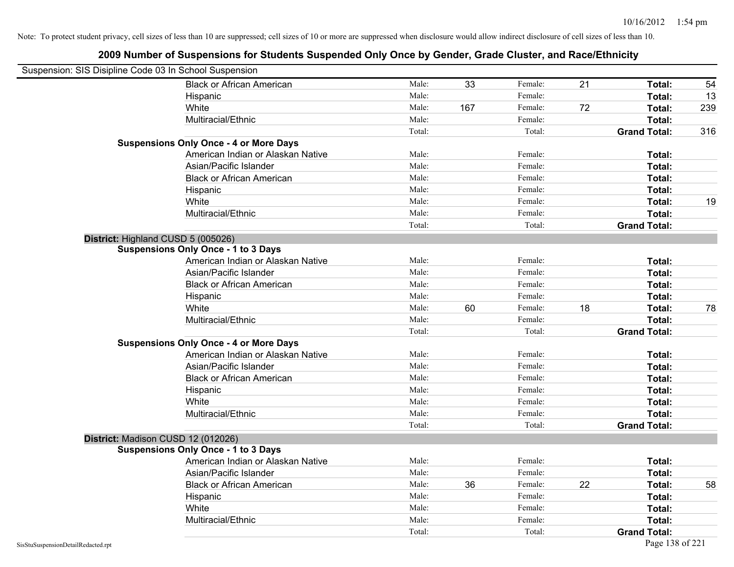Note: To protect student privacy, cell sizes of less than 10 are suppressed; cell sizes of 10 or more are suppressed when disclosure would allow indirect disclosure of cell sizes of less than 10.

## 2009 Number of Suspensions for Students Suspended Only Once by Gender, Grade Cluster, and Race/Ethnicity

Suspension: SIS Disipline Code 03 In School Suspension

| | | | | | | | |
|---|---|---|---|---|---|---|---|
| Black or African American | Male: | 33 | Female: | 21 | **Total:** | 54 |
| Hispanic | Male: | | Female: | | **Total:** | 13 |
| White | Male: | 167 | Female: | 72 | **Total:** | 239 |
| Multiracial/Ethnic | Male: | | Female: | | **Total:** | |
| | Total: | | Total: | | **Grand Total:** | 316 |

**Suspensions Only Once - 4 or More Days**

| | | | | | | |
|---|---|---|---|---|---|---|
| American Indian or Alaskan Native | Male: | | Female: | | **Total:** | |
| Asian/Pacific Islander | Male: | | Female: | | **Total:** | |
| Black or African American | Male: | | Female: | | **Total:** | |
| Hispanic | Male: | | Female: | | **Total:** | |
| White | Male: | | Female: | | **Total:** | 19 |
| Multiracial/Ethnic | Male: | | Female: | | **Total:** | |
| | Total: | | Total: | | **Grand Total:** | |

### District: Highland CUSD 5 (005026)

**Suspensions Only Once - 1 to 3 Days**

| | | | | | | |
|---|---|---|---|---|---|---|
| American Indian or Alaskan Native | Male: | | Female: | | **Total:** | |
| Asian/Pacific Islander | Male: | | Female: | | **Total:** | |
| Black or African American | Male: | | Female: | | **Total:** | |
| Hispanic | Male: | | Female: | | **Total:** | |
| White | Male: | 60 | Female: | 18 | **Total:** | 78 |
| Multiracial/Ethnic | Male: | | Female: | | **Total:** | |
| | Total: | | Total: | | **Grand Total:** | |

**Suspensions Only Once - 4 or More Days**

| | | | | | | |
|---|---|---|---|---|---|---|
| American Indian or Alaskan Native | Male: | | Female: | | **Total:** | |
| Asian/Pacific Islander | Male: | | Female: | | **Total:** | |
| Black or African American | Male: | | Female: | | **Total:** | |
| Hispanic | Male: | | Female: | | **Total:** | |
| White | Male: | | Female: | | **Total:** | |
| Multiracial/Ethnic | Male: | | Female: | | **Total:** | |
| | Total: | | Total: | | **Grand Total:** | |

### District: Madison CUSD 12 (012026)

**Suspensions Only Once - 1 to 3 Days**

| | | | | | | |
|---|---|---|---|---|---|---|
| American Indian or Alaskan Native | Male: | | Female: | | **Total:** | |
| Asian/Pacific Islander | Male: | | Female: | | **Total:** | |
| Black or African American | Male: | 36 | Female: | 22 | **Total:** | 58 |
| Hispanic | Male: | | Female: | | **Total:** | |
| White | Male: | | Female: | | **Total:** | |
| Multiracial/Ethnic | Male: | | Female: | | **Total:** | |
| | Total: | | Total: | | **Grand Total:** | |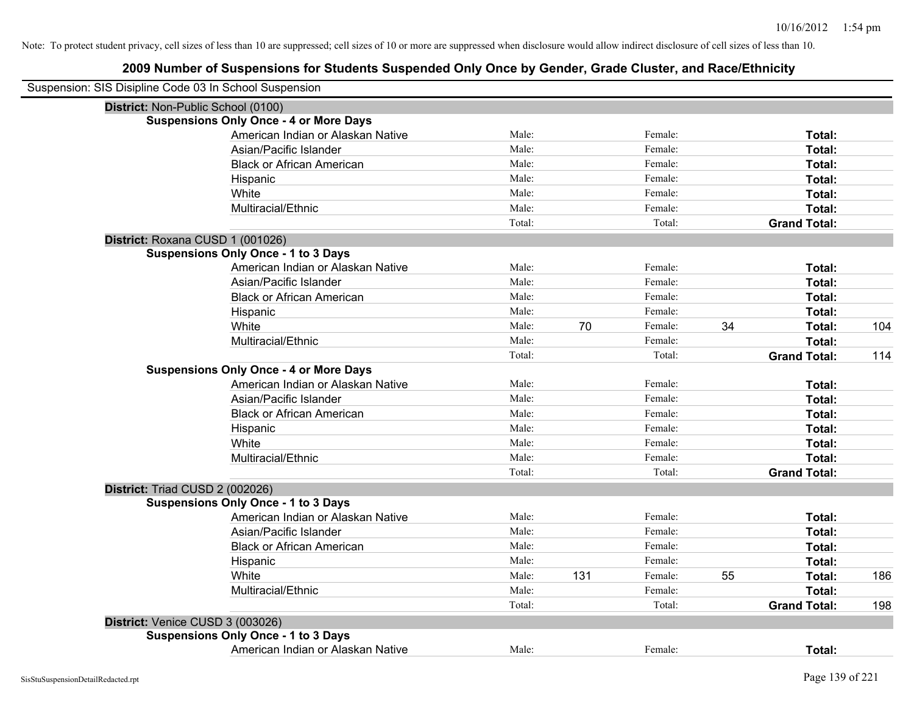Note: To protect student privacy, cell sizes of less than 10 are suppressed; cell sizes of 10 or more are suppressed when disclosure would allow indirect disclosure of cell sizes of less than 10.

## 2009 Number of Suspensions for Students Suspended Only Once by Gender, Grade Cluster, and Race/Ethnicity

Suspension: SIS Disipline Code 03 In School Suspension

**District:** Non-Public School (0100)

**Suspensions Only Once - 4 or More Days**

| | | | | | | |
|---|---|---|---|---|---|---|
| American Indian or Alaskan Native | Male: | | Female: | | **Total:** | |
| Asian/Pacific Islander | Male: | | Female: | | **Total:** | |
| Black or African American | Male: | | Female: | | **Total:** | |
| Hispanic | Male: | | Female: | | **Total:** | |
| White | Male: | | Female: | | **Total:** | |
| Multiracial/Ethnic | Male: | | Female: | | **Total:** | |
| | Total: | | Total: | | **Grand Total:** | |

**District:** Roxana CUSD 1 (001026)

**Suspensions Only Once - 1 to 3 Days**

| | | | | | | |
|---|---|---|---|---|---|---|
| American Indian or Alaskan Native | Male: | | Female: | | **Total:** | |
| Asian/Pacific Islander | Male: | | Female: | | **Total:** | |
| Black or African American | Male: | | Female: | | **Total:** | |
| Hispanic | Male: | | Female: | | **Total:** | |
| White | Male: | 70 | Female: | 34 | **Total:** | 104 |
| Multiracial/Ethnic | Male: | | Female: | | **Total:** | |
| | Total: | | Total: | | **Grand Total:** | 114 |

**Suspensions Only Once - 4 or More Days**

| | | | | | | |
|---|---|---|---|---|---|---|
| American Indian or Alaskan Native | Male: | | Female: | | **Total:** | |
| Asian/Pacific Islander | Male: | | Female: | | **Total:** | |
| Black or African American | Male: | | Female: | | **Total:** | |
| Hispanic | Male: | | Female: | | **Total:** | |
| White | Male: | | Female: | | **Total:** | |
| Multiracial/Ethnic | Male: | | Female: | | **Total:** | |
| | Total: | | Total: | | **Grand Total:** | |

**District:** Triad CUSD 2 (002026)

**Suspensions Only Once - 1 to 3 Days**

| | | | | | | |
|---|---|---|---|---|---|---|
| American Indian or Alaskan Native | Male: | | Female: | | **Total:** | |
| Asian/Pacific Islander | Male: | | Female: | | **Total:** | |
| Black or African American | Male: | | Female: | | **Total:** | |
| Hispanic | Male: | | Female: | | **Total:** | |
| White | Male: | 131 | Female: | 55 | **Total:** | 186 |
| Multiracial/Ethnic | Male: | | Female: | | **Total:** | |
| | Total: | | Total: | | **Grand Total:** | 198 |

**District:** Venice CUSD 3 (003026)

**Suspensions Only Once - 1 to 3 Days**

| | | | | | | |
|---|---|---|---|---|---|---|
| American Indian or Alaskan Native | Male: | | Female: | | **Total:** | |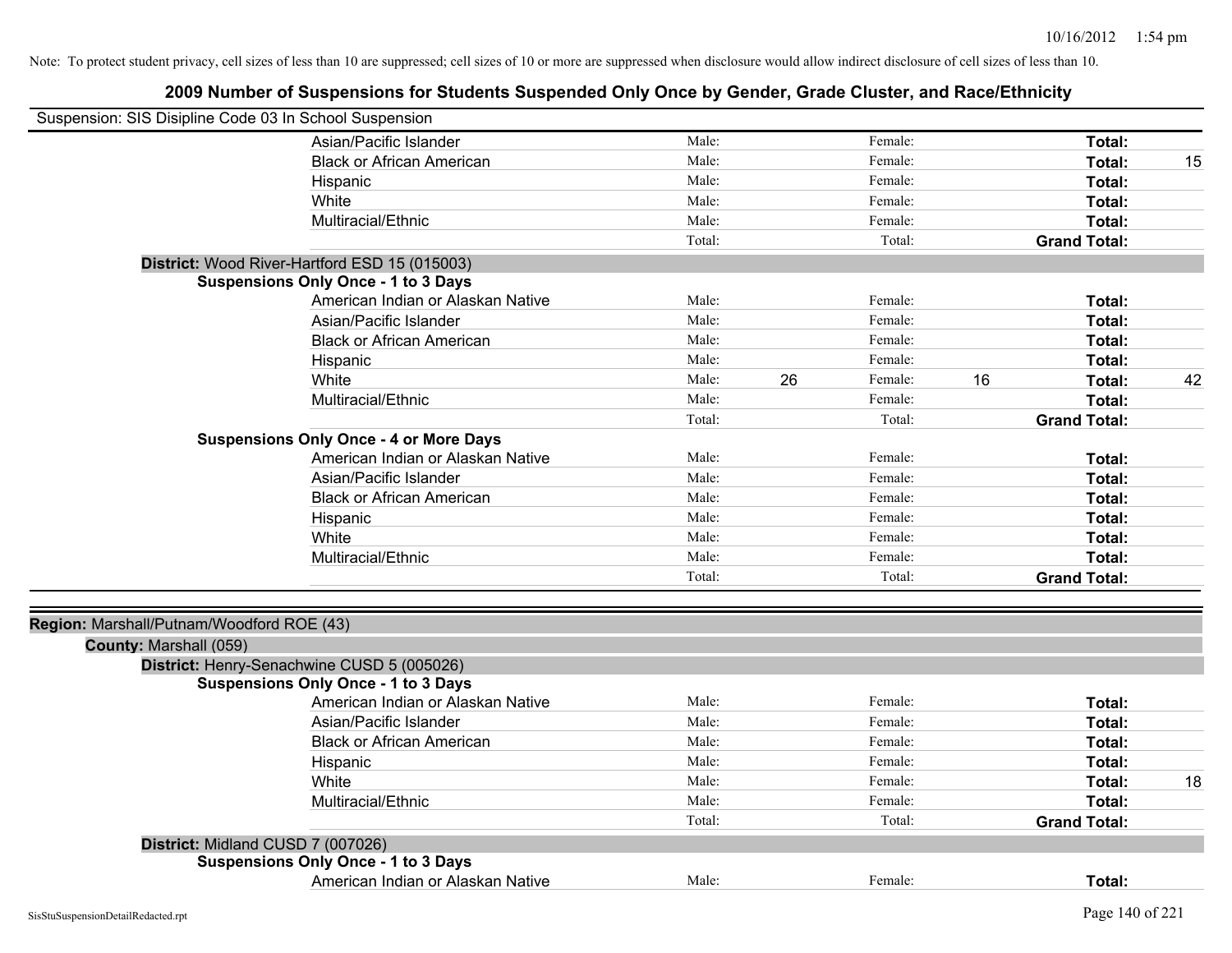Note: To protect student privacy, cell sizes of less than 10 are suppressed; cell sizes of 10 or more are suppressed when disclosure would allow indirect disclosure of cell sizes of less than 10.

# 2009 Number of Suspensions for Students Suspended Only Once by Gender, Grade Cluster, and Race/Ethnicity

Suspension: SIS Disipline Code 03 In School Suspension

| | Male: | | Female: | | | |
|---|---|---|---|---|---|---|
| Asian/Pacific Islander | Male: | | Female: | | **Total:** | |
| Black or African American | Male: | | Female: | | **Total:** | 15 |
| Hispanic | Male: | | Female: | | **Total:** | |
| White | Male: | | Female: | | **Total:** | |
| Multiracial/Ethnic | Male: | | Female: | | **Total:** | |
| | Total: | | Total: | | **Grand Total:** | |

**District:** Wood River-Hartford ESD 15 (015003)

**Suspensions Only Once - 1 to 3 Days**

| | | | | | | |
|---|---|---|---|---|---|---|
| American Indian or Alaskan Native | Male: | | Female: | | **Total:** | |
| Asian/Pacific Islander | Male: | | Female: | | **Total:** | |
| Black or African American | Male: | | Female: | | **Total:** | |
| Hispanic | Male: | | Female: | | **Total:** | |
| White | Male: | 26 | Female: | 16 | **Total:** | 42 |
| Multiracial/Ethnic | Male: | | Female: | | **Total:** | |
| | Total: | | Total: | | **Grand Total:** | |

**Suspensions Only Once - 4 or More Days**

| | | | | | | |
|---|---|---|---|---|---|---|
| American Indian or Alaskan Native | Male: | | Female: | | **Total:** | |
| Asian/Pacific Islander | Male: | | Female: | | **Total:** | |
| Black or African American | Male: | | Female: | | **Total:** | |
| Hispanic | Male: | | Female: | | **Total:** | |
| White | Male: | | Female: | | **Total:** | |
| Multiracial/Ethnic | Male: | | Female: | | **Total:** | |
| | Total: | | Total: | | **Grand Total:** | |

**Region:** Marshall/Putnam/Woodford ROE (43)

**County:** Marshall (059)

**District:** Henry-Senachwine CUSD 5 (005026)

**Suspensions Only Once - 1 to 3 Days**

| | | | | | | |
|---|---|---|---|---|---|---|
| American Indian or Alaskan Native | Male: | | Female: | | **Total:** | |
| Asian/Pacific Islander | Male: | | Female: | | **Total:** | |
| Black or African American | Male: | | Female: | | **Total:** | |
| Hispanic | Male: | | Female: | | **Total:** | |
| White | Male: | | Female: | | **Total:** | 18 |
| Multiracial/Ethnic | Male: | | Female: | | **Total:** | |
| | Total: | | Total: | | **Grand Total:** | |

**District:** Midland CUSD 7 (007026)

**Suspensions Only Once - 1 to 3 Days**

| | | | | | | |
|---|---|---|---|---|---|---|
| American Indian or Alaskan Native | Male: | | Female: | | **Total:** | |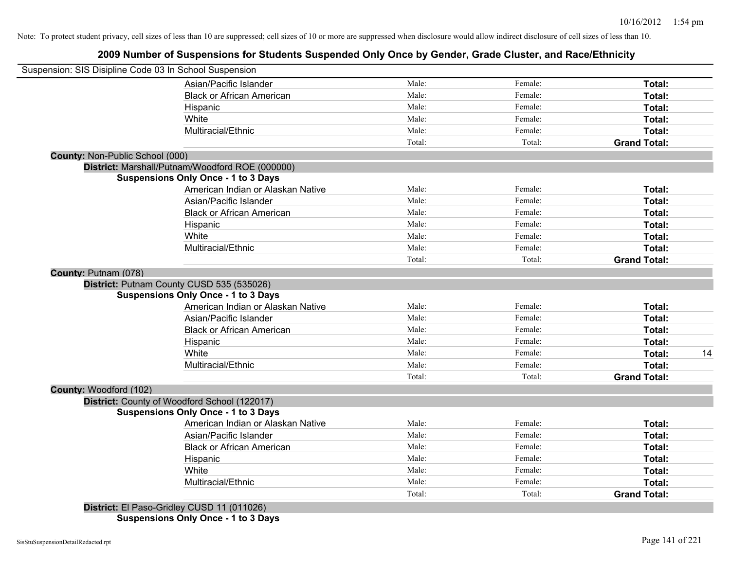Note: To protect student privacy, cell sizes of less than 10 are suppressed; cell sizes of 10 or more are suppressed when disclosure would allow indirect disclosure of cell sizes of less than 10.

# 2009 Number of Suspensions for Students Suspended Only Once by Gender, Grade Cluster, and Race/Ethnicity

Suspension: SIS Disipline Code 03 In School Suspension

| | Male | Female | Total |
|---|---|---|---|
| Asian/Pacific Islander | Male: | Female: | Total: |
| Black or African American | Male: | Female: | Total: |
| Hispanic | Male: | Female: | Total: |
| White | Male: | Female: | Total: |
| Multiracial/Ethnic | Male: | Female: | Total: |
| | Total: | Total: | Grand Total: |

**County:** Non-Public School (000)

**District:** Marshall/Putnam/Woodford ROE (000000)

**Suspensions Only Once - 1 to 3 Days**

| | Male | Female | Total |
|---|---|---|---|
| American Indian or Alaskan Native | Male: | Female: | Total: |
| Asian/Pacific Islander | Male: | Female: | Total: |
| Black or African American | Male: | Female: | Total: |
| Hispanic | Male: | Female: | Total: |
| White | Male: | Female: | Total: |
| Multiracial/Ethnic | Male: | Female: | Total: |
| | Total: | Total: | Grand Total: |

**County:** Putnam (078)

**District:** Putnam County CUSD 535 (535026)

**Suspensions Only Once - 1 to 3 Days**

| | Male | Female | Total |
|---|---|---|---|
| American Indian or Alaskan Native | Male: | Female: | Total: |
| Asian/Pacific Islander | Male: | Female: | Total: |
| Black or African American | Male: | Female: | Total: |
| Hispanic | Male: | Female: | Total: |
| White | Male: | Female: | Total: 14 |
| Multiracial/Ethnic | Male: | Female: | Total: |
| | Total: | Total: | Grand Total: |

**County:** Woodford (102)

**District:** County of Woodford School (122017)

**Suspensions Only Once - 1 to 3 Days**

| | Male | Female | Total |
|---|---|---|---|
| American Indian or Alaskan Native | Male: | Female: | Total: |
| Asian/Pacific Islander | Male: | Female: | Total: |
| Black or African American | Male: | Female: | Total: |
| Hispanic | Male: | Female: | Total: |
| White | Male: | Female: | Total: |
| Multiracial/Ethnic | Male: | Female: | Total: |
| | Total: | Total: | Grand Total: |

**District:** El Paso-Gridley CUSD 11 (011026)

**Suspensions Only Once - 1 to 3 Days**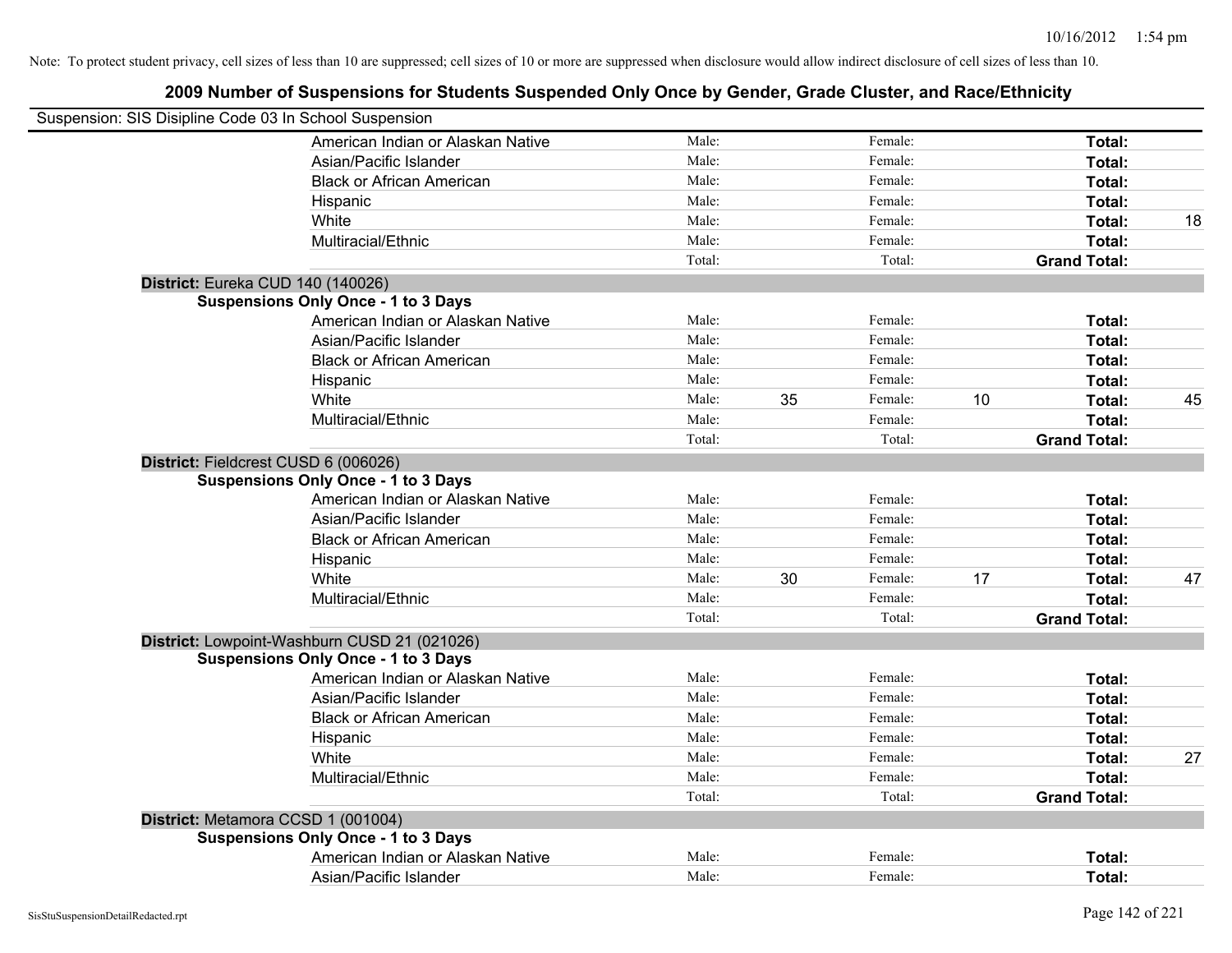Note: To protect student privacy, cell sizes of less than 10 are suppressed; cell sizes of 10 or more are suppressed when disclosure would allow indirect disclosure of cell sizes of less than 10.

## 2009 Number of Suspensions for Students Suspended Only Once by Gender, Grade Cluster, and Race/Ethnicity

Suspension: SIS Disipline Code 03 In School Suspension

| | Race/Ethnicity | | | | | | |
|---|---|---|---|---|---|---|---|
| | American Indian or Alaskan Native | Male: | | Female: | | Total: | |
| | Asian/Pacific Islander | Male: | | Female: | | Total: | |
| | Black or African American | Male: | | Female: | | Total: | |
| | Hispanic | Male: | | Female: | | Total: | |
| | White | Male: | | Female: | | Total: | 18 |
| | Multiracial/Ethnic | Male: | | Female: | | Total: | |
| | | Total: | | Total: | | Grand Total: | |
| **District:** Eureka CUD 140 (140026) | | | | | | | |
| **Suspensions Only Once - 1 to 3 Days** | | | | | | | |
| | American Indian or Alaskan Native | Male: | | Female: | | Total: | |
| | Asian/Pacific Islander | Male: | | Female: | | Total: | |
| | Black or African American | Male: | | Female: | | Total: | |
| | Hispanic | Male: | | Female: | | Total: | |
| | White | Male: | 35 | Female: | 10 | Total: | 45 |
| | Multiracial/Ethnic | Male: | | Female: | | Total: | |
| | | Total: | | Total: | | Grand Total: | |
| **District:** Fieldcrest CUSD 6 (006026) | | | | | | | |
| **Suspensions Only Once - 1 to 3 Days** | | | | | | | |
| | American Indian or Alaskan Native | Male: | | Female: | | Total: | |
| | Asian/Pacific Islander | Male: | | Female: | | Total: | |
| | Black or African American | Male: | | Female: | | Total: | |
| | Hispanic | Male: | | Female: | | Total: | |
| | White | Male: | 30 | Female: | 17 | Total: | 47 |
| | Multiracial/Ethnic | Male: | | Female: | | Total: | |
| | | Total: | | Total: | | Grand Total: | |
| **District:** Lowpoint-Washburn CUSD 21 (021026) | | | | | | | |
| **Suspensions Only Once - 1 to 3 Days** | | | | | | | |
| | American Indian or Alaskan Native | Male: | | Female: | | Total: | |
| | Asian/Pacific Islander | Male: | | Female: | | Total: | |
| | Black or African American | Male: | | Female: | | Total: | |
| | Hispanic | Male: | | Female: | | Total: | |
| | White | Male: | | Female: | | Total: | 27 |
| | Multiracial/Ethnic | Male: | | Female: | | Total: | |
| | | Total: | | Total: | | Grand Total: | |
| **District:** Metamora CCSD 1 (001004) | | | | | | | |
| **Suspensions Only Once - 1 to 3 Days** | | | | | | | |
| | American Indian or Alaskan Native | Male: | | Female: | | Total: | |
| | Asian/Pacific Islander | Male: | | Female: | | Total: | |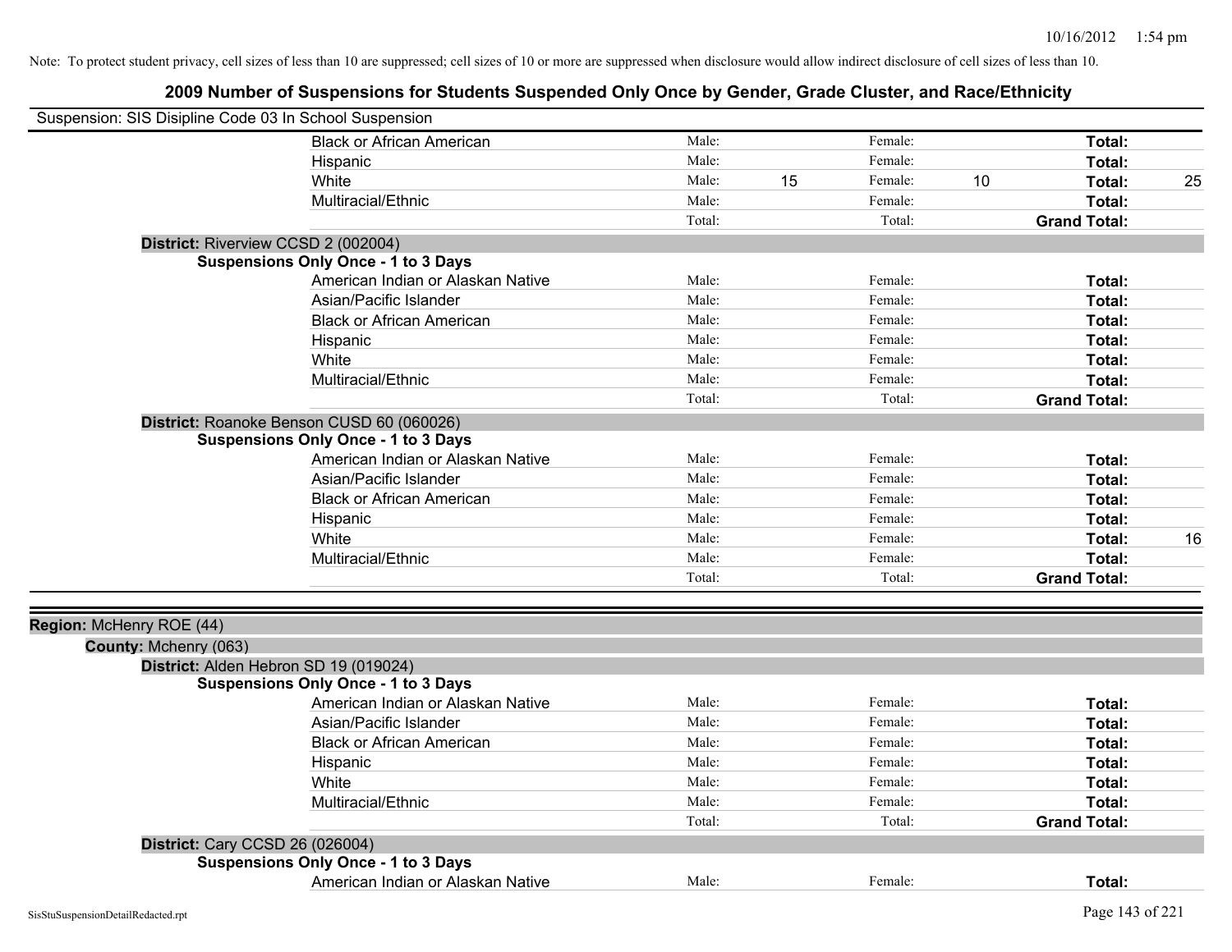Note: To protect student privacy, cell sizes of less than 10 are suppressed; cell sizes of 10 or more are suppressed when disclosure would allow indirect disclosure of cell sizes of less than 10.

# 2009 Number of Suspensions for Students Suspended Only Once by Gender, Grade Cluster, and Race/Ethnicity

Suspension: SIS Disipline Code 03 In School Suspension

| | Male: | | Female: | | | |
|---|---|---|---|---|---|---|
| Black or African American | Male: | | Female: | | Total: | |
| Hispanic | Male: | | Female: | | Total: | |
| White | Male: | 15 | Female: | 10 | Total: | 25 |
| Multiracial/Ethnic | Male: | | Female: | | Total: | |
| | Total: | | Total: | | Grand Total: | |

**District:** Riverview CCSD 2 (002004)

**Suspensions Only Once - 1 to 3 Days**

| | | | | | | |
|---|---|---|---|---|---|---|
| American Indian or Alaskan Native | Male: | | Female: | | Total: | |
| Asian/Pacific Islander | Male: | | Female: | | Total: | |
| Black or African American | Male: | | Female: | | Total: | |
| Hispanic | Male: | | Female: | | Total: | |
| White | Male: | | Female: | | Total: | |
| Multiracial/Ethnic | Male: | | Female: | | Total: | |
| | Total: | | Total: | | Grand Total: | |

**District:** Roanoke Benson CUSD 60 (060026)

**Suspensions Only Once - 1 to 3 Days**

| | | | | | | |
|---|---|---|---|---|---|---|
| American Indian or Alaskan Native | Male: | | Female: | | Total: | |
| Asian/Pacific Islander | Male: | | Female: | | Total: | |
| Black or African American | Male: | | Female: | | Total: | |
| Hispanic | Male: | | Female: | | Total: | |
| White | Male: | | Female: | | Total: | 16 |
| Multiracial/Ethnic | Male: | | Female: | | Total: | |
| | Total: | | Total: | | Grand Total: | |

**Region:** McHenry ROE (44)

**County:** Mchenry (063)

**District:** Alden Hebron SD 19 (019024)

**Suspensions Only Once - 1 to 3 Days**

| | | | | | | |
|---|---|---|---|---|---|---|
| American Indian or Alaskan Native | Male: | | Female: | | Total: | |
| Asian/Pacific Islander | Male: | | Female: | | Total: | |
| Black or African American | Male: | | Female: | | Total: | |
| Hispanic | Male: | | Female: | | Total: | |
| White | Male: | | Female: | | Total: | |
| Multiracial/Ethnic | Male: | | Female: | | Total: | |
| | Total: | | Total: | | Grand Total: | |

**District:** Cary CCSD 26 (026004)

**Suspensions Only Once - 1 to 3 Days**

| | | | | | | |
|---|---|---|---|---|---|---|
| American Indian or Alaskan Native | Male: | | Female: | | Total: | |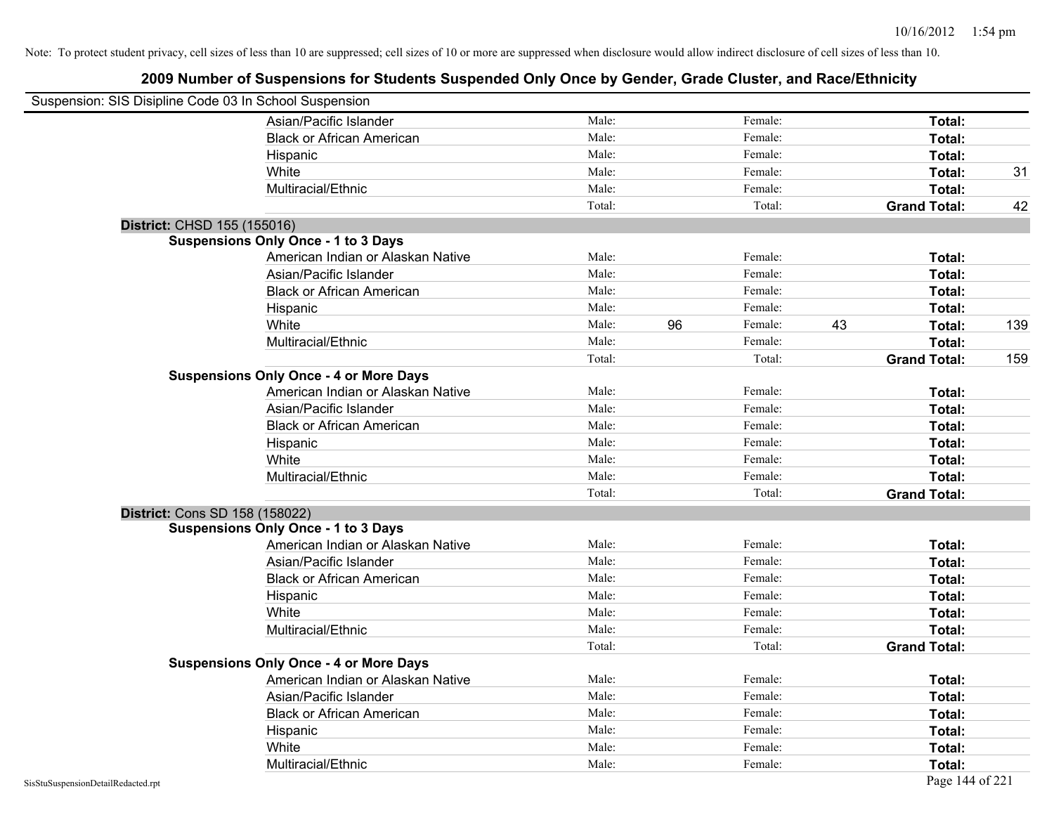Note: To protect student privacy, cell sizes of less than 10 are suppressed; cell sizes of 10 or more are suppressed when disclosure would allow indirect disclosure of cell sizes of less than 10.

# 2009 Number of Suspensions for Students Suspended Only Once by Gender, Grade Cluster, and Race/Ethnicity

Suspension: SIS Disipline Code 03 In School Suspension

| | | | | | | |
|---|---|---|---|---|---|---|
| Asian/Pacific Islander | Male: | | Female: | | **Total:** | |
| Black or African American | Male: | | Female: | | **Total:** | |
| Hispanic | Male: | | Female: | | **Total:** | |
| White | Male: | | Female: | | **Total:** | 31 |
| Multiracial/Ethnic | Male: | | Female: | | **Total:** | |
| | Total: | | Total: | | **Grand Total:** | 42 |

**District:** CHSD 155 (155016)

**Suspensions Only Once - 1 to 3 Days**

| | | | | | | |
|---|---|---|---|---|---|---|
| American Indian or Alaskan Native | Male: | | Female: | | **Total:** | |
| Asian/Pacific Islander | Male: | | Female: | | **Total:** | |
| Black or African American | Male: | | Female: | | **Total:** | |
| Hispanic | Male: | | Female: | | **Total:** | |
| White | Male: | 96 | Female: | 43 | **Total:** | 139 |
| Multiracial/Ethnic | Male: | | Female: | | **Total:** | |
| | Total: | | Total: | | **Grand Total:** | 159 |

**Suspensions Only Once - 4 or More Days**

| | | | | | | |
|---|---|---|---|---|---|---|
| American Indian or Alaskan Native | Male: | | Female: | | **Total:** | |
| Asian/Pacific Islander | Male: | | Female: | | **Total:** | |
| Black or African American | Male: | | Female: | | **Total:** | |
| Hispanic | Male: | | Female: | | **Total:** | |
| White | Male: | | Female: | | **Total:** | |
| Multiracial/Ethnic | Male: | | Female: | | **Total:** | |
| | Total: | | Total: | | **Grand Total:** | |

**District:** Cons SD 158 (158022)

**Suspensions Only Once - 1 to 3 Days**

| | | | | | | |
|---|---|---|---|---|---|---|
| American Indian or Alaskan Native | Male: | | Female: | | **Total:** | |
| Asian/Pacific Islander | Male: | | Female: | | **Total:** | |
| Black or African American | Male: | | Female: | | **Total:** | |
| Hispanic | Male: | | Female: | | **Total:** | |
| White | Male: | | Female: | | **Total:** | |
| Multiracial/Ethnic | Male: | | Female: | | **Total:** | |
| | Total: | | Total: | | **Grand Total:** | |

**Suspensions Only Once - 4 or More Days**

| | | | | | | |
|---|---|---|---|---|---|---|
| American Indian or Alaskan Native | Male: | | Female: | | **Total:** | |
| Asian/Pacific Islander | Male: | | Female: | | **Total:** | |
| Black or African American | Male: | | Female: | | **Total:** | |
| Hispanic | Male: | | Female: | | **Total:** | |
| White | Male: | | Female: | | **Total:** | |
| Multiracial/Ethnic | Male: | | Female: | | **Total:** | |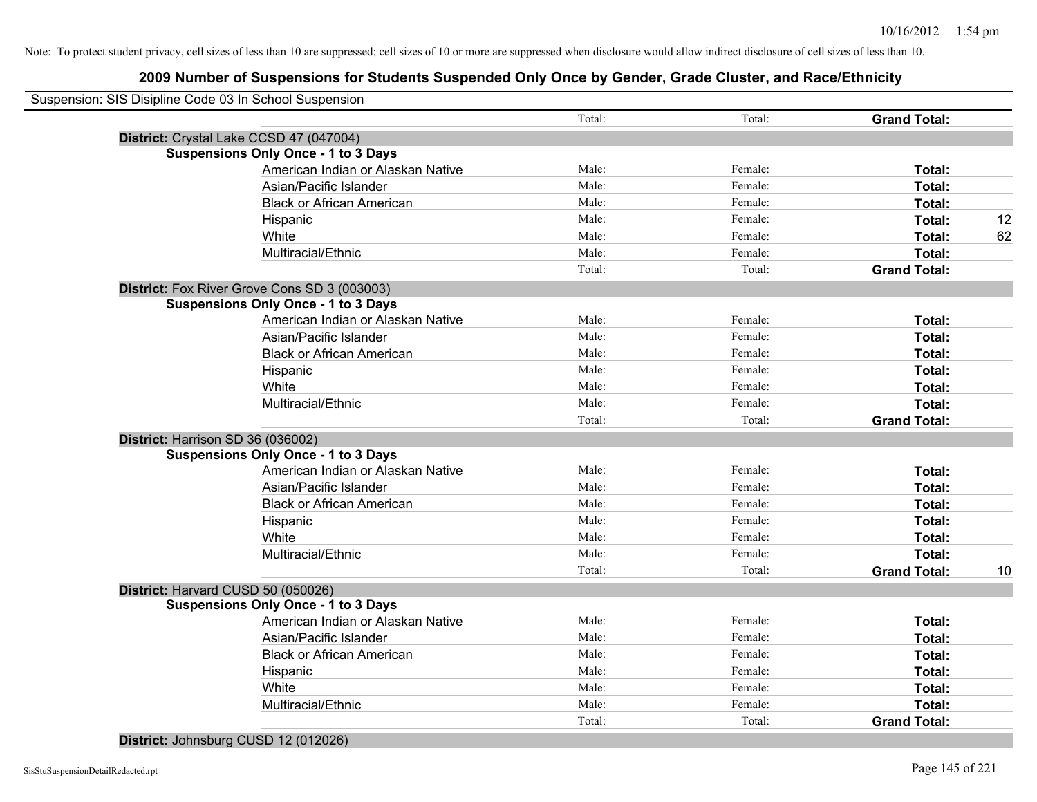Note: To protect student privacy, cell sizes of less than 10 are suppressed; cell sizes of 10 or more are suppressed when disclosure would allow indirect disclosure of cell sizes of less than 10.

# 2009 Number of Suspensions for Students Suspended Only Once by Gender, Grade Cluster, and Race/Ethnicity

Suspension: SIS Disipline Code 03 In School Suspension

| | | Total: | Total: | **Grand Total:** | |
|---|---|---|---|---|---|
| **District:** Crystal Lake CCSD 47 (047004) | | | | | |
| **Suspensions Only Once - 1 to 3 Days** | | | | | |
| | American Indian or Alaskan Native | Male: | Female: | **Total:** | |
| | Asian/Pacific Islander | Male: | Female: | **Total:** | |
| | Black or African American | Male: | Female: | **Total:** | |
| | Hispanic | Male: | Female: | **Total:** | 12 |
| | White | Male: | Female: | **Total:** | 62 |
| | Multiracial/Ethnic | Male: | Female: | **Total:** | |
| | | Total: | Total: | **Grand Total:** | |
| **District:** Fox River Grove Cons SD 3 (003003) | | | | | |
| **Suspensions Only Once - 1 to 3 Days** | | | | | |
| | American Indian or Alaskan Native | Male: | Female: | **Total:** | |
| | Asian/Pacific Islander | Male: | Female: | **Total:** | |
| | Black or African American | Male: | Female: | **Total:** | |
| | Hispanic | Male: | Female: | **Total:** | |
| | White | Male: | Female: | **Total:** | |
| | Multiracial/Ethnic | Male: | Female: | **Total:** | |
| | | Total: | Total: | **Grand Total:** | |
| **District:** Harrison SD 36 (036002) | | | | | |
| **Suspensions Only Once - 1 to 3 Days** | | | | | |
| | American Indian or Alaskan Native | Male: | Female: | **Total:** | |
| | Asian/Pacific Islander | Male: | Female: | **Total:** | |
| | Black or African American | Male: | Female: | **Total:** | |
| | Hispanic | Male: | Female: | **Total:** | |
| | White | Male: | Female: | **Total:** | |
| | Multiracial/Ethnic | Male: | Female: | **Total:** | |
| | | Total: | Total: | **Grand Total:** | 10 |
| **District:** Harvard CUSD 50 (050026) | | | | | |
| **Suspensions Only Once - 1 to 3 Days** | | | | | |
| | American Indian or Alaskan Native | Male: | Female: | **Total:** | |
| | Asian/Pacific Islander | Male: | Female: | **Total:** | |
| | Black or African American | Male: | Female: | **Total:** | |
| | Hispanic | Male: | Female: | **Total:** | |
| | White | Male: | Female: | **Total:** | |
| | Multiracial/Ethnic | Male: | Female: | **Total:** | |
| | | Total: | Total: | **Grand Total:** | |
| **District:** Johnsburg CUSD 12 (012026) | | | | | |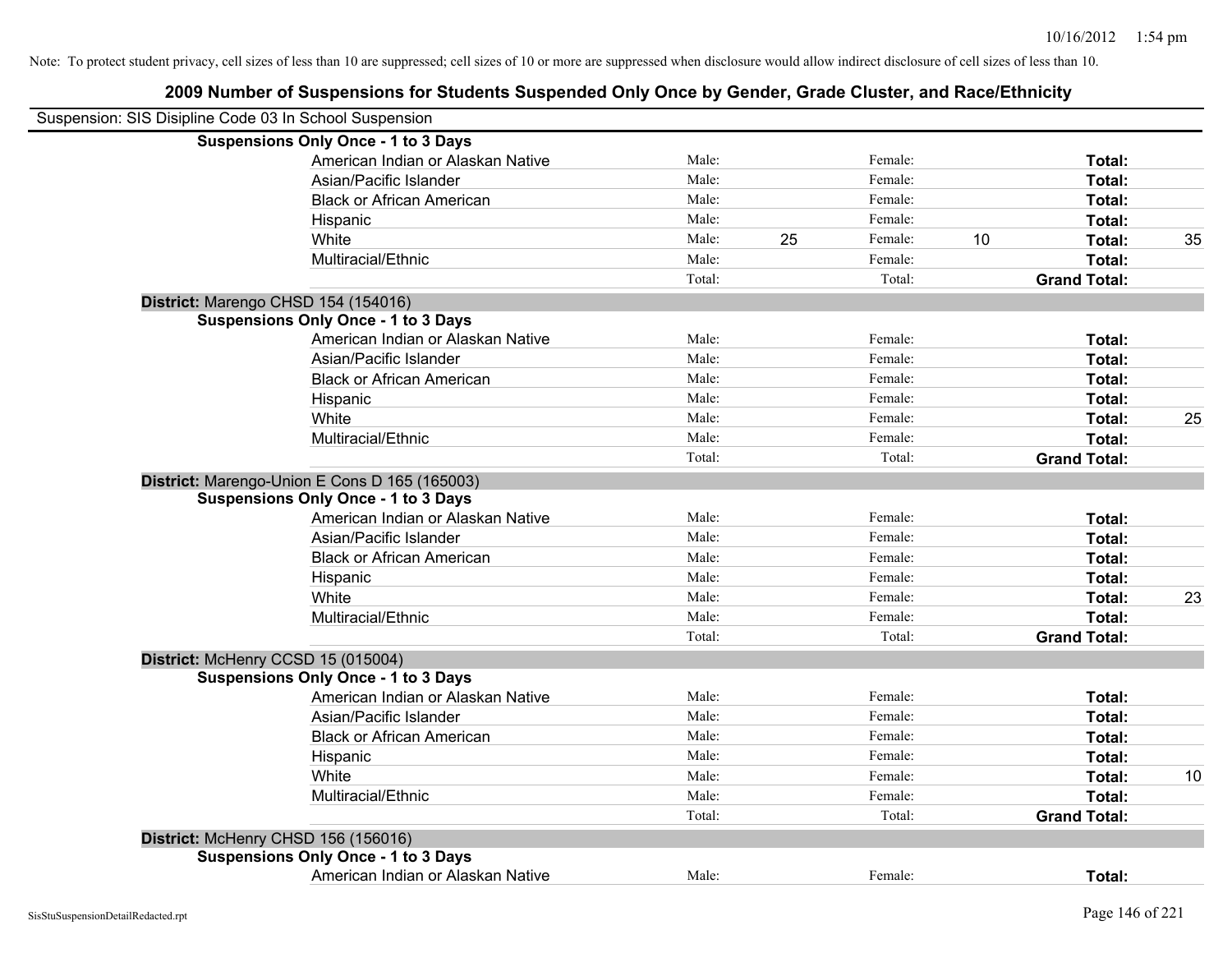Note: To protect student privacy, cell sizes of less than 10 are suppressed; cell sizes of 10 or more are suppressed when disclosure would allow indirect disclosure of cell sizes of less than 10.

## 2009 Number of Suspensions for Students Suspended Only Once by Gender, Grade Cluster, and Race/Ethnicity

Suspension: SIS Disipline Code 03 In School Suspension

**Suspensions Only Once - 1 to 3 Days**

| | Male: | | Female: | | Total: | |
|---|---|---|---|---|---|---|
| American Indian or Alaskan Native | Male: | | Female: | | **Total:** | |
| Asian/Pacific Islander | Male: | | Female: | | **Total:** | |
| Black or African American | Male: | | Female: | | **Total:** | |
| Hispanic | Male: | | Female: | | **Total:** | |
| White | Male: | 25 | Female: | 10 | **Total:** | 35 |
| Multiracial/Ethnic | Male: | | Female: | | **Total:** | |
| | Total: | | Total: | | **Grand Total:** | |

**District:** Marengo CHSD 154 (154016)

**Suspensions Only Once - 1 to 3 Days**

| | Male: | | Female: | | Total: | |
|---|---|---|---|---|---|---|
| American Indian or Alaskan Native | Male: | | Female: | | **Total:** | |
| Asian/Pacific Islander | Male: | | Female: | | **Total:** | |
| Black or African American | Male: | | Female: | | **Total:** | |
| Hispanic | Male: | | Female: | | **Total:** | |
| White | Male: | | Female: | | **Total:** | 25 |
| Multiracial/Ethnic | Male: | | Female: | | **Total:** | |
| | Total: | | Total: | | **Grand Total:** | |

**District:** Marengo-Union E Cons D 165 (165003)

**Suspensions Only Once - 1 to 3 Days**

| | Male: | | Female: | | Total: | |
|---|---|---|---|---|---|---|
| American Indian or Alaskan Native | Male: | | Female: | | **Total:** | |
| Asian/Pacific Islander | Male: | | Female: | | **Total:** | |
| Black or African American | Male: | | Female: | | **Total:** | |
| Hispanic | Male: | | Female: | | **Total:** | |
| White | Male: | | Female: | | **Total:** | 23 |
| Multiracial/Ethnic | Male: | | Female: | | **Total:** | |
| | Total: | | Total: | | **Grand Total:** | |

**District:** McHenry CCSD 15 (015004)

**Suspensions Only Once - 1 to 3 Days**

| | Male: | | Female: | | Total: | |
|---|---|---|---|---|---|---|
| American Indian or Alaskan Native | Male: | | Female: | | **Total:** | |
| Asian/Pacific Islander | Male: | | Female: | | **Total:** | |
| Black or African American | Male: | | Female: | | **Total:** | |
| Hispanic | Male: | | Female: | | **Total:** | |
| White | Male: | | Female: | | **Total:** | 10 |
| Multiracial/Ethnic | Male: | | Female: | | **Total:** | |
| | Total: | | Total: | | **Grand Total:** | |

**District:** McHenry CHSD 156 (156016)

**Suspensions Only Once - 1 to 3 Days**

| | Male: | | Female: | | Total: | |
|---|---|---|---|---|---|---|
| American Indian or Alaskan Native | Male: | | Female: | | **Total:** | |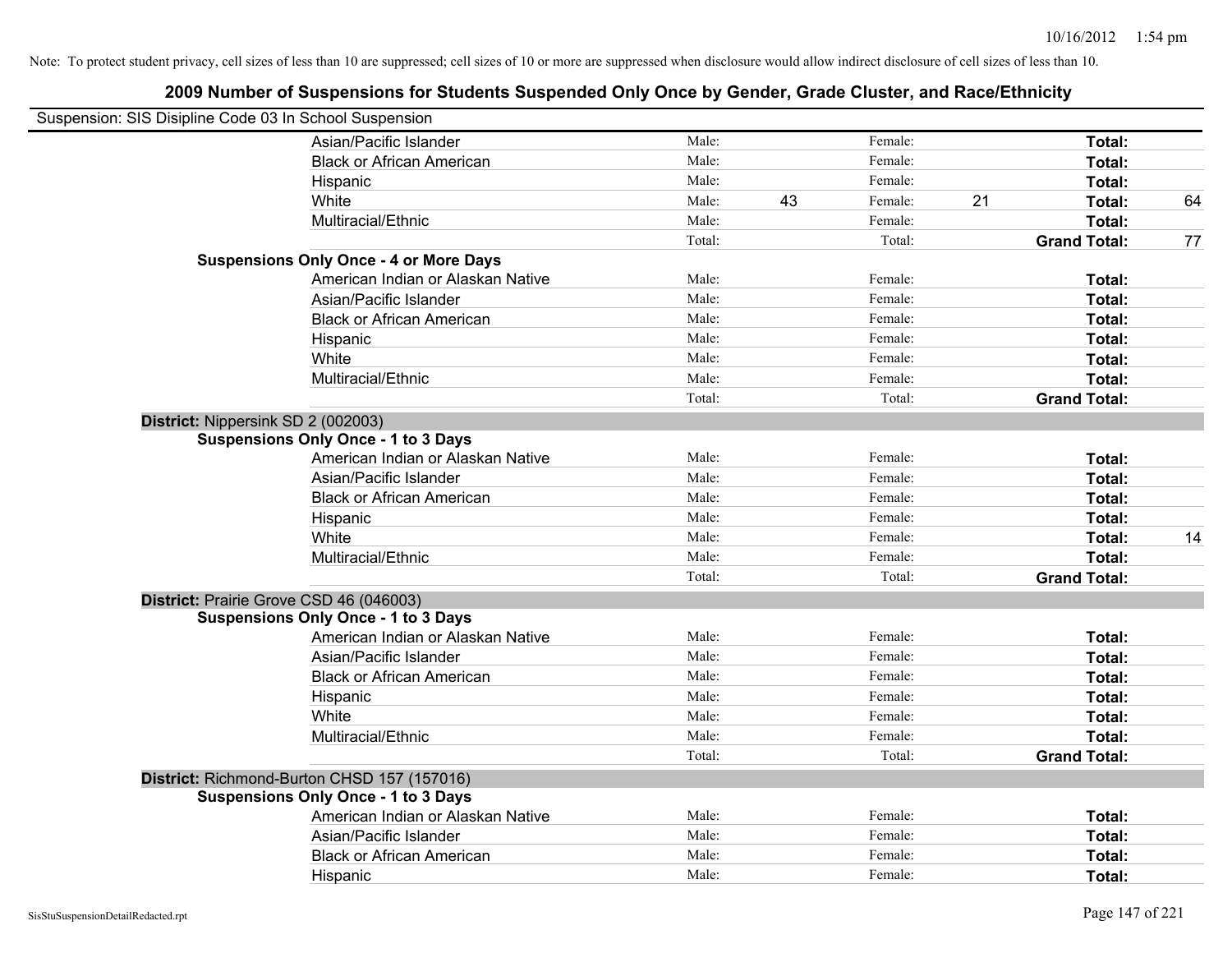Note: To protect student privacy, cell sizes of less than 10 are suppressed; cell sizes of 10 or more are suppressed when disclosure would allow indirect disclosure of cell sizes of less than 10.

## 2009 Number of Suspensions for Students Suspended Only Once by Gender, Grade Cluster, and Race/Ethnicity

Suspension: SIS Disipline Code 03 In School Suspension

| | | | | | | |
|---|---|---|---|---|---|---|
| Asian/Pacific Islander | Male: | | Female: | | **Total:** | |
| Black or African American | Male: | | Female: | | **Total:** | |
| Hispanic | Male: | | Female: | | **Total:** | |
| White | Male: | 43 | Female: | 21 | **Total:** | 64 |
| Multiracial/Ethnic | Male: | | Female: | | **Total:** | |
| | Total: | | Total: | | **Grand Total:** | 77 |
| **Suspensions Only Once - 4 or More Days** | | | | | | |
| American Indian or Alaskan Native | Male: | | Female: | | **Total:** | |
| Asian/Pacific Islander | Male: | | Female: | | **Total:** | |
| Black or African American | Male: | | Female: | | **Total:** | |
| Hispanic | Male: | | Female: | | **Total:** | |
| White | Male: | | Female: | | **Total:** | |
| Multiracial/Ethnic | Male: | | Female: | | **Total:** | |
| | Total: | | Total: | | **Grand Total:** | |
| **District:** Nippersink SD 2 (002003) | | | | | | |
| **Suspensions Only Once - 1 to 3 Days** | | | | | | |
| American Indian or Alaskan Native | Male: | | Female: | | **Total:** | |
| Asian/Pacific Islander | Male: | | Female: | | **Total:** | |
| Black or African American | Male: | | Female: | | **Total:** | |
| Hispanic | Male: | | Female: | | **Total:** | |
| White | Male: | | Female: | | **Total:** | 14 |
| Multiracial/Ethnic | Male: | | Female: | | **Total:** | |
| | Total: | | Total: | | **Grand Total:** | |
| **District:** Prairie Grove CSD 46 (046003) | | | | | | |
| **Suspensions Only Once - 1 to 3 Days** | | | | | | |
| American Indian or Alaskan Native | Male: | | Female: | | **Total:** | |
| Asian/Pacific Islander | Male: | | Female: | | **Total:** | |
| Black or African American | Male: | | Female: | | **Total:** | |
| Hispanic | Male: | | Female: | | **Total:** | |
| White | Male: | | Female: | | **Total:** | |
| Multiracial/Ethnic | Male: | | Female: | | **Total:** | |
| | Total: | | Total: | | **Grand Total:** | |
| **District:** Richmond-Burton CHSD 157 (157016) | | | | | | |
| **Suspensions Only Once - 1 to 3 Days** | | | | | | |
| American Indian or Alaskan Native | Male: | | Female: | | **Total:** | |
| Asian/Pacific Islander | Male: | | Female: | | **Total:** | |
| Black or African American | Male: | | Female: | | **Total:** | |
| Hispanic | Male: | | Female: | | **Total:** | |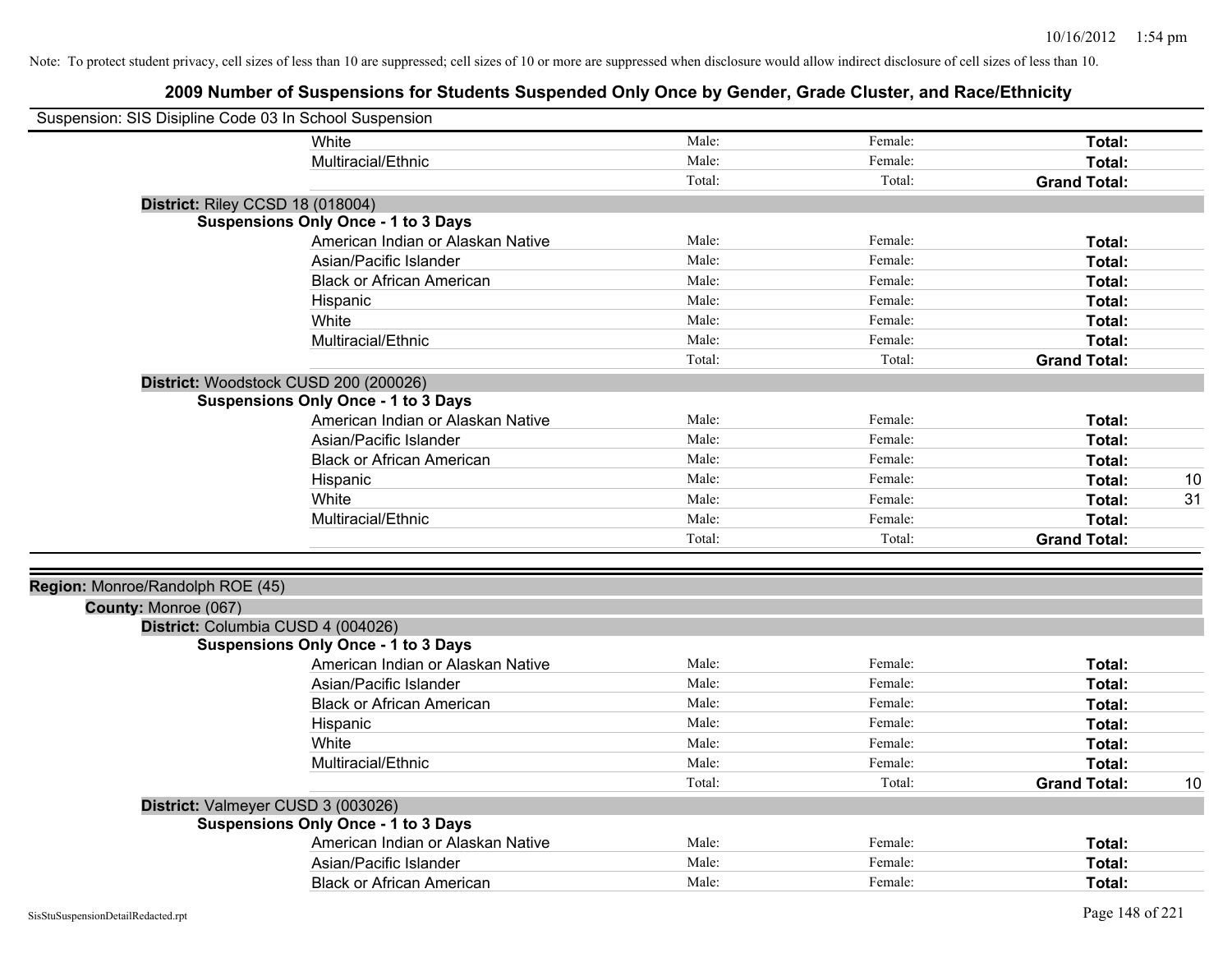Note: To protect student privacy, cell sizes of less than 10 are suppressed; cell sizes of 10 or more are suppressed when disclosure would allow indirect disclosure of cell sizes of less than 10.

# 2009 Number of Suspensions for Students Suspended Only Once by Gender, Grade Cluster, and Race/Ethnicity

Suspension: SIS Disipline Code 03 In School Suspension

| | Male | Female | Total | |
|---|---|---|---|---|
| White | Male: | Female: | **Total:** | |
| Multiracial/Ethnic | Male: | Female: | **Total:** | |
| | Total: | Total: | **Grand Total:** | |

**District:** Riley CCSD 18 (018004)

**Suspensions Only Once - 1 to 3 Days**

| | Male | Female | Total | |
|---|---|---|---|---|
| American Indian or Alaskan Native | Male: | Female: | **Total:** | |
| Asian/Pacific Islander | Male: | Female: | **Total:** | |
| Black or African American | Male: | Female: | **Total:** | |
| Hispanic | Male: | Female: | **Total:** | |
| White | Male: | Female: | **Total:** | |
| Multiracial/Ethnic | Male: | Female: | **Total:** | |
| | Total: | Total: | **Grand Total:** | |

**District:** Woodstock CUSD 200 (200026)

**Suspensions Only Once - 1 to 3 Days**

| | Male | Female | Total | |
|---|---|---|---|---|
| American Indian or Alaskan Native | Male: | Female: | **Total:** | |
| Asian/Pacific Islander | Male: | Female: | **Total:** | |
| Black or African American | Male: | Female: | **Total:** | |
| Hispanic | Male: | Female: | **Total:** | 10 |
| White | Male: | Female: | **Total:** | 31 |
| Multiracial/Ethnic | Male: | Female: | **Total:** | |
| | Total: | Total: | **Grand Total:** | |

**Region:** Monroe/Randolph ROE (45)

**County:** Monroe (067)

**District:** Columbia CUSD 4 (004026)

**Suspensions Only Once - 1 to 3 Days**

| | Male | Female | Total | |
|---|---|---|---|---|
| American Indian or Alaskan Native | Male: | Female: | **Total:** | |
| Asian/Pacific Islander | Male: | Female: | **Total:** | |
| Black or African American | Male: | Female: | **Total:** | |
| Hispanic | Male: | Female: | **Total:** | |
| White | Male: | Female: | **Total:** | |
| Multiracial/Ethnic | Male: | Female: | **Total:** | |
| | Total: | Total: | **Grand Total:** | 10 |

**District:** Valmeyer CUSD 3 (003026)

**Suspensions Only Once - 1 to 3 Days**

| | Male | Female | Total | |
|---|---|---|---|---|
| American Indian or Alaskan Native | Male: | Female: | **Total:** | |
| Asian/Pacific Islander | Male: | Female: | **Total:** | |
| Black or African American | Male: | Female: | **Total:** | |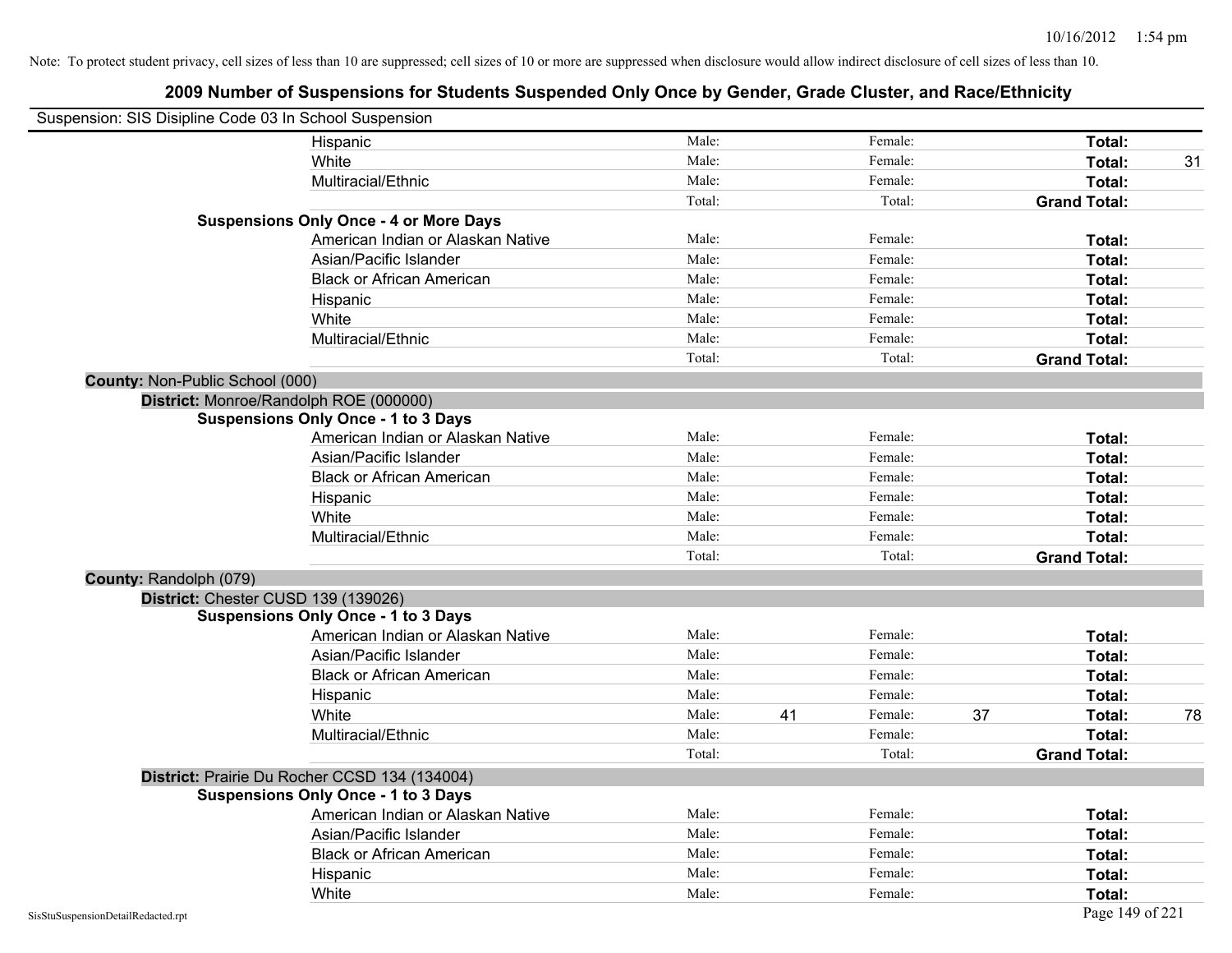Note: To protect student privacy, cell sizes of less than 10 are suppressed; cell sizes of 10 or more are suppressed when disclosure would allow indirect disclosure of cell sizes of less than 10.

# 2009 Number of Suspensions for Students Suspended Only Once by Gender, Grade Cluster, and Race/Ethnicity

Suspension: SIS Disipline Code 03 In School Suspension

| | | | | | |
|---|---|---|---|---|---|
| Hispanic | Male: | | Female: | | **Total:** | |
| White | Male: | | Female: | | **Total:** | 31 |
| Multiracial/Ethnic | Male: | | Female: | | **Total:** | |
| | Total: | | Total: | | **Grand Total:** | |

**Suspensions Only Once - 4 or More Days**

| | | | | | | |
|---|---|---|---|---|---|---|
| American Indian or Alaskan Native | Male: | | Female: | | **Total:** | |
| Asian/Pacific Islander | Male: | | Female: | | **Total:** | |
| Black or African American | Male: | | Female: | | **Total:** | |
| Hispanic | Male: | | Female: | | **Total:** | |
| White | Male: | | Female: | | **Total:** | |
| Multiracial/Ethnic | Male: | | Female: | | **Total:** | |
| | Total: | | Total: | | **Grand Total:** | |

**County:** Non-Public School (000)

**District:** Monroe/Randolph ROE (000000)

**Suspensions Only Once - 1 to 3 Days**

| | | | | | | |
|---|---|---|---|---|---|---|
| American Indian or Alaskan Native | Male: | | Female: | | **Total:** | |
| Asian/Pacific Islander | Male: | | Female: | | **Total:** | |
| Black or African American | Male: | | Female: | | **Total:** | |
| Hispanic | Male: | | Female: | | **Total:** | |
| White | Male: | | Female: | | **Total:** | |
| Multiracial/Ethnic | Male: | | Female: | | **Total:** | |
| | Total: | | Total: | | **Grand Total:** | |

**County:** Randolph (079)

**District:** Chester CUSD 139 (139026)

**Suspensions Only Once - 1 to 3 Days**

| | | | | | | |
|---|---|---|---|---|---|---|
| American Indian or Alaskan Native | Male: | | Female: | | **Total:** | |
| Asian/Pacific Islander | Male: | | Female: | | **Total:** | |
| Black or African American | Male: | | Female: | | **Total:** | |
| Hispanic | Male: | | Female: | | **Total:** | |
| White | Male: | 41 | Female: | 37 | **Total:** | 78 |
| Multiracial/Ethnic | Male: | | Female: | | **Total:** | |
| | Total: | | Total: | | **Grand Total:** | |

**District:** Prairie Du Rocher CCSD 134 (134004)

**Suspensions Only Once - 1 to 3 Days**

| | | | | | | |
|---|---|---|---|---|---|---|
| American Indian or Alaskan Native | Male: | | Female: | | **Total:** | |
| Asian/Pacific Islander | Male: | | Female: | | **Total:** | |
| Black or African American | Male: | | Female: | | **Total:** | |
| Hispanic | Male: | | Female: | | **Total:** | |
| White | Male: | | Female: | | **Total:** | |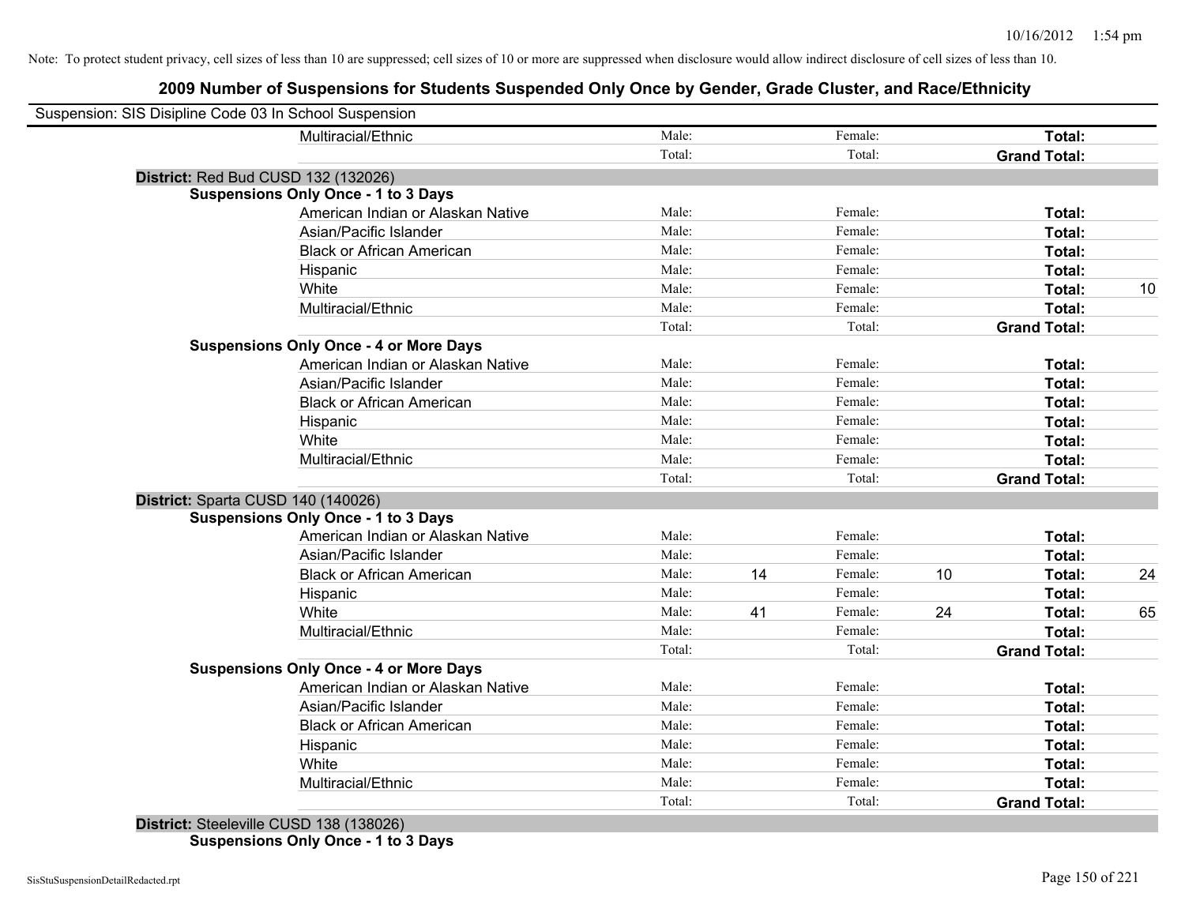Note: To protect student privacy, cell sizes of less than 10 are suppressed; cell sizes of 10 or more are suppressed when disclosure would allow indirect disclosure of cell sizes of less than 10.

## 2009 Number of Suspensions for Students Suspended Only Once by Gender, Grade Cluster, and Race/Ethnicity

Suspension: SIS Disipline Code 03 In School Suspension

| | | | | | | |
|---|---|---|---|---|---|---|
| Multiracial/Ethnic | Male: | | Female: | | **Total:** | |
| | Total: | | Total: | | **Grand Total:** | |

**District:** Red Bud CUSD 132 (132026)

**Suspensions Only Once - 1 to 3 Days**

| | | | | | | |
|---|---|---|---|---|---|---|
| American Indian or Alaskan Native | Male: | | Female: | | **Total:** | |
| Asian/Pacific Islander | Male: | | Female: | | **Total:** | |
| Black or African American | Male: | | Female: | | **Total:** | |
| Hispanic | Male: | | Female: | | **Total:** | |
| White | Male: | | Female: | | **Total:** | 10 |
| Multiracial/Ethnic | Male: | | Female: | | **Total:** | |
| | Total: | | Total: | | **Grand Total:** | |

**Suspensions Only Once - 4 or More Days**

| | | | | | | |
|---|---|---|---|---|---|---|
| American Indian or Alaskan Native | Male: | | Female: | | **Total:** | |
| Asian/Pacific Islander | Male: | | Female: | | **Total:** | |
| Black or African American | Male: | | Female: | | **Total:** | |
| Hispanic | Male: | | Female: | | **Total:** | |
| White | Male: | | Female: | | **Total:** | |
| Multiracial/Ethnic | Male: | | Female: | | **Total:** | |
| | Total: | | Total: | | **Grand Total:** | |

**District:** Sparta CUSD 140 (140026)

**Suspensions Only Once - 1 to 3 Days**

| | | | | | | |
|---|---|---|---|---|---|---|
| American Indian or Alaskan Native | Male: | | Female: | | **Total:** | |
| Asian/Pacific Islander | Male: | | Female: | | **Total:** | |
| Black or African American | Male: | 14 | Female: | 10 | **Total:** | 24 |
| Hispanic | Male: | | Female: | | **Total:** | |
| White | Male: | 41 | Female: | 24 | **Total:** | 65 |
| Multiracial/Ethnic | Male: | | Female: | | **Total:** | |
| | Total: | | Total: | | **Grand Total:** | |

**Suspensions Only Once - 4 or More Days**

| | | | | | | |
|---|---|---|---|---|---|---|
| American Indian or Alaskan Native | Male: | | Female: | | **Total:** | |
| Asian/Pacific Islander | Male: | | Female: | | **Total:** | |
| Black or African American | Male: | | Female: | | **Total:** | |
| Hispanic | Male: | | Female: | | **Total:** | |
| White | Male: | | Female: | | **Total:** | |
| Multiracial/Ethnic | Male: | | Female: | | **Total:** | |
| | Total: | | Total: | | **Grand Total:** | |

**District:** Steeleville CUSD 138 (138026)

**Suspensions Only Once - 1 to 3 Days**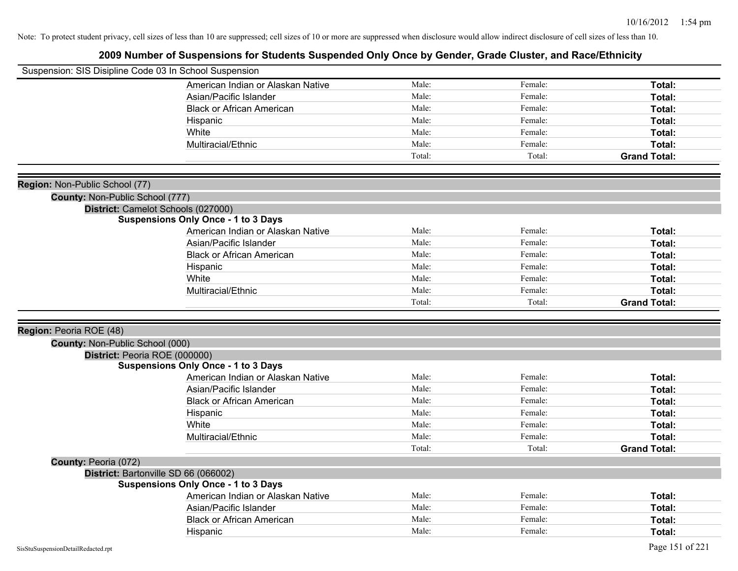Note: To protect student privacy, cell sizes of less than 10 are suppressed; cell sizes of 10 or more are suppressed when disclosure would allow indirect disclosure of cell sizes of less than 10.

# 2009 Number of Suspensions for Students Suspended Only Once by Gender, Grade Cluster, and Race/Ethnicity

Suspension: SIS Disipline Code 03 In School Suspension

| | Male | Female | Total |
|---|---|---|---|
| American Indian or Alaskan Native | Male: | Female: | **Total:** |
| Asian/Pacific Islander | Male: | Female: | **Total:** |
| Black or African American | Male: | Female: | **Total:** |
| Hispanic | Male: | Female: | **Total:** |
| White | Male: | Female: | **Total:** |
| Multiracial/Ethnic | Male: | Female: | **Total:** |
| | Total: | Total: | **Grand Total:** |

**Region:** Non-Public School (77)

**County:** Non-Public School (777)

**District:** Camelot Schools (027000)

**Suspensions Only Once - 1 to 3 Days**

| | Male | Female | Total |
|---|---|---|---|
| American Indian or Alaskan Native | Male: | Female: | **Total:** |
| Asian/Pacific Islander | Male: | Female: | **Total:** |
| Black or African American | Male: | Female: | **Total:** |
| Hispanic | Male: | Female: | **Total:** |
| White | Male: | Female: | **Total:** |
| Multiracial/Ethnic | Male: | Female: | **Total:** |
| | Total: | Total: | **Grand Total:** |

**Region:** Peoria ROE (48)

**County:** Non-Public School (000)

**District:** Peoria ROE (000000)

**Suspensions Only Once - 1 to 3 Days**

| | Male | Female | Total |
|---|---|---|---|
| American Indian or Alaskan Native | Male: | Female: | **Total:** |
| Asian/Pacific Islander | Male: | Female: | **Total:** |
| Black or African American | Male: | Female: | **Total:** |
| Hispanic | Male: | Female: | **Total:** |
| White | Male: | Female: | **Total:** |
| Multiracial/Ethnic | Male: | Female: | **Total:** |
| | Total: | Total: | **Grand Total:** |

**County:** Peoria (072)

**District:** Bartonville SD 66 (066002)

**Suspensions Only Once - 1 to 3 Days**

| | Male | Female | Total |
|---|---|---|---|
| American Indian or Alaskan Native | Male: | Female: | **Total:** |
| Asian/Pacific Islander | Male: | Female: | **Total:** |
| Black or African American | Male: | Female: | **Total:** |
| Hispanic | Male: | Female: | **Total:** |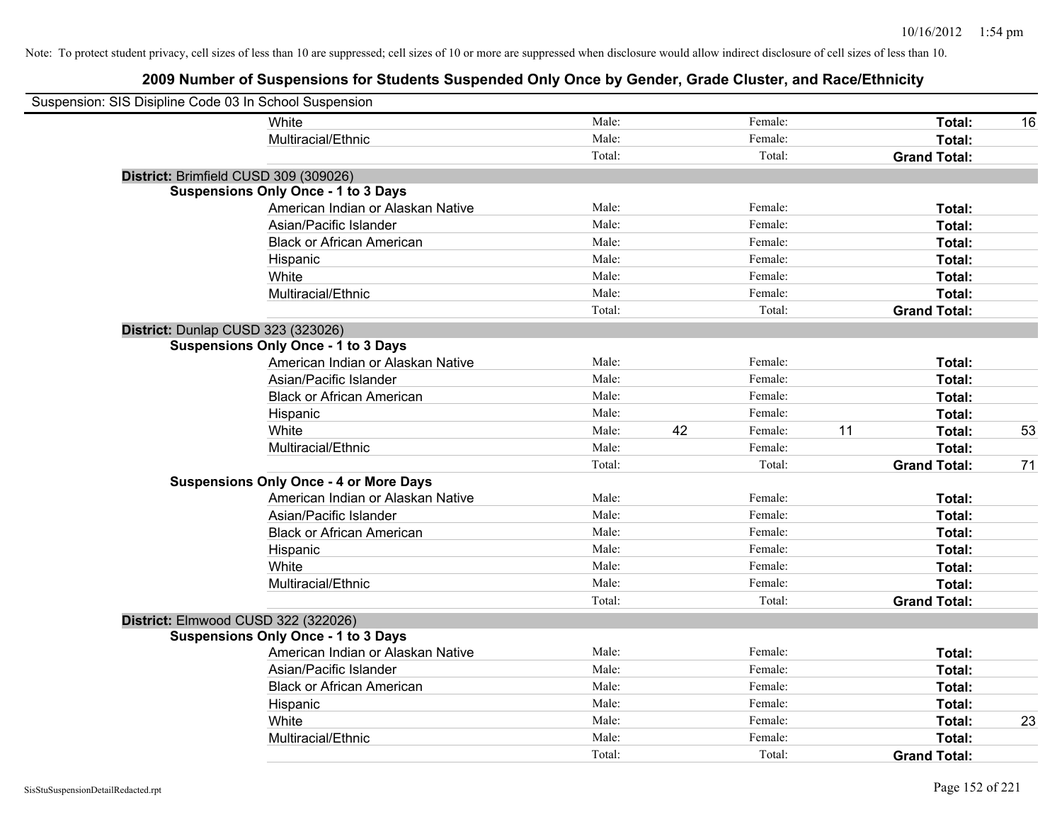Note: To protect student privacy, cell sizes of less than 10 are suppressed; cell sizes of 10 or more are suppressed when disclosure would allow indirect disclosure of cell sizes of less than 10.

# 2009 Number of Suspensions for Students Suspended Only Once by Gender, Grade Cluster, and Race/Ethnicity

Suspension: SIS Disipline Code 03 In School Suspension

| | Male | | Female | | Total | |
|---|---|---|---|---|---|---|
| White | Male: | | Female: | | **Total:** | 16 |
| Multiracial/Ethnic | Male: | | Female: | | **Total:** | |
| | Total: | | Total: | | **Grand Total:** | |

**District:** Brimfield CUSD 309 (309026)

**Suspensions Only Once - 1 to 3 Days**

| | Male | | Female | | Total | |
|---|---|---|---|---|---|---|
| American Indian or Alaskan Native | Male: | | Female: | | **Total:** | |
| Asian/Pacific Islander | Male: | | Female: | | **Total:** | |
| Black or African American | Male: | | Female: | | **Total:** | |
| Hispanic | Male: | | Female: | | **Total:** | |
| White | Male: | | Female: | | **Total:** | |
| Multiracial/Ethnic | Male: | | Female: | | **Total:** | |
| | Total: | | Total: | | **Grand Total:** | |

**District:** Dunlap CUSD 323 (323026)

**Suspensions Only Once - 1 to 3 Days**

| | Male | | Female | | Total | |
|---|---|---|---|---|---|---|
| American Indian or Alaskan Native | Male: | | Female: | | **Total:** | |
| Asian/Pacific Islander | Male: | | Female: | | **Total:** | |
| Black or African American | Male: | | Female: | | **Total:** | |
| Hispanic | Male: | | Female: | | **Total:** | |
| White | Male: | 42 | Female: | 11 | **Total:** | 53 |
| Multiracial/Ethnic | Male: | | Female: | | **Total:** | |
| | Total: | | Total: | | **Grand Total:** | 71 |

**Suspensions Only Once - 4 or More Days**

| | Male | | Female | | Total | |
|---|---|---|---|---|---|---|
| American Indian or Alaskan Native | Male: | | Female: | | **Total:** | |
| Asian/Pacific Islander | Male: | | Female: | | **Total:** | |
| Black or African American | Male: | | Female: | | **Total:** | |
| Hispanic | Male: | | Female: | | **Total:** | |
| White | Male: | | Female: | | **Total:** | |
| Multiracial/Ethnic | Male: | | Female: | | **Total:** | |
| | Total: | | Total: | | **Grand Total:** | |

**District:** Elmwood CUSD 322 (322026)

**Suspensions Only Once - 1 to 3 Days**

| | Male | | Female | | Total | |
|---|---|---|---|---|---|---|
| American Indian or Alaskan Native | Male: | | Female: | | **Total:** | |
| Asian/Pacific Islander | Male: | | Female: | | **Total:** | |
| Black or African American | Male: | | Female: | | **Total:** | |
| Hispanic | Male: | | Female: | | **Total:** | |
| White | Male: | | Female: | | **Total:** | 23 |
| Multiracial/Ethnic | Male: | | Female: | | **Total:** | |
| | Total: | | Total: | | **Grand Total:** | |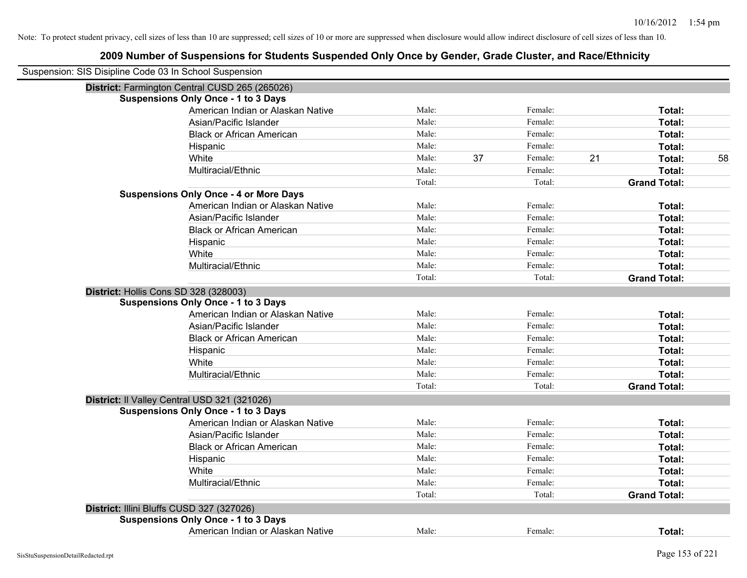Note: To protect student privacy, cell sizes of less than 10 are suppressed; cell sizes of 10 or more are suppressed when disclosure would allow indirect disclosure of cell sizes of less than 10.

# 2009 Number of Suspensions for Students Suspended Only Once by Gender, Grade Cluster, and Race/Ethnicity

Suspension: SIS Disipline Code 03 In School Suspension

## District: Farmington Central CUSD 265 (265026)

### Suspensions Only Once - 1 to 3 Days

| Race/Ethnicity | | | | | | |
|---|---|---|---|---|---|---|
| American Indian or Alaskan Native | Male: | | Female: | | Total: | |
| Asian/Pacific Islander | Male: | | Female: | | Total: | |
| Black or African American | Male: | | Female: | | Total: | |
| Hispanic | Male: | | Female: | | Total: | |
| White | Male: | 37 | Female: | 21 | Total: | 58 |
| Multiracial/Ethnic | Male: | | Female: | | Total: | |
| | Total: | | Total: | | Grand Total: | |

### Suspensions Only Once - 4 or More Days

| Race/Ethnicity | | | | | | |
|---|---|---|---|---|---|---|
| American Indian or Alaskan Native | Male: | | Female: | | Total: | |
| Asian/Pacific Islander | Male: | | Female: | | Total: | |
| Black or African American | Male: | | Female: | | Total: | |
| Hispanic | Male: | | Female: | | Total: | |
| White | Male: | | Female: | | Total: | |
| Multiracial/Ethnic | Male: | | Female: | | Total: | |
| | Total: | | Total: | | Grand Total: | |

## District: Hollis Cons SD 328 (328003)

### Suspensions Only Once - 1 to 3 Days

| Race/Ethnicity | | | | | | |
|---|---|---|---|---|---|---|
| American Indian or Alaskan Native | Male: | | Female: | | Total: | |
| Asian/Pacific Islander | Male: | | Female: | | Total: | |
| Black or African American | Male: | | Female: | | Total: | |
| Hispanic | Male: | | Female: | | Total: | |
| White | Male: | | Female: | | Total: | |
| Multiracial/Ethnic | Male: | | Female: | | Total: | |
| | Total: | | Total: | | Grand Total: | |

## District: Il Valley Central USD 321 (321026)

### Suspensions Only Once - 1 to 3 Days

| Race/Ethnicity | | | | | | |
|---|---|---|---|---|---|---|
| American Indian or Alaskan Native | Male: | | Female: | | Total: | |
| Asian/Pacific Islander | Male: | | Female: | | Total: | |
| Black or African American | Male: | | Female: | | Total: | |
| Hispanic | Male: | | Female: | | Total: | |
| White | Male: | | Female: | | Total: | |
| Multiracial/Ethnic | Male: | | Female: | | Total: | |
| | Total: | | Total: | | Grand Total: | |

## District: Illini Bluffs CUSD 327 (327026)

### Suspensions Only Once - 1 to 3 Days

| Race/Ethnicity | | | | | | |
|---|---|---|---|---|---|---|
| American Indian or Alaskan Native | Male: | | Female: | | Total: | |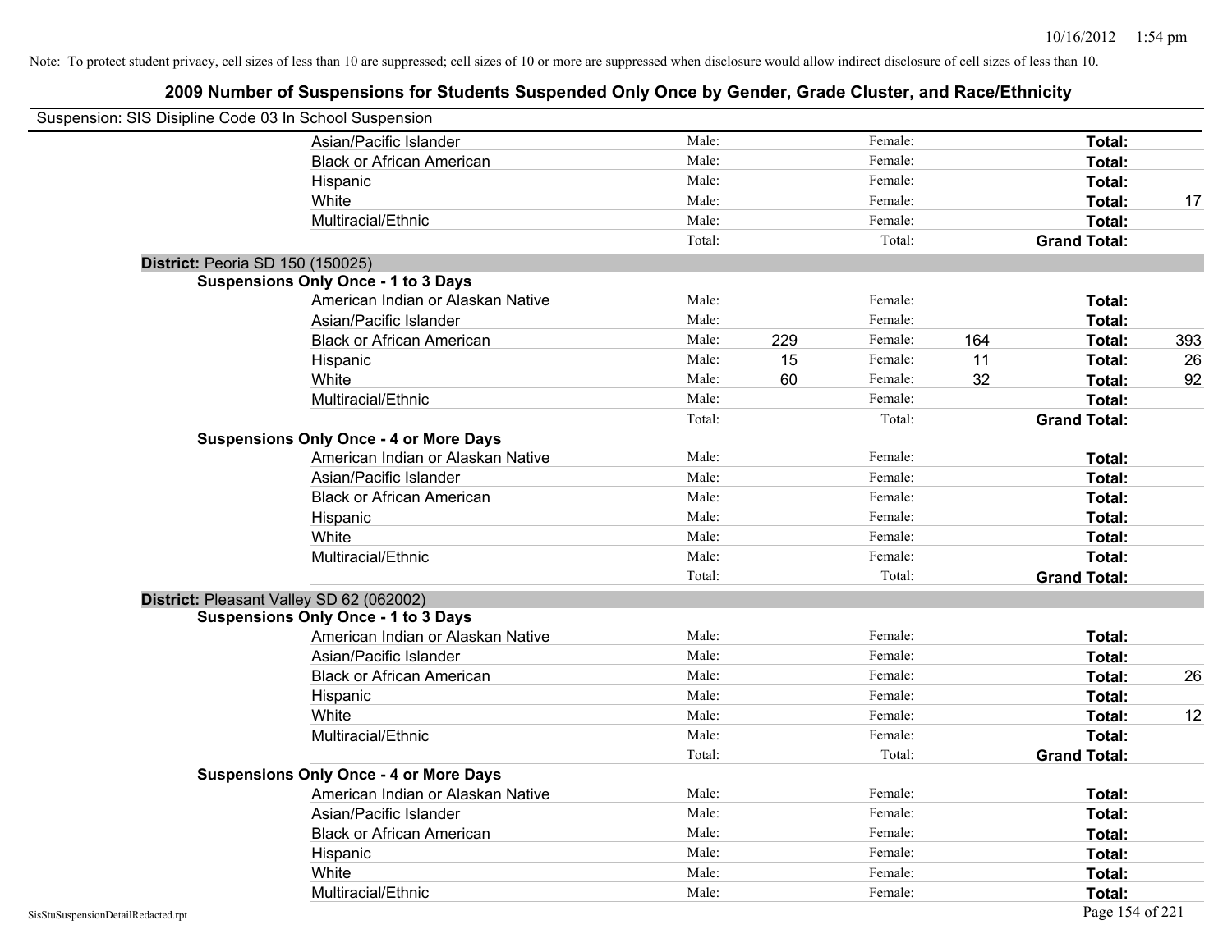Note: To protect student privacy, cell sizes of less than 10 are suppressed; cell sizes of 10 or more are suppressed when disclosure would allow indirect disclosure of cell sizes of less than 10.

# 2009 Number of Suspensions for Students Suspended Only Once by Gender, Grade Cluster, and Race/Ethnicity

Suspension: SIS Disipline Code 03 In School Suspension

| | | | | | | |
|---|---|---|---|---|---|---|
| Asian/Pacific Islander | Male: | | Female: | | **Total:** | |
| Black or African American | Male: | | Female: | | **Total:** | |
| Hispanic | Male: | | Female: | | **Total:** | |
| White | Male: | | Female: | | **Total:** | 17 |
| Multiracial/Ethnic | Male: | | Female: | | **Total:** | |
| | Total: | | Total: | | **Grand Total:** | |

**District:** Peoria SD 150 (150025)

**Suspensions Only Once - 1 to 3 Days**

| | | | | | | |
|---|---|---|---|---|---|---|
| American Indian or Alaskan Native | Male: | | Female: | | **Total:** | |
| Asian/Pacific Islander | Male: | | Female: | | **Total:** | |
| Black or African American | Male: | 229 | Female: | 164 | **Total:** | 393 |
| Hispanic | Male: | 15 | Female: | 11 | **Total:** | 26 |
| White | Male: | 60 | Female: | 32 | **Total:** | 92 |
| Multiracial/Ethnic | Male: | | Female: | | **Total:** | |
| | Total: | | Total: | | **Grand Total:** | |

**Suspensions Only Once - 4 or More Days**

| | | | | | | |
|---|---|---|---|---|---|---|
| American Indian or Alaskan Native | Male: | | Female: | | **Total:** | |
| Asian/Pacific Islander | Male: | | Female: | | **Total:** | |
| Black or African American | Male: | | Female: | | **Total:** | |
| Hispanic | Male: | | Female: | | **Total:** | |
| White | Male: | | Female: | | **Total:** | |
| Multiracial/Ethnic | Male: | | Female: | | **Total:** | |
| | Total: | | Total: | | **Grand Total:** | |

**District:** Pleasant Valley SD 62 (062002)

**Suspensions Only Once - 1 to 3 Days**

| | | | | | | |
|---|---|---|---|---|---|---|
| American Indian or Alaskan Native | Male: | | Female: | | **Total:** | |
| Asian/Pacific Islander | Male: | | Female: | | **Total:** | |
| Black or African American | Male: | | Female: | | **Total:** | 26 |
| Hispanic | Male: | | Female: | | **Total:** | |
| White | Male: | | Female: | | **Total:** | 12 |
| Multiracial/Ethnic | Male: | | Female: | | **Total:** | |
| | Total: | | Total: | | **Grand Total:** | |

**Suspensions Only Once - 4 or More Days**

| | | | | | | |
|---|---|---|---|---|---|---|
| American Indian or Alaskan Native | Male: | | Female: | | **Total:** | |
| Asian/Pacific Islander | Male: | | Female: | | **Total:** | |
| Black or African American | Male: | | Female: | | **Total:** | |
| Hispanic | Male: | | Female: | | **Total:** | |
| White | Male: | | Female: | | **Total:** | |
| Multiracial/Ethnic | Male: | | Female: | | **Total:** | |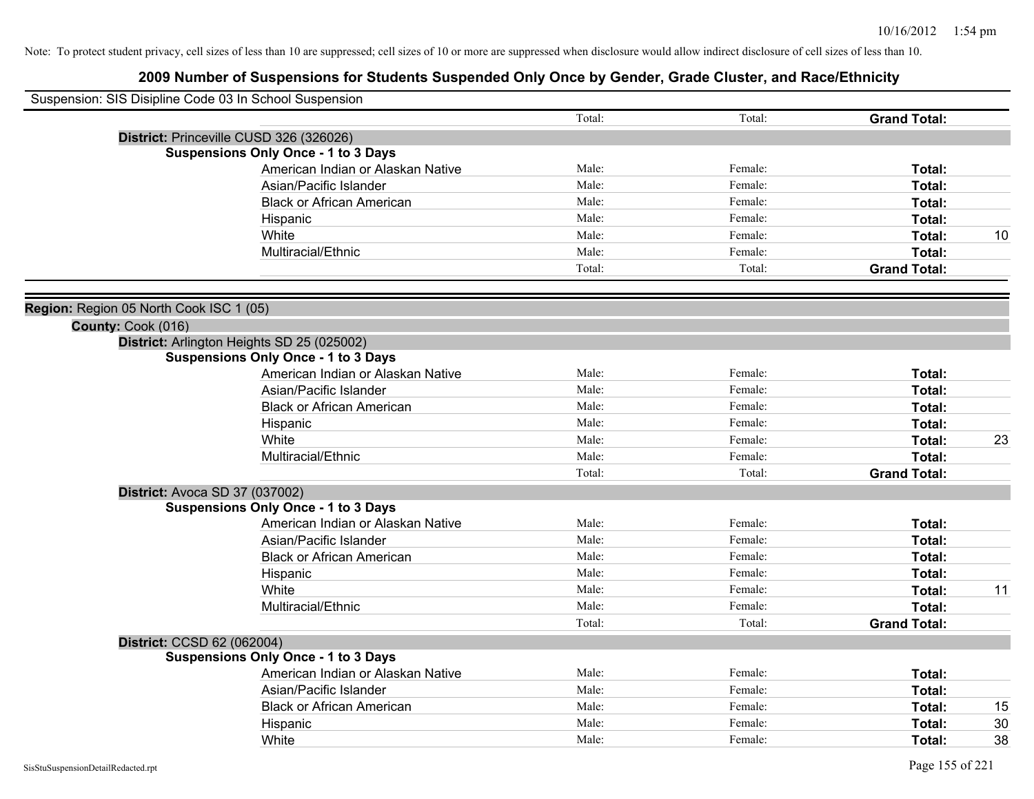Note: To protect student privacy, cell sizes of less than 10 are suppressed; cell sizes of 10 or more are suppressed when disclosure would allow indirect disclosure of cell sizes of less than 10.

# 2009 Number of Suspensions for Students Suspended Only Once by Gender, Grade Cluster, and Race/Ethnicity

Suspension: SIS Disipline Code 03 In School Suspension

| | Total: | Total: | Grand Total: | |
|---|---|---|---|---|

**District:** Princeville CUSD 326 (326026)

**Suspensions Only Once - 1 to 3 Days**

| | | | | |
|---|---|---|---|---|
| American Indian or Alaskan Native | Male: | Female: | **Total:** | |
| Asian/Pacific Islander | Male: | Female: | **Total:** | |
| Black or African American | Male: | Female: | **Total:** | |
| Hispanic | Male: | Female: | **Total:** | |
| White | Male: | Female: | **Total:** | 10 |
| Multiracial/Ethnic | Male: | Female: | **Total:** | |
| | Total: | Total: | **Grand Total:** | |

**Region:** Region 05 North Cook ISC 1 (05)

**County:** Cook (016)

**District:** Arlington Heights SD 25 (025002)

**Suspensions Only Once - 1 to 3 Days**

| | | | | |
|---|---|---|---|---|
| American Indian or Alaskan Native | Male: | Female: | **Total:** | |
| Asian/Pacific Islander | Male: | Female: | **Total:** | |
| Black or African American | Male: | Female: | **Total:** | |
| Hispanic | Male: | Female: | **Total:** | |
| White | Male: | Female: | **Total:** | 23 |
| Multiracial/Ethnic | Male: | Female: | **Total:** | |
| | Total: | Total: | **Grand Total:** | |

**District:** Avoca SD 37 (037002)

**Suspensions Only Once - 1 to 3 Days**

| | | | | |
|---|---|---|---|---|
| American Indian or Alaskan Native | Male: | Female: | **Total:** | |
| Asian/Pacific Islander | Male: | Female: | **Total:** | |
| Black or African American | Male: | Female: | **Total:** | |
| Hispanic | Male: | Female: | **Total:** | |
| White | Male: | Female: | **Total:** | 11 |
| Multiracial/Ethnic | Male: | Female: | **Total:** | |
| | Total: | Total: | **Grand Total:** | |

**District:** CCSD 62 (062004)

**Suspensions Only Once - 1 to 3 Days**

| | | | | |
|---|---|---|---|---|
| American Indian or Alaskan Native | Male: | Female: | **Total:** | |
| Asian/Pacific Islander | Male: | Female: | **Total:** | |
| Black or African American | Male: | Female: | **Total:** | 15 |
| Hispanic | Male: | Female: | **Total:** | 30 |
| White | Male: | Female: | **Total:** | 38 |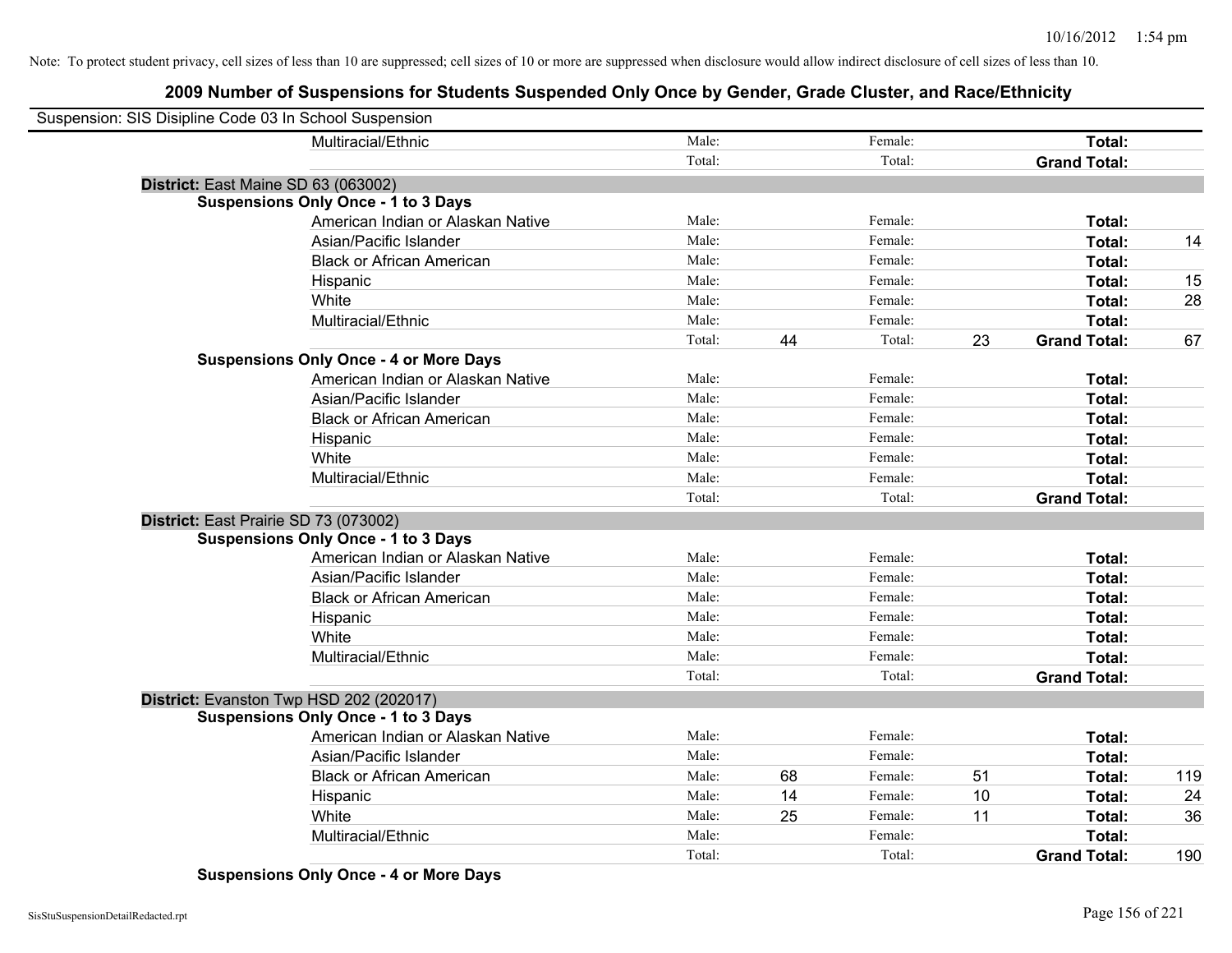Note: To protect student privacy, cell sizes of less than 10 are suppressed; cell sizes of 10 or more are suppressed when disclosure would allow indirect disclosure of cell sizes of less than 10.

## 2009 Number of Suspensions for Students Suspended Only Once by Gender, Grade Cluster, and Race/Ethnicity

Suspension: SIS Disipline Code 03 In School Suspension

| | | | | | | | |
|---|---|---|---|---|---|---|---|
| Multiracial/Ethnic | Male: | | Female: | | **Total:** | |
| | Total: | | Total: | | **Grand Total:** | |

**District:** East Maine SD 63 (063002)

**Suspensions Only Once - 1 to 3 Days**

| | | | | | | |
|---|---|---|---|---|---|---|
| American Indian or Alaskan Native | Male: | | Female: | | **Total:** | |
| Asian/Pacific Islander | Male: | | Female: | | **Total:** | 14 |
| Black or African American | Male: | | Female: | | **Total:** | |
| Hispanic | Male: | | Female: | | **Total:** | 15 |
| White | Male: | | Female: | | **Total:** | 28 |
| Multiracial/Ethnic | Male: | | Female: | | **Total:** | |
| | Total: | 44 | Total: | 23 | **Grand Total:** | 67 |

**Suspensions Only Once - 4 or More Days**

| | | | | | | |
|---|---|---|---|---|---|---|
| American Indian or Alaskan Native | Male: | | Female: | | **Total:** | |
| Asian/Pacific Islander | Male: | | Female: | | **Total:** | |
| Black or African American | Male: | | Female: | | **Total:** | |
| Hispanic | Male: | | Female: | | **Total:** | |
| White | Male: | | Female: | | **Total:** | |
| Multiracial/Ethnic | Male: | | Female: | | **Total:** | |
| | Total: | | Total: | | **Grand Total:** | |

**District:** East Prairie SD 73 (073002)

**Suspensions Only Once - 1 to 3 Days**

| | | | | | | |
|---|---|---|---|---|---|---|
| American Indian or Alaskan Native | Male: | | Female: | | **Total:** | |
| Asian/Pacific Islander | Male: | | Female: | | **Total:** | |
| Black or African American | Male: | | Female: | | **Total:** | |
| Hispanic | Male: | | Female: | | **Total:** | |
| White | Male: | | Female: | | **Total:** | |
| Multiracial/Ethnic | Male: | | Female: | | **Total:** | |
| | Total: | | Total: | | **Grand Total:** | |

**District:** Evanston Twp HSD 202 (202017)

**Suspensions Only Once - 1 to 3 Days**

| | | | | | | |
|---|---|---|---|---|---|---|
| American Indian or Alaskan Native | Male: | | Female: | | **Total:** | |
| Asian/Pacific Islander | Male: | | Female: | | **Total:** | |
| Black or African American | Male: | 68 | Female: | 51 | **Total:** | 119 |
| Hispanic | Male: | 14 | Female: | 10 | **Total:** | 24 |
| White | Male: | 25 | Female: | 11 | **Total:** | 36 |
| Multiracial/Ethnic | Male: | | Female: | | **Total:** | |
| | Total: | | Total: | | **Grand Total:** | 190 |

**Suspensions Only Once - 4 or More Days**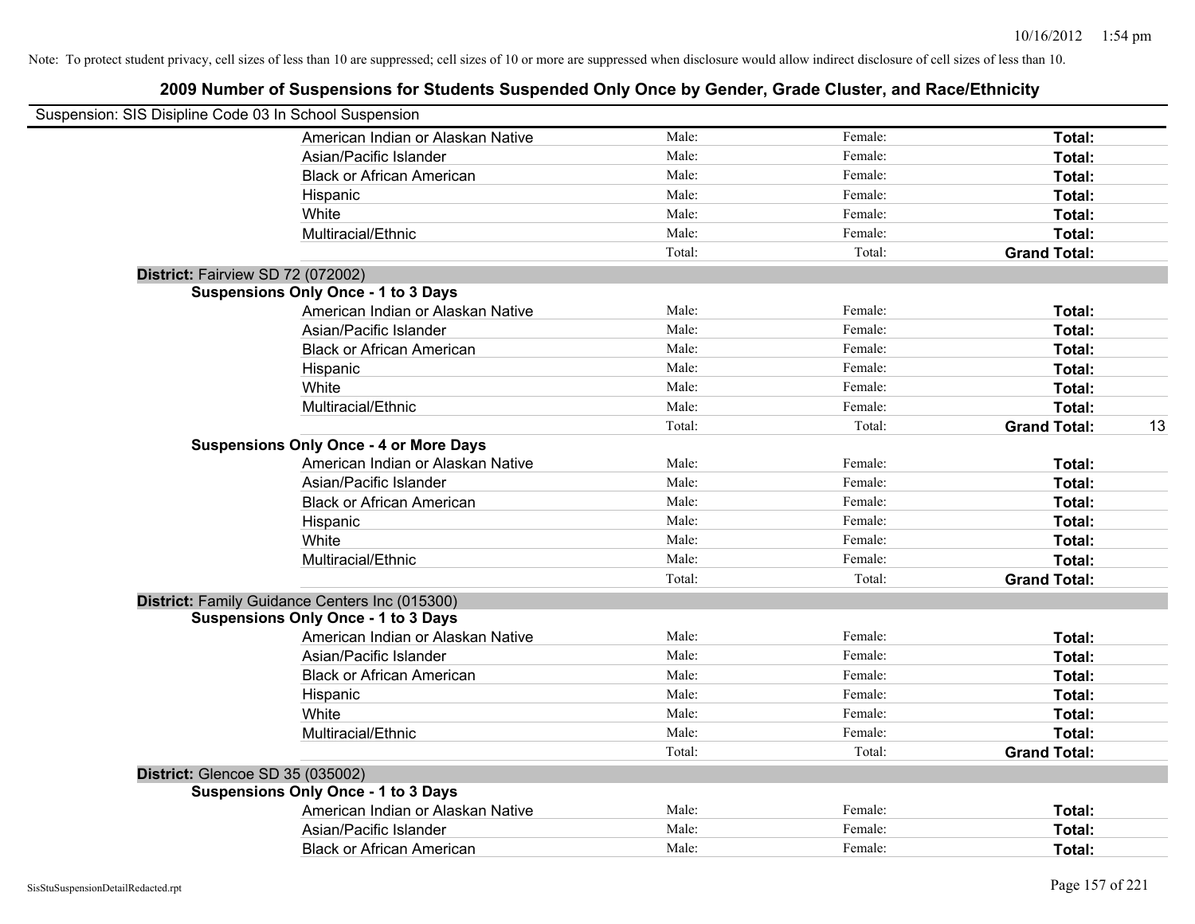Note: To protect student privacy, cell sizes of less than 10 are suppressed; cell sizes of 10 or more are suppressed when disclosure would allow indirect disclosure of cell sizes of less than 10.

## 2009 Number of Suspensions for Students Suspended Only Once by Gender, Grade Cluster, and Race/Ethnicity

Suspension: SIS Disipline Code 03 In School Suspension

| | Male: | Female: | Total: |
|---|---|---|---|
| American Indian or Alaskan Native | Male: | Female: | **Total:** |
| Asian/Pacific Islander | Male: | Female: | **Total:** |
| Black or African American | Male: | Female: | **Total:** |
| Hispanic | Male: | Female: | **Total:** |
| White | Male: | Female: | **Total:** |
| Multiracial/Ethnic | Male: | Female: | **Total:** |
| | Total: | Total: | **Grand Total:** |

**District:** Fairview SD 72 (072002)

**Suspensions Only Once - 1 to 3 Days**

| | | | |
|---|---|---|---|
| American Indian or Alaskan Native | Male: | Female: | **Total:** |
| Asian/Pacific Islander | Male: | Female: | **Total:** |
| Black or African American | Male: | Female: | **Total:** |
| Hispanic | Male: | Female: | **Total:** |
| White | Male: | Female: | **Total:** |
| Multiracial/Ethnic | Male: | Female: | **Total:** |
| | Total: | Total: | **Grand Total:** 13 |

**Suspensions Only Once - 4 or More Days**

| | | | |
|---|---|---|---|
| American Indian or Alaskan Native | Male: | Female: | **Total:** |
| Asian/Pacific Islander | Male: | Female: | **Total:** |
| Black or African American | Male: | Female: | **Total:** |
| Hispanic | Male: | Female: | **Total:** |
| White | Male: | Female: | **Total:** |
| Multiracial/Ethnic | Male: | Female: | **Total:** |
| | Total: | Total: | **Grand Total:** |

**District:** Family Guidance Centers Inc (015300)

**Suspensions Only Once - 1 to 3 Days**

| | | | |
|---|---|---|---|
| American Indian or Alaskan Native | Male: | Female: | **Total:** |
| Asian/Pacific Islander | Male: | Female: | **Total:** |
| Black or African American | Male: | Female: | **Total:** |
| Hispanic | Male: | Female: | **Total:** |
| White | Male: | Female: | **Total:** |
| Multiracial/Ethnic | Male: | Female: | **Total:** |
| | Total: | Total: | **Grand Total:** |

**District:** Glencoe SD 35 (035002)

**Suspensions Only Once - 1 to 3 Days**

| | | | |
|---|---|---|---|
| American Indian or Alaskan Native | Male: | Female: | **Total:** |
| Asian/Pacific Islander | Male: | Female: | **Total:** |
| Black or African American | Male: | Female: | **Total:** |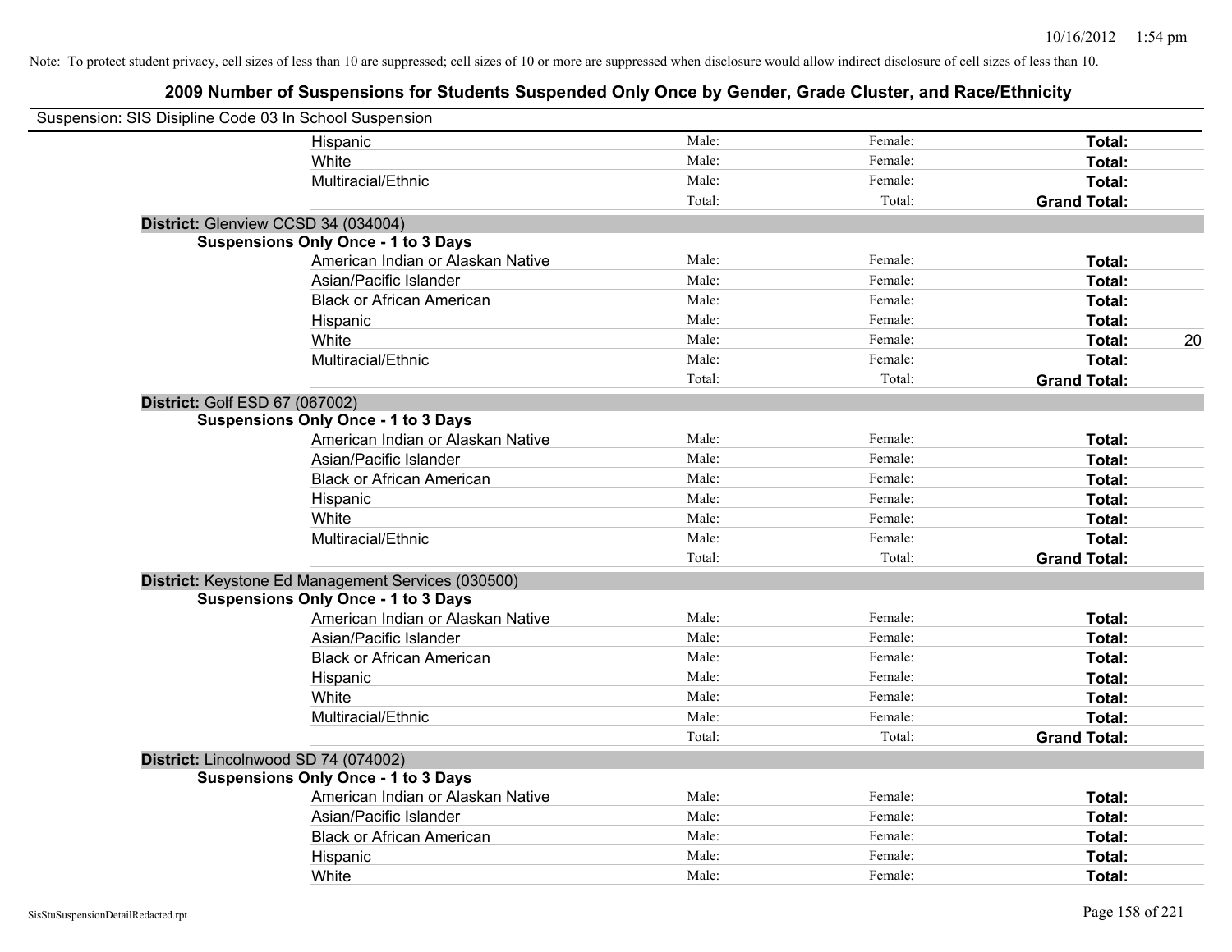Note: To protect student privacy, cell sizes of less than 10 are suppressed; cell sizes of 10 or more are suppressed when disclosure would allow indirect disclosure of cell sizes of less than 10.

## 2009 Number of Suspensions for Students Suspended Only Once by Gender, Grade Cluster, and Race/Ethnicity

Suspension: SIS Disipline Code 03 In School Suspension

| | | | | |
|---|---|---|---|---|
| Hispanic | Male: | Female: | **Total:** | |
| White | Male: | Female: | **Total:** | |
| Multiracial/Ethnic | Male: | Female: | **Total:** | |
| | Total: | Total: | **Grand Total:** | |

**District:** Glenview CCSD 34 (034004)

**Suspensions Only Once - 1 to 3 Days**

| | | | | |
|---|---|---|---|---|
| American Indian or Alaskan Native | Male: | Female: | **Total:** | |
| Asian/Pacific Islander | Male: | Female: | **Total:** | |
| Black or African American | Male: | Female: | **Total:** | |
| Hispanic | Male: | Female: | **Total:** | |
| White | Male: | Female: | **Total:** | 20 |
| Multiracial/Ethnic | Male: | Female: | **Total:** | |
| | Total: | Total: | **Grand Total:** | |

**District:** Golf ESD 67 (067002)

**Suspensions Only Once - 1 to 3 Days**

| | | | | |
|---|---|---|---|---|
| American Indian or Alaskan Native | Male: | Female: | **Total:** | |
| Asian/Pacific Islander | Male: | Female: | **Total:** | |
| Black or African American | Male: | Female: | **Total:** | |
| Hispanic | Male: | Female: | **Total:** | |
| White | Male: | Female: | **Total:** | |
| Multiracial/Ethnic | Male: | Female: | **Total:** | |
| | Total: | Total: | **Grand Total:** | |

**District:** Keystone Ed Management Services (030500)

**Suspensions Only Once - 1 to 3 Days**

| | | | | |
|---|---|---|---|---|
| American Indian or Alaskan Native | Male: | Female: | **Total:** | |
| Asian/Pacific Islander | Male: | Female: | **Total:** | |
| Black or African American | Male: | Female: | **Total:** | |
| Hispanic | Male: | Female: | **Total:** | |
| White | Male: | Female: | **Total:** | |
| Multiracial/Ethnic | Male: | Female: | **Total:** | |
| | Total: | Total: | **Grand Total:** | |

**District:** Lincolnwood SD 74 (074002)

**Suspensions Only Once - 1 to 3 Days**

| | | | | |
|---|---|---|---|---|
| American Indian or Alaskan Native | Male: | Female: | **Total:** | |
| Asian/Pacific Islander | Male: | Female: | **Total:** | |
| Black or African American | Male: | Female: | **Total:** | |
| Hispanic | Male: | Female: | **Total:** | |
| White | Male: | Female: | **Total:** | |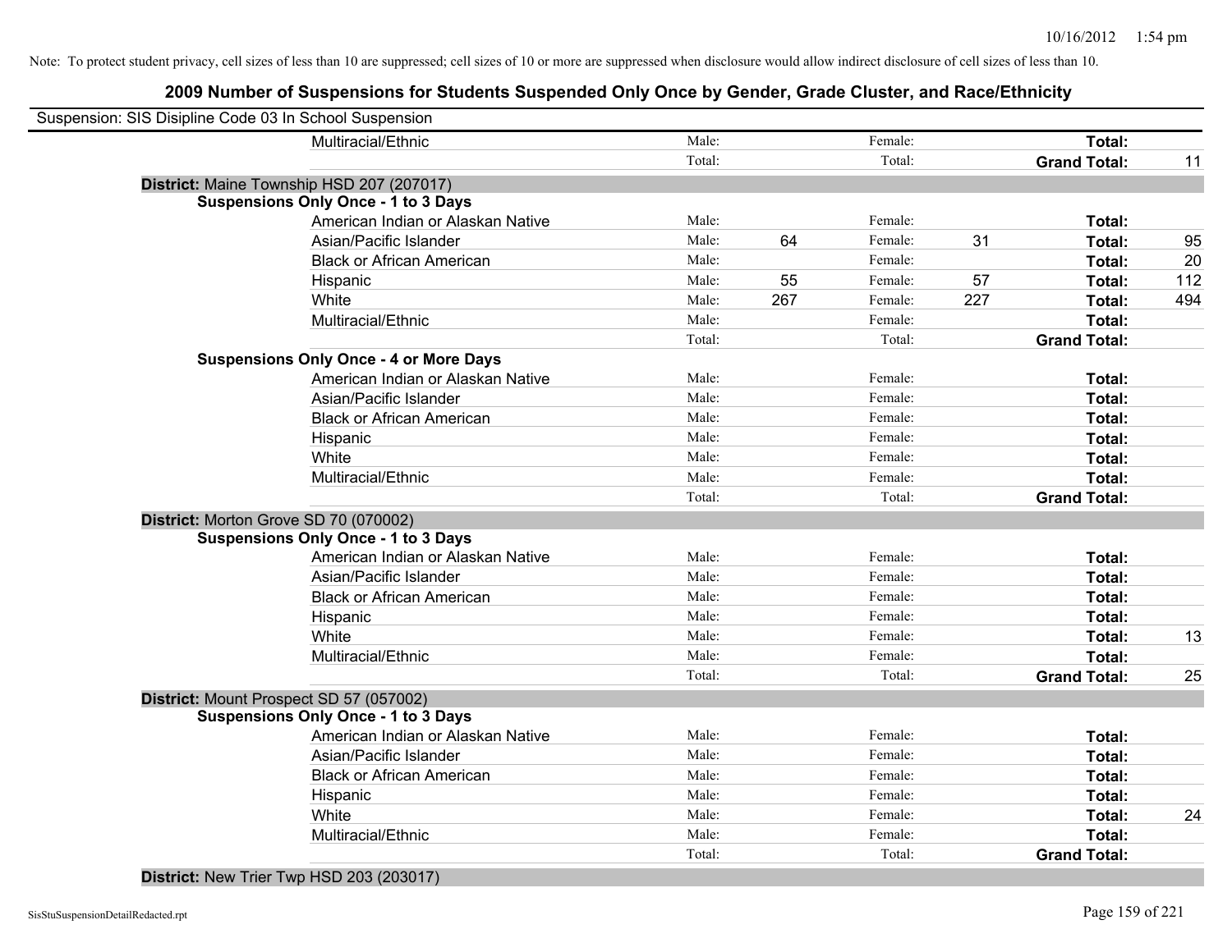Note: To protect student privacy, cell sizes of less than 10 are suppressed; cell sizes of 10 or more are suppressed when disclosure would allow indirect disclosure of cell sizes of less than 10.

## 2009 Number of Suspensions for Students Suspended Only Once by Gender, Grade Cluster, and Race/Ethnicity

Suspension: SIS Disipline Code 03 In School Suspension

| | | | | | | |
|---|---|---|---|---|---|---|
| Multiracial/Ethnic | Male: | | Female: | | **Total:** | |
| | Total: | | Total: | | **Grand Total:** | 11 |

**District:** Maine Township HSD 207 (207017)

**Suspensions Only Once - 1 to 3 Days**

| | | | | | | |
|---|---|---|---|---|---|---|
| American Indian or Alaskan Native | Male: | | Female: | | **Total:** | |
| Asian/Pacific Islander | Male: | 64 | Female: | 31 | **Total:** | 95 |
| Black or African American | Male: | | Female: | | **Total:** | 20 |
| Hispanic | Male: | 55 | Female: | 57 | **Total:** | 112 |
| White | Male: | 267 | Female: | 227 | **Total:** | 494 |
| Multiracial/Ethnic | Male: | | Female: | | **Total:** | |
| | Total: | | Total: | | **Grand Total:** | |

**Suspensions Only Once - 4 or More Days**

| | | | | | | |
|---|---|---|---|---|---|---|
| American Indian or Alaskan Native | Male: | | Female: | | **Total:** | |
| Asian/Pacific Islander | Male: | | Female: | | **Total:** | |
| Black or African American | Male: | | Female: | | **Total:** | |
| Hispanic | Male: | | Female: | | **Total:** | |
| White | Male: | | Female: | | **Total:** | |
| Multiracial/Ethnic | Male: | | Female: | | **Total:** | |
| | Total: | | Total: | | **Grand Total:** | |

**District:** Morton Grove SD 70 (070002)

**Suspensions Only Once - 1 to 3 Days**

| | | | | | | |
|---|---|---|---|---|---|---|
| American Indian or Alaskan Native | Male: | | Female: | | **Total:** | |
| Asian/Pacific Islander | Male: | | Female: | | **Total:** | |
| Black or African American | Male: | | Female: | | **Total:** | |
| Hispanic | Male: | | Female: | | **Total:** | |
| White | Male: | | Female: | | **Total:** | 13 |
| Multiracial/Ethnic | Male: | | Female: | | **Total:** | |
| | Total: | | Total: | | **Grand Total:** | 25 |

**District:** Mount Prospect SD 57 (057002)

**Suspensions Only Once - 1 to 3 Days**

| | | | | | | |
|---|---|---|---|---|---|---|
| American Indian or Alaskan Native | Male: | | Female: | | **Total:** | |
| Asian/Pacific Islander | Male: | | Female: | | **Total:** | |
| Black or African American | Male: | | Female: | | **Total:** | |
| Hispanic | Male: | | Female: | | **Total:** | |
| White | Male: | | Female: | | **Total:** | 24 |
| Multiracial/Ethnic | Male: | | Female: | | **Total:** | |
| | Total: | | Total: | | **Grand Total:** | |

**District:** New Trier Twp HSD 203 (203017)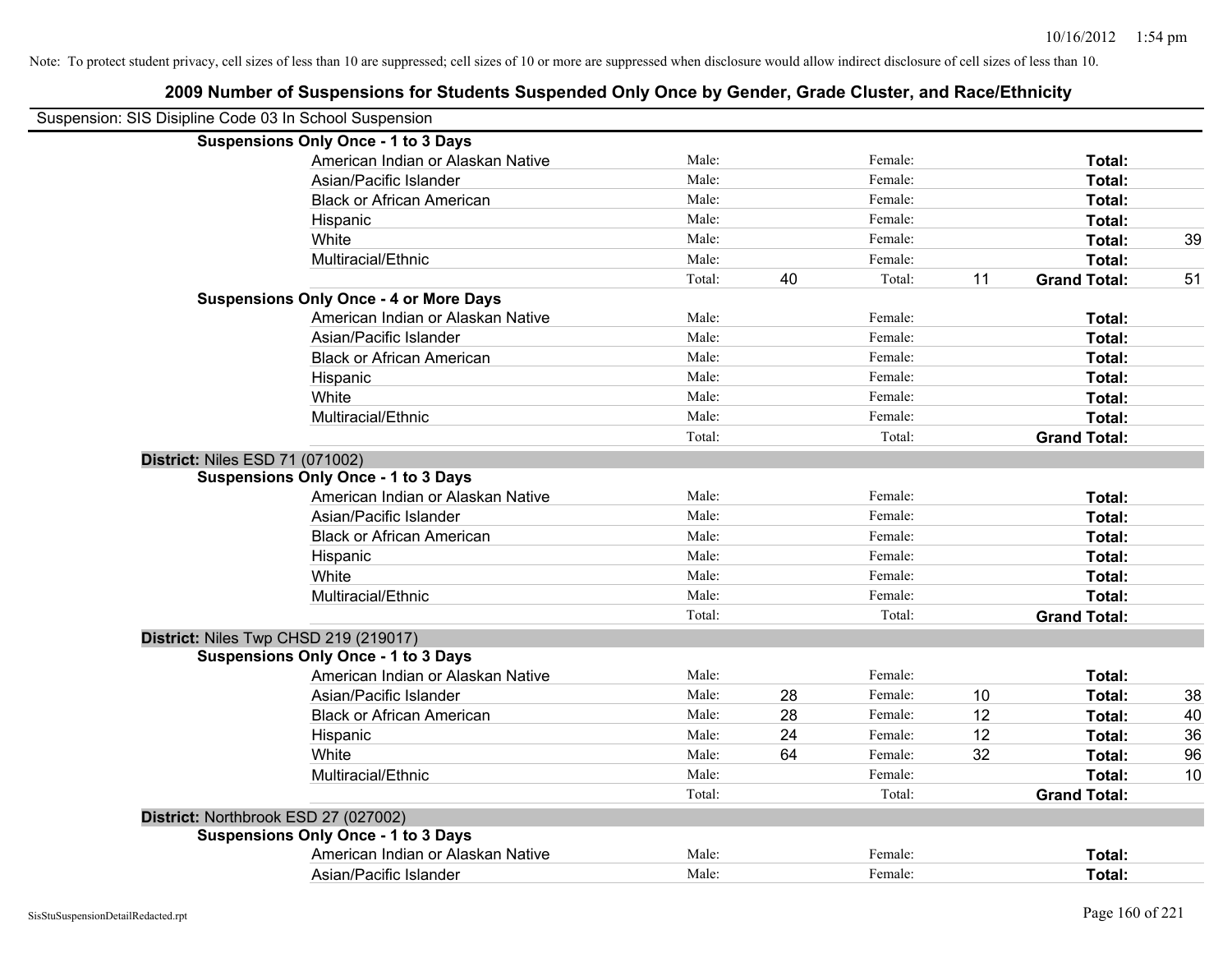Note: To protect student privacy, cell sizes of less than 10 are suppressed; cell sizes of 10 or more are suppressed when disclosure would allow indirect disclosure of cell sizes of less than 10.

# 2009 Number of Suspensions for Students Suspended Only Once by Gender, Grade Cluster, and Race/Ethnicity

Suspension: SIS Disipline Code 03 In School Suspension

**Suspensions Only Once - 1 to 3 Days**

| | | | | | | |
|---|---|---|---|---|---|---|
| American Indian or Alaskan Native | Male: | | Female: | | **Total:** | |
| Asian/Pacific Islander | Male: | | Female: | | **Total:** | |
| Black or African American | Male: | | Female: | | **Total:** | |
| Hispanic | Male: | | Female: | | **Total:** | |
| White | Male: | | Female: | | **Total:** | 39 |
| Multiracial/Ethnic | Male: | | Female: | | **Total:** | |
| | Total: | 40 | Total: | 11 | **Grand Total:** | 51 |

**Suspensions Only Once - 4 or More Days**

| | | | | | | |
|---|---|---|---|---|---|---|
| American Indian or Alaskan Native | Male: | | Female: | | **Total:** | |
| Asian/Pacific Islander | Male: | | Female: | | **Total:** | |
| Black or African American | Male: | | Female: | | **Total:** | |
| Hispanic | Male: | | Female: | | **Total:** | |
| White | Male: | | Female: | | **Total:** | |
| Multiracial/Ethnic | Male: | | Female: | | **Total:** | |
| | Total: | | Total: | | **Grand Total:** | |

**District:** Niles ESD 71 (071002)

**Suspensions Only Once - 1 to 3 Days**

| | | | | | | |
|---|---|---|---|---|---|---|
| American Indian or Alaskan Native | Male: | | Female: | | **Total:** | |
| Asian/Pacific Islander | Male: | | Female: | | **Total:** | |
| Black or African American | Male: | | Female: | | **Total:** | |
| Hispanic | Male: | | Female: | | **Total:** | |
| White | Male: | | Female: | | **Total:** | |
| Multiracial/Ethnic | Male: | | Female: | | **Total:** | |
| | Total: | | Total: | | **Grand Total:** | |

**District:** Niles Twp CHSD 219 (219017)

**Suspensions Only Once - 1 to 3 Days**

| | | | | | | |
|---|---|---|---|---|---|---|
| American Indian or Alaskan Native | Male: | | Female: | | **Total:** | |
| Asian/Pacific Islander | Male: | 28 | Female: | 10 | **Total:** | 38 |
| Black or African American | Male: | 28 | Female: | 12 | **Total:** | 40 |
| Hispanic | Male: | 24 | Female: | 12 | **Total:** | 36 |
| White | Male: | 64 | Female: | 32 | **Total:** | 96 |
| Multiracial/Ethnic | Male: | | Female: | | **Total:** | 10 |
| | Total: | | Total: | | **Grand Total:** | |

**District:** Northbrook ESD 27 (027002)

**Suspensions Only Once - 1 to 3 Days**

| | | | | | | |
|---|---|---|---|---|---|---|
| American Indian or Alaskan Native | Male: | | Female: | | **Total:** | |
| Asian/Pacific Islander | Male: | | Female: | | **Total:** | |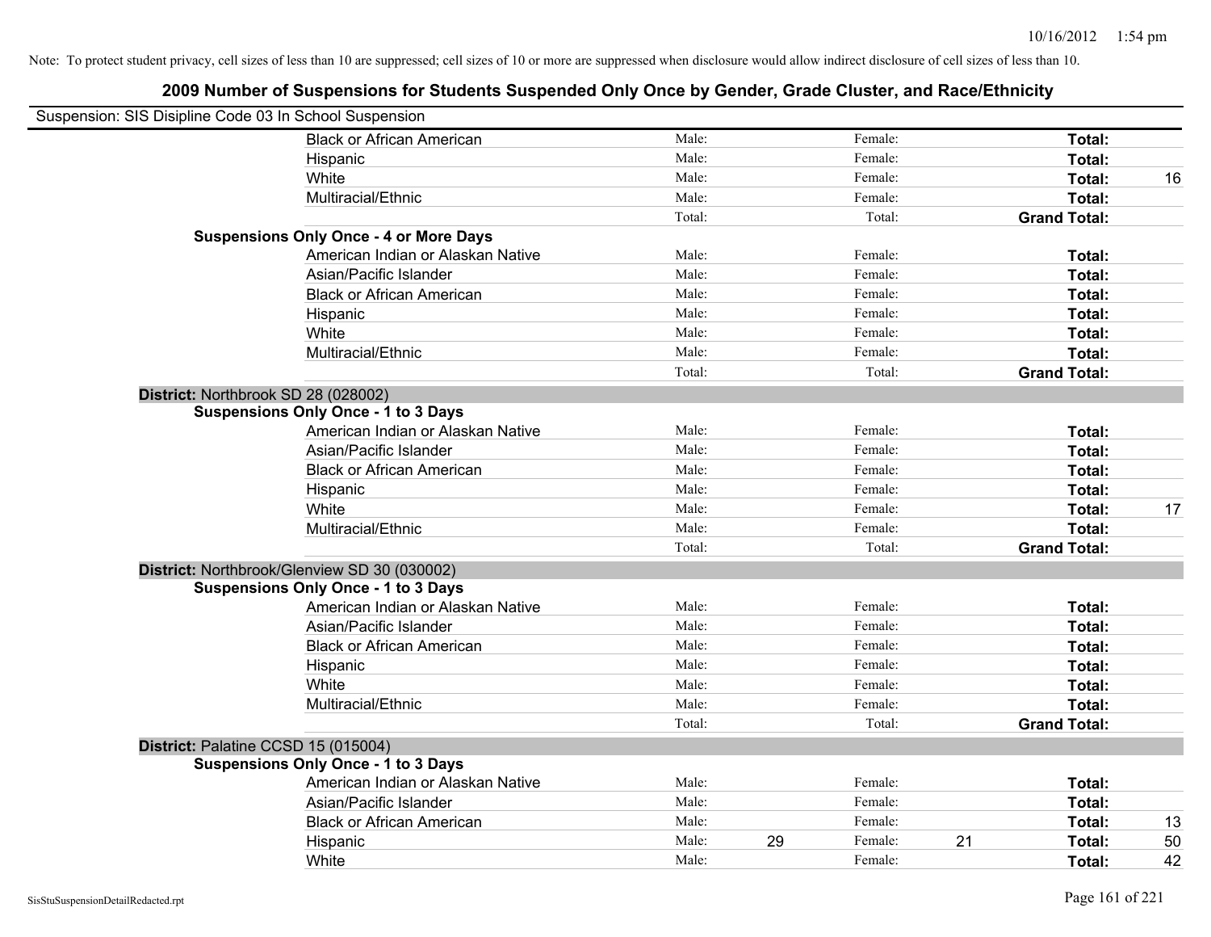Note: To protect student privacy, cell sizes of less than 10 are suppressed; cell sizes of 10 or more are suppressed when disclosure would allow indirect disclosure of cell sizes of less than 10.

## 2009 Number of Suspensions for Students Suspended Only Once by Gender, Grade Cluster, and Race/Ethnicity

Suspension: SIS Disipline Code 03 In School Suspension

| | | | | | | |
|---|---|---|---|---|---|---|
| Black or African American | Male: | | Female: | | **Total:** | |
| Hispanic | Male: | | Female: | | **Total:** | |
| White | Male: | | Female: | | **Total:** | 16 |
| Multiracial/Ethnic | Male: | | Female: | | **Total:** | |
| | Total: | | Total: | | **Grand Total:** | |

**Suspensions Only Once - 4 or More Days**

| | | | | | | |
|---|---|---|---|---|---|---|
| American Indian or Alaskan Native | Male: | | Female: | | **Total:** | |
| Asian/Pacific Islander | Male: | | Female: | | **Total:** | |
| Black or African American | Male: | | Female: | | **Total:** | |
| Hispanic | Male: | | Female: | | **Total:** | |
| White | Male: | | Female: | | **Total:** | |
| Multiracial/Ethnic | Male: | | Female: | | **Total:** | |
| | Total: | | Total: | | **Grand Total:** | |

**District:** Northbrook SD 28 (028002)

**Suspensions Only Once - 1 to 3 Days**

| | | | | | | |
|---|---|---|---|---|---|---|
| American Indian or Alaskan Native | Male: | | Female: | | **Total:** | |
| Asian/Pacific Islander | Male: | | Female: | | **Total:** | |
| Black or African American | Male: | | Female: | | **Total:** | |
| Hispanic | Male: | | Female: | | **Total:** | |
| White | Male: | | Female: | | **Total:** | 17 |
| Multiracial/Ethnic | Male: | | Female: | | **Total:** | |
| | Total: | | Total: | | **Grand Total:** | |

**District:** Northbrook/Glenview SD 30 (030002)

**Suspensions Only Once - 1 to 3 Days**

| | | | | | | |
|---|---|---|---|---|---|---|
| American Indian or Alaskan Native | Male: | | Female: | | **Total:** | |
| Asian/Pacific Islander | Male: | | Female: | | **Total:** | |
| Black or African American | Male: | | Female: | | **Total:** | |
| Hispanic | Male: | | Female: | | **Total:** | |
| White | Male: | | Female: | | **Total:** | |
| Multiracial/Ethnic | Male: | | Female: | | **Total:** | |
| | Total: | | Total: | | **Grand Total:** | |

**District:** Palatine CCSD 15 (015004)

**Suspensions Only Once - 1 to 3 Days**

| | | | | | | |
|---|---|---|---|---|---|---|
| American Indian or Alaskan Native | Male: | | Female: | | **Total:** | |
| Asian/Pacific Islander | Male: | | Female: | | **Total:** | |
| Black or African American | Male: | | Female: | | **Total:** | 13 |
| Hispanic | Male: | 29 | Female: | 21 | **Total:** | 50 |
| White | Male: | | Female: | | **Total:** | 42 |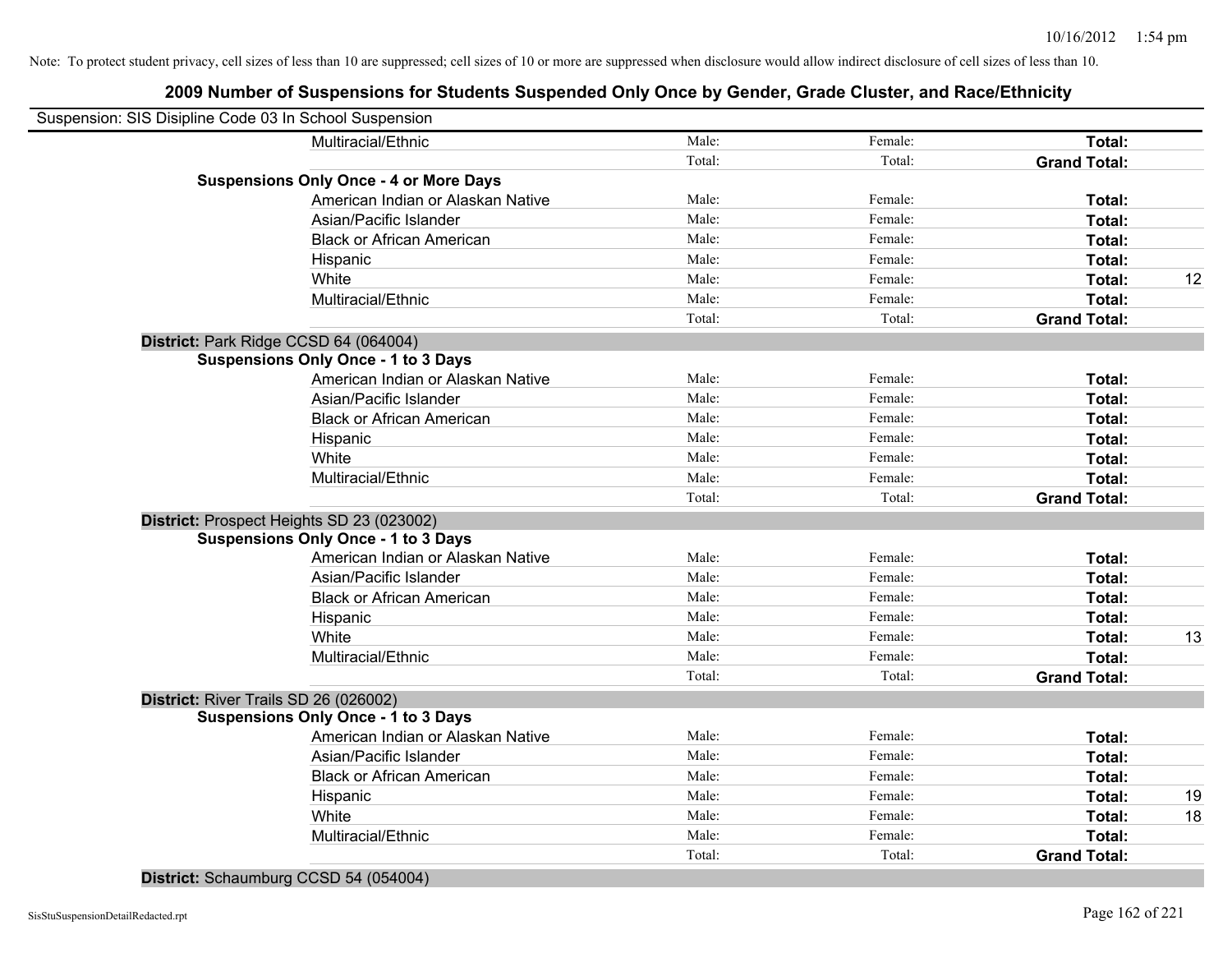Note: To protect student privacy, cell sizes of less than 10 are suppressed; cell sizes of 10 or more are suppressed when disclosure would allow indirect disclosure of cell sizes of less than 10.

## 2009 Number of Suspensions for Students Suspended Only Once by Gender, Grade Cluster, and Race/Ethnicity

Suspension: SIS Disipline Code 03 In School Suspension

| | | | | | |
|---|---|---|---|---|---|
| | Multiracial/Ethnic | Male: | Female: | **Total:** | |
| | | Total: | Total: | **Grand Total:** | |
| **Suspensions Only Once - 4 or More Days** | | | | | |
| | American Indian or Alaskan Native | Male: | Female: | **Total:** | |
| | Asian/Pacific Islander | Male: | Female: | **Total:** | |
| | Black or African American | Male: | Female: | **Total:** | |
| | Hispanic | Male: | Female: | **Total:** | |
| | White | Male: | Female: | **Total:** | 12 |
| | Multiracial/Ethnic | Male: | Female: | **Total:** | |
| | | Total: | Total: | **Grand Total:** | |
| **District:** Park Ridge CCSD 64 (064004) | | | | | |
| **Suspensions Only Once - 1 to 3 Days** | | | | | |
| | American Indian or Alaskan Native | Male: | Female: | **Total:** | |
| | Asian/Pacific Islander | Male: | Female: | **Total:** | |
| | Black or African American | Male: | Female: | **Total:** | |
| | Hispanic | Male: | Female: | **Total:** | |
| | White | Male: | Female: | **Total:** | |
| | Multiracial/Ethnic | Male: | Female: | **Total:** | |
| | | Total: | Total: | **Grand Total:** | |
| **District:** Prospect Heights SD 23 (023002) | | | | | |
| **Suspensions Only Once - 1 to 3 Days** | | | | | |
| | American Indian or Alaskan Native | Male: | Female: | **Total:** | |
| | Asian/Pacific Islander | Male: | Female: | **Total:** | |
| | Black or African American | Male: | Female: | **Total:** | |
| | Hispanic | Male: | Female: | **Total:** | |
| | White | Male: | Female: | **Total:** | 13 |
| | Multiracial/Ethnic | Male: | Female: | **Total:** | |
| | | Total: | Total: | **Grand Total:** | |
| **District:** River Trails SD 26 (026002) | | | | | |
| **Suspensions Only Once - 1 to 3 Days** | | | | | |
| | American Indian or Alaskan Native | Male: | Female: | **Total:** | |
| | Asian/Pacific Islander | Male: | Female: | **Total:** | |
| | Black or African American | Male: | Female: | **Total:** | |
| | Hispanic | Male: | Female: | **Total:** | 19 |
| | White | Male: | Female: | **Total:** | 18 |
| | Multiracial/Ethnic | Male: | Female: | **Total:** | |
| | | Total: | Total: | **Grand Total:** | |
| **District:** Schaumburg CCSD 54 (054004) | | | | | |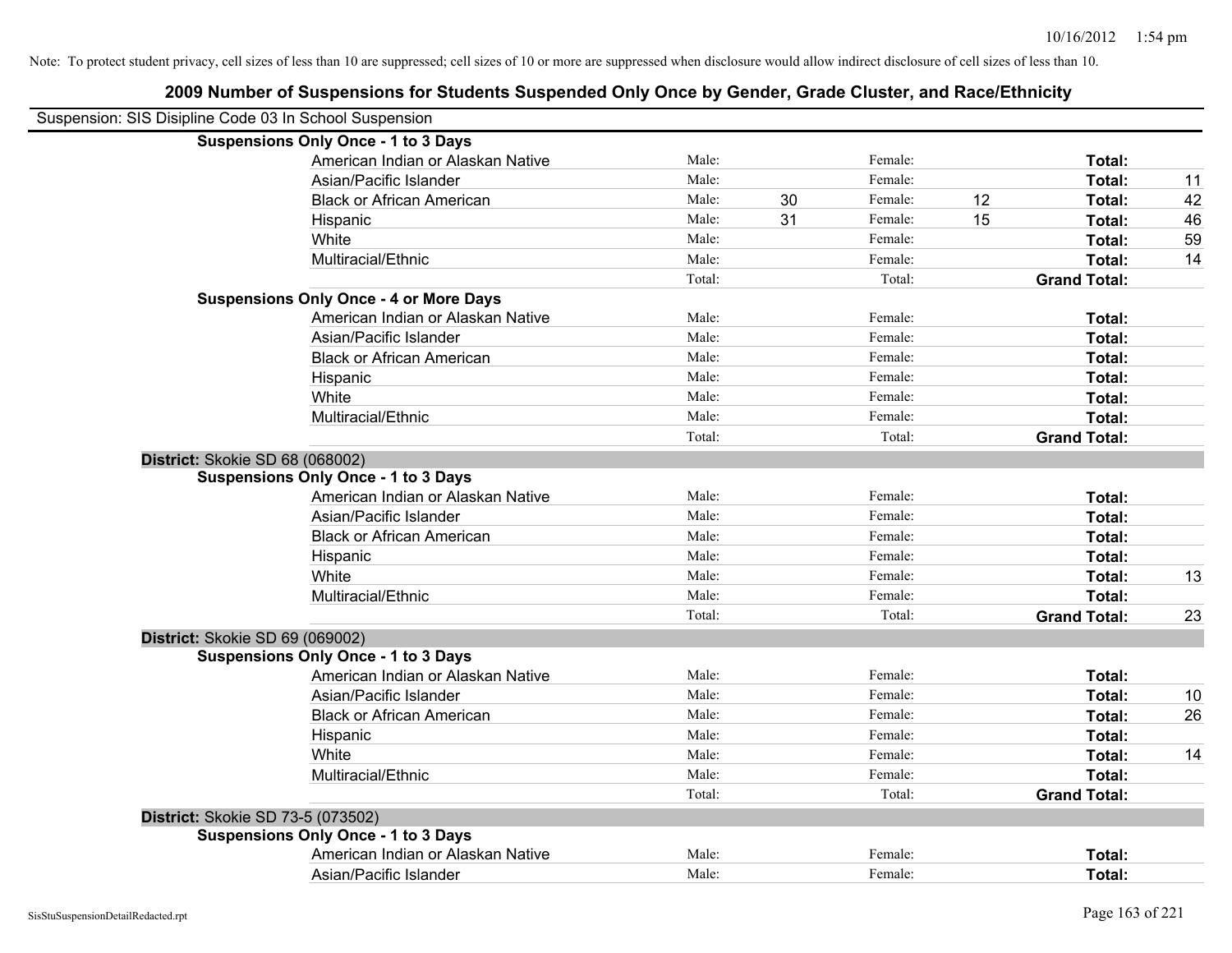Note: To protect student privacy, cell sizes of less than 10 are suppressed; cell sizes of 10 or more are suppressed when disclosure would allow indirect disclosure of cell sizes of less than 10.

# 2009 Number of Suspensions for Students Suspended Only Once by Gender, Grade Cluster, and Race/Ethnicity

Suspension: SIS Disipline Code 03 In School Suspension

**Suspensions Only Once - 1 to 3 Days**

| | | | | | | |
|---|---|---|---|---|---|---|
| American Indian or Alaskan Native | Male: | | Female: | | **Total:** | |
| Asian/Pacific Islander | Male: | | Female: | | **Total:** | 11 |
| Black or African American | Male: | 30 | Female: | 12 | **Total:** | 42 |
| Hispanic | Male: | 31 | Female: | 15 | **Total:** | 46 |
| White | Male: | | Female: | | **Total:** | 59 |
| Multiracial/Ethnic | Male: | | Female: | | **Total:** | 14 |
| | Total: | | Total: | | **Grand Total:** | |

**Suspensions Only Once - 4 or More Days**

| | | | | | | |
|---|---|---|---|---|---|---|
| American Indian or Alaskan Native | Male: | | Female: | | **Total:** | |
| Asian/Pacific Islander | Male: | | Female: | | **Total:** | |
| Black or African American | Male: | | Female: | | **Total:** | |
| Hispanic | Male: | | Female: | | **Total:** | |
| White | Male: | | Female: | | **Total:** | |
| Multiracial/Ethnic | Male: | | Female: | | **Total:** | |
| | Total: | | Total: | | **Grand Total:** | |

**District:** Skokie SD 68 (068002)

**Suspensions Only Once - 1 to 3 Days**

| | | | | | | |
|---|---|---|---|---|---|---|
| American Indian or Alaskan Native | Male: | | Female: | | **Total:** | |
| Asian/Pacific Islander | Male: | | Female: | | **Total:** | |
| Black or African American | Male: | | Female: | | **Total:** | |
| Hispanic | Male: | | Female: | | **Total:** | |
| White | Male: | | Female: | | **Total:** | 13 |
| Multiracial/Ethnic | Male: | | Female: | | **Total:** | |
| | Total: | | Total: | | **Grand Total:** | 23 |

**District:** Skokie SD 69 (069002)

**Suspensions Only Once - 1 to 3 Days**

| | | | | | | |
|---|---|---|---|---|---|---|
| American Indian or Alaskan Native | Male: | | Female: | | **Total:** | |
| Asian/Pacific Islander | Male: | | Female: | | **Total:** | 10 |
| Black or African American | Male: | | Female: | | **Total:** | 26 |
| Hispanic | Male: | | Female: | | **Total:** | |
| White | Male: | | Female: | | **Total:** | 14 |
| Multiracial/Ethnic | Male: | | Female: | | **Total:** | |
| | Total: | | Total: | | **Grand Total:** | |

**District:** Skokie SD 73-5 (073502)

**Suspensions Only Once - 1 to 3 Days**

| | | | | | | |
|---|---|---|---|---|---|---|
| American Indian or Alaskan Native | Male: | | Female: | | **Total:** | |
| Asian/Pacific Islander | Male: | | Female: | | **Total:** | |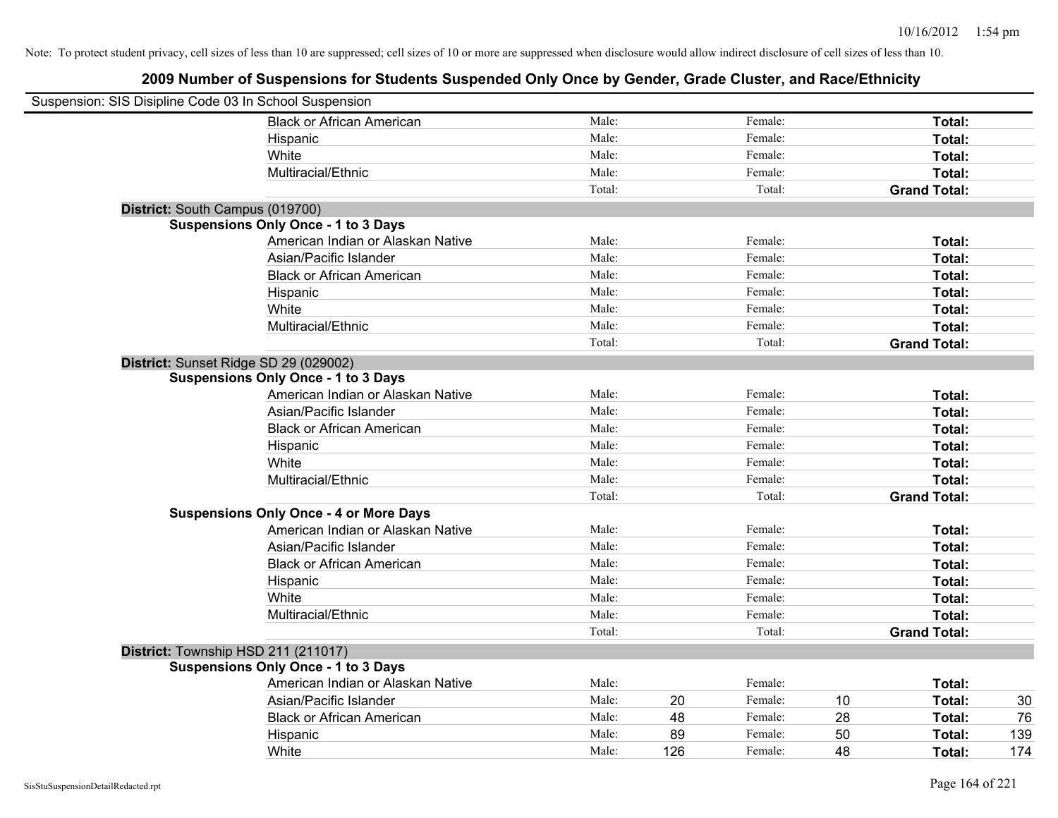Note: To protect student privacy, cell sizes of less than 10 are suppressed; cell sizes of 10 or more are suppressed when disclosure would allow indirect disclosure of cell sizes of less than 10.

## 2009 Number of Suspensions for Students Suspended Only Once by Gender, Grade Cluster, and Race/Ethnicity

Suspension: SIS Disipline Code 03 In School Suspension

| | | | | | | |
|---|---|---|---|---|---|---|
| Black or African American | Male: | | Female: | | **Total:** | |
| Hispanic | Male: | | Female: | | **Total:** | |
| White | Male: | | Female: | | **Total:** | |
| Multiracial/Ethnic | Male: | | Female: | | **Total:** | |
| | Total: | | Total: | | **Grand Total:** | |

**District:** South Campus (019700)

**Suspensions Only Once - 1 to 3 Days**

| | | | | | | |
|---|---|---|---|---|---|---|
| American Indian or Alaskan Native | Male: | | Female: | | **Total:** | |
| Asian/Pacific Islander | Male: | | Female: | | **Total:** | |
| Black or African American | Male: | | Female: | | **Total:** | |
| Hispanic | Male: | | Female: | | **Total:** | |
| White | Male: | | Female: | | **Total:** | |
| Multiracial/Ethnic | Male: | | Female: | | **Total:** | |
| | Total: | | Total: | | **Grand Total:** | |

**District:** Sunset Ridge SD 29 (029002)

**Suspensions Only Once - 1 to 3 Days**

| | | | | | | |
|---|---|---|---|---|---|---|
| American Indian or Alaskan Native | Male: | | Female: | | **Total:** | |
| Asian/Pacific Islander | Male: | | Female: | | **Total:** | |
| Black or African American | Male: | | Female: | | **Total:** | |
| Hispanic | Male: | | Female: | | **Total:** | |
| White | Male: | | Female: | | **Total:** | |
| Multiracial/Ethnic | Male: | | Female: | | **Total:** | |
| | Total: | | Total: | | **Grand Total:** | |

**Suspensions Only Once - 4 or More Days**

| | | | | | | |
|---|---|---|---|---|---|---|
| American Indian or Alaskan Native | Male: | | Female: | | **Total:** | |
| Asian/Pacific Islander | Male: | | Female: | | **Total:** | |
| Black or African American | Male: | | Female: | | **Total:** | |
| Hispanic | Male: | | Female: | | **Total:** | |
| White | Male: | | Female: | | **Total:** | |
| Multiracial/Ethnic | Male: | | Female: | | **Total:** | |
| | Total: | | Total: | | **Grand Total:** | |

**District:** Township HSD 211 (211017)

**Suspensions Only Once - 1 to 3 Days**

| | | | | | | |
|---|---|---|---|---|---|---|
| American Indian or Alaskan Native | Male: | | Female: | | **Total:** | |
| Asian/Pacific Islander | Male: | 20 | Female: | 10 | **Total:** | 30 |
| Black or African American | Male: | 48 | Female: | 28 | **Total:** | 76 |
| Hispanic | Male: | 89 | Female: | 50 | **Total:** | 139 |
| White | Male: | 126 | Female: | 48 | **Total:** | 174 |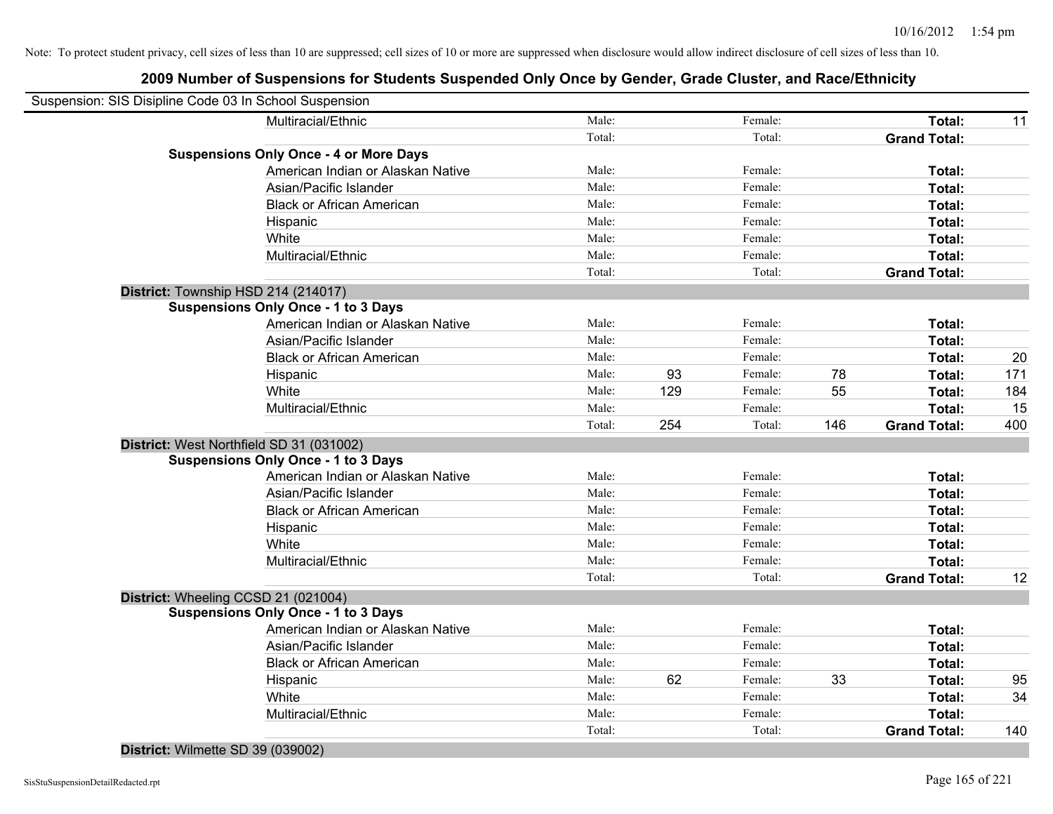Note: To protect student privacy, cell sizes of less than 10 are suppressed; cell sizes of 10 or more are suppressed when disclosure would allow indirect disclosure of cell sizes of less than 10.

## 2009 Number of Suspensions for Students Suspended Only Once by Gender, Grade Cluster, and Race/Ethnicity

Suspension: SIS Disipline Code 03 In School Suspension

| | | | | | | | |
|---|---|---|---|---|---|---|---|
| Multiracial/Ethnic | Male: | | Female: | | **Total:** | 11 |
| | Total: | | Total: | | **Grand Total:** | |
| **Suspensions Only Once - 4 or More Days** | | | | | | |
| American Indian or Alaskan Native | Male: | | Female: | | **Total:** | |
| Asian/Pacific Islander | Male: | | Female: | | **Total:** | |
| Black or African American | Male: | | Female: | | **Total:** | |
| Hispanic | Male: | | Female: | | **Total:** | |
| White | Male: | | Female: | | **Total:** | |
| Multiracial/Ethnic | Male: | | Female: | | **Total:** | |
| | Total: | | Total: | | **Grand Total:** | |
| **District:** Township HSD 214 (214017) | | | | | | |
| **Suspensions Only Once - 1 to 3 Days** | | | | | | |
| American Indian or Alaskan Native | Male: | | Female: | | **Total:** | |
| Asian/Pacific Islander | Male: | | Female: | | **Total:** | |
| Black or African American | Male: | | Female: | | **Total:** | 20 |
| Hispanic | Male: | 93 | Female: | 78 | **Total:** | 171 |
| White | Male: | 129 | Female: | 55 | **Total:** | 184 |
| Multiracial/Ethnic | Male: | | Female: | | **Total:** | 15 |
| | Total: | 254 | Total: | 146 | **Grand Total:** | 400 |
| **District:** West Northfield SD 31 (031002) | | | | | | |
| **Suspensions Only Once - 1 to 3 Days** | | | | | | |
| American Indian or Alaskan Native | Male: | | Female: | | **Total:** | |
| Asian/Pacific Islander | Male: | | Female: | | **Total:** | |
| Black or African American | Male: | | Female: | | **Total:** | |
| Hispanic | Male: | | Female: | | **Total:** | |
| White | Male: | | Female: | | **Total:** | |
| Multiracial/Ethnic | Male: | | Female: | | **Total:** | |
| | Total: | | Total: | | **Grand Total:** | 12 |
| **District:** Wheeling CCSD 21 (021004) | | | | | | |
| **Suspensions Only Once - 1 to 3 Days** | | | | | | |
| American Indian or Alaskan Native | Male: | | Female: | | **Total:** | |
| Asian/Pacific Islander | Male: | | Female: | | **Total:** | |
| Black or African American | Male: | | Female: | | **Total:** | |
| Hispanic | Male: | 62 | Female: | 33 | **Total:** | 95 |
| White | Male: | | Female: | | **Total:** | 34 |
| Multiracial/Ethnic | Male: | | Female: | | **Total:** | |
| | Total: | | Total: | | **Grand Total:** | 140 |
| **District:** Wilmette SD 39 (039002) | | | | | | |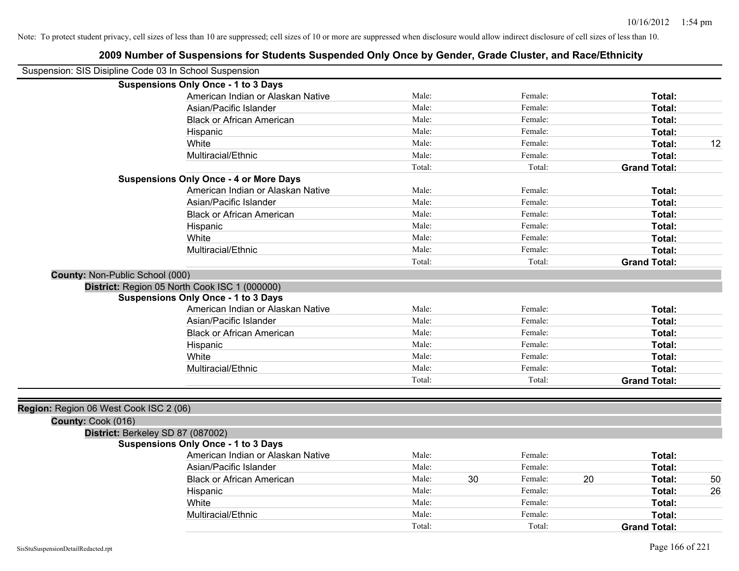Note: To protect student privacy, cell sizes of less than 10 are suppressed; cell sizes of 10 or more are suppressed when disclosure would allow indirect disclosure of cell sizes of less than 10.

## 2009 Number of Suspensions for Students Suspended Only Once by Gender, Grade Cluster, and Race/Ethnicity

Suspension: SIS Disipline Code 03 In School Suspension

**Suspensions Only Once - 1 to 3 Days**

| | | | | | | |
|---|---|---|---|---|---|---|
| American Indian or Alaskan Native | Male: | | Female: | | **Total:** | |
| Asian/Pacific Islander | Male: | | Female: | | **Total:** | |
| Black or African American | Male: | | Female: | | **Total:** | |
| Hispanic | Male: | | Female: | | **Total:** | |
| White | Male: | | Female: | | **Total:** | 12 |
| Multiracial/Ethnic | Male: | | Female: | | **Total:** | |
| | Total: | | Total: | | **Grand Total:** | |

**Suspensions Only Once - 4 or More Days**

| | | | | | | |
|---|---|---|---|---|---|---|
| American Indian or Alaskan Native | Male: | | Female: | | **Total:** | |
| Asian/Pacific Islander | Male: | | Female: | | **Total:** | |
| Black or African American | Male: | | Female: | | **Total:** | |
| Hispanic | Male: | | Female: | | **Total:** | |
| White | Male: | | Female: | | **Total:** | |
| Multiracial/Ethnic | Male: | | Female: | | **Total:** | |
| | Total: | | Total: | | **Grand Total:** | |

**County:** Non-Public School (000)

**District:** Region 05 North Cook ISC 1 (000000)

**Suspensions Only Once - 1 to 3 Days**

| | | | | | | |
|---|---|---|---|---|---|---|
| American Indian or Alaskan Native | Male: | | Female: | | **Total:** | |
| Asian/Pacific Islander | Male: | | Female: | | **Total:** | |
| Black or African American | Male: | | Female: | | **Total:** | |
| Hispanic | Male: | | Female: | | **Total:** | |
| White | Male: | | Female: | | **Total:** | |
| Multiracial/Ethnic | Male: | | Female: | | **Total:** | |
| | Total: | | Total: | | **Grand Total:** | |

**Region:** Region 06 West Cook ISC 2 (06)

**County:** Cook (016)

**District:** Berkeley SD 87 (087002)

**Suspensions Only Once - 1 to 3 Days**

| | | | | | | |
|---|---|---|---|---|---|---|
| American Indian or Alaskan Native | Male: | | Female: | | **Total:** | |
| Asian/Pacific Islander | Male: | | Female: | | **Total:** | |
| Black or African American | Male: | 30 | Female: | 20 | **Total:** | 50 |
| Hispanic | Male: | | Female: | | **Total:** | 26 |
| White | Male: | | Female: | | **Total:** | |
| Multiracial/Ethnic | Male: | | Female: | | **Total:** | |
| | Total: | | Total: | | **Grand Total:** | |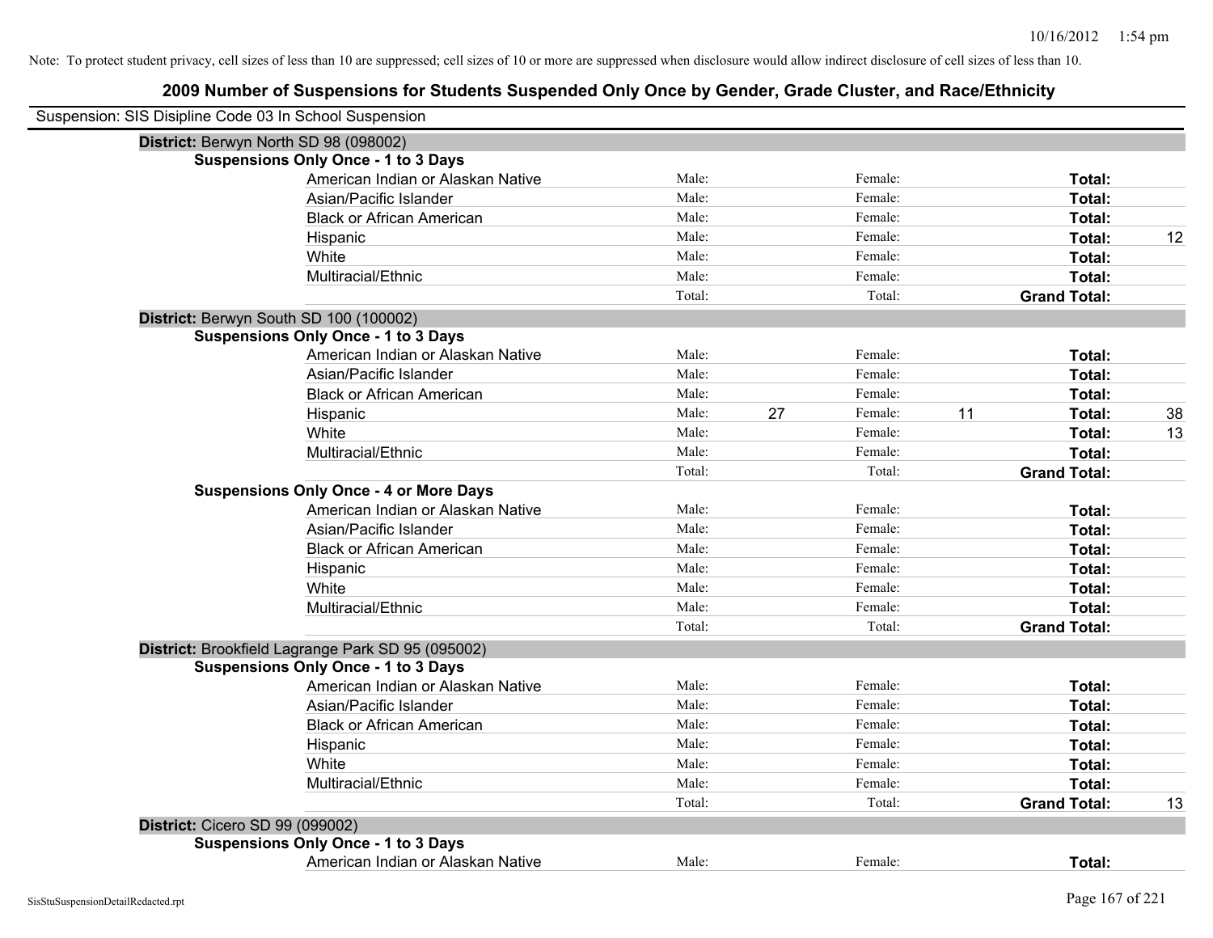Note: To protect student privacy, cell sizes of less than 10 are suppressed; cell sizes of 10 or more are suppressed when disclosure would allow indirect disclosure of cell sizes of less than 10.

# 2009 Number of Suspensions for Students Suspended Only Once by Gender, Grade Cluster, and Race/Ethnicity

Suspension: SIS Disipline Code 03 In School Suspension

**District:** Berwyn North SD 98 (098002)

**Suspensions Only Once - 1 to 3 Days**

| | | | | | | |
|---|---|---|---|---|---|---|
| American Indian or Alaskan Native | Male: | | Female: | | **Total:** | |
| Asian/Pacific Islander | Male: | | Female: | | **Total:** | |
| Black or African American | Male: | | Female: | | **Total:** | |
| Hispanic | Male: | | Female: | | **Total:** | 12 |
| White | Male: | | Female: | | **Total:** | |
| Multiracial/Ethnic | Male: | | Female: | | **Total:** | |
| | Total: | | Total: | | **Grand Total:** | |

**District:** Berwyn South SD 100 (100002)

**Suspensions Only Once - 1 to 3 Days**

| | | | | | | |
|---|---|---|---|---|---|---|
| American Indian or Alaskan Native | Male: | | Female: | | **Total:** | |
| Asian/Pacific Islander | Male: | | Female: | | **Total:** | |
| Black or African American | Male: | | Female: | | **Total:** | |
| Hispanic | Male: | 27 | Female: | 11 | **Total:** | 38 |
| White | Male: | | Female: | | **Total:** | 13 |
| Multiracial/Ethnic | Male: | | Female: | | **Total:** | |
| | Total: | | Total: | | **Grand Total:** | |

**Suspensions Only Once - 4 or More Days**

| | | | | | | |
|---|---|---|---|---|---|---|
| American Indian or Alaskan Native | Male: | | Female: | | **Total:** | |
| Asian/Pacific Islander | Male: | | Female: | | **Total:** | |
| Black or African American | Male: | | Female: | | **Total:** | |
| Hispanic | Male: | | Female: | | **Total:** | |
| White | Male: | | Female: | | **Total:** | |
| Multiracial/Ethnic | Male: | | Female: | | **Total:** | |
| | Total: | | Total: | | **Grand Total:** | |

**District:** Brookfield Lagrange Park SD 95 (095002)

**Suspensions Only Once - 1 to 3 Days**

| | | | | | | |
|---|---|---|---|---|---|---|
| American Indian or Alaskan Native | Male: | | Female: | | **Total:** | |
| Asian/Pacific Islander | Male: | | Female: | | **Total:** | |
| Black or African American | Male: | | Female: | | **Total:** | |
| Hispanic | Male: | | Female: | | **Total:** | |
| White | Male: | | Female: | | **Total:** | |
| Multiracial/Ethnic | Male: | | Female: | | **Total:** | |
| | Total: | | Total: | | **Grand Total:** | 13 |

**District:** Cicero SD 99 (099002)

**Suspensions Only Once - 1 to 3 Days**

| | | | | | | |
|---|---|---|---|---|---|---|
| American Indian or Alaskan Native | Male: | | Female: | | **Total:** | |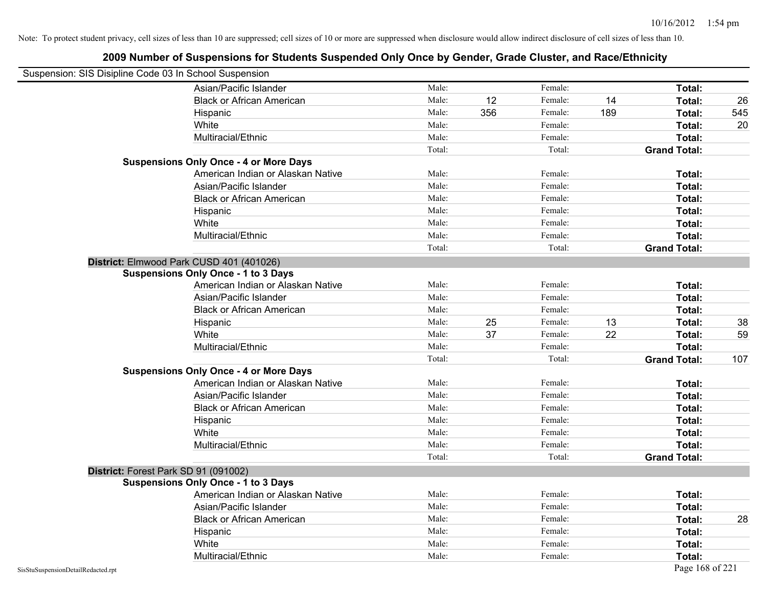Note: To protect student privacy, cell sizes of less than 10 are suppressed; cell sizes of 10 or more are suppressed when disclosure would allow indirect disclosure of cell sizes of less than 10.

## 2009 Number of Suspensions for Students Suspended Only Once by Gender, Grade Cluster, and Race/Ethnicity

Suspension: SIS Disipline Code 03 In School Suspension

| | | | | | | | |
|---|---|---|---|---|---|---|---|
| | Asian/Pacific Islander | Male: | | Female: | | **Total:** | |
| | Black or African American | Male: | 12 | Female: | 14 | **Total:** | 26 |
| | Hispanic | Male: | 356 | Female: | 189 | **Total:** | 545 |
| | White | Male: | | Female: | | **Total:** | 20 |
| | Multiracial/Ethnic | Male: | | Female: | | **Total:** | |
| | | Total: | | Total: | | **Grand Total:** | |
| **Suspensions Only Once - 4 or More Days** | | | | | | | |
| | American Indian or Alaskan Native | Male: | | Female: | | **Total:** | |
| | Asian/Pacific Islander | Male: | | Female: | | **Total:** | |
| | Black or African American | Male: | | Female: | | **Total:** | |
| | Hispanic | Male: | | Female: | | **Total:** | |
| | White | Male: | | Female: | | **Total:** | |
| | Multiracial/Ethnic | Male: | | Female: | | **Total:** | |
| | | Total: | | Total: | | **Grand Total:** | |
| **District:** Elmwood Park CUSD 401 (401026) | | | | | | | |
| **Suspensions Only Once - 1 to 3 Days** | | | | | | | |
| | American Indian or Alaskan Native | Male: | | Female: | | **Total:** | |
| | Asian/Pacific Islander | Male: | | Female: | | **Total:** | |
| | Black or African American | Male: | | Female: | | **Total:** | |
| | Hispanic | Male: | 25 | Female: | 13 | **Total:** | 38 |
| | White | Male: | 37 | Female: | 22 | **Total:** | 59 |
| | Multiracial/Ethnic | Male: | | Female: | | **Total:** | |
| | | Total: | | Total: | | **Grand Total:** | 107 |
| **Suspensions Only Once - 4 or More Days** | | | | | | | |
| | American Indian or Alaskan Native | Male: | | Female: | | **Total:** | |
| | Asian/Pacific Islander | Male: | | Female: | | **Total:** | |
| | Black or African American | Male: | | Female: | | **Total:** | |
| | Hispanic | Male: | | Female: | | **Total:** | |
| | White | Male: | | Female: | | **Total:** | |
| | Multiracial/Ethnic | Male: | | Female: | | **Total:** | |
| | | Total: | | Total: | | **Grand Total:** | |
| **District:** Forest Park SD 91 (091002) | | | | | | | |
| **Suspensions Only Once - 1 to 3 Days** | | | | | | | |
| | American Indian or Alaskan Native | Male: | | Female: | | **Total:** | |
| | Asian/Pacific Islander | Male: | | Female: | | **Total:** | |
| | Black or African American | Male: | | Female: | | **Total:** | 28 |
| | Hispanic | Male: | | Female: | | **Total:** | |
| | White | Male: | | Female: | | **Total:** | |
| | Multiracial/Ethnic | Male: | | Female: | | **Total:** | |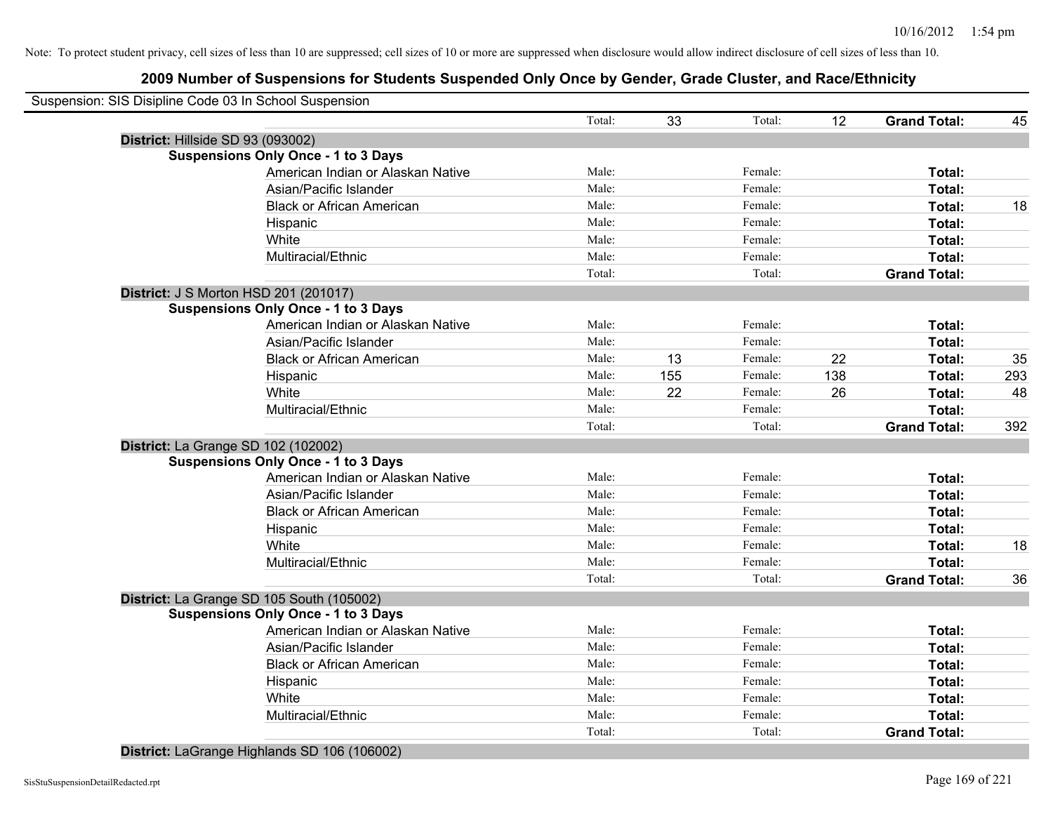Note: To protect student privacy, cell sizes of less than 10 are suppressed; cell sizes of 10 or more are suppressed when disclosure would allow indirect disclosure of cell sizes of less than 10.

## 2009 Number of Suspensions for Students Suspended Only Once by Gender, Grade Cluster, and Race/Ethnicity

Suspension: SIS Disipline Code 03 In School Suspension

| | | | | | | |
|---|---|---|---|---|---|---|
| | Total: | 33 | Total: | 12 | **Grand Total:** | 45 |
| **District:** Hillside SD 93 (093002) | | | | | | |
| **Suspensions Only Once - 1 to 3 Days** | | | | | | |
| American Indian or Alaskan Native | Male: | | Female: | | **Total:** | |
| Asian/Pacific Islander | Male: | | Female: | | **Total:** | |
| Black or African American | Male: | | Female: | | **Total:** | 18 |
| Hispanic | Male: | | Female: | | **Total:** | |
| White | Male: | | Female: | | **Total:** | |
| Multiracial/Ethnic | Male: | | Female: | | **Total:** | |
| | Total: | | Total: | | **Grand Total:** | |
| **District:** J S Morton HSD 201 (201017) | | | | | | |
| **Suspensions Only Once - 1 to 3 Days** | | | | | | |
| American Indian or Alaskan Native | Male: | | Female: | | **Total:** | |
| Asian/Pacific Islander | Male: | | Female: | | **Total:** | |
| Black or African American | Male: | 13 | Female: | 22 | **Total:** | 35 |
| Hispanic | Male: | 155 | Female: | 138 | **Total:** | 293 |
| White | Male: | 22 | Female: | 26 | **Total:** | 48 |
| Multiracial/Ethnic | Male: | | Female: | | **Total:** | |
| | Total: | | Total: | | **Grand Total:** | 392 |
| **District:** La Grange SD 102 (102002) | | | | | | |
| **Suspensions Only Once - 1 to 3 Days** | | | | | | |
| American Indian or Alaskan Native | Male: | | Female: | | **Total:** | |
| Asian/Pacific Islander | Male: | | Female: | | **Total:** | |
| Black or African American | Male: | | Female: | | **Total:** | |
| Hispanic | Male: | | Female: | | **Total:** | |
| White | Male: | | Female: | | **Total:** | 18 |
| Multiracial/Ethnic | Male: | | Female: | | **Total:** | |
| | Total: | | Total: | | **Grand Total:** | 36 |
| **District:** La Grange SD 105 South (105002) | | | | | | |
| **Suspensions Only Once - 1 to 3 Days** | | | | | | |
| American Indian or Alaskan Native | Male: | | Female: | | **Total:** | |
| Asian/Pacific Islander | Male: | | Female: | | **Total:** | |
| Black or African American | Male: | | Female: | | **Total:** | |
| Hispanic | Male: | | Female: | | **Total:** | |
| White | Male: | | Female: | | **Total:** | |
| Multiracial/Ethnic | Male: | | Female: | | **Total:** | |
| | Total: | | Total: | | **Grand Total:** | |
| **District:** LaGrange Highlands SD 106 (106002) | | | | | | |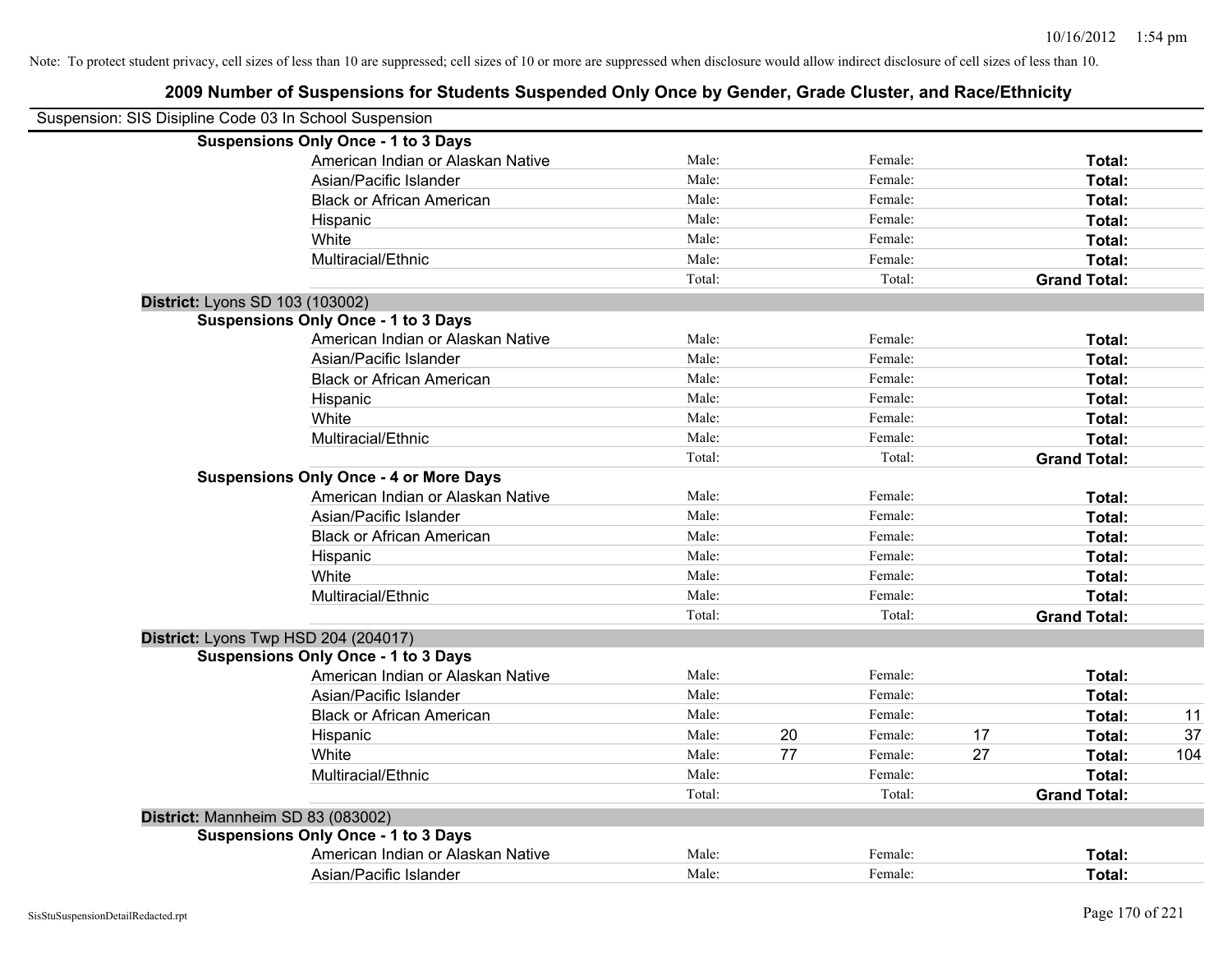Note: To protect student privacy, cell sizes of less than 10 are suppressed; cell sizes of 10 or more are suppressed when disclosure would allow indirect disclosure of cell sizes of less than 10.

# 2009 Number of Suspensions for Students Suspended Only Once by Gender, Grade Cluster, and Race/Ethnicity

Suspension: SIS Disipline Code 03 In School Suspension

**Suspensions Only Once - 1 to 3 Days**

| | | | | | | |
|---|---|---|---|---|---|---|
| American Indian or Alaskan Native | Male: | | Female: | | **Total:** | |
| Asian/Pacific Islander | Male: | | Female: | | **Total:** | |
| Black or African American | Male: | | Female: | | **Total:** | |
| Hispanic | Male: | | Female: | | **Total:** | |
| White | Male: | | Female: | | **Total:** | |
| Multiracial/Ethnic | Male: | | Female: | | **Total:** | |
| | Total: | | Total: | | **Grand Total:** | |

**District:** Lyons SD 103 (103002)

**Suspensions Only Once - 1 to 3 Days**

| | | | | | | |
|---|---|---|---|---|---|---|
| American Indian or Alaskan Native | Male: | | Female: | | **Total:** | |
| Asian/Pacific Islander | Male: | | Female: | | **Total:** | |
| Black or African American | Male: | | Female: | | **Total:** | |
| Hispanic | Male: | | Female: | | **Total:** | |
| White | Male: | | Female: | | **Total:** | |
| Multiracial/Ethnic | Male: | | Female: | | **Total:** | |
| | Total: | | Total: | | **Grand Total:** | |

**Suspensions Only Once - 4 or More Days**

| | | | | | | |
|---|---|---|---|---|---|---|
| American Indian or Alaskan Native | Male: | | Female: | | **Total:** | |
| Asian/Pacific Islander | Male: | | Female: | | **Total:** | |
| Black or African American | Male: | | Female: | | **Total:** | |
| Hispanic | Male: | | Female: | | **Total:** | |
| White | Male: | | Female: | | **Total:** | |
| Multiracial/Ethnic | Male: | | Female: | | **Total:** | |
| | Total: | | Total: | | **Grand Total:** | |

**District:** Lyons Twp HSD 204 (204017)

**Suspensions Only Once - 1 to 3 Days**

| | | | | | | |
|---|---|---|---|---|---|---|
| American Indian or Alaskan Native | Male: | | Female: | | **Total:** | |
| Asian/Pacific Islander | Male: | | Female: | | **Total:** | |
| Black or African American | Male: | | Female: | | **Total:** | 11 |
| Hispanic | Male: | 20 | Female: | 17 | **Total:** | 37 |
| White | Male: | 77 | Female: | 27 | **Total:** | 104 |
| Multiracial/Ethnic | Male: | | Female: | | **Total:** | |
| | Total: | | Total: | | **Grand Total:** | |

**District:** Mannheim SD 83 (083002)

**Suspensions Only Once - 1 to 3 Days**

| | | | | | | |
|---|---|---|---|---|---|---|
| American Indian or Alaskan Native | Male: | | Female: | | **Total:** | |
| Asian/Pacific Islander | Male: | | Female: | | **Total:** | |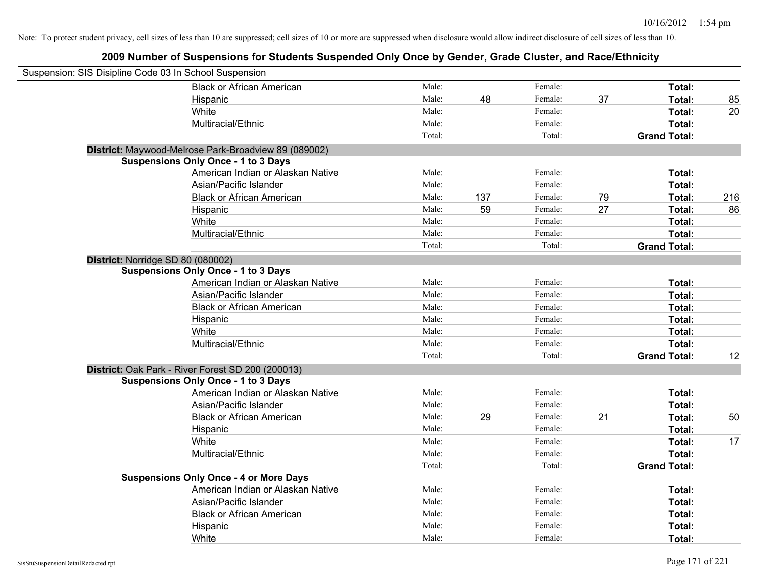Note: To protect student privacy, cell sizes of less than 10 are suppressed; cell sizes of 10 or more are suppressed when disclosure would allow indirect disclosure of cell sizes of less than 10.

# 2009 Number of Suspensions for Students Suspended Only Once by Gender, Grade Cluster, and Race/Ethnicity

Suspension: SIS Disipline Code 03 In School Suspension

| | | | | | | |
|---|---|---|---|---|---|---|
| Black or African American | Male: | | Female: | | Total: | |
| Hispanic | Male: | 48 | Female: | 37 | Total: | 85 |
| White | Male: | | Female: | | Total: | 20 |
| Multiracial/Ethnic | Male: | | Female: | | Total: | |
| | Total: | | Total: | | Grand Total: | |

**District:** Maywood-Melrose Park-Broadview 89 (089002)

**Suspensions Only Once - 1 to 3 Days**

| | | | | | | |
|---|---|---|---|---|---|---|
| American Indian or Alaskan Native | Male: | | Female: | | Total: | |
| Asian/Pacific Islander | Male: | | Female: | | Total: | |
| Black or African American | Male: | 137 | Female: | 79 | Total: | 216 |
| Hispanic | Male: | 59 | Female: | 27 | Total: | 86 |
| White | Male: | | Female: | | Total: | |
| Multiracial/Ethnic | Male: | | Female: | | Total: | |
| | Total: | | Total: | | Grand Total: | |

**District:** Norridge SD 80 (080002)

**Suspensions Only Once - 1 to 3 Days**

| | | | | | | |
|---|---|---|---|---|---|---|
| American Indian or Alaskan Native | Male: | | Female: | | Total: | |
| Asian/Pacific Islander | Male: | | Female: | | Total: | |
| Black or African American | Male: | | Female: | | Total: | |
| Hispanic | Male: | | Female: | | Total: | |
| White | Male: | | Female: | | Total: | |
| Multiracial/Ethnic | Male: | | Female: | | Total: | |
| | Total: | | Total: | | Grand Total: | 12 |

**District:** Oak Park - River Forest SD 200 (200013)

**Suspensions Only Once - 1 to 3 Days**

| | | | | | | |
|---|---|---|---|---|---|---|
| American Indian or Alaskan Native | Male: | | Female: | | Total: | |
| Asian/Pacific Islander | Male: | | Female: | | Total: | |
| Black or African American | Male: | 29 | Female: | 21 | Total: | 50 |
| Hispanic | Male: | | Female: | | Total: | |
| White | Male: | | Female: | | Total: | 17 |
| Multiracial/Ethnic | Male: | | Female: | | Total: | |
| | Total: | | Total: | | Grand Total: | |

**Suspensions Only Once - 4 or More Days**

| | | | | | | |
|---|---|---|---|---|---|---|
| American Indian or Alaskan Native | Male: | | Female: | | Total: | |
| Asian/Pacific Islander | Male: | | Female: | | Total: | |
| Black or African American | Male: | | Female: | | Total: | |
| Hispanic | Male: | | Female: | | Total: | |
| White | Male: | | Female: | | Total: | |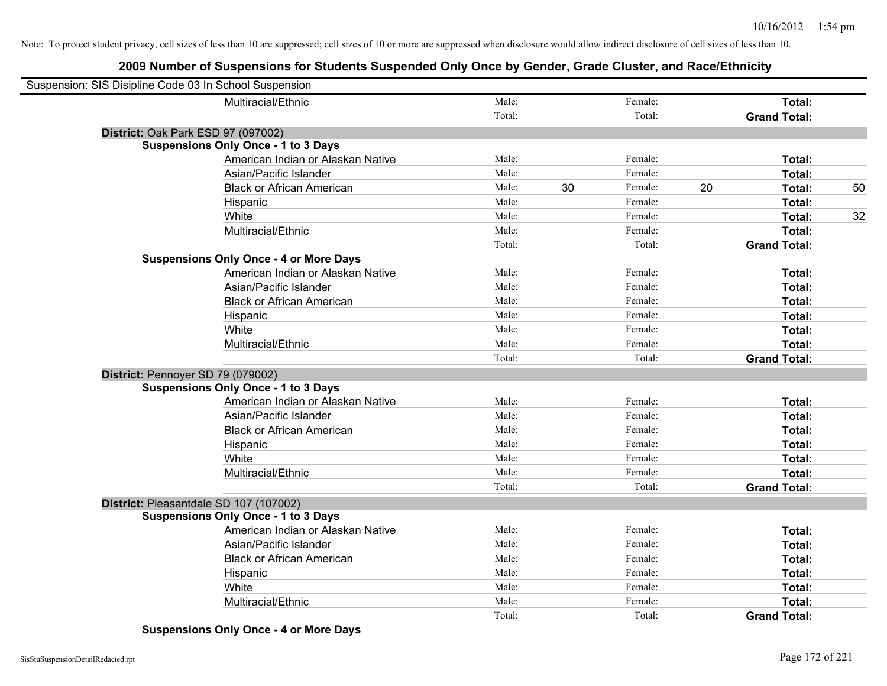Note: To protect student privacy, cell sizes of less than 10 are suppressed; cell sizes of 10 or more are suppressed when disclosure would allow indirect disclosure of cell sizes of less than 10.

## 2009 Number of Suspensions for Students Suspended Only Once by Gender, Grade Cluster, and Race/Ethnicity

Suspension: SIS Disipline Code 03 In School Suspension

| | | | | | | | |
|---|---|---|---|---|---|---|---|
| Multiracial/Ethnic | Male: | | Female: | | **Total:** | |
| | Total: | | Total: | | **Grand Total:** | |

**District:** Oak Park ESD 97 (097002)

**Suspensions Only Once - 1 to 3 Days**

| | | | | | | |
|---|---|---|---|---|---|---|
| American Indian or Alaskan Native | Male: | | Female: | | **Total:** | |
| Asian/Pacific Islander | Male: | | Female: | | **Total:** | |
| Black or African American | Male: | 30 | Female: | 20 | **Total:** | 50 |
| Hispanic | Male: | | Female: | | **Total:** | |
| White | Male: | | Female: | | **Total:** | 32 |
| Multiracial/Ethnic | Male: | | Female: | | **Total:** | |
| | Total: | | Total: | | **Grand Total:** | |

**Suspensions Only Once - 4 or More Days**

| | | | | | | |
|---|---|---|---|---|---|---|
| American Indian or Alaskan Native | Male: | | Female: | | **Total:** | |
| Asian/Pacific Islander | Male: | | Female: | | **Total:** | |
| Black or African American | Male: | | Female: | | **Total:** | |
| Hispanic | Male: | | Female: | | **Total:** | |
| White | Male: | | Female: | | **Total:** | |
| Multiracial/Ethnic | Male: | | Female: | | **Total:** | |
| | Total: | | Total: | | **Grand Total:** | |

**District:** Pennoyer SD 79 (079002)

**Suspensions Only Once - 1 to 3 Days**

| | | | | | | |
|---|---|---|---|---|---|---|
| American Indian or Alaskan Native | Male: | | Female: | | **Total:** | |
| Asian/Pacific Islander | Male: | | Female: | | **Total:** | |
| Black or African American | Male: | | Female: | | **Total:** | |
| Hispanic | Male: | | Female: | | **Total:** | |
| White | Male: | | Female: | | **Total:** | |
| Multiracial/Ethnic | Male: | | Female: | | **Total:** | |
| | Total: | | Total: | | **Grand Total:** | |

**District:** Pleasantdale SD 107 (107002)

**Suspensions Only Once - 1 to 3 Days**

| | | | | | | |
|---|---|---|---|---|---|---|
| American Indian or Alaskan Native | Male: | | Female: | | **Total:** | |
| Asian/Pacific Islander | Male: | | Female: | | **Total:** | |
| Black or African American | Male: | | Female: | | **Total:** | |
| Hispanic | Male: | | Female: | | **Total:** | |
| White | Male: | | Female: | | **Total:** | |
| Multiracial/Ethnic | Male: | | Female: | | **Total:** | |
| | Total: | | Total: | | **Grand Total:** | |

**Suspensions Only Once - 4 or More Days**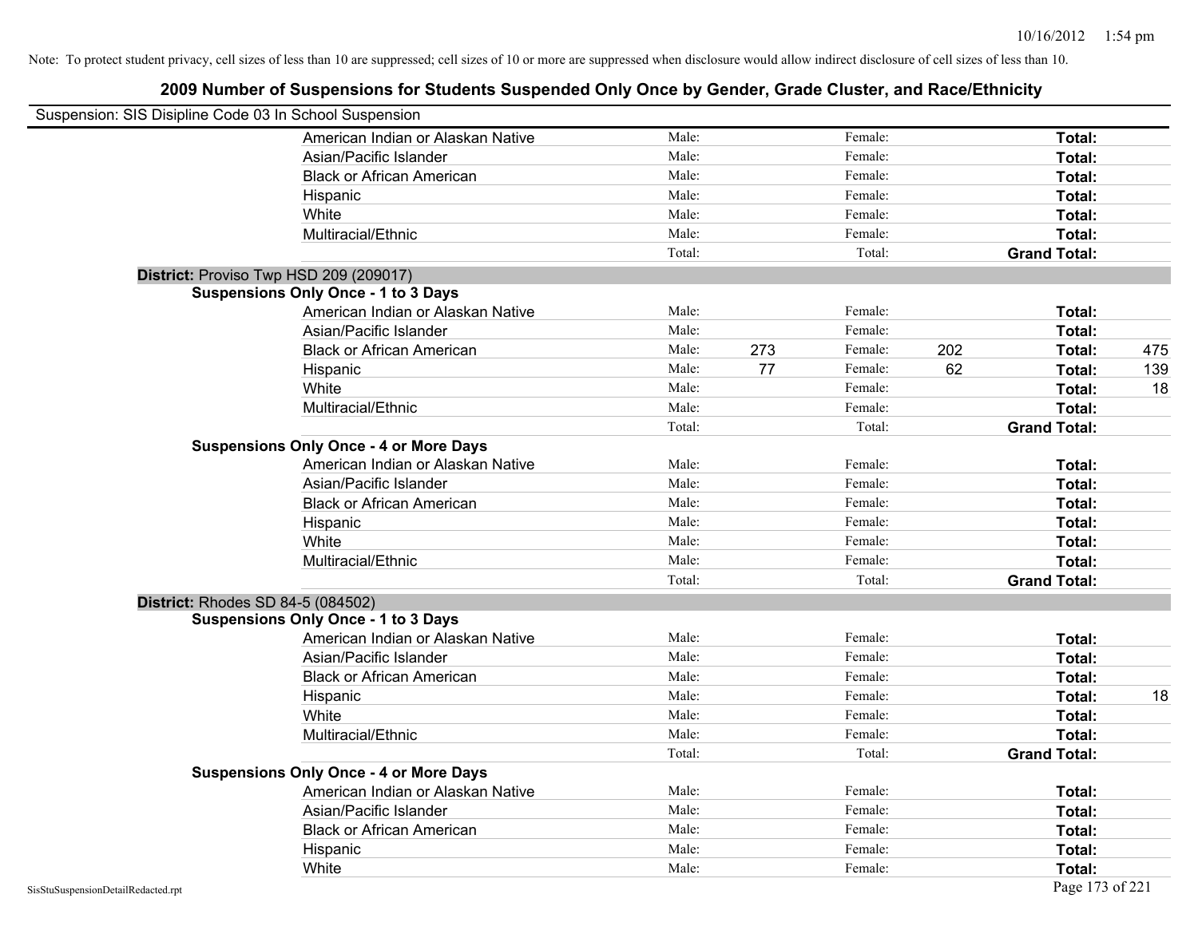Note: To protect student privacy, cell sizes of less than 10 are suppressed; cell sizes of 10 or more are suppressed when disclosure would allow indirect disclosure of cell sizes of less than 10.

# 2009 Number of Suspensions for Students Suspended Only Once by Gender, Grade Cluster, and Race/Ethnicity

Suspension: SIS Disipline Code 03 In School Suspension

| | | | | | | |
|---|---|---|---|---|---|---|
| American Indian or Alaskan Native | Male: | | Female: | | **Total:** | |
| Asian/Pacific Islander | Male: | | Female: | | **Total:** | |
| Black or African American | Male: | | Female: | | **Total:** | |
| Hispanic | Male: | | Female: | | **Total:** | |
| White | Male: | | Female: | | **Total:** | |
| Multiracial/Ethnic | Male: | | Female: | | **Total:** | |
| | Total: | | Total: | | **Grand Total:** | |

**District:** Proviso Twp HSD 209 (209017)

**Suspensions Only Once - 1 to 3 Days**

| | | | | | | |
|---|---|---|---|---|---|---|
| American Indian or Alaskan Native | Male: | | Female: | | **Total:** | |
| Asian/Pacific Islander | Male: | | Female: | | **Total:** | |
| Black or African American | Male: | 273 | Female: | 202 | **Total:** | 475 |
| Hispanic | Male: | 77 | Female: | 62 | **Total:** | 139 |
| White | Male: | | Female: | | **Total:** | 18 |
| Multiracial/Ethnic | Male: | | Female: | | **Total:** | |
| | Total: | | Total: | | **Grand Total:** | |

**Suspensions Only Once - 4 or More Days**

| | | | | | | |
|---|---|---|---|---|---|---|
| American Indian or Alaskan Native | Male: | | Female: | | **Total:** | |
| Asian/Pacific Islander | Male: | | Female: | | **Total:** | |
| Black or African American | Male: | | Female: | | **Total:** | |
| Hispanic | Male: | | Female: | | **Total:** | |
| White | Male: | | Female: | | **Total:** | |
| Multiracial/Ethnic | Male: | | Female: | | **Total:** | |
| | Total: | | Total: | | **Grand Total:** | |

**District:** Rhodes SD 84-5 (084502)

**Suspensions Only Once - 1 to 3 Days**

| | | | | | | |
|---|---|---|---|---|---|---|
| American Indian or Alaskan Native | Male: | | Female: | | **Total:** | |
| Asian/Pacific Islander | Male: | | Female: | | **Total:** | |
| Black or African American | Male: | | Female: | | **Total:** | |
| Hispanic | Male: | | Female: | | **Total:** | 18 |
| White | Male: | | Female: | | **Total:** | |
| Multiracial/Ethnic | Male: | | Female: | | **Total:** | |
| | Total: | | Total: | | **Grand Total:** | |

**Suspensions Only Once - 4 or More Days**

| | | | | | | |
|---|---|---|---|---|---|---|
| American Indian or Alaskan Native | Male: | | Female: | | **Total:** | |
| Asian/Pacific Islander | Male: | | Female: | | **Total:** | |
| Black or African American | Male: | | Female: | | **Total:** | |
| Hispanic | Male: | | Female: | | **Total:** | |
| White | Male: | | Female: | | **Total:** | |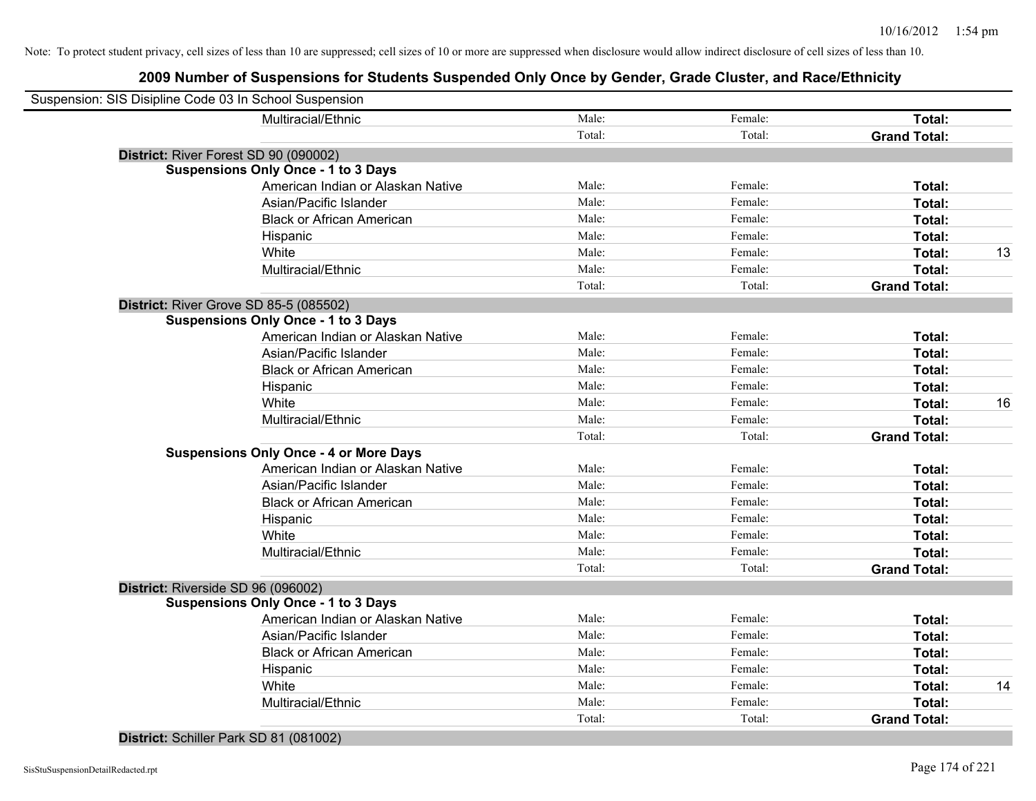Note: To protect student privacy, cell sizes of less than 10 are suppressed; cell sizes of 10 or more are suppressed when disclosure would allow indirect disclosure of cell sizes of less than 10.

## 2009 Number of Suspensions for Students Suspended Only Once by Gender, Grade Cluster, and Race/Ethnicity

Suspension: SIS Disipline Code 03 In School Suspension

| | | | |
|---|---|---|---|
| Multiracial/Ethnic | Male: | Female: | **Total:** |
| | Total: | Total: | **Grand Total:** |

**District:** River Forest SD 90 (090002)

**Suspensions Only Once - 1 to 3 Days**

| | | | | |
|---|---|---|---|---|
| American Indian or Alaskan Native | Male: | Female: | **Total:** | |
| Asian/Pacific Islander | Male: | Female: | **Total:** | |
| Black or African American | Male: | Female: | **Total:** | |
| Hispanic | Male: | Female: | **Total:** | |
| White | Male: | Female: | **Total:** | 13 |
| Multiracial/Ethnic | Male: | Female: | **Total:** | |
| | Total: | Total: | **Grand Total:** | |

**District:** River Grove SD 85-5 (085502)

**Suspensions Only Once - 1 to 3 Days**

| | | | | |
|---|---|---|---|---|
| American Indian or Alaskan Native | Male: | Female: | **Total:** | |
| Asian/Pacific Islander | Male: | Female: | **Total:** | |
| Black or African American | Male: | Female: | **Total:** | |
| Hispanic | Male: | Female: | **Total:** | |
| White | Male: | Female: | **Total:** | 16 |
| Multiracial/Ethnic | Male: | Female: | **Total:** | |
| | Total: | Total: | **Grand Total:** | |

**Suspensions Only Once - 4 or More Days**

| | | | | |
|---|---|---|---|---|
| American Indian or Alaskan Native | Male: | Female: | **Total:** | |
| Asian/Pacific Islander | Male: | Female: | **Total:** | |
| Black or African American | Male: | Female: | **Total:** | |
| Hispanic | Male: | Female: | **Total:** | |
| White | Male: | Female: | **Total:** | |
| Multiracial/Ethnic | Male: | Female: | **Total:** | |
| | Total: | Total: | **Grand Total:** | |

**District:** Riverside SD 96 (096002)

**Suspensions Only Once - 1 to 3 Days**

| | | | | |
|---|---|---|---|---|
| American Indian or Alaskan Native | Male: | Female: | **Total:** | |
| Asian/Pacific Islander | Male: | Female: | **Total:** | |
| Black or African American | Male: | Female: | **Total:** | |
| Hispanic | Male: | Female: | **Total:** | |
| White | Male: | Female: | **Total:** | 14 |
| Multiracial/Ethnic | Male: | Female: | **Total:** | |
| | Total: | Total: | **Grand Total:** | |

**District:** Schiller Park SD 81 (081002)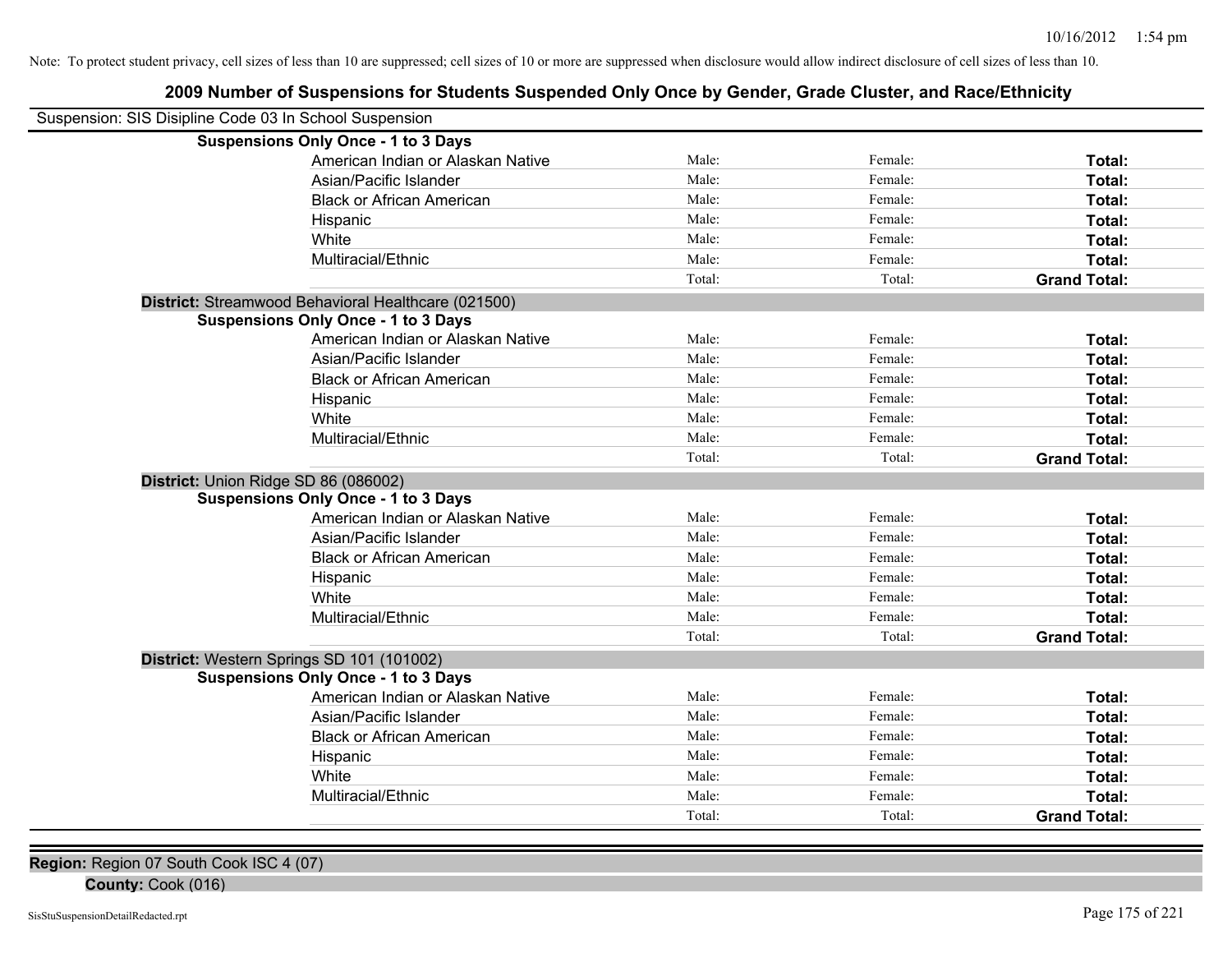Note: To protect student privacy, cell sizes of less than 10 are suppressed; cell sizes of 10 or more are suppressed when disclosure would allow indirect disclosure of cell sizes of less than 10.

## 2009 Number of Suspensions for Students Suspended Only Once by Gender, Grade Cluster, and Race/Ethnicity

Suspension: SIS Disipline Code 03 In School Suspension

**Suspensions Only Once - 1 to 3 Days**

| | Male | Female | Total |
|---|---|---|---|
| American Indian or Alaskan Native | Male: | Female: | **Total:** |
| Asian/Pacific Islander | Male: | Female: | **Total:** |
| Black or African American | Male: | Female: | **Total:** |
| Hispanic | Male: | Female: | **Total:** |
| White | Male: | Female: | **Total:** |
| Multiracial/Ethnic | Male: | Female: | **Total:** |
| | Total: | Total: | **Grand Total:** |

**District:** Streamwood Behavioral Healthcare (021500)

**Suspensions Only Once - 1 to 3 Days**

| | Male | Female | Total |
|---|---|---|---|
| American Indian or Alaskan Native | Male: | Female: | **Total:** |
| Asian/Pacific Islander | Male: | Female: | **Total:** |
| Black or African American | Male: | Female: | **Total:** |
| Hispanic | Male: | Female: | **Total:** |
| White | Male: | Female: | **Total:** |
| Multiracial/Ethnic | Male: | Female: | **Total:** |
| | Total: | Total: | **Grand Total:** |

**District:** Union Ridge SD 86 (086002)

**Suspensions Only Once - 1 to 3 Days**

| | Male | Female | Total |
|---|---|---|---|
| American Indian or Alaskan Native | Male: | Female: | **Total:** |
| Asian/Pacific Islander | Male: | Female: | **Total:** |
| Black or African American | Male: | Female: | **Total:** |
| Hispanic | Male: | Female: | **Total:** |
| White | Male: | Female: | **Total:** |
| Multiracial/Ethnic | Male: | Female: | **Total:** |
| | Total: | Total: | **Grand Total:** |

**District:** Western Springs SD 101 (101002)

**Suspensions Only Once - 1 to 3 Days**

| | Male | Female | Total |
|---|---|---|---|
| American Indian or Alaskan Native | Male: | Female: | **Total:** |
| Asian/Pacific Islander | Male: | Female: | **Total:** |
| Black or African American | Male: | Female: | **Total:** |
| Hispanic | Male: | Female: | **Total:** |
| White | Male: | Female: | **Total:** |
| Multiracial/Ethnic | Male: | Female: | **Total:** |
| | Total: | Total: | **Grand Total:** |

**Region:** Region 07 South Cook ISC 4 (07)

**County:** Cook (016)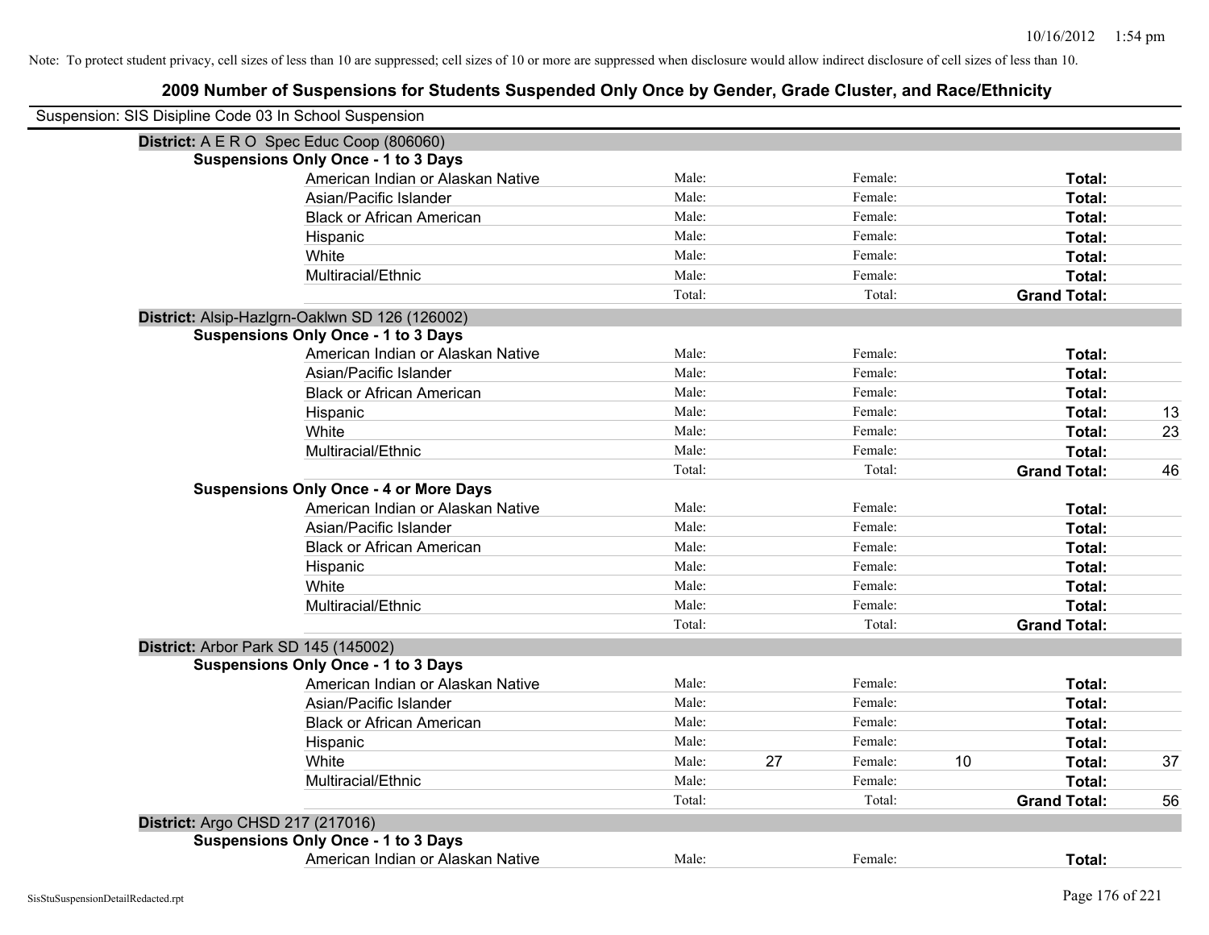Note: To protect student privacy, cell sizes of less than 10 are suppressed; cell sizes of 10 or more are suppressed when disclosure would allow indirect disclosure of cell sizes of less than 10.

# 2009 Number of Suspensions for Students Suspended Only Once by Gender, Grade Cluster, and Race/Ethnicity

Suspension: SIS Disipline Code 03 In School Suspension

**District:** A E R O Spec Educ Coop (806060)

**Suspensions Only Once - 1 to 3 Days**

| | | | | | | |
|---|---|---|---|---|---|---|
| American Indian or Alaskan Native | Male: | | Female: | | **Total:** | |
| Asian/Pacific Islander | Male: | | Female: | | **Total:** | |
| Black or African American | Male: | | Female: | | **Total:** | |
| Hispanic | Male: | | Female: | | **Total:** | |
| White | Male: | | Female: | | **Total:** | |
| Multiracial/Ethnic | Male: | | Female: | | **Total:** | |
| | Total: | | Total: | | **Grand Total:** | |

**District:** Alsip-Hazlgrn-Oaklwn SD 126 (126002)

**Suspensions Only Once - 1 to 3 Days**

| | | | | | | |
|---|---|---|---|---|---|---|
| American Indian or Alaskan Native | Male: | | Female: | | **Total:** | |
| Asian/Pacific Islander | Male: | | Female: | | **Total:** | |
| Black or African American | Male: | | Female: | | **Total:** | |
| Hispanic | Male: | | Female: | | **Total:** | 13 |
| White | Male: | | Female: | | **Total:** | 23 |
| Multiracial/Ethnic | Male: | | Female: | | **Total:** | |
| | Total: | | Total: | | **Grand Total:** | 46 |

**Suspensions Only Once - 4 or More Days**

| | | | | | | |
|---|---|---|---|---|---|---|
| American Indian or Alaskan Native | Male: | | Female: | | **Total:** | |
| Asian/Pacific Islander | Male: | | Female: | | **Total:** | |
| Black or African American | Male: | | Female: | | **Total:** | |
| Hispanic | Male: | | Female: | | **Total:** | |
| White | Male: | | Female: | | **Total:** | |
| Multiracial/Ethnic | Male: | | Female: | | **Total:** | |
| | Total: | | Total: | | **Grand Total:** | |

**District:** Arbor Park SD 145 (145002)

**Suspensions Only Once - 1 to 3 Days**

| | | | | | | |
|---|---|---|---|---|---|---|
| American Indian or Alaskan Native | Male: | | Female: | | **Total:** | |
| Asian/Pacific Islander | Male: | | Female: | | **Total:** | |
| Black or African American | Male: | | Female: | | **Total:** | |
| Hispanic | Male: | | Female: | | **Total:** | |
| White | Male: | 27 | Female: | 10 | **Total:** | 37 |
| Multiracial/Ethnic | Male: | | Female: | | **Total:** | |
| | Total: | | Total: | | **Grand Total:** | 56 |

**District:** Argo CHSD 217 (217016)

**Suspensions Only Once - 1 to 3 Days**

| | | | | | | |
|---|---|---|---|---|---|---|
| American Indian or Alaskan Native | Male: | | Female: | | **Total:** | |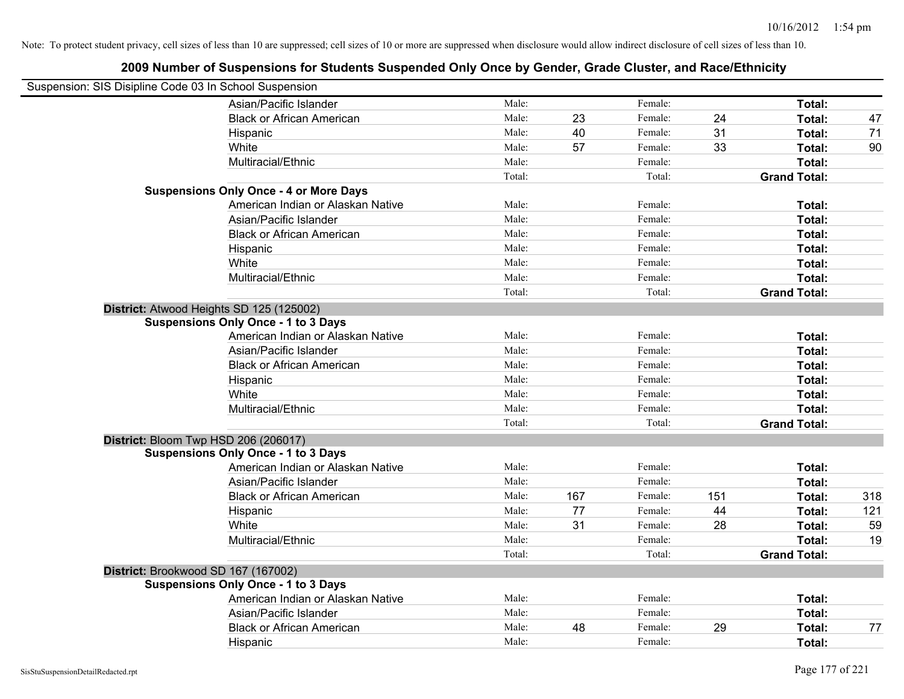Note: To protect student privacy, cell sizes of less than 10 are suppressed; cell sizes of 10 or more are suppressed when disclosure would allow indirect disclosure of cell sizes of less than 10.

## 2009 Number of Suspensions for Students Suspended Only Once by Gender, Grade Cluster, and Race/Ethnicity

Suspension: SIS Disipline Code 03 In School Suspension

| | | | | | | |
|---|---|---|---|---|---|---|
| Asian/Pacific Islander | Male: | | Female: | | Total: | |
| Black or African American | Male: | 23 | Female: | 24 | Total: | 47 |
| Hispanic | Male: | 40 | Female: | 31 | Total: | 71 |
| White | Male: | 57 | Female: | 33 | Total: | 90 |
| Multiracial/Ethnic | Male: | | Female: | | Total: | |
| | Total: | | Total: | | Grand Total: | |
| **Suspensions Only Once - 4 or More Days** | | | | | | |
| American Indian or Alaskan Native | Male: | | Female: | | Total: | |
| Asian/Pacific Islander | Male: | | Female: | | Total: | |
| Black or African American | Male: | | Female: | | Total: | |
| Hispanic | Male: | | Female: | | Total: | |
| White | Male: | | Female: | | Total: | |
| Multiracial/Ethnic | Male: | | Female: | | Total: | |
| | Total: | | Total: | | Grand Total: | |

**District:** Atwood Heights SD 125 (125002)

| **Suspensions Only Once - 1 to 3 Days** | | | | | | |
|---|---|---|---|---|---|---|
| American Indian or Alaskan Native | Male: | | Female: | | Total: | |
| Asian/Pacific Islander | Male: | | Female: | | Total: | |
| Black or African American | Male: | | Female: | | Total: | |
| Hispanic | Male: | | Female: | | Total: | |
| White | Male: | | Female: | | Total: | |
| Multiracial/Ethnic | Male: | | Female: | | Total: | |
| | Total: | | Total: | | Grand Total: | |

**District:** Bloom Twp HSD 206 (206017)

| **Suspensions Only Once - 1 to 3 Days** | | | | | | |
|---|---|---|---|---|---|---|
| American Indian or Alaskan Native | Male: | | Female: | | Total: | |
| Asian/Pacific Islander | Male: | | Female: | | Total: | |
| Black or African American | Male: | 167 | Female: | 151 | Total: | 318 |
| Hispanic | Male: | 77 | Female: | 44 | Total: | 121 |
| White | Male: | 31 | Female: | 28 | Total: | 59 |
| Multiracial/Ethnic | Male: | | Female: | | Total: | 19 |
| | Total: | | Total: | | Grand Total: | |

**District:** Brookwood SD 167 (167002)

| **Suspensions Only Once - 1 to 3 Days** | | | | | | |
|---|---|---|---|---|---|---|
| American Indian or Alaskan Native | Male: | | Female: | | Total: | |
| Asian/Pacific Islander | Male: | | Female: | | Total: | |
| Black or African American | Male: | 48 | Female: | 29 | Total: | 77 |
| Hispanic | Male: | | Female: | | Total: | |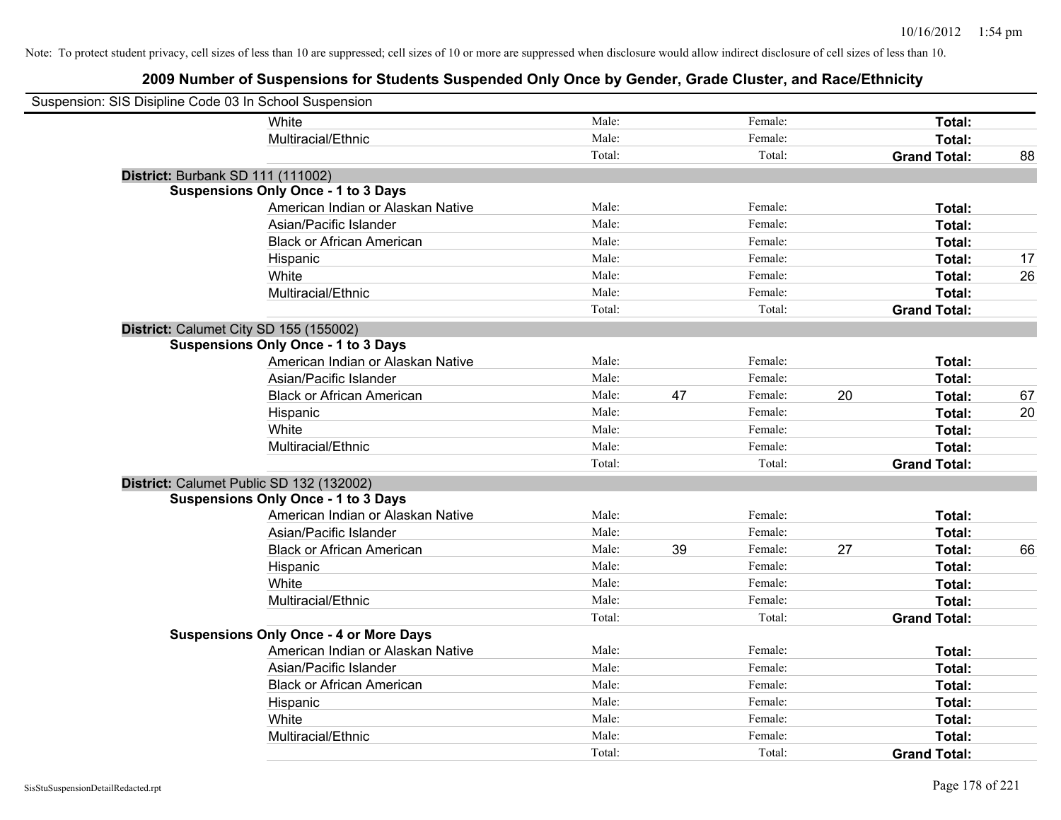Note: To protect student privacy, cell sizes of less than 10 are suppressed; cell sizes of 10 or more are suppressed when disclosure would allow indirect disclosure of cell sizes of less than 10.

## 2009 Number of Suspensions for Students Suspended Only Once by Gender, Grade Cluster, and Race/Ethnicity

Suspension: SIS Disipline Code 03 In School Suspension

| | | | | | | | |
|---|---|---|---|---|---|---|---|
| White | Male: | | Female: | | Total: | |
| Multiracial/Ethnic | Male: | | Female: | | Total: | |
| | Total: | | Total: | | Grand Total: | 88 |

**District:** Burbank SD 111 (111002)

**Suspensions Only Once - 1 to 3 Days**

| | | | | | | |
|---|---|---|---|---|---|---|
| American Indian or Alaskan Native | Male: | | Female: | | Total: | |
| Asian/Pacific Islander | Male: | | Female: | | Total: | |
| Black or African American | Male: | | Female: | | Total: | |
| Hispanic | Male: | | Female: | | Total: | 17 |
| White | Male: | | Female: | | Total: | 26 |
| Multiracial/Ethnic | Male: | | Female: | | Total: | |
| | Total: | | Total: | | Grand Total: | |

**District:** Calumet City SD 155 (155002)

**Suspensions Only Once - 1 to 3 Days**

| | | | | | | |
|---|---|---|---|---|---|---|
| American Indian or Alaskan Native | Male: | | Female: | | Total: | |
| Asian/Pacific Islander | Male: | | Female: | | Total: | |
| Black or African American | Male: | 47 | Female: | 20 | Total: | 67 |
| Hispanic | Male: | | Female: | | Total: | 20 |
| White | Male: | | Female: | | Total: | |
| Multiracial/Ethnic | Male: | | Female: | | Total: | |
| | Total: | | Total: | | Grand Total: | |

**District:** Calumet Public SD 132 (132002)

**Suspensions Only Once - 1 to 3 Days**

| | | | | | | |
|---|---|---|---|---|---|---|
| American Indian or Alaskan Native | Male: | | Female: | | Total: | |
| Asian/Pacific Islander | Male: | | Female: | | Total: | |
| Black or African American | Male: | 39 | Female: | 27 | Total: | 66 |
| Hispanic | Male: | | Female: | | Total: | |
| White | Male: | | Female: | | Total: | |
| Multiracial/Ethnic | Male: | | Female: | | Total: | |
| | Total: | | Total: | | Grand Total: | |

**Suspensions Only Once - 4 or More Days**

| | | | | | | |
|---|---|---|---|---|---|---|
| American Indian or Alaskan Native | Male: | | Female: | | Total: | |
| Asian/Pacific Islander | Male: | | Female: | | Total: | |
| Black or African American | Male: | | Female: | | Total: | |
| Hispanic | Male: | | Female: | | Total: | |
| White | Male: | | Female: | | Total: | |
| Multiracial/Ethnic | Male: | | Female: | | Total: | |
| | Total: | | Total: | | Grand Total: | |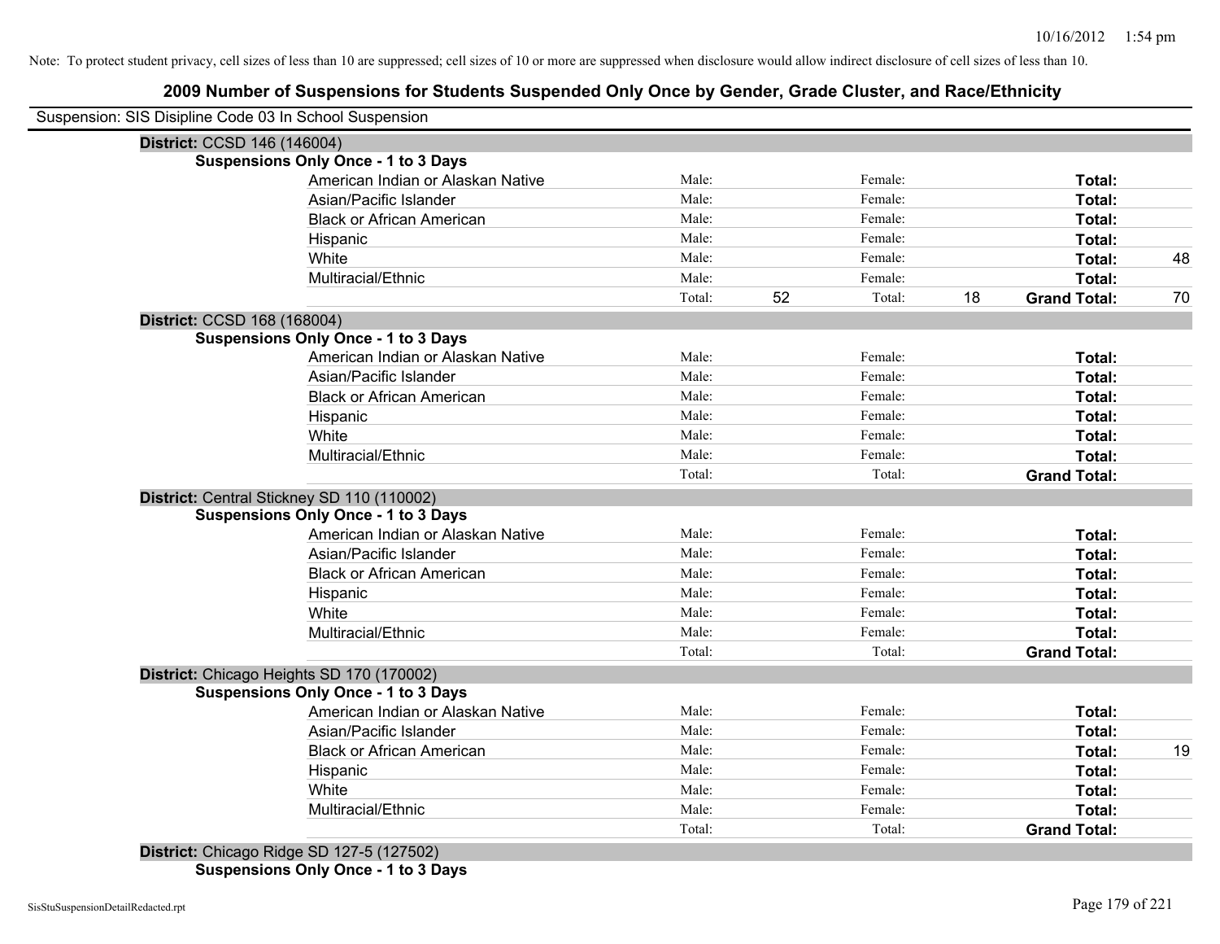Note: To protect student privacy, cell sizes of less than 10 are suppressed; cell sizes of 10 or more are suppressed when disclosure would allow indirect disclosure of cell sizes of less than 10.

# 2009 Number of Suspensions for Students Suspended Only Once by Gender, Grade Cluster, and Race/Ethnicity

Suspension: SIS Disipline Code 03 In School Suspension

**District:** CCSD 146 (146004)

**Suspensions Only Once - 1 to 3 Days**

| | | | | | | |
|---|---|---|---|---|---|---|
| American Indian or Alaskan Native | Male: | | Female: | | **Total:** | |
| Asian/Pacific Islander | Male: | | Female: | | **Total:** | |
| Black or African American | Male: | | Female: | | **Total:** | |
| Hispanic | Male: | | Female: | | **Total:** | |
| White | Male: | | Female: | | **Total:** | 48 |
| Multiracial/Ethnic | Male: | | Female: | | **Total:** | |
| | Total: | 52 | Total: | 18 | **Grand Total:** | 70 |

**District:** CCSD 168 (168004)

**Suspensions Only Once - 1 to 3 Days**

| | | | | | | |
|---|---|---|---|---|---|---|
| American Indian or Alaskan Native | Male: | | Female: | | **Total:** | |
| Asian/Pacific Islander | Male: | | Female: | | **Total:** | |
| Black or African American | Male: | | Female: | | **Total:** | |
| Hispanic | Male: | | Female: | | **Total:** | |
| White | Male: | | Female: | | **Total:** | |
| Multiracial/Ethnic | Male: | | Female: | | **Total:** | |
| | Total: | | Total: | | **Grand Total:** | |

**District:** Central Stickney SD 110 (110002)

**Suspensions Only Once - 1 to 3 Days**

| | | | | | | |
|---|---|---|---|---|---|---|
| American Indian or Alaskan Native | Male: | | Female: | | **Total:** | |
| Asian/Pacific Islander | Male: | | Female: | | **Total:** | |
| Black or African American | Male: | | Female: | | **Total:** | |
| Hispanic | Male: | | Female: | | **Total:** | |
| White | Male: | | Female: | | **Total:** | |
| Multiracial/Ethnic | Male: | | Female: | | **Total:** | |
| | Total: | | Total: | | **Grand Total:** | |

**District:** Chicago Heights SD 170 (170002)

**Suspensions Only Once - 1 to 3 Days**

| | | | | | | |
|---|---|---|---|---|---|---|
| American Indian or Alaskan Native | Male: | | Female: | | **Total:** | |
| Asian/Pacific Islander | Male: | | Female: | | **Total:** | |
| Black or African American | Male: | | Female: | | **Total:** | 19 |
| Hispanic | Male: | | Female: | | **Total:** | |
| White | Male: | | Female: | | **Total:** | |
| Multiracial/Ethnic | Male: | | Female: | | **Total:** | |
| | Total: | | Total: | | **Grand Total:** | |

**District:** Chicago Ridge SD 127-5 (127502)

**Suspensions Only Once - 1 to 3 Days**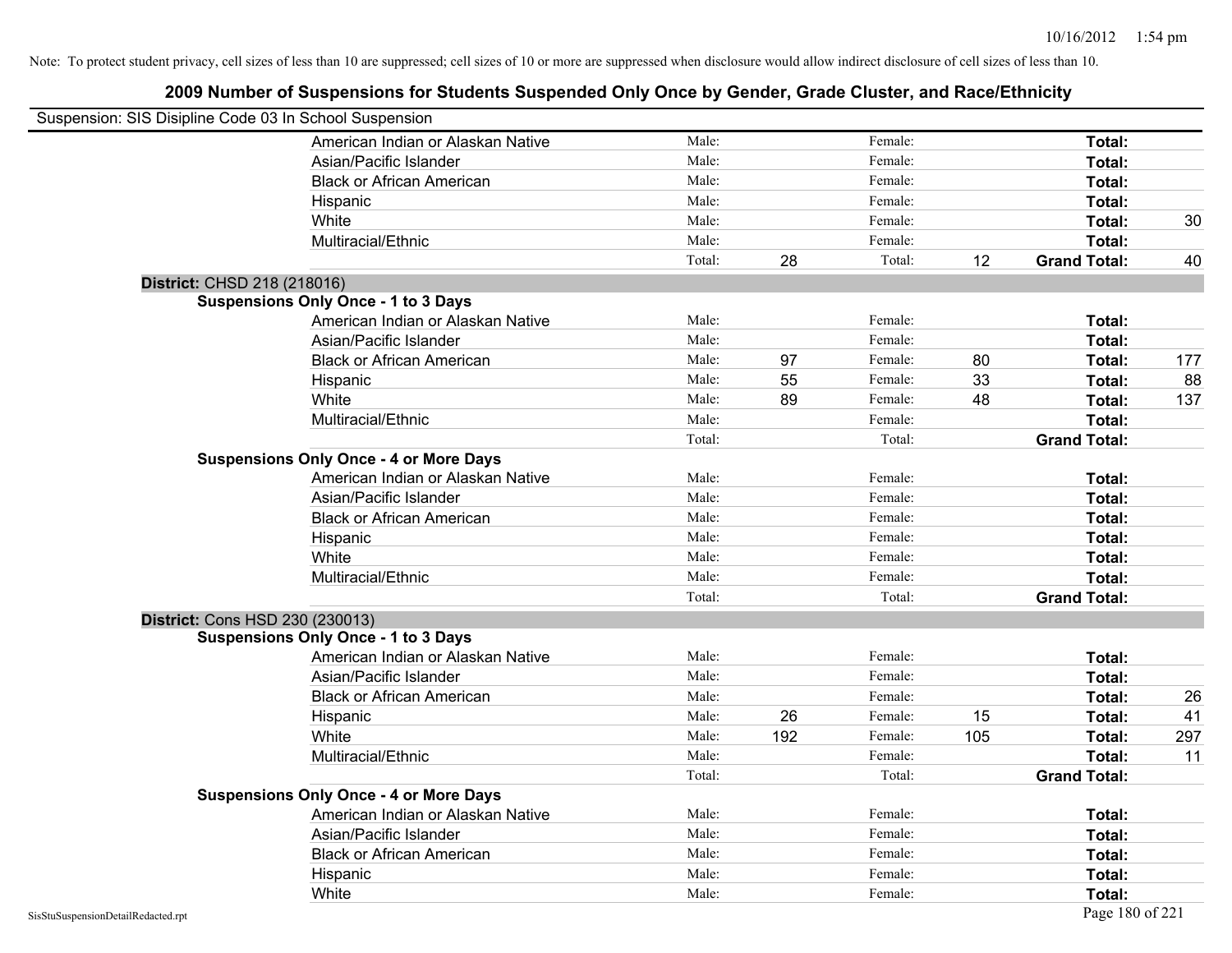Note: To protect student privacy, cell sizes of less than 10 are suppressed; cell sizes of 10 or more are suppressed when disclosure would allow indirect disclosure of cell sizes of less than 10.

# 2009 Number of Suspensions for Students Suspended Only Once by Gender, Grade Cluster, and Race/Ethnicity

Suspension: SIS Disipline Code 03 In School Suspension

| | | | | | |
|---|---|---|---|---|---|
| American Indian or Alaskan Native | Male: | | Female: | | **Total:** | |
| Asian/Pacific Islander | Male: | | Female: | | **Total:** | |
| Black or African American | Male: | | Female: | | **Total:** | |
| Hispanic | Male: | | Female: | | **Total:** | |
| White | Male: | | Female: | | **Total:** | 30 |
| Multiracial/Ethnic | Male: | | Female: | | **Total:** | |
| | Total: | 28 | Total: | 12 | **Grand Total:** | 40 |

**District:** CHSD 218 (218016)

**Suspensions Only Once - 1 to 3 Days**

| | | | | | | |
|---|---|---|---|---|---|---|
| American Indian or Alaskan Native | Male: | | Female: | | **Total:** | |
| Asian/Pacific Islander | Male: | | Female: | | **Total:** | |
| Black or African American | Male: | 97 | Female: | 80 | **Total:** | 177 |
| Hispanic | Male: | 55 | Female: | 33 | **Total:** | 88 |
| White | Male: | 89 | Female: | 48 | **Total:** | 137 |
| Multiracial/Ethnic | Male: | | Female: | | **Total:** | |
| | Total: | | Total: | | **Grand Total:** | |

**Suspensions Only Once - 4 or More Days**

| | | | | | | |
|---|---|---|---|---|---|---|
| American Indian or Alaskan Native | Male: | | Female: | | **Total:** | |
| Asian/Pacific Islander | Male: | | Female: | | **Total:** | |
| Black or African American | Male: | | Female: | | **Total:** | |
| Hispanic | Male: | | Female: | | **Total:** | |
| White | Male: | | Female: | | **Total:** | |
| Multiracial/Ethnic | Male: | | Female: | | **Total:** | |
| | Total: | | Total: | | **Grand Total:** | |

**District:** Cons HSD 230 (230013)

**Suspensions Only Once - 1 to 3 Days**

| | | | | | | |
|---|---|---|---|---|---|---|
| American Indian or Alaskan Native | Male: | | Female: | | **Total:** | |
| Asian/Pacific Islander | Male: | | Female: | | **Total:** | |
| Black or African American | Male: | | Female: | | **Total:** | 26 |
| Hispanic | Male: | 26 | Female: | 15 | **Total:** | 41 |
| White | Male: | 192 | Female: | 105 | **Total:** | 297 |
| Multiracial/Ethnic | Male: | | Female: | | **Total:** | 11 |
| | Total: | | Total: | | **Grand Total:** | |

**Suspensions Only Once - 4 or More Days**

| | | | | | | |
|---|---|---|---|---|---|---|
| American Indian or Alaskan Native | Male: | | Female: | | **Total:** | |
| Asian/Pacific Islander | Male: | | Female: | | **Total:** | |
| Black or African American | Male: | | Female: | | **Total:** | |
| Hispanic | Male: | | Female: | | **Total:** | |
| White | Male: | | Female: | | **Total:** | |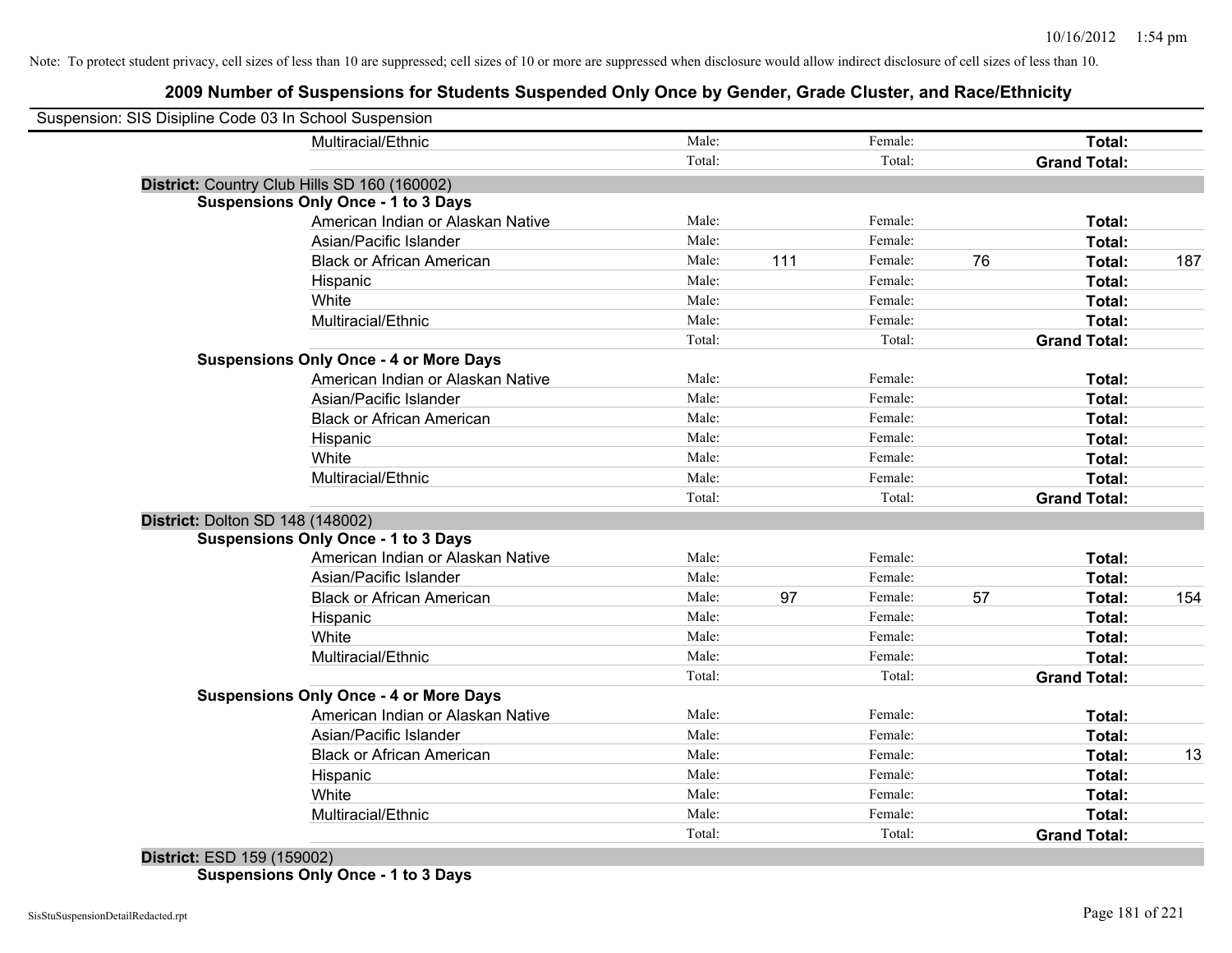Note: To protect student privacy, cell sizes of less than 10 are suppressed; cell sizes of 10 or more are suppressed when disclosure would allow indirect disclosure of cell sizes of less than 10.

## 2009 Number of Suspensions for Students Suspended Only Once by Gender, Grade Cluster, and Race/Ethnicity

Suspension: SIS Disipline Code 03 In School Suspension

| | | | | | | |
|---|---|---|---|---|---|---|
| Multiracial/Ethnic | Male: | | Female: | | **Total:** | |
| | Total: | | Total: | | **Grand Total:** | |

**District:** Country Club Hills SD 160 (160002)

**Suspensions Only Once - 1 to 3 Days**

| | | | | | | |
|---|---|---|---|---|---|---|
| American Indian or Alaskan Native | Male: | | Female: | | **Total:** | |
| Asian/Pacific Islander | Male: | | Female: | | **Total:** | |
| Black or African American | Male: | 111 | Female: | 76 | **Total:** | 187 |
| Hispanic | Male: | | Female: | | **Total:** | |
| White | Male: | | Female: | | **Total:** | |
| Multiracial/Ethnic | Male: | | Female: | | **Total:** | |
| | Total: | | Total: | | **Grand Total:** | |

**Suspensions Only Once - 4 or More Days**

| | | | | | | |
|---|---|---|---|---|---|---|
| American Indian or Alaskan Native | Male: | | Female: | | **Total:** | |
| Asian/Pacific Islander | Male: | | Female: | | **Total:** | |
| Black or African American | Male: | | Female: | | **Total:** | |
| Hispanic | Male: | | Female: | | **Total:** | |
| White | Male: | | Female: | | **Total:** | |
| Multiracial/Ethnic | Male: | | Female: | | **Total:** | |
| | Total: | | Total: | | **Grand Total:** | |

**District:** Dolton SD 148 (148002)

**Suspensions Only Once - 1 to 3 Days**

| | | | | | | |
|---|---|---|---|---|---|---|
| American Indian or Alaskan Native | Male: | | Female: | | **Total:** | |
| Asian/Pacific Islander | Male: | | Female: | | **Total:** | |
| Black or African American | Male: | 97 | Female: | 57 | **Total:** | 154 |
| Hispanic | Male: | | Female: | | **Total:** | |
| White | Male: | | Female: | | **Total:** | |
| Multiracial/Ethnic | Male: | | Female: | | **Total:** | |
| | Total: | | Total: | | **Grand Total:** | |

**Suspensions Only Once - 4 or More Days**

| | | | | | | |
|---|---|---|---|---|---|---|
| American Indian or Alaskan Native | Male: | | Female: | | **Total:** | |
| Asian/Pacific Islander | Male: | | Female: | | **Total:** | |
| Black or African American | Male: | | Female: | | **Total:** | 13 |
| Hispanic | Male: | | Female: | | **Total:** | |
| White | Male: | | Female: | | **Total:** | |
| Multiracial/Ethnic | Male: | | Female: | | **Total:** | |
| | Total: | | Total: | | **Grand Total:** | |

**District:** ESD 159 (159002)

**Suspensions Only Once - 1 to 3 Days**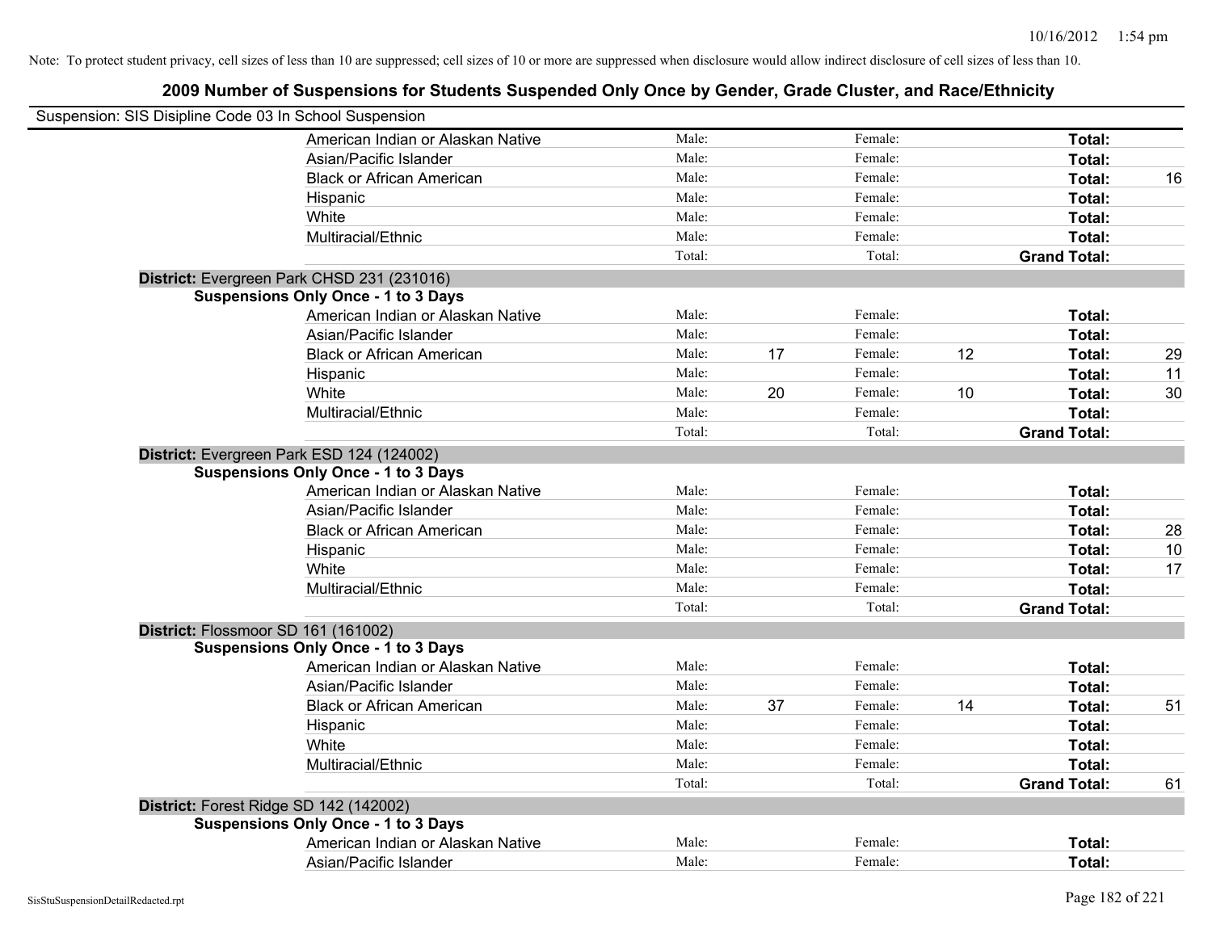Note: To protect student privacy, cell sizes of less than 10 are suppressed; cell sizes of 10 or more are suppressed when disclosure would allow indirect disclosure of cell sizes of less than 10.

## 2009 Number of Suspensions for Students Suspended Only Once by Gender, Grade Cluster, and Race/Ethnicity

Suspension: SIS Disipline Code 03 In School Suspension

| | | | | | | |
|---|---|---|---|---|---|---|
| American Indian or Alaskan Native | Male: | | Female: | | **Total:** | |
| Asian/Pacific Islander | Male: | | Female: | | **Total:** | |
| Black or African American | Male: | | Female: | | **Total:** | 16 |
| Hispanic | Male: | | Female: | | **Total:** | |
| White | Male: | | Female: | | **Total:** | |
| Multiracial/Ethnic | Male: | | Female: | | **Total:** | |
| | Total: | | Total: | | **Grand Total:** | |

**District:** Evergreen Park CHSD 231 (231016)

**Suspensions Only Once - 1 to 3 Days**

| | | | | | | |
|---|---|---|---|---|---|---|
| American Indian or Alaskan Native | Male: | | Female: | | **Total:** | |
| Asian/Pacific Islander | Male: | | Female: | | **Total:** | |
| Black or African American | Male: | 17 | Female: | 12 | **Total:** | 29 |
| Hispanic | Male: | | Female: | | **Total:** | 11 |
| White | Male: | 20 | Female: | 10 | **Total:** | 30 |
| Multiracial/Ethnic | Male: | | Female: | | **Total:** | |
| | Total: | | Total: | | **Grand Total:** | |

**District:** Evergreen Park ESD 124 (124002)

**Suspensions Only Once - 1 to 3 Days**

| | | | | | | |
|---|---|---|---|---|---|---|
| American Indian or Alaskan Native | Male: | | Female: | | **Total:** | |
| Asian/Pacific Islander | Male: | | Female: | | **Total:** | |
| Black or African American | Male: | | Female: | | **Total:** | 28 |
| Hispanic | Male: | | Female: | | **Total:** | 10 |
| White | Male: | | Female: | | **Total:** | 17 |
| Multiracial/Ethnic | Male: | | Female: | | **Total:** | |
| | Total: | | Total: | | **Grand Total:** | |

**District:** Flossmoor SD 161 (161002)

**Suspensions Only Once - 1 to 3 Days**

| | | | | | | |
|---|---|---|---|---|---|---|
| American Indian or Alaskan Native | Male: | | Female: | | **Total:** | |
| Asian/Pacific Islander | Male: | | Female: | | **Total:** | |
| Black or African American | Male: | 37 | Female: | 14 | **Total:** | 51 |
| Hispanic | Male: | | Female: | | **Total:** | |
| White | Male: | | Female: | | **Total:** | |
| Multiracial/Ethnic | Male: | | Female: | | **Total:** | |
| | Total: | | Total: | | **Grand Total:** | 61 |

**District:** Forest Ridge SD 142 (142002)

**Suspensions Only Once - 1 to 3 Days**

| | | | | | | |
|---|---|---|---|---|---|---|
| American Indian or Alaskan Native | Male: | | Female: | | **Total:** | |
| Asian/Pacific Islander | Male: | | Female: | | **Total:** | |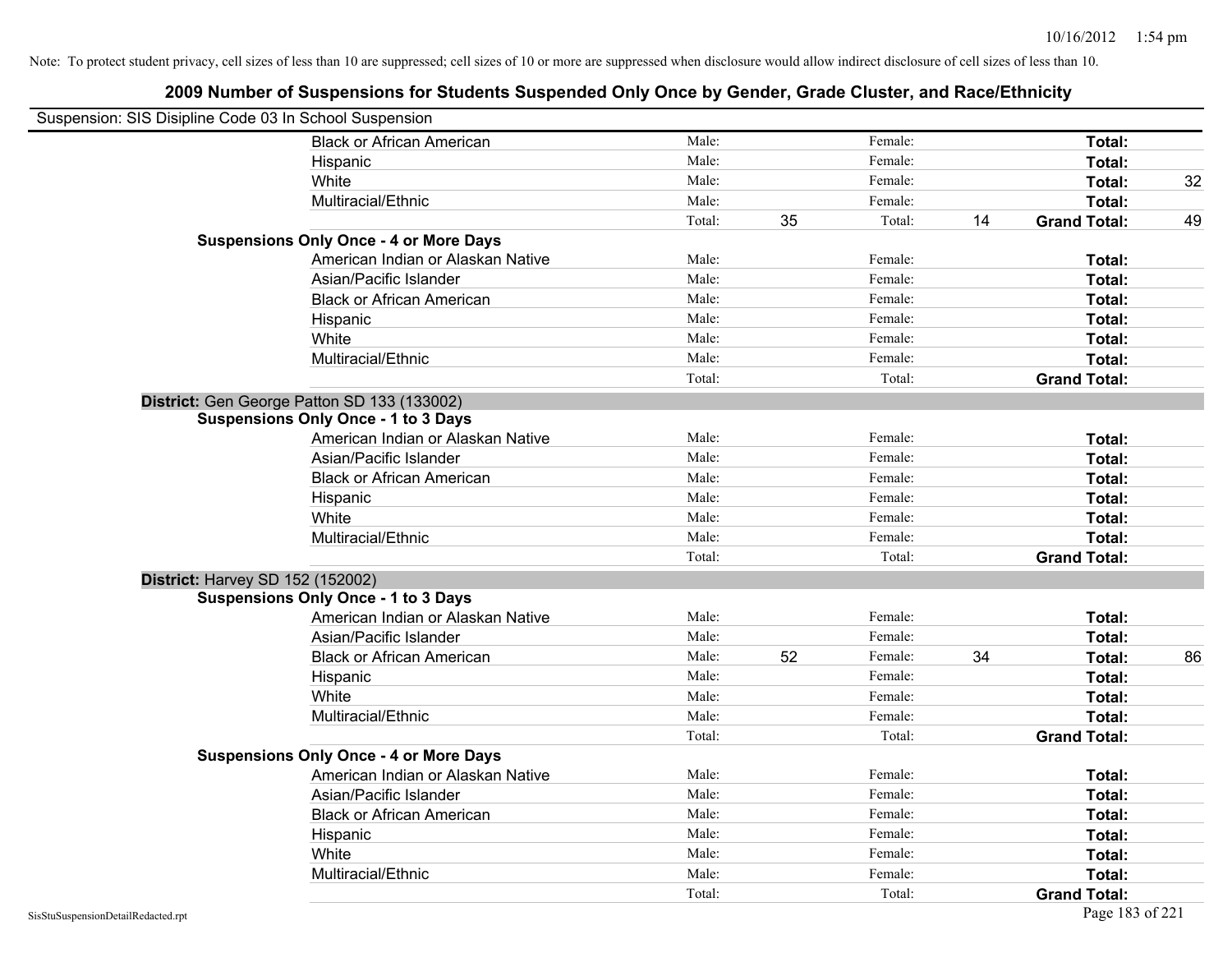Note: To protect student privacy, cell sizes of less than 10 are suppressed; cell sizes of 10 or more are suppressed when disclosure would allow indirect disclosure of cell sizes of less than 10.

## 2009 Number of Suspensions for Students Suspended Only Once by Gender, Grade Cluster, and Race/Ethnicity

Suspension: SIS Disipline Code 03 In School Suspension

| | | | | | | |
|---|---|---|---|---|---|---|
| Black or African American | Male: | | Female: | | **Total:** | |
| Hispanic | Male: | | Female: | | **Total:** | |
| White | Male: | | Female: | | **Total:** | 32 |
| Multiracial/Ethnic | Male: | | Female: | | **Total:** | |
| | Total: | 35 | Total: | 14 | **Grand Total:** | 49 |

**Suspensions Only Once - 4 or More Days**

| | | | | | | |
|---|---|---|---|---|---|---|
| American Indian or Alaskan Native | Male: | | Female: | | **Total:** | |
| Asian/Pacific Islander | Male: | | Female: | | **Total:** | |
| Black or African American | Male: | | Female: | | **Total:** | |
| Hispanic | Male: | | Female: | | **Total:** | |
| White | Male: | | Female: | | **Total:** | |
| Multiracial/Ethnic | Male: | | Female: | | **Total:** | |
| | Total: | | Total: | | **Grand Total:** | |

**District:** Gen George Patton SD 133 (133002)

**Suspensions Only Once - 1 to 3 Days**

| | | | | | | |
|---|---|---|---|---|---|---|
| American Indian or Alaskan Native | Male: | | Female: | | **Total:** | |
| Asian/Pacific Islander | Male: | | Female: | | **Total:** | |
| Black or African American | Male: | | Female: | | **Total:** | |
| Hispanic | Male: | | Female: | | **Total:** | |
| White | Male: | | Female: | | **Total:** | |
| Multiracial/Ethnic | Male: | | Female: | | **Total:** | |
| | Total: | | Total: | | **Grand Total:** | |

**District:** Harvey SD 152 (152002)

**Suspensions Only Once - 1 to 3 Days**

| | | | | | | |
|---|---|---|---|---|---|---|
| American Indian or Alaskan Native | Male: | | Female: | | **Total:** | |
| Asian/Pacific Islander | Male: | | Female: | | **Total:** | |
| Black or African American | Male: | 52 | Female: | 34 | **Total:** | 86 |
| Hispanic | Male: | | Female: | | **Total:** | |
| White | Male: | | Female: | | **Total:** | |
| Multiracial/Ethnic | Male: | | Female: | | **Total:** | |
| | Total: | | Total: | | **Grand Total:** | |

**Suspensions Only Once - 4 or More Days**

| | | | | | | |
|---|---|---|---|---|---|---|
| American Indian or Alaskan Native | Male: | | Female: | | **Total:** | |
| Asian/Pacific Islander | Male: | | Female: | | **Total:** | |
| Black or African American | Male: | | Female: | | **Total:** | |
| Hispanic | Male: | | Female: | | **Total:** | |
| White | Male: | | Female: | | **Total:** | |
| Multiracial/Ethnic | Male: | | Female: | | **Total:** | |
| | Total: | | Total: | | **Grand Total:** | |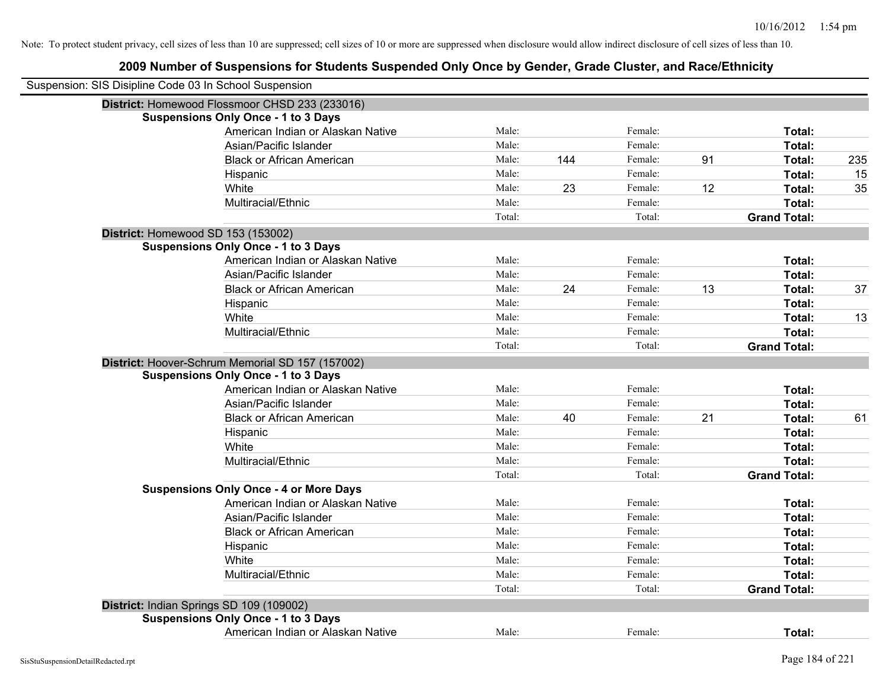Note: To protect student privacy, cell sizes of less than 10 are suppressed; cell sizes of 10 or more are suppressed when disclosure would allow indirect disclosure of cell sizes of less than 10.

# 2009 Number of Suspensions for Students Suspended Only Once by Gender, Grade Cluster, and Race/Ethnicity

Suspension: SIS Disipline Code 03 In School Suspension

**District:** Homewood Flossmoor CHSD 233 (233016)

**Suspensions Only Once - 1 to 3 Days**

| | | | | | | |
|---|---|---|---|---|---|---|
| American Indian or Alaskan Native | Male: | | Female: | | **Total:** | |
| Asian/Pacific Islander | Male: | | Female: | | **Total:** | |
| Black or African American | Male: | 144 | Female: | 91 | **Total:** | 235 |
| Hispanic | Male: | | Female: | | **Total:** | 15 |
| White | Male: | 23 | Female: | 12 | **Total:** | 35 |
| Multiracial/Ethnic | Male: | | Female: | | **Total:** | |
| | Total: | | Total: | | **Grand Total:** | |

**District:** Homewood SD 153 (153002)

**Suspensions Only Once - 1 to 3 Days**

| | | | | | | |
|---|---|---|---|---|---|---|
| American Indian or Alaskan Native | Male: | | Female: | | **Total:** | |
| Asian/Pacific Islander | Male: | | Female: | | **Total:** | |
| Black or African American | Male: | 24 | Female: | 13 | **Total:** | 37 |
| Hispanic | Male: | | Female: | | **Total:** | |
| White | Male: | | Female: | | **Total:** | 13 |
| Multiracial/Ethnic | Male: | | Female: | | **Total:** | |
| | Total: | | Total: | | **Grand Total:** | |

**District:** Hoover-Schrum Memorial SD 157 (157002)

**Suspensions Only Once - 1 to 3 Days**

| | | | | | | |
|---|---|---|---|---|---|---|
| American Indian or Alaskan Native | Male: | | Female: | | **Total:** | |
| Asian/Pacific Islander | Male: | | Female: | | **Total:** | |
| Black or African American | Male: | 40 | Female: | 21 | **Total:** | 61 |
| Hispanic | Male: | | Female: | | **Total:** | |
| White | Male: | | Female: | | **Total:** | |
| Multiracial/Ethnic | Male: | | Female: | | **Total:** | |
| | Total: | | Total: | | **Grand Total:** | |

**Suspensions Only Once - 4 or More Days**

| | | | | | | |
|---|---|---|---|---|---|---|
| American Indian or Alaskan Native | Male: | | Female: | | **Total:** | |
| Asian/Pacific Islander | Male: | | Female: | | **Total:** | |
| Black or African American | Male: | | Female: | | **Total:** | |
| Hispanic | Male: | | Female: | | **Total:** | |
| White | Male: | | Female: | | **Total:** | |
| Multiracial/Ethnic | Male: | | Female: | | **Total:** | |
| | Total: | | Total: | | **Grand Total:** | |

**District:** Indian Springs SD 109 (109002)

**Suspensions Only Once - 1 to 3 Days**

| | | | | | | |
|---|---|---|---|---|---|---|
| American Indian or Alaskan Native | Male: | | Female: | | **Total:** | |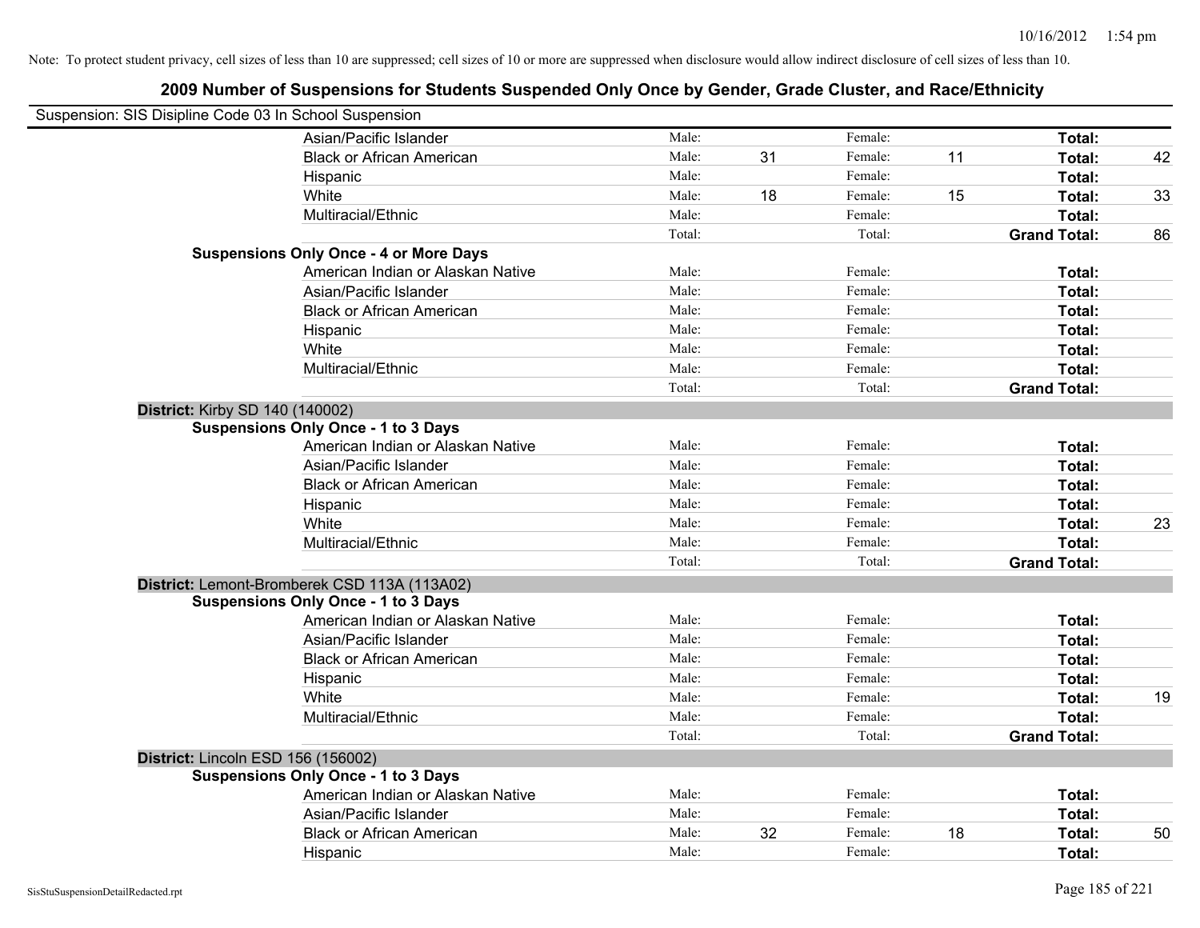Note: To protect student privacy, cell sizes of less than 10 are suppressed; cell sizes of 10 or more are suppressed when disclosure would allow indirect disclosure of cell sizes of less than 10.

## 2009 Number of Suspensions for Students Suspended Only Once by Gender, Grade Cluster, and Race/Ethnicity

Suspension: SIS Disipline Code 03 In School Suspension

| | | | | | | |
|---|---|---|---|---|---|---|
| Asian/Pacific Islander | Male: | | Female: | | Total: | |
| Black or African American | Male: | 31 | Female: | 11 | Total: | 42 |
| Hispanic | Male: | | Female: | | Total: | |
| White | Male: | 18 | Female: | 15 | Total: | 33 |
| Multiracial/Ethnic | Male: | | Female: | | Total: | |
| | Total: | | Total: | | **Grand Total:** | 86 |

**Suspensions Only Once - 4 or More Days**

| | | | | | | |
|---|---|---|---|---|---|---|
| American Indian or Alaskan Native | Male: | | Female: | | Total: | |
| Asian/Pacific Islander | Male: | | Female: | | Total: | |
| Black or African American | Male: | | Female: | | Total: | |
| Hispanic | Male: | | Female: | | Total: | |
| White | Male: | | Female: | | Total: | |
| Multiracial/Ethnic | Male: | | Female: | | Total: | |
| | Total: | | Total: | | **Grand Total:** | |

### District: Kirby SD 140 (140002)

**Suspensions Only Once - 1 to 3 Days**

| | | | | | | |
|---|---|---|---|---|---|---|
| American Indian or Alaskan Native | Male: | | Female: | | Total: | |
| Asian/Pacific Islander | Male: | | Female: | | Total: | |
| Black or African American | Male: | | Female: | | Total: | |
| Hispanic | Male: | | Female: | | Total: | |
| White | Male: | | Female: | | Total: | 23 |
| Multiracial/Ethnic | Male: | | Female: | | Total: | |
| | Total: | | Total: | | **Grand Total:** | |

### District: Lemont-Bromberek CSD 113A (113A02)

**Suspensions Only Once - 1 to 3 Days**

| | | | | | | |
|---|---|---|---|---|---|---|
| American Indian or Alaskan Native | Male: | | Female: | | Total: | |
| Asian/Pacific Islander | Male: | | Female: | | Total: | |
| Black or African American | Male: | | Female: | | Total: | |
| Hispanic | Male: | | Female: | | Total: | |
| White | Male: | | Female: | | Total: | 19 |
| Multiracial/Ethnic | Male: | | Female: | | Total: | |
| | Total: | | Total: | | **Grand Total:** | |

### District: Lincoln ESD 156 (156002)

**Suspensions Only Once - 1 to 3 Days**

| | | | | | | |
|---|---|---|---|---|---|---|
| American Indian or Alaskan Native | Male: | | Female: | | Total: | |
| Asian/Pacific Islander | Male: | | Female: | | Total: | |
| Black or African American | Male: | 32 | Female: | 18 | Total: | 50 |
| Hispanic | Male: | | Female: | | Total: | |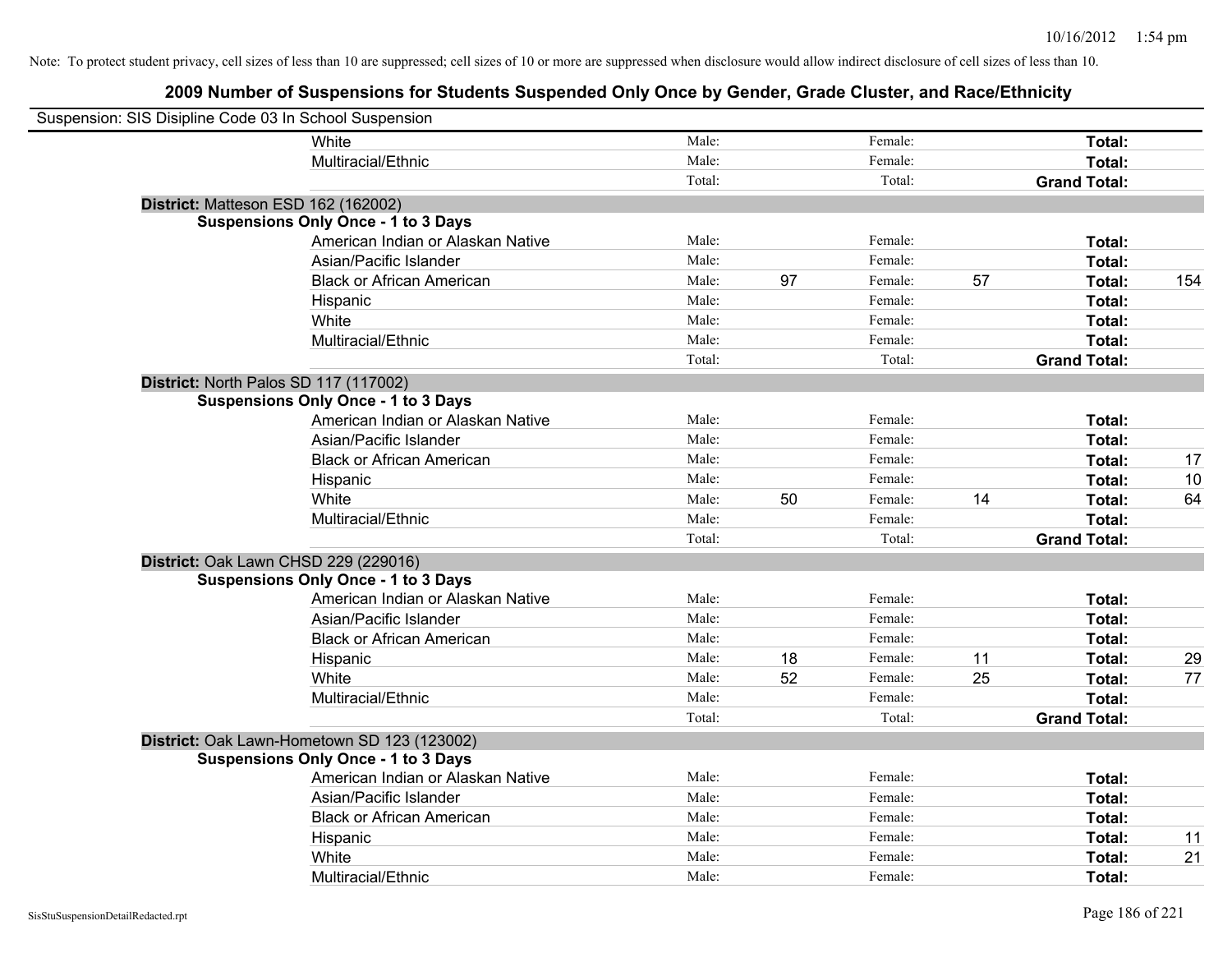Note: To protect student privacy, cell sizes of less than 10 are suppressed; cell sizes of 10 or more are suppressed when disclosure would allow indirect disclosure of cell sizes of less than 10.

## 2009 Number of Suspensions for Students Suspended Only Once by Gender, Grade Cluster, and Race/Ethnicity

Suspension: SIS Disipline Code 03 In School Suspension

| | | | | | | | |
|---|---|---|---|---|---|---|---|
| White | Male: | | Female: | | Total: | |
| Multiracial/Ethnic | Male: | | Female: | | Total: | |
| | Total: | | Total: | | Grand Total: | |

**District:** Matteson ESD 162 (162002)

**Suspensions Only Once - 1 to 3 Days**

| | | | | | | |
|---|---|---|---|---|---|---|
| American Indian or Alaskan Native | Male: | | Female: | | Total: | |
| Asian/Pacific Islander | Male: | | Female: | | Total: | |
| Black or African American | Male: | 97 | Female: | 57 | Total: | 154 |
| Hispanic | Male: | | Female: | | Total: | |
| White | Male: | | Female: | | Total: | |
| Multiracial/Ethnic | Male: | | Female: | | Total: | |
| | Total: | | Total: | | Grand Total: | |

**District:** North Palos SD 117 (117002)

**Suspensions Only Once - 1 to 3 Days**

| | | | | | | |
|---|---|---|---|---|---|---|
| American Indian or Alaskan Native | Male: | | Female: | | Total: | |
| Asian/Pacific Islander | Male: | | Female: | | Total: | |
| Black or African American | Male: | | Female: | | Total: | 17 |
| Hispanic | Male: | | Female: | | Total: | 10 |
| White | Male: | 50 | Female: | 14 | Total: | 64 |
| Multiracial/Ethnic | Male: | | Female: | | Total: | |
| | Total: | | Total: | | Grand Total: | |

**District:** Oak Lawn CHSD 229 (229016)

**Suspensions Only Once - 1 to 3 Days**

| | | | | | | |
|---|---|---|---|---|---|---|
| American Indian or Alaskan Native | Male: | | Female: | | Total: | |
| Asian/Pacific Islander | Male: | | Female: | | Total: | |
| Black or African American | Male: | | Female: | | Total: | |
| Hispanic | Male: | 18 | Female: | 11 | Total: | 29 |
| White | Male: | 52 | Female: | 25 | Total: | 77 |
| Multiracial/Ethnic | Male: | | Female: | | Total: | |
| | Total: | | Total: | | Grand Total: | |

**District:** Oak Lawn-Hometown SD 123 (123002)

**Suspensions Only Once - 1 to 3 Days**

| | | | | | | |
|---|---|---|---|---|---|---|
| American Indian or Alaskan Native | Male: | | Female: | | Total: | |
| Asian/Pacific Islander | Male: | | Female: | | Total: | |
| Black or African American | Male: | | Female: | | Total: | |
| Hispanic | Male: | | Female: | | Total: | 11 |
| White | Male: | | Female: | | Total: | 21 |
| Multiracial/Ethnic | Male: | | Female: | | Total: | |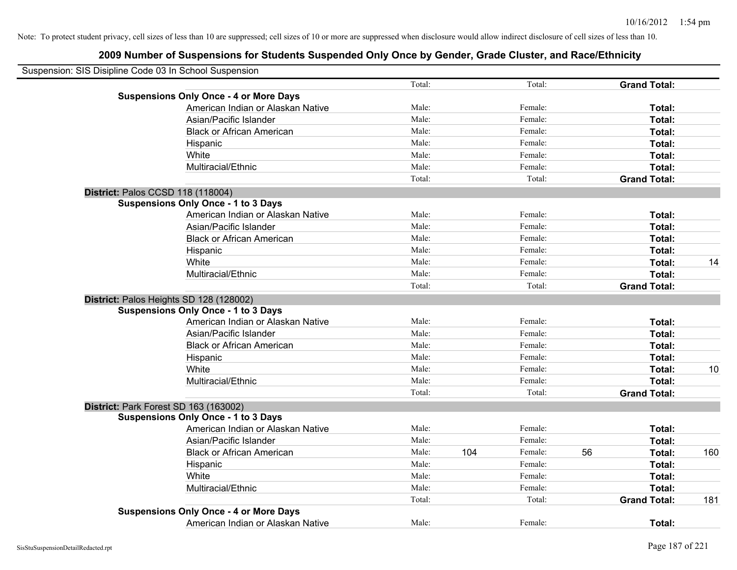Note: To protect student privacy, cell sizes of less than 10 are suppressed; cell sizes of 10 or more are suppressed when disclosure would allow indirect disclosure of cell sizes of less than 10.

## 2009 Number of Suspensions for Students Suspended Only Once by Gender, Grade Cluster, and Race/Ethnicity

Suspension: SIS Disipline Code 03 In School Suspension

| | | | | | | | |
|---|---|---|---|---|---|---|---|
| | Total: | | Total: | | **Grand Total:** | |
| **Suspensions Only Once - 4 or More Days** | | | | | | | |
| American Indian or Alaskan Native | Male: | | Female: | | **Total:** | |
| Asian/Pacific Islander | Male: | | Female: | | **Total:** | |
| Black or African American | Male: | | Female: | | **Total:** | |
| Hispanic | Male: | | Female: | | **Total:** | |
| White | Male: | | Female: | | **Total:** | |
| Multiracial/Ethnic | Male: | | Female: | | **Total:** | |
| | Total: | | Total: | | **Grand Total:** | |
| **District:** Palos CCSD 118 (118004) | | | | | | |
| **Suspensions Only Once - 1 to 3 Days** | | | | | | |
| American Indian or Alaskan Native | Male: | | Female: | | **Total:** | |
| Asian/Pacific Islander | Male: | | Female: | | **Total:** | |
| Black or African American | Male: | | Female: | | **Total:** | |
| Hispanic | Male: | | Female: | | **Total:** | |
| White | Male: | | Female: | | **Total:** | 14 |
| Multiracial/Ethnic | Male: | | Female: | | **Total:** | |
| | Total: | | Total: | | **Grand Total:** | |
| **District:** Palos Heights SD 128 (128002) | | | | | | |
| **Suspensions Only Once - 1 to 3 Days** | | | | | | |
| American Indian or Alaskan Native | Male: | | Female: | | **Total:** | |
| Asian/Pacific Islander | Male: | | Female: | | **Total:** | |
| Black or African American | Male: | | Female: | | **Total:** | |
| Hispanic | Male: | | Female: | | **Total:** | |
| White | Male: | | Female: | | **Total:** | 10 |
| Multiracial/Ethnic | Male: | | Female: | | **Total:** | |
| | Total: | | Total: | | **Grand Total:** | |
| **District:** Park Forest SD 163 (163002) | | | | | | |
| **Suspensions Only Once - 1 to 3 Days** | | | | | | |
| American Indian or Alaskan Native | Male: | | Female: | | **Total:** | |
| Asian/Pacific Islander | Male: | | Female: | | **Total:** | |
| Black or African American | Male: | 104 | Female: | 56 | **Total:** | 160 |
| Hispanic | Male: | | Female: | | **Total:** | |
| White | Male: | | Female: | | **Total:** | |
| Multiracial/Ethnic | Male: | | Female: | | **Total:** | |
| | Total: | | Total: | | **Grand Total:** | 181 |
| **Suspensions Only Once - 4 or More Days** | | | | | | |
| American Indian or Alaskan Native | Male: | | Female: | | **Total:** | |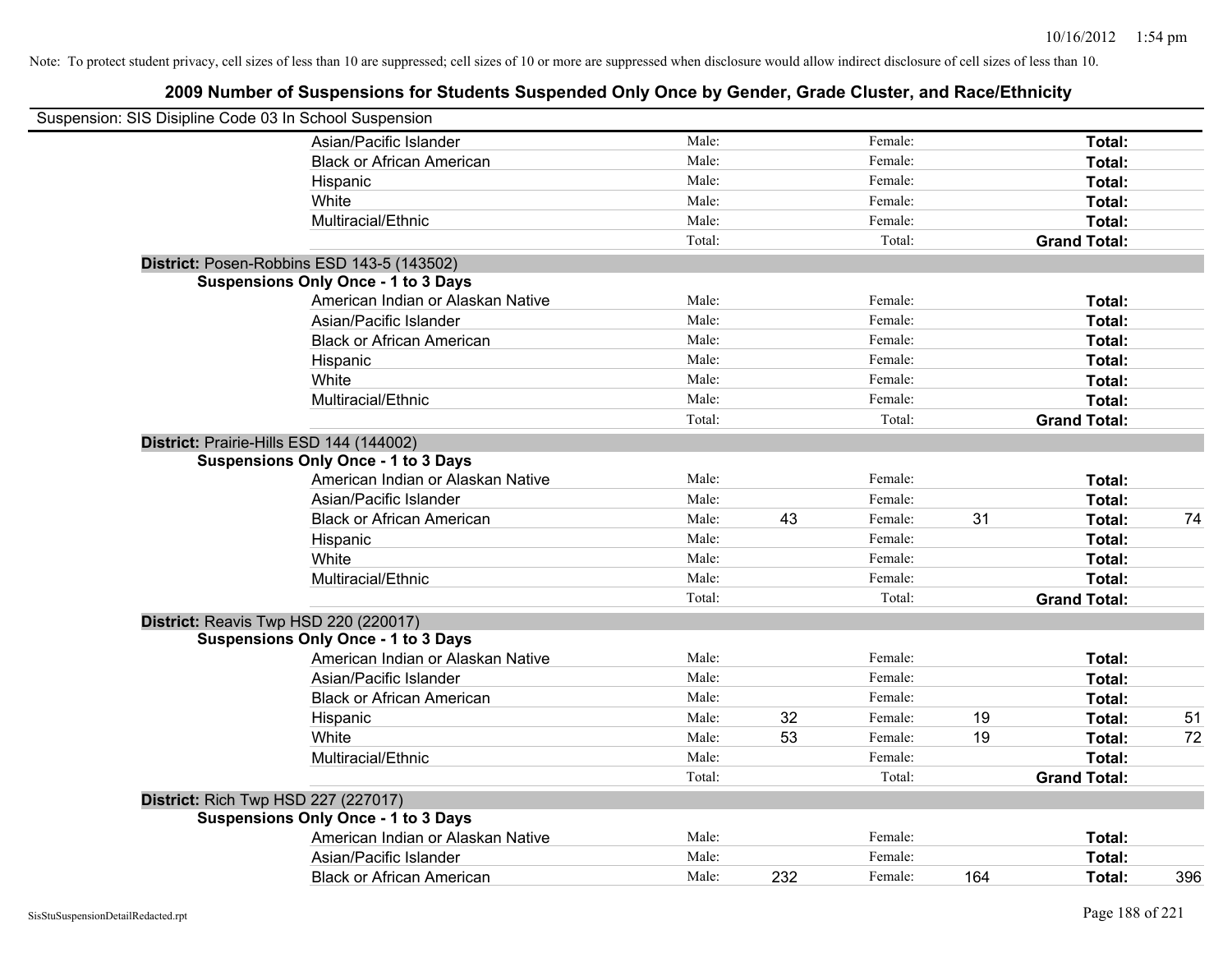Note: To protect student privacy, cell sizes of less than 10 are suppressed; cell sizes of 10 or more are suppressed when disclosure would allow indirect disclosure of cell sizes of less than 10.

## 2009 Number of Suspensions for Students Suspended Only Once by Gender, Grade Cluster, and Race/Ethnicity

Suspension: SIS Disipline Code 03 In School Suspension

| | | | | | | |
|---|---|---|---|---|---|---|
| Asian/Pacific Islander | Male: | | Female: | | **Total:** | |
| Black or African American | Male: | | Female: | | **Total:** | |
| Hispanic | Male: | | Female: | | **Total:** | |
| White | Male: | | Female: | | **Total:** | |
| Multiracial/Ethnic | Male: | | Female: | | **Total:** | |
| | Total: | | Total: | | **Grand Total:** | |

**District:** Posen-Robbins ESD 143-5 (143502)

**Suspensions Only Once - 1 to 3 Days**

| | | | | | | |
|---|---|---|---|---|---|---|
| American Indian or Alaskan Native | Male: | | Female: | | **Total:** | |
| Asian/Pacific Islander | Male: | | Female: | | **Total:** | |
| Black or African American | Male: | | Female: | | **Total:** | |
| Hispanic | Male: | | Female: | | **Total:** | |
| White | Male: | | Female: | | **Total:** | |
| Multiracial/Ethnic | Male: | | Female: | | **Total:** | |
| | Total: | | Total: | | **Grand Total:** | |

**District:** Prairie-Hills ESD 144 (144002)

**Suspensions Only Once - 1 to 3 Days**

| | | | | | | |
|---|---|---|---|---|---|---|
| American Indian or Alaskan Native | Male: | | Female: | | **Total:** | |
| Asian/Pacific Islander | Male: | | Female: | | **Total:** | |
| Black or African American | Male: | 43 | Female: | 31 | **Total:** | 74 |
| Hispanic | Male: | | Female: | | **Total:** | |
| White | Male: | | Female: | | **Total:** | |
| Multiracial/Ethnic | Male: | | Female: | | **Total:** | |
| | Total: | | Total: | | **Grand Total:** | |

**District:** Reavis Twp HSD 220 (220017)

**Suspensions Only Once - 1 to 3 Days**

| | | | | | | |
|---|---|---|---|---|---|---|
| American Indian or Alaskan Native | Male: | | Female: | | **Total:** | |
| Asian/Pacific Islander | Male: | | Female: | | **Total:** | |
| Black or African American | Male: | | Female: | | **Total:** | |
| Hispanic | Male: | 32 | Female: | 19 | **Total:** | 51 |
| White | Male: | 53 | Female: | 19 | **Total:** | 72 |
| Multiracial/Ethnic | Male: | | Female: | | **Total:** | |
| | Total: | | Total: | | **Grand Total:** | |

**District:** Rich Twp HSD 227 (227017)

**Suspensions Only Once - 1 to 3 Days**

| | | | | | | |
|---|---|---|---|---|---|---|
| American Indian or Alaskan Native | Male: | | Female: | | **Total:** | |
| Asian/Pacific Islander | Male: | | Female: | | **Total:** | |
| Black or African American | Male: | 232 | Female: | 164 | **Total:** | 396 |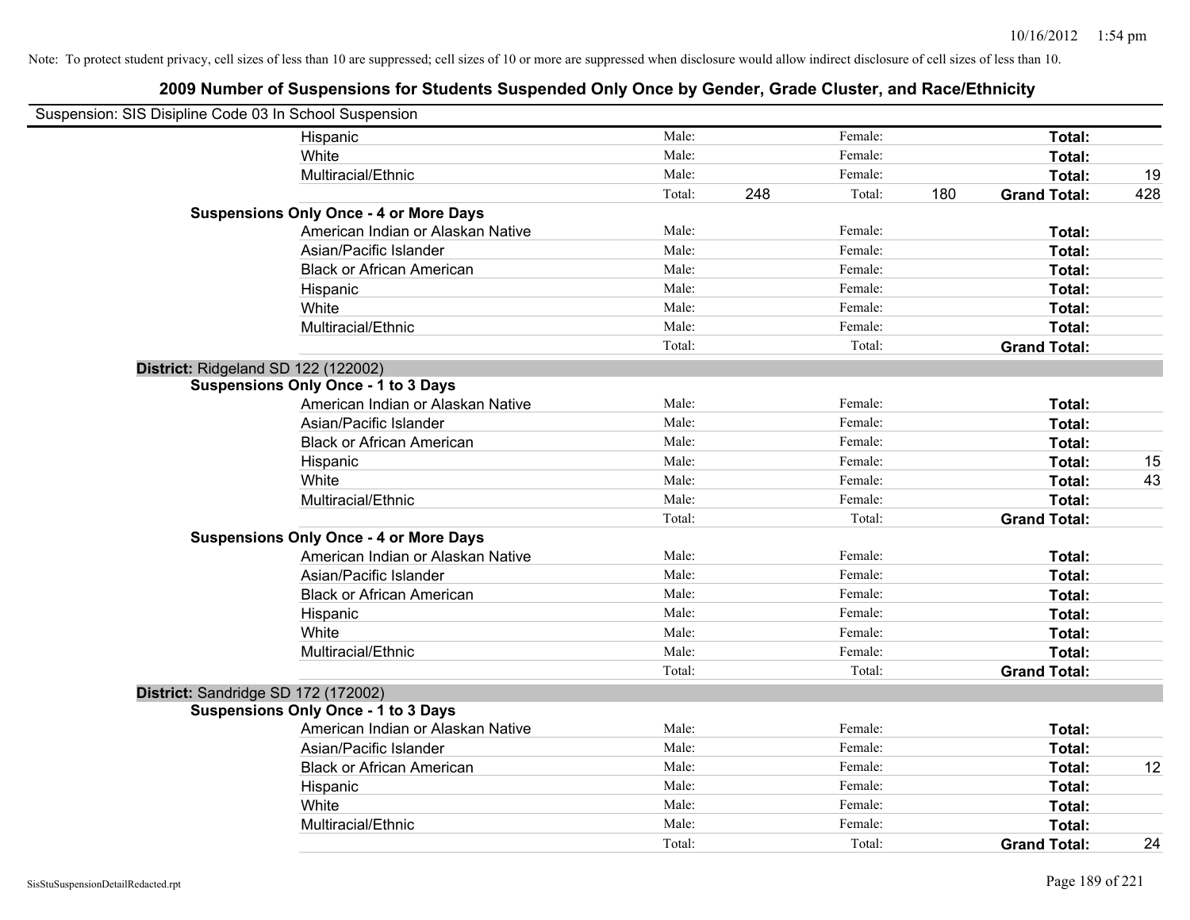Note: To protect student privacy, cell sizes of less than 10 are suppressed; cell sizes of 10 or more are suppressed when disclosure would allow indirect disclosure of cell sizes of less than 10.

## 2009 Number of Suspensions for Students Suspended Only Once by Gender, Grade Cluster, and Race/Ethnicity

Suspension: SIS Disipline Code 03 In School Suspension

| | | | | | | |
|---|---|---|---|---|---|---|
| Hispanic | Male: | | Female: | | **Total:** | |
| White | Male: | | Female: | | **Total:** | |
| Multiracial/Ethnic | Male: | | Female: | | **Total:** | 19 |
| | Total: | 248 | Total: | 180 | **Grand Total:** | 428 |
| **Suspensions Only Once - 4 or More Days** | | | | | | |
| American Indian or Alaskan Native | Male: | | Female: | | **Total:** | |
| Asian/Pacific Islander | Male: | | Female: | | **Total:** | |
| Black or African American | Male: | | Female: | | **Total:** | |
| Hispanic | Male: | | Female: | | **Total:** | |
| White | Male: | | Female: | | **Total:** | |
| Multiracial/Ethnic | Male: | | Female: | | **Total:** | |
| | Total: | | Total: | | **Grand Total:** | |

**District:** Ridgeland SD 122 (122002)

| | | | | | | |
|---|---|---|---|---|---|---|
| **Suspensions Only Once - 1 to 3 Days** | | | | | | |
| American Indian or Alaskan Native | Male: | | Female: | | **Total:** | |
| Asian/Pacific Islander | Male: | | Female: | | **Total:** | |
| Black or African American | Male: | | Female: | | **Total:** | |
| Hispanic | Male: | | Female: | | **Total:** | 15 |
| White | Male: | | Female: | | **Total:** | 43 |
| Multiracial/Ethnic | Male: | | Female: | | **Total:** | |
| | Total: | | Total: | | **Grand Total:** | |
| **Suspensions Only Once - 4 or More Days** | | | | | | |
| American Indian or Alaskan Native | Male: | | Female: | | **Total:** | |
| Asian/Pacific Islander | Male: | | Female: | | **Total:** | |
| Black or African American | Male: | | Female: | | **Total:** | |
| Hispanic | Male: | | Female: | | **Total:** | |
| White | Male: | | Female: | | **Total:** | |
| Multiracial/Ethnic | Male: | | Female: | | **Total:** | |
| | Total: | | Total: | | **Grand Total:** | |

**District:** Sandridge SD 172 (172002)

| | | | | | | |
|---|---|---|---|---|---|---|
| **Suspensions Only Once - 1 to 3 Days** | | | | | | |
| American Indian or Alaskan Native | Male: | | Female: | | **Total:** | |
| Asian/Pacific Islander | Male: | | Female: | | **Total:** | |
| Black or African American | Male: | | Female: | | **Total:** | 12 |
| Hispanic | Male: | | Female: | | **Total:** | |
| White | Male: | | Female: | | **Total:** | |
| Multiracial/Ethnic | Male: | | Female: | | **Total:** | |
| | Total: | | Total: | | **Grand Total:** | 24 |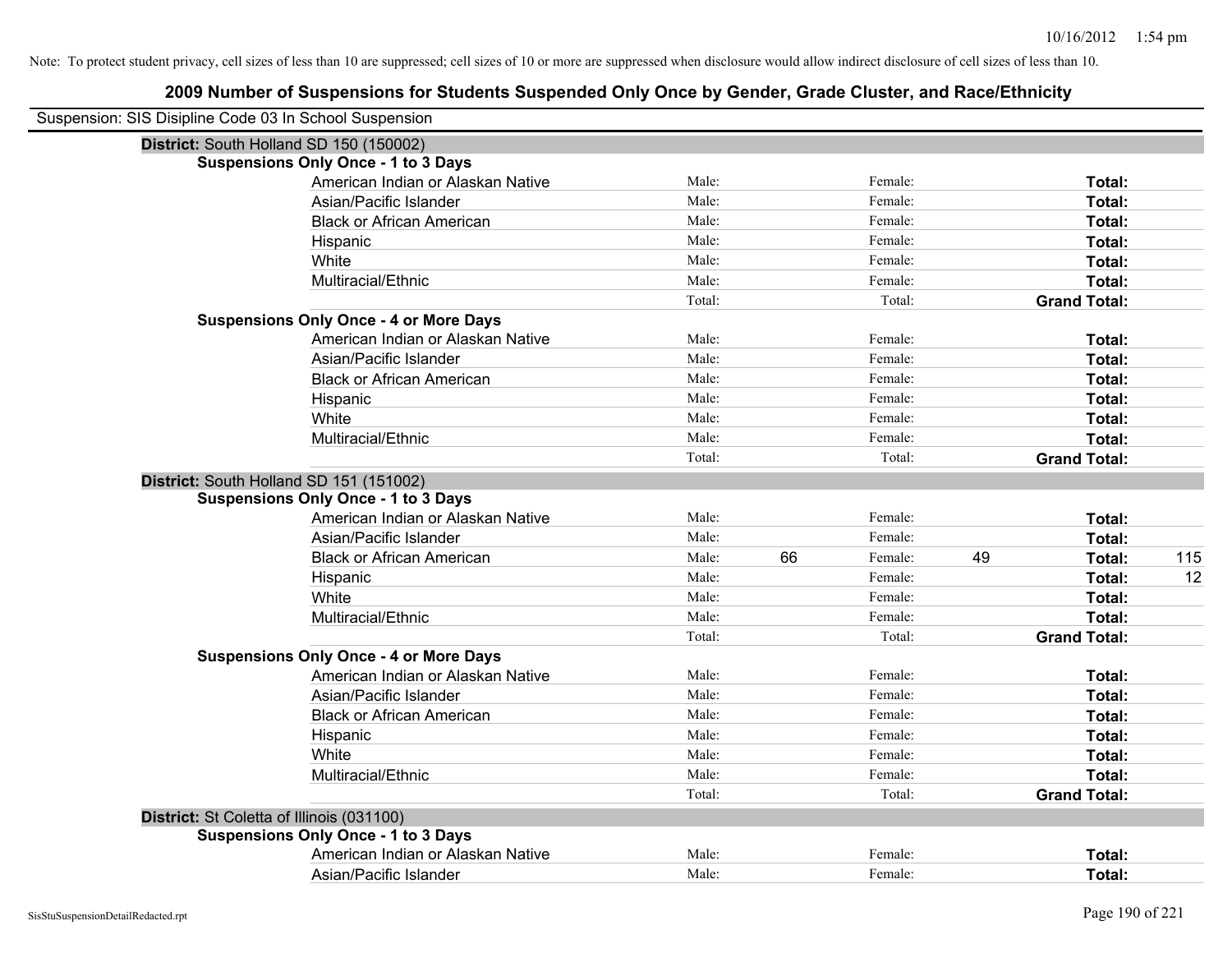Note: To protect student privacy, cell sizes of less than 10 are suppressed; cell sizes of 10 or more are suppressed when disclosure would allow indirect disclosure of cell sizes of less than 10.

# 2009 Number of Suspensions for Students Suspended Only Once by Gender, Grade Cluster, and Race/Ethnicity

Suspension: SIS Disipline Code 03 In School Suspension

## District: South Holland SD 150 (150002)

### Suspensions Only Once - 1 to 3 Days

| | | | | | | |
|---|---|---|---|---|---|---|
| American Indian or Alaskan Native | Male: | | Female: | | Total: | |
| Asian/Pacific Islander | Male: | | Female: | | Total: | |
| Black or African American | Male: | | Female: | | Total: | |
| Hispanic | Male: | | Female: | | Total: | |
| White | Male: | | Female: | | Total: | |
| Multiracial/Ethnic | Male: | | Female: | | Total: | |
| | Total: | | Total: | | Grand Total: | |

### Suspensions Only Once - 4 or More Days

| | | | | | | |
|---|---|---|---|---|---|---|
| American Indian or Alaskan Native | Male: | | Female: | | Total: | |
| Asian/Pacific Islander | Male: | | Female: | | Total: | |
| Black or African American | Male: | | Female: | | Total: | |
| Hispanic | Male: | | Female: | | Total: | |
| White | Male: | | Female: | | Total: | |
| Multiracial/Ethnic | Male: | | Female: | | Total: | |
| | Total: | | Total: | | Grand Total: | |

## District: South Holland SD 151 (151002)

### Suspensions Only Once - 1 to 3 Days

| | | | | | | |
|---|---|---|---|---|---|---|
| American Indian or Alaskan Native | Male: | | Female: | | Total: | |
| Asian/Pacific Islander | Male: | | Female: | | Total: | |
| Black or African American | Male: | 66 | Female: | 49 | Total: | 115 |
| Hispanic | Male: | | Female: | | Total: | 12 |
| White | Male: | | Female: | | Total: | |
| Multiracial/Ethnic | Male: | | Female: | | Total: | |
| | Total: | | Total: | | Grand Total: | |

### Suspensions Only Once - 4 or More Days

| | | | | | | |
|---|---|---|---|---|---|---|
| American Indian or Alaskan Native | Male: | | Female: | | Total: | |
| Asian/Pacific Islander | Male: | | Female: | | Total: | |
| Black or African American | Male: | | Female: | | Total: | |
| Hispanic | Male: | | Female: | | Total: | |
| White | Male: | | Female: | | Total: | |
| Multiracial/Ethnic | Male: | | Female: | | Total: | |
| | Total: | | Total: | | Grand Total: | |

## District: St Coletta of Illinois (031100)

### Suspensions Only Once - 1 to 3 Days

| | | | | | | |
|---|---|---|---|---|---|---|
| American Indian or Alaskan Native | Male: | | Female: | | Total: | |
| Asian/Pacific Islander | Male: | | Female: | | Total: | |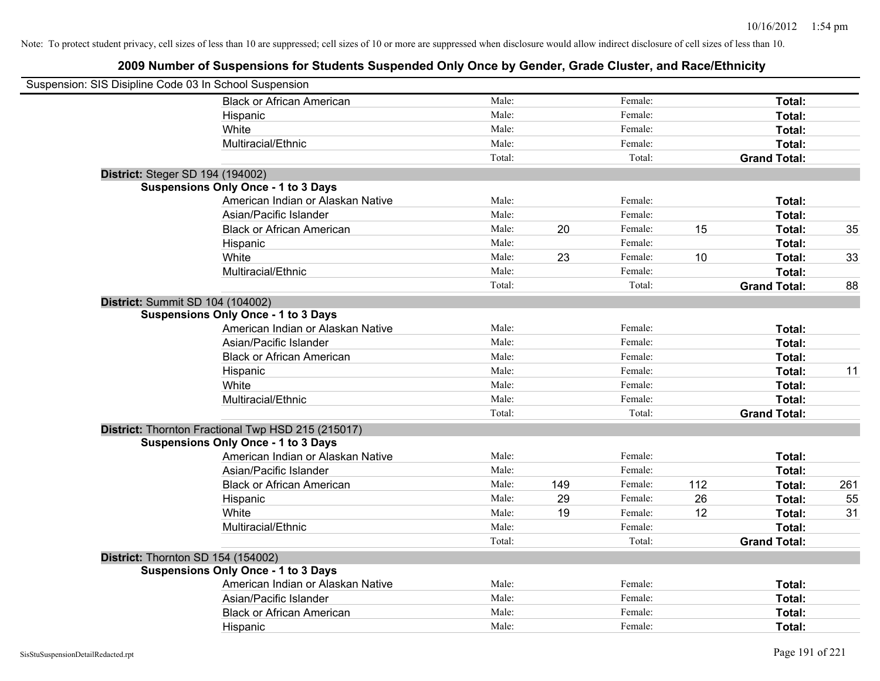Note: To protect student privacy, cell sizes of less than 10 are suppressed; cell sizes of 10 or more are suppressed when disclosure would allow indirect disclosure of cell sizes of less than 10.

## 2009 Number of Suspensions for Students Suspended Only Once by Gender, Grade Cluster, and Race/Ethnicity

Suspension: SIS Disipline Code 03 In School Suspension

| | | | | | | |
|---|---|---|---|---|---|---|
| Black or African American | Male: | | Female: | | **Total:** | |
| Hispanic | Male: | | Female: | | **Total:** | |
| White | Male: | | Female: | | **Total:** | |
| Multiracial/Ethnic | Male: | | Female: | | **Total:** | |
| | Total: | | Total: | | **Grand Total:** | |

**District:** Steger SD 194 (194002)

**Suspensions Only Once - 1 to 3 Days**

| | | | | | | |
|---|---|---|---|---|---|---|
| American Indian or Alaskan Native | Male: | | Female: | | **Total:** | |
| Asian/Pacific Islander | Male: | | Female: | | **Total:** | |
| Black or African American | Male: | 20 | Female: | 15 | **Total:** | 35 |
| Hispanic | Male: | | Female: | | **Total:** | |
| White | Male: | 23 | Female: | 10 | **Total:** | 33 |
| Multiracial/Ethnic | Male: | | Female: | | **Total:** | |
| | Total: | | Total: | | **Grand Total:** | 88 |

**District:** Summit SD 104 (104002)

**Suspensions Only Once - 1 to 3 Days**

| | | | | | | |
|---|---|---|---|---|---|---|
| American Indian or Alaskan Native | Male: | | Female: | | **Total:** | |
| Asian/Pacific Islander | Male: | | Female: | | **Total:** | |
| Black or African American | Male: | | Female: | | **Total:** | |
| Hispanic | Male: | | Female: | | **Total:** | 11 |
| White | Male: | | Female: | | **Total:** | |
| Multiracial/Ethnic | Male: | | Female: | | **Total:** | |
| | Total: | | Total: | | **Grand Total:** | |

**District:** Thornton Fractional Twp HSD 215 (215017)

**Suspensions Only Once - 1 to 3 Days**

| | | | | | | |
|---|---|---|---|---|---|---|
| American Indian or Alaskan Native | Male: | | Female: | | **Total:** | |
| Asian/Pacific Islander | Male: | | Female: | | **Total:** | |
| Black or African American | Male: | 149 | Female: | 112 | **Total:** | 261 |
| Hispanic | Male: | 29 | Female: | 26 | **Total:** | 55 |
| White | Male: | 19 | Female: | 12 | **Total:** | 31 |
| Multiracial/Ethnic | Male: | | Female: | | **Total:** | |
| | Total: | | Total: | | **Grand Total:** | |

**District:** Thornton SD 154 (154002)

**Suspensions Only Once - 1 to 3 Days**

| | | | | | | |
|---|---|---|---|---|---|---|
| American Indian or Alaskan Native | Male: | | Female: | | **Total:** | |
| Asian/Pacific Islander | Male: | | Female: | | **Total:** | |
| Black or African American | Male: | | Female: | | **Total:** | |
| Hispanic | Male: | | Female: | | **Total:** | |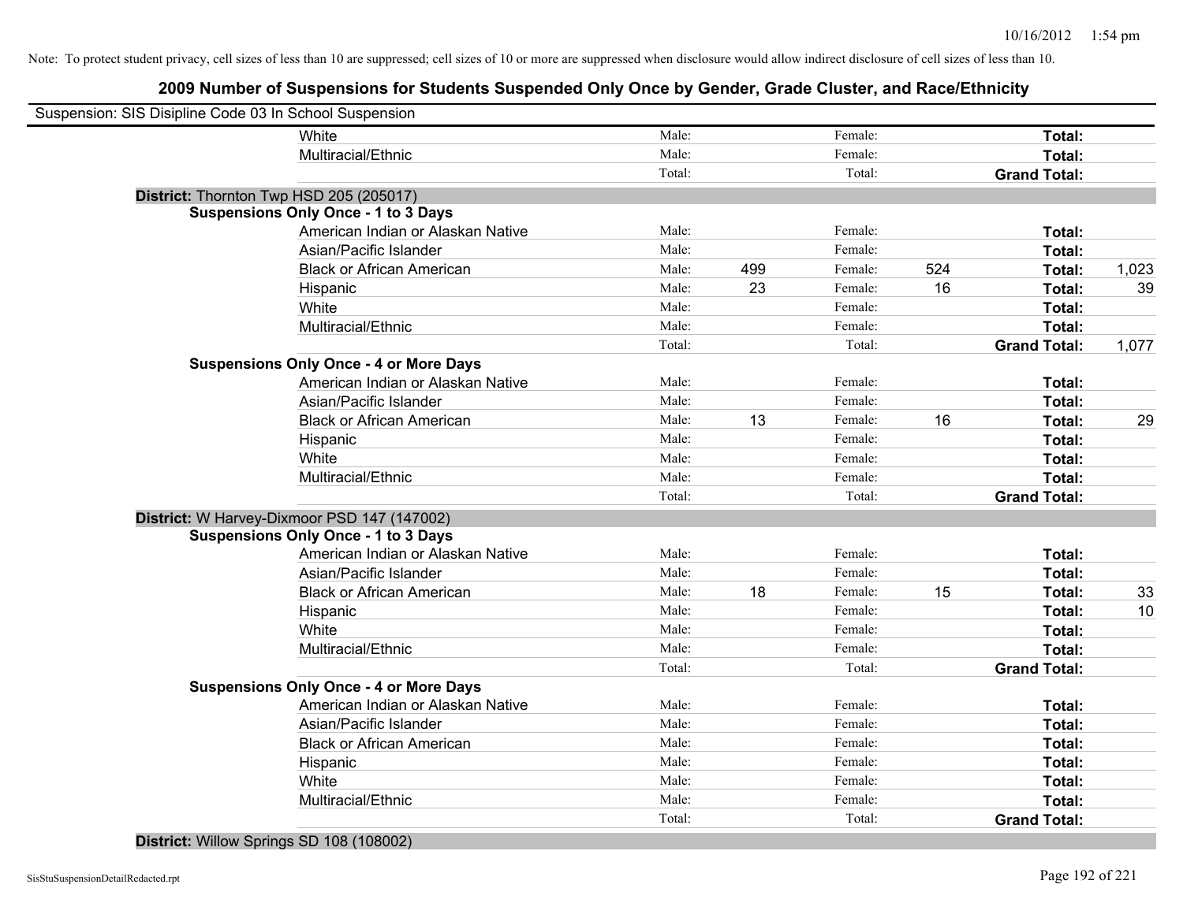Note: To protect student privacy, cell sizes of less than 10 are suppressed; cell sizes of 10 or more are suppressed when disclosure would allow indirect disclosure of cell sizes of less than 10.

## 2009 Number of Suspensions for Students Suspended Only Once by Gender, Grade Cluster, and Race/Ethnicity

Suspension: SIS Disipline Code 03 In School Suspension

| | | | | | | | |
|---|---|---|---|---|---|---|---|
| White | Male: | | Female: | | **Total:** | |
| Multiracial/Ethnic | Male: | | Female: | | **Total:** | |
| | Total: | | Total: | | **Grand Total:** | |

**District:** Thornton Twp HSD 205 (205017)

**Suspensions Only Once - 1 to 3 Days**

| | | | | | | |
|---|---|---|---|---|---|---|
| American Indian or Alaskan Native | Male: | | Female: | | **Total:** | |
| Asian/Pacific Islander | Male: | | Female: | | **Total:** | |
| Black or African American | Male: | 499 | Female: | 524 | **Total:** | 1,023 |
| Hispanic | Male: | 23 | Female: | 16 | **Total:** | 39 |
| White | Male: | | Female: | | **Total:** | |
| Multiracial/Ethnic | Male: | | Female: | | **Total:** | |
| | Total: | | Total: | | **Grand Total:** | 1,077 |

**Suspensions Only Once - 4 or More Days**

| | | | | | | |
|---|---|---|---|---|---|---|
| American Indian or Alaskan Native | Male: | | Female: | | **Total:** | |
| Asian/Pacific Islander | Male: | | Female: | | **Total:** | |
| Black or African American | Male: | 13 | Female: | 16 | **Total:** | 29 |
| Hispanic | Male: | | Female: | | **Total:** | |
| White | Male: | | Female: | | **Total:** | |
| Multiracial/Ethnic | Male: | | Female: | | **Total:** | |
| | Total: | | Total: | | **Grand Total:** | |

**District:** W Harvey-Dixmoor PSD 147 (147002)

**Suspensions Only Once - 1 to 3 Days**

| | | | | | | |
|---|---|---|---|---|---|---|
| American Indian or Alaskan Native | Male: | | Female: | | **Total:** | |
| Asian/Pacific Islander | Male: | | Female: | | **Total:** | |
| Black or African American | Male: | 18 | Female: | 15 | **Total:** | 33 |
| Hispanic | Male: | | Female: | | **Total:** | 10 |
| White | Male: | | Female: | | **Total:** | |
| Multiracial/Ethnic | Male: | | Female: | | **Total:** | |
| | Total: | | Total: | | **Grand Total:** | |

**Suspensions Only Once - 4 or More Days**

| | | | | | | |
|---|---|---|---|---|---|---|
| American Indian or Alaskan Native | Male: | | Female: | | **Total:** | |
| Asian/Pacific Islander | Male: | | Female: | | **Total:** | |
| Black or African American | Male: | | Female: | | **Total:** | |
| Hispanic | Male: | | Female: | | **Total:** | |
| White | Male: | | Female: | | **Total:** | |
| Multiracial/Ethnic | Male: | | Female: | | **Total:** | |
| | Total: | | Total: | | **Grand Total:** | |

**District:** Willow Springs SD 108 (108002)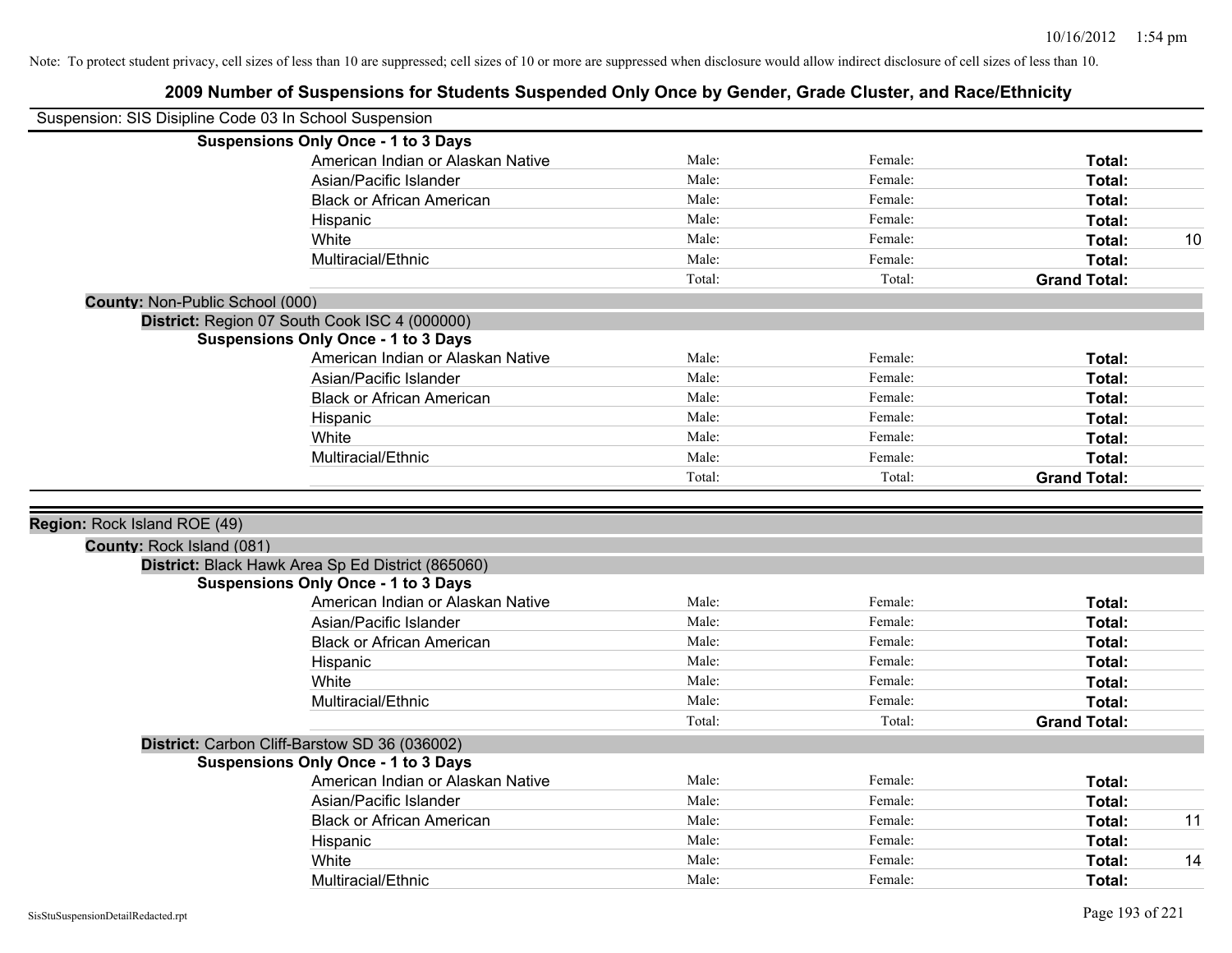Note: To protect student privacy, cell sizes of less than 10 are suppressed; cell sizes of 10 or more are suppressed when disclosure would allow indirect disclosure of cell sizes of less than 10.

# 2009 Number of Suspensions for Students Suspended Only Once by Gender, Grade Cluster, and Race/Ethnicity

Suspension: SIS Disipline Code 03 In School Suspension

**Suspensions Only Once - 1 to 3 Days**

| | | | | |
|---|---|---|---|---|
| American Indian or Alaskan Native | Male: | Female: | **Total:** | |
| Asian/Pacific Islander | Male: | Female: | **Total:** | |
| Black or African American | Male: | Female: | **Total:** | |
| Hispanic | Male: | Female: | **Total:** | |
| White | Male: | Female: | **Total:** | 10 |
| Multiracial/Ethnic | Male: | Female: | **Total:** | |
| | Total: | Total: | **Grand Total:** | |

**County:** Non-Public School (000)

**District:** Region 07 South Cook ISC 4 (000000)

**Suspensions Only Once - 1 to 3 Days**

| | | | | |
|---|---|---|---|---|
| American Indian or Alaskan Native | Male: | Female: | **Total:** | |
| Asian/Pacific Islander | Male: | Female: | **Total:** | |
| Black or African American | Male: | Female: | **Total:** | |
| Hispanic | Male: | Female: | **Total:** | |
| White | Male: | Female: | **Total:** | |
| Multiracial/Ethnic | Male: | Female: | **Total:** | |
| | Total: | Total: | **Grand Total:** | |

**Region:** Rock Island ROE (49)

**County:** Rock Island (081)

**District:** Black Hawk Area Sp Ed District (865060)

**Suspensions Only Once - 1 to 3 Days**

| | | | | |
|---|---|---|---|---|
| American Indian or Alaskan Native | Male: | Female: | **Total:** | |
| Asian/Pacific Islander | Male: | Female: | **Total:** | |
| Black or African American | Male: | Female: | **Total:** | |
| Hispanic | Male: | Female: | **Total:** | |
| White | Male: | Female: | **Total:** | |
| Multiracial/Ethnic | Male: | Female: | **Total:** | |
| | Total: | Total: | **Grand Total:** | |

**District:** Carbon Cliff-Barstow SD 36 (036002)

**Suspensions Only Once - 1 to 3 Days**

| | | | | |
|---|---|---|---|---|
| American Indian or Alaskan Native | Male: | Female: | **Total:** | |
| Asian/Pacific Islander | Male: | Female: | **Total:** | |
| Black or African American | Male: | Female: | **Total:** | 11 |
| Hispanic | Male: | Female: | **Total:** | |
| White | Male: | Female: | **Total:** | 14 |
| Multiracial/Ethnic | Male: | Female: | **Total:** | |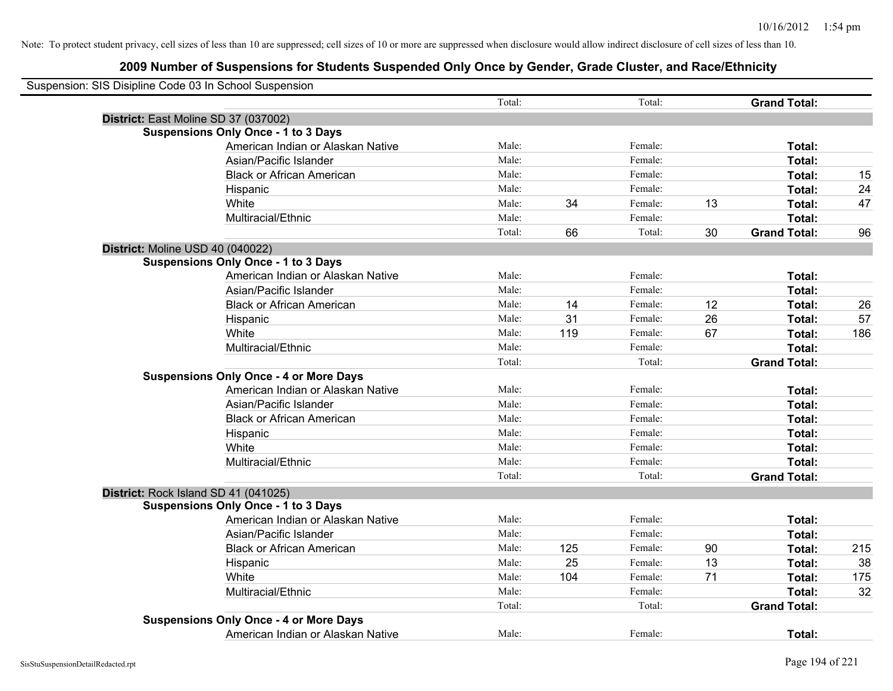Note: To protect student privacy, cell sizes of less than 10 are suppressed; cell sizes of 10 or more are suppressed when disclosure would allow indirect disclosure of cell sizes of less than 10.

## 2009 Number of Suspensions for Students Suspended Only Once by Gender, Grade Cluster, and Race/Ethnicity

Suspension: SIS Disipline Code 03 In School Suspension

| | | | | | | |
|---|---|---|---|---|---|---|
| | Total: | | Total: | | **Grand Total:** | |
| **District:** East Moline SD 37 (037002) | | | | | | |
| **Suspensions Only Once - 1 to 3 Days** | | | | | | |
| American Indian or Alaskan Native | Male: | | Female: | | **Total:** | |
| Asian/Pacific Islander | Male: | | Female: | | **Total:** | |
| Black or African American | Male: | | Female: | | **Total:** | 15 |
| Hispanic | Male: | | Female: | | **Total:** | 24 |
| White | Male: | 34 | Female: | 13 | **Total:** | 47 |
| Multiracial/Ethnic | Male: | | Female: | | **Total:** | |
| | Total: | 66 | Total: | 30 | **Grand Total:** | 96 |
| **District:** Moline USD 40 (040022) | | | | | | |
| **Suspensions Only Once - 1 to 3 Days** | | | | | | |
| American Indian or Alaskan Native | Male: | | Female: | | **Total:** | |
| Asian/Pacific Islander | Male: | | Female: | | **Total:** | |
| Black or African American | Male: | 14 | Female: | 12 | **Total:** | 26 |
| Hispanic | Male: | 31 | Female: | 26 | **Total:** | 57 |
| White | Male: | 119 | Female: | 67 | **Total:** | 186 |
| Multiracial/Ethnic | Male: | | Female: | | **Total:** | |
| | Total: | | Total: | | **Grand Total:** | |
| **Suspensions Only Once - 4 or More Days** | | | | | | |
| American Indian or Alaskan Native | Male: | | Female: | | **Total:** | |
| Asian/Pacific Islander | Male: | | Female: | | **Total:** | |
| Black or African American | Male: | | Female: | | **Total:** | |
| Hispanic | Male: | | Female: | | **Total:** | |
| White | Male: | | Female: | | **Total:** | |
| Multiracial/Ethnic | Male: | | Female: | | **Total:** | |
| | Total: | | Total: | | **Grand Total:** | |
| **District:** Rock Island SD 41 (041025) | | | | | | |
| **Suspensions Only Once - 1 to 3 Days** | | | | | | |
| American Indian or Alaskan Native | Male: | | Female: | | **Total:** | |
| Asian/Pacific Islander | Male: | | Female: | | **Total:** | |
| Black or African American | Male: | 125 | Female: | 90 | **Total:** | 215 |
| Hispanic | Male: | 25 | Female: | 13 | **Total:** | 38 |
| White | Male: | 104 | Female: | 71 | **Total:** | 175 |
| Multiracial/Ethnic | Male: | | Female: | | **Total:** | 32 |
| | Total: | | Total: | | **Grand Total:** | |
| **Suspensions Only Once - 4 or More Days** | | | | | | |
| American Indian or Alaskan Native | Male: | | Female: | | **Total:** | |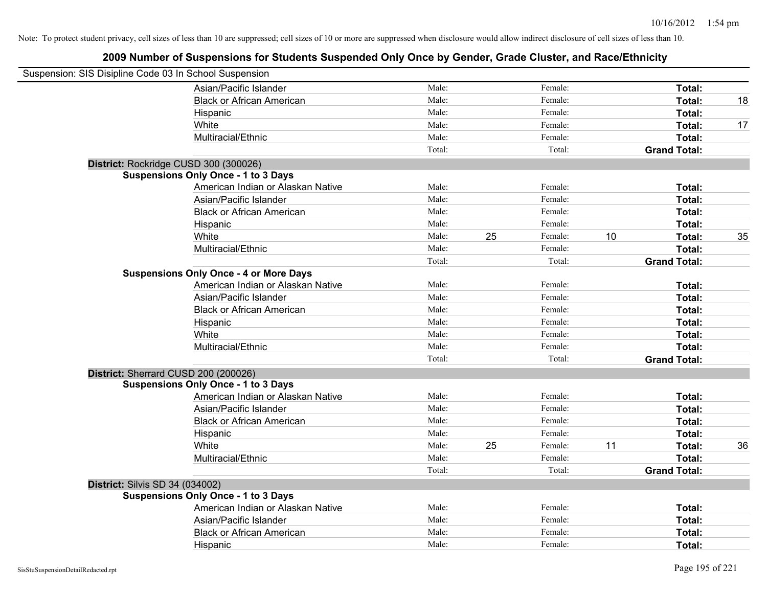Note: To protect student privacy, cell sizes of less than 10 are suppressed; cell sizes of 10 or more are suppressed when disclosure would allow indirect disclosure of cell sizes of less than 10.

## 2009 Number of Suspensions for Students Suspended Only Once by Gender, Grade Cluster, and Race/Ethnicity

Suspension: SIS Disipline Code 03 In School Suspension

| | | | | | | |
|---|---|---|---|---|---|---|
| Asian/Pacific Islander | Male: | | Female: | | **Total:** | |
| Black or African American | Male: | | Female: | | **Total:** | 18 |
| Hispanic | Male: | | Female: | | **Total:** | |
| White | Male: | | Female: | | **Total:** | 17 |
| Multiracial/Ethnic | Male: | | Female: | | **Total:** | |
| | Total: | | Total: | | **Grand Total:** | |

**District:** Rockridge CUSD 300 (300026)

**Suspensions Only Once - 1 to 3 Days**

| | | | | | | |
|---|---|---|---|---|---|---|
| American Indian or Alaskan Native | Male: | | Female: | | **Total:** | |
| Asian/Pacific Islander | Male: | | Female: | | **Total:** | |
| Black or African American | Male: | | Female: | | **Total:** | |
| Hispanic | Male: | | Female: | | **Total:** | |
| White | Male: | 25 | Female: | 10 | **Total:** | 35 |
| Multiracial/Ethnic | Male: | | Female: | | **Total:** | |
| | Total: | | Total: | | **Grand Total:** | |

**Suspensions Only Once - 4 or More Days**

| | | | | | | |
|---|---|---|---|---|---|---|
| American Indian or Alaskan Native | Male: | | Female: | | **Total:** | |
| Asian/Pacific Islander | Male: | | Female: | | **Total:** | |
| Black or African American | Male: | | Female: | | **Total:** | |
| Hispanic | Male: | | Female: | | **Total:** | |
| White | Male: | | Female: | | **Total:** | |
| Multiracial/Ethnic | Male: | | Female: | | **Total:** | |
| | Total: | | Total: | | **Grand Total:** | |

**District:** Sherrard CUSD 200 (200026)

**Suspensions Only Once - 1 to 3 Days**

| | | | | | | |
|---|---|---|---|---|---|---|
| American Indian or Alaskan Native | Male: | | Female: | | **Total:** | |
| Asian/Pacific Islander | Male: | | Female: | | **Total:** | |
| Black or African American | Male: | | Female: | | **Total:** | |
| Hispanic | Male: | | Female: | | **Total:** | |
| White | Male: | 25 | Female: | 11 | **Total:** | 36 |
| Multiracial/Ethnic | Male: | | Female: | | **Total:** | |
| | Total: | | Total: | | **Grand Total:** | |

**District:** Silvis SD 34 (034002)

**Suspensions Only Once - 1 to 3 Days**

| | | | | | | |
|---|---|---|---|---|---|---|
| American Indian or Alaskan Native | Male: | | Female: | | **Total:** | |
| Asian/Pacific Islander | Male: | | Female: | | **Total:** | |
| Black or African American | Male: | | Female: | | **Total:** | |
| Hispanic | Male: | | Female: | | **Total:** | |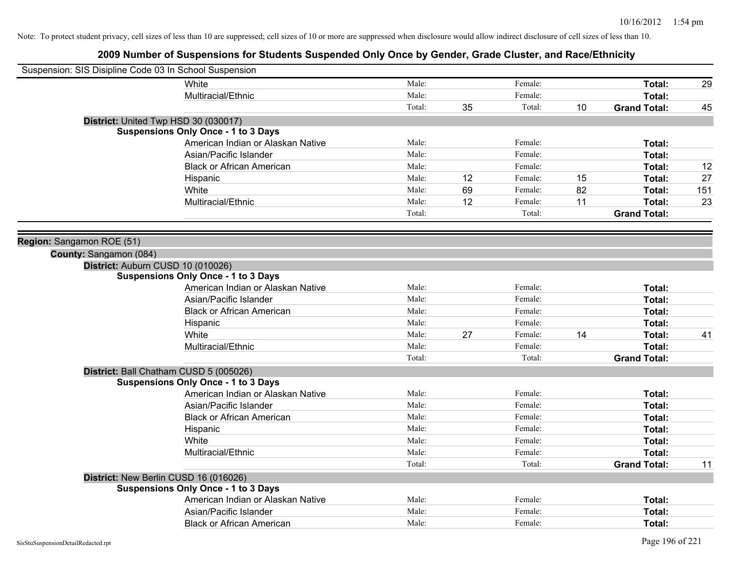Note: To protect student privacy, cell sizes of less than 10 are suppressed; cell sizes of 10 or more are suppressed when disclosure would allow indirect disclosure of cell sizes of less than 10.

## 2009 Number of Suspensions for Students Suspended Only Once by Gender, Grade Cluster, and Race/Ethnicity

Suspension: SIS Disipline Code 03 In School Suspension

| | | | | | | |
|---|---|---|---|---|---|---|
| White | Male: | | Female: | | **Total:** | 29 |
| Multiracial/Ethnic | Male: | | Female: | | **Total:** | |
| | Total: | 35 | Total: | 10 | **Grand Total:** | 45 |

**District:** United Twp HSD 30 (030017)

**Suspensions Only Once - 1 to 3 Days**

| | | | | | | |
|---|---|---|---|---|---|---|
| American Indian or Alaskan Native | Male: | | Female: | | **Total:** | |
| Asian/Pacific Islander | Male: | | Female: | | **Total:** | |
| Black or African American | Male: | | Female: | | **Total:** | 12 |
| Hispanic | Male: | 12 | Female: | 15 | **Total:** | 27 |
| White | Male: | 69 | Female: | 82 | **Total:** | 151 |
| Multiracial/Ethnic | Male: | 12 | Female: | 11 | **Total:** | 23 |
| | Total: | | Total: | | **Grand Total:** | |

**Region:** Sangamon ROE (51)

**County:** Sangamon (084)

**District:** Auburn CUSD 10 (010026)

**Suspensions Only Once - 1 to 3 Days**

| | | | | | | |
|---|---|---|---|---|---|---|
| American Indian or Alaskan Native | Male: | | Female: | | **Total:** | |
| Asian/Pacific Islander | Male: | | Female: | | **Total:** | |
| Black or African American | Male: | | Female: | | **Total:** | |
| Hispanic | Male: | | Female: | | **Total:** | |
| White | Male: | 27 | Female: | 14 | **Total:** | 41 |
| Multiracial/Ethnic | Male: | | Female: | | **Total:** | |
| | Total: | | Total: | | **Grand Total:** | |

**District:** Ball Chatham CUSD 5 (005026)

**Suspensions Only Once - 1 to 3 Days**

| | | | | | | |
|---|---|---|---|---|---|---|
| American Indian or Alaskan Native | Male: | | Female: | | **Total:** | |
| Asian/Pacific Islander | Male: | | Female: | | **Total:** | |
| Black or African American | Male: | | Female: | | **Total:** | |
| Hispanic | Male: | | Female: | | **Total:** | |
| White | Male: | | Female: | | **Total:** | |
| Multiracial/Ethnic | Male: | | Female: | | **Total:** | |
| | Total: | | Total: | | **Grand Total:** | 11 |

**District:** New Berlin CUSD 16 (016026)

**Suspensions Only Once - 1 to 3 Days**

| | | | | | | |
|---|---|---|---|---|---|---|
| American Indian or Alaskan Native | Male: | | Female: | | **Total:** | |
| Asian/Pacific Islander | Male: | | Female: | | **Total:** | |
| Black or African American | Male: | | Female: | | **Total:** | |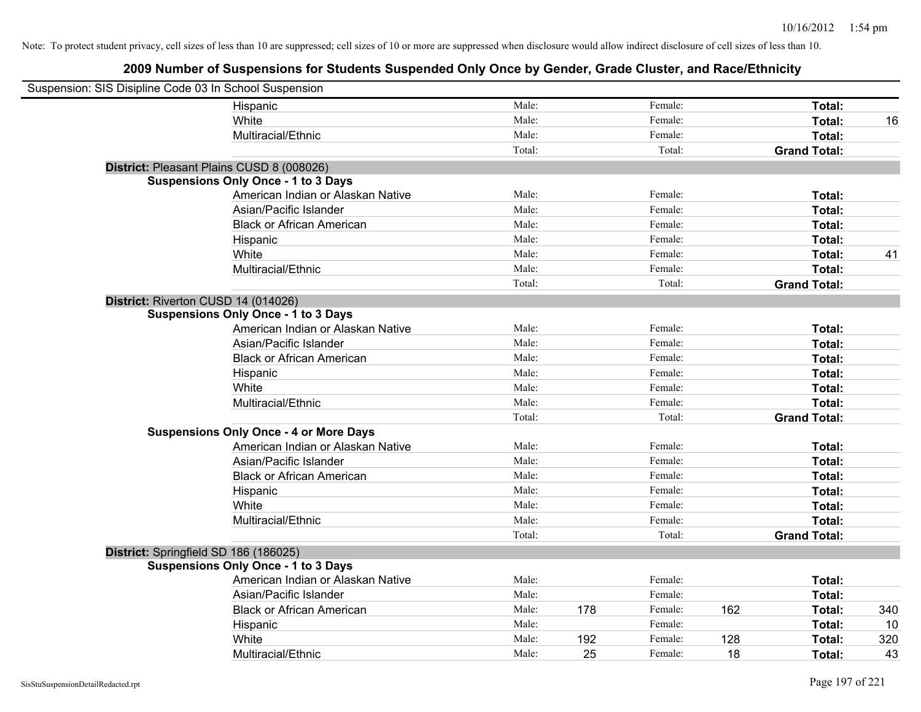Note: To protect student privacy, cell sizes of less than 10 are suppressed; cell sizes of 10 or more are suppressed when disclosure would allow indirect disclosure of cell sizes of less than 10.

## 2009 Number of Suspensions for Students Suspended Only Once by Gender, Grade Cluster, and Race/Ethnicity

Suspension: SIS Disipline Code 03 In School Suspension

| | | | | | | |
|---|---|---|---|---|---|---|
| Hispanic | Male: | | Female: | | Total: | |
| White | Male: | | Female: | | Total: | 16 |
| Multiracial/Ethnic | Male: | | Female: | | Total: | |
| | Total: | | Total: | | Grand Total: | |

**District:** Pleasant Plains CUSD 8 (008026)

**Suspensions Only Once - 1 to 3 Days**

| | | | | | | |
|---|---|---|---|---|---|---|
| American Indian or Alaskan Native | Male: | | Female: | | Total: | |
| Asian/Pacific Islander | Male: | | Female: | | Total: | |
| Black or African American | Male: | | Female: | | Total: | |
| Hispanic | Male: | | Female: | | Total: | |
| White | Male: | | Female: | | Total: | 41 |
| Multiracial/Ethnic | Male: | | Female: | | Total: | |
| | Total: | | Total: | | Grand Total: | |

**District:** Riverton CUSD 14 (014026)

**Suspensions Only Once - 1 to 3 Days**

| | | | | | | |
|---|---|---|---|---|---|---|
| American Indian or Alaskan Native | Male: | | Female: | | Total: | |
| Asian/Pacific Islander | Male: | | Female: | | Total: | |
| Black or African American | Male: | | Female: | | Total: | |
| Hispanic | Male: | | Female: | | Total: | |
| White | Male: | | Female: | | Total: | |
| Multiracial/Ethnic | Male: | | Female: | | Total: | |
| | Total: | | Total: | | Grand Total: | |

**Suspensions Only Once - 4 or More Days**

| | | | | | | |
|---|---|---|---|---|---|---|
| American Indian or Alaskan Native | Male: | | Female: | | Total: | |
| Asian/Pacific Islander | Male: | | Female: | | Total: | |
| Black or African American | Male: | | Female: | | Total: | |
| Hispanic | Male: | | Female: | | Total: | |
| White | Male: | | Female: | | Total: | |
| Multiracial/Ethnic | Male: | | Female: | | Total: | |
| | Total: | | Total: | | Grand Total: | |

**District:** Springfield SD 186 (186025)

**Suspensions Only Once - 1 to 3 Days**

| | | | | | | |
|---|---|---|---|---|---|---|
| American Indian or Alaskan Native | Male: | | Female: | | Total: | |
| Asian/Pacific Islander | Male: | | Female: | | Total: | |
| Black or African American | Male: | 178 | Female: | 162 | Total: | 340 |
| Hispanic | Male: | | Female: | | Total: | 10 |
| White | Male: | 192 | Female: | 128 | Total: | 320 |
| Multiracial/Ethnic | Male: | 25 | Female: | 18 | Total: | 43 |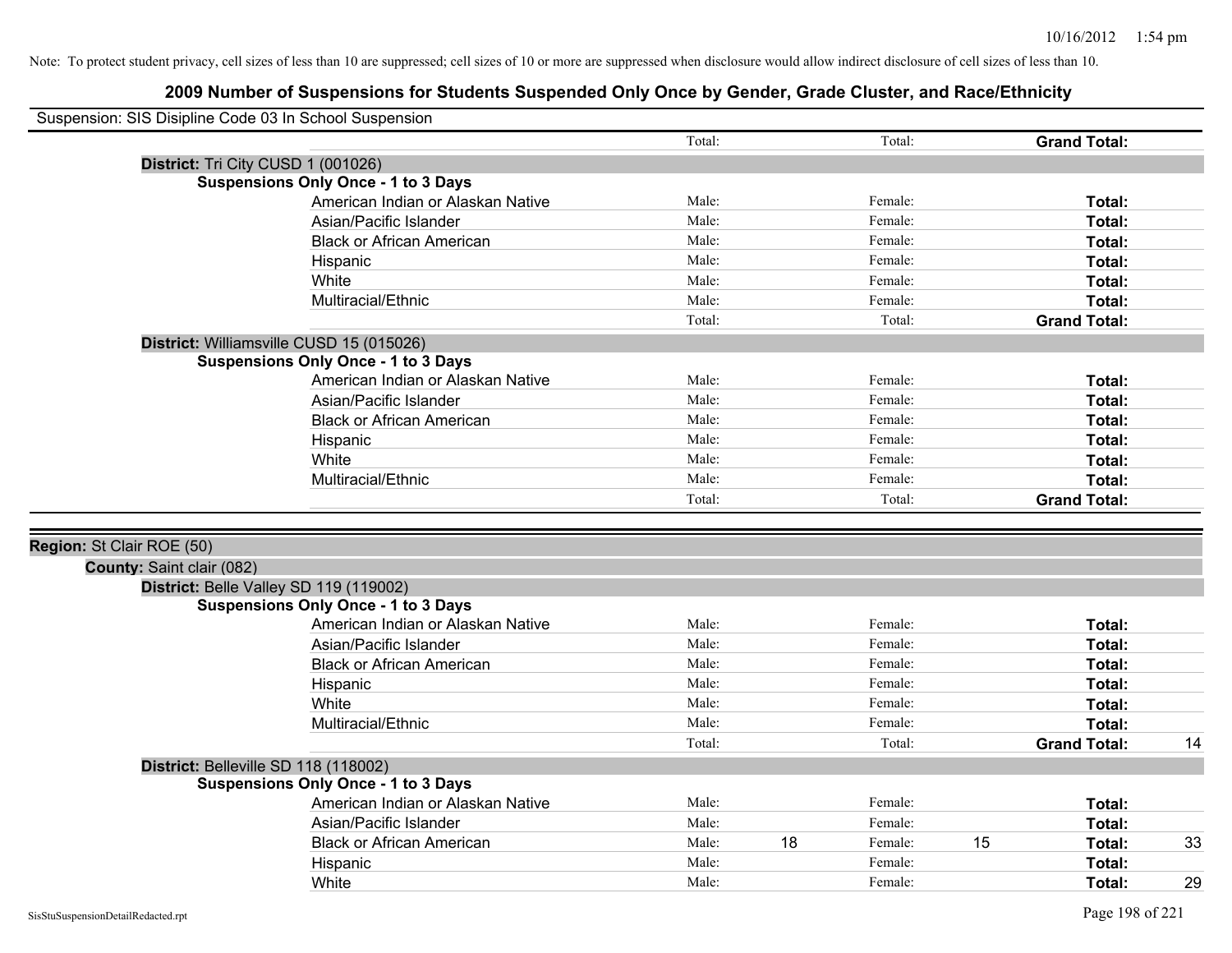Note: To protect student privacy, cell sizes of less than 10 are suppressed; cell sizes of 10 or more are suppressed when disclosure would allow indirect disclosure of cell sizes of less than 10.

# 2009 Number of Suspensions for Students Suspended Only Once by Gender, Grade Cluster, and Race/Ethnicity

Suspension: SIS Disipline Code 03 In School Suspension

| | | | | | | |
|---|---|---|---|---|---|---|
| | Total: | | Total: | | **Grand Total:** | |

**District:** Tri City CUSD 1 (001026)

**Suspensions Only Once - 1 to 3 Days**

| | | | | | | |
|---|---|---|---|---|---|---|
| American Indian or Alaskan Native | Male: | | Female: | | **Total:** | |
| Asian/Pacific Islander | Male: | | Female: | | **Total:** | |
| Black or African American | Male: | | Female: | | **Total:** | |
| Hispanic | Male: | | Female: | | **Total:** | |
| White | Male: | | Female: | | **Total:** | |
| Multiracial/Ethnic | Male: | | Female: | | **Total:** | |
| | Total: | | Total: | | **Grand Total:** | |

**District:** Williamsville CUSD 15 (015026)

**Suspensions Only Once - 1 to 3 Days**

| | | | | | | |
|---|---|---|---|---|---|---|
| American Indian or Alaskan Native | Male: | | Female: | | **Total:** | |
| Asian/Pacific Islander | Male: | | Female: | | **Total:** | |
| Black or African American | Male: | | Female: | | **Total:** | |
| Hispanic | Male: | | Female: | | **Total:** | |
| White | Male: | | Female: | | **Total:** | |
| Multiracial/Ethnic | Male: | | Female: | | **Total:** | |
| | Total: | | Total: | | **Grand Total:** | |

**Region:** St Clair ROE (50)

**County:** Saint clair (082)

**District:** Belle Valley SD 119 (119002)

**Suspensions Only Once - 1 to 3 Days**

| | | | | | | |
|---|---|---|---|---|---|---|
| American Indian or Alaskan Native | Male: | | Female: | | **Total:** | |
| Asian/Pacific Islander | Male: | | Female: | | **Total:** | |
| Black or African American | Male: | | Female: | | **Total:** | |
| Hispanic | Male: | | Female: | | **Total:** | |
| White | Male: | | Female: | | **Total:** | |
| Multiracial/Ethnic | Male: | | Female: | | **Total:** | |
| | Total: | | Total: | | **Grand Total:** | 14 |

**District:** Belleville SD 118 (118002)

**Suspensions Only Once - 1 to 3 Days**

| | | | | | | |
|---|---|---|---|---|---|---|
| American Indian or Alaskan Native | Male: | | Female: | | **Total:** | |
| Asian/Pacific Islander | Male: | | Female: | | **Total:** | |
| Black or African American | Male: | 18 | Female: | 15 | **Total:** | 33 |
| Hispanic | Male: | | Female: | | **Total:** | |
| White | Male: | | Female: | | **Total:** | 29 |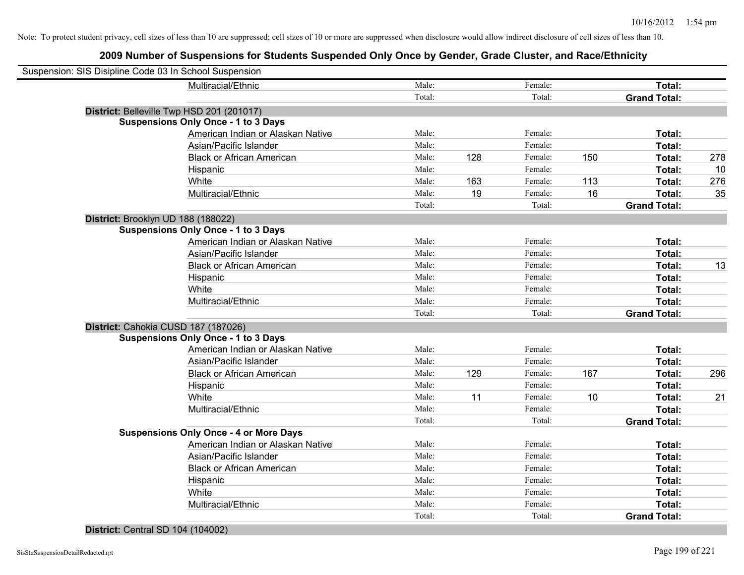Note: To protect student privacy, cell sizes of less than 10 are suppressed; cell sizes of 10 or more are suppressed when disclosure would allow indirect disclosure of cell sizes of less than 10.

# 2009 Number of Suspensions for Students Suspended Only Once by Gender, Grade Cluster, and Race/Ethnicity

Suspension: SIS Disipline Code 03 In School Suspension

| | | | | | | |
|---|---|---|---|---|---|---|
| Multiracial/Ethnic | Male: | | Female: | | **Total:** | |
| | Total: | | Total: | | **Grand Total:** | |

**District:** Belleville Twp HSD 201 (201017)

**Suspensions Only Once - 1 to 3 Days**

| | | | | | | |
|---|---|---|---|---|---|---|
| American Indian or Alaskan Native | Male: | | Female: | | **Total:** | |
| Asian/Pacific Islander | Male: | | Female: | | **Total:** | |
| Black or African American | Male: | 128 | Female: | 150 | **Total:** | 278 |
| Hispanic | Male: | | Female: | | **Total:** | 10 |
| White | Male: | 163 | Female: | 113 | **Total:** | 276 |
| Multiracial/Ethnic | Male: | 19 | Female: | 16 | **Total:** | 35 |
| | Total: | | Total: | | **Grand Total:** | |

**District:** Brooklyn UD 188 (188022)

**Suspensions Only Once - 1 to 3 Days**

| | | | | | | |
|---|---|---|---|---|---|---|
| American Indian or Alaskan Native | Male: | | Female: | | **Total:** | |
| Asian/Pacific Islander | Male: | | Female: | | **Total:** | |
| Black or African American | Male: | | Female: | | **Total:** | 13 |
| Hispanic | Male: | | Female: | | **Total:** | |
| White | Male: | | Female: | | **Total:** | |
| Multiracial/Ethnic | Male: | | Female: | | **Total:** | |
| | Total: | | Total: | | **Grand Total:** | |

**District:** Cahokia CUSD 187 (187026)

**Suspensions Only Once - 1 to 3 Days**

| | | | | | | |
|---|---|---|---|---|---|---|
| American Indian or Alaskan Native | Male: | | Female: | | **Total:** | |
| Asian/Pacific Islander | Male: | | Female: | | **Total:** | |
| Black or African American | Male: | 129 | Female: | 167 | **Total:** | 296 |
| Hispanic | Male: | | Female: | | **Total:** | |
| White | Male: | 11 | Female: | 10 | **Total:** | 21 |
| Multiracial/Ethnic | Male: | | Female: | | **Total:** | |
| | Total: | | Total: | | **Grand Total:** | |

**Suspensions Only Once - 4 or More Days**

| | | | | | | |
|---|---|---|---|---|---|---|
| American Indian or Alaskan Native | Male: | | Female: | | **Total:** | |
| Asian/Pacific Islander | Male: | | Female: | | **Total:** | |
| Black or African American | Male: | | Female: | | **Total:** | |
| Hispanic | Male: | | Female: | | **Total:** | |
| White | Male: | | Female: | | **Total:** | |
| Multiracial/Ethnic | Male: | | Female: | | **Total:** | |
| | Total: | | Total: | | **Grand Total:** | |

**District:** Central SD 104 (104002)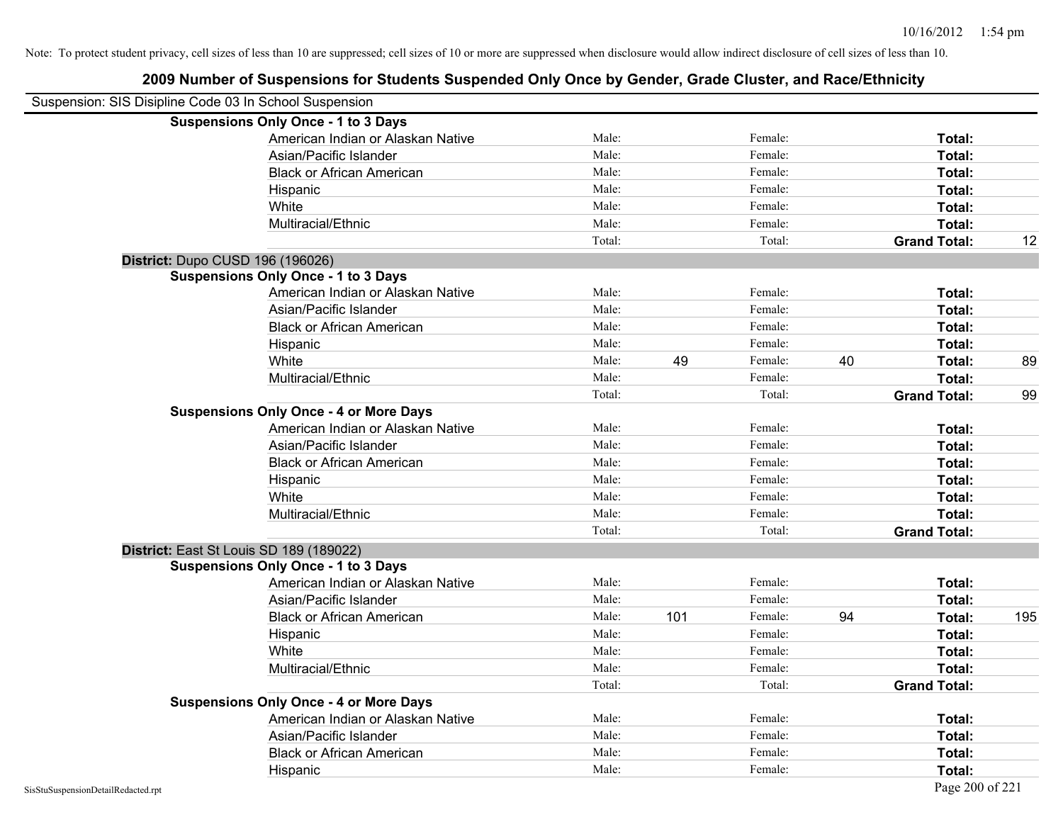Note: To protect student privacy, cell sizes of less than 10 are suppressed; cell sizes of 10 or more are suppressed when disclosure would allow indirect disclosure of cell sizes of less than 10.

## 2009 Number of Suspensions for Students Suspended Only Once by Gender, Grade Cluster, and Race/Ethnicity

Suspension: SIS Disipline Code 03 In School Suspension

**Suspensions Only Once - 1 to 3 Days**

| | | | | | | |
|---|---|---|---|---|---|---|
| American Indian or Alaskan Native | Male: | | Female: | | **Total:** | |
| Asian/Pacific Islander | Male: | | Female: | | **Total:** | |
| Black or African American | Male: | | Female: | | **Total:** | |
| Hispanic | Male: | | Female: | | **Total:** | |
| White | Male: | | Female: | | **Total:** | |
| Multiracial/Ethnic | Male: | | Female: | | **Total:** | |
| | Total: | | Total: | | **Grand Total:** | 12 |

**District:** Dupo CUSD 196 (196026)

**Suspensions Only Once - 1 to 3 Days**

| | | | | | | |
|---|---|---|---|---|---|---|
| American Indian or Alaskan Native | Male: | | Female: | | **Total:** | |
| Asian/Pacific Islander | Male: | | Female: | | **Total:** | |
| Black or African American | Male: | | Female: | | **Total:** | |
| Hispanic | Male: | | Female: | | **Total:** | |
| White | Male: | 49 | Female: | 40 | **Total:** | 89 |
| Multiracial/Ethnic | Male: | | Female: | | **Total:** | |
| | Total: | | Total: | | **Grand Total:** | 99 |

**Suspensions Only Once - 4 or More Days**

| | | | | | | |
|---|---|---|---|---|---|---|
| American Indian or Alaskan Native | Male: | | Female: | | **Total:** | |
| Asian/Pacific Islander | Male: | | Female: | | **Total:** | |
| Black or African American | Male: | | Female: | | **Total:** | |
| Hispanic | Male: | | Female: | | **Total:** | |
| White | Male: | | Female: | | **Total:** | |
| Multiracial/Ethnic | Male: | | Female: | | **Total:** | |
| | Total: | | Total: | | **Grand Total:** | |

**District:** East St Louis SD 189 (189022)

**Suspensions Only Once - 1 to 3 Days**

| | | | | | | |
|---|---|---|---|---|---|---|
| American Indian or Alaskan Native | Male: | | Female: | | **Total:** | |
| Asian/Pacific Islander | Male: | | Female: | | **Total:** | |
| Black or African American | Male: | 101 | Female: | 94 | **Total:** | 195 |
| Hispanic | Male: | | Female: | | **Total:** | |
| White | Male: | | Female: | | **Total:** | |
| Multiracial/Ethnic | Male: | | Female: | | **Total:** | |
| | Total: | | Total: | | **Grand Total:** | |

**Suspensions Only Once - 4 or More Days**

| | | | | | | |
|---|---|---|---|---|---|---|
| American Indian or Alaskan Native | Male: | | Female: | | **Total:** | |
| Asian/Pacific Islander | Male: | | Female: | | **Total:** | |
| Black or African American | Male: | | Female: | | **Total:** | |
| Hispanic | Male: | | Female: | | **Total:** | |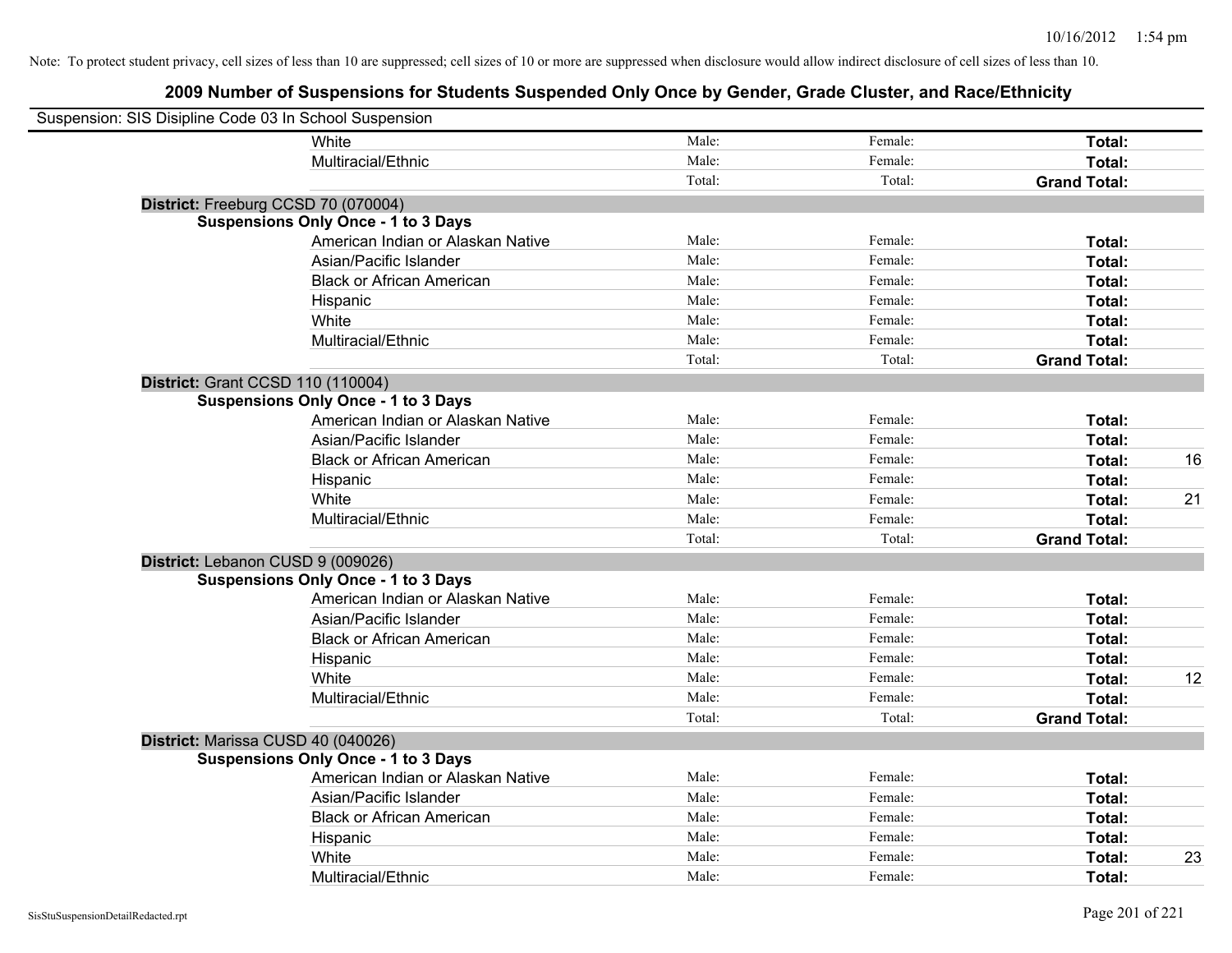Note: To protect student privacy, cell sizes of less than 10 are suppressed; cell sizes of 10 or more are suppressed when disclosure would allow indirect disclosure of cell sizes of less than 10.

# 2009 Number of Suspensions for Students Suspended Only Once by Gender, Grade Cluster, and Race/Ethnicity

Suspension: SIS Disipline Code 03 In School Suspension

| | | | | | |
|---|---|---|---|---|---|
| | White | Male: | Female: | **Total:** | |
| | Multiracial/Ethnic | Male: | Female: | **Total:** | |
| | | Total: | Total: | **Grand Total:** | |
| **District:** Freeburg CCSD 70 (070004) | | | | | |
| **Suspensions Only Once - 1 to 3 Days** | | | | | |
| | American Indian or Alaskan Native | Male: | Female: | **Total:** | |
| | Asian/Pacific Islander | Male: | Female: | **Total:** | |
| | Black or African American | Male: | Female: | **Total:** | |
| | Hispanic | Male: | Female: | **Total:** | |
| | White | Male: | Female: | **Total:** | |
| | Multiracial/Ethnic | Male: | Female: | **Total:** | |
| | | Total: | Total: | **Grand Total:** | |
| **District:** Grant CCSD 110 (110004) | | | | | |
| **Suspensions Only Once - 1 to 3 Days** | | | | | |
| | American Indian or Alaskan Native | Male: | Female: | **Total:** | |
| | Asian/Pacific Islander | Male: | Female: | **Total:** | |
| | Black or African American | Male: | Female: | **Total:** | 16 |
| | Hispanic | Male: | Female: | **Total:** | |
| | White | Male: | Female: | **Total:** | 21 |
| | Multiracial/Ethnic | Male: | Female: | **Total:** | |
| | | Total: | Total: | **Grand Total:** | |
| **District:** Lebanon CUSD 9 (009026) | | | | | |
| **Suspensions Only Once - 1 to 3 Days** | | | | | |
| | American Indian or Alaskan Native | Male: | Female: | **Total:** | |
| | Asian/Pacific Islander | Male: | Female: | **Total:** | |
| | Black or African American | Male: | Female: | **Total:** | |
| | Hispanic | Male: | Female: | **Total:** | |
| | White | Male: | Female: | **Total:** | 12 |
| | Multiracial/Ethnic | Male: | Female: | **Total:** | |
| | | Total: | Total: | **Grand Total:** | |
| **District:** Marissa CUSD 40 (040026) | | | | | |
| **Suspensions Only Once - 1 to 3 Days** | | | | | |
| | American Indian or Alaskan Native | Male: | Female: | **Total:** | |
| | Asian/Pacific Islander | Male: | Female: | **Total:** | |
| | Black or African American | Male: | Female: | **Total:** | |
| | Hispanic | Male: | Female: | **Total:** | |
| | White | Male: | Female: | **Total:** | 23 |
| | Multiracial/Ethnic | Male: | Female: | **Total:** | |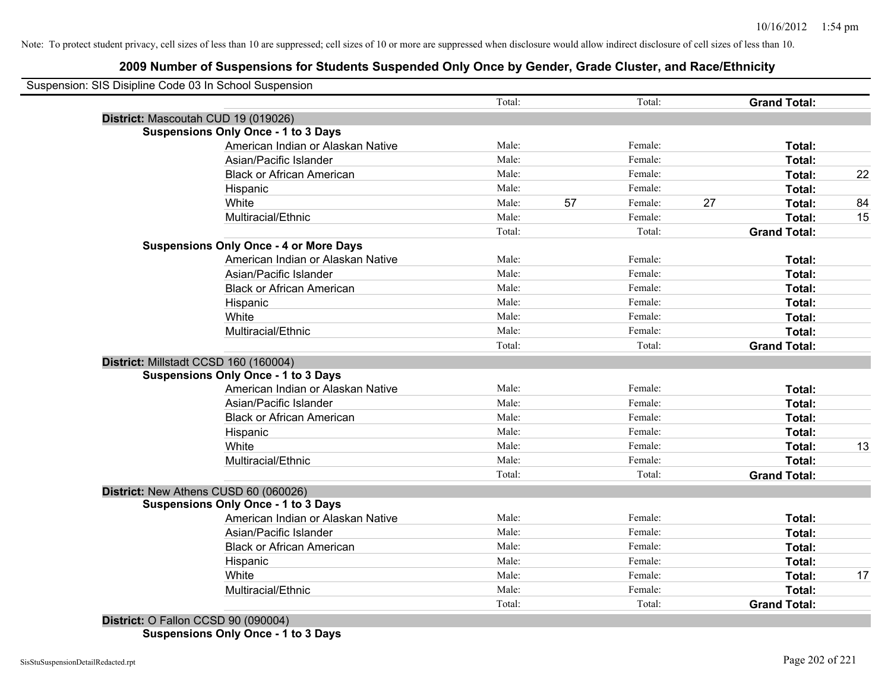Note: To protect student privacy, cell sizes of less than 10 are suppressed; cell sizes of 10 or more are suppressed when disclosure would allow indirect disclosure of cell sizes of less than 10.

# 2009 Number of Suspensions for Students Suspended Only Once by Gender, Grade Cluster, and Race/Ethnicity

Suspension: SIS Disipline Code 03 In School Suspension

| | | | | | | |
|---|---|---|---|---|---|---|
| | Total: | | Total: | | **Grand Total:** | |
| **District:** Mascoutah CUD 19 (019026) | | | | | | |
| **Suspensions Only Once - 1 to 3 Days** | | | | | | |
| American Indian or Alaskan Native | Male: | | Female: | | **Total:** | |
| Asian/Pacific Islander | Male: | | Female: | | **Total:** | |
| Black or African American | Male: | | Female: | | **Total:** | 22 |
| Hispanic | Male: | | Female: | | **Total:** | |
| White | Male: | 57 | Female: | 27 | **Total:** | 84 |
| Multiracial/Ethnic | Male: | | Female: | | **Total:** | 15 |
| | Total: | | Total: | | **Grand Total:** | |
| **Suspensions Only Once - 4 or More Days** | | | | | | |
| American Indian or Alaskan Native | Male: | | Female: | | **Total:** | |
| Asian/Pacific Islander | Male: | | Female: | | **Total:** | |
| Black or African American | Male: | | Female: | | **Total:** | |
| Hispanic | Male: | | Female: | | **Total:** | |
| White | Male: | | Female: | | **Total:** | |
| Multiracial/Ethnic | Male: | | Female: | | **Total:** | |
| | Total: | | Total: | | **Grand Total:** | |
| **District:** Millstadt CCSD 160 (160004) | | | | | | |
| **Suspensions Only Once - 1 to 3 Days** | | | | | | |
| American Indian or Alaskan Native | Male: | | Female: | | **Total:** | |
| Asian/Pacific Islander | Male: | | Female: | | **Total:** | |
| Black or African American | Male: | | Female: | | **Total:** | |
| Hispanic | Male: | | Female: | | **Total:** | |
| White | Male: | | Female: | | **Total:** | 13 |
| Multiracial/Ethnic | Male: | | Female: | | **Total:** | |
| | Total: | | Total: | | **Grand Total:** | |
| **District:** New Athens CUSD 60 (060026) | | | | | | |
| **Suspensions Only Once - 1 to 3 Days** | | | | | | |
| American Indian or Alaskan Native | Male: | | Female: | | **Total:** | |
| Asian/Pacific Islander | Male: | | Female: | | **Total:** | |
| Black or African American | Male: | | Female: | | **Total:** | |
| Hispanic | Male: | | Female: | | **Total:** | |
| White | Male: | | Female: | | **Total:** | 17 |
| Multiracial/Ethnic | Male: | | Female: | | **Total:** | |
| | Total: | | Total: | | **Grand Total:** | |
| **District:** O Fallon CCSD 90 (090004) | | | | | | |
| **Suspensions Only Once - 1 to 3 Days** | | | | | | |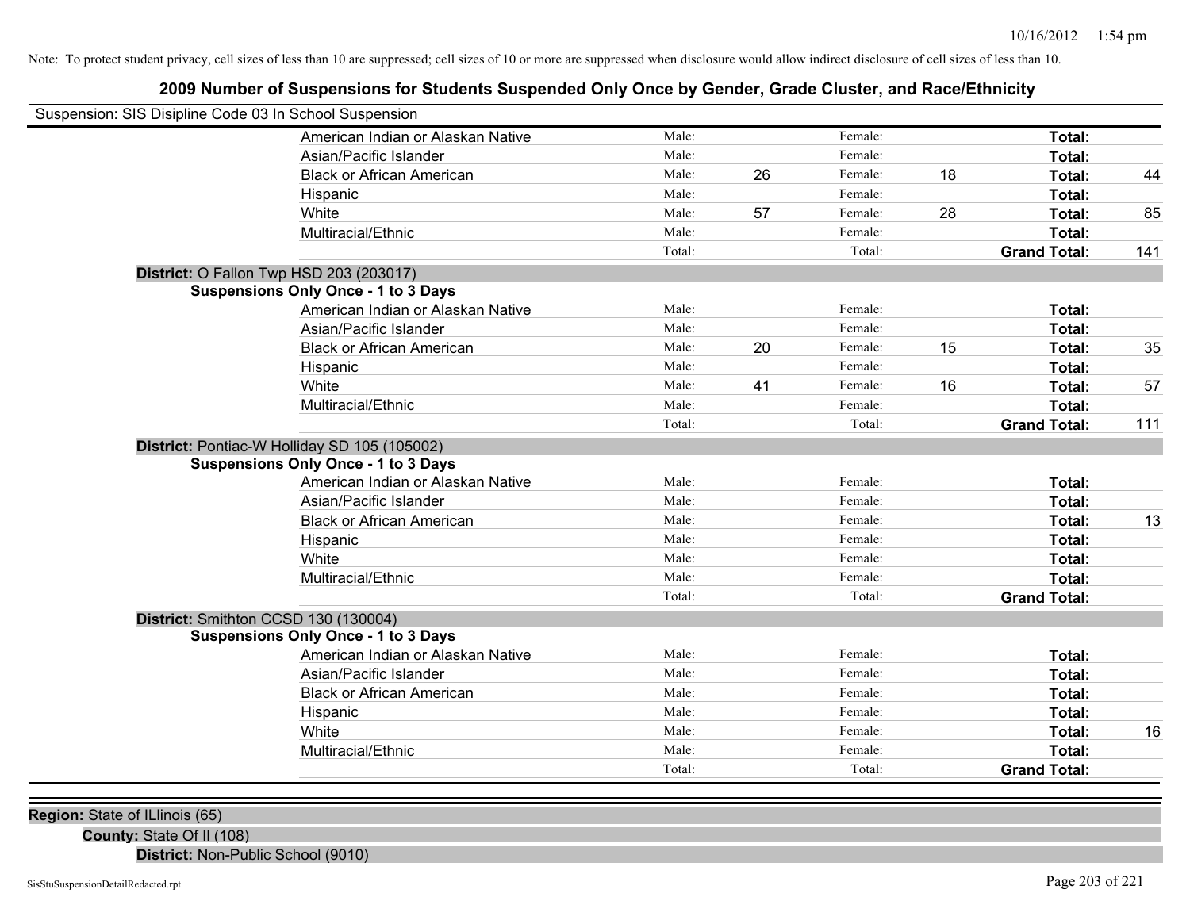Note: To protect student privacy, cell sizes of less than 10 are suppressed; cell sizes of 10 or more are suppressed when disclosure would allow indirect disclosure of cell sizes of less than 10.

## 2009 Number of Suspensions for Students Suspended Only Once by Gender, Grade Cluster, and Race/Ethnicity

Suspension: SIS Disipline Code 03 In School Suspension

| | | | | | | |
|---|---|---|---|---|---|---|
| American Indian or Alaskan Native | Male: | | Female: | | **Total:** | |
| Asian/Pacific Islander | Male: | | Female: | | **Total:** | |
| Black or African American | Male: | 26 | Female: | 18 | **Total:** | 44 |
| Hispanic | Male: | | Female: | | **Total:** | |
| White | Male: | 57 | Female: | 28 | **Total:** | 85 |
| Multiracial/Ethnic | Male: | | Female: | | **Total:** | |
| | Total: | | Total: | | **Grand Total:** | 141 |

**District:** O Fallon Twp HSD 203 (203017)

**Suspensions Only Once - 1 to 3 Days**

| | | | | | | |
|---|---|---|---|---|---|---|
| American Indian or Alaskan Native | Male: | | Female: | | **Total:** | |
| Asian/Pacific Islander | Male: | | Female: | | **Total:** | |
| Black or African American | Male: | 20 | Female: | 15 | **Total:** | 35 |
| Hispanic | Male: | | Female: | | **Total:** | |
| White | Male: | 41 | Female: | 16 | **Total:** | 57 |
| Multiracial/Ethnic | Male: | | Female: | | **Total:** | |
| | Total: | | Total: | | **Grand Total:** | 111 |

**District:** Pontiac-W Holliday SD 105 (105002)

**Suspensions Only Once - 1 to 3 Days**

| | | | | | | |
|---|---|---|---|---|---|---|
| American Indian or Alaskan Native | Male: | | Female: | | **Total:** | |
| Asian/Pacific Islander | Male: | | Female: | | **Total:** | |
| Black or African American | Male: | | Female: | | **Total:** | 13 |
| Hispanic | Male: | | Female: | | **Total:** | |
| White | Male: | | Female: | | **Total:** | |
| Multiracial/Ethnic | Male: | | Female: | | **Total:** | |
| | Total: | | Total: | | **Grand Total:** | |

**District:** Smithton CCSD 130 (130004)

**Suspensions Only Once - 1 to 3 Days**

| | | | | | | |
|---|---|---|---|---|---|---|
| American Indian or Alaskan Native | Male: | | Female: | | **Total:** | |
| Asian/Pacific Islander | Male: | | Female: | | **Total:** | |
| Black or African American | Male: | | Female: | | **Total:** | |
| Hispanic | Male: | | Female: | | **Total:** | |
| White | Male: | | Female: | | **Total:** | 16 |
| Multiracial/Ethnic | Male: | | Female: | | **Total:** | |
| | Total: | | Total: | | **Grand Total:** | |

**Region:** State of ILlinois (65)

**County:** State Of Il (108)

**District:** Non-Public School (9010)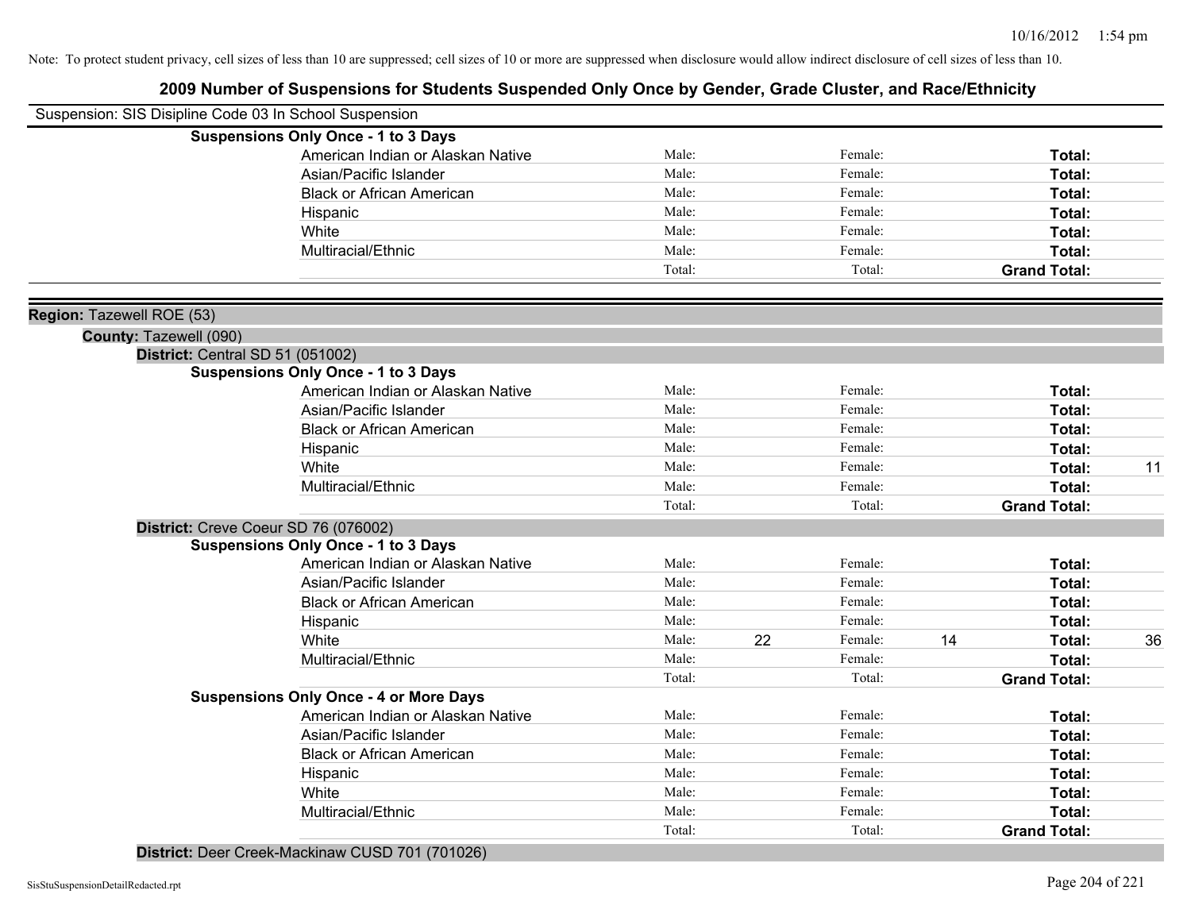Note: To protect student privacy, cell sizes of less than 10 are suppressed; cell sizes of 10 or more are suppressed when disclosure would allow indirect disclosure of cell sizes of less than 10.

# 2009 Number of Suspensions for Students Suspended Only Once by Gender, Grade Cluster, and Race/Ethnicity

Suspension: SIS Disipline Code 03 In School Suspension

**Suspensions Only Once - 1 to 3 Days**

| | | | | | | |
|---|---|---|---|---|---|---|
| American Indian or Alaskan Native | Male: | | Female: | | **Total:** | |
| Asian/Pacific Islander | Male: | | Female: | | **Total:** | |
| Black or African American | Male: | | Female: | | **Total:** | |
| Hispanic | Male: | | Female: | | **Total:** | |
| White | Male: | | Female: | | **Total:** | |
| Multiracial/Ethnic | Male: | | Female: | | **Total:** | |
| | Total: | | Total: | | **Grand Total:** | |

**Region:** Tazewell ROE (53)

**County:** Tazewell (090)

**District:** Central SD 51 (051002)

**Suspensions Only Once - 1 to 3 Days**

| | | | | | | |
|---|---|---|---|---|---|---|
| American Indian or Alaskan Native | Male: | | Female: | | **Total:** | |
| Asian/Pacific Islander | Male: | | Female: | | **Total:** | |
| Black or African American | Male: | | Female: | | **Total:** | |
| Hispanic | Male: | | Female: | | **Total:** | |
| White | Male: | | Female: | | **Total:** | 11 |
| Multiracial/Ethnic | Male: | | Female: | | **Total:** | |
| | Total: | | Total: | | **Grand Total:** | |

**District:** Creve Coeur SD 76 (076002)

**Suspensions Only Once - 1 to 3 Days**

| | | | | | | |
|---|---|---|---|---|---|---|
| American Indian or Alaskan Native | Male: | | Female: | | **Total:** | |
| Asian/Pacific Islander | Male: | | Female: | | **Total:** | |
| Black or African American | Male: | | Female: | | **Total:** | |
| Hispanic | Male: | | Female: | | **Total:** | |
| White | Male: | 22 | Female: | 14 | **Total:** | 36 |
| Multiracial/Ethnic | Male: | | Female: | | **Total:** | |
| | Total: | | Total: | | **Grand Total:** | |

**Suspensions Only Once - 4 or More Days**

| | | | | | | |
|---|---|---|---|---|---|---|
| American Indian or Alaskan Native | Male: | | Female: | | **Total:** | |
| Asian/Pacific Islander | Male: | | Female: | | **Total:** | |
| Black or African American | Male: | | Female: | | **Total:** | |
| Hispanic | Male: | | Female: | | **Total:** | |
| White | Male: | | Female: | | **Total:** | |
| Multiracial/Ethnic | Male: | | Female: | | **Total:** | |
| | Total: | | Total: | | **Grand Total:** | |

**District:** Deer Creek-Mackinaw CUSD 701 (701026)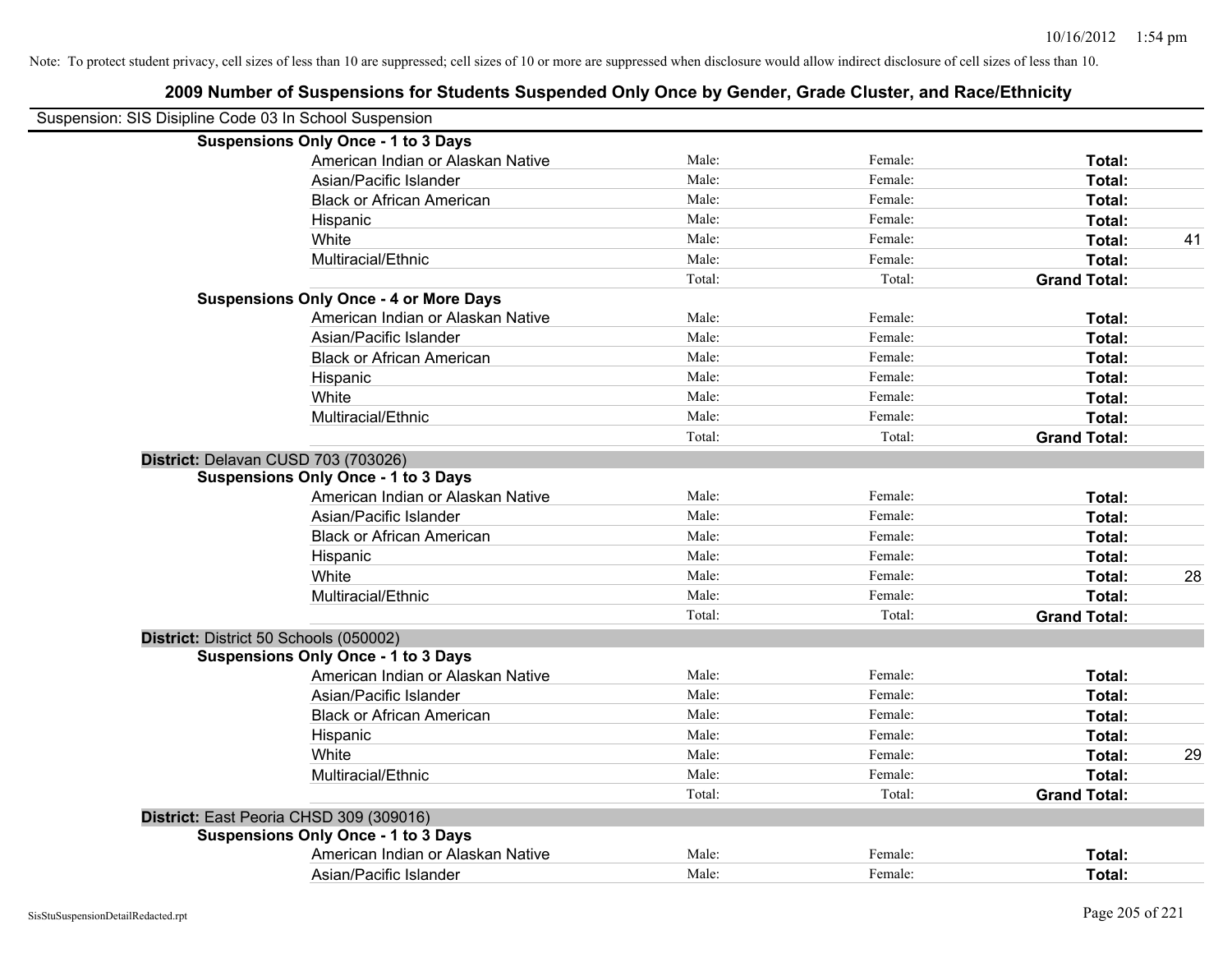Note: To protect student privacy, cell sizes of less than 10 are suppressed; cell sizes of 10 or more are suppressed when disclosure would allow indirect disclosure of cell sizes of less than 10.

## 2009 Number of Suspensions for Students Suspended Only Once by Gender, Grade Cluster, and Race/Ethnicity

Suspension: SIS Disipline Code 03 In School Suspension

| | | | | |
|---|---|---|---|---|
| **Suspensions Only Once - 1 to 3 Days** | | | | |
| American Indian or Alaskan Native | Male: | Female: | **Total:** | |
| Asian/Pacific Islander | Male: | Female: | **Total:** | |
| Black or African American | Male: | Female: | **Total:** | |
| Hispanic | Male: | Female: | **Total:** | |
| White | Male: | Female: | **Total:** | 41 |
| Multiracial/Ethnic | Male: | Female: | **Total:** | |
| | Total: | Total: | **Grand Total:** | |
| **Suspensions Only Once - 4 or More Days** | | | | |
| American Indian or Alaskan Native | Male: | Female: | **Total:** | |
| Asian/Pacific Islander | Male: | Female: | **Total:** | |
| Black or African American | Male: | Female: | **Total:** | |
| Hispanic | Male: | Female: | **Total:** | |
| White | Male: | Female: | **Total:** | |
| Multiracial/Ethnic | Male: | Female: | **Total:** | |
| | Total: | Total: | **Grand Total:** | |
| **District:** Delavan CUSD 703 (703026) | | | | |
| **Suspensions Only Once - 1 to 3 Days** | | | | |
| American Indian or Alaskan Native | Male: | Female: | **Total:** | |
| Asian/Pacific Islander | Male: | Female: | **Total:** | |
| Black or African American | Male: | Female: | **Total:** | |
| Hispanic | Male: | Female: | **Total:** | |
| White | Male: | Female: | **Total:** | 28 |
| Multiracial/Ethnic | Male: | Female: | **Total:** | |
| | Total: | Total: | **Grand Total:** | |
| **District:** District 50 Schools (050002) | | | | |
| **Suspensions Only Once - 1 to 3 Days** | | | | |
| American Indian or Alaskan Native | Male: | Female: | **Total:** | |
| Asian/Pacific Islander | Male: | Female: | **Total:** | |
| Black or African American | Male: | Female: | **Total:** | |
| Hispanic | Male: | Female: | **Total:** | |
| White | Male: | Female: | **Total:** | 29 |
| Multiracial/Ethnic | Male: | Female: | **Total:** | |
| | Total: | Total: | **Grand Total:** | |
| **District:** East Peoria CHSD 309 (309016) | | | | |
| **Suspensions Only Once - 1 to 3 Days** | | | | |
| American Indian or Alaskan Native | Male: | Female: | **Total:** | |
| Asian/Pacific Islander | Male: | Female: | **Total:** | |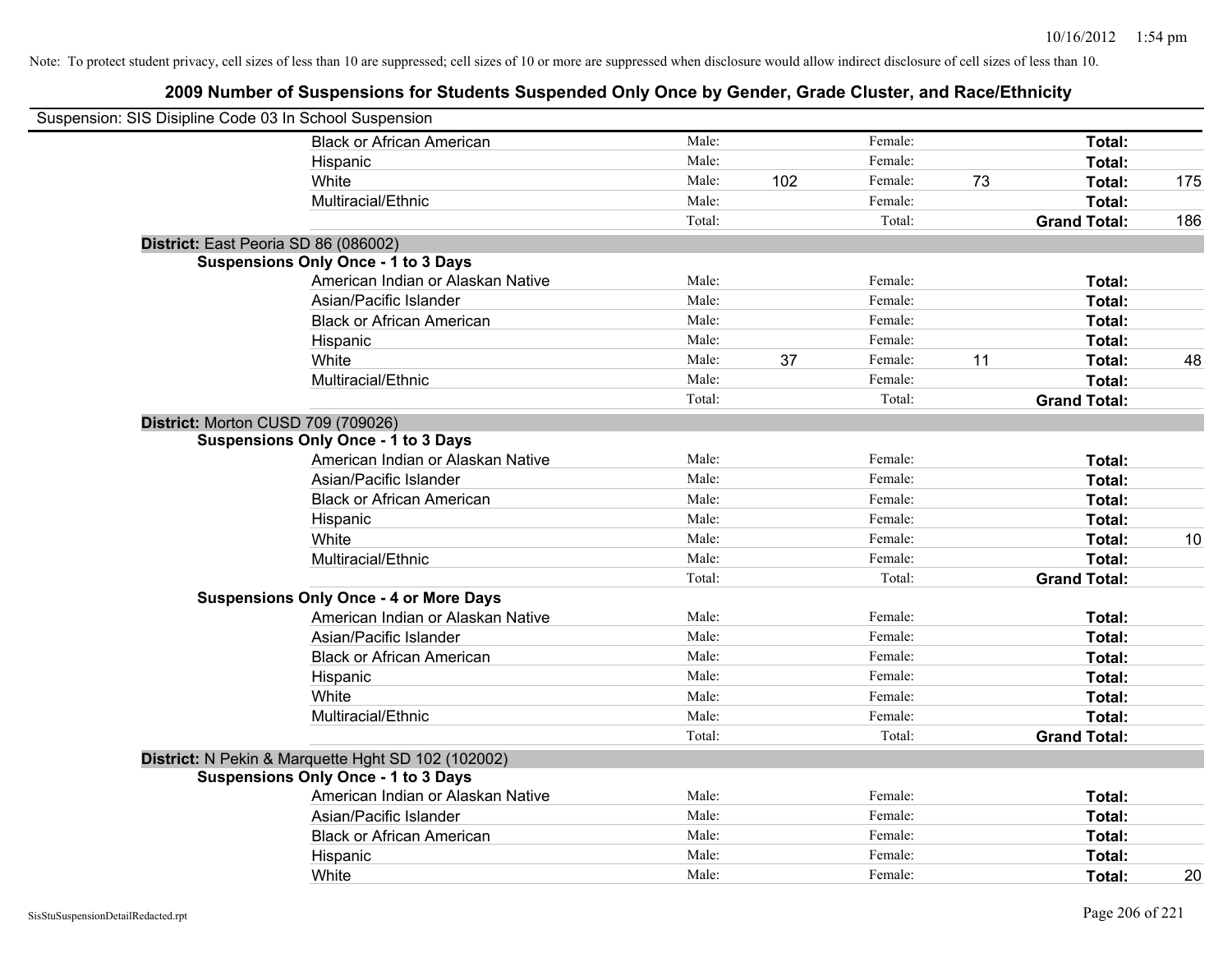Note: To protect student privacy, cell sizes of less than 10 are suppressed; cell sizes of 10 or more are suppressed when disclosure would allow indirect disclosure of cell sizes of less than 10.

## 2009 Number of Suspensions for Students Suspended Only Once by Gender, Grade Cluster, and Race/Ethnicity

Suspension: SIS Disipline Code 03 In School Suspension

| | | | | | | |
|---|---|---|---|---|---|---|
| Black or African American | Male: | | Female: | | **Total:** | |
| Hispanic | Male: | | Female: | | **Total:** | |
| White | Male: | 102 | Female: | 73 | **Total:** | 175 |
| Multiracial/Ethnic | Male: | | Female: | | **Total:** | |
| | Total: | | Total: | | **Grand Total:** | 186 |

**District:** East Peoria SD 86 (086002)

**Suspensions Only Once - 1 to 3 Days**

| | | | | | | |
|---|---|---|---|---|---|---|
| American Indian or Alaskan Native | Male: | | Female: | | **Total:** | |
| Asian/Pacific Islander | Male: | | Female: | | **Total:** | |
| Black or African American | Male: | | Female: | | **Total:** | |
| Hispanic | Male: | | Female: | | **Total:** | |
| White | Male: | 37 | Female: | 11 | **Total:** | 48 |
| Multiracial/Ethnic | Male: | | Female: | | **Total:** | |
| | Total: | | Total: | | **Grand Total:** | |

**District:** Morton CUSD 709 (709026)

**Suspensions Only Once - 1 to 3 Days**

| | | | | | | |
|---|---|---|---|---|---|---|
| American Indian or Alaskan Native | Male: | | Female: | | **Total:** | |
| Asian/Pacific Islander | Male: | | Female: | | **Total:** | |
| Black or African American | Male: | | Female: | | **Total:** | |
| Hispanic | Male: | | Female: | | **Total:** | |
| White | Male: | | Female: | | **Total:** | 10 |
| Multiracial/Ethnic | Male: | | Female: | | **Total:** | |
| | Total: | | Total: | | **Grand Total:** | |

**Suspensions Only Once - 4 or More Days**

| | | | | | | |
|---|---|---|---|---|---|---|
| American Indian or Alaskan Native | Male: | | Female: | | **Total:** | |
| Asian/Pacific Islander | Male: | | Female: | | **Total:** | |
| Black or African American | Male: | | Female: | | **Total:** | |
| Hispanic | Male: | | Female: | | **Total:** | |
| White | Male: | | Female: | | **Total:** | |
| Multiracial/Ethnic | Male: | | Female: | | **Total:** | |
| | Total: | | Total: | | **Grand Total:** | |

**District:** N Pekin & Marquette Hght SD 102 (102002)

**Suspensions Only Once - 1 to 3 Days**

| | | | | | | |
|---|---|---|---|---|---|---|
| American Indian or Alaskan Native | Male: | | Female: | | **Total:** | |
| Asian/Pacific Islander | Male: | | Female: | | **Total:** | |
| Black or African American | Male: | | Female: | | **Total:** | |
| Hispanic | Male: | | Female: | | **Total:** | |
| White | Male: | | Female: | | **Total:** | 20 |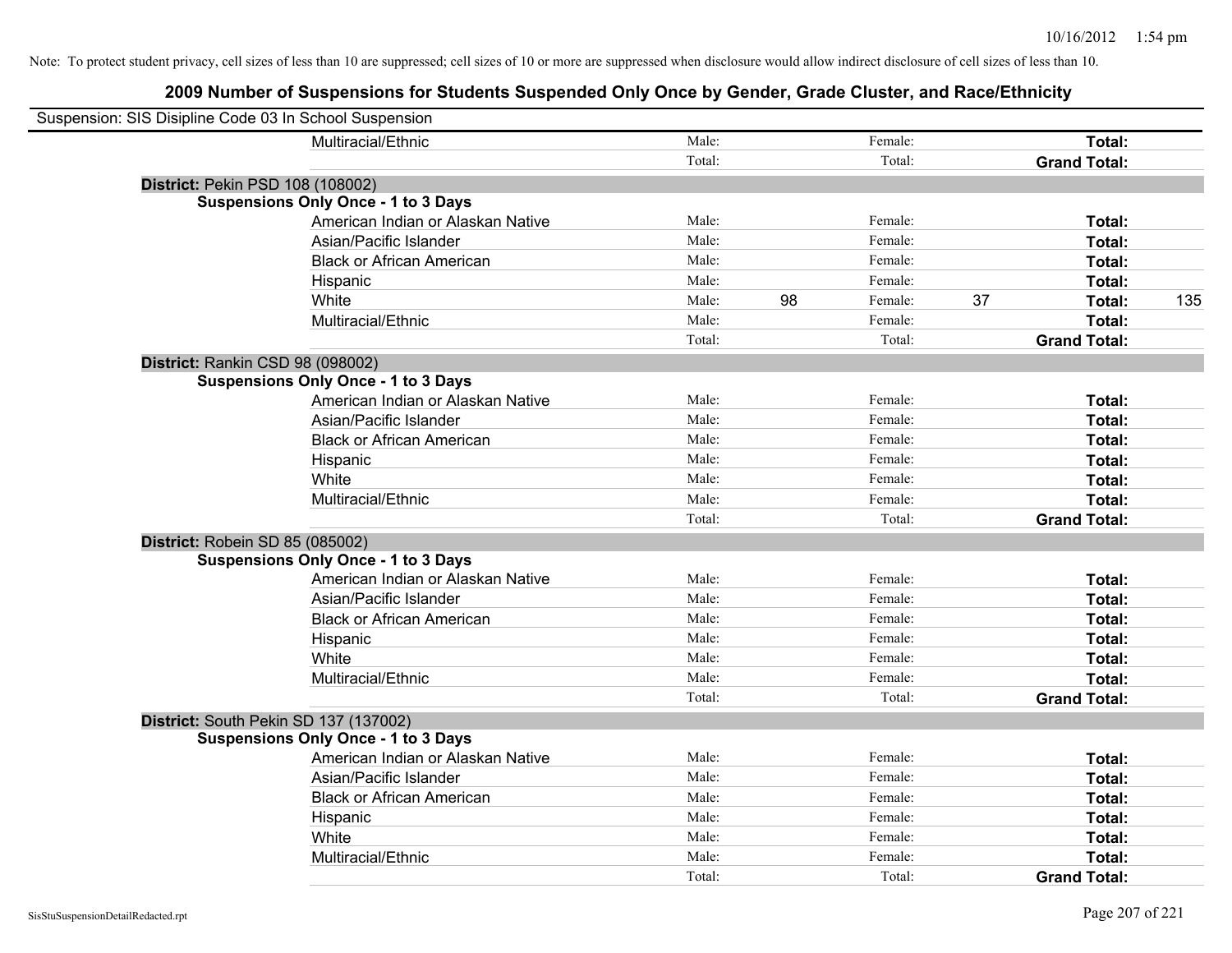Note: To protect student privacy, cell sizes of less than 10 are suppressed; cell sizes of 10 or more are suppressed when disclosure would allow indirect disclosure of cell sizes of less than 10.

## 2009 Number of Suspensions for Students Suspended Only Once by Gender, Grade Cluster, and Race/Ethnicity

Suspension: SIS Disipline Code 03 In School Suspension

| | | | | | | |
|---|---|---|---|---|---|---|
| Multiracial/Ethnic | Male: | | Female: | | **Total:** | |
| | Total: | | Total: | | **Grand Total:** | |

**District:** Pekin PSD 108 (108002)

**Suspensions Only Once - 1 to 3 Days**

| | | | | | | |
|---|---|---|---|---|---|---|
| American Indian or Alaskan Native | Male: | | Female: | | **Total:** | |
| Asian/Pacific Islander | Male: | | Female: | | **Total:** | |
| Black or African American | Male: | | Female: | | **Total:** | |
| Hispanic | Male: | | Female: | | **Total:** | |
| White | Male: | 98 | Female: | 37 | **Total:** | 135 |
| Multiracial/Ethnic | Male: | | Female: | | **Total:** | |
| | Total: | | Total: | | **Grand Total:** | |

**District:** Rankin CSD 98 (098002)

**Suspensions Only Once - 1 to 3 Days**

| | | | | | | |
|---|---|---|---|---|---|---|
| American Indian or Alaskan Native | Male: | | Female: | | **Total:** | |
| Asian/Pacific Islander | Male: | | Female: | | **Total:** | |
| Black or African American | Male: | | Female: | | **Total:** | |
| Hispanic | Male: | | Female: | | **Total:** | |
| White | Male: | | Female: | | **Total:** | |
| Multiracial/Ethnic | Male: | | Female: | | **Total:** | |
| | Total: | | Total: | | **Grand Total:** | |

**District:** Robein SD 85 (085002)

**Suspensions Only Once - 1 to 3 Days**

| | | | | | | |
|---|---|---|---|---|---|---|
| American Indian or Alaskan Native | Male: | | Female: | | **Total:** | |
| Asian/Pacific Islander | Male: | | Female: | | **Total:** | |
| Black or African American | Male: | | Female: | | **Total:** | |
| Hispanic | Male: | | Female: | | **Total:** | |
| White | Male: | | Female: | | **Total:** | |
| Multiracial/Ethnic | Male: | | Female: | | **Total:** | |
| | Total: | | Total: | | **Grand Total:** | |

**District:** South Pekin SD 137 (137002)

**Suspensions Only Once - 1 to 3 Days**

| | | | | | | |
|---|---|---|---|---|---|---|
| American Indian or Alaskan Native | Male: | | Female: | | **Total:** | |
| Asian/Pacific Islander | Male: | | Female: | | **Total:** | |
| Black or African American | Male: | | Female: | | **Total:** | |
| Hispanic | Male: | | Female: | | **Total:** | |
| White | Male: | | Female: | | **Total:** | |
| Multiracial/Ethnic | Male: | | Female: | | **Total:** | |
| | Total: | | Total: | | **Grand Total:** | |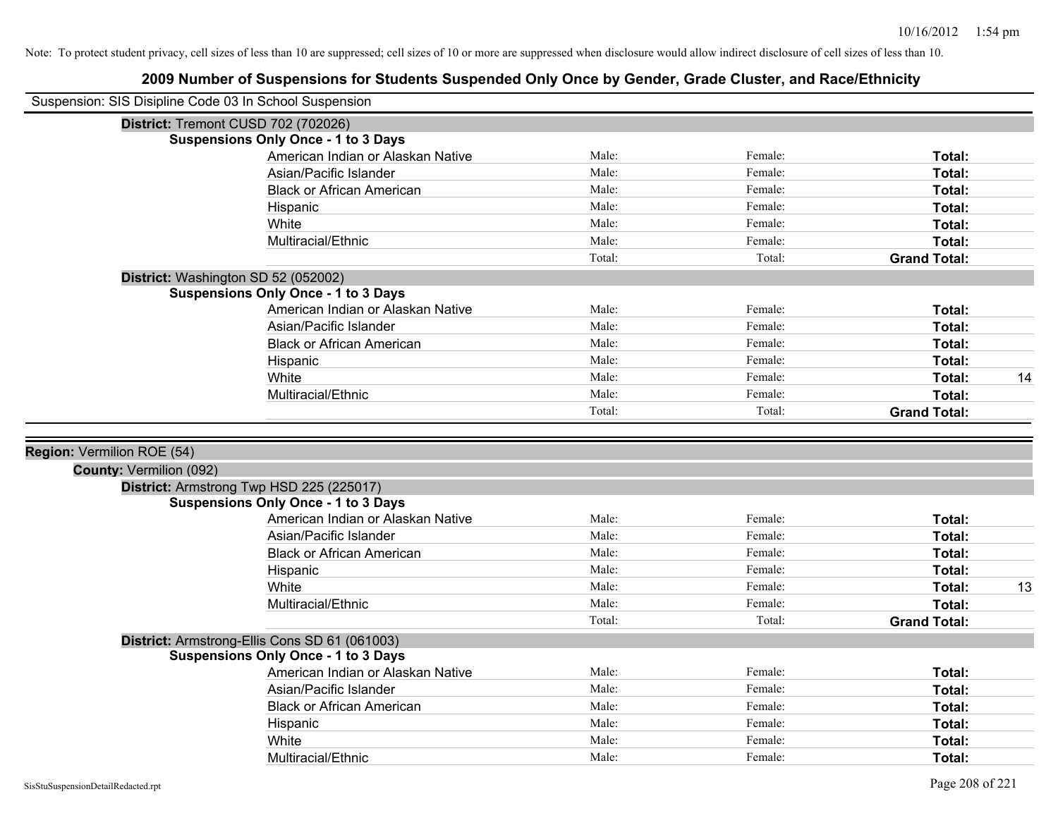Note: To protect student privacy, cell sizes of less than 10 are suppressed; cell sizes of 10 or more are suppressed when disclosure would allow indirect disclosure of cell sizes of less than 10.

## 2009 Number of Suspensions for Students Suspended Only Once by Gender, Grade Cluster, and Race/Ethnicity

Suspension: SIS Disipline Code 03 In School Suspension

**District:** Tremont CUSD 702 (702026)

**Suspensions Only Once - 1 to 3 Days**

| | | | | |
|---|---|---|---|---|
| American Indian or Alaskan Native | Male: | Female: | **Total:** | |
| Asian/Pacific Islander | Male: | Female: | **Total:** | |
| Black or African American | Male: | Female: | **Total:** | |
| Hispanic | Male: | Female: | **Total:** | |
| White | Male: | Female: | **Total:** | |
| Multiracial/Ethnic | Male: | Female: | **Total:** | |
| | Total: | Total: | **Grand Total:** | |

**District:** Washington SD 52 (052002)

**Suspensions Only Once - 1 to 3 Days**

| | | | | |
|---|---|---|---|---|
| American Indian or Alaskan Native | Male: | Female: | **Total:** | |
| Asian/Pacific Islander | Male: | Female: | **Total:** | |
| Black or African American | Male: | Female: | **Total:** | |
| Hispanic | Male: | Female: | **Total:** | |
| White | Male: | Female: | **Total:** | 14 |
| Multiracial/Ethnic | Male: | Female: | **Total:** | |
| | Total: | Total: | **Grand Total:** | |

**Region:** Vermilion ROE (54)

**County:** Vermilion (092)

**District:** Armstrong Twp HSD 225 (225017)

**Suspensions Only Once - 1 to 3 Days**

| | | | | |
|---|---|---|---|---|
| American Indian or Alaskan Native | Male: | Female: | **Total:** | |
| Asian/Pacific Islander | Male: | Female: | **Total:** | |
| Black or African American | Male: | Female: | **Total:** | |
| Hispanic | Male: | Female: | **Total:** | |
| White | Male: | Female: | **Total:** | 13 |
| Multiracial/Ethnic | Male: | Female: | **Total:** | |
| | Total: | Total: | **Grand Total:** | |

**District:** Armstrong-Ellis Cons SD 61 (061003)

**Suspensions Only Once - 1 to 3 Days**

| | | | | |
|---|---|---|---|---|
| American Indian or Alaskan Native | Male: | Female: | **Total:** | |
| Asian/Pacific Islander | Male: | Female: | **Total:** | |
| Black or African American | Male: | Female: | **Total:** | |
| Hispanic | Male: | Female: | **Total:** | |
| White | Male: | Female: | **Total:** | |
| Multiracial/Ethnic | Male: | Female: | **Total:** | |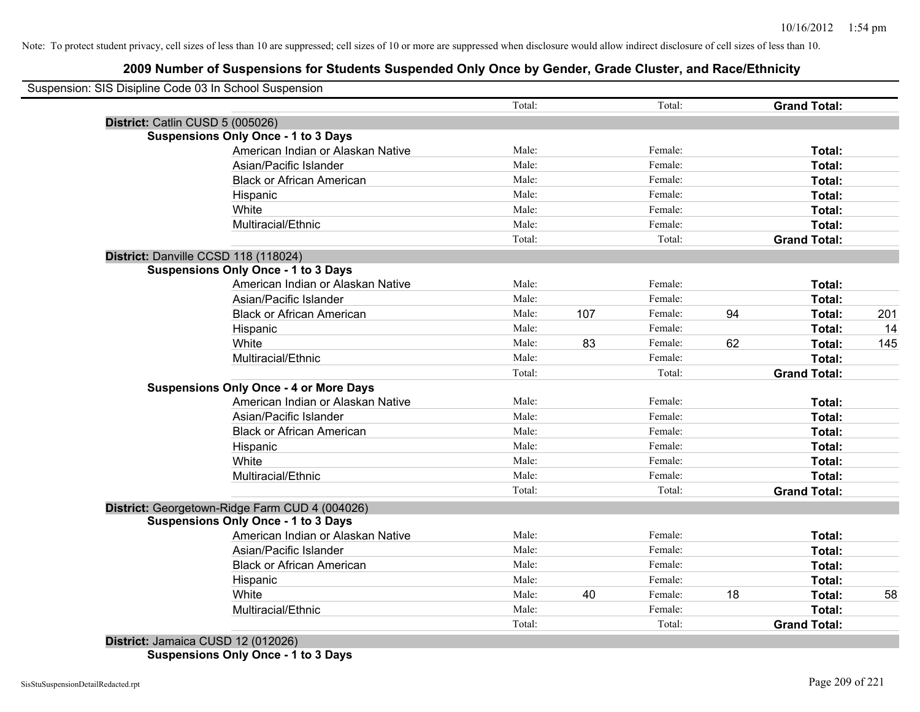Note: To protect student privacy, cell sizes of less than 10 are suppressed; cell sizes of 10 or more are suppressed when disclosure would allow indirect disclosure of cell sizes of less than 10.

## 2009 Number of Suspensions for Students Suspended Only Once by Gender, Grade Cluster, and Race/Ethnicity

Suspension: SIS Disipline Code 03 In School Suspension

| | | | | | | | |
|---|---|---|---|---|---|---|---|
| | Total: | | Total: | | **Grand Total:** | |

**District:** Catlin CUSD 5 (005026)

**Suspensions Only Once - 1 to 3 Days**

| | | | | | | |
|---|---|---|---|---|---|---|
| American Indian or Alaskan Native | Male: | | Female: | | **Total:** | |
| Asian/Pacific Islander | Male: | | Female: | | **Total:** | |
| Black or African American | Male: | | Female: | | **Total:** | |
| Hispanic | Male: | | Female: | | **Total:** | |
| White | Male: | | Female: | | **Total:** | |
| Multiracial/Ethnic | Male: | | Female: | | **Total:** | |
| | Total: | | Total: | | **Grand Total:** | |

**District:** Danville CCSD 118 (118024)

**Suspensions Only Once - 1 to 3 Days**

| | | | | | | |
|---|---|---|---|---|---|---|
| American Indian or Alaskan Native | Male: | | Female: | | **Total:** | |
| Asian/Pacific Islander | Male: | | Female: | | **Total:** | |
| Black or African American | Male: | 107 | Female: | 94 | **Total:** | 201 |
| Hispanic | Male: | | Female: | | **Total:** | 14 |
| White | Male: | 83 | Female: | 62 | **Total:** | 145 |
| Multiracial/Ethnic | Male: | | Female: | | **Total:** | |
| | Total: | | Total: | | **Grand Total:** | |

**Suspensions Only Once - 4 or More Days**

| | | | | | | |
|---|---|---|---|---|---|---|
| American Indian or Alaskan Native | Male: | | Female: | | **Total:** | |
| Asian/Pacific Islander | Male: | | Female: | | **Total:** | |
| Black or African American | Male: | | Female: | | **Total:** | |
| Hispanic | Male: | | Female: | | **Total:** | |
| White | Male: | | Female: | | **Total:** | |
| Multiracial/Ethnic | Male: | | Female: | | **Total:** | |
| | Total: | | Total: | | **Grand Total:** | |

**District:** Georgetown-Ridge Farm CUD 4 (004026)

**Suspensions Only Once - 1 to 3 Days**

| | | | | | | |
|---|---|---|---|---|---|---|
| American Indian or Alaskan Native | Male: | | Female: | | **Total:** | |
| Asian/Pacific Islander | Male: | | Female: | | **Total:** | |
| Black or African American | Male: | | Female: | | **Total:** | |
| Hispanic | Male: | | Female: | | **Total:** | |
| White | Male: | 40 | Female: | 18 | **Total:** | 58 |
| Multiracial/Ethnic | Male: | | Female: | | **Total:** | |
| | Total: | | Total: | | **Grand Total:** | |

**District:** Jamaica CUSD 12 (012026)

**Suspensions Only Once - 1 to 3 Days**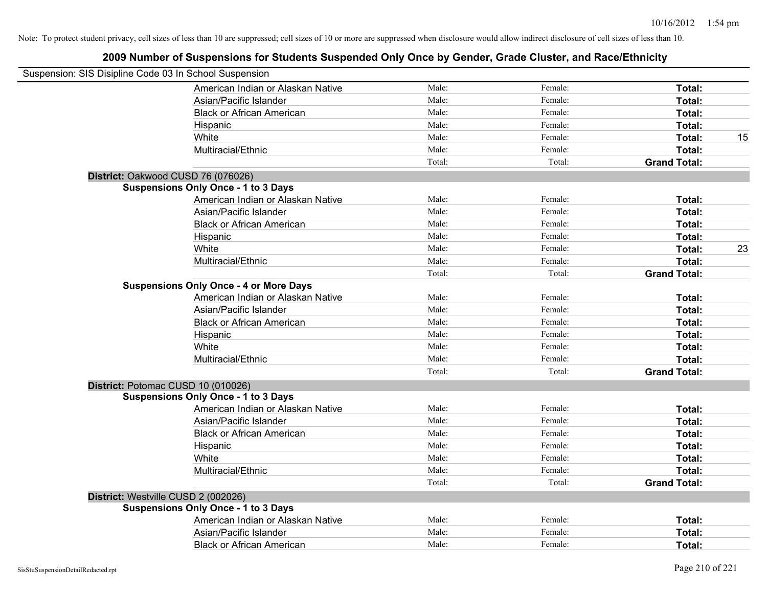Note: To protect student privacy, cell sizes of less than 10 are suppressed; cell sizes of 10 or more are suppressed when disclosure would allow indirect disclosure of cell sizes of less than 10.

# 2009 Number of Suspensions for Students Suspended Only Once by Gender, Grade Cluster, and Race/Ethnicity

Suspension: SIS Disipline Code 03 In School Suspension

| | | | | |
|---|---|---|---|---|
| American Indian or Alaskan Native | Male: | Female: | **Total:** | |
| Asian/Pacific Islander | Male: | Female: | **Total:** | |
| Black or African American | Male: | Female: | **Total:** | |
| Hispanic | Male: | Female: | **Total:** | |
| White | Male: | Female: | **Total:** | 15 |
| Multiracial/Ethnic | Male: | Female: | **Total:** | |
| | Total: | Total: | **Grand Total:** | |

**District:** Oakwood CUSD 76 (076026)

**Suspensions Only Once - 1 to 3 Days**

| | | | | |
|---|---|---|---|---|
| American Indian or Alaskan Native | Male: | Female: | **Total:** | |
| Asian/Pacific Islander | Male: | Female: | **Total:** | |
| Black or African American | Male: | Female: | **Total:** | |
| Hispanic | Male: | Female: | **Total:** | |
| White | Male: | Female: | **Total:** | 23 |
| Multiracial/Ethnic | Male: | Female: | **Total:** | |
| | Total: | Total: | **Grand Total:** | |

**Suspensions Only Once - 4 or More Days**

| | | | | |
|---|---|---|---|---|
| American Indian or Alaskan Native | Male: | Female: | **Total:** | |
| Asian/Pacific Islander | Male: | Female: | **Total:** | |
| Black or African American | Male: | Female: | **Total:** | |
| Hispanic | Male: | Female: | **Total:** | |
| White | Male: | Female: | **Total:** | |
| Multiracial/Ethnic | Male: | Female: | **Total:** | |
| | Total: | Total: | **Grand Total:** | |

**District:** Potomac CUSD 10 (010026)

**Suspensions Only Once - 1 to 3 Days**

| | | | | |
|---|---|---|---|---|
| American Indian or Alaskan Native | Male: | Female: | **Total:** | |
| Asian/Pacific Islander | Male: | Female: | **Total:** | |
| Black or African American | Male: | Female: | **Total:** | |
| Hispanic | Male: | Female: | **Total:** | |
| White | Male: | Female: | **Total:** | |
| Multiracial/Ethnic | Male: | Female: | **Total:** | |
| | Total: | Total: | **Grand Total:** | |

**District:** Westville CUSD 2 (002026)

**Suspensions Only Once - 1 to 3 Days**

| | | | | |
|---|---|---|---|---|
| American Indian or Alaskan Native | Male: | Female: | **Total:** | |
| Asian/Pacific Islander | Male: | Female: | **Total:** | |
| Black or African American | Male: | Female: | **Total:** | |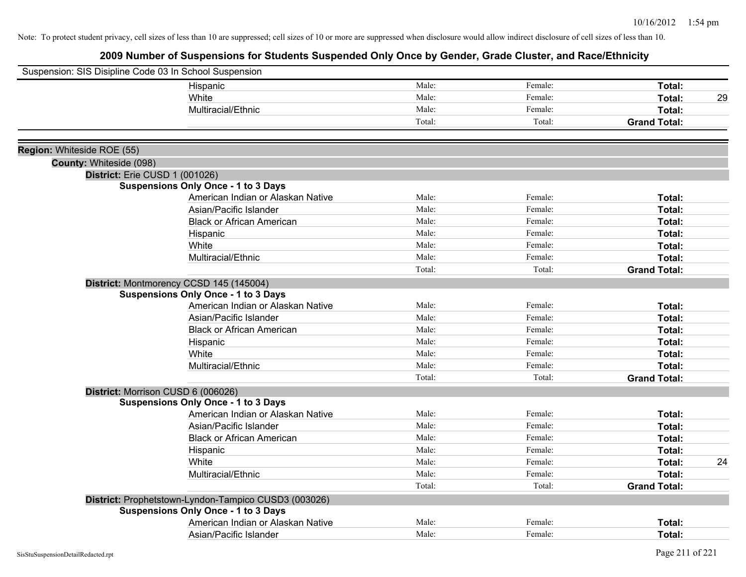Note: To protect student privacy, cell sizes of less than 10 are suppressed; cell sizes of 10 or more are suppressed when disclosure would allow indirect disclosure of cell sizes of less than 10.

## 2009 Number of Suspensions for Students Suspended Only Once by Gender, Grade Cluster, and Race/Ethnicity

Suspension: SIS Disipline Code 03 In School Suspension

| | | | | |
|---|---|---|---|---|
| Hispanic | Male: | Female: | Total: | |
| White | Male: | Female: | Total: | 29 |
| Multiracial/Ethnic | Male: | Female: | Total: | |
| | Total: | Total: | Grand Total: | |

**Region:** Whiteside ROE (55)

**County:** Whiteside (098)

**District:** Erie CUSD 1 (001026)

**Suspensions Only Once - 1 to 3 Days**

| | | | | |
|---|---|---|---|---|
| American Indian or Alaskan Native | Male: | Female: | Total: | |
| Asian/Pacific Islander | Male: | Female: | Total: | |
| Black or African American | Male: | Female: | Total: | |
| Hispanic | Male: | Female: | Total: | |
| White | Male: | Female: | Total: | |
| Multiracial/Ethnic | Male: | Female: | Total: | |
| | Total: | Total: | Grand Total: | |

**District:** Montmorency CCSD 145 (145004)

**Suspensions Only Once - 1 to 3 Days**

| | | | | |
|---|---|---|---|---|
| American Indian or Alaskan Native | Male: | Female: | Total: | |
| Asian/Pacific Islander | Male: | Female: | Total: | |
| Black or African American | Male: | Female: | Total: | |
| Hispanic | Male: | Female: | Total: | |
| White | Male: | Female: | Total: | |
| Multiracial/Ethnic | Male: | Female: | Total: | |
| | Total: | Total: | Grand Total: | |

**District:** Morrison CUSD 6 (006026)

**Suspensions Only Once - 1 to 3 Days**

| | | | | |
|---|---|---|---|---|
| American Indian or Alaskan Native | Male: | Female: | Total: | |
| Asian/Pacific Islander | Male: | Female: | Total: | |
| Black or African American | Male: | Female: | Total: | |
| Hispanic | Male: | Female: | Total: | |
| White | Male: | Female: | Total: | 24 |
| Multiracial/Ethnic | Male: | Female: | Total: | |
| | Total: | Total: | Grand Total: | |

**District:** Prophetstown-Lyndon-Tampico CUSD3 (003026)

**Suspensions Only Once - 1 to 3 Days**

| | | | | |
|---|---|---|---|---|
| American Indian or Alaskan Native | Male: | Female: | Total: | |
| Asian/Pacific Islander | Male: | Female: | Total: | |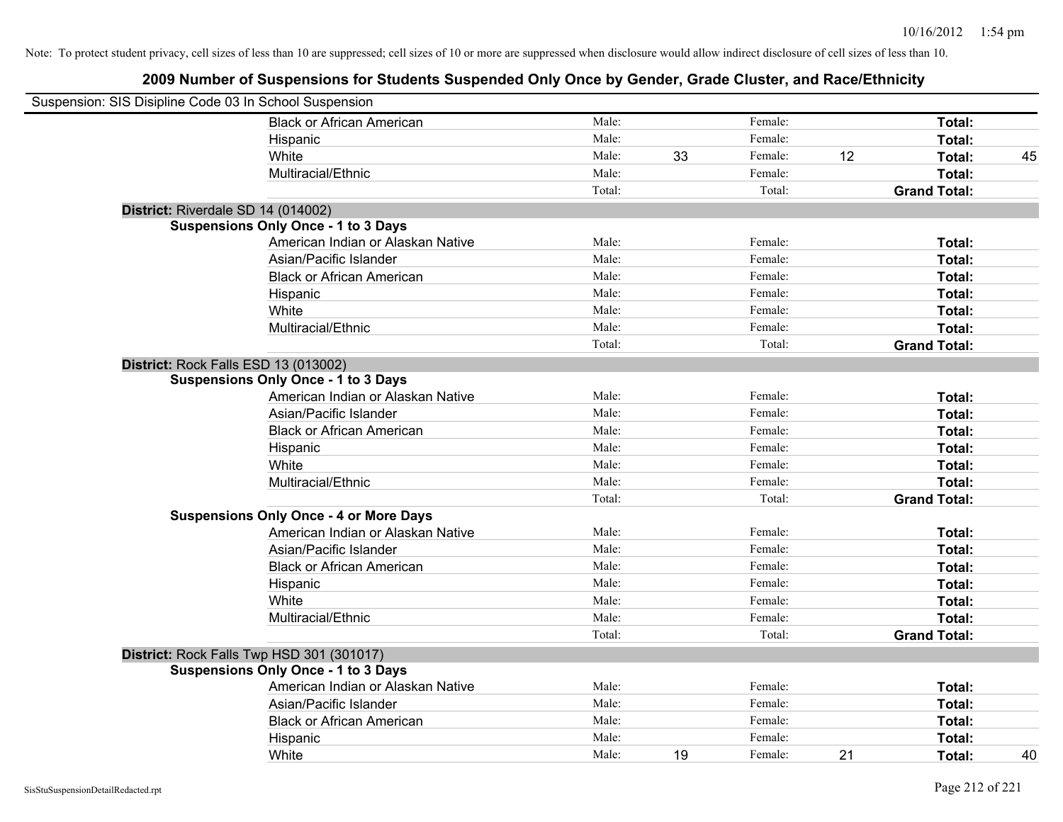Note: To protect student privacy, cell sizes of less than 10 are suppressed; cell sizes of 10 or more are suppressed when disclosure would allow indirect disclosure of cell sizes of less than 10.

## 2009 Number of Suspensions for Students Suspended Only Once by Gender, Grade Cluster, and Race/Ethnicity

Suspension: SIS Disipline Code 03 In School Suspension

| | | | | | | |
|---|---|---|---|---|---|---|
| Black or African American | Male: | | Female: | | Total: | |
| Hispanic | Male: | | Female: | | Total: | |
| White | Male: | 33 | Female: | 12 | Total: | 45 |
| Multiracial/Ethnic | Male: | | Female: | | Total: | |
| | Total: | | Total: | | Grand Total: | |

**District:** Riverdale SD 14 (014002)

**Suspensions Only Once - 1 to 3 Days**

| | | | | | | |
|---|---|---|---|---|---|---|
| American Indian or Alaskan Native | Male: | | Female: | | Total: | |
| Asian/Pacific Islander | Male: | | Female: | | Total: | |
| Black or African American | Male: | | Female: | | Total: | |
| Hispanic | Male: | | Female: | | Total: | |
| White | Male: | | Female: | | Total: | |
| Multiracial/Ethnic | Male: | | Female: | | Total: | |
| | Total: | | Total: | | Grand Total: | |

**District:** Rock Falls ESD 13 (013002)

**Suspensions Only Once - 1 to 3 Days**

| | | | | | | |
|---|---|---|---|---|---|---|
| American Indian or Alaskan Native | Male: | | Female: | | Total: | |
| Asian/Pacific Islander | Male: | | Female: | | Total: | |
| Black or African American | Male: | | Female: | | Total: | |
| Hispanic | Male: | | Female: | | Total: | |
| White | Male: | | Female: | | Total: | |
| Multiracial/Ethnic | Male: | | Female: | | Total: | |
| | Total: | | Total: | | Grand Total: | |

**Suspensions Only Once - 4 or More Days**

| | | | | | | |
|---|---|---|---|---|---|---|
| American Indian or Alaskan Native | Male: | | Female: | | Total: | |
| Asian/Pacific Islander | Male: | | Female: | | Total: | |
| Black or African American | Male: | | Female: | | Total: | |
| Hispanic | Male: | | Female: | | Total: | |
| White | Male: | | Female: | | Total: | |
| Multiracial/Ethnic | Male: | | Female: | | Total: | |
| | Total: | | Total: | | Grand Total: | |

**District:** Rock Falls Twp HSD 301 (301017)

**Suspensions Only Once - 1 to 3 Days**

| | | | | | | |
|---|---|---|---|---|---|---|
| American Indian or Alaskan Native | Male: | | Female: | | Total: | |
| Asian/Pacific Islander | Male: | | Female: | | Total: | |
| Black or African American | Male: | | Female: | | Total: | |
| Hispanic | Male: | | Female: | | Total: | |
| White | Male: | 19 | Female: | 21 | Total: | 40 |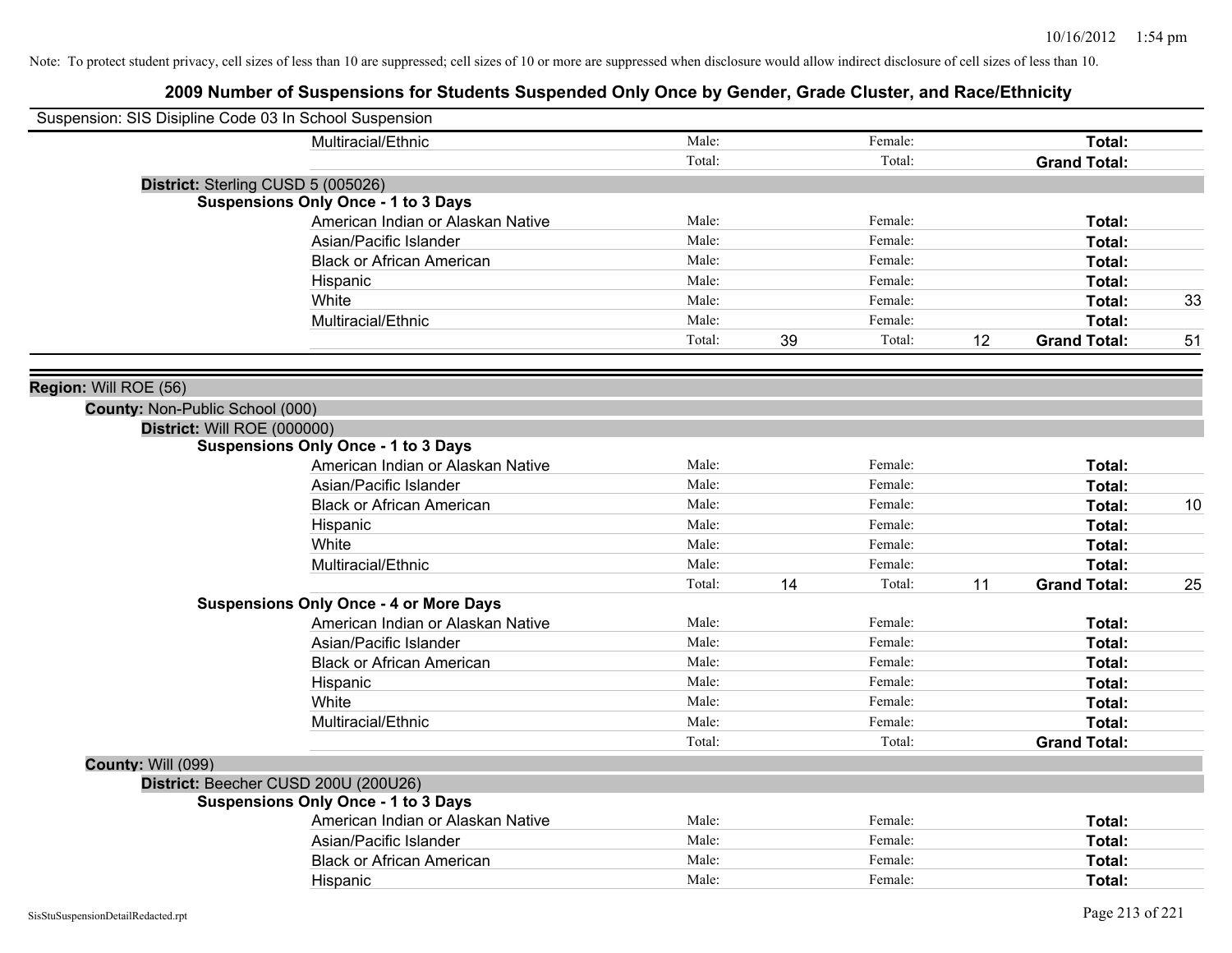Note: To protect student privacy, cell sizes of less than 10 are suppressed; cell sizes of 10 or more are suppressed when disclosure would allow indirect disclosure of cell sizes of less than 10.

## 2009 Number of Suspensions for Students Suspended Only Once by Gender, Grade Cluster, and Race/Ethnicity

Suspension: SIS Disipline Code 03 In School Suspension

| | | | | | |
|---|---|---|---|---|---|
| Multiracial/Ethnic | Male: | Female: | | **Total:** | |
| | Total: | Total: | | **Grand Total:** | |

**District:** Sterling CUSD 5 (005026)

**Suspensions Only Once - 1 to 3 Days**

| | | | | | | |
|---|---|---|---|---|---|---|
| American Indian or Alaskan Native | Male: | | Female: | | **Total:** | |
| Asian/Pacific Islander | Male: | | Female: | | **Total:** | |
| Black or African American | Male: | | Female: | | **Total:** | |
| Hispanic | Male: | | Female: | | **Total:** | |
| White | Male: | | Female: | | **Total:** | 33 |
| Multiracial/Ethnic | Male: | | Female: | | **Total:** | |
| | Total: | 39 | Total: | 12 | **Grand Total:** | 51 |

**Region:** Will ROE (56)

**County:** Non-Public School (000)

**District:** Will ROE (000000)

**Suspensions Only Once - 1 to 3 Days**

| | | | | | | |
|---|---|---|---|---|---|---|
| American Indian or Alaskan Native | Male: | | Female: | | **Total:** | |
| Asian/Pacific Islander | Male: | | Female: | | **Total:** | |
| Black or African American | Male: | | Female: | | **Total:** | 10 |
| Hispanic | Male: | | Female: | | **Total:** | |
| White | Male: | | Female: | | **Total:** | |
| Multiracial/Ethnic | Male: | | Female: | | **Total:** | |
| | Total: | 14 | Total: | 11 | **Grand Total:** | 25 |

**Suspensions Only Once - 4 or More Days**

| | | | | | | |
|---|---|---|---|---|---|---|
| American Indian or Alaskan Native | Male: | | Female: | | **Total:** | |
| Asian/Pacific Islander | Male: | | Female: | | **Total:** | |
| Black or African American | Male: | | Female: | | **Total:** | |
| Hispanic | Male: | | Female: | | **Total:** | |
| White | Male: | | Female: | | **Total:** | |
| Multiracial/Ethnic | Male: | | Female: | | **Total:** | |
| | Total: | | Total: | | **Grand Total:** | |

**County:** Will (099)

**District:** Beecher CUSD 200U (200U26)

**Suspensions Only Once - 1 to 3 Days**

| | | | | | | |
|---|---|---|---|---|---|---|
| American Indian or Alaskan Native | Male: | | Female: | | **Total:** | |
| Asian/Pacific Islander | Male: | | Female: | | **Total:** | |
| Black or African American | Male: | | Female: | | **Total:** | |
| Hispanic | Male: | | Female: | | **Total:** | |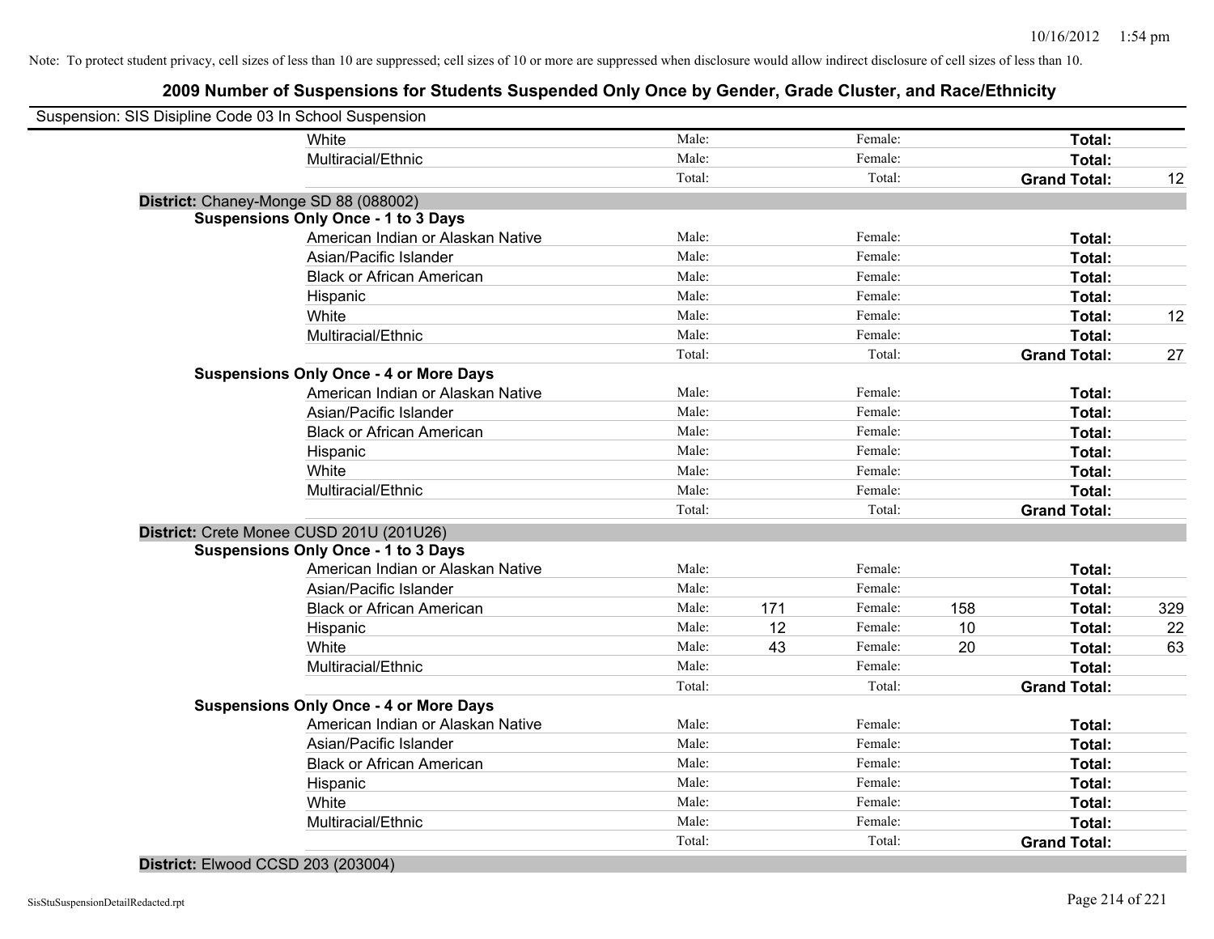Note: To protect student privacy, cell sizes of less than 10 are suppressed; cell sizes of 10 or more are suppressed when disclosure would allow indirect disclosure of cell sizes of less than 10.

# 2009 Number of Suspensions for Students Suspended Only Once by Gender, Grade Cluster, and Race/Ethnicity

Suspension: SIS Disipline Code 03 In School Suspension

| | | | | | | |
|---|---|---|---|---|---|---|
| White | Male: | | Female: | | **Total:** | |
| Multiracial/Ethnic | Male: | | Female: | | **Total:** | |
| | Total: | | Total: | | **Grand Total:** | 12 |

**District:** Chaney-Monge SD 88 (088002)

**Suspensions Only Once - 1 to 3 Days**

| | | | | | | |
|---|---|---|---|---|---|---|
| American Indian or Alaskan Native | Male: | | Female: | | **Total:** | |
| Asian/Pacific Islander | Male: | | Female: | | **Total:** | |
| Black or African American | Male: | | Female: | | **Total:** | |
| Hispanic | Male: | | Female: | | **Total:** | |
| White | Male: | | Female: | | **Total:** | 12 |
| Multiracial/Ethnic | Male: | | Female: | | **Total:** | |
| | Total: | | Total: | | **Grand Total:** | 27 |

**Suspensions Only Once - 4 or More Days**

| | | | | | | |
|---|---|---|---|---|---|---|
| American Indian or Alaskan Native | Male: | | Female: | | **Total:** | |
| Asian/Pacific Islander | Male: | | Female: | | **Total:** | |
| Black or African American | Male: | | Female: | | **Total:** | |
| Hispanic | Male: | | Female: | | **Total:** | |
| White | Male: | | Female: | | **Total:** | |
| Multiracial/Ethnic | Male: | | Female: | | **Total:** | |
| | Total: | | Total: | | **Grand Total:** | |

**District:** Crete Monee CUSD 201U (201U26)

**Suspensions Only Once - 1 to 3 Days**

| | | | | | | |
|---|---|---|---|---|---|---|
| American Indian or Alaskan Native | Male: | | Female: | | **Total:** | |
| Asian/Pacific Islander | Male: | | Female: | | **Total:** | |
| Black or African American | Male: | 171 | Female: | 158 | **Total:** | 329 |
| Hispanic | Male: | 12 | Female: | 10 | **Total:** | 22 |
| White | Male: | 43 | Female: | 20 | **Total:** | 63 |
| Multiracial/Ethnic | Male: | | Female: | | **Total:** | |
| | Total: | | Total: | | **Grand Total:** | |

**Suspensions Only Once - 4 or More Days**

| | | | | | | |
|---|---|---|---|---|---|---|
| American Indian or Alaskan Native | Male: | | Female: | | **Total:** | |
| Asian/Pacific Islander | Male: | | Female: | | **Total:** | |
| Black or African American | Male: | | Female: | | **Total:** | |
| Hispanic | Male: | | Female: | | **Total:** | |
| White | Male: | | Female: | | **Total:** | |
| Multiracial/Ethnic | Male: | | Female: | | **Total:** | |
| | Total: | | Total: | | **Grand Total:** | |

**District:** Elwood CCSD 203 (203004)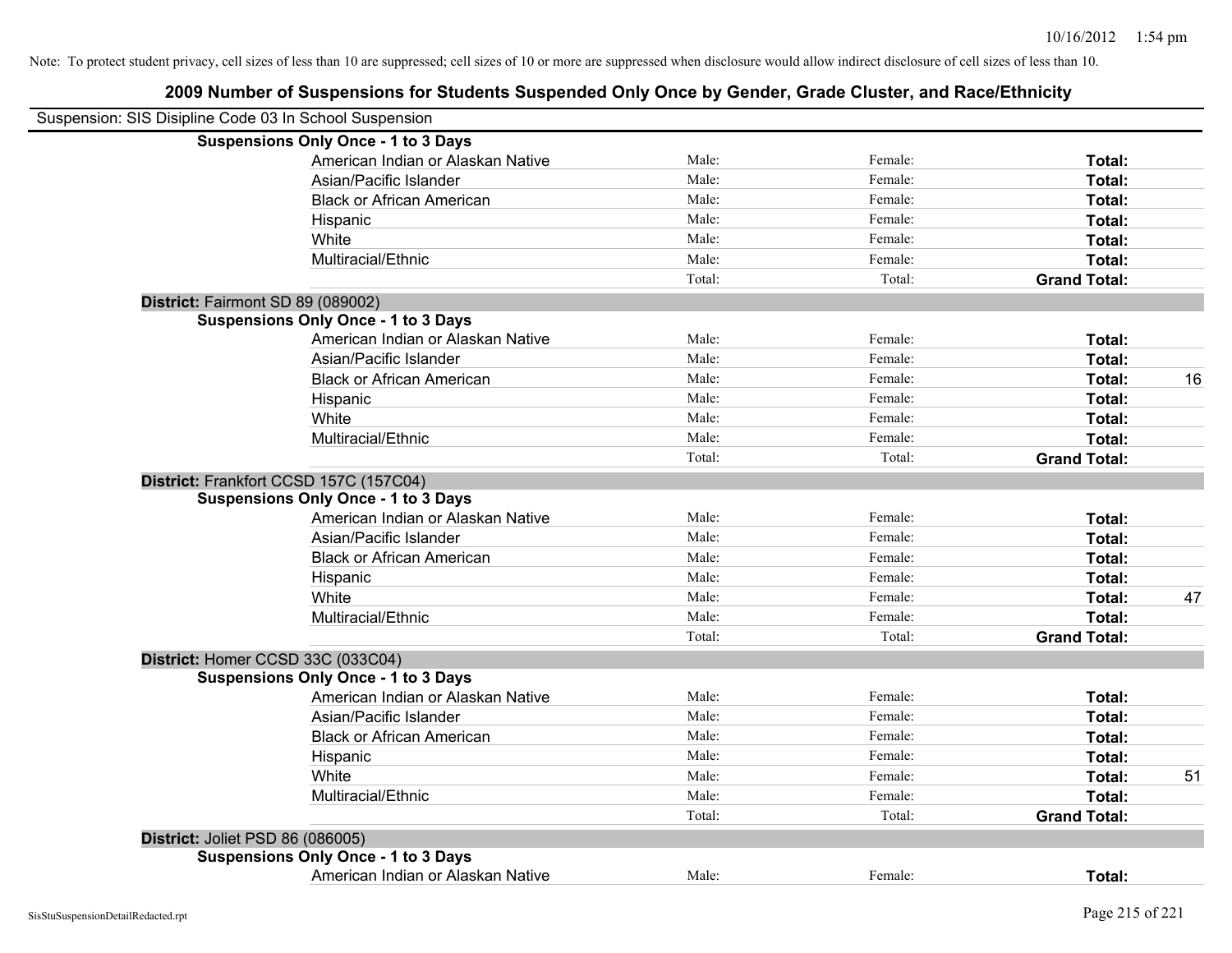Note: To protect student privacy, cell sizes of less than 10 are suppressed; cell sizes of 10 or more are suppressed when disclosure would allow indirect disclosure of cell sizes of less than 10.

## 2009 Number of Suspensions for Students Suspended Only Once by Gender, Grade Cluster, and Race/Ethnicity

Suspension: SIS Disipline Code 03 In School Suspension

| | | | | |
|---|---|---|---|---|
| **Suspensions Only Once - 1 to 3 Days** | | | | |
| American Indian or Alaskan Native | Male: | Female: | **Total:** | |
| Asian/Pacific Islander | Male: | Female: | **Total:** | |
| Black or African American | Male: | Female: | **Total:** | |
| Hispanic | Male: | Female: | **Total:** | |
| White | Male: | Female: | **Total:** | |
| Multiracial/Ethnic | Male: | Female: | **Total:** | |
| | Total: | Total: | **Grand Total:** | |
| **District:** Fairmont SD 89 (089002) | | | | |
| **Suspensions Only Once - 1 to 3 Days** | | | | |
| American Indian or Alaskan Native | Male: | Female: | **Total:** | |
| Asian/Pacific Islander | Male: | Female: | **Total:** | |
| Black or African American | Male: | Female: | **Total:** | 16 |
| Hispanic | Male: | Female: | **Total:** | |
| White | Male: | Female: | **Total:** | |
| Multiracial/Ethnic | Male: | Female: | **Total:** | |
| | Total: | Total: | **Grand Total:** | |
| **District:** Frankfort CCSD 157C (157C04) | | | | |
| **Suspensions Only Once - 1 to 3 Days** | | | | |
| American Indian or Alaskan Native | Male: | Female: | **Total:** | |
| Asian/Pacific Islander | Male: | Female: | **Total:** | |
| Black or African American | Male: | Female: | **Total:** | |
| Hispanic | Male: | Female: | **Total:** | |
| White | Male: | Female: | **Total:** | 47 |
| Multiracial/Ethnic | Male: | Female: | **Total:** | |
| | Total: | Total: | **Grand Total:** | |
| **District:** Homer CCSD 33C (033C04) | | | | |
| **Suspensions Only Once - 1 to 3 Days** | | | | |
| American Indian or Alaskan Native | Male: | Female: | **Total:** | |
| Asian/Pacific Islander | Male: | Female: | **Total:** | |
| Black or African American | Male: | Female: | **Total:** | |
| Hispanic | Male: | Female: | **Total:** | |
| White | Male: | Female: | **Total:** | 51 |
| Multiracial/Ethnic | Male: | Female: | **Total:** | |
| | Total: | Total: | **Grand Total:** | |
| **District:** Joliet PSD 86 (086005) | | | | |
| **Suspensions Only Once - 1 to 3 Days** | | | | |
| American Indian or Alaskan Native | Male: | Female: | **Total:** | |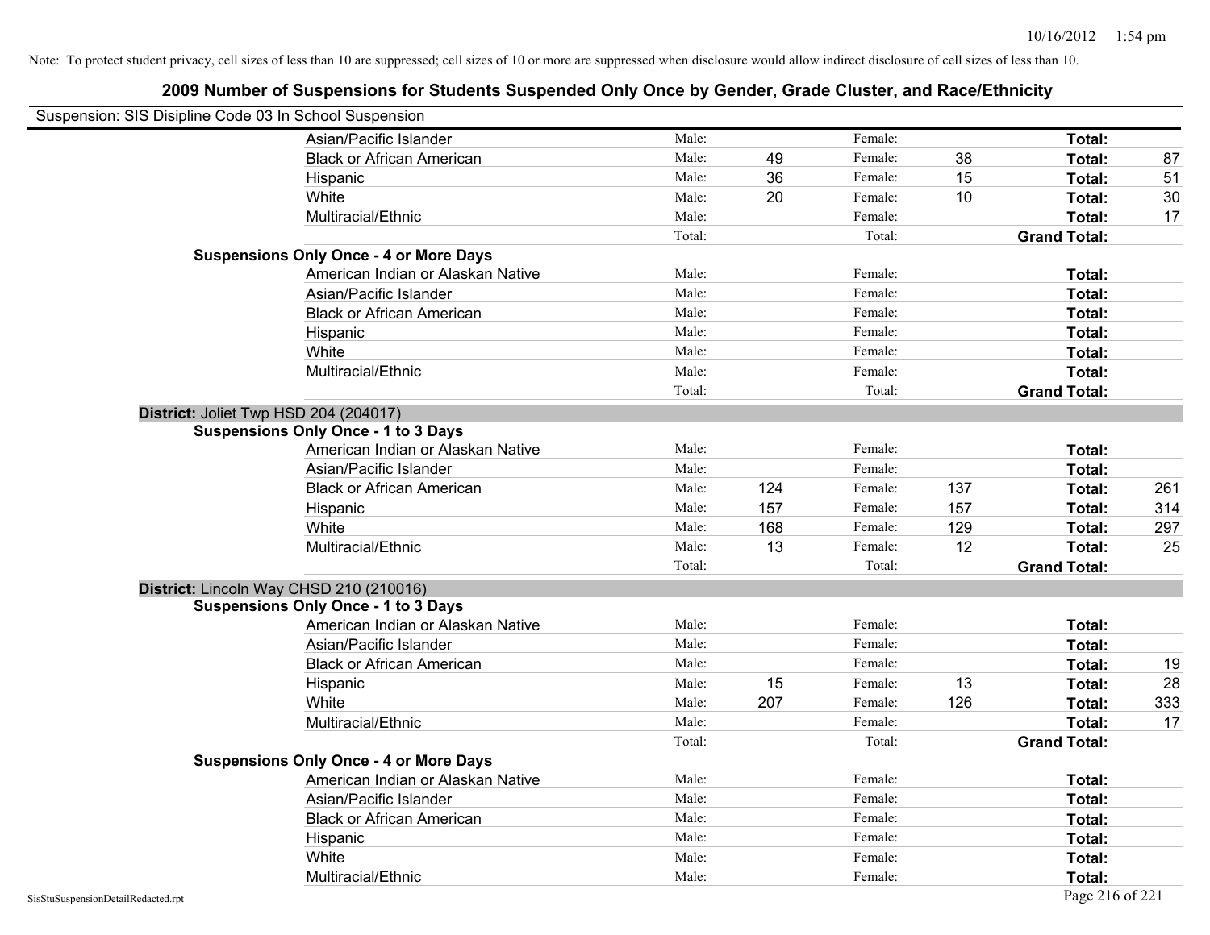Note: To protect student privacy, cell sizes of less than 10 are suppressed; cell sizes of 10 or more are suppressed when disclosure would allow indirect disclosure of cell sizes of less than 10.

## 2009 Number of Suspensions for Students Suspended Only Once by Gender, Grade Cluster, and Race/Ethnicity

Suspension: SIS Disipline Code 03 In School Suspension

| | | | | | | |
|---|---|---|---|---|---|---|
| Asian/Pacific Islander | Male: | | Female: | | **Total:** | |
| Black or African American | Male: | 49 | Female: | 38 | **Total:** | 87 |
| Hispanic | Male: | 36 | Female: | 15 | **Total:** | 51 |
| White | Male: | 20 | Female: | 10 | **Total:** | 30 |
| Multiracial/Ethnic | Male: | | Female: | | **Total:** | 17 |
| | Total: | | Total: | | **Grand Total:** | |
| **Suspensions Only Once - 4 or More Days** | | | | | | |
| American Indian or Alaskan Native | Male: | | Female: | | **Total:** | |
| Asian/Pacific Islander | Male: | | Female: | | **Total:** | |
| Black or African American | Male: | | Female: | | **Total:** | |
| Hispanic | Male: | | Female: | | **Total:** | |
| White | Male: | | Female: | | **Total:** | |
| Multiracial/Ethnic | Male: | | Female: | | **Total:** | |
| | Total: | | Total: | | **Grand Total:** | |

**District:** Joliet Twp HSD 204 (204017)

| | | | | | | |
|---|---|---|---|---|---|---|
| **Suspensions Only Once - 1 to 3 Days** | | | | | | |
| American Indian or Alaskan Native | Male: | | Female: | | **Total:** | |
| Asian/Pacific Islander | Male: | | Female: | | **Total:** | |
| Black or African American | Male: | 124 | Female: | 137 | **Total:** | 261 |
| Hispanic | Male: | 157 | Female: | 157 | **Total:** | 314 |
| White | Male: | 168 | Female: | 129 | **Total:** | 297 |
| Multiracial/Ethnic | Male: | 13 | Female: | 12 | **Total:** | 25 |
| | Total: | | Total: | | **Grand Total:** | |

**District:** Lincoln Way CHSD 210 (210016)

| | | | | | | |
|---|---|---|---|---|---|---|
| **Suspensions Only Once - 1 to 3 Days** | | | | | | |
| American Indian or Alaskan Native | Male: | | Female: | | **Total:** | |
| Asian/Pacific Islander | Male: | | Female: | | **Total:** | |
| Black or African American | Male: | | Female: | | **Total:** | 19 |
| Hispanic | Male: | 15 | Female: | 13 | **Total:** | 28 |
| White | Male: | 207 | Female: | 126 | **Total:** | 333 |
| Multiracial/Ethnic | Male: | | Female: | | **Total:** | 17 |
| | Total: | | Total: | | **Grand Total:** | |
| **Suspensions Only Once - 4 or More Days** | | | | | | |
| American Indian or Alaskan Native | Male: | | Female: | | **Total:** | |
| Asian/Pacific Islander | Male: | | Female: | | **Total:** | |
| Black or African American | Male: | | Female: | | **Total:** | |
| Hispanic | Male: | | Female: | | **Total:** | |
| White | Male: | | Female: | | **Total:** | |
| Multiracial/Ethnic | Male: | | Female: | | **Total:** | |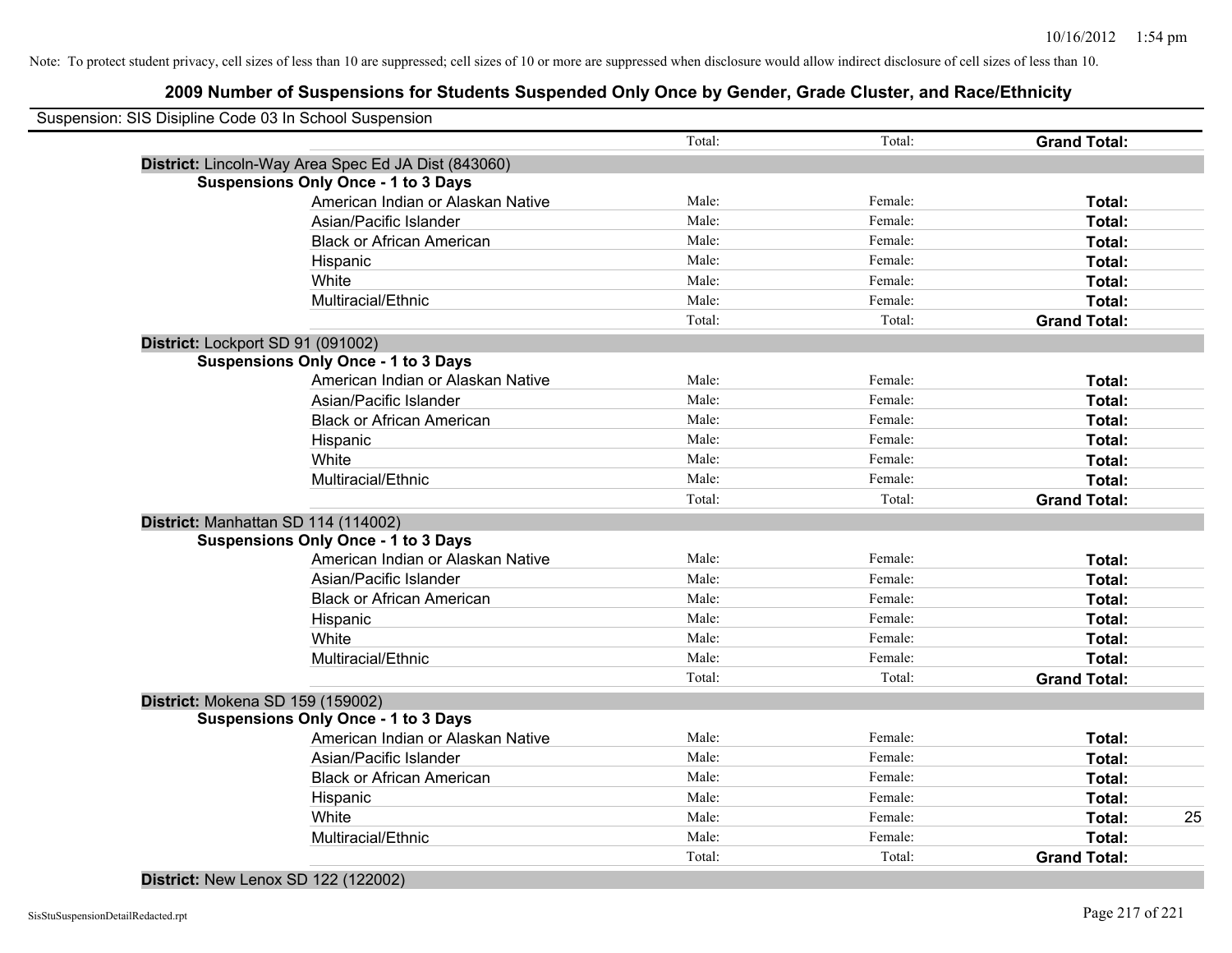Note: To protect student privacy, cell sizes of less than 10 are suppressed; cell sizes of 10 or more are suppressed when disclosure would allow indirect disclosure of cell sizes of less than 10.

## 2009 Number of Suspensions for Students Suspended Only Once by Gender, Grade Cluster, and Race/Ethnicity

Suspension: SIS Disipline Code 03 In School Suspension

| | Total: | Total: | Grand Total: | |
|---|---|---|---|---|
| **District:** Lincoln-Way Area Spec Ed JA Dist (843060) | | | | |
| **Suspensions Only Once - 1 to 3 Days** | | | | |
| American Indian or Alaskan Native | Male: | Female: | **Total:** | |
| Asian/Pacific Islander | Male: | Female: | **Total:** | |
| Black or African American | Male: | Female: | **Total:** | |
| Hispanic | Male: | Female: | **Total:** | |
| White | Male: | Female: | **Total:** | |
| Multiracial/Ethnic | Male: | Female: | **Total:** | |
| | Total: | Total: | **Grand Total:** | |
| **District:** Lockport SD 91 (091002) | | | | |
| **Suspensions Only Once - 1 to 3 Days** | | | | |
| American Indian or Alaskan Native | Male: | Female: | **Total:** | |
| Asian/Pacific Islander | Male: | Female: | **Total:** | |
| Black or African American | Male: | Female: | **Total:** | |
| Hispanic | Male: | Female: | **Total:** | |
| White | Male: | Female: | **Total:** | |
| Multiracial/Ethnic | Male: | Female: | **Total:** | |
| | Total: | Total: | **Grand Total:** | |
| **District:** Manhattan SD 114 (114002) | | | | |
| **Suspensions Only Once - 1 to 3 Days** | | | | |
| American Indian or Alaskan Native | Male: | Female: | **Total:** | |
| Asian/Pacific Islander | Male: | Female: | **Total:** | |
| Black or African American | Male: | Female: | **Total:** | |
| Hispanic | Male: | Female: | **Total:** | |
| White | Male: | Female: | **Total:** | |
| Multiracial/Ethnic | Male: | Female: | **Total:** | |
| | Total: | Total: | **Grand Total:** | |
| **District:** Mokena SD 159 (159002) | | | | |
| **Suspensions Only Once - 1 to 3 Days** | | | | |
| American Indian or Alaskan Native | Male: | Female: | **Total:** | |
| Asian/Pacific Islander | Male: | Female: | **Total:** | |
| Black or African American | Male: | Female: | **Total:** | |
| Hispanic | Male: | Female: | **Total:** | |
| White | Male: | Female: | **Total:** | 25 |
| Multiracial/Ethnic | Male: | Female: | **Total:** | |
| | Total: | Total: | **Grand Total:** | |
| **District:** New Lenox SD 122 (122002) | | | | |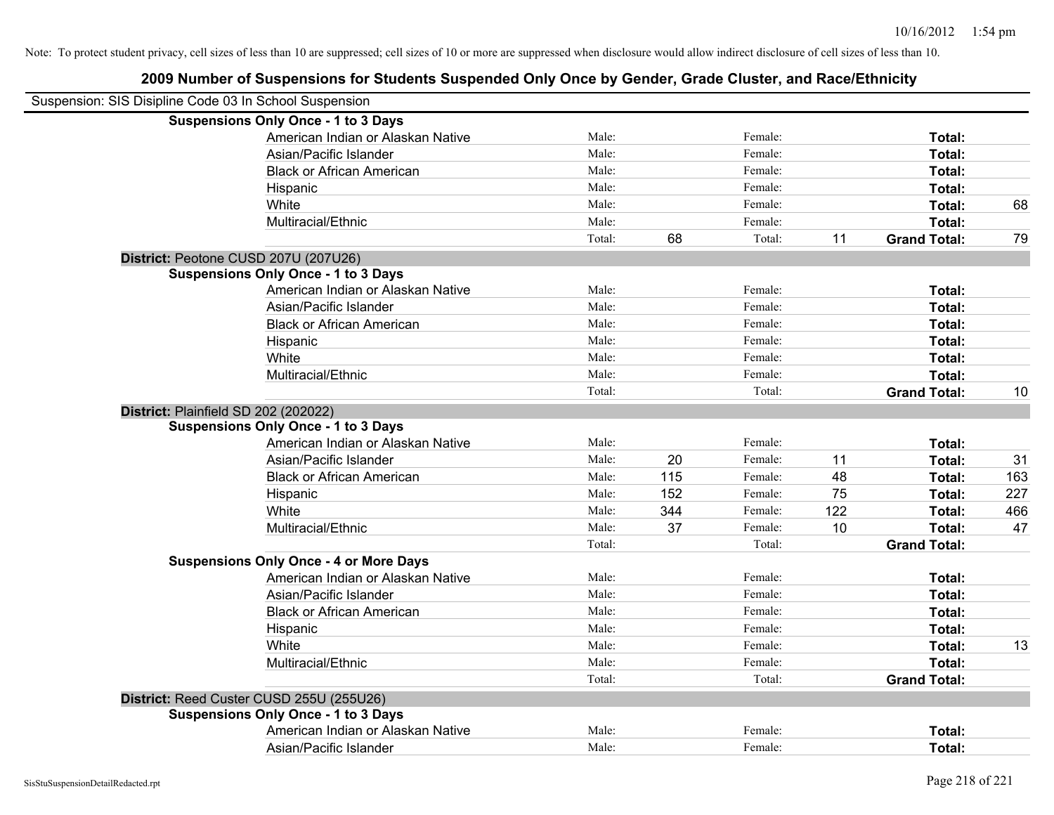Note: To protect student privacy, cell sizes of less than 10 are suppressed; cell sizes of 10 or more are suppressed when disclosure would allow indirect disclosure of cell sizes of less than 10.

## 2009 Number of Suspensions for Students Suspended Only Once by Gender, Grade Cluster, and Race/Ethnicity

Suspension: SIS Disipline Code 03 In School Suspension

| | | | | | | |
|---|---|---|---|---|---|---|
| **Suspensions Only Once - 1 to 3 Days** | | | | | | |
| American Indian or Alaskan Native | Male: | | Female: | | **Total:** | |
| Asian/Pacific Islander | Male: | | Female: | | **Total:** | |
| Black or African American | Male: | | Female: | | **Total:** | |
| Hispanic | Male: | | Female: | | **Total:** | |
| White | Male: | | Female: | | **Total:** | 68 |
| Multiracial/Ethnic | Male: | | Female: | | **Total:** | |
| | Total: | 68 | Total: | 11 | **Grand Total:** | 79 |
| **District:** Peotone CUSD 207U (207U26) | | | | | | |
| **Suspensions Only Once - 1 to 3 Days** | | | | | | |
| American Indian or Alaskan Native | Male: | | Female: | | **Total:** | |
| Asian/Pacific Islander | Male: | | Female: | | **Total:** | |
| Black or African American | Male: | | Female: | | **Total:** | |
| Hispanic | Male: | | Female: | | **Total:** | |
| White | Male: | | Female: | | **Total:** | |
| Multiracial/Ethnic | Male: | | Female: | | **Total:** | |
| | Total: | | Total: | | **Grand Total:** | 10 |
| **District:** Plainfield SD 202 (202022) | | | | | | |
| **Suspensions Only Once - 1 to 3 Days** | | | | | | |
| American Indian or Alaskan Native | Male: | | Female: | | **Total:** | |
| Asian/Pacific Islander | Male: | 20 | Female: | 11 | **Total:** | 31 |
| Black or African American | Male: | 115 | Female: | 48 | **Total:** | 163 |
| Hispanic | Male: | 152 | Female: | 75 | **Total:** | 227 |
| White | Male: | 344 | Female: | 122 | **Total:** | 466 |
| Multiracial/Ethnic | Male: | 37 | Female: | 10 | **Total:** | 47 |
| | Total: | | Total: | | **Grand Total:** | |
| **Suspensions Only Once - 4 or More Days** | | | | | | |
| American Indian or Alaskan Native | Male: | | Female: | | **Total:** | |
| Asian/Pacific Islander | Male: | | Female: | | **Total:** | |
| Black or African American | Male: | | Female: | | **Total:** | |
| Hispanic | Male: | | Female: | | **Total:** | |
| White | Male: | | Female: | | **Total:** | 13 |
| Multiracial/Ethnic | Male: | | Female: | | **Total:** | |
| | Total: | | Total: | | **Grand Total:** | |
| **District:** Reed Custer CUSD 255U (255U26) | | | | | | |
| **Suspensions Only Once - 1 to 3 Days** | | | | | | |
| American Indian or Alaskan Native | Male: | | Female: | | **Total:** | |
| Asian/Pacific Islander | Male: | | Female: | | **Total:** | |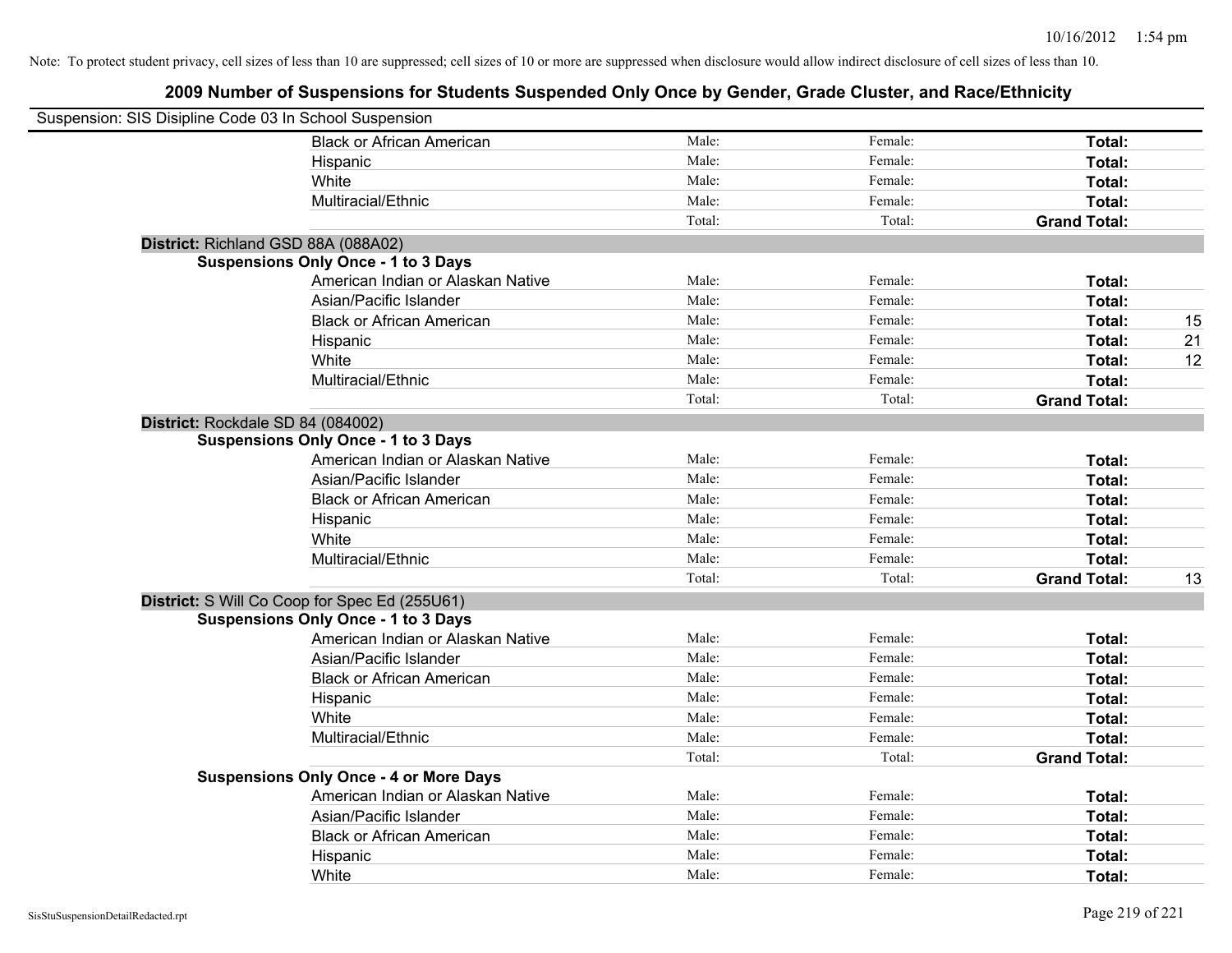Note: To protect student privacy, cell sizes of less than 10 are suppressed; cell sizes of 10 or more are suppressed when disclosure would allow indirect disclosure of cell sizes of less than 10.

## 2009 Number of Suspensions for Students Suspended Only Once by Gender, Grade Cluster, and Race/Ethnicity

Suspension: SIS Disipline Code 03 In School Suspension

| | | | | |
|---|---|---|---|---|
| Black or African American | Male: | Female: | **Total:** | |
| Hispanic | Male: | Female: | **Total:** | |
| White | Male: | Female: | **Total:** | |
| Multiracial/Ethnic | Male: | Female: | **Total:** | |
| | Total: | Total: | **Grand Total:** | |

**District:** Richland GSD 88A (088A02)

**Suspensions Only Once - 1 to 3 Days**

| | | | | |
|---|---|---|---|---|
| American Indian or Alaskan Native | Male: | Female: | **Total:** | |
| Asian/Pacific Islander | Male: | Female: | **Total:** | |
| Black or African American | Male: | Female: | **Total:** | 15 |
| Hispanic | Male: | Female: | **Total:** | 21 |
| White | Male: | Female: | **Total:** | 12 |
| Multiracial/Ethnic | Male: | Female: | **Total:** | |
| | Total: | Total: | **Grand Total:** | |

**District:** Rockdale SD 84 (084002)

**Suspensions Only Once - 1 to 3 Days**

| | | | | |
|---|---|---|---|---|
| American Indian or Alaskan Native | Male: | Female: | **Total:** | |
| Asian/Pacific Islander | Male: | Female: | **Total:** | |
| Black or African American | Male: | Female: | **Total:** | |
| Hispanic | Male: | Female: | **Total:** | |
| White | Male: | Female: | **Total:** | |
| Multiracial/Ethnic | Male: | Female: | **Total:** | |
| | Total: | Total: | **Grand Total:** | 13 |

**District:** S Will Co Coop for Spec Ed (255U61)

**Suspensions Only Once - 1 to 3 Days**

| | | | | |
|---|---|---|---|---|
| American Indian or Alaskan Native | Male: | Female: | **Total:** | |
| Asian/Pacific Islander | Male: | Female: | **Total:** | |
| Black or African American | Male: | Female: | **Total:** | |
| Hispanic | Male: | Female: | **Total:** | |
| White | Male: | Female: | **Total:** | |
| Multiracial/Ethnic | Male: | Female: | **Total:** | |
| | Total: | Total: | **Grand Total:** | |

**Suspensions Only Once - 4 or More Days**

| | | | | |
|---|---|---|---|---|
| American Indian or Alaskan Native | Male: | Female: | **Total:** | |
| Asian/Pacific Islander | Male: | Female: | **Total:** | |
| Black or African American | Male: | Female: | **Total:** | |
| Hispanic | Male: | Female: | **Total:** | |
| White | Male: | Female: | **Total:** | |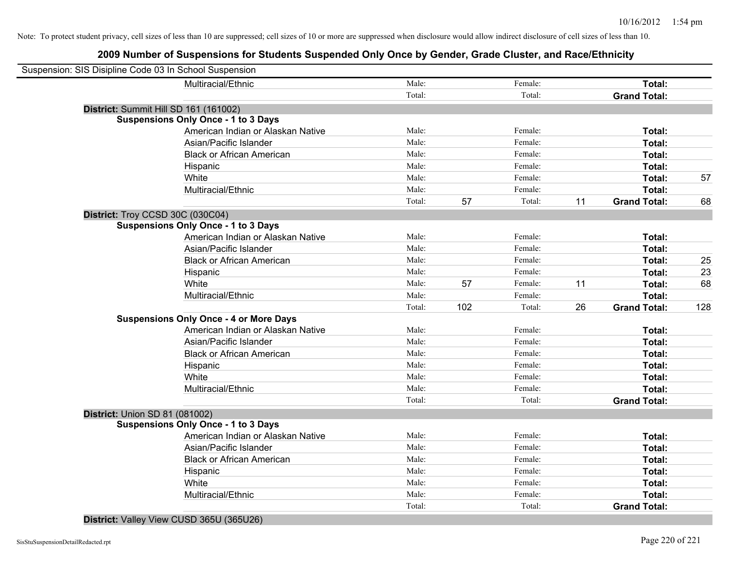Note: To protect student privacy, cell sizes of less than 10 are suppressed; cell sizes of 10 or more are suppressed when disclosure would allow indirect disclosure of cell sizes of less than 10.

# 2009 Number of Suspensions for Students Suspended Only Once by Gender, Grade Cluster, and Race/Ethnicity

Suspension: SIS Disipline Code 03 In School Suspension

| | | | | | | |
|---|---|---|---|---|---|---|
| Multiracial/Ethnic | Male: | | Female: | | **Total:** | |
| | Total: | | Total: | | **Grand Total:** | |

**District:** Summit Hill SD 161 (161002)

**Suspensions Only Once - 1 to 3 Days**

| | | | | | | |
|---|---|---|---|---|---|---|
| American Indian or Alaskan Native | Male: | | Female: | | **Total:** | |
| Asian/Pacific Islander | Male: | | Female: | | **Total:** | |
| Black or African American | Male: | | Female: | | **Total:** | |
| Hispanic | Male: | | Female: | | **Total:** | |
| White | Male: | | Female: | | **Total:** | 57 |
| Multiracial/Ethnic | Male: | | Female: | | **Total:** | |
| | Total: | 57 | Total: | 11 | **Grand Total:** | 68 |

**District:** Troy CCSD 30C (030C04)

**Suspensions Only Once - 1 to 3 Days**

| | | | | | | |
|---|---|---|---|---|---|---|
| American Indian or Alaskan Native | Male: | | Female: | | **Total:** | |
| Asian/Pacific Islander | Male: | | Female: | | **Total:** | |
| Black or African American | Male: | | Female: | | **Total:** | 25 |
| Hispanic | Male: | | Female: | | **Total:** | 23 |
| White | Male: | 57 | Female: | 11 | **Total:** | 68 |
| Multiracial/Ethnic | Male: | | Female: | | **Total:** | |
| | Total: | 102 | Total: | 26 | **Grand Total:** | 128 |

**Suspensions Only Once - 4 or More Days**

| | | | | | | |
|---|---|---|---|---|---|---|
| American Indian or Alaskan Native | Male: | | Female: | | **Total:** | |
| Asian/Pacific Islander | Male: | | Female: | | **Total:** | |
| Black or African American | Male: | | Female: | | **Total:** | |
| Hispanic | Male: | | Female: | | **Total:** | |
| White | Male: | | Female: | | **Total:** | |
| Multiracial/Ethnic | Male: | | Female: | | **Total:** | |
| | Total: | | Total: | | **Grand Total:** | |

**District:** Union SD 81 (081002)

**Suspensions Only Once - 1 to 3 Days**

| | | | | | | |
|---|---|---|---|---|---|---|
| American Indian or Alaskan Native | Male: | | Female: | | **Total:** | |
| Asian/Pacific Islander | Male: | | Female: | | **Total:** | |
| Black or African American | Male: | | Female: | | **Total:** | |
| Hispanic | Male: | | Female: | | **Total:** | |
| White | Male: | | Female: | | **Total:** | |
| Multiracial/Ethnic | Male: | | Female: | | **Total:** | |
| | Total: | | Total: | | **Grand Total:** | |

**District:** Valley View CUSD 365U (365U26)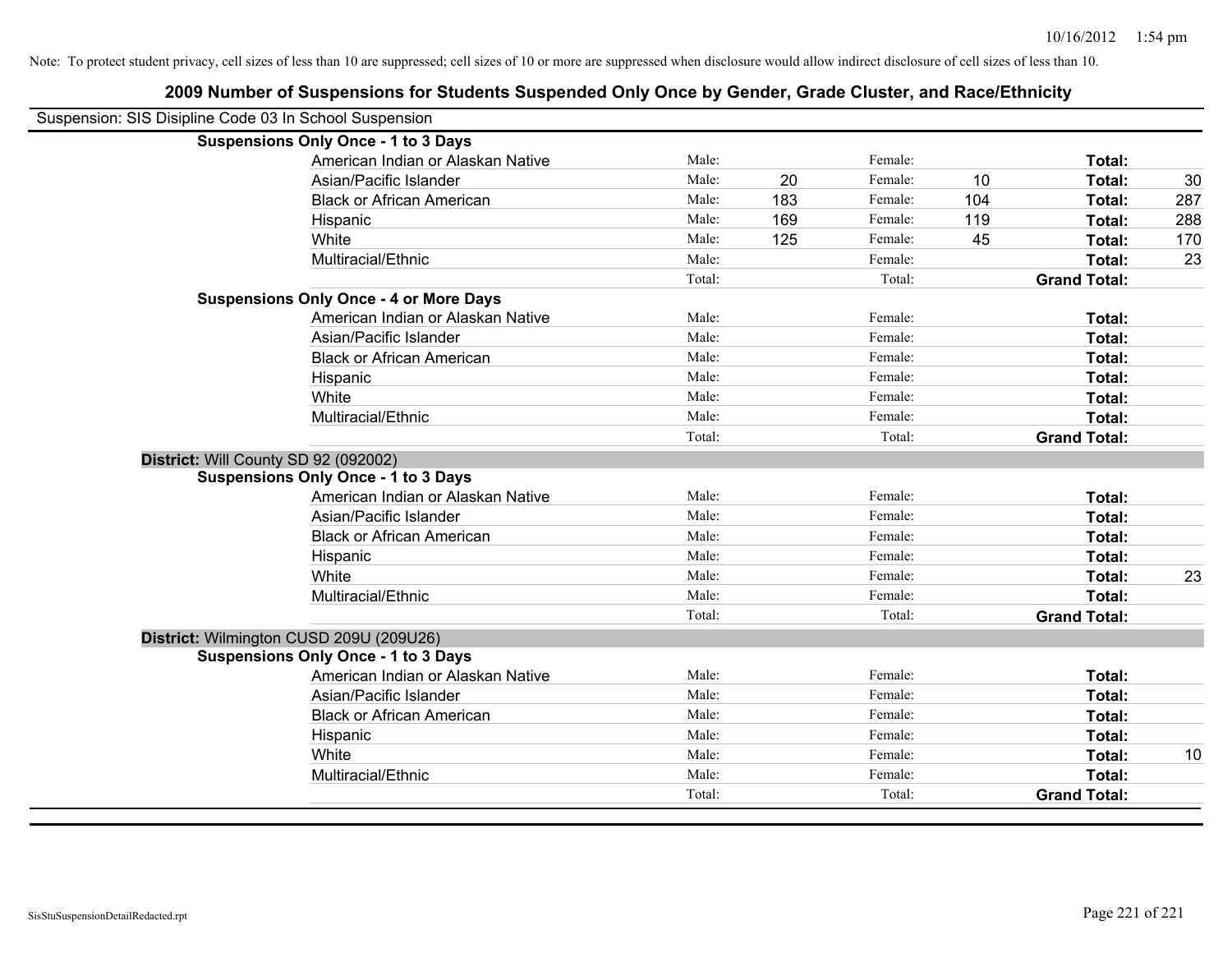Note: To protect student privacy, cell sizes of less than 10 are suppressed; cell sizes of 10 or more are suppressed when disclosure would allow indirect disclosure of cell sizes of less than 10.

## 2009 Number of Suspensions for Students Suspended Only Once by Gender, Grade Cluster, and Race/Ethnicity

Suspension: SIS Disipline Code 03 In School Suspension

**Suspensions Only Once - 1 to 3 Days**

| | | | | | | |
|---|---|---|---|---|---|---|
| American Indian or Alaskan Native | Male: | | Female: | | **Total:** | |
| Asian/Pacific Islander | Male: | 20 | Female: | 10 | **Total:** | 30 |
| Black or African American | Male: | 183 | Female: | 104 | **Total:** | 287 |
| Hispanic | Male: | 169 | Female: | 119 | **Total:** | 288 |
| White | Male: | 125 | Female: | 45 | **Total:** | 170 |
| Multiracial/Ethnic | Male: | | Female: | | **Total:** | 23 |
| | Total: | | Total: | | **Grand Total:** | |

**Suspensions Only Once - 4 or More Days**

| | | | | | | |
|---|---|---|---|---|---|---|
| American Indian or Alaskan Native | Male: | | Female: | | **Total:** | |
| Asian/Pacific Islander | Male: | | Female: | | **Total:** | |
| Black or African American | Male: | | Female: | | **Total:** | |
| Hispanic | Male: | | Female: | | **Total:** | |
| White | Male: | | Female: | | **Total:** | |
| Multiracial/Ethnic | Male: | | Female: | | **Total:** | |
| | Total: | | Total: | | **Grand Total:** | |

**District:** Will County SD 92 (092002)

**Suspensions Only Once - 1 to 3 Days**

| | | | | | | |
|---|---|---|---|---|---|---|
| American Indian or Alaskan Native | Male: | | Female: | | **Total:** | |
| Asian/Pacific Islander | Male: | | Female: | | **Total:** | |
| Black or African American | Male: | | Female: | | **Total:** | |
| Hispanic | Male: | | Female: | | **Total:** | |
| White | Male: | | Female: | | **Total:** | 23 |
| Multiracial/Ethnic | Male: | | Female: | | **Total:** | |
| | Total: | | Total: | | **Grand Total:** | |

**District:** Wilmington CUSD 209U (209U26)

**Suspensions Only Once - 1 to 3 Days**

| | | | | | | |
|---|---|---|---|---|---|---|
| American Indian or Alaskan Native | Male: | | Female: | | **Total:** | |
| Asian/Pacific Islander | Male: | | Female: | | **Total:** | |
| Black or African American | Male: | | Female: | | **Total:** | |
| Hispanic | Male: | | Female: | | **Total:** | |
| White | Male: | | Female: | | **Total:** | 10 |
| Multiracial/Ethnic | Male: | | Female: | | **Total:** | |
| | Total: | | Total: | | **Grand Total:** | |